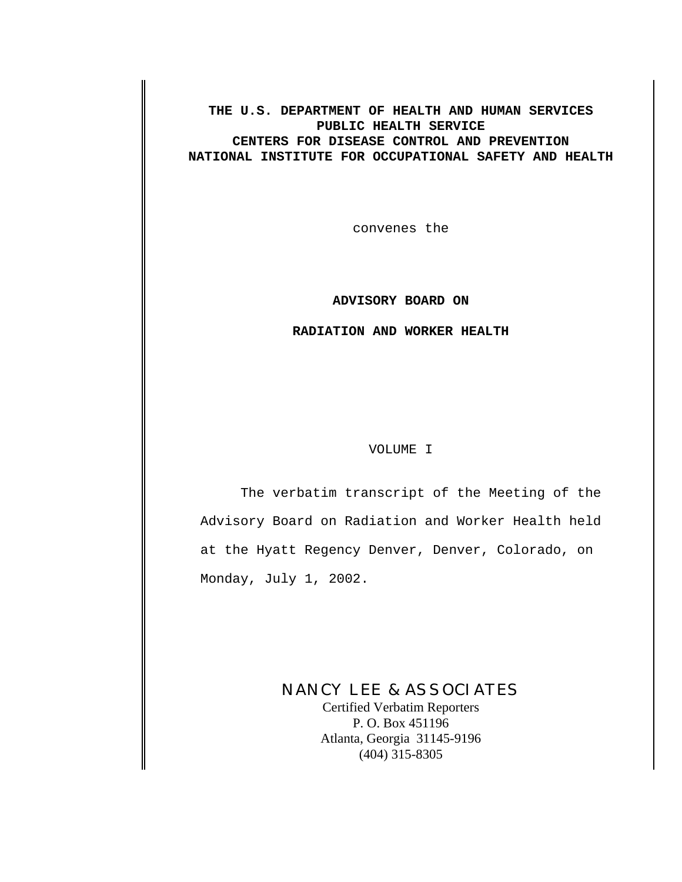**THE U.S. DEPARTMENT OF HEALTH AND HUMAN SERVICES**
**PUBLIC HEALTH SERVICE**
**CENTERS FOR DISEASE CONTROL AND PREVENTION**
**NATIONAL INSTITUTE FOR OCCUPATIONAL SAFETY AND HEALTH**

convenes the

# ADVISORY BOARD ON

# RADIATION AND WORKER HEALTH

VOLUME I

The verbatim transcript of the Meeting of the Advisory Board on Radiation and Worker Health held at the Hyatt Regency Denver, Denver, Colorado, on Monday, July 1, 2002.

NANCY LEE & ASSOCIATES
Certified Verbatim Reporters
P. O. Box 451196
Atlanta, Georgia 31145-9196
(404) 315-8305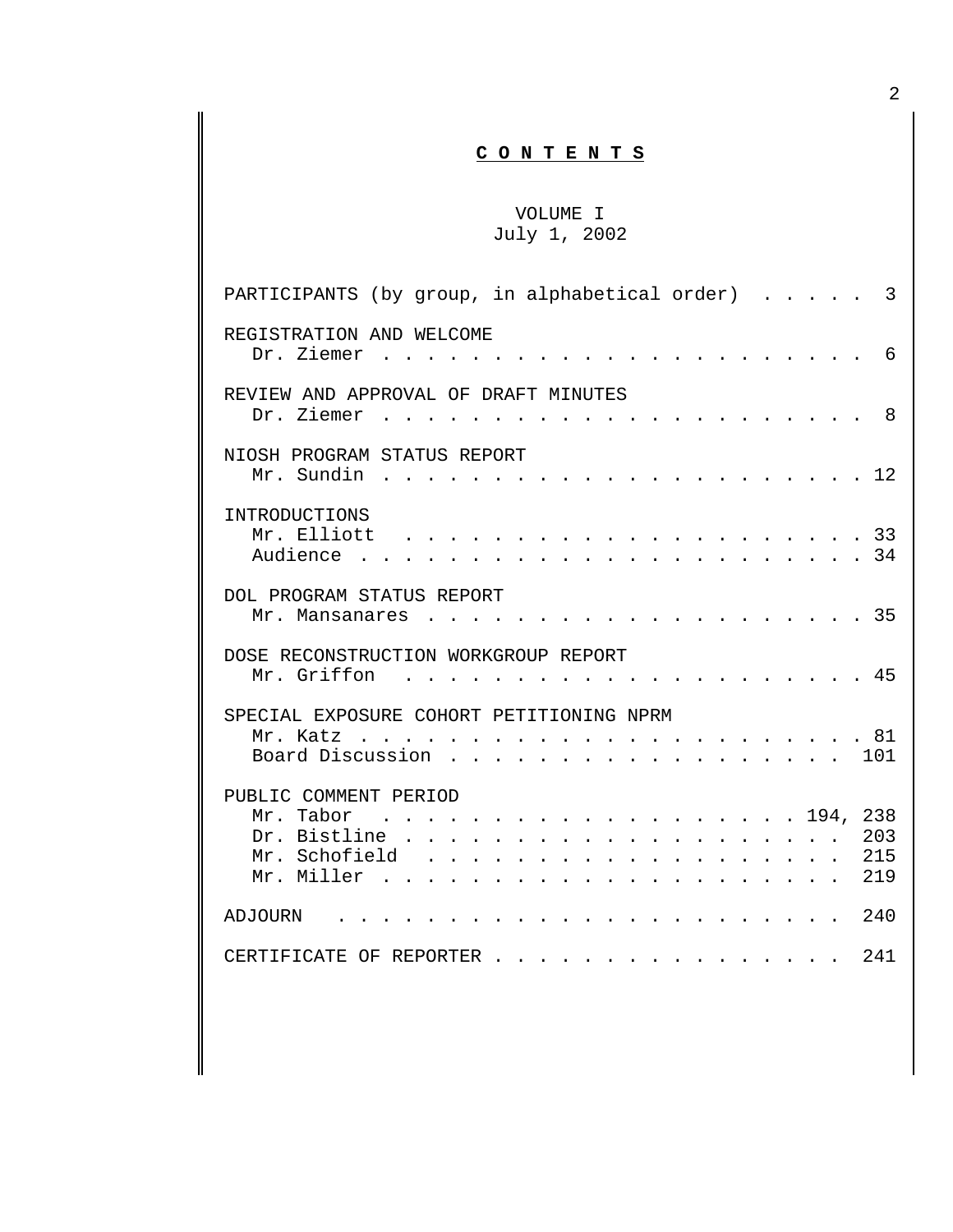# C O N T E N T S

VOLUME I
July 1, 2002

| | |
|---|---|
| PARTICIPANTS (by group, in alphabetical order) | 3 |
| **REGISTRATION AND WELCOME** | |
| Dr. Ziemer | 6 |
| **REVIEW AND APPROVAL OF DRAFT MINUTES** | |
| Dr. Ziemer | 8 |
| **NIOSH PROGRAM STATUS REPORT** | |
| Mr. Sundin | 12 |
| **INTRODUCTIONS** | |
| Mr. Elliott | 33 |
| Audience | 34 |
| **DOL PROGRAM STATUS REPORT** | |
| Mr. Mansanares | 35 |
| **DOSE RECONSTRUCTION WORKGROUP REPORT** | |
| Mr. Griffon | 45 |
| **SPECIAL EXPOSURE COHORT PETITIONING NPRM** | |
| Mr. Katz | 81 |
| Board Discussion | 101 |
| **PUBLIC COMMENT PERIOD** | |
| Mr. Tabor | 194, 238 |
| Dr. Bistline | 203 |
| Mr. Schofield | 215 |
| Mr. Miller | 219 |
| ADJOURN | 240 |
| CERTIFICATE OF REPORTER | 241 |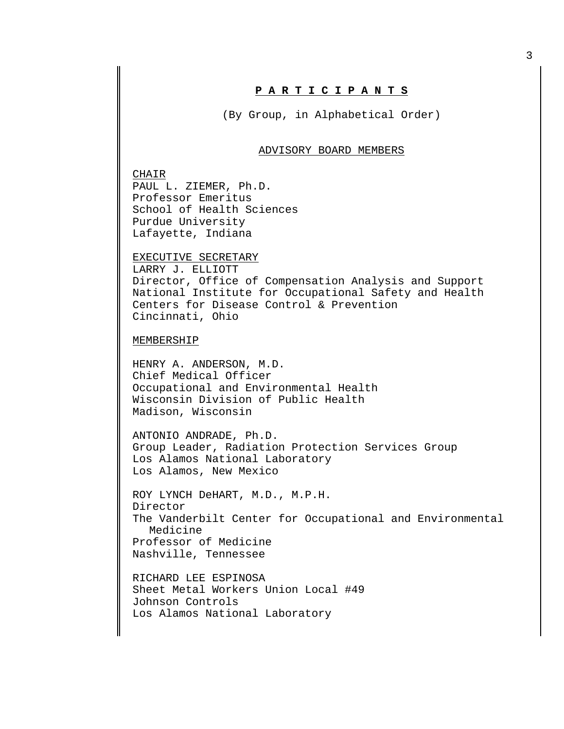# P A R T I C I P A N T S

(By Group, in Alphabetical Order)

## ADVISORY BOARD MEMBERS

CHAIR
PAUL L. ZIEMER, Ph.D.
Professor Emeritus
School of Health Sciences
Purdue University
Lafayette, Indiana

EXECUTIVE SECRETARY
LARRY J. ELLIOTT
Director, Office of Compensation Analysis and Support
National Institute for Occupational Safety and Health
Centers for Disease Control & Prevention
Cincinnati, Ohio

MEMBERSHIP

HENRY A. ANDERSON, M.D.
Chief Medical Officer
Occupational and Environmental Health
Wisconsin Division of Public Health
Madison, Wisconsin

ANTONIO ANDRADE, Ph.D.
Group Leader, Radiation Protection Services Group
Los Alamos National Laboratory
Los Alamos, New Mexico

ROY LYNCH DeHART, M.D., M.P.H.
Director
The Vanderbilt Center for Occupational and Environmental Medicine
Professor of Medicine
Nashville, Tennessee

RICHARD LEE ESPINOSA
Sheet Metal Workers Union Local #49
Johnson Controls
Los Alamos National Laboratory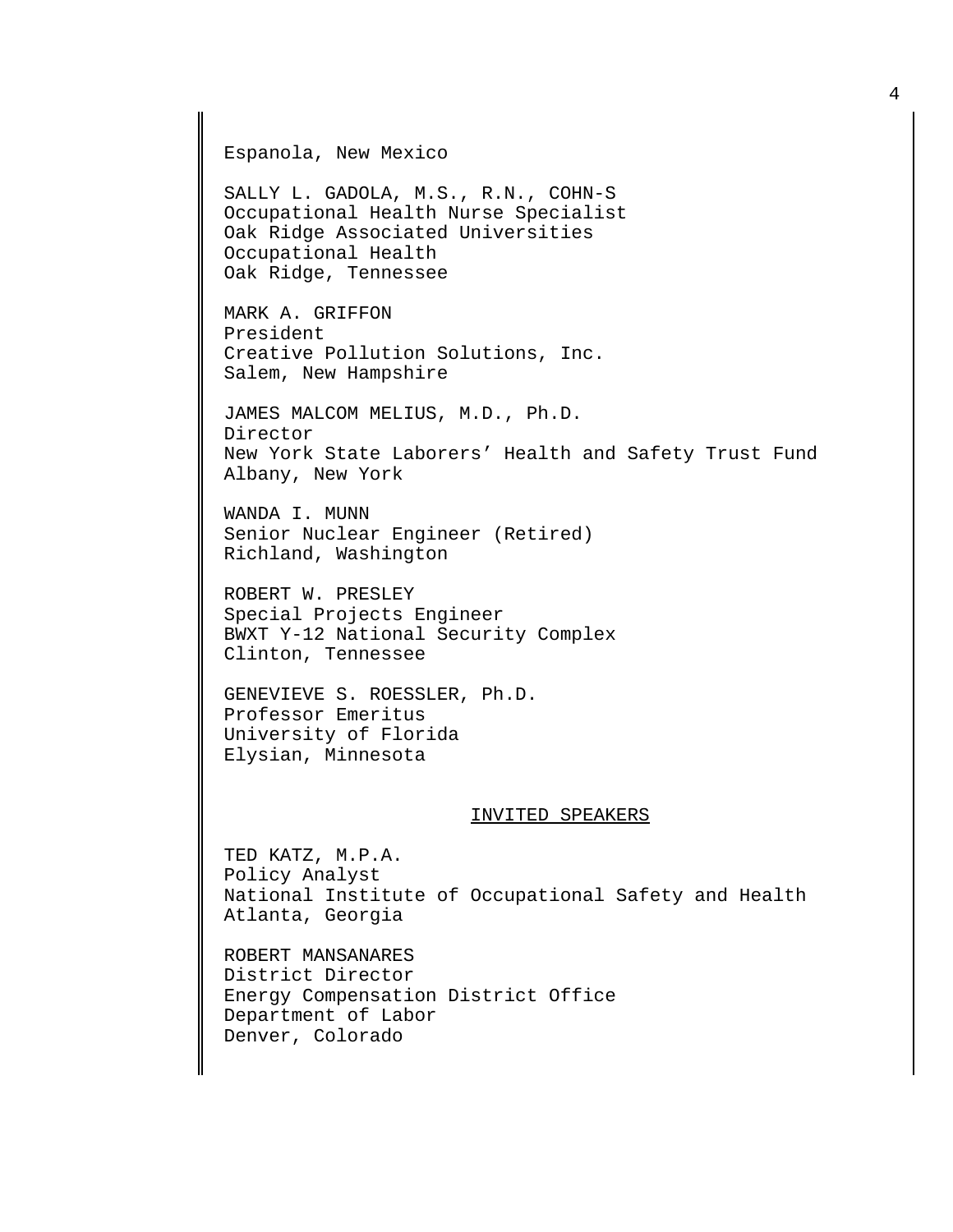Espanola, New Mexico

SALLY L. GADOLA, M.S., R.N., COHN-S
Occupational Health Nurse Specialist
Oak Ridge Associated Universities
Occupational Health
Oak Ridge, Tennessee

MARK A. GRIFFON
President
Creative Pollution Solutions, Inc.
Salem, New Hampshire

JAMES MALCOM MELIUS, M.D., Ph.D.
Director
New York State Laborers' Health and Safety Trust Fund
Albany, New York

WANDA I. MUNN
Senior Nuclear Engineer (Retired)
Richland, Washington

ROBERT W. PRESLEY
Special Projects Engineer
BWXT Y-12 National Security Complex
Clinton, Tennessee

GENEVIEVE S. ROESSLER, Ph.D.
Professor Emeritus
University of Florida
Elysian, Minnesota

## INVITED SPEAKERS

TED KATZ, M.P.A.
Policy Analyst
National Institute of Occupational Safety and Health
Atlanta, Georgia

ROBERT MANSANARES
District Director
Energy Compensation District Office
Department of Labor
Denver, Colorado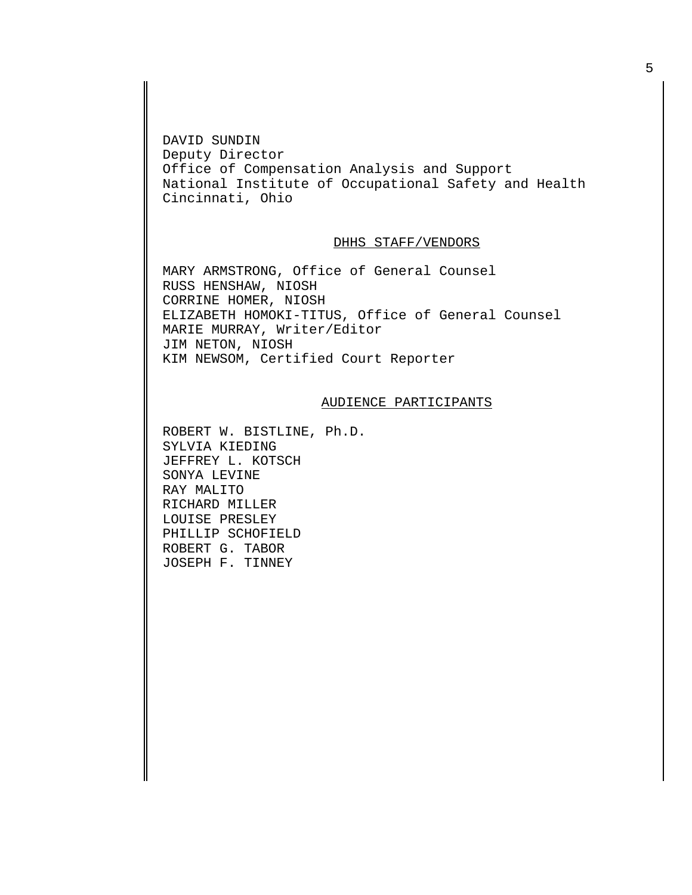DAVID SUNDIN
Deputy Director
Office of Compensation Analysis and Support
National Institute of Occupational Safety and Health
Cincinnati, Ohio

## DHHS STAFF/VENDORS

MARY ARMSTRONG, Office of General Counsel
RUSS HENSHAW, NIOSH
CORRINE HOMER, NIOSH
ELIZABETH HOMOKI-TITUS, Office of General Counsel
MARIE MURRAY, Writer/Editor
JIM NETON, NIOSH
KIM NEWSOM, Certified Court Reporter

## AUDIENCE PARTICIPANTS

ROBERT W. BISTLINE, Ph.D.
SYLVIA KIEDING
JEFFREY L. KOTSCH
SONYA LEVINE
RAY MALITO
RICHARD MILLER
LOUISE PRESLEY
PHILLIP SCHOFIELD
ROBERT G. TABOR
JOSEPH F. TINNEY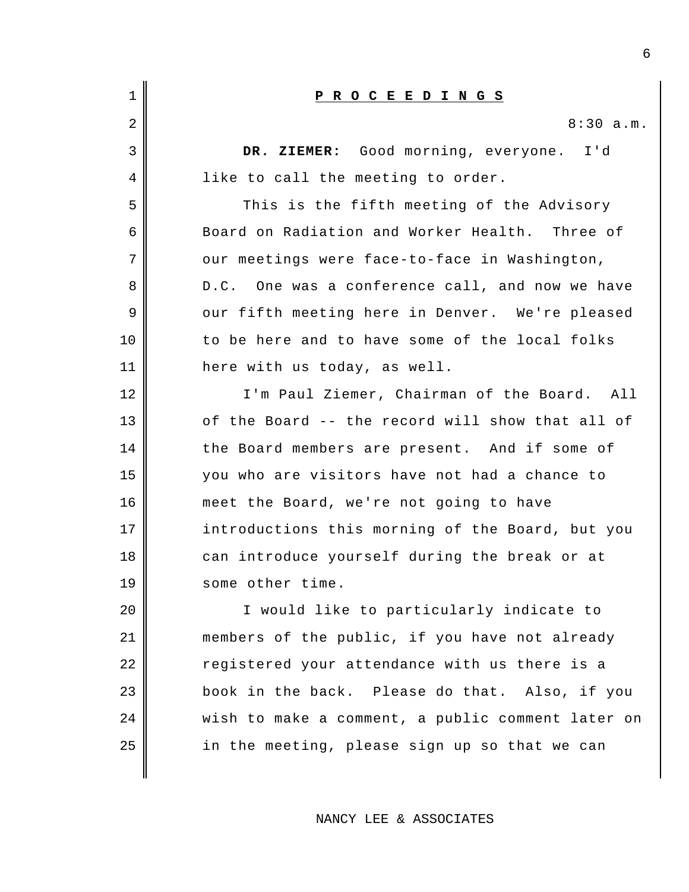**P R O C E E D I N G S**

8:30 a.m.

**DR. ZIEMER:** Good morning, everyone. I'd like to call the meeting to order.

This is the fifth meeting of the Advisory Board on Radiation and Worker Health. Three of our meetings were face-to-face in Washington, D.C. One was a conference call, and now we have our fifth meeting here in Denver. We're pleased to be here and to have some of the local folks here with us today, as well.

I'm Paul Ziemer, Chairman of the Board. All of the Board -- the record will show that all of the Board members are present. And if some of you who are visitors have not had a chance to meet the Board, we're not going to have introductions this morning of the Board, but you can introduce yourself during the break or at some other time.

I would like to particularly indicate to members of the public, if you have not already registered your attendance with us there is a book in the back. Please do that. Also, if you wish to make a comment, a public comment later on in the meeting, please sign up so that we can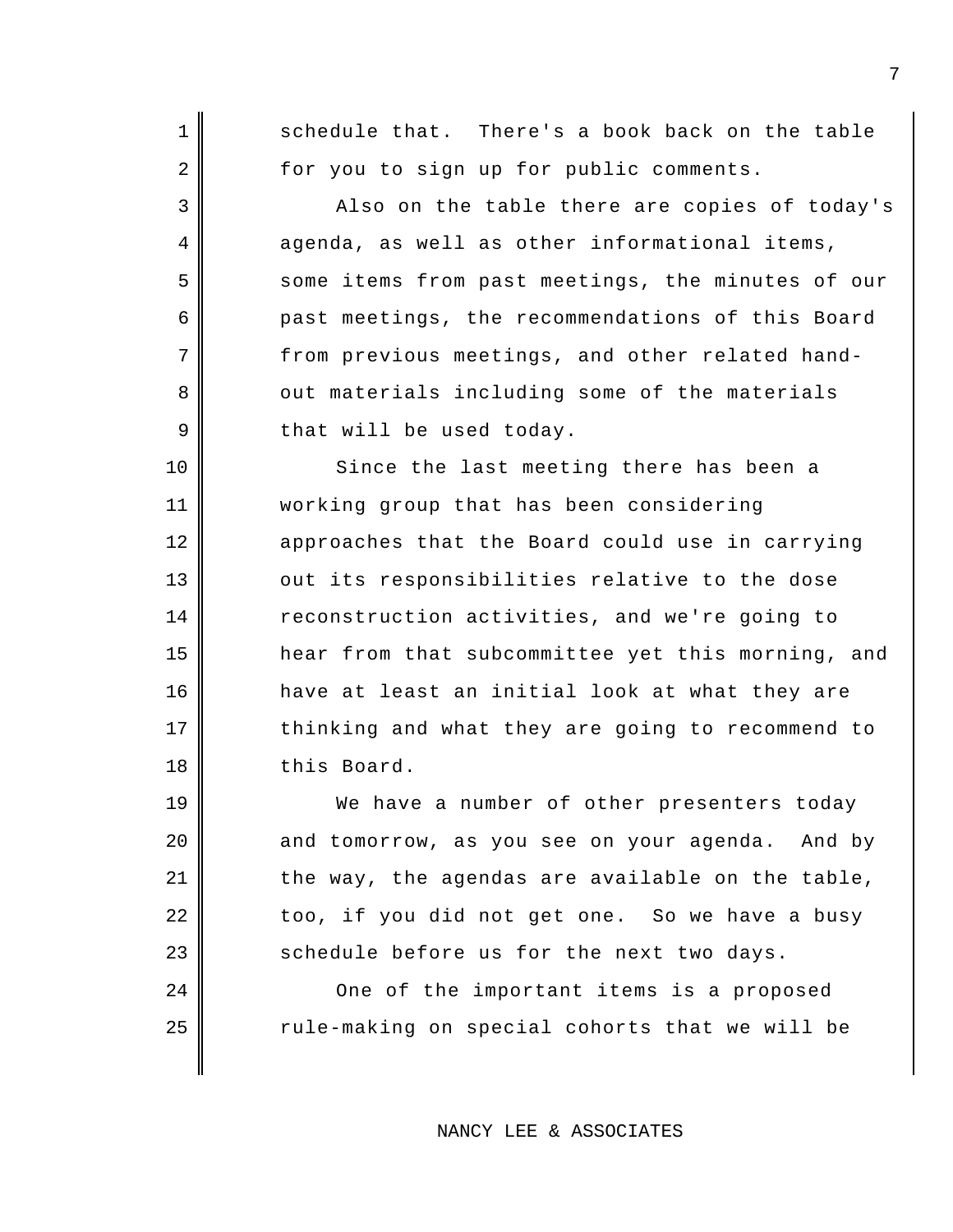schedule that. There's a book back on the table for you to sign up for public comments.

Also on the table there are copies of today's agenda, as well as other informational items, some items from past meetings, the minutes of our past meetings, the recommendations of this Board from previous meetings, and other related hand-out materials including some of the materials that will be used today.

Since the last meeting there has been a working group that has been considering approaches that the Board could use in carrying out its responsibilities relative to the dose reconstruction activities, and we're going to hear from that subcommittee yet this morning, and have at least an initial look at what they are thinking and what they are going to recommend to this Board.

We have a number of other presenters today and tomorrow, as you see on your agenda. And by the way, the agendas are available on the table, too, if you did not get one. So we have a busy schedule before us for the next two days.

One of the important items is a proposed rule-making on special cohorts that we will be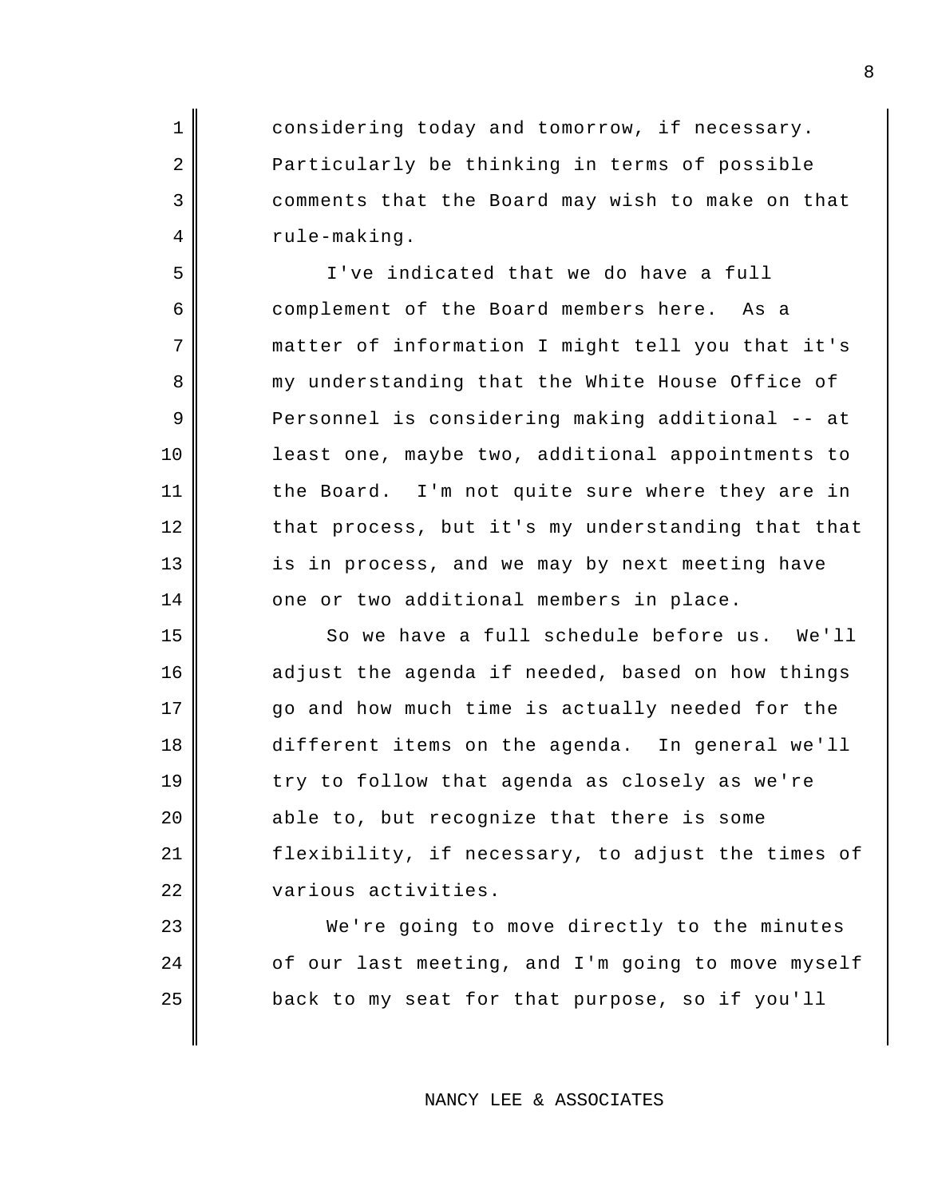considering today and tomorrow, if necessary. Particularly be thinking in terms of possible comments that the Board may wish to make on that rule-making.

I've indicated that we do have a full complement of the Board members here. As a matter of information I might tell you that it's my understanding that the White House Office of Personnel is considering making additional -- at least one, maybe two, additional appointments to the Board. I'm not quite sure where they are in that process, but it's my understanding that that is in process, and we may by next meeting have one or two additional members in place.

So we have a full schedule before us. We'll adjust the agenda if needed, based on how things go and how much time is actually needed for the different items on the agenda. In general we'll try to follow that agenda as closely as we're able to, but recognize that there is some flexibility, if necessary, to adjust the times of various activities.

We're going to move directly to the minutes of our last meeting, and I'm going to move myself back to my seat for that purpose, so if you'll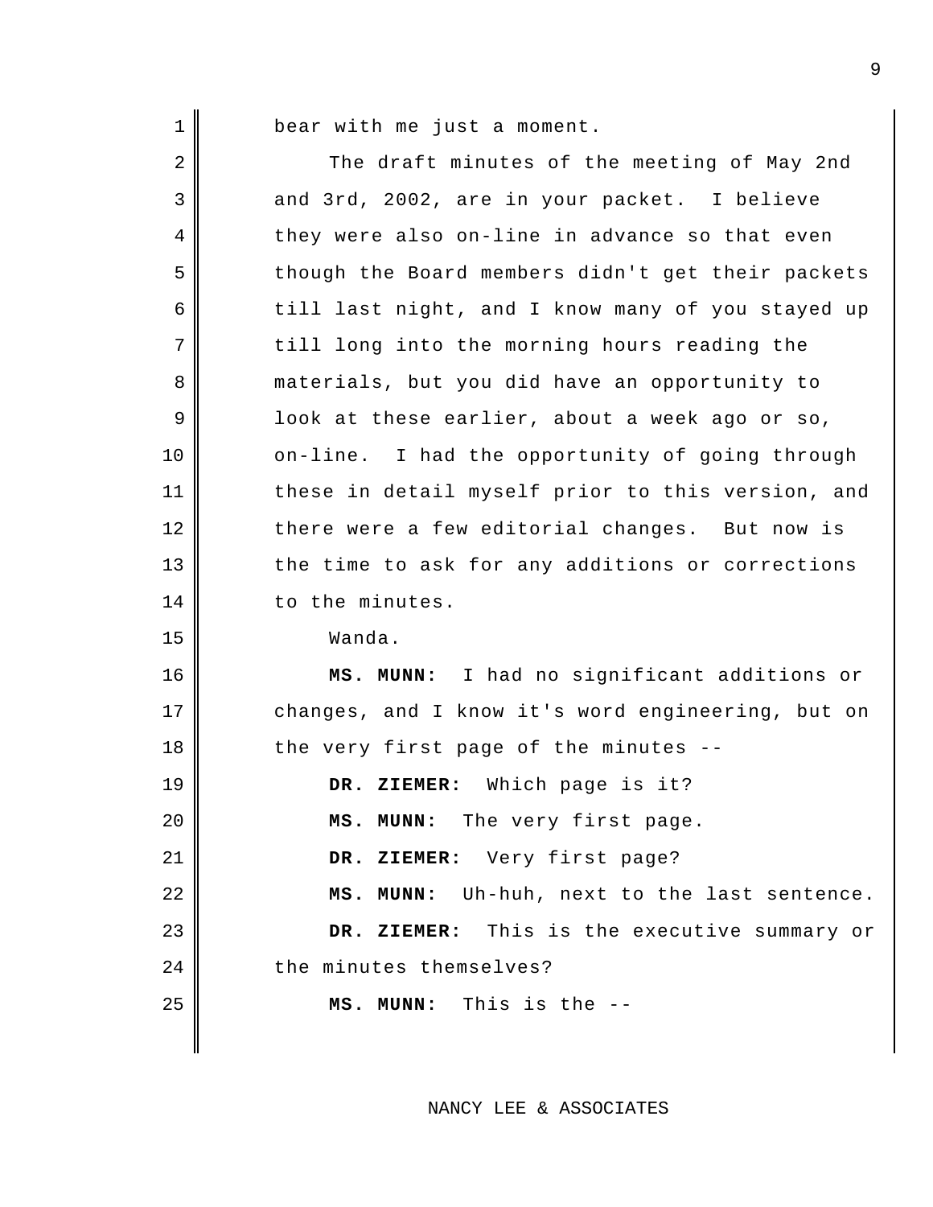bear with me just a moment.

The draft minutes of the meeting of May 2nd and 3rd, 2002, are in your packet. I believe they were also on-line in advance so that even though the Board members didn't get their packets till last night, and I know many of you stayed up till long into the morning hours reading the materials, but you did have an opportunity to look at these earlier, about a week ago or so, on-line. I had the opportunity of going through these in detail myself prior to this version, and there were a few editorial changes. But now is the time to ask for any additions or corrections to the minutes.

Wanda.

**MS. MUNN:** I had no significant additions or changes, and I know it's word engineering, but on the very first page of the minutes --

**DR. ZIEMER:** Which page is it?

**MS. MUNN:** The very first page.

**DR. ZIEMER:** Very first page?

**MS. MUNN:** Uh-huh, next to the last sentence.

**DR. ZIEMER:** This is the executive summary or the minutes themselves?

**MS. MUNN:** This is the --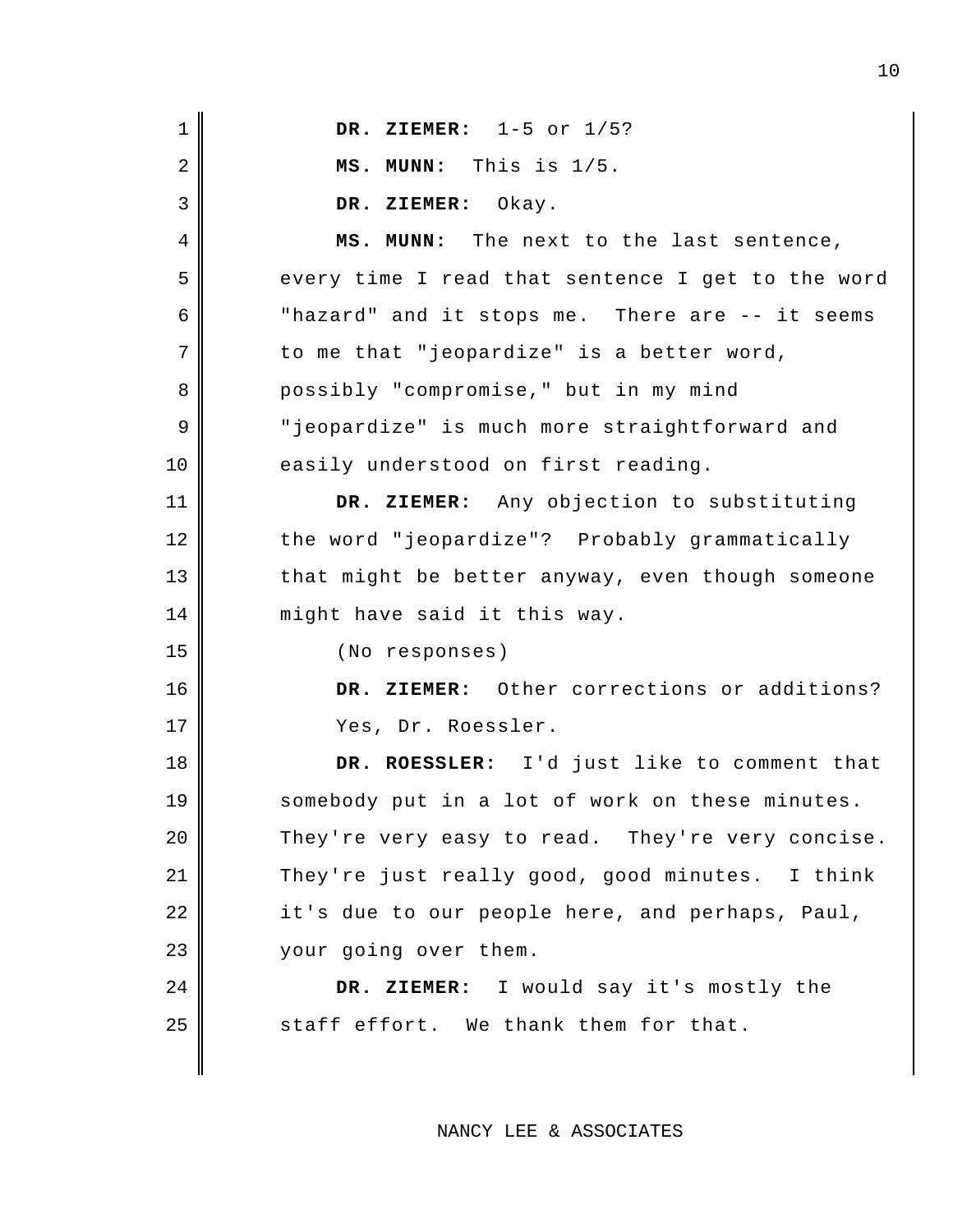**DR. ZIEMER:** 1-5 or 1/5?

**MS. MUNN:** This is 1/5.

**DR. ZIEMER:** Okay.

**MS. MUNN:** The next to the last sentence, every time I read that sentence I get to the word "hazard" and it stops me. There are -- it seems to me that "jeopardize" is a better word, possibly "compromise," but in my mind "jeopardize" is much more straightforward and easily understood on first reading.

**DR. ZIEMER:** Any objection to substituting the word "jeopardize"? Probably grammatically that might be better anyway, even though someone might have said it this way.

(No responses)

**DR. ZIEMER:** Other corrections or additions? Yes, Dr. Roessler.

**DR. ROESSLER:** I'd just like to comment that somebody put in a lot of work on these minutes. They're very easy to read. They're very concise. They're just really good, good minutes. I think it's due to our people here, and perhaps, Paul, your going over them.

**DR. ZIEMER:** I would say it's mostly the staff effort. We thank them for that.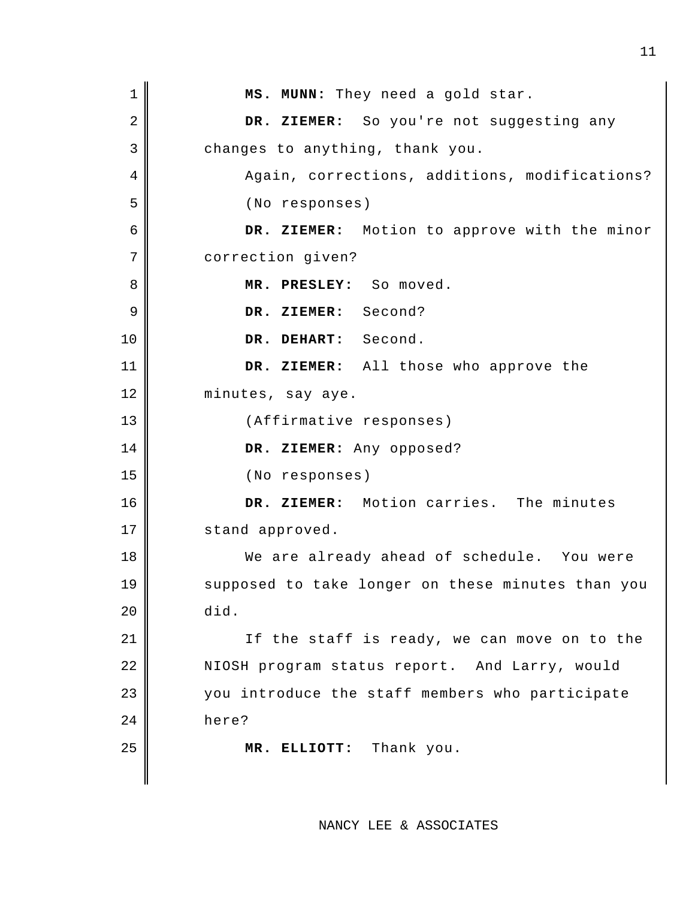**MS. MUNN:** They need a gold star.

**DR. ZIEMER:** So you're not suggesting any changes to anything, thank you.

Again, corrections, additions, modifications?

(No responses)

**DR. ZIEMER:** Motion to approve with the minor correction given?

**MR. PRESLEY:** So moved.

**DR. ZIEMER:** Second?

**DR. DEHART:** Second.

**DR. ZIEMER:** All those who approve the minutes, say aye.

(Affirmative responses)

**DR. ZIEMER:** Any opposed?

(No responses)

**DR. ZIEMER:** Motion carries. The minutes stand approved.

We are already ahead of schedule. You were supposed to take longer on these minutes than you did.

If the staff is ready, we can move on to the NIOSH program status report. And Larry, would you introduce the staff members who participate here?

**MR. ELLIOTT:** Thank you.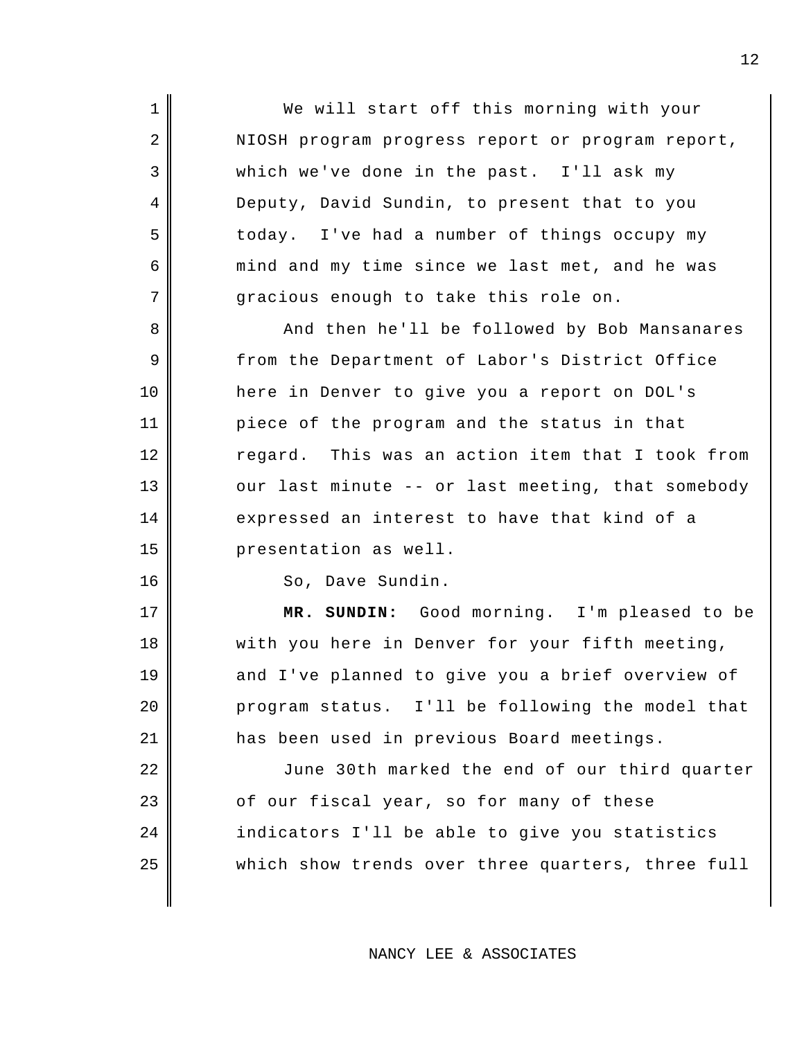We will start off this morning with your NIOSH program progress report or program report, which we've done in the past. I'll ask my Deputy, David Sundin, to present that to you today. I've had a number of things occupy my mind and my time since we last met, and he was gracious enough to take this role on.

And then he'll be followed by Bob Mansanares from the Department of Labor's District Office here in Denver to give you a report on DOL's piece of the program and the status in that regard. This was an action item that I took from our last minute -- or last meeting, that somebody expressed an interest to have that kind of a presentation as well.

So, Dave Sundin.

**MR. SUNDIN:** Good morning. I'm pleased to be with you here in Denver for your fifth meeting, and I've planned to give you a brief overview of program status. I'll be following the model that has been used in previous Board meetings.

June 30th marked the end of our third quarter of our fiscal year, so for many of these indicators I'll be able to give you statistics which show trends over three quarters, three full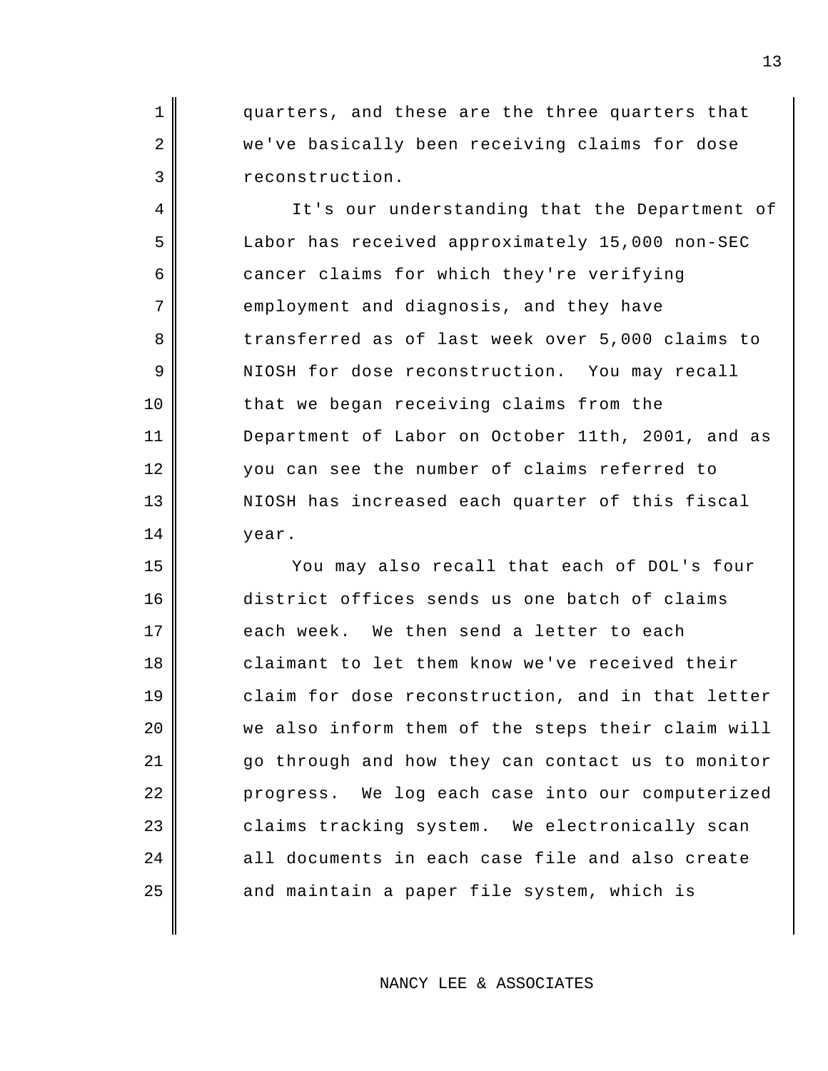quarters, and these are the three quarters that we've basically been receiving claims for dose reconstruction.

It's our understanding that the Department of Labor has received approximately 15,000 non-SEC cancer claims for which they're verifying employment and diagnosis, and they have transferred as of last week over 5,000 claims to NIOSH for dose reconstruction. You may recall that we began receiving claims from the Department of Labor on October 11th, 2001, and as you can see the number of claims referred to NIOSH has increased each quarter of this fiscal year.

You may also recall that each of DOL's four district offices sends us one batch of claims each week. We then send a letter to each claimant to let them know we've received their claim for dose reconstruction, and in that letter we also inform them of the steps their claim will go through and how they can contact us to monitor progress. We log each case into our computerized claims tracking system. We electronically scan all documents in each case file and also create and maintain a paper file system, which is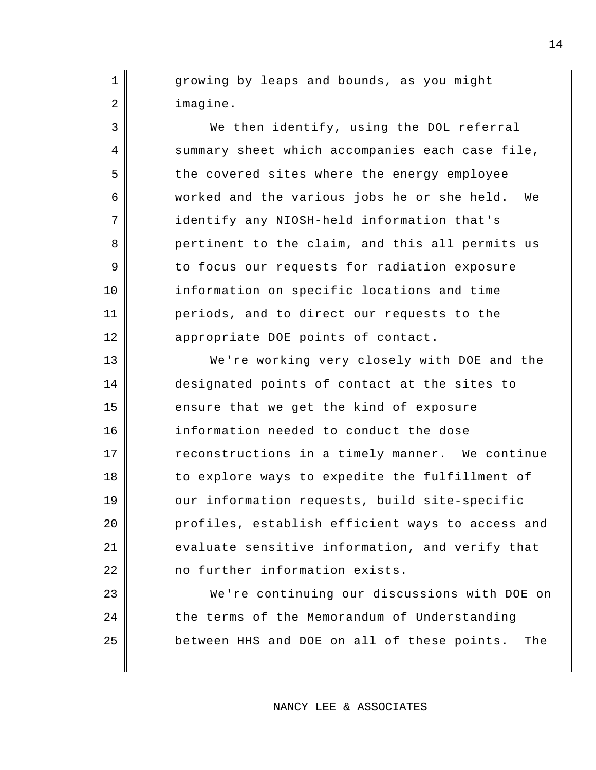growing by leaps and bounds, as you might imagine.

We then identify, using the DOL referral summary sheet which accompanies each case file, the covered sites where the energy employee worked and the various jobs he or she held. We identify any NIOSH-held information that's pertinent to the claim, and this all permits us to focus our requests for radiation exposure information on specific locations and time periods, and to direct our requests to the appropriate DOE points of contact.

We're working very closely with DOE and the designated points of contact at the sites to ensure that we get the kind of exposure information needed to conduct the dose reconstructions in a timely manner. We continue to explore ways to expedite the fulfillment of our information requests, build site-specific profiles, establish efficient ways to access and evaluate sensitive information, and verify that no further information exists.

We're continuing our discussions with DOE on the terms of the Memorandum of Understanding between HHS and DOE on all of these points. The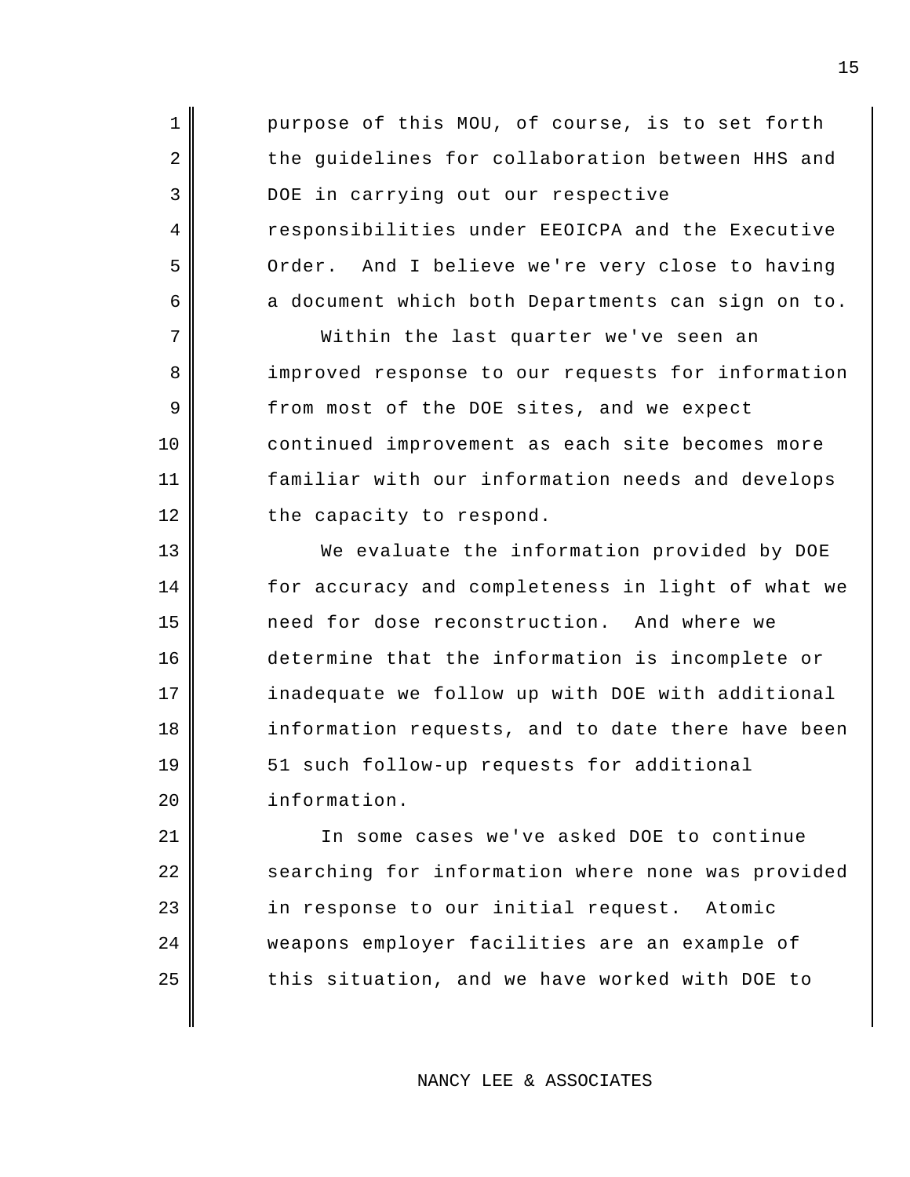purpose of this MOU, of course, is to set forth the guidelines for collaboration between HHS and DOE in carrying out our respective responsibilities under EEOICPA and the Executive Order. And I believe we're very close to having a document which both Departments can sign on to.

Within the last quarter we've seen an improved response to our requests for information from most of the DOE sites, and we expect continued improvement as each site becomes more familiar with our information needs and develops the capacity to respond.

We evaluate the information provided by DOE for accuracy and completeness in light of what we need for dose reconstruction. And where we determine that the information is incomplete or inadequate we follow up with DOE with additional information requests, and to date there have been 51 such follow-up requests for additional information.

In some cases we've asked DOE to continue searching for information where none was provided in response to our initial request. Atomic weapons employer facilities are an example of this situation, and we have worked with DOE to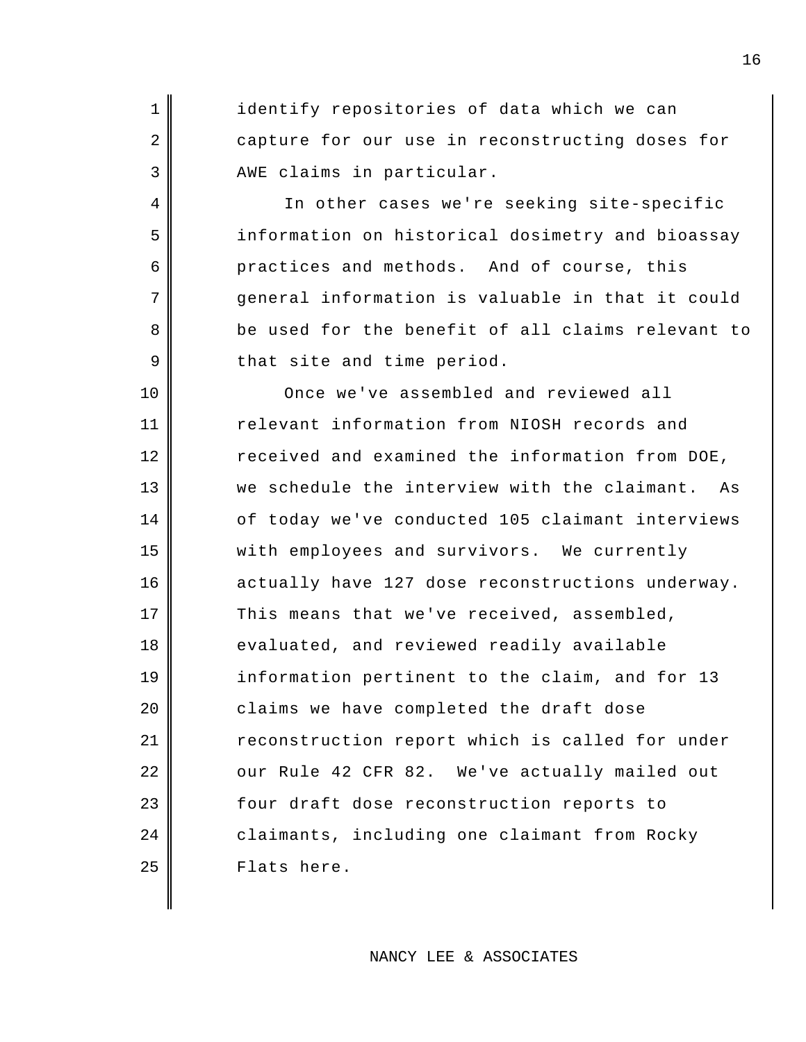identify repositories of data which we can capture for our use in reconstructing doses for AWE claims in particular.

In other cases we're seeking site-specific information on historical dosimetry and bioassay practices and methods. And of course, this general information is valuable in that it could be used for the benefit of all claims relevant to that site and time period.

Once we've assembled and reviewed all relevant information from NIOSH records and received and examined the information from DOE, we schedule the interview with the claimant. As of today we've conducted 105 claimant interviews with employees and survivors. We currently actually have 127 dose reconstructions underway. This means that we've received, assembled, evaluated, and reviewed readily available information pertinent to the claim, and for 13 claims we have completed the draft dose reconstruction report which is called for under our Rule 42 CFR 82. We've actually mailed out four draft dose reconstruction reports to claimants, including one claimant from Rocky Flats here.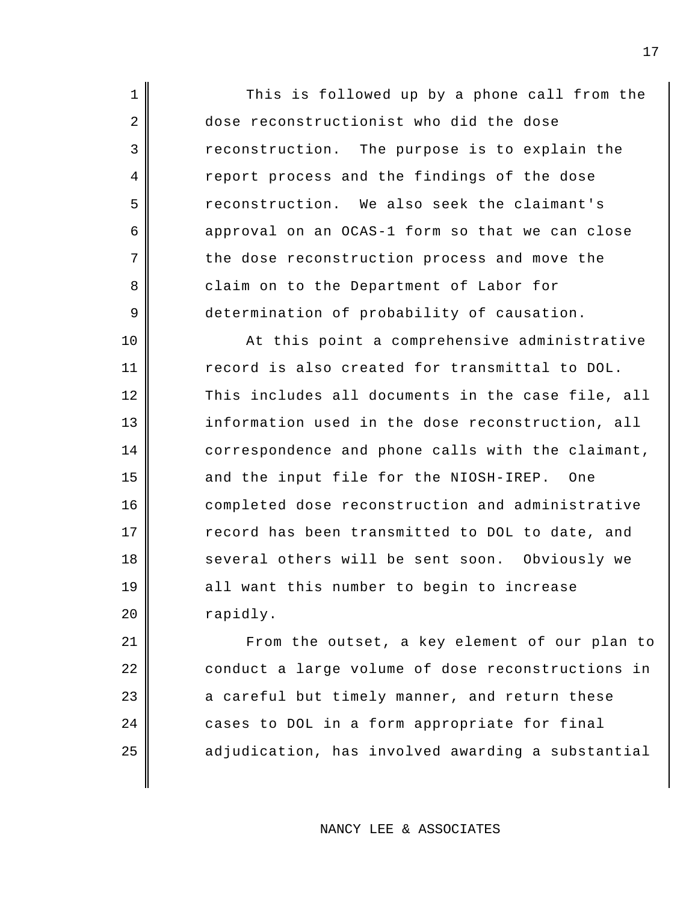This is followed up by a phone call from the dose reconstructionist who did the dose reconstruction. The purpose is to explain the report process and the findings of the dose reconstruction. We also seek the claimant's approval on an OCAS-1 form so that we can close the dose reconstruction process and move the claim on to the Department of Labor for determination of probability of causation.

At this point a comprehensive administrative record is also created for transmittal to DOL. This includes all documents in the case file, all information used in the dose reconstruction, all correspondence and phone calls with the claimant, and the input file for the NIOSH-IREP. One completed dose reconstruction and administrative record has been transmitted to DOL to date, and several others will be sent soon. Obviously we all want this number to begin to increase rapidly.

From the outset, a key element of our plan to conduct a large volume of dose reconstructions in a careful but timely manner, and return these cases to DOL in a form appropriate for final adjudication, has involved awarding a substantial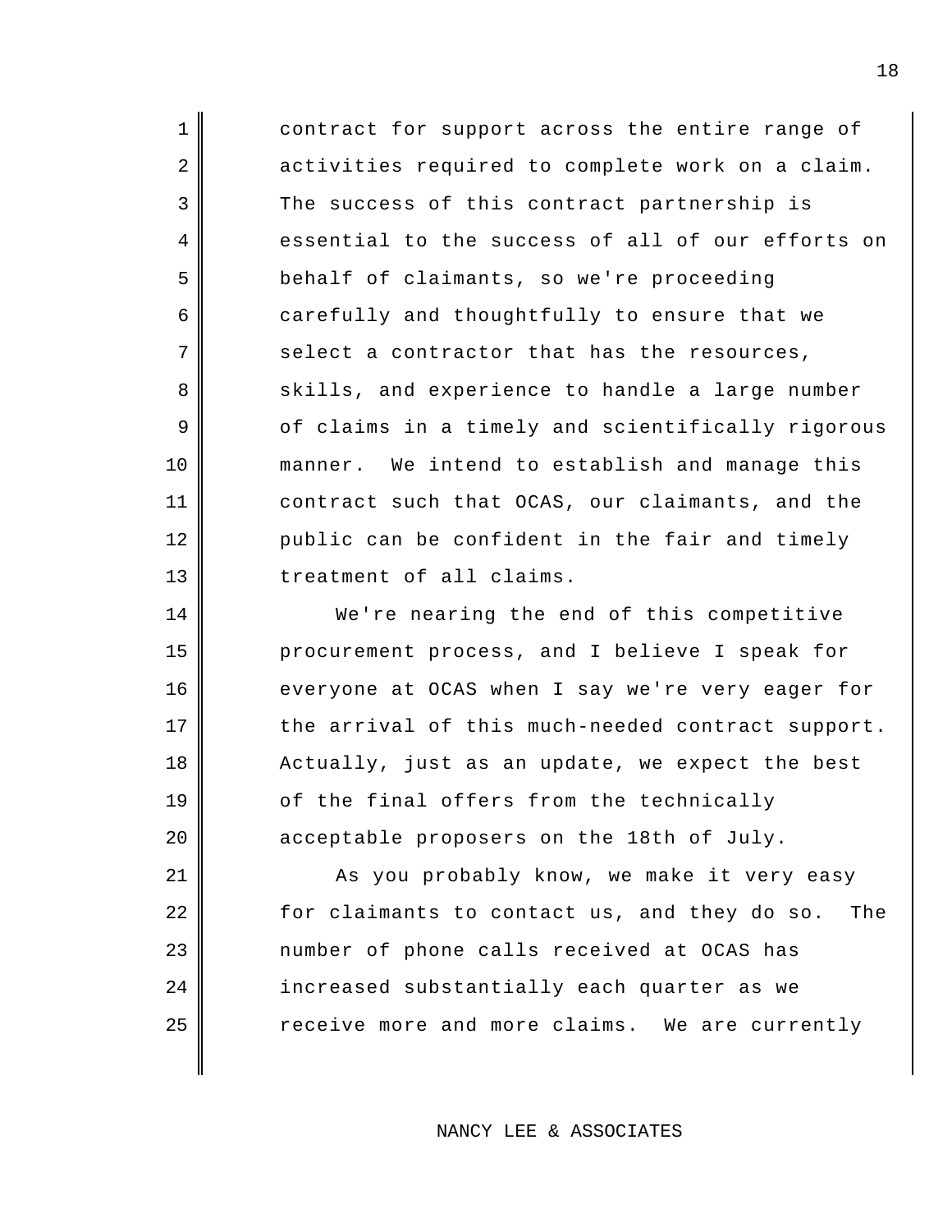contract for support across the entire range of activities required to complete work on a claim. The success of this contract partnership is essential to the success of all of our efforts on behalf of claimants, so we're proceeding carefully and thoughtfully to ensure that we select a contractor that has the resources, skills, and experience to handle a large number of claims in a timely and scientifically rigorous manner. We intend to establish and manage this contract such that OCAS, our claimants, and the public can be confident in the fair and timely treatment of all claims.

We're nearing the end of this competitive procurement process, and I believe I speak for everyone at OCAS when I say we're very eager for the arrival of this much-needed contract support. Actually, just as an update, we expect the best of the final offers from the technically acceptable proposers on the 18th of July.

As you probably know, we make it very easy for claimants to contact us, and they do so. The number of phone calls received at OCAS has increased substantially each quarter as we receive more and more claims. We are currently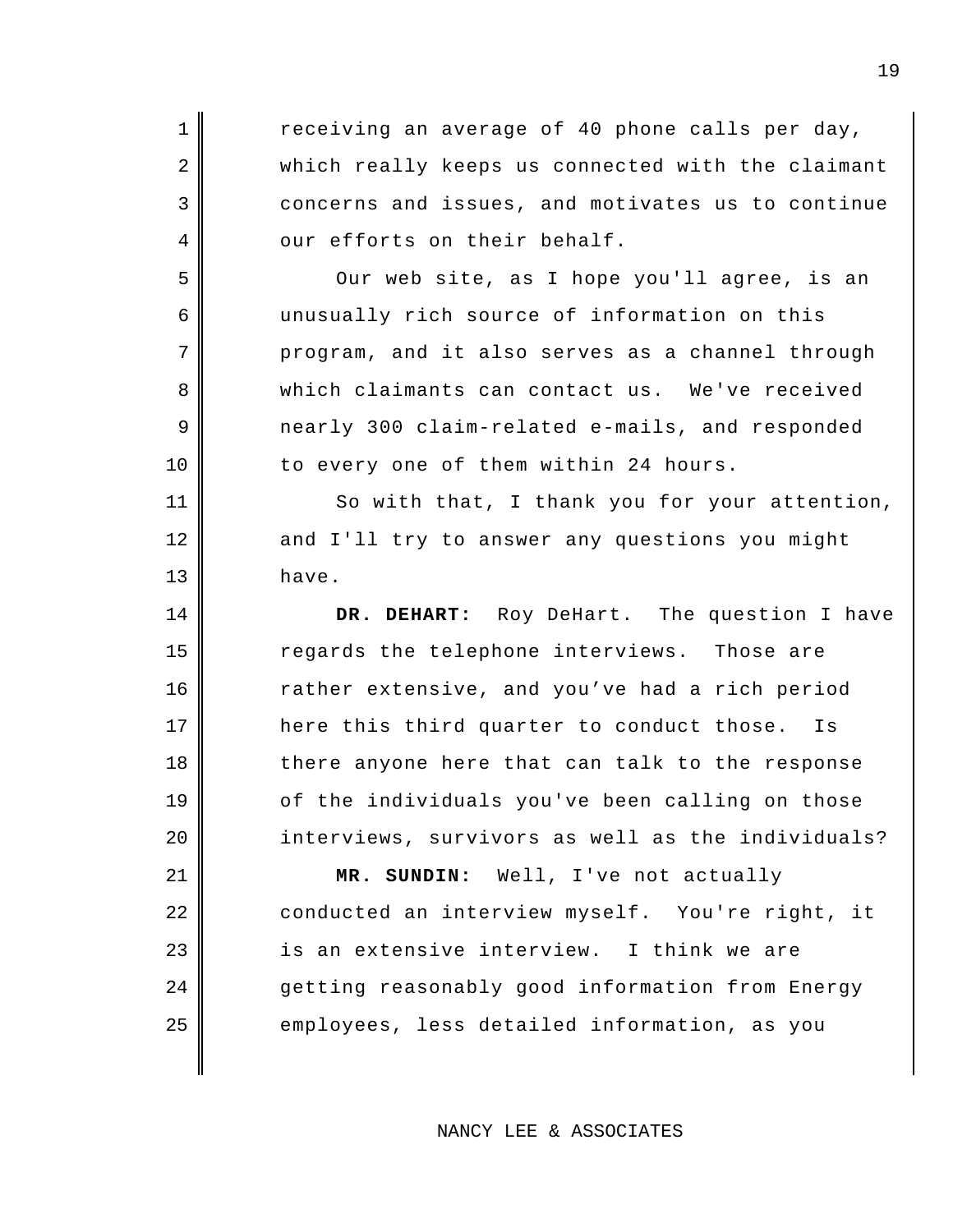receiving an average of 40 phone calls per day, which really keeps us connected with the claimant concerns and issues, and motivates us to continue our efforts on their behalf.

Our web site, as I hope you'll agree, is an unusually rich source of information on this program, and it also serves as a channel through which claimants can contact us. We've received nearly 300 claim-related e-mails, and responded to every one of them within 24 hours.

So with that, I thank you for your attention, and I'll try to answer any questions you might have.

**DR. DEHART:** Roy DeHart. The question I have regards the telephone interviews. Those are rather extensive, and you’ve had a rich period here this third quarter to conduct those. Is there anyone here that can talk to the response of the individuals you've been calling on those interviews, survivors as well as the individuals?

**MR. SUNDIN:** Well, I've not actually conducted an interview myself. You're right, it is an extensive interview. I think we are getting reasonably good information from Energy employees, less detailed information, as you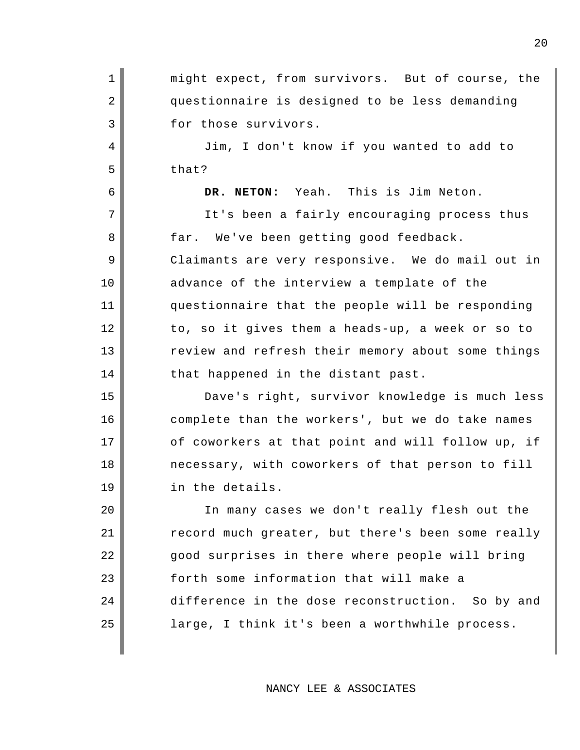might expect, from survivors. But of course, the questionnaire is designed to be less demanding for those survivors.

Jim, I don't know if you wanted to add to that?

**DR. NETON:** Yeah. This is Jim Neton.

It's been a fairly encouraging process thus far. We've been getting good feedback. Claimants are very responsive. We do mail out in advance of the interview a template of the questionnaire that the people will be responding to, so it gives them a heads-up, a week or so to review and refresh their memory about some things that happened in the distant past.

Dave's right, survivor knowledge is much less complete than the workers', but we do take names of coworkers at that point and will follow up, if necessary, with coworkers of that person to fill in the details.

In many cases we don't really flesh out the record much greater, but there's been some really good surprises in there where people will bring forth some information that will make a difference in the dose reconstruction. So by and large, I think it's been a worthwhile process.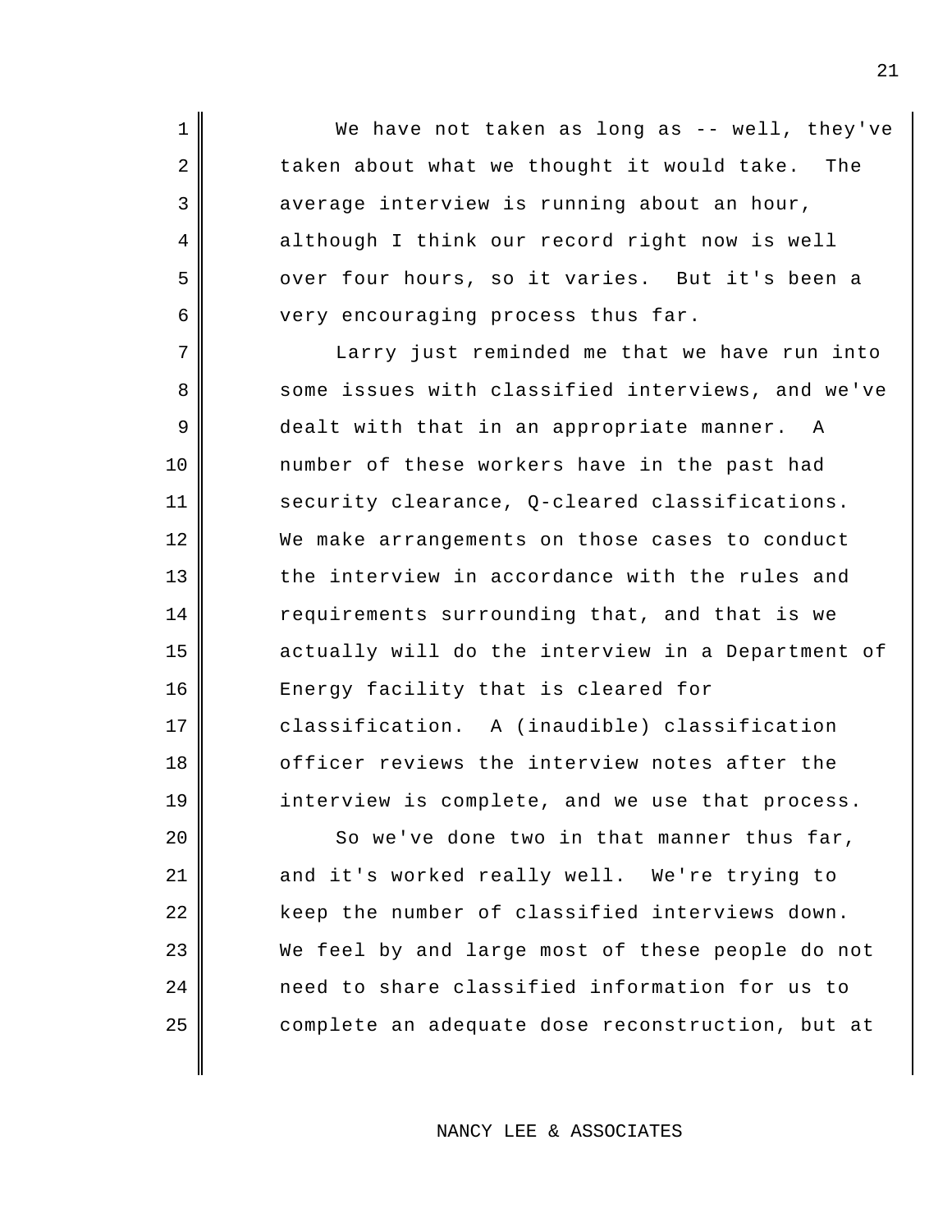We have not taken as long as -- well, they've taken about what we thought it would take. The average interview is running about an hour, although I think our record right now is well over four hours, so it varies. But it's been a very encouraging process thus far.

Larry just reminded me that we have run into some issues with classified interviews, and we've dealt with that in an appropriate manner. A number of these workers have in the past had security clearance, Q-cleared classifications. We make arrangements on those cases to conduct the interview in accordance with the rules and requirements surrounding that, and that is we actually will do the interview in a Department of Energy facility that is cleared for classification. A (inaudible) classification officer reviews the interview notes after the interview is complete, and we use that process.

So we've done two in that manner thus far, and it's worked really well. We're trying to keep the number of classified interviews down. We feel by and large most of these people do not need to share classified information for us to complete an adequate dose reconstruction, but at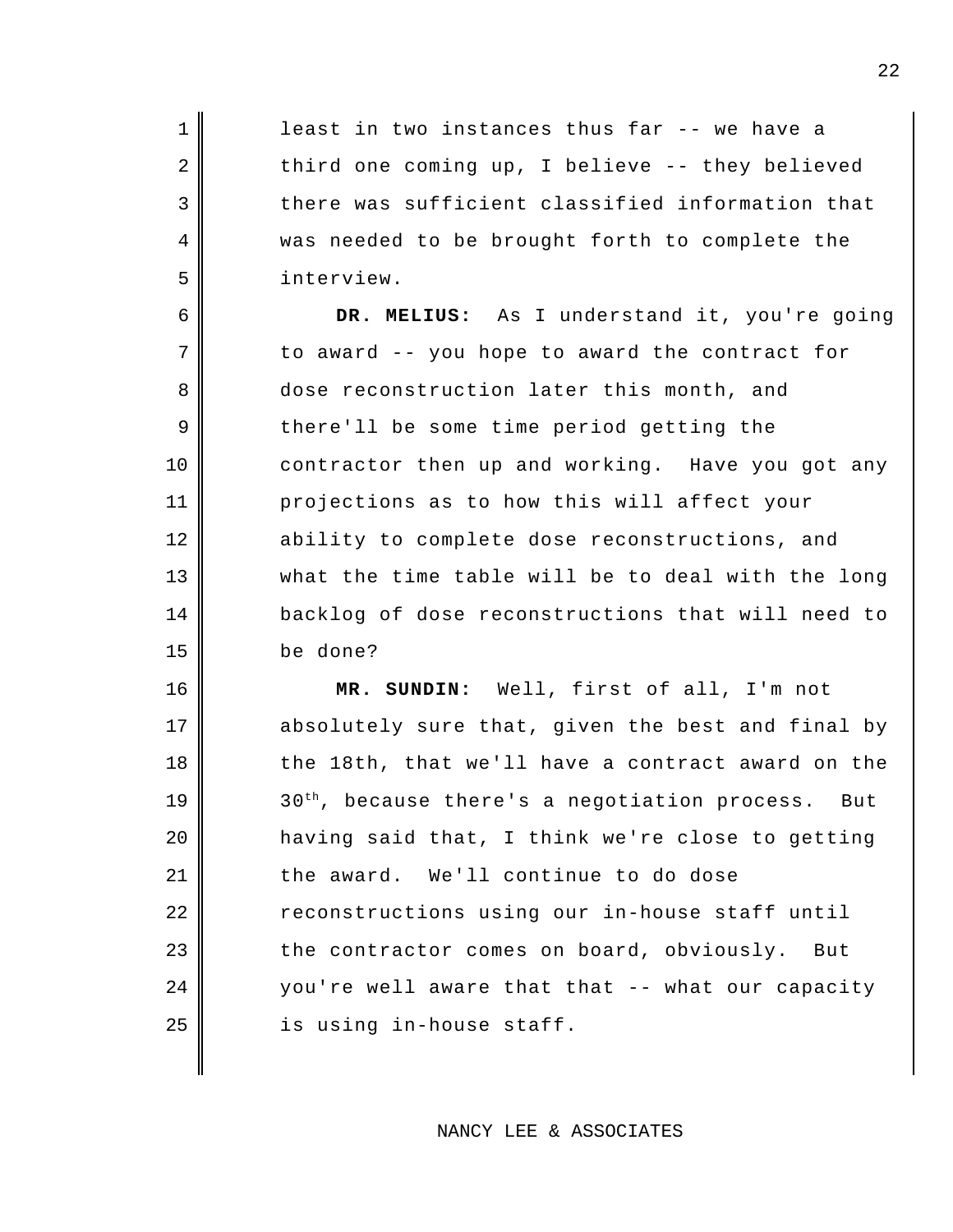least in two instances thus far -- we have a third one coming up, I believe -- they believed there was sufficient classified information that was needed to be brought forth to complete the interview.

**DR. MELIUS:** As I understand it, you're going to award -- you hope to award the contract for dose reconstruction later this month, and there'll be some time period getting the contractor then up and working. Have you got any projections as to how this will affect your ability to complete dose reconstructions, and what the time table will be to deal with the long backlog of dose reconstructions that will need to be done?

**MR. SUNDIN:** Well, first of all, I'm not absolutely sure that, given the best and final by the 18th, that we'll have a contract award on the 30th, because there's a negotiation process. But having said that, I think we're close to getting the award. We'll continue to do dose reconstructions using our in-house staff until the contractor comes on board, obviously. But you're well aware that that -- what our capacity is using in-house staff.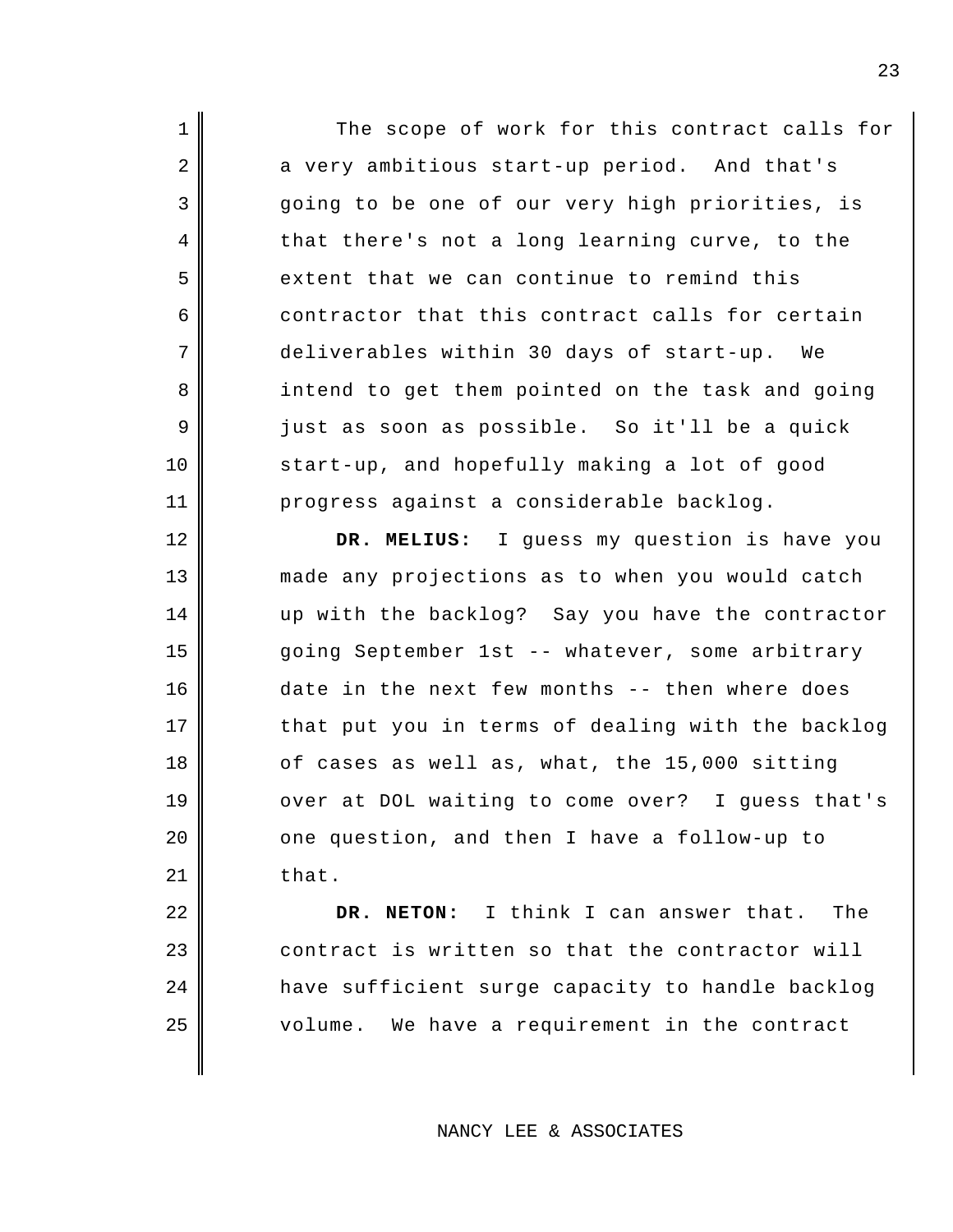The scope of work for this contract calls for a very ambitious start-up period. And that's going to be one of our very high priorities, is that there's not a long learning curve, to the extent that we can continue to remind this contractor that this contract calls for certain deliverables within 30 days of start-up. We intend to get them pointed on the task and going just as soon as possible. So it'll be a quick start-up, and hopefully making a lot of good progress against a considerable backlog.

**DR. MELIUS:** I guess my question is have you made any projections as to when you would catch up with the backlog? Say you have the contractor going September 1st -- whatever, some arbitrary date in the next few months -- then where does that put you in terms of dealing with the backlog of cases as well as, what, the 15,000 sitting over at DOL waiting to come over? I guess that's one question, and then I have a follow-up to that.

**DR. NETON:** I think I can answer that. The contract is written so that the contractor will have sufficient surge capacity to handle backlog volume. We have a requirement in the contract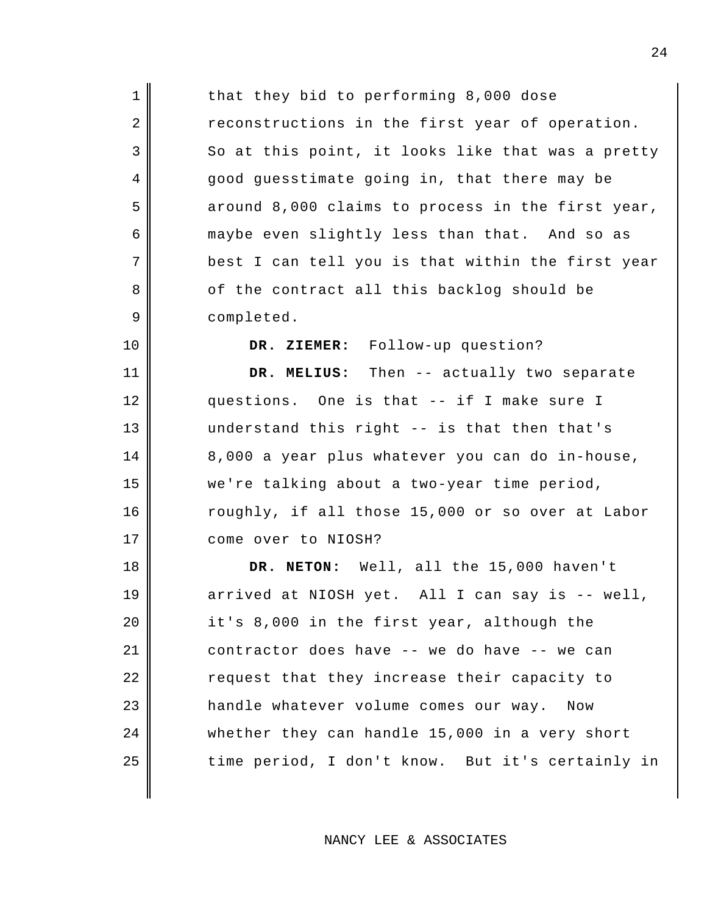that they bid to performing 8,000 dose reconstructions in the first year of operation. So at this point, it looks like that was a pretty good guesstimate going in, that there may be around 8,000 claims to process in the first year, maybe even slightly less than that. And so as best I can tell you is that within the first year of the contract all this backlog should be completed.

**DR. ZIEMER:** Follow-up question?

**DR. MELIUS:** Then -- actually two separate questions. One is that -- if I make sure I understand this right -- is that then that's 8,000 a year plus whatever you can do in-house, we're talking about a two-year time period, roughly, if all those 15,000 or so over at Labor come over to NIOSH?

**DR. NETON:** Well, all the 15,000 haven't arrived at NIOSH yet. All I can say is -- well, it's 8,000 in the first year, although the contractor does have -- we do have -- we can request that they increase their capacity to handle whatever volume comes our way. Now whether they can handle 15,000 in a very short time period, I don't know. But it's certainly in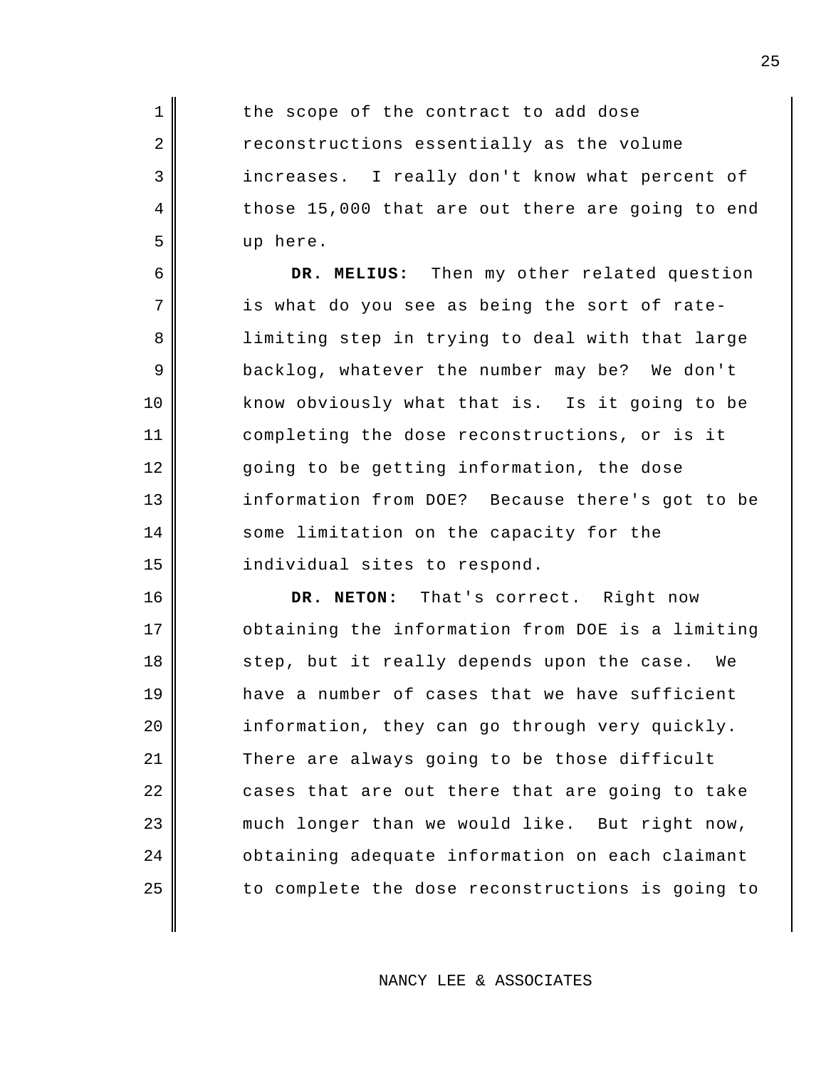the scope of the contract to add dose reconstructions essentially as the volume increases. I really don't know what percent of those 15,000 that are out there are going to end up here.

**DR. MELIUS:** Then my other related question is what do you see as being the sort of rate-limiting step in trying to deal with that large backlog, whatever the number may be? We don't know obviously what that is. Is it going to be completing the dose reconstructions, or is it going to be getting information, the dose information from DOE? Because there's got to be some limitation on the capacity for the individual sites to respond.

**DR. NETON:** That's correct. Right now obtaining the information from DOE is a limiting step, but it really depends upon the case. We have a number of cases that we have sufficient information, they can go through very quickly. There are always going to be those difficult cases that are out there that are going to take much longer than we would like. But right now, obtaining adequate information on each claimant to complete the dose reconstructions is going to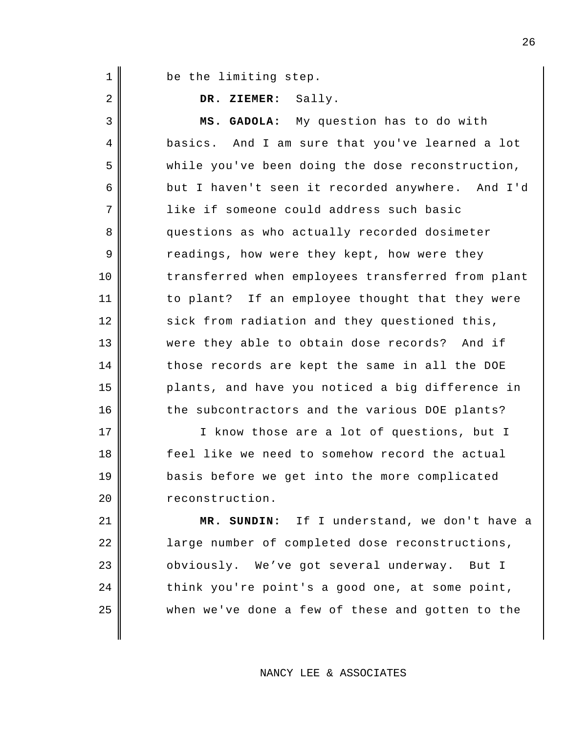be the limiting step.

**DR. ZIEMER:** Sally.

**MS. GADOLA:** My question has to do with basics. And I am sure that you've learned a lot while you've been doing the dose reconstruction, but I haven't seen it recorded anywhere. And I'd like if someone could address such basic questions as who actually recorded dosimeter readings, how were they kept, how were they transferred when employees transferred from plant to plant? If an employee thought that they were sick from radiation and they questioned this, were they able to obtain dose records? And if those records are kept the same in all the DOE plants, and have you noticed a big difference in the subcontractors and the various DOE plants?

I know those are a lot of questions, but I feel like we need to somehow record the actual basis before we get into the more complicated reconstruction.

**MR. SUNDIN:** If I understand, we don't have a large number of completed dose reconstructions, obviously. We've got several underway. But I think you're point's a good one, at some point, when we've done a few of these and gotten to the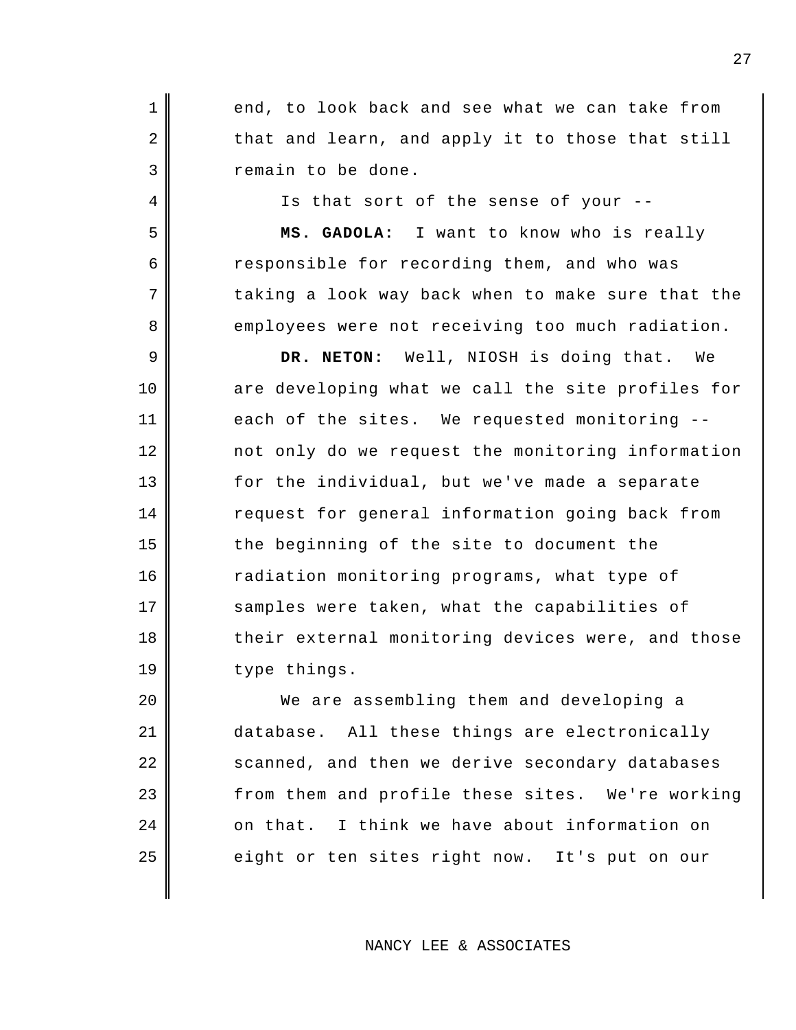end, to look back and see what we can take from that and learn, and apply it to those that still remain to be done.

Is that sort of the sense of your --

**MS. GADOLA:** I want to know who is really responsible for recording them, and who was taking a look way back when to make sure that the employees were not receiving too much radiation.

**DR. NETON:** Well, NIOSH is doing that. We are developing what we call the site profiles for each of the sites. We requested monitoring -- not only do we request the monitoring information for the individual, but we've made a separate request for general information going back from the beginning of the site to document the radiation monitoring programs, what type of samples were taken, what the capabilities of their external monitoring devices were, and those type things.

We are assembling them and developing a database. All these things are electronically scanned, and then we derive secondary databases from them and profile these sites. We're working on that. I think we have about information on eight or ten sites right now. It's put on our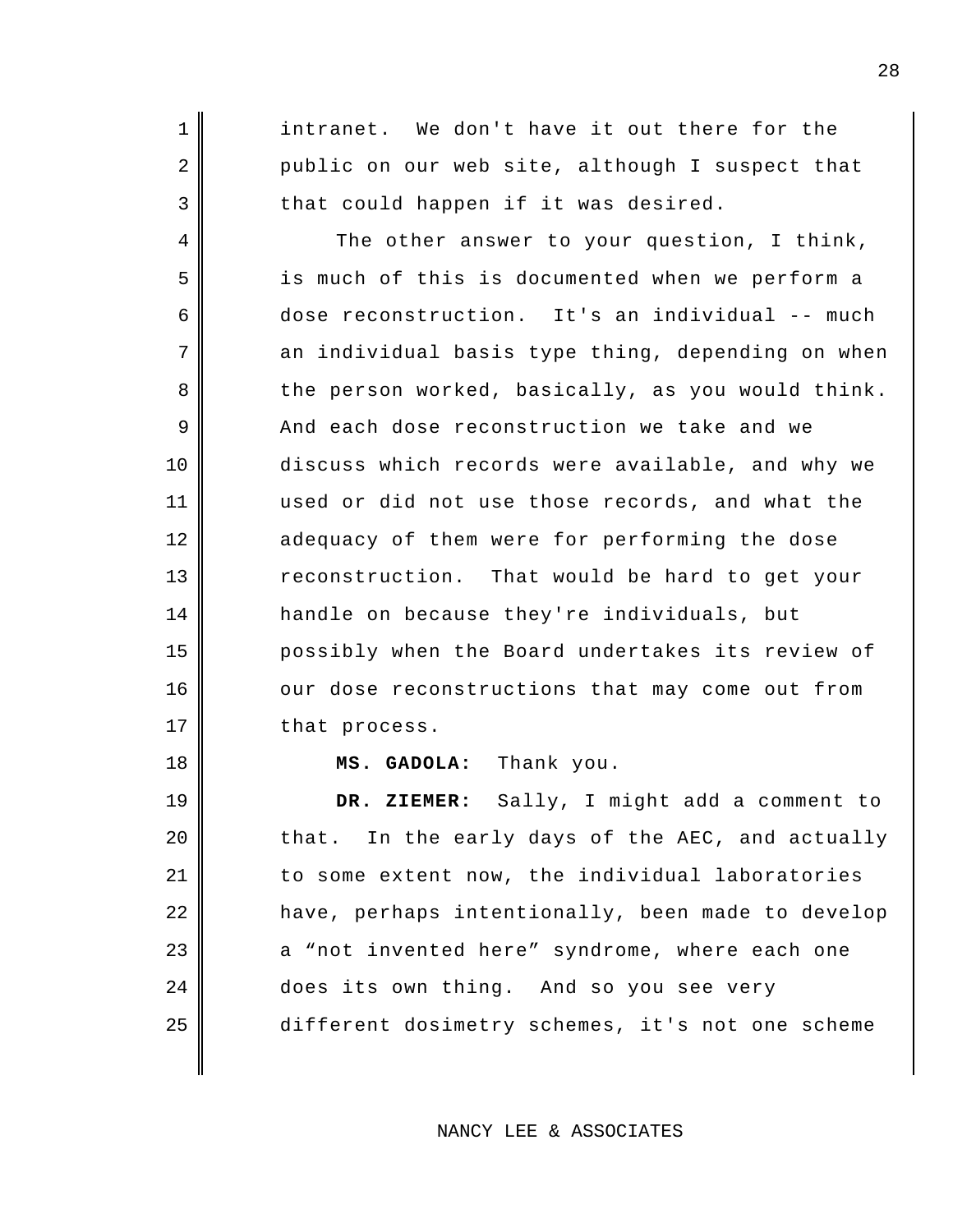intranet. We don't have it out there for the public on our web site, although I suspect that that could happen if it was desired.

The other answer to your question, I think, is much of this is documented when we perform a dose reconstruction. It's an individual -- much an individual basis type thing, depending on when the person worked, basically, as you would think. And each dose reconstruction we take and we discuss which records were available, and why we used or did not use those records, and what the adequacy of them were for performing the dose reconstruction. That would be hard to get your handle on because they're individuals, but possibly when the Board undertakes its review of our dose reconstructions that may come out from that process.

**MS. GADOLA:** Thank you.

**DR. ZIEMER:** Sally, I might add a comment to that. In the early days of the AEC, and actually to some extent now, the individual laboratories have, perhaps intentionally, been made to develop a "not invented here" syndrome, where each one does its own thing. And so you see very different dosimetry schemes, it's not one scheme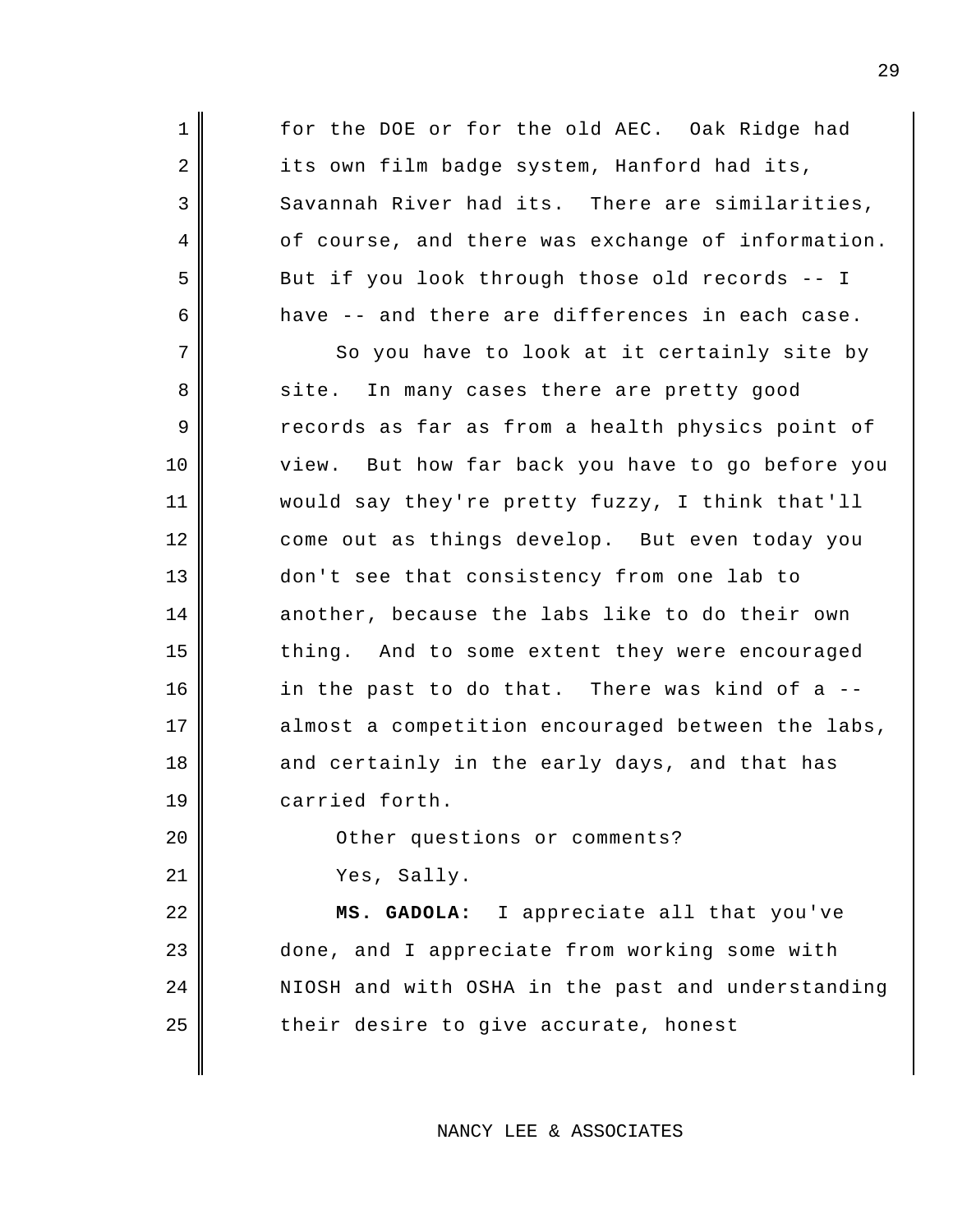for the DOE or for the old AEC. Oak Ridge had its own film badge system, Hanford had its, Savannah River had its. There are similarities, of course, and there was exchange of information. But if you look through those old records -- I have -- and there are differences in each case.

So you have to look at it certainly site by site. In many cases there are pretty good records as far as from a health physics point of view. But how far back you have to go before you would say they're pretty fuzzy, I think that'll come out as things develop. But even today you don't see that consistency from one lab to another, because the labs like to do their own thing. And to some extent they were encouraged in the past to do that. There was kind of a -- almost a competition encouraged between the labs, and certainly in the early days, and that has carried forth.

Other questions or comments?

Yes, Sally.

**MS. GADOLA:** I appreciate all that you've done, and I appreciate from working some with NIOSH and with OSHA in the past and understanding their desire to give accurate, honest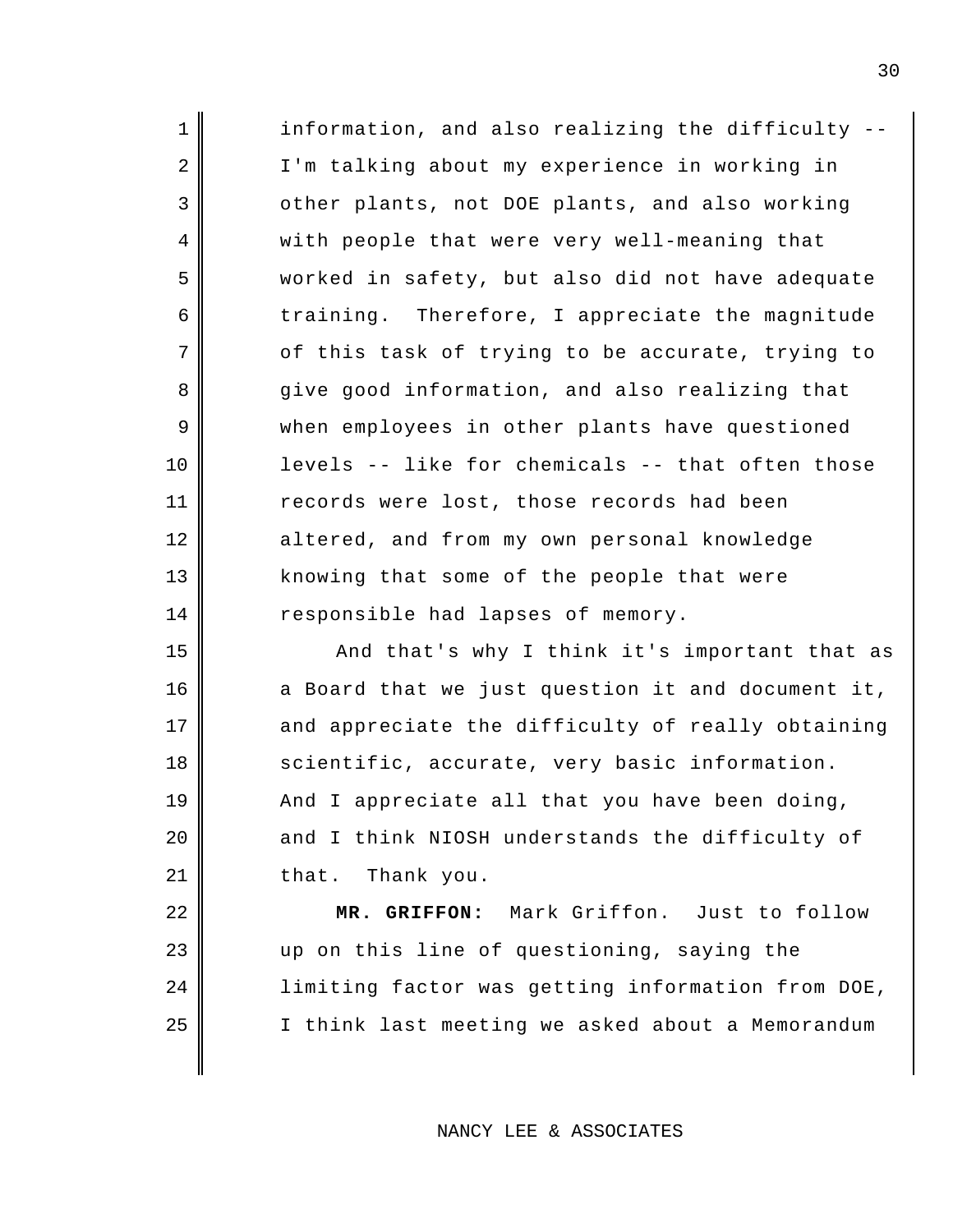information, and also realizing the difficulty -- I'm talking about my experience in working in other plants, not DOE plants, and also working with people that were very well-meaning that worked in safety, but also did not have adequate training. Therefore, I appreciate the magnitude of this task of trying to be accurate, trying to give good information, and also realizing that when employees in other plants have questioned levels -- like for chemicals -- that often those records were lost, those records had been altered, and from my own personal knowledge knowing that some of the people that were responsible had lapses of memory.

And that's why I think it's important that as a Board that we just question it and document it, and appreciate the difficulty of really obtaining scientific, accurate, very basic information. And I appreciate all that you have been doing, and I think NIOSH understands the difficulty of that. Thank you.

**MR. GRIFFON:** Mark Griffon. Just to follow up on this line of questioning, saying the limiting factor was getting information from DOE, I think last meeting we asked about a Memorandum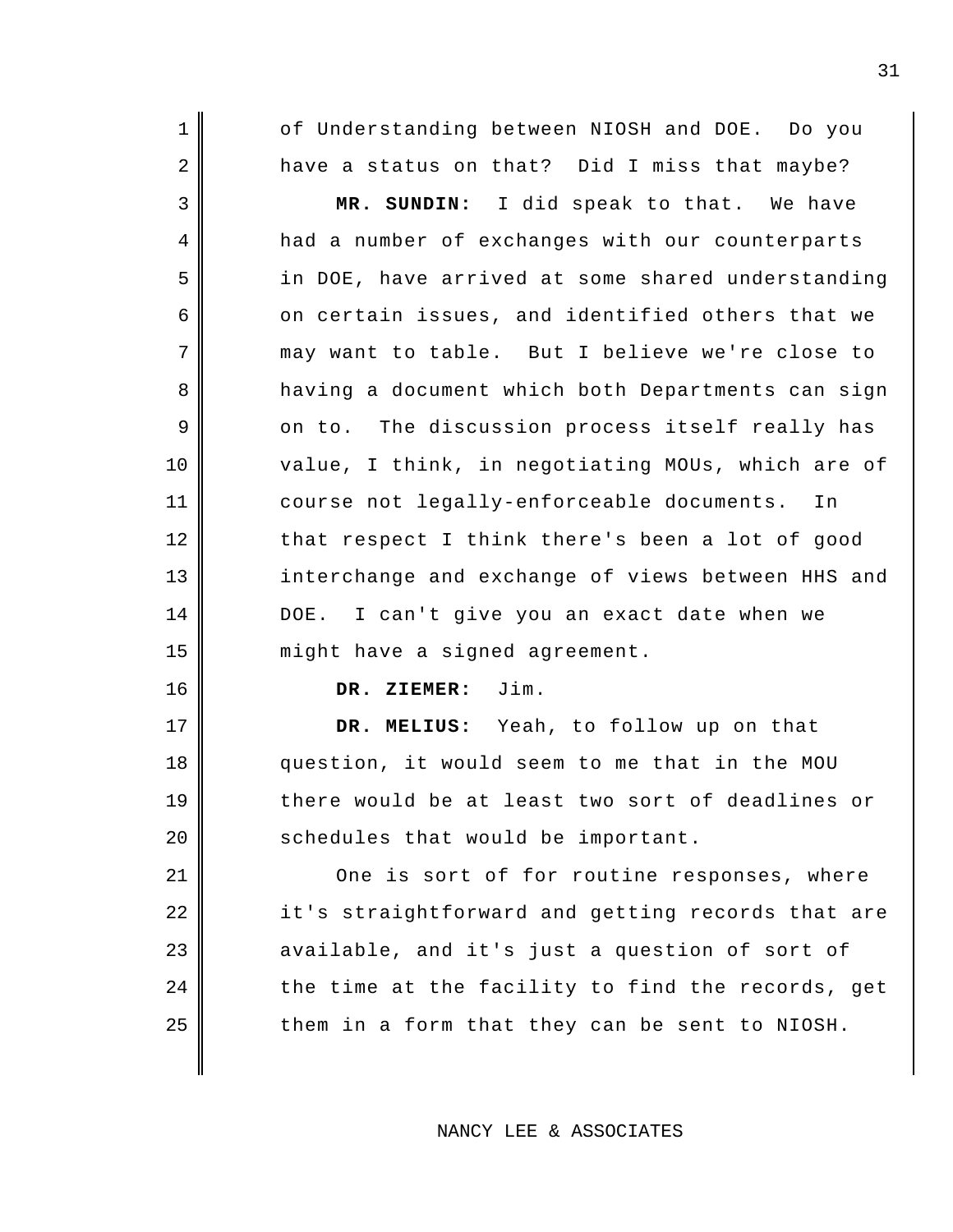of Understanding between NIOSH and DOE. Do you have a status on that? Did I miss that maybe?

**MR. SUNDIN:** I did speak to that. We have had a number of exchanges with our counterparts in DOE, have arrived at some shared understanding on certain issues, and identified others that we may want to table. But I believe we're close to having a document which both Departments can sign on to. The discussion process itself really has value, I think, in negotiating MOUs, which are of course not legally-enforceable documents. In that respect I think there's been a lot of good interchange and exchange of views between HHS and DOE. I can't give you an exact date when we might have a signed agreement.

**DR. ZIEMER:** Jim.

**DR. MELIUS:** Yeah, to follow up on that question, it would seem to me that in the MOU there would be at least two sort of deadlines or schedules that would be important.

One is sort of for routine responses, where it's straightforward and getting records that are available, and it's just a question of sort of the time at the facility to find the records, get them in a form that they can be sent to NIOSH.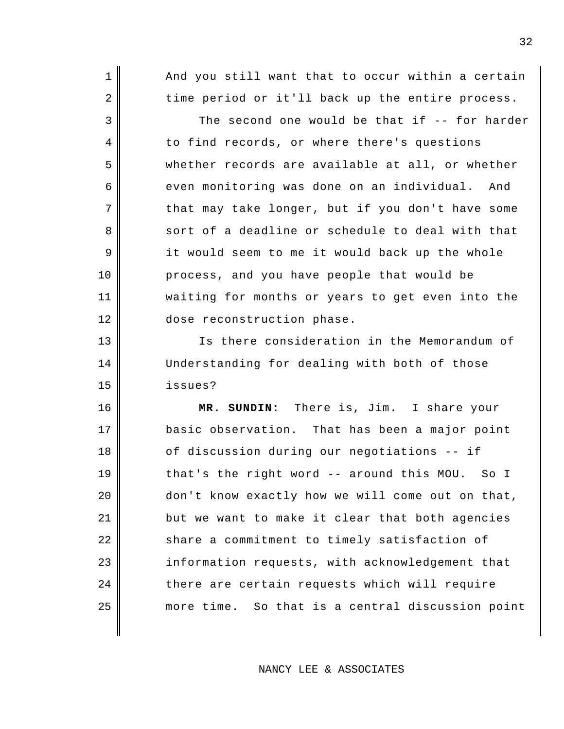And you still want that to occur within a certain time period or it'll back up the entire process.

The second one would be that if -- for harder to find records, or where there's questions whether records are available at all, or whether even monitoring was done on an individual. And that may take longer, but if you don't have some sort of a deadline or schedule to deal with that it would seem to me it would back up the whole process, and you have people that would be waiting for months or years to get even into the dose reconstruction phase.

Is there consideration in the Memorandum of Understanding for dealing with both of those issues?

**MR. SUNDIN:** There is, Jim. I share your basic observation. That has been a major point of discussion during our negotiations -- if that's the right word -- around this MOU. So I don't know exactly how we will come out on that, but we want to make it clear that both agencies share a commitment to timely satisfaction of information requests, with acknowledgement that there are certain requests which will require more time. So that is a central discussion point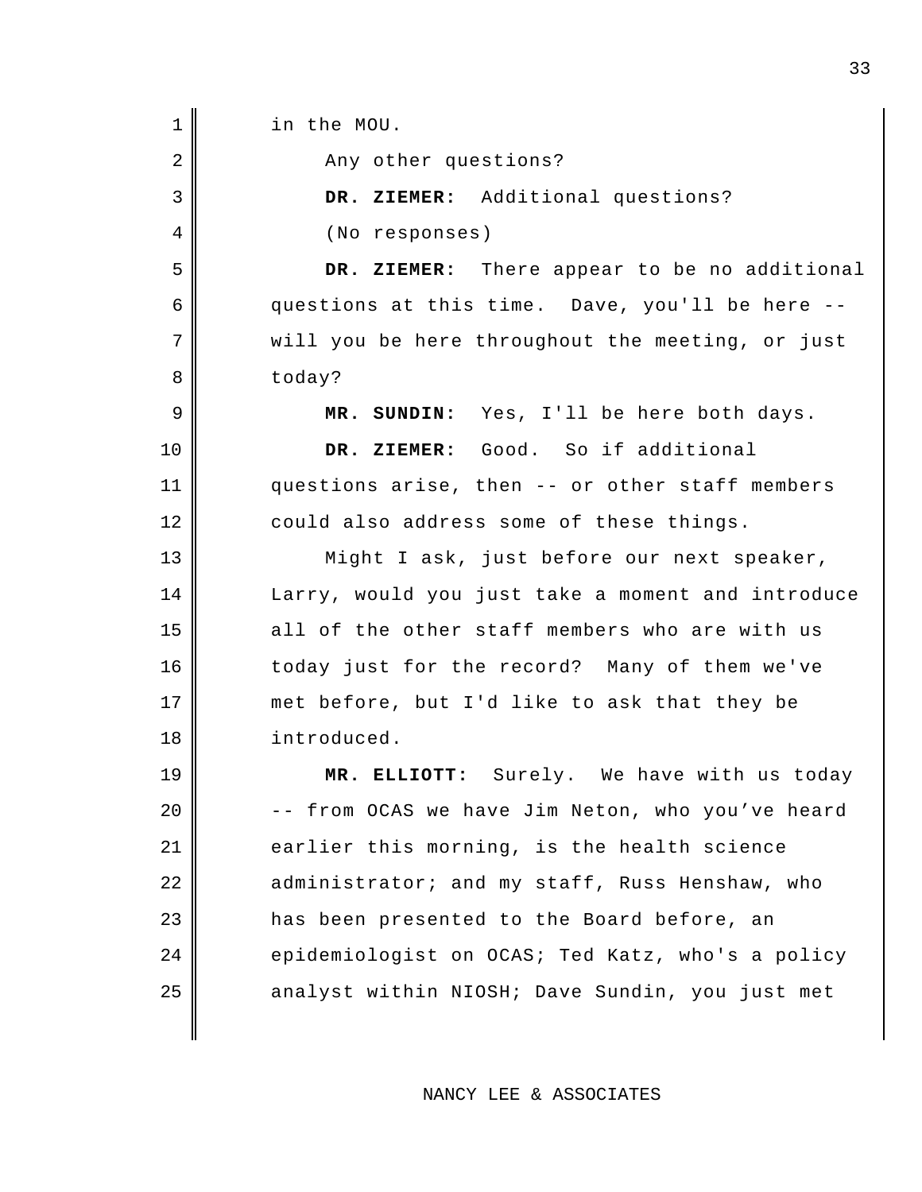in the MOU.

Any other questions?

**DR. ZIEMER:** Additional questions?

(No responses)

**DR. ZIEMER:** There appear to be no additional questions at this time. Dave, you'll be here -- will you be here throughout the meeting, or just today?

**MR. SUNDIN:** Yes, I'll be here both days.

**DR. ZIEMER:** Good. So if additional questions arise, then -- or other staff members could also address some of these things.

Might I ask, just before our next speaker, Larry, would you just take a moment and introduce all of the other staff members who are with us today just for the record? Many of them we've met before, but I'd like to ask that they be introduced.

**MR. ELLIOTT:** Surely. We have with us today -- from OCAS we have Jim Neton, who you've heard earlier this morning, is the health science administrator; and my staff, Russ Henshaw, who has been presented to the Board before, an epidemiologist on OCAS; Ted Katz, who's a policy analyst within NIOSH; Dave Sundin, you just met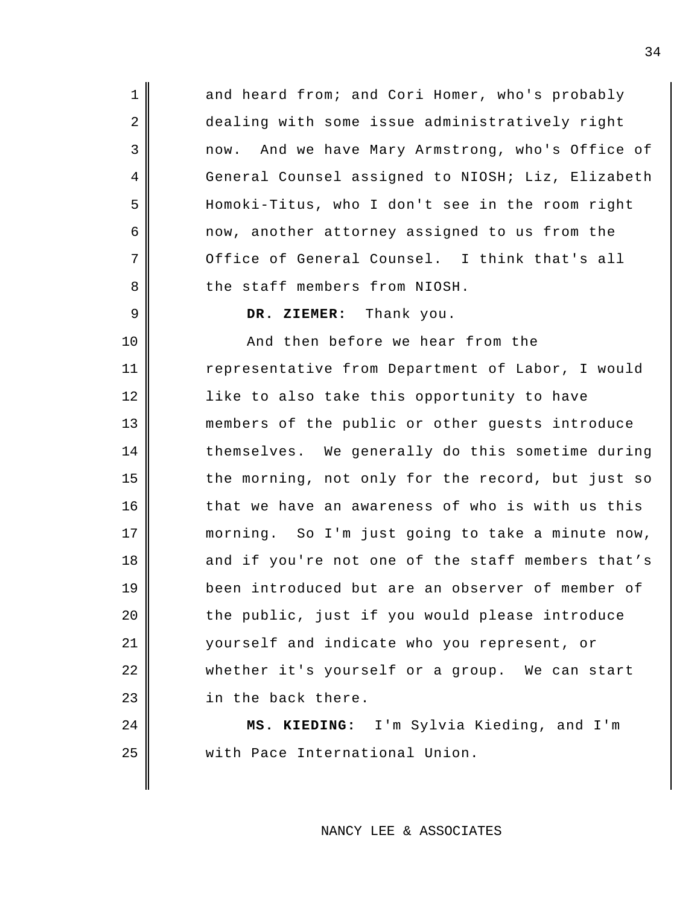and heard from; and Cori Homer, who's probably dealing with some issue administratively right now. And we have Mary Armstrong, who's Office of General Counsel assigned to NIOSH; Liz, Elizabeth Homoki-Titus, who I don't see in the room right now, another attorney assigned to us from the Office of General Counsel. I think that's all the staff members from NIOSH.

**DR. ZIEMER:** Thank you.

And then before we hear from the representative from Department of Labor, I would like to also take this opportunity to have members of the public or other guests introduce themselves. We generally do this sometime during the morning, not only for the record, but just so that we have an awareness of who is with us this morning. So I'm just going to take a minute now, and if you're not one of the staff members that's been introduced but are an observer of member of the public, just if you would please introduce yourself and indicate who you represent, or whether it's yourself or a group. We can start in the back there.

**MS. KIEDING:** I'm Sylvia Kieding, and I'm with Pace International Union.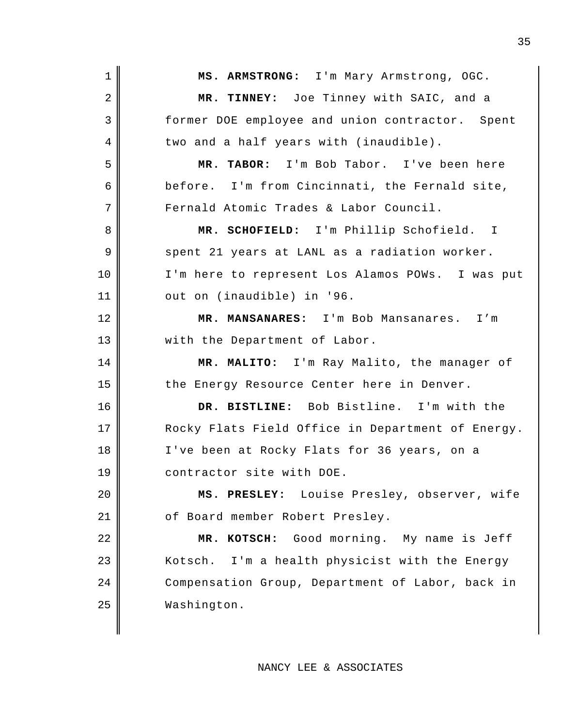**MS. ARMSTRONG:** I'm Mary Armstrong, OGC.

**MR. TINNEY:** Joe Tinney with SAIC, and a former DOE employee and union contractor. Spent two and a half years with (inaudible).

**MR. TABOR:** I'm Bob Tabor. I've been here before. I'm from Cincinnati, the Fernald site, Fernald Atomic Trades & Labor Council.

**MR. SCHOFIELD:** I'm Phillip Schofield. I spent 21 years at LANL as a radiation worker. I'm here to represent Los Alamos POWs. I was put out on (inaudible) in '96.

**MR. MANSANARES:** I'm Bob Mansanares. I'm with the Department of Labor.

**MR. MALITO:** I'm Ray Malito, the manager of the Energy Resource Center here in Denver.

**DR. BISTLINE:** Bob Bistline. I'm with the Rocky Flats Field Office in Department of Energy. I've been at Rocky Flats for 36 years, on a contractor site with DOE.

**MS. PRESLEY:** Louise Presley, observer, wife of Board member Robert Presley.

**MR. KOTSCH:** Good morning. My name is Jeff Kotsch. I'm a health physicist with the Energy Compensation Group, Department of Labor, back in Washington.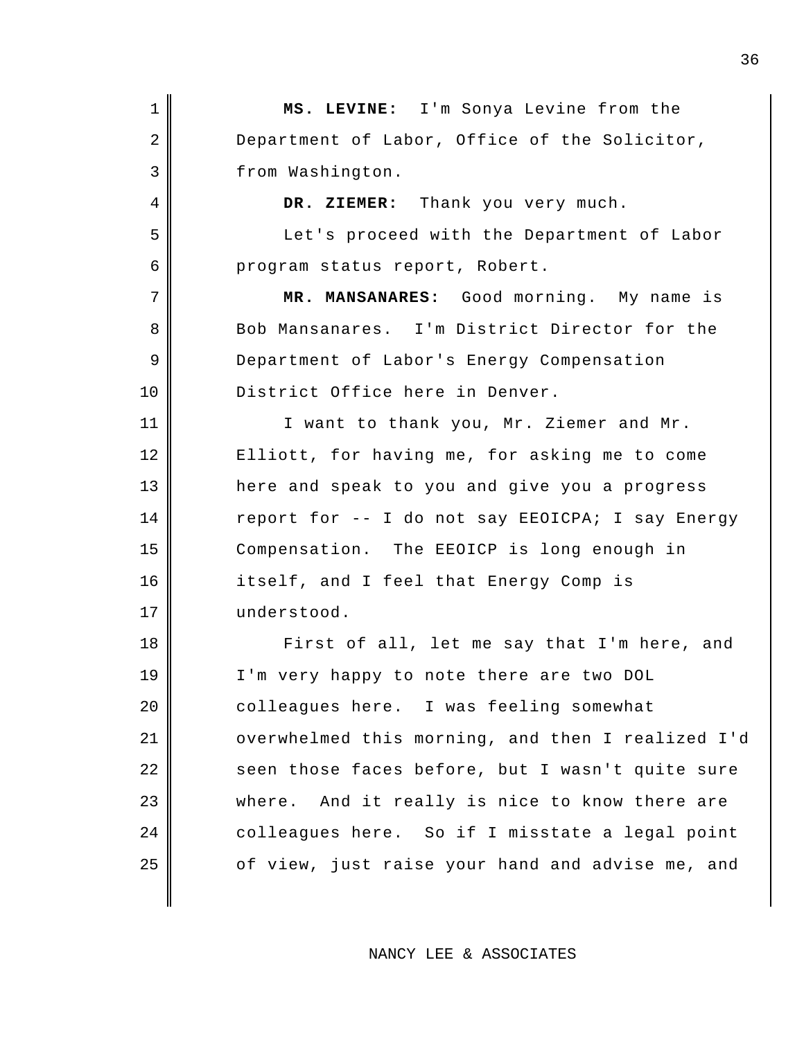**MS. LEVINE:** I'm Sonya Levine from the Department of Labor, Office of the Solicitor, from Washington.

**DR. ZIEMER:** Thank you very much.

Let's proceed with the Department of Labor program status report, Robert.

**MR. MANSANARES:** Good morning. My name is Bob Mansanares. I'm District Director for the Department of Labor's Energy Compensation District Office here in Denver.

I want to thank you, Mr. Ziemer and Mr. Elliott, for having me, for asking me to come here and speak to you and give you a progress report for -- I do not say EEOICPA; I say Energy Compensation. The EEOICP is long enough in itself, and I feel that Energy Comp is understood.

First of all, let me say that I'm here, and I'm very happy to note there are two DOL colleagues here. I was feeling somewhat overwhelmed this morning, and then I realized I'd seen those faces before, but I wasn't quite sure where. And it really is nice to know there are colleagues here. So if I misstate a legal point of view, just raise your hand and advise me, and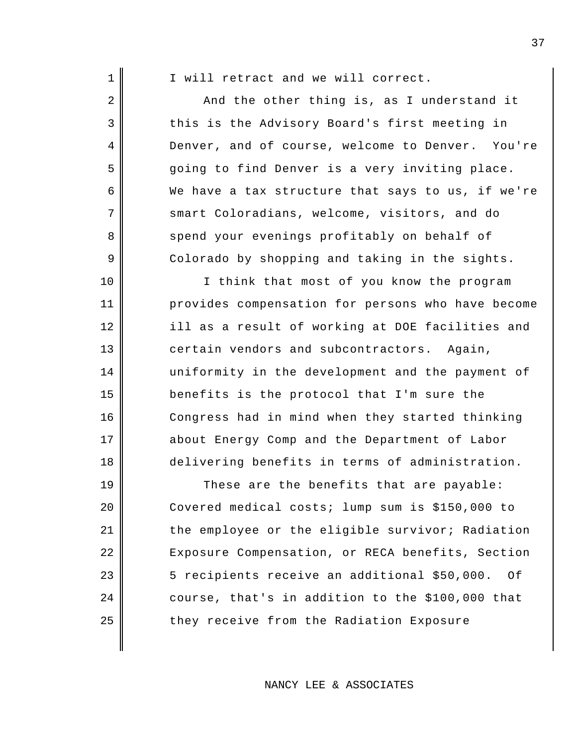I will retract and we will correct.

And the other thing is, as I understand it this is the Advisory Board's first meeting in Denver, and of course, welcome to Denver. You're going to find Denver is a very inviting place. We have a tax structure that says to us, if we're smart Coloradians, welcome, visitors, and do spend your evenings profitably on behalf of Colorado by shopping and taking in the sights.

I think that most of you know the program provides compensation for persons who have become ill as a result of working at DOE facilities and certain vendors and subcontractors. Again, uniformity in the development and the payment of benefits is the protocol that I'm sure the Congress had in mind when they started thinking about Energy Comp and the Department of Labor delivering benefits in terms of administration.

These are the benefits that are payable: Covered medical costs; lump sum is $150,000 to the employee or the eligible survivor; Radiation Exposure Compensation, or RECA benefits, Section 5 recipients receive an additional $50,000. Of course, that's in addition to the $100,000 that they receive from the Radiation Exposure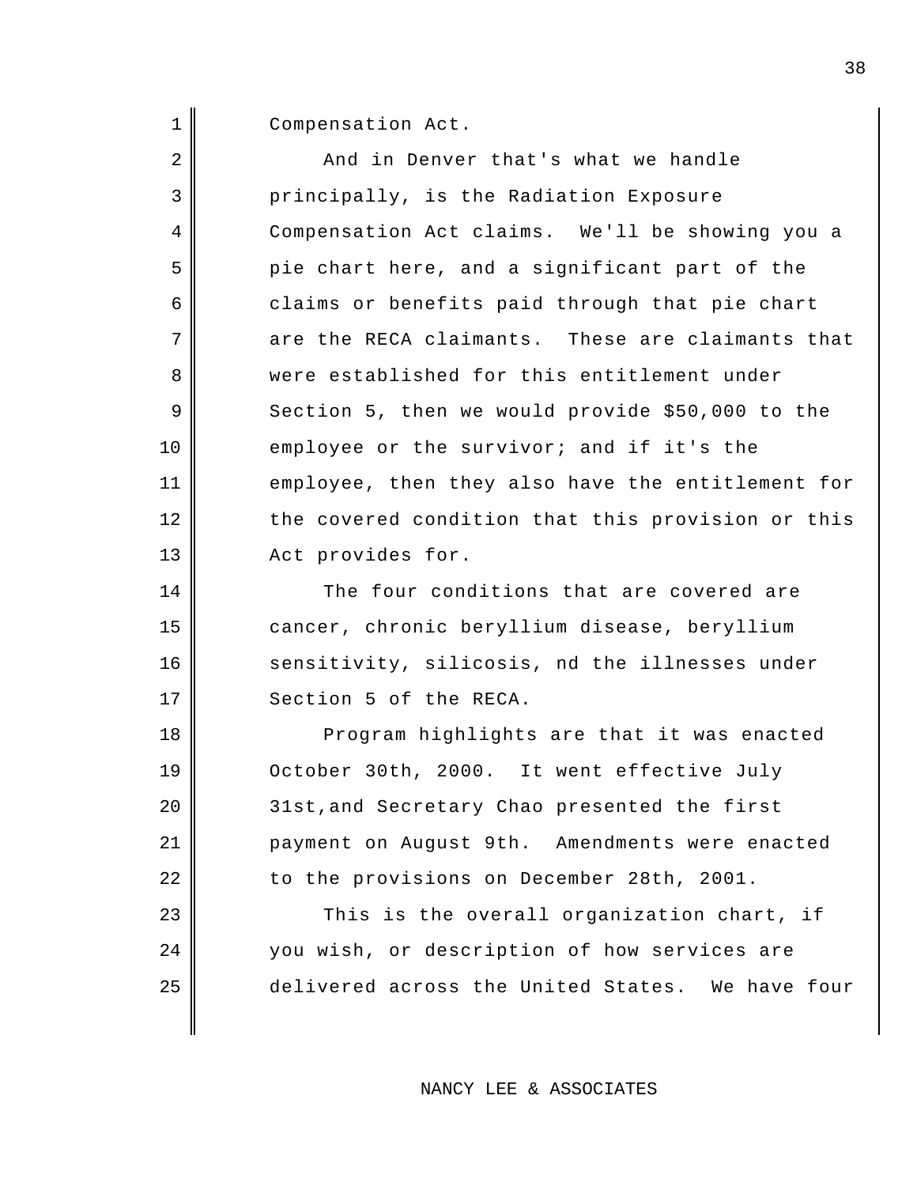Compensation Act.

And in Denver that's what we handle principally, is the Radiation Exposure Compensation Act claims. We'll be showing you a pie chart here, and a significant part of the claims or benefits paid through that pie chart are the RECA claimants. These are claimants that were established for this entitlement under Section 5, then we would provide $50,000 to the employee or the survivor; and if it's the employee, then they also have the entitlement for the covered condition that this provision or this Act provides for.

The four conditions that are covered are cancer, chronic beryllium disease, beryllium sensitivity, silicosis, nd the illnesses under Section 5 of the RECA.

Program highlights are that it was enacted October 30th, 2000. It went effective July 31st,and Secretary Chao presented the first payment on August 9th. Amendments were enacted to the provisions on December 28th, 2001.

This is the overall organization chart, if you wish, or description of how services are delivered across the United States. We have four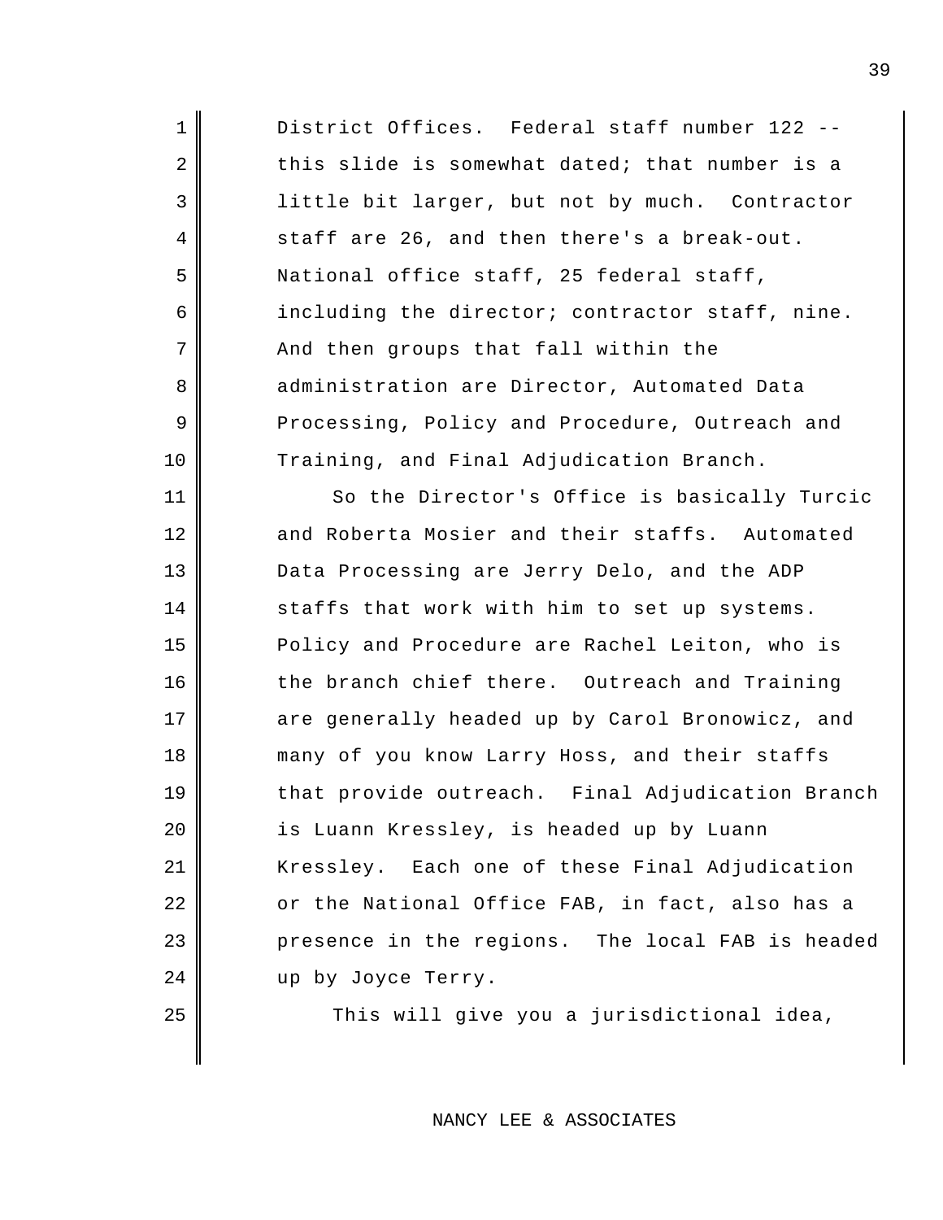District Offices. Federal staff number 122 -- this slide is somewhat dated; that number is a little bit larger, but not by much. Contractor staff are 26, and then there's a break-out. National office staff, 25 federal staff, including the director; contractor staff, nine. And then groups that fall within the administration are Director, Automated Data Processing, Policy and Procedure, Outreach and Training, and Final Adjudication Branch.

So the Director's Office is basically Turcic and Roberta Mosier and their staffs. Automated Data Processing are Jerry Delo, and the ADP staffs that work with him to set up systems. Policy and Procedure are Rachel Leiton, who is the branch chief there. Outreach and Training are generally headed up by Carol Bronowicz, and many of you know Larry Hoss, and their staffs that provide outreach. Final Adjudication Branch is Luann Kressley, is headed up by Luann Kressley. Each one of these Final Adjudication or the National Office FAB, in fact, also has a presence in the regions. The local FAB is headed up by Joyce Terry.

This will give you a jurisdictional idea,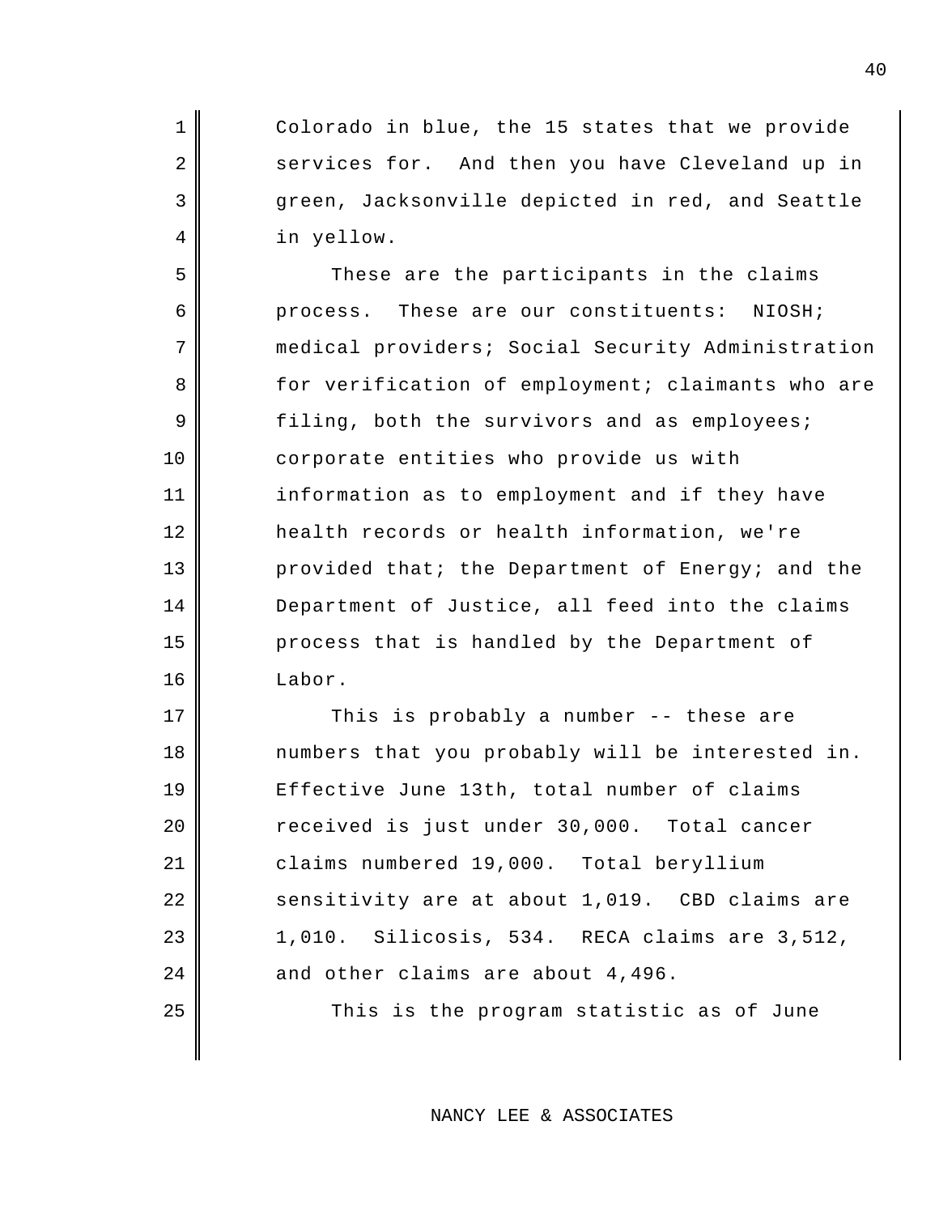Colorado in blue, the 15 states that we provide services for. And then you have Cleveland up in green, Jacksonville depicted in red, and Seattle in yellow.

These are the participants in the claims process. These are our constituents: NIOSH; medical providers; Social Security Administration for verification of employment; claimants who are filing, both the survivors and as employees; corporate entities who provide us with information as to employment and if they have health records or health information, we're provided that; the Department of Energy; and the Department of Justice, all feed into the claims process that is handled by the Department of Labor.

This is probably a number -- these are numbers that you probably will be interested in. Effective June 13th, total number of claims received is just under 30,000. Total cancer claims numbered 19,000. Total beryllium sensitivity are at about 1,019. CBD claims are 1,010. Silicosis, 534. RECA claims are 3,512, and other claims are about 4,496.

This is the program statistic as of June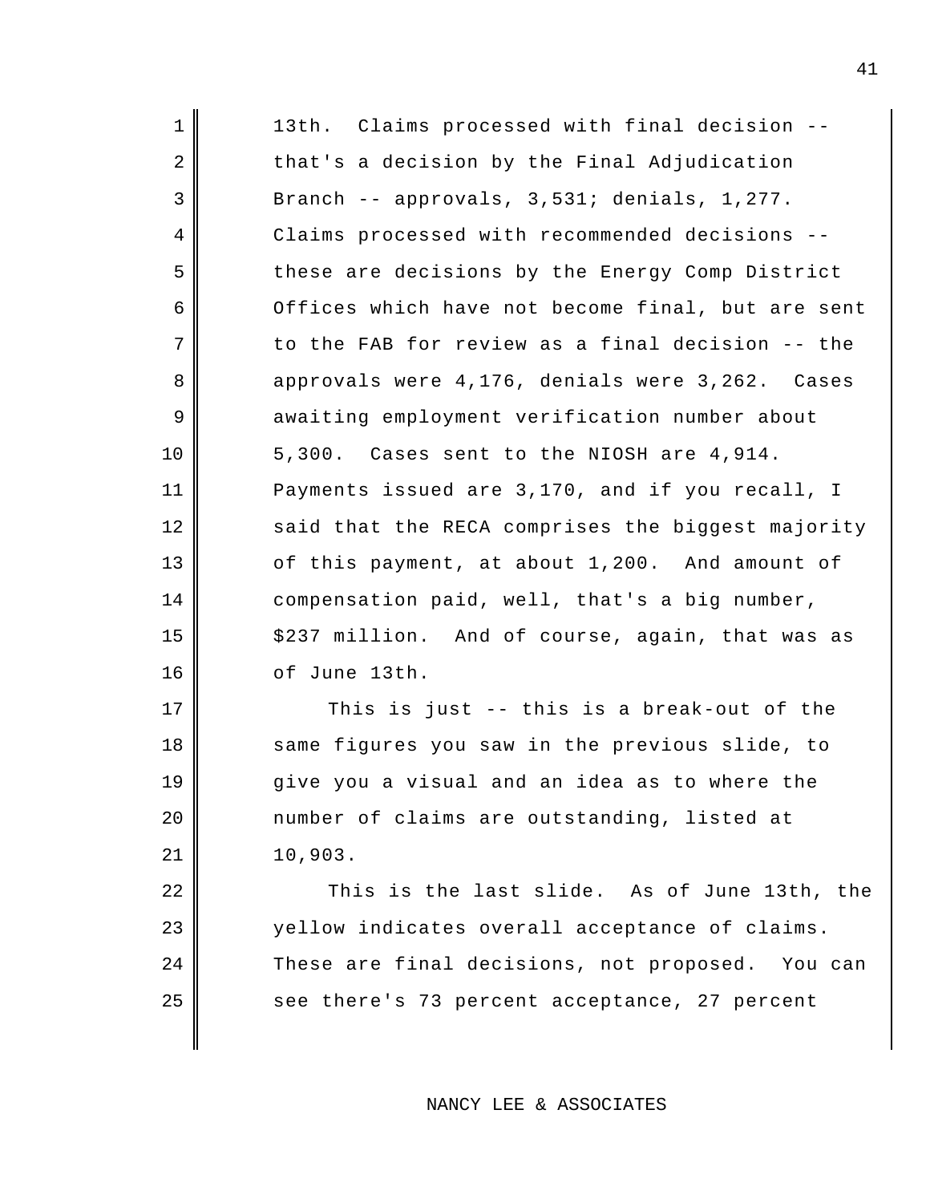13th. Claims processed with final decision -- that's a decision by the Final Adjudication Branch -- approvals, 3,531; denials, 1,277. Claims processed with recommended decisions -- these are decisions by the Energy Comp District Offices which have not become final, but are sent to the FAB for review as a final decision -- the approvals were 4,176, denials were 3,262. Cases awaiting employment verification number about 5,300. Cases sent to the NIOSH are 4,914. Payments issued are 3,170, and if you recall, I said that the RECA comprises the biggest majority of this payment, at about 1,200. And amount of compensation paid, well, that's a big number, $237 million. And of course, again, that was as of June 13th.

This is just -- this is a break-out of the same figures you saw in the previous slide, to give you a visual and an idea as to where the number of claims are outstanding, listed at 10,903.

This is the last slide. As of June 13th, the yellow indicates overall acceptance of claims. These are final decisions, not proposed. You can see there's 73 percent acceptance, 27 percent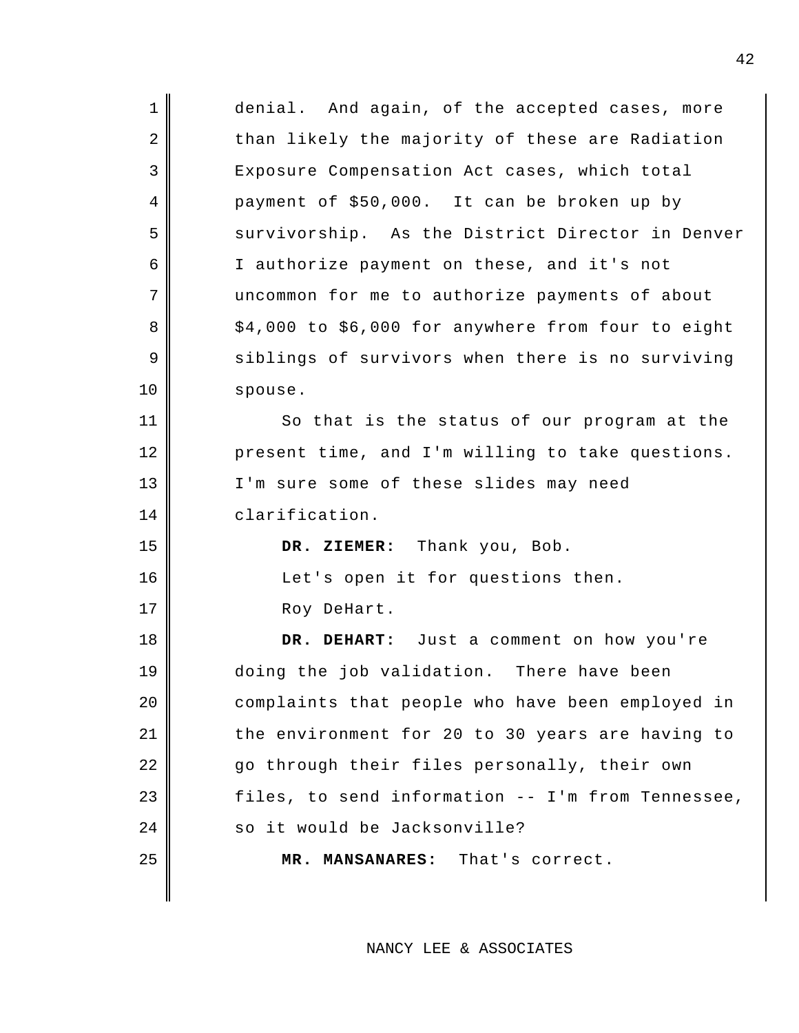denial. And again, of the accepted cases, more than likely the majority of these are Radiation Exposure Compensation Act cases, which total payment of $50,000. It can be broken up by survivorship. As the District Director in Denver I authorize payment on these, and it's not uncommon for me to authorize payments of about $4,000 to $6,000 for anywhere from four to eight siblings of survivors when there is no surviving spouse.

So that is the status of our program at the present time, and I'm willing to take questions. I'm sure some of these slides may need clarification.

**DR. ZIEMER:** Thank you, Bob.

Let's open it for questions then.

Roy DeHart.

**DR. DEHART:** Just a comment on how you're doing the job validation. There have been complaints that people who have been employed in the environment for 20 to 30 years are having to go through their files personally, their own files, to send information -- I'm from Tennessee, so it would be Jacksonville?

**MR. MANSANARES:** That's correct.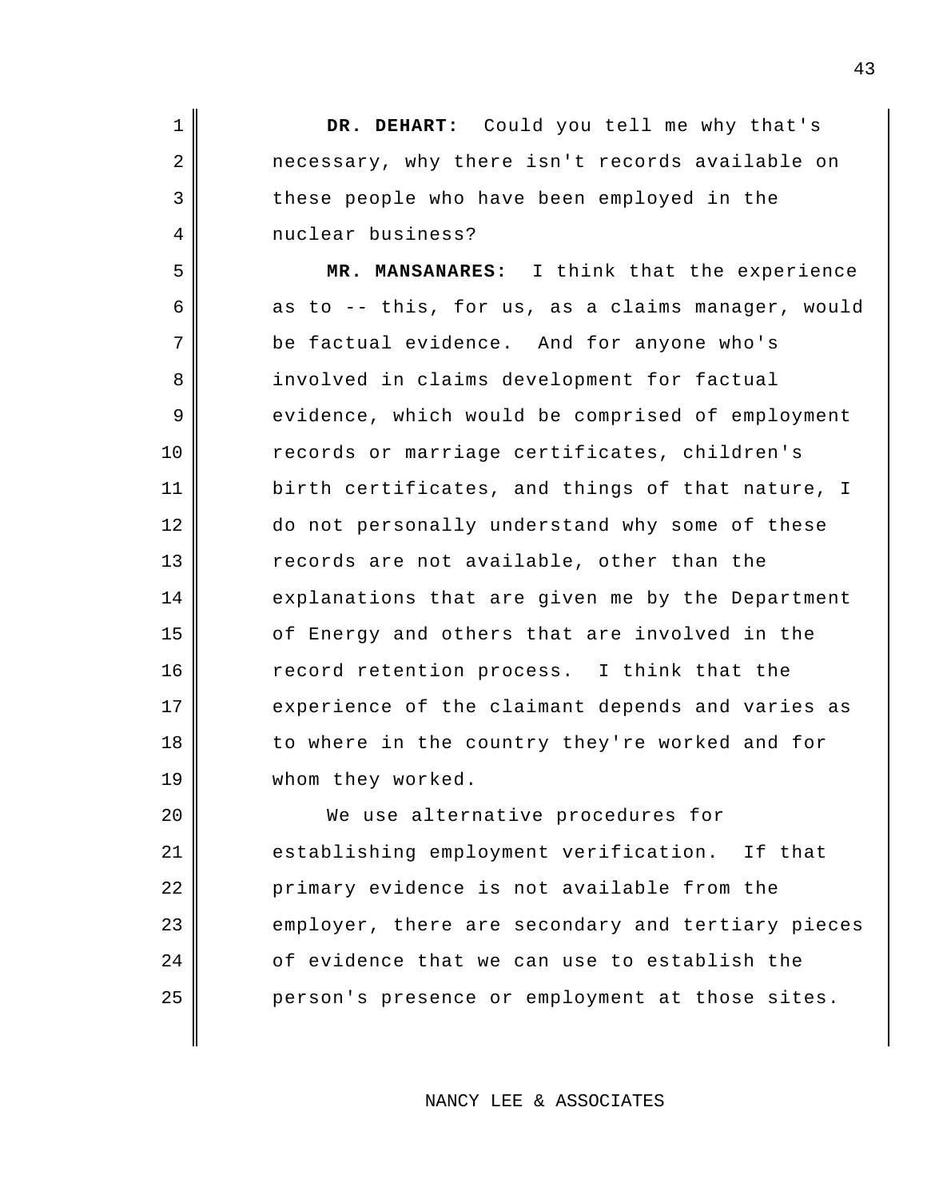**DR. DEHART:** Could you tell me why that's necessary, why there isn't records available on these people who have been employed in the nuclear business?

**MR. MANSANARES:** I think that the experience as to -- this, for us, as a claims manager, would be factual evidence. And for anyone who's involved in claims development for factual evidence, which would be comprised of employment records or marriage certificates, children's birth certificates, and things of that nature, I do not personally understand why some of these records are not available, other than the explanations that are given me by the Department of Energy and others that are involved in the record retention process. I think that the experience of the claimant depends and varies as to where in the country they're worked and for whom they worked.

We use alternative procedures for establishing employment verification. If that primary evidence is not available from the employer, there are secondary and tertiary pieces of evidence that we can use to establish the person's presence or employment at those sites.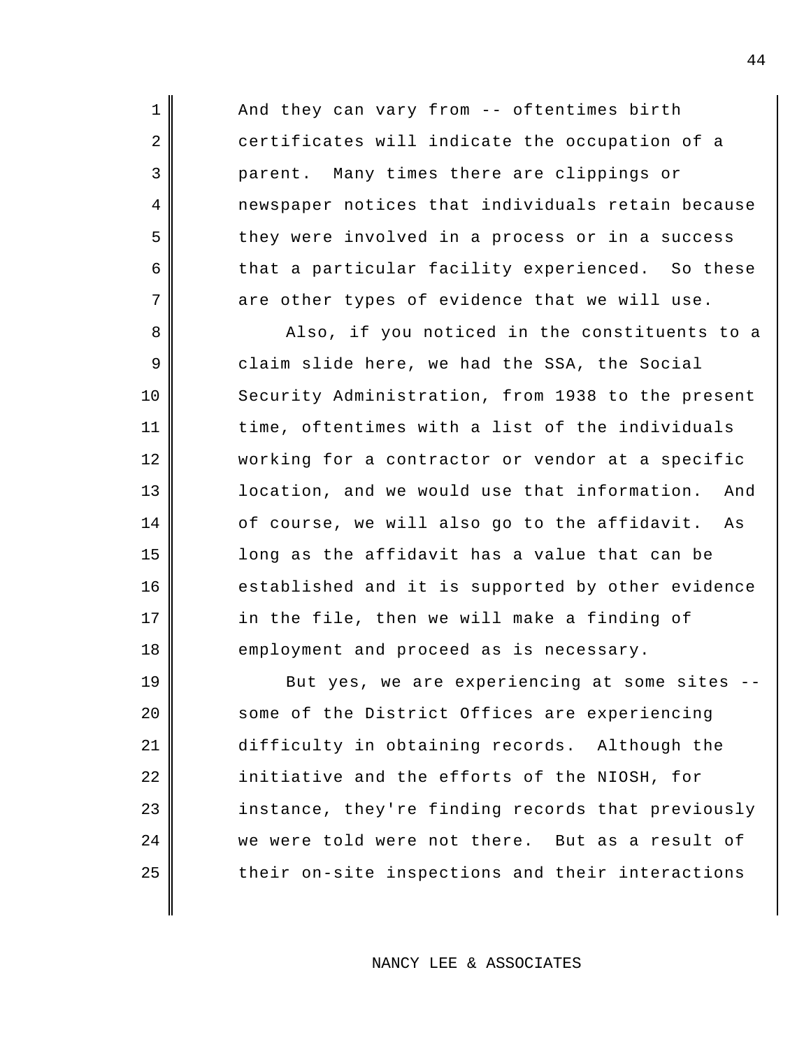And they can vary from -- oftentimes birth certificates will indicate the occupation of a parent. Many times there are clippings or newspaper notices that individuals retain because they were involved in a process or in a success that a particular facility experienced. So these are other types of evidence that we will use.

Also, if you noticed in the constituents to a claim slide here, we had the SSA, the Social Security Administration, from 1938 to the present time, oftentimes with a list of the individuals working for a contractor or vendor at a specific location, and we would use that information. And of course, we will also go to the affidavit. As long as the affidavit has a value that can be established and it is supported by other evidence in the file, then we will make a finding of employment and proceed as is necessary.

But yes, we are experiencing at some sites -- some of the District Offices are experiencing difficulty in obtaining records. Although the initiative and the efforts of the NIOSH, for instance, they're finding records that previously we were told were not there. But as a result of their on-site inspections and their interactions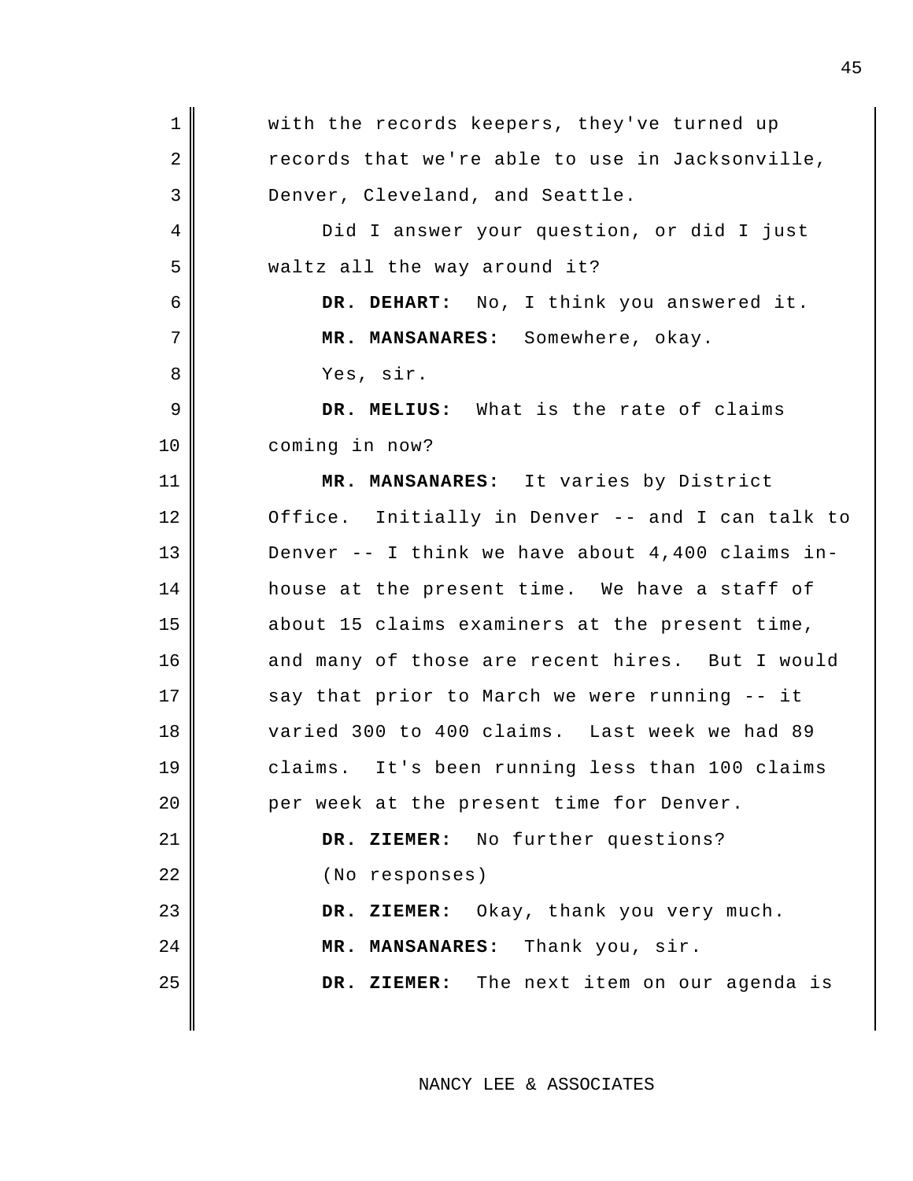with the records keepers, they've turned up records that we're able to use in Jacksonville, Denver, Cleveland, and Seattle.

Did I answer your question, or did I just waltz all the way around it?

**DR. DEHART:** No, I think you answered it.

**MR. MANSANARES:** Somewhere, okay.

Yes, sir.

**DR. MELIUS:** What is the rate of claims coming in now?

**MR. MANSANARES:** It varies by District Office. Initially in Denver -- and I can talk to Denver -- I think we have about 4,400 claims in-house at the present time. We have a staff of about 15 claims examiners at the present time, and many of those are recent hires. But I would say that prior to March we were running -- it varied 300 to 400 claims. Last week we had 89 claims. It's been running less than 100 claims per week at the present time for Denver.

**DR. ZIEMER:** No further questions?

(No responses)

**DR. ZIEMER:** Okay, thank you very much.

**MR. MANSANARES:** Thank you, sir.

**DR. ZIEMER:** The next item on our agenda is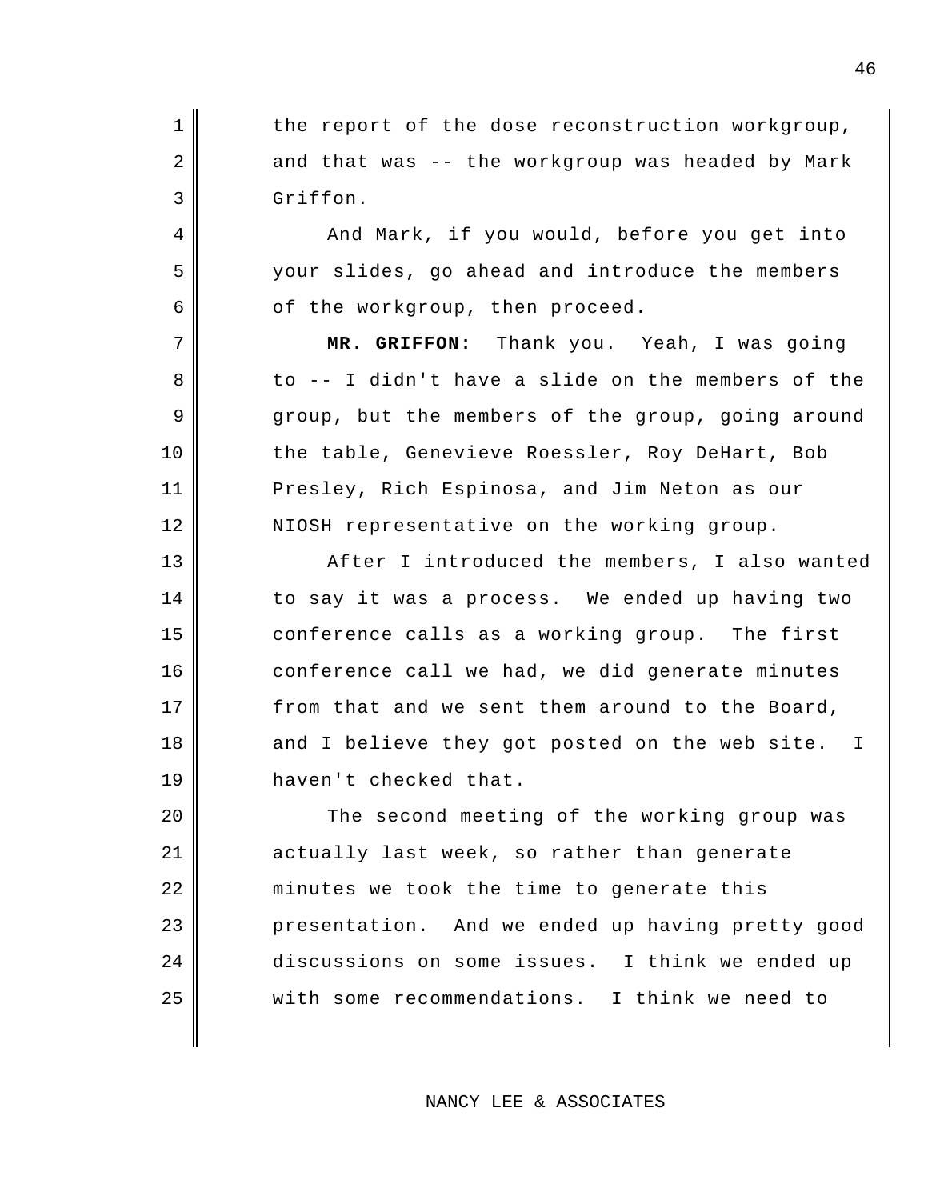the report of the dose reconstruction workgroup, and that was -- the workgroup was headed by Mark Griffon.

And Mark, if you would, before you get into your slides, go ahead and introduce the members of the workgroup, then proceed.

**MR. GRIFFON:** Thank you. Yeah, I was going to -- I didn't have a slide on the members of the group, but the members of the group, going around the table, Genevieve Roessler, Roy DeHart, Bob Presley, Rich Espinosa, and Jim Neton as our NIOSH representative on the working group.

After I introduced the members, I also wanted to say it was a process. We ended up having two conference calls as a working group. The first conference call we had, we did generate minutes from that and we sent them around to the Board, and I believe they got posted on the web site. I haven't checked that.

The second meeting of the working group was actually last week, so rather than generate minutes we took the time to generate this presentation. And we ended up having pretty good discussions on some issues. I think we ended up with some recommendations. I think we need to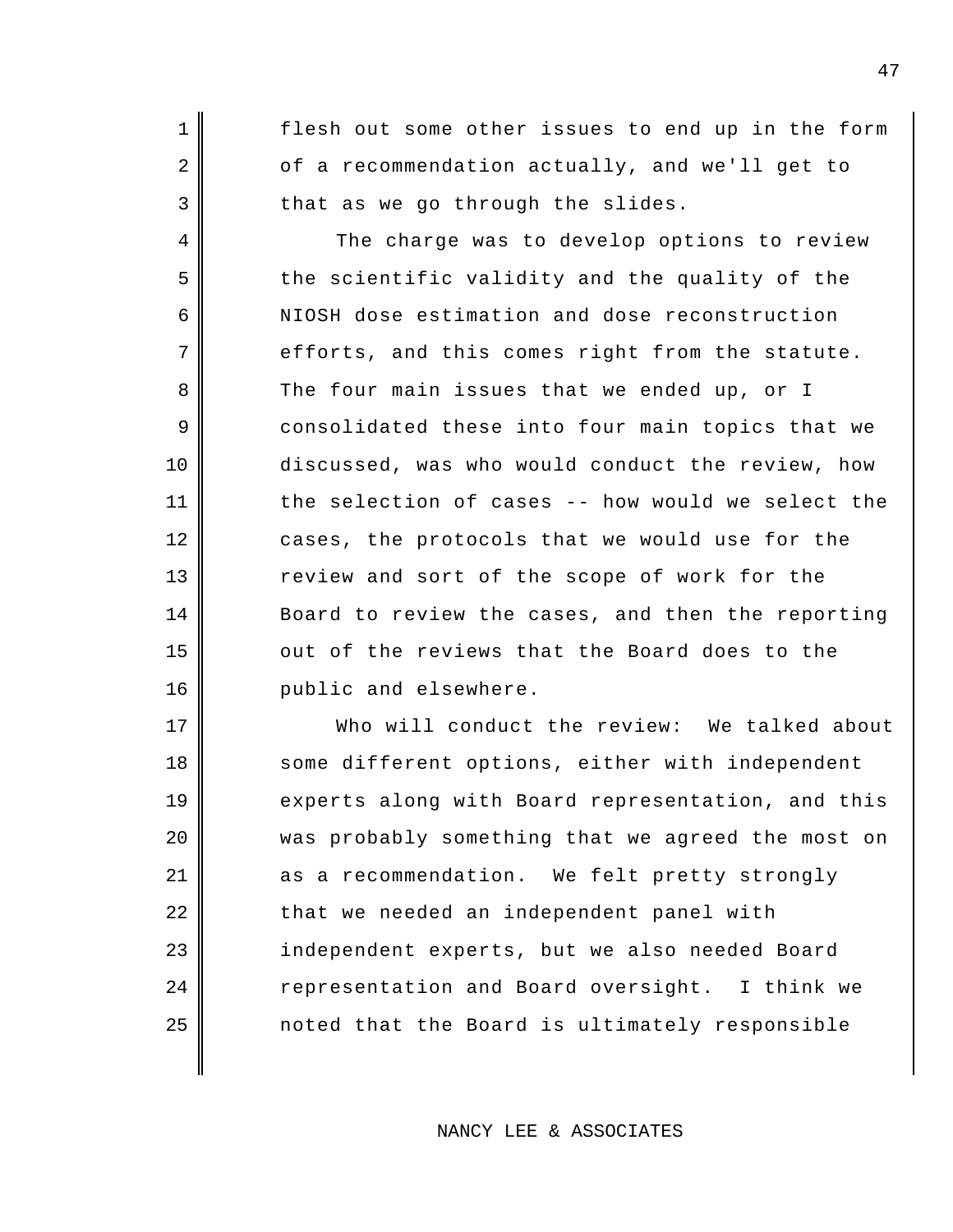flesh out some other issues to end up in the form of a recommendation actually, and we'll get to that as we go through the slides.

The charge was to develop options to review the scientific validity and the quality of the NIOSH dose estimation and dose reconstruction efforts, and this comes right from the statute. The four main issues that we ended up, or I consolidated these into four main topics that we discussed, was who would conduct the review, how the selection of cases -- how would we select the cases, the protocols that we would use for the review and sort of the scope of work for the Board to review the cases, and then the reporting out of the reviews that the Board does to the public and elsewhere.

Who will conduct the review: We talked about some different options, either with independent experts along with Board representation, and this was probably something that we agreed the most on as a recommendation. We felt pretty strongly that we needed an independent panel with independent experts, but we also needed Board representation and Board oversight. I think we noted that the Board is ultimately responsible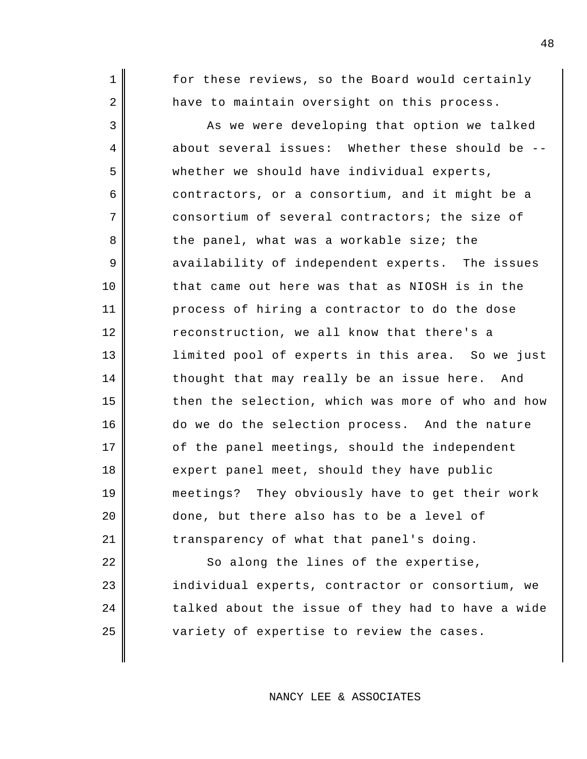for these reviews, so the Board would certainly have to maintain oversight on this process.

As we were developing that option we talked about several issues: Whether these should be -- whether we should have individual experts, contractors, or a consortium, and it might be a consortium of several contractors; the size of the panel, what was a workable size; the availability of independent experts. The issues that came out here was that as NIOSH is in the process of hiring a contractor to do the dose reconstruction, we all know that there's a limited pool of experts in this area. So we just thought that may really be an issue here. And then the selection, which was more of who and how do we do the selection process. And the nature of the panel meetings, should the independent expert panel meet, should they have public meetings? They obviously have to get their work done, but there also has to be a level of transparency of what that panel's doing.

So along the lines of the expertise, individual experts, contractor or consortium, we talked about the issue of they had to have a wide variety of expertise to review the cases.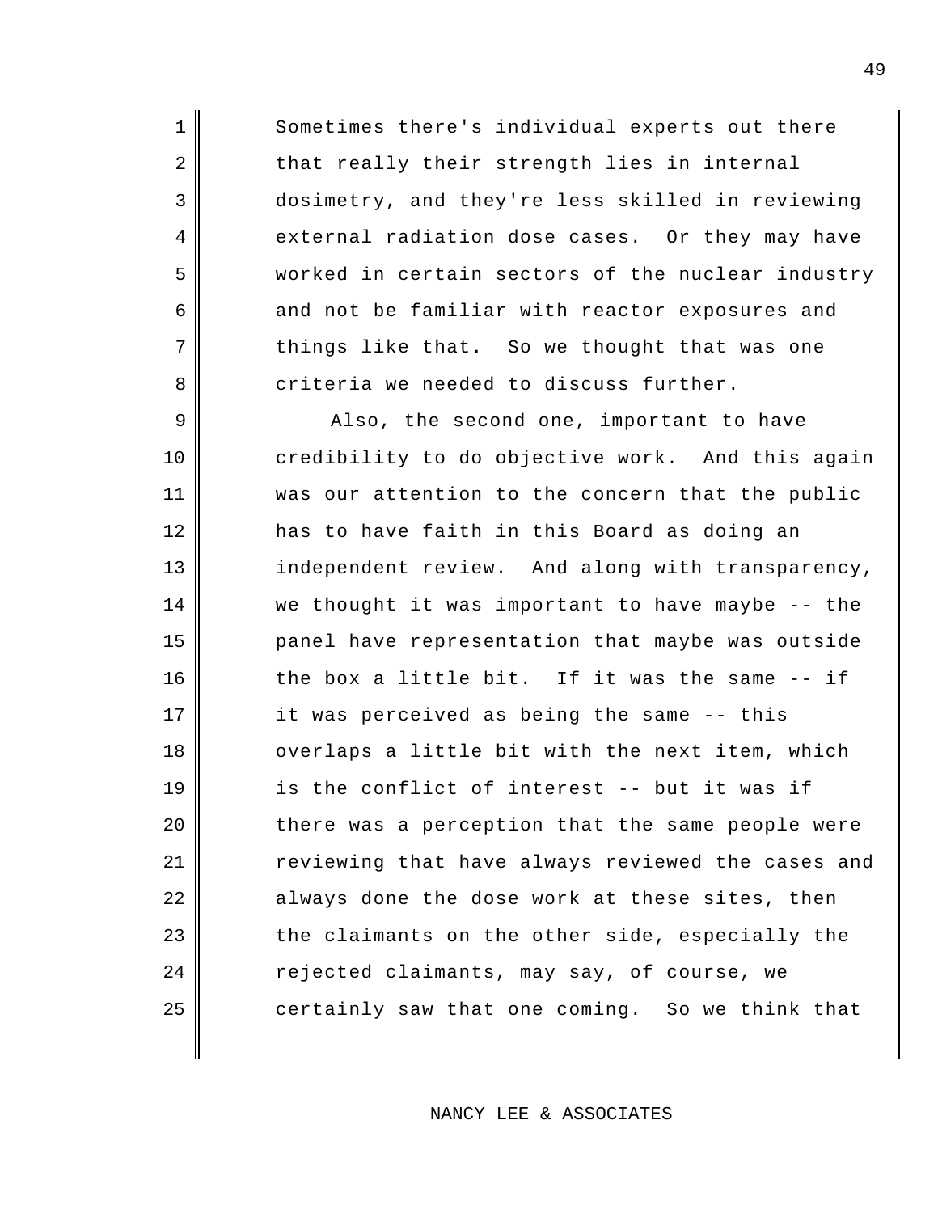Sometimes there's individual experts out there that really their strength lies in internal dosimetry, and they're less skilled in reviewing external radiation dose cases. Or they may have worked in certain sectors of the nuclear industry and not be familiar with reactor exposures and things like that. So we thought that was one criteria we needed to discuss further.

Also, the second one, important to have credibility to do objective work. And this again was our attention to the concern that the public has to have faith in this Board as doing an independent review. And along with transparency, we thought it was important to have maybe -- the panel have representation that maybe was outside the box a little bit. If it was the same -- if it was perceived as being the same -- this overlaps a little bit with the next item, which is the conflict of interest -- but it was if there was a perception that the same people were reviewing that have always reviewed the cases and always done the dose work at these sites, then the claimants on the other side, especially the rejected claimants, may say, of course, we certainly saw that one coming. So we think that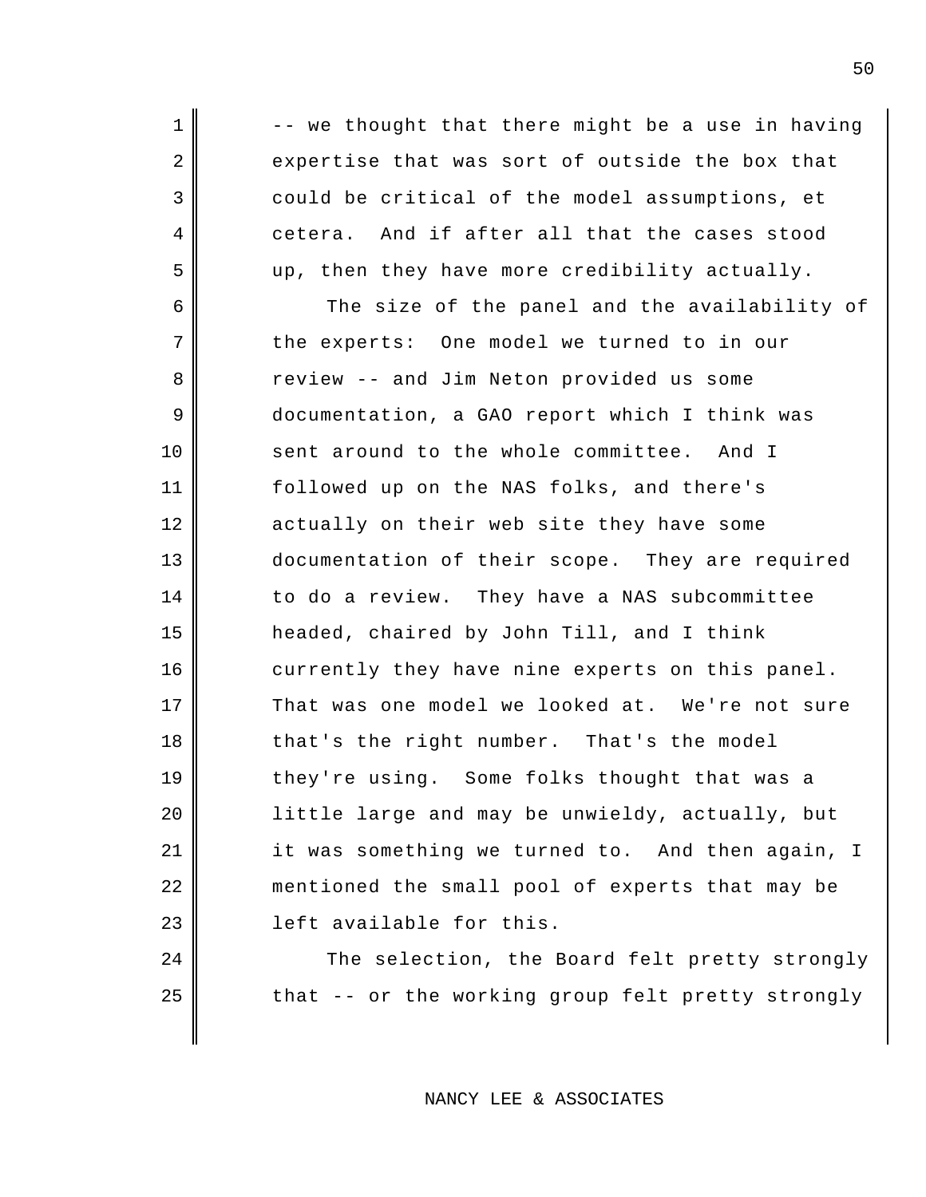-- we thought that there might be a use in having expertise that was sort of outside the box that could be critical of the model assumptions, et cetera. And if after all that the cases stood up, then they have more credibility actually.

The size of the panel and the availability of the experts: One model we turned to in our review -- and Jim Neton provided us some documentation, a GAO report which I think was sent around to the whole committee. And I followed up on the NAS folks, and there's actually on their web site they have some documentation of their scope. They are required to do a review. They have a NAS subcommittee headed, chaired by John Till, and I think currently they have nine experts on this panel. That was one model we looked at. We're not sure that's the right number. That's the model they're using. Some folks thought that was a little large and may be unwieldy, actually, but it was something we turned to. And then again, I mentioned the small pool of experts that may be left available for this.

The selection, the Board felt pretty strongly that -- or the working group felt pretty strongly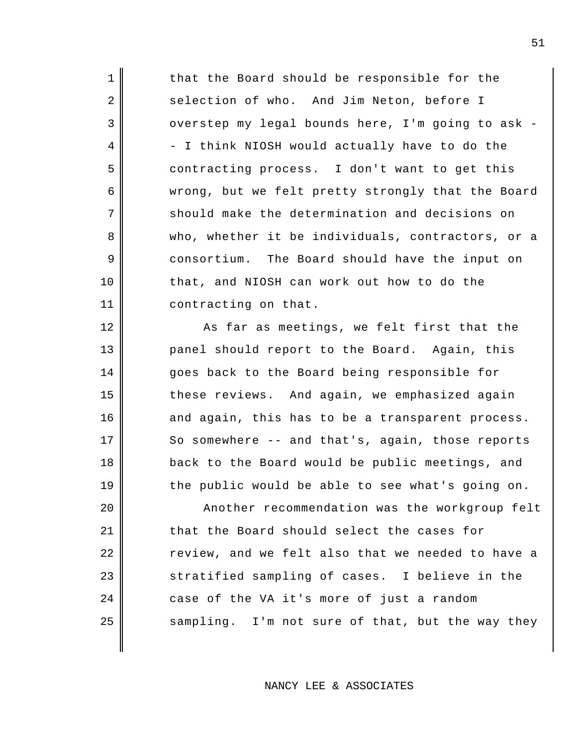that the Board should be responsible for the selection of who. And Jim Neton, before I overstep my legal bounds here, I'm going to ask -- I think NIOSH would actually have to do the contracting process. I don't want to get this wrong, but we felt pretty strongly that the Board should make the determination and decisions on who, whether it be individuals, contractors, or a consortium. The Board should have the input on that, and NIOSH can work out how to do the contracting on that.

As far as meetings, we felt first that the panel should report to the Board. Again, this goes back to the Board being responsible for these reviews. And again, we emphasized again and again, this has to be a transparent process. So somewhere -- and that's, again, those reports back to the Board would be public meetings, and the public would be able to see what's going on.

Another recommendation was the workgroup felt that the Board should select the cases for review, and we felt also that we needed to have a stratified sampling of cases. I believe in the case of the VA it's more of just a random sampling. I'm not sure of that, but the way they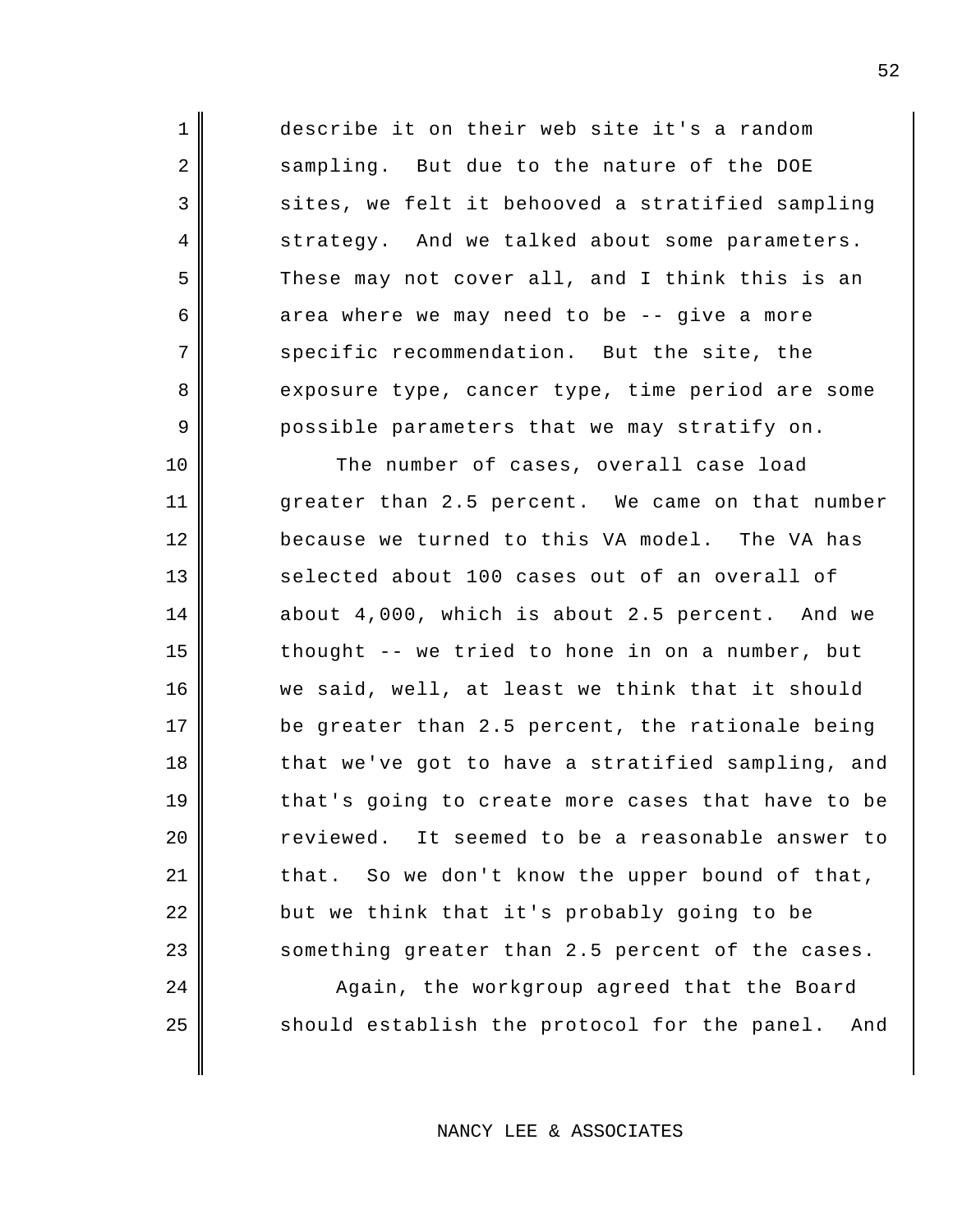describe it on their web site it's a random sampling. But due to the nature of the DOE sites, we felt it behooved a stratified sampling strategy. And we talked about some parameters. These may not cover all, and I think this is an area where we may need to be -- give a more specific recommendation. But the site, the exposure type, cancer type, time period are some possible parameters that we may stratify on.

The number of cases, overall case load greater than 2.5 percent. We came on that number because we turned to this VA model. The VA has selected about 100 cases out of an overall of about 4,000, which is about 2.5 percent. And we thought -- we tried to hone in on a number, but we said, well, at least we think that it should be greater than 2.5 percent, the rationale being that we've got to have a stratified sampling, and that's going to create more cases that have to be reviewed. It seemed to be a reasonable answer to that. So we don't know the upper bound of that, but we think that it's probably going to be something greater than 2.5 percent of the cases.

Again, the workgroup agreed that the Board should establish the protocol for the panel. And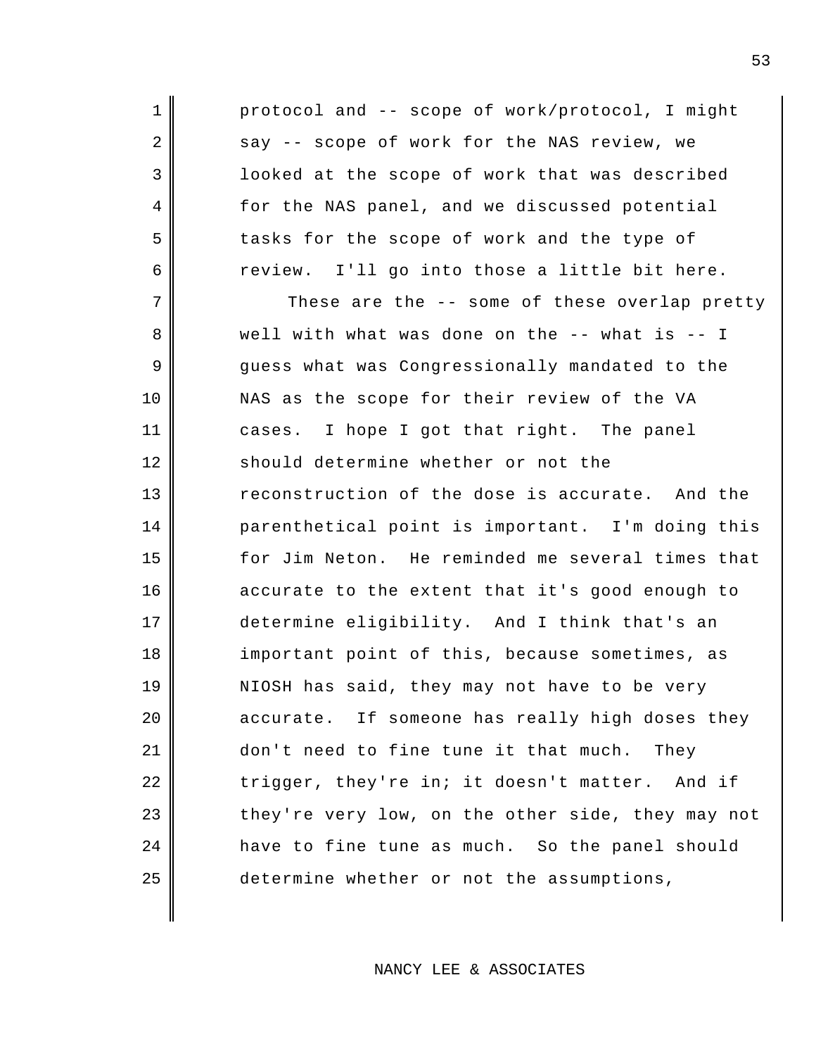protocol and -- scope of work/protocol, I might say -- scope of work for the NAS review, we looked at the scope of work that was described for the NAS panel, and we discussed potential tasks for the scope of work and the type of review. I'll go into those a little bit here.

These are the -- some of these overlap pretty well with what was done on the -- what is -- I guess what was Congressionally mandated to the NAS as the scope for their review of the VA cases. I hope I got that right. The panel should determine whether or not the reconstruction of the dose is accurate. And the parenthetical point is important. I'm doing this for Jim Neton. He reminded me several times that accurate to the extent that it's good enough to determine eligibility. And I think that's an important point of this, because sometimes, as NIOSH has said, they may not have to be very accurate. If someone has really high doses they don't need to fine tune it that much. They trigger, they're in; it doesn't matter. And if they're very low, on the other side, they may not have to fine tune as much. So the panel should determine whether or not the assumptions,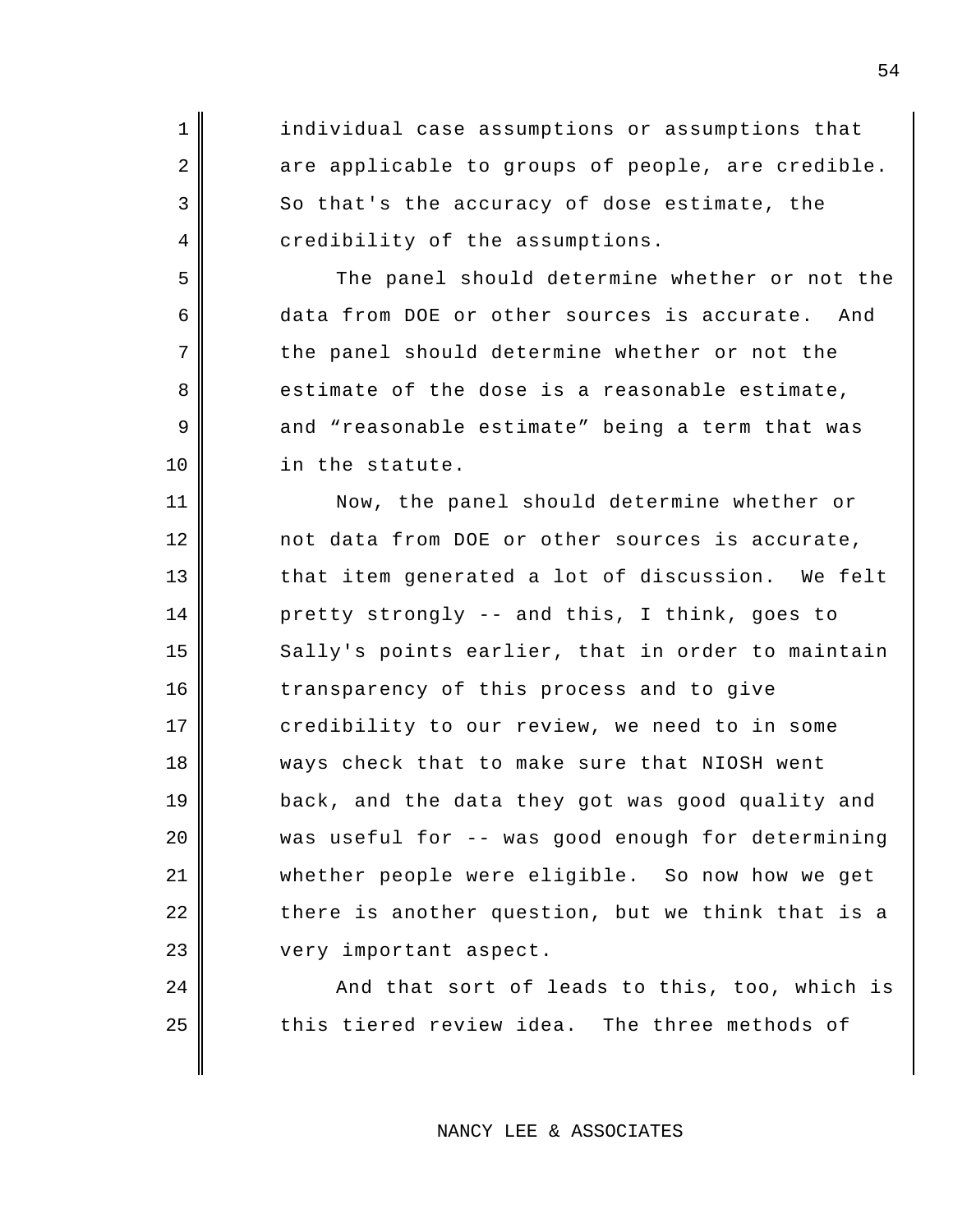individual case assumptions or assumptions that are applicable to groups of people, are credible. So that's the accuracy of dose estimate, the credibility of the assumptions.

The panel should determine whether or not the data from DOE or other sources is accurate. And the panel should determine whether or not the estimate of the dose is a reasonable estimate, and "reasonable estimate" being a term that was in the statute.

Now, the panel should determine whether or not data from DOE or other sources is accurate, that item generated a lot of discussion. We felt pretty strongly -- and this, I think, goes to Sally's points earlier, that in order to maintain transparency of this process and to give credibility to our review, we need to in some ways check that to make sure that NIOSH went back, and the data they got was good quality and was useful for -- was good enough for determining whether people were eligible. So now how we get there is another question, but we think that is a very important aspect.

And that sort of leads to this, too, which is this tiered review idea. The three methods of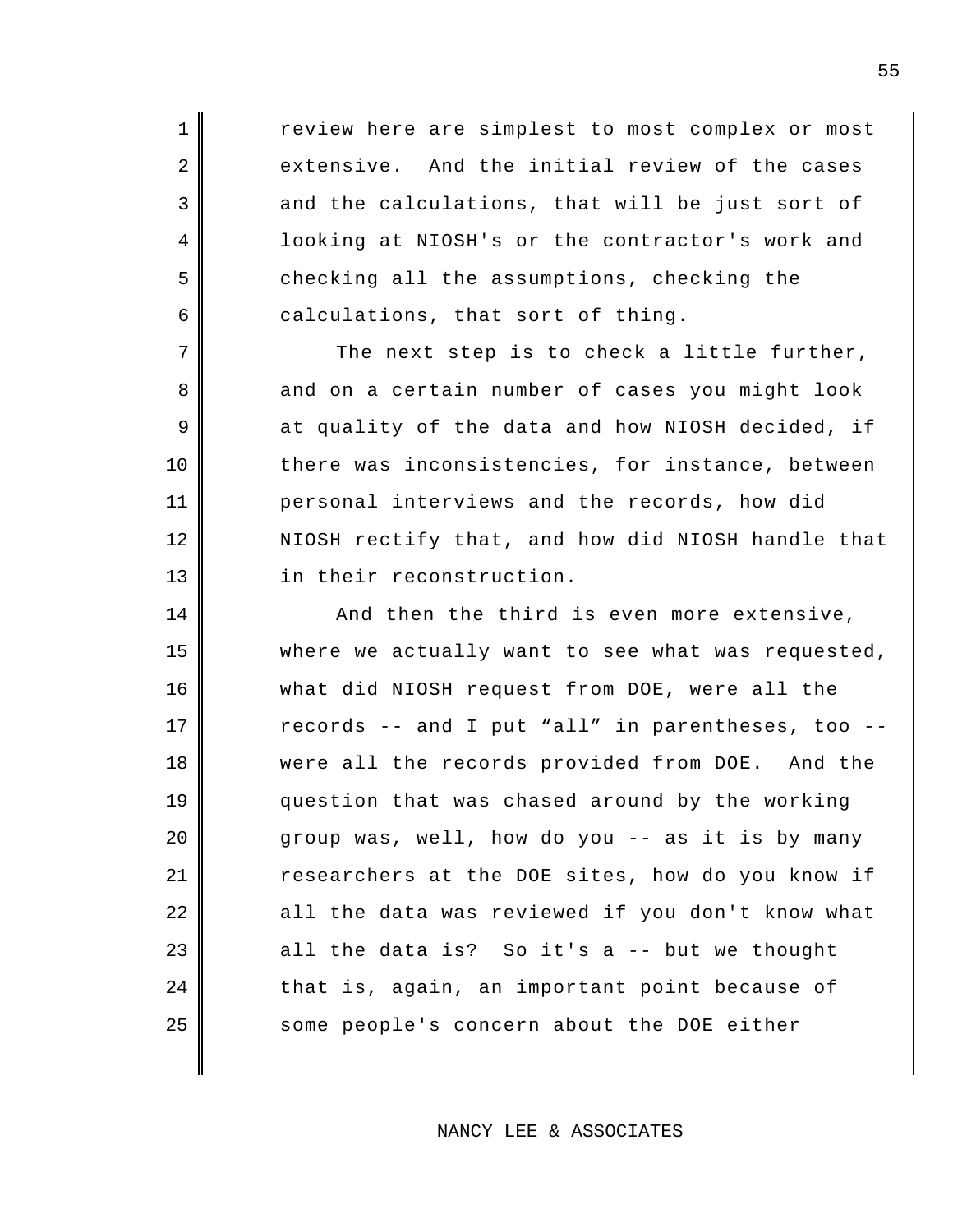review here are simplest to most complex or most extensive. And the initial review of the cases and the calculations, that will be just sort of looking at NIOSH's or the contractor's work and checking all the assumptions, checking the calculations, that sort of thing.

The next step is to check a little further, and on a certain number of cases you might look at quality of the data and how NIOSH decided, if there was inconsistencies, for instance, between personal interviews and the records, how did NIOSH rectify that, and how did NIOSH handle that in their reconstruction.

And then the third is even more extensive, where we actually want to see what was requested, what did NIOSH request from DOE, were all the records -- and I put "all" in parentheses, too -- were all the records provided from DOE. And the question that was chased around by the working group was, well, how do you -- as it is by many researchers at the DOE sites, how do you know if all the data was reviewed if you don't know what all the data is? So it's a -- but we thought that is, again, an important point because of some people's concern about the DOE either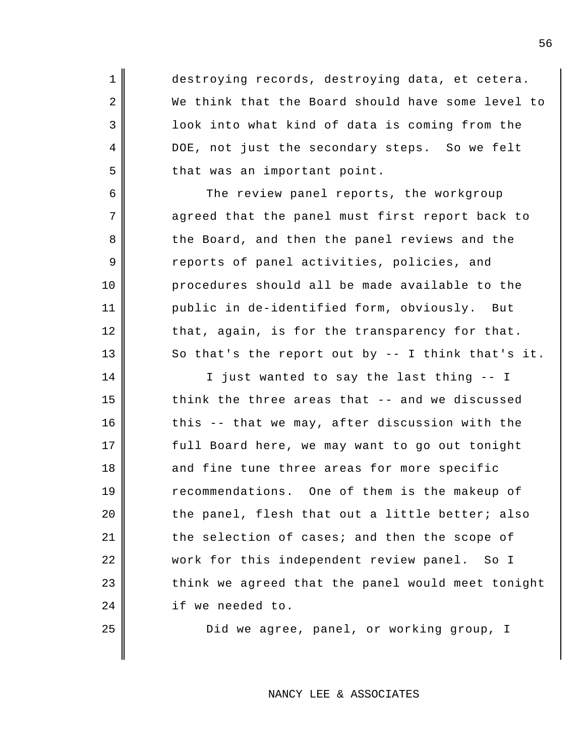destroying records, destroying data, et cetera. We think that the Board should have some level to look into what kind of data is coming from the DOE, not just the secondary steps. So we felt that was an important point.

The review panel reports, the workgroup agreed that the panel must first report back to the Board, and then the panel reviews and the reports of panel activities, policies, and procedures should all be made available to the public in de-identified form, obviously. But that, again, is for the transparency for that. So that's the report out by -- I think that's it.

I just wanted to say the last thing -- I think the three areas that -- and we discussed this -- that we may, after discussion with the full Board here, we may want to go out tonight and fine tune three areas for more specific recommendations. One of them is the makeup of the panel, flesh that out a little better; also the selection of cases; and then the scope of work for this independent review panel. So I think we agreed that the panel would meet tonight if we needed to.

Did we agree, panel, or working group, I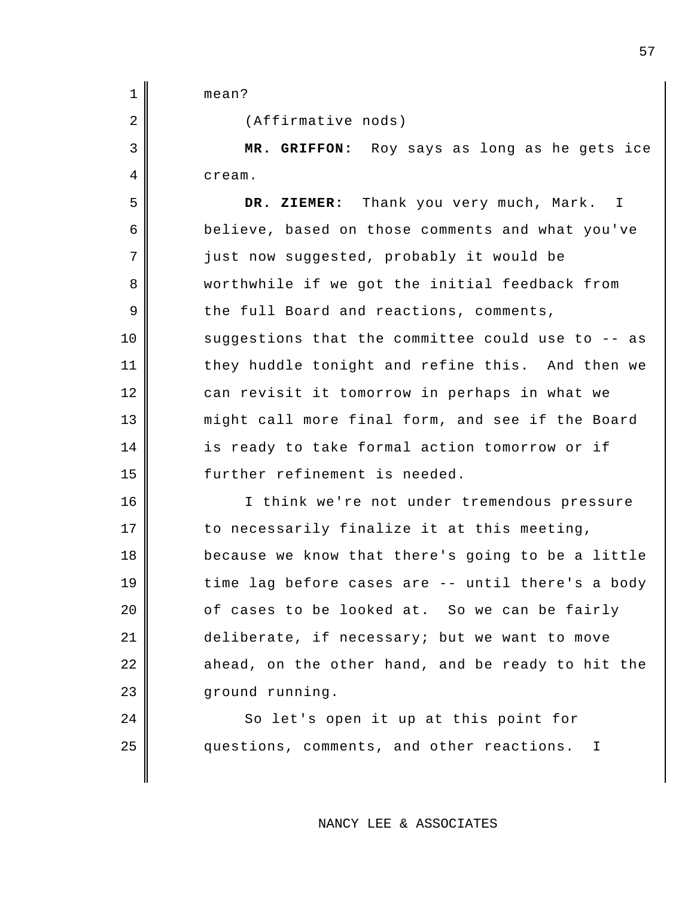mean?

(Affirmative nods)

**MR. GRIFFON:** Roy says as long as he gets ice cream.

**DR. ZIEMER:** Thank you very much, Mark. I believe, based on those comments and what you've just now suggested, probably it would be worthwhile if we got the initial feedback from the full Board and reactions, comments, suggestions that the committee could use to -- as they huddle tonight and refine this. And then we can revisit it tomorrow in perhaps in what we might call more final form, and see if the Board is ready to take formal action tomorrow or if further refinement is needed.

I think we're not under tremendous pressure to necessarily finalize it at this meeting, because we know that there's going to be a little time lag before cases are -- until there's a body of cases to be looked at. So we can be fairly deliberate, if necessary; but we want to move ahead, on the other hand, and be ready to hit the ground running.

So let's open it up at this point for questions, comments, and other reactions. I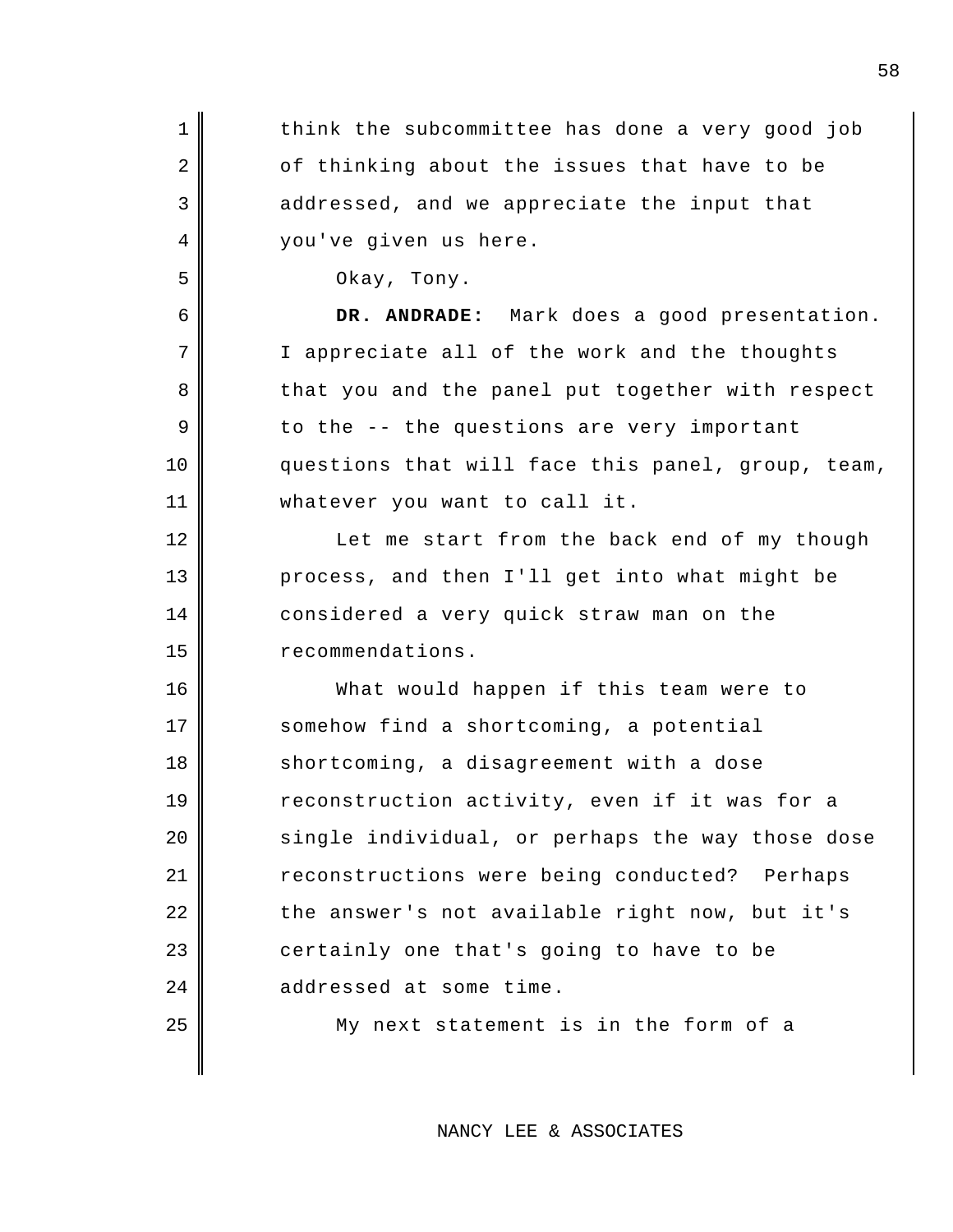think the subcommittee has done a very good job of thinking about the issues that have to be addressed, and we appreciate the input that you've given us here.

Okay, Tony.

**DR. ANDRADE:** Mark does a good presentation. I appreciate all of the work and the thoughts that you and the panel put together with respect to the -- the questions are very important questions that will face this panel, group, team, whatever you want to call it.

Let me start from the back end of my though process, and then I'll get into what might be considered a very quick straw man on the recommendations.

What would happen if this team were to somehow find a shortcoming, a potential shortcoming, a disagreement with a dose reconstruction activity, even if it was for a single individual, or perhaps the way those dose reconstructions were being conducted? Perhaps the answer's not available right now, but it's certainly one that's going to have to be addressed at some time.

My next statement is in the form of a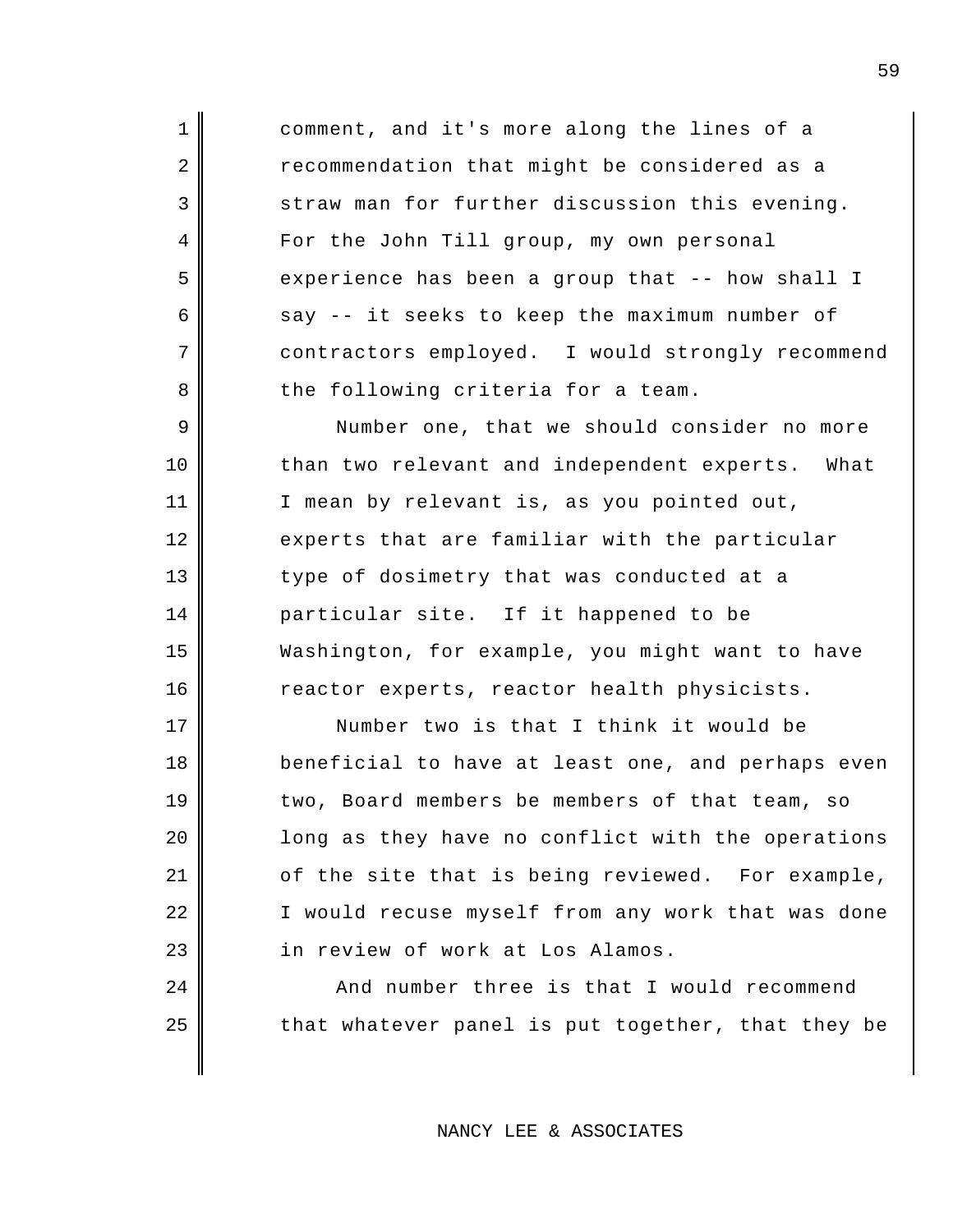comment, and it's more along the lines of a recommendation that might be considered as a straw man for further discussion this evening. For the John Till group, my own personal experience has been a group that -- how shall I say -- it seeks to keep the maximum number of contractors employed. I would strongly recommend the following criteria for a team.

Number one, that we should consider no more than two relevant and independent experts. What I mean by relevant is, as you pointed out, experts that are familiar with the particular type of dosimetry that was conducted at a particular site. If it happened to be Washington, for example, you might want to have reactor experts, reactor health physicists.

Number two is that I think it would be beneficial to have at least one, and perhaps even two, Board members be members of that team, so long as they have no conflict with the operations of the site that is being reviewed. For example, I would recuse myself from any work that was done in review of work at Los Alamos.

And number three is that I would recommend that whatever panel is put together, that they be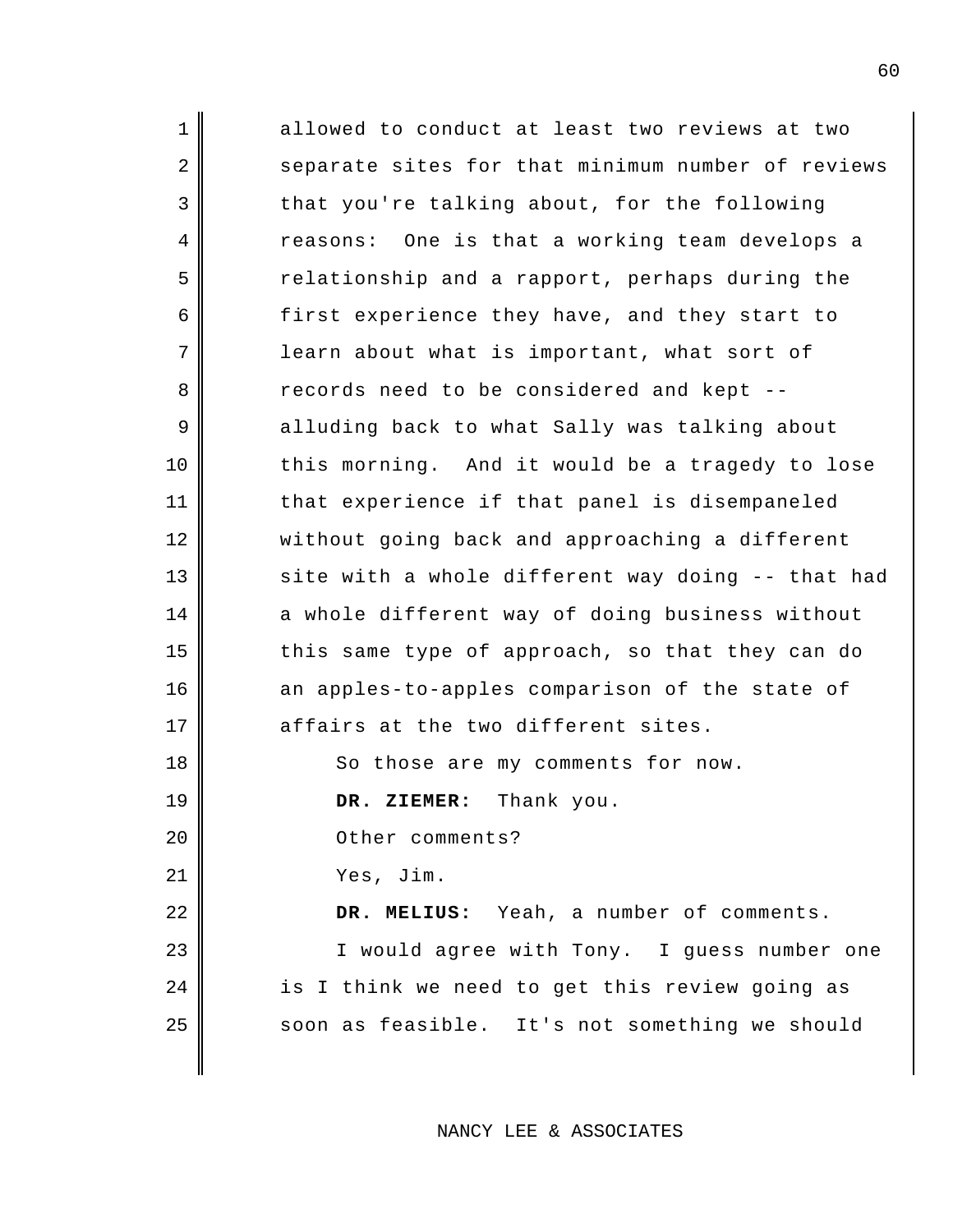allowed to conduct at least two reviews at two separate sites for that minimum number of reviews that you're talking about, for the following reasons: One is that a working team develops a relationship and a rapport, perhaps during the first experience they have, and they start to learn about what is important, what sort of records need to be considered and kept -- alluding back to what Sally was talking about this morning. And it would be a tragedy to lose that experience if that panel is disempaneled without going back and approaching a different site with a whole different way doing -- that had a whole different way of doing business without this same type of approach, so that they can do an apples-to-apples comparison of the state of affairs at the two different sites.

So those are my comments for now.

**DR. ZIEMER:** Thank you.

Other comments?

Yes, Jim.

**DR. MELIUS:** Yeah, a number of comments.

I would agree with Tony. I guess number one is I think we need to get this review going as soon as feasible. It's not something we should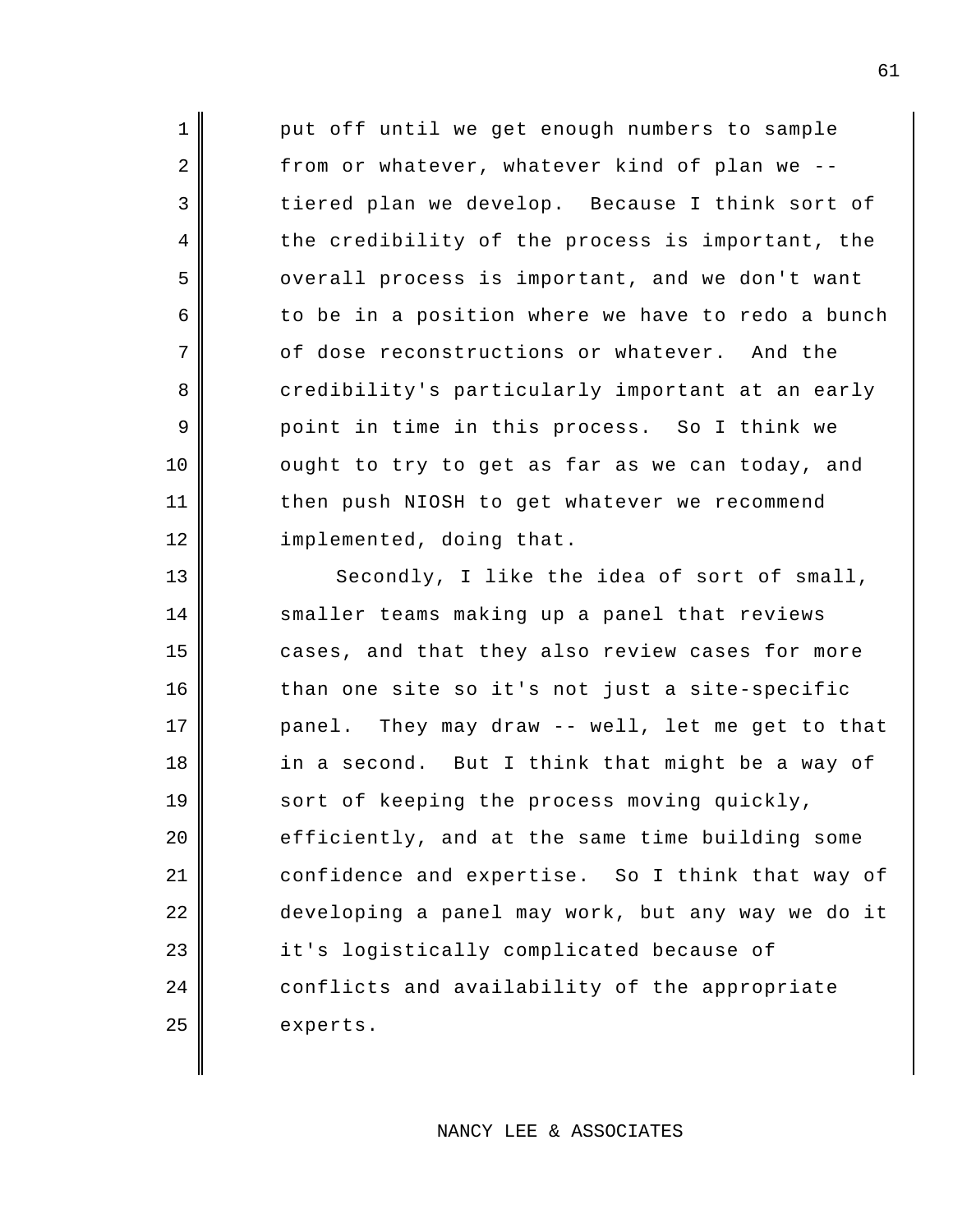put off until we get enough numbers to sample from or whatever, whatever kind of plan we -- tiered plan we develop. Because I think sort of the credibility of the process is important, the overall process is important, and we don't want to be in a position where we have to redo a bunch of dose reconstructions or whatever. And the credibility's particularly important at an early point in time in this process. So I think we ought to try to get as far as we can today, and then push NIOSH to get whatever we recommend implemented, doing that.

Secondly, I like the idea of sort of small, smaller teams making up a panel that reviews cases, and that they also review cases for more than one site so it's not just a site-specific panel. They may draw -- well, let me get to that in a second. But I think that might be a way of sort of keeping the process moving quickly, efficiently, and at the same time building some confidence and expertise. So I think that way of developing a panel may work, but any way we do it it's logistically complicated because of conflicts and availability of the appropriate experts.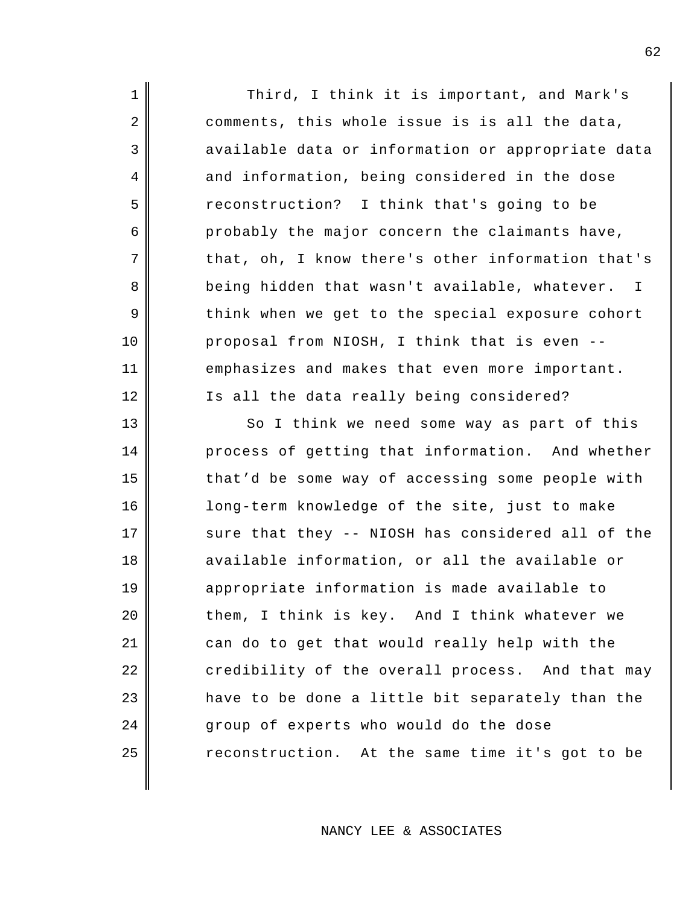Third, I think it is important, and Mark's comments, this whole issue is is all the data, available data or information or appropriate data and information, being considered in the dose reconstruction? I think that's going to be probably the major concern the claimants have, that, oh, I know there's other information that's being hidden that wasn't available, whatever. I think when we get to the special exposure cohort proposal from NIOSH, I think that is even -- emphasizes and makes that even more important. Is all the data really being considered?

So I think we need some way as part of this process of getting that information. And whether that'd be some way of accessing some people with long-term knowledge of the site, just to make sure that they -- NIOSH has considered all of the available information, or all the available or appropriate information is made available to them, I think is key. And I think whatever we can do to get that would really help with the credibility of the overall process. And that may have to be done a little bit separately than the group of experts who would do the dose reconstruction. At the same time it's got to be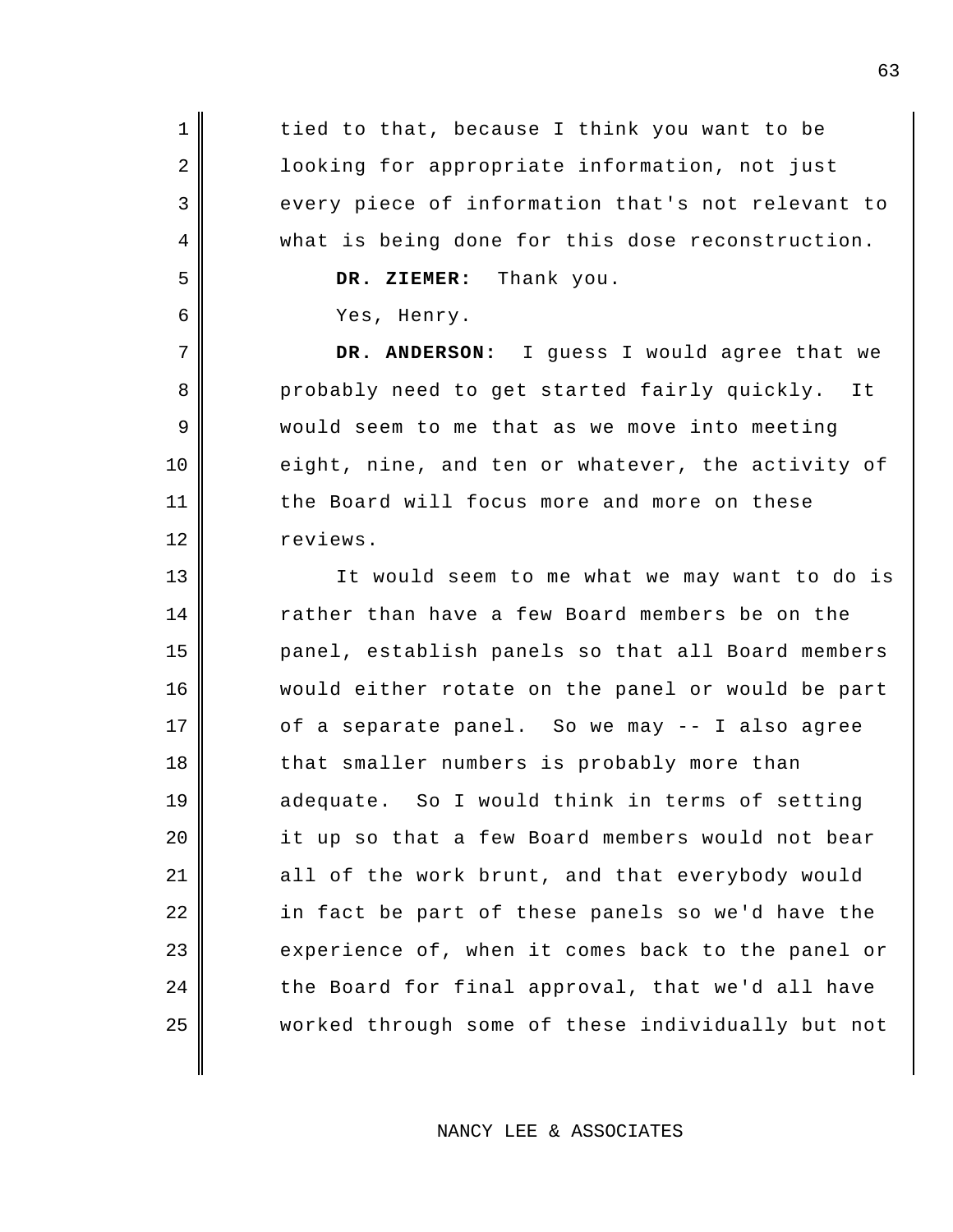tied to that, because I think you want to be looking for appropriate information, not just every piece of information that's not relevant to what is being done for this dose reconstruction.

**DR. ZIEMER:** Thank you.

Yes, Henry.

**DR. ANDERSON:** I guess I would agree that we probably need to get started fairly quickly. It would seem to me that as we move into meeting eight, nine, and ten or whatever, the activity of the Board will focus more and more on these reviews.

It would seem to me what we may want to do is rather than have a few Board members be on the panel, establish panels so that all Board members would either rotate on the panel or would be part of a separate panel. So we may -- I also agree that smaller numbers is probably more than adequate. So I would think in terms of setting it up so that a few Board members would not bear all of the work brunt, and that everybody would in fact be part of these panels so we'd have the experience of, when it comes back to the panel or the Board for final approval, that we'd all have worked through some of these individually but not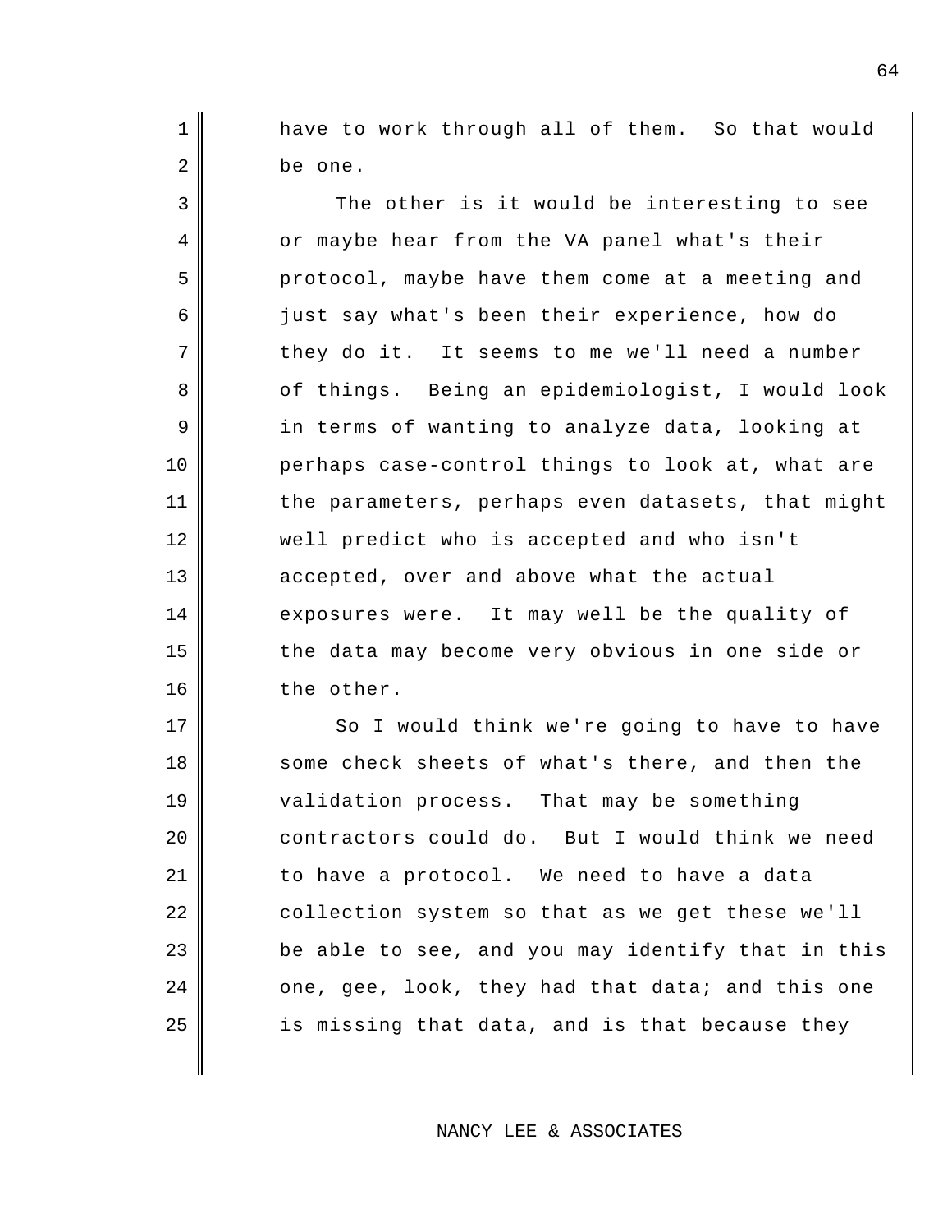have to work through all of them. So that would be one.

The other is it would be interesting to see or maybe hear from the VA panel what's their protocol, maybe have them come at a meeting and just say what's been their experience, how do they do it. It seems to me we'll need a number of things. Being an epidemiologist, I would look in terms of wanting to analyze data, looking at perhaps case-control things to look at, what are the parameters, perhaps even datasets, that might well predict who is accepted and who isn't accepted, over and above what the actual exposures were. It may well be the quality of the data may become very obvious in one side or the other.

So I would think we're going to have to have some check sheets of what's there, and then the validation process. That may be something contractors could do. But I would think we need to have a protocol. We need to have a data collection system so that as we get these we'll be able to see, and you may identify that in this one, gee, look, they had that data; and this one is missing that data, and is that because they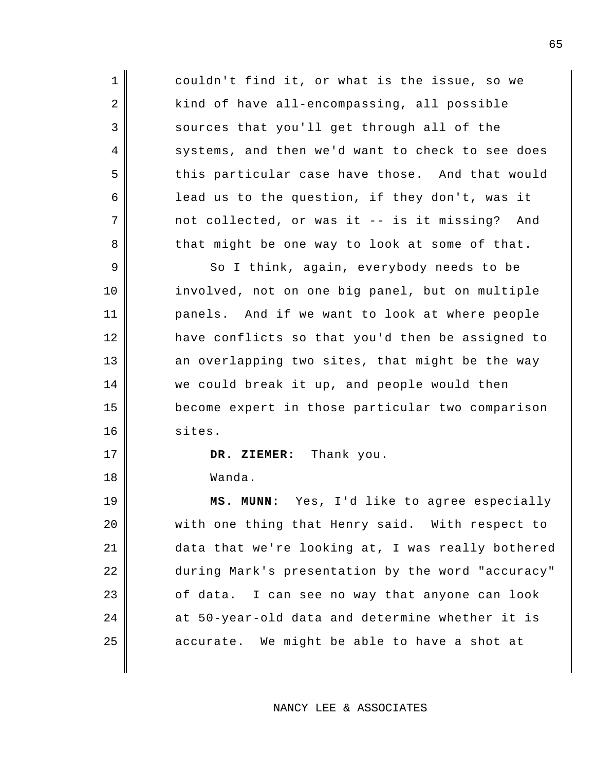couldn't find it, or what is the issue, so we kind of have all-encompassing, all possible sources that you'll get through all of the systems, and then we'd want to check to see does this particular case have those. And that would lead us to the question, if they don't, was it not collected, or was it -- is it missing? And that might be one way to look at some of that.

So I think, again, everybody needs to be involved, not on one big panel, but on multiple panels. And if we want to look at where people have conflicts so that you'd then be assigned to an overlapping two sites, that might be the way we could break it up, and people would then become expert in those particular two comparison sites.

**DR. ZIEMER:** Thank you.

Wanda.

**MS. MUNN:** Yes, I'd like to agree especially with one thing that Henry said. With respect to data that we're looking at, I was really bothered during Mark's presentation by the word "accuracy" of data. I can see no way that anyone can look at 50-year-old data and determine whether it is accurate. We might be able to have a shot at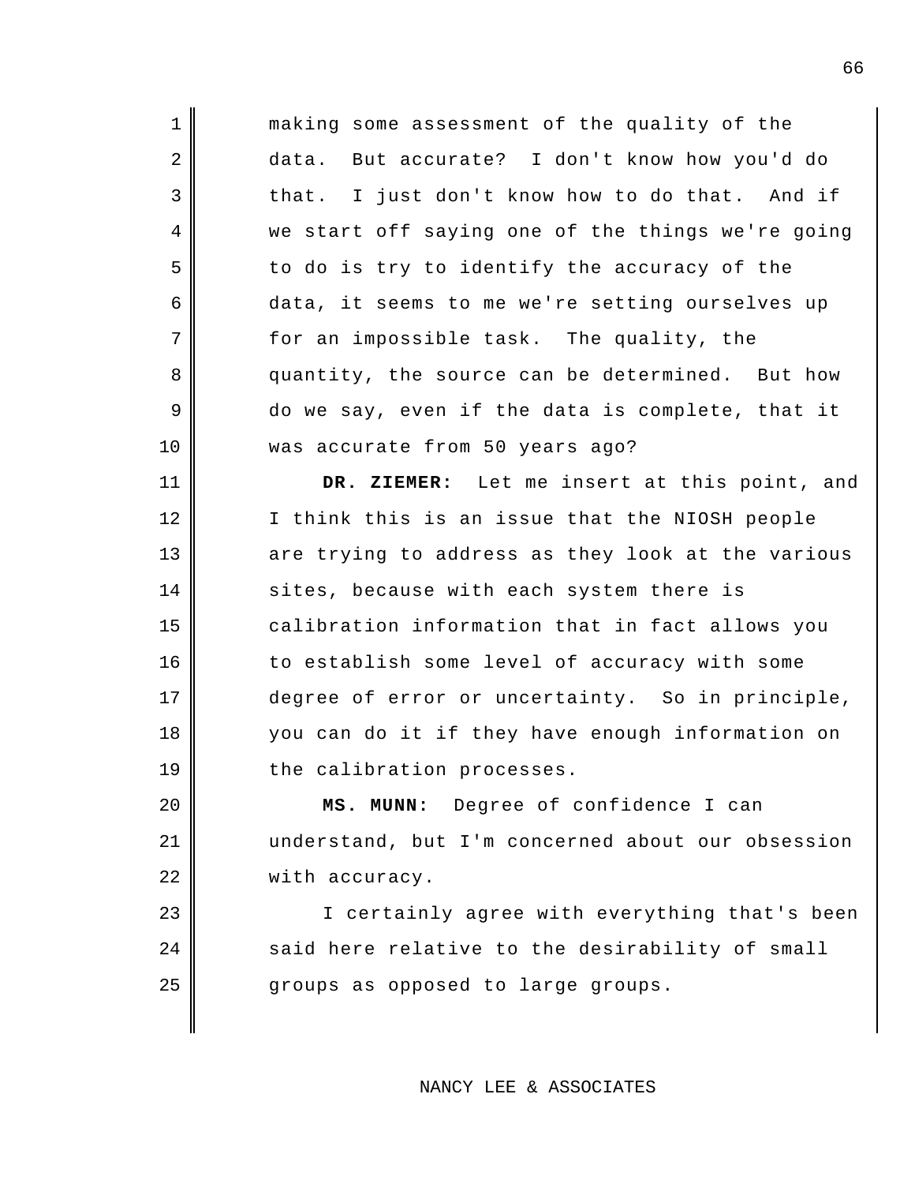making some assessment of the quality of the data. But accurate? I don't know how you'd do that. I just don't know how to do that. And if we start off saying one of the things we're going to do is try to identify the accuracy of the data, it seems to me we're setting ourselves up for an impossible task. The quality, the quantity, the source can be determined. But how do we say, even if the data is complete, that it was accurate from 50 years ago?

**DR. ZIEMER:** Let me insert at this point, and I think this is an issue that the NIOSH people are trying to address as they look at the various sites, because with each system there is calibration information that in fact allows you to establish some level of accuracy with some degree of error or uncertainty. So in principle, you can do it if they have enough information on the calibration processes.

**MS. MUNN:** Degree of confidence I can understand, but I'm concerned about our obsession with accuracy.

I certainly agree with everything that's been said here relative to the desirability of small groups as opposed to large groups.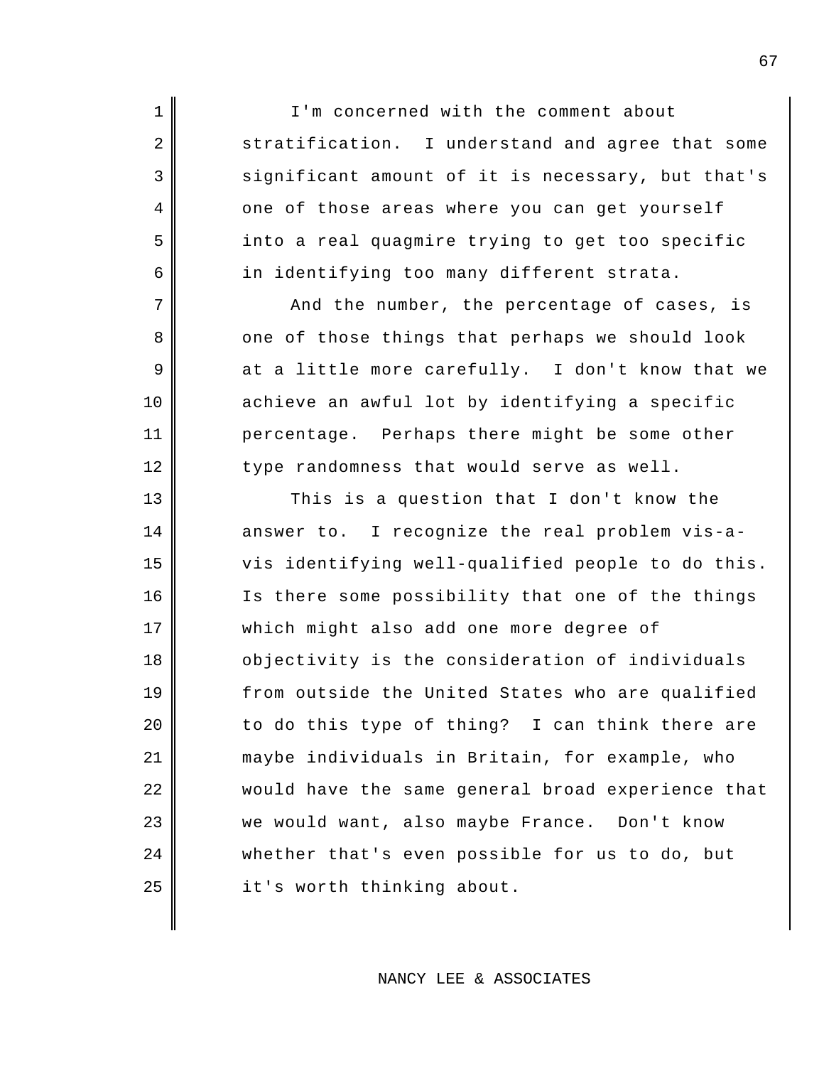I'm concerned with the comment about stratification. I understand and agree that some significant amount of it is necessary, but that's one of those areas where you can get yourself into a real quagmire trying to get too specific in identifying too many different strata.

And the number, the percentage of cases, is one of those things that perhaps we should look at a little more carefully. I don't know that we achieve an awful lot by identifying a specific percentage. Perhaps there might be some other type randomness that would serve as well.

This is a question that I don't know the answer to. I recognize the real problem vis-a-vis identifying well-qualified people to do this. Is there some possibility that one of the things which might also add one more degree of objectivity is the consideration of individuals from outside the United States who are qualified to do this type of thing? I can think there are maybe individuals in Britain, for example, who would have the same general broad experience that we would want, also maybe France. Don't know whether that's even possible for us to do, but it's worth thinking about.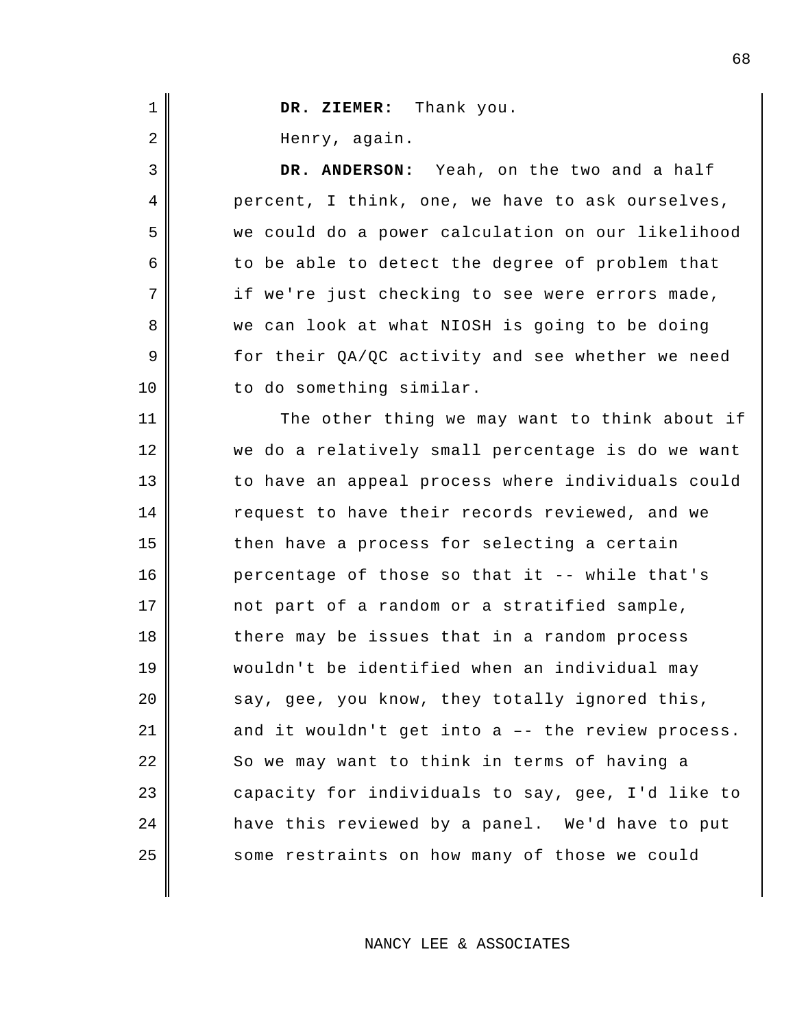**DR. ZIEMER:** Thank you.

Henry, again.

**DR. ANDERSON:** Yeah, on the two and a half percent, I think, one, we have to ask ourselves, we could do a power calculation on our likelihood to be able to detect the degree of problem that if we're just checking to see were errors made, we can look at what NIOSH is going to be doing for their QA/QC activity and see whether we need to do something similar.

The other thing we may want to think about if we do a relatively small percentage is do we want to have an appeal process where individuals could request to have their records reviewed, and we then have a process for selecting a certain percentage of those so that it -- while that's not part of a random or a stratified sample, there may be issues that in a random process wouldn't be identified when an individual may say, gee, you know, they totally ignored this, and it wouldn't get into a –– the review process. So we may want to think in terms of having a capacity for individuals to say, gee, I'd like to have this reviewed by a panel. We'd have to put some restraints on how many of those we could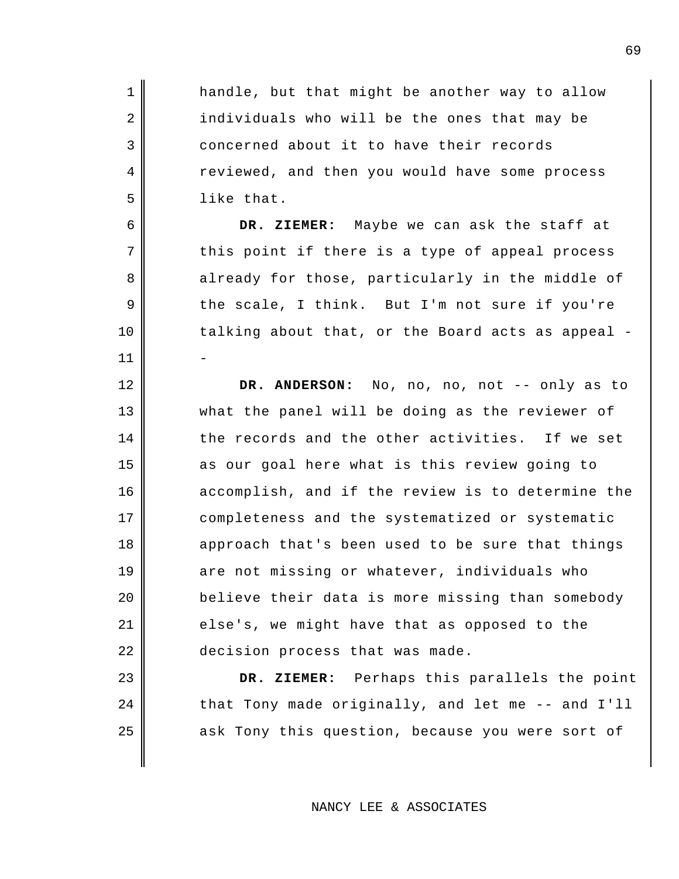handle, but that might be another way to allow individuals who will be the ones that may be concerned about it to have their records reviewed, and then you would have some process like that.

**DR. ZIEMER:** Maybe we can ask the staff at this point if there is a type of appeal process already for those, particularly in the middle of the scale, I think. But I'm not sure if you're talking about that, or the Board acts as appeal --

**DR. ANDERSON:** No, no, no, not -- only as to what the panel will be doing as the reviewer of the records and the other activities. If we set as our goal here what is this review going to accomplish, and if the review is to determine the completeness and the systematized or systematic approach that's been used to be sure that things are not missing or whatever, individuals who believe their data is more missing than somebody else's, we might have that as opposed to the decision process that was made.

**DR. ZIEMER:** Perhaps this parallels the point that Tony made originally, and let me -- and I'll ask Tony this question, because you were sort of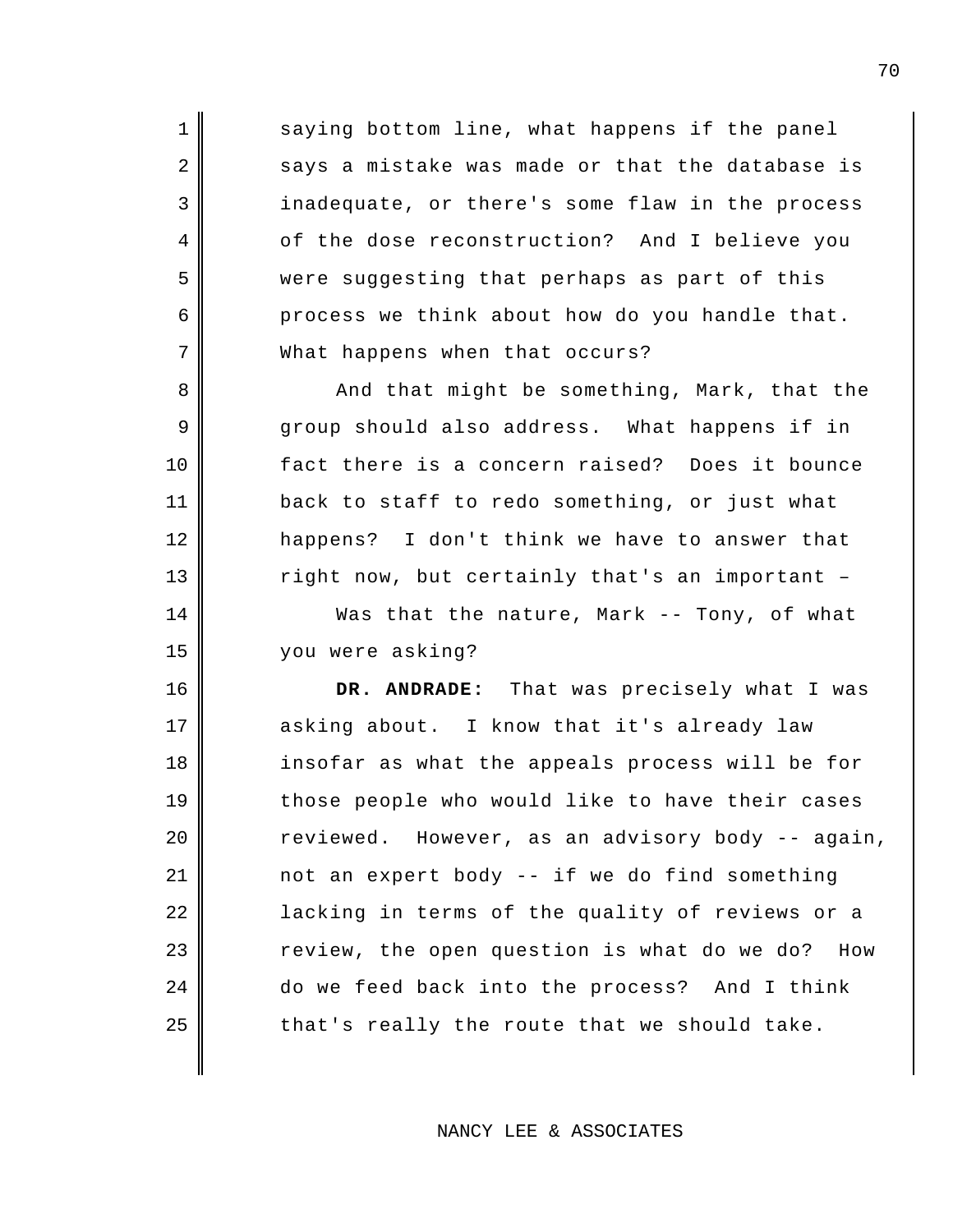saying bottom line, what happens if the panel says a mistake was made or that the database is inadequate, or there's some flaw in the process of the dose reconstruction? And I believe you were suggesting that perhaps as part of this process we think about how do you handle that. What happens when that occurs?

And that might be something, Mark, that the group should also address. What happens if in fact there is a concern raised? Does it bounce back to staff to redo something, or just what happens? I don't think we have to answer that right now, but certainly that's an important –

Was that the nature, Mark -- Tony, of what you were asking?

**DR. ANDRADE:** That was precisely what I was asking about. I know that it's already law insofar as what the appeals process will be for those people who would like to have their cases reviewed. However, as an advisory body -- again, not an expert body -- if we do find something lacking in terms of the quality of reviews or a review, the open question is what do we do? How do we feed back into the process? And I think that's really the route that we should take.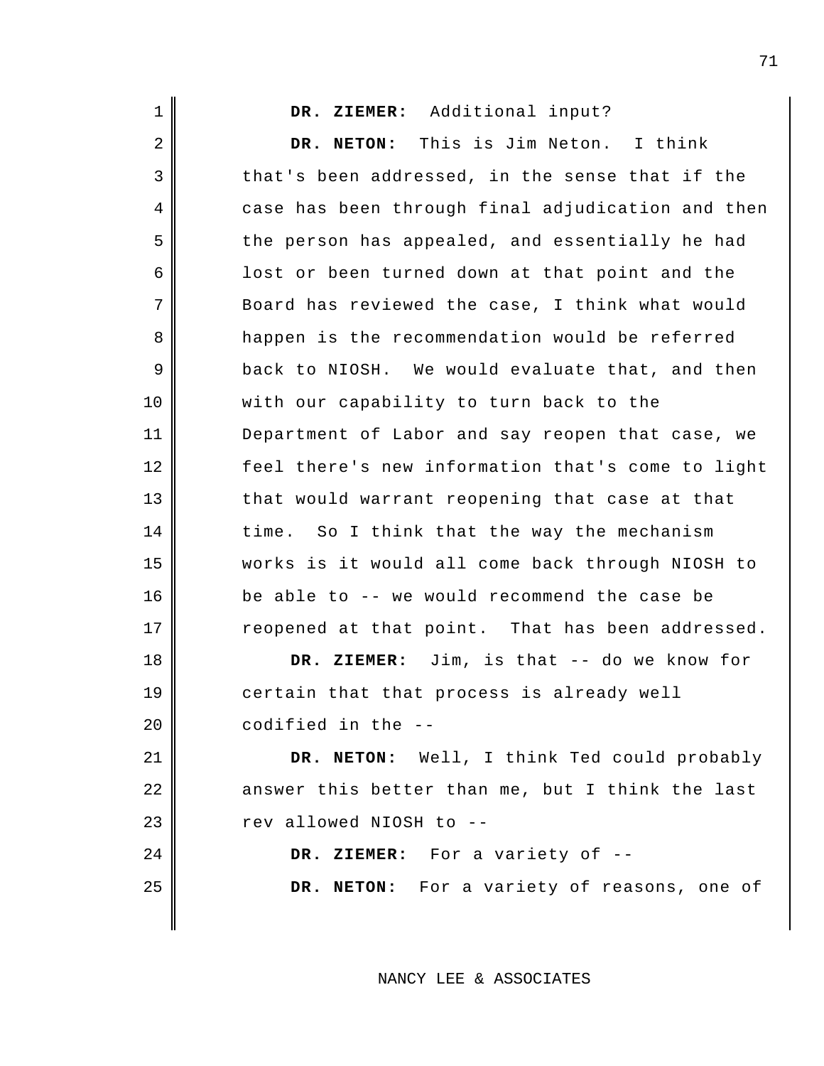**DR. ZIEMER:** Additional input?

**DR. NETON:** This is Jim Neton. I think that's been addressed, in the sense that if the case has been through final adjudication and then the person has appealed, and essentially he had lost or been turned down at that point and the Board has reviewed the case, I think what would happen is the recommendation would be referred back to NIOSH. We would evaluate that, and then with our capability to turn back to the Department of Labor and say reopen that case, we feel there's new information that's come to light that would warrant reopening that case at that time. So I think that the way the mechanism works is it would all come back through NIOSH to be able to -- we would recommend the case be reopened at that point. That has been addressed.

**DR. ZIEMER:** Jim, is that -- do we know for certain that that process is already well codified in the --

**DR. NETON:** Well, I think Ted could probably answer this better than me, but I think the last rev allowed NIOSH to --

**DR. ZIEMER:** For a variety of --

**DR. NETON:** For a variety of reasons, one of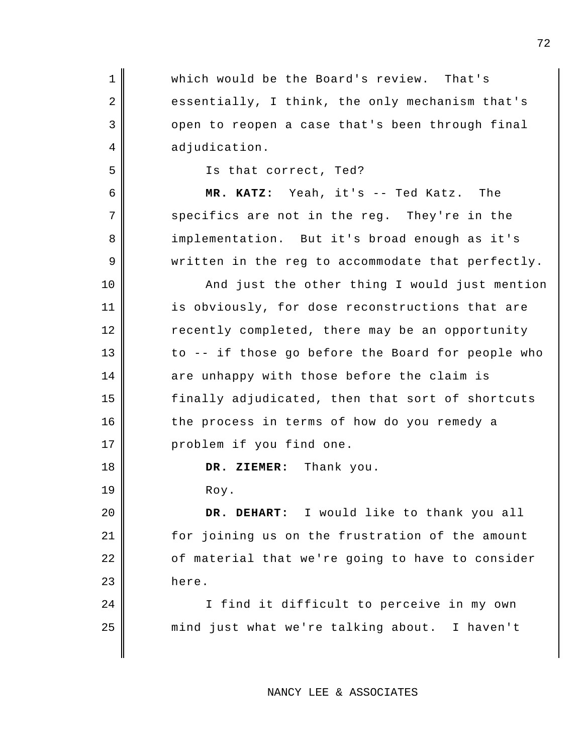which would be the Board's review. That's essentially, I think, the only mechanism that's open to reopen a case that's been through final adjudication.

Is that correct, Ted?

**MR. KATZ:** Yeah, it's -- Ted Katz. The specifics are not in the reg. They're in the implementation. But it's broad enough as it's written in the reg to accommodate that perfectly.

And just the other thing I would just mention is obviously, for dose reconstructions that are recently completed, there may be an opportunity to -- if those go before the Board for people who are unhappy with those before the claim is finally adjudicated, then that sort of shortcuts the process in terms of how do you remedy a problem if you find one.

**DR. ZIEMER:** Thank you.

Roy.

**DR. DEHART:** I would like to thank you all for joining us on the frustration of the amount of material that we're going to have to consider here.

I find it difficult to perceive in my own mind just what we're talking about. I haven't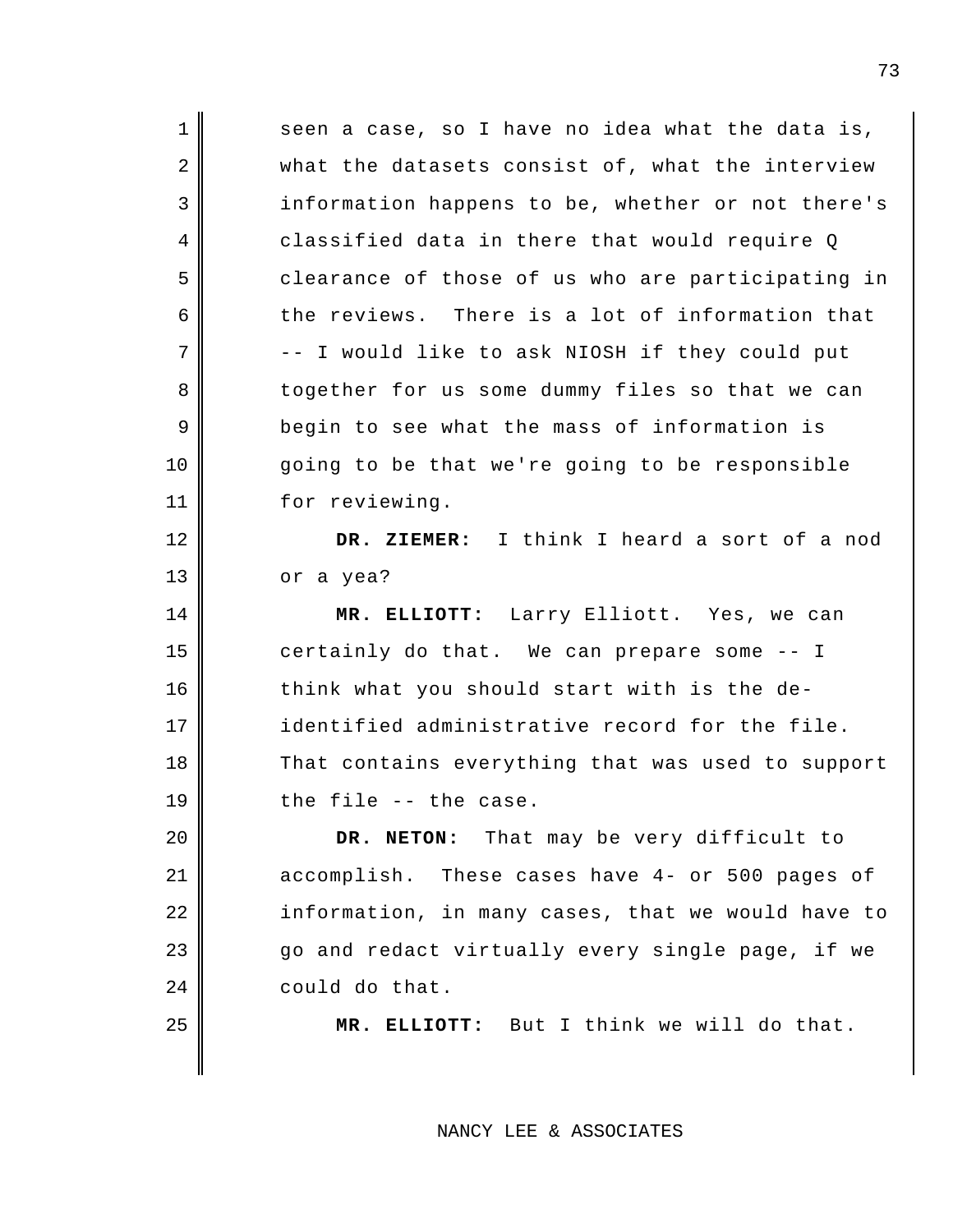seen a case, so I have no idea what the data is, what the datasets consist of, what the interview information happens to be, whether or not there's classified data in there that would require Q clearance of those of us who are participating in the reviews. There is a lot of information that -- I would like to ask NIOSH if they could put together for us some dummy files so that we can begin to see what the mass of information is going to be that we're going to be responsible for reviewing.

**DR. ZIEMER:** I think I heard a sort of a nod or a yea?

**MR. ELLIOTT:** Larry Elliott. Yes, we can certainly do that. We can prepare some -- I think what you should start with is the de-identified administrative record for the file. That contains everything that was used to support the file -- the case.

**DR. NETON:** That may be very difficult to accomplish. These cases have 4- or 500 pages of information, in many cases, that we would have to go and redact virtually every single page, if we could do that.

**MR. ELLIOTT:** But I think we will do that.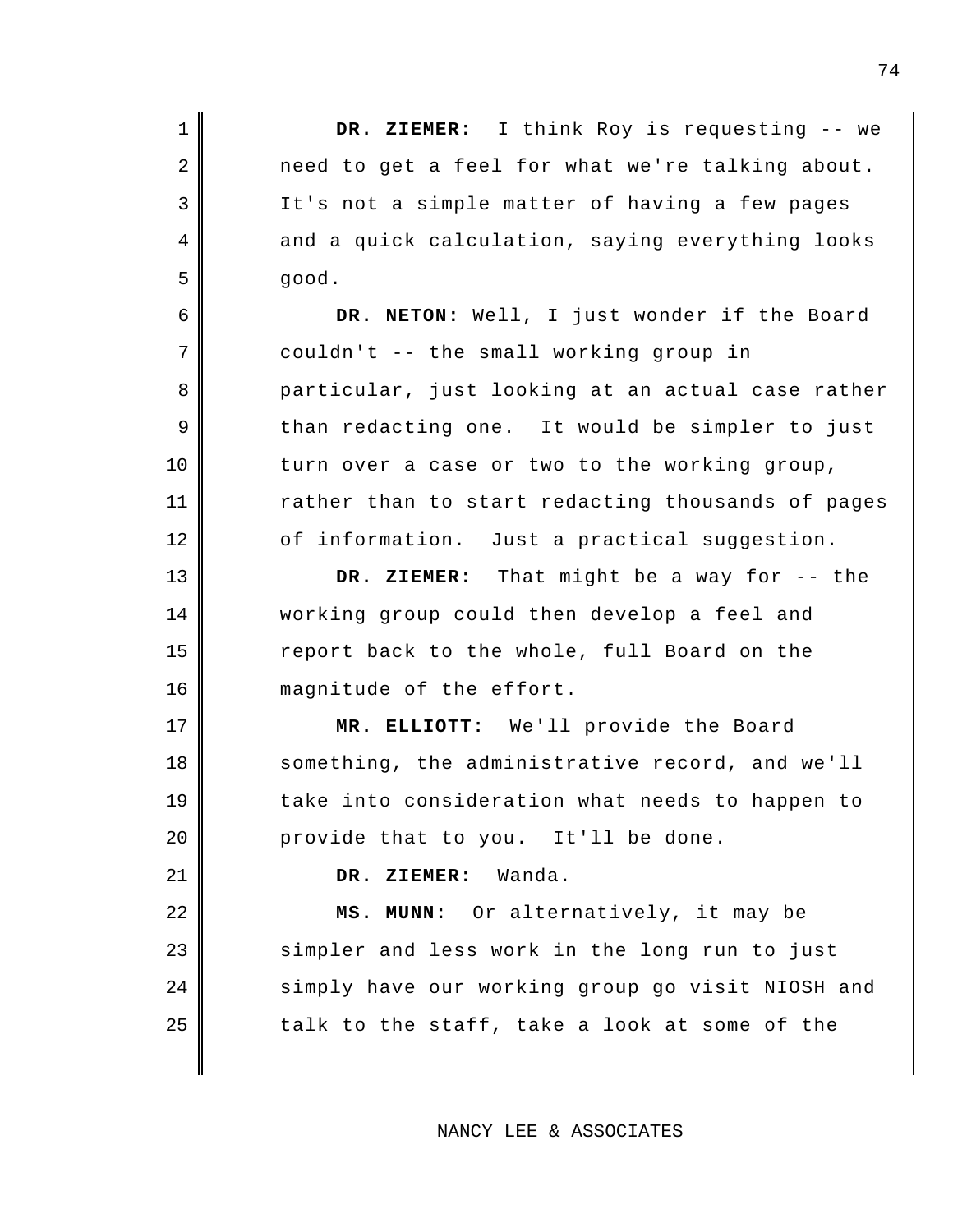**DR. ZIEMER:** I think Roy is requesting -- we need to get a feel for what we're talking about. It's not a simple matter of having a few pages and a quick calculation, saying everything looks good.

**DR. NETON:** Well, I just wonder if the Board couldn't -- the small working group in particular, just looking at an actual case rather than redacting one. It would be simpler to just turn over a case or two to the working group, rather than to start redacting thousands of pages of information. Just a practical suggestion.

**DR. ZIEMER:** That might be a way for -- the working group could then develop a feel and report back to the whole, full Board on the magnitude of the effort.

**MR. ELLIOTT:** We'll provide the Board something, the administrative record, and we'll take into consideration what needs to happen to provide that to you. It'll be done.

**DR. ZIEMER:** Wanda.

**MS. MUNN:** Or alternatively, it may be simpler and less work in the long run to just simply have our working group go visit NIOSH and talk to the staff, take a look at some of the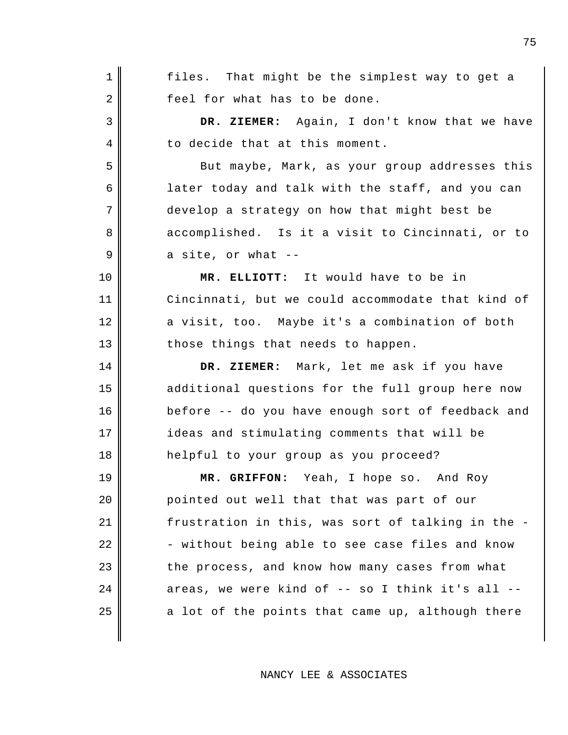files. That might be the simplest way to get a feel for what has to be done.

**DR. ZIEMER:** Again, I don't know that we have to decide that at this moment.

But maybe, Mark, as your group addresses this later today and talk with the staff, and you can develop a strategy on how that might best be accomplished. Is it a visit to Cincinnati, or to a site, or what --

**MR. ELLIOTT:** It would have to be in Cincinnati, but we could accommodate that kind of a visit, too. Maybe it's a combination of both those things that needs to happen.

**DR. ZIEMER:** Mark, let me ask if you have additional questions for the full group here now before -- do you have enough sort of feedback and ideas and stimulating comments that will be helpful to your group as you proceed?

**MR. GRIFFON:** Yeah, I hope so. And Roy pointed out well that that was part of our frustration in this, was sort of talking in the -- without being able to see case files and know the process, and know how many cases from what areas, we were kind of -- so I think it's all -- a lot of the points that came up, although there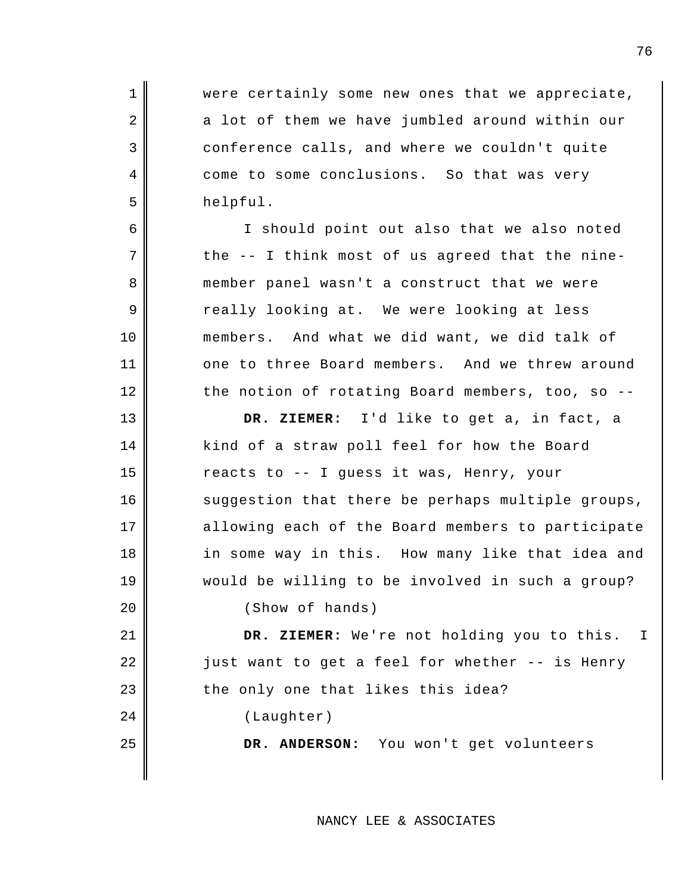were certainly some new ones that we appreciate, a lot of them we have jumbled around within our conference calls, and where we couldn't quite come to some conclusions. So that was very helpful.

I should point out also that we also noted the -- I think most of us agreed that the nine-member panel wasn't a construct that we were really looking at. We were looking at less members. And what we did want, we did talk of one to three Board members. And we threw around the notion of rotating Board members, too, so --

**DR. ZIEMER:** I'd like to get a, in fact, a kind of a straw poll feel for how the Board reacts to -- I guess it was, Henry, your suggestion that there be perhaps multiple groups, allowing each of the Board members to participate in some way in this. How many like that idea and would be willing to be involved in such a group?

(Show of hands)

**DR. ZIEMER:** We're not holding you to this. I just want to get a feel for whether -- is Henry the only one that likes this idea?

(Laughter)

**DR. ANDERSON:** You won't get volunteers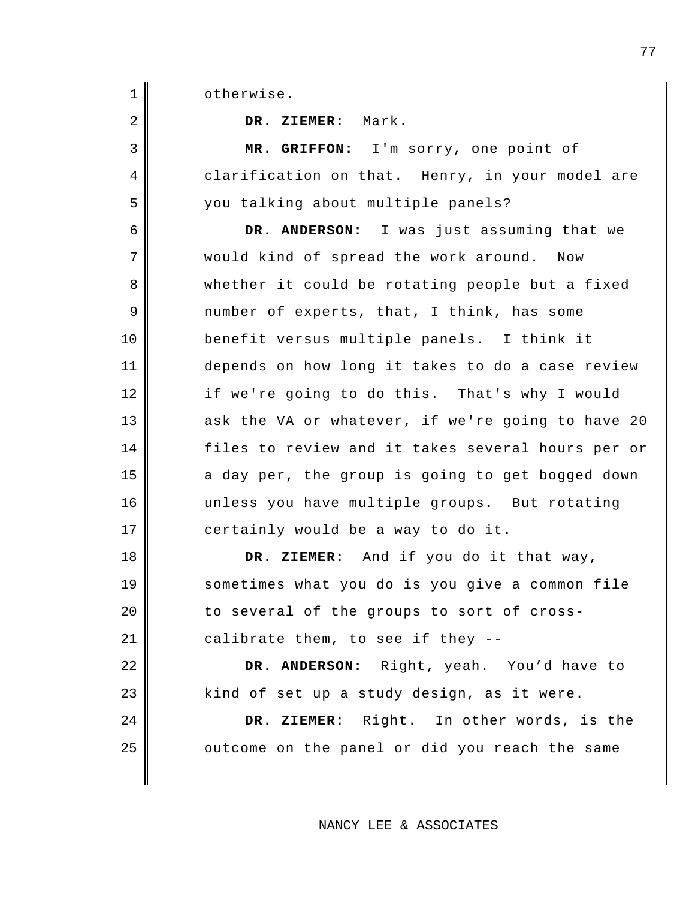otherwise.

**DR. ZIEMER:** Mark.

**MR. GRIFFON:** I'm sorry, one point of clarification on that. Henry, in your model are you talking about multiple panels?

**DR. ANDERSON:** I was just assuming that we would kind of spread the work around. Now whether it could be rotating people but a fixed number of experts, that, I think, has some benefit versus multiple panels. I think it depends on how long it takes to do a case review if we're going to do this. That's why I would ask the VA or whatever, if we're going to have 20 files to review and it takes several hours per or a day per, the group is going to get bogged down unless you have multiple groups. But rotating certainly would be a way to do it.

**DR. ZIEMER:** And if you do it that way, sometimes what you do is you give a common file to several of the groups to sort of cross-calibrate them, to see if they --

**DR. ANDERSON:** Right, yeah. You'd have to kind of set up a study design, as it were.

**DR. ZIEMER:** Right. In other words, is the outcome on the panel or did you reach the same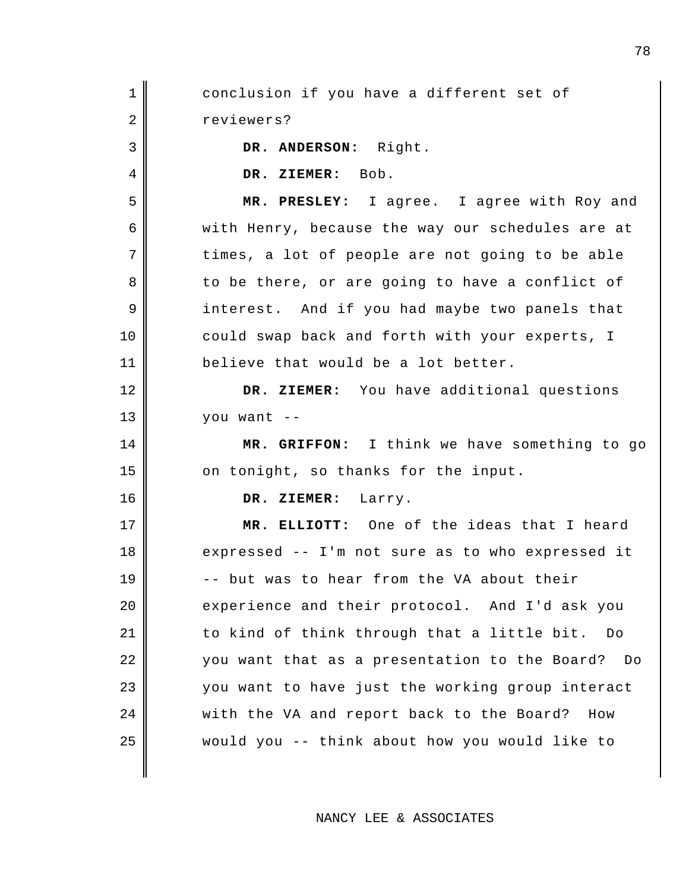conclusion if you have a different set of reviewers?

**DR. ANDERSON:** Right.

**DR. ZIEMER:** Bob.

**MR. PRESLEY:** I agree. I agree with Roy and with Henry, because the way our schedules are at times, a lot of people are not going to be able to be there, or are going to have a conflict of interest. And if you had maybe two panels that could swap back and forth with your experts, I believe that would be a lot better.

**DR. ZIEMER:** You have additional questions you want --

**MR. GRIFFON:** I think we have something to go on tonight, so thanks for the input.

**DR. ZIEMER:** Larry.

**MR. ELLIOTT:** One of the ideas that I heard expressed -- I'm not sure as to who expressed it -- but was to hear from the VA about their experience and their protocol. And I'd ask you to kind of think through that a little bit. Do you want that as a presentation to the Board? Do you want to have just the working group interact with the VA and report back to the Board? How would you -- think about how you would like to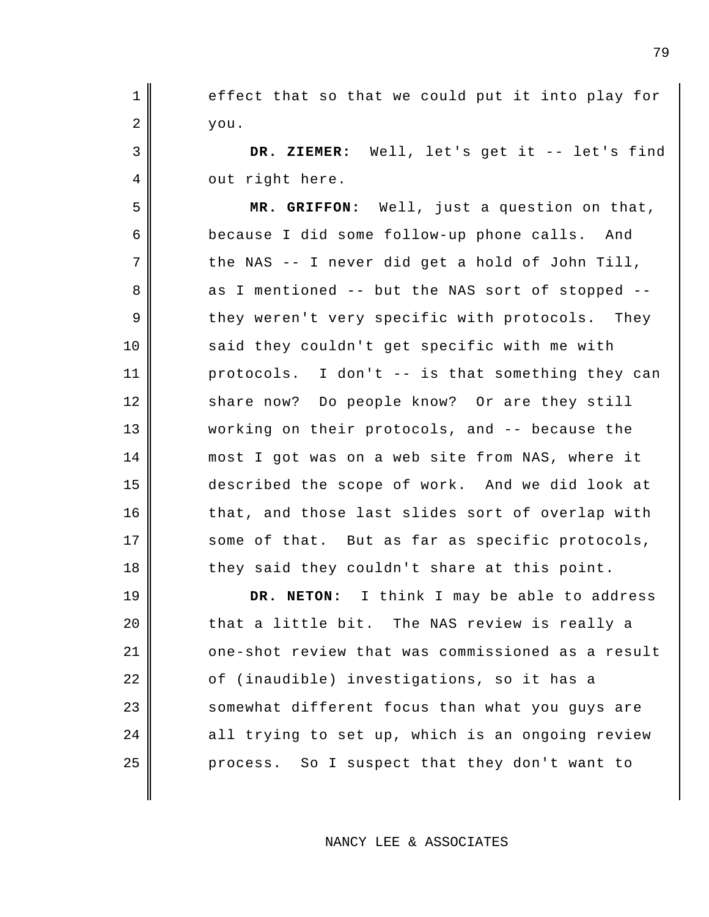effect that so that we could put it into play for you.

**DR. ZIEMER:** Well, let's get it -- let's find out right here.

**MR. GRIFFON:** Well, just a question on that, because I did some follow-up phone calls. And the NAS -- I never did get a hold of John Till, as I mentioned -- but the NAS sort of stopped -- they weren't very specific with protocols. They said they couldn't get specific with me with protocols. I don't -- is that something they can share now? Do people know? Or are they still working on their protocols, and -- because the most I got was on a web site from NAS, where it described the scope of work. And we did look at that, and those last slides sort of overlap with some of that. But as far as specific protocols, they said they couldn't share at this point.

**DR. NETON:** I think I may be able to address that a little bit. The NAS review is really a one-shot review that was commissioned as a result of (inaudible) investigations, so it has a somewhat different focus than what you guys are all trying to set up, which is an ongoing review process. So I suspect that they don't want to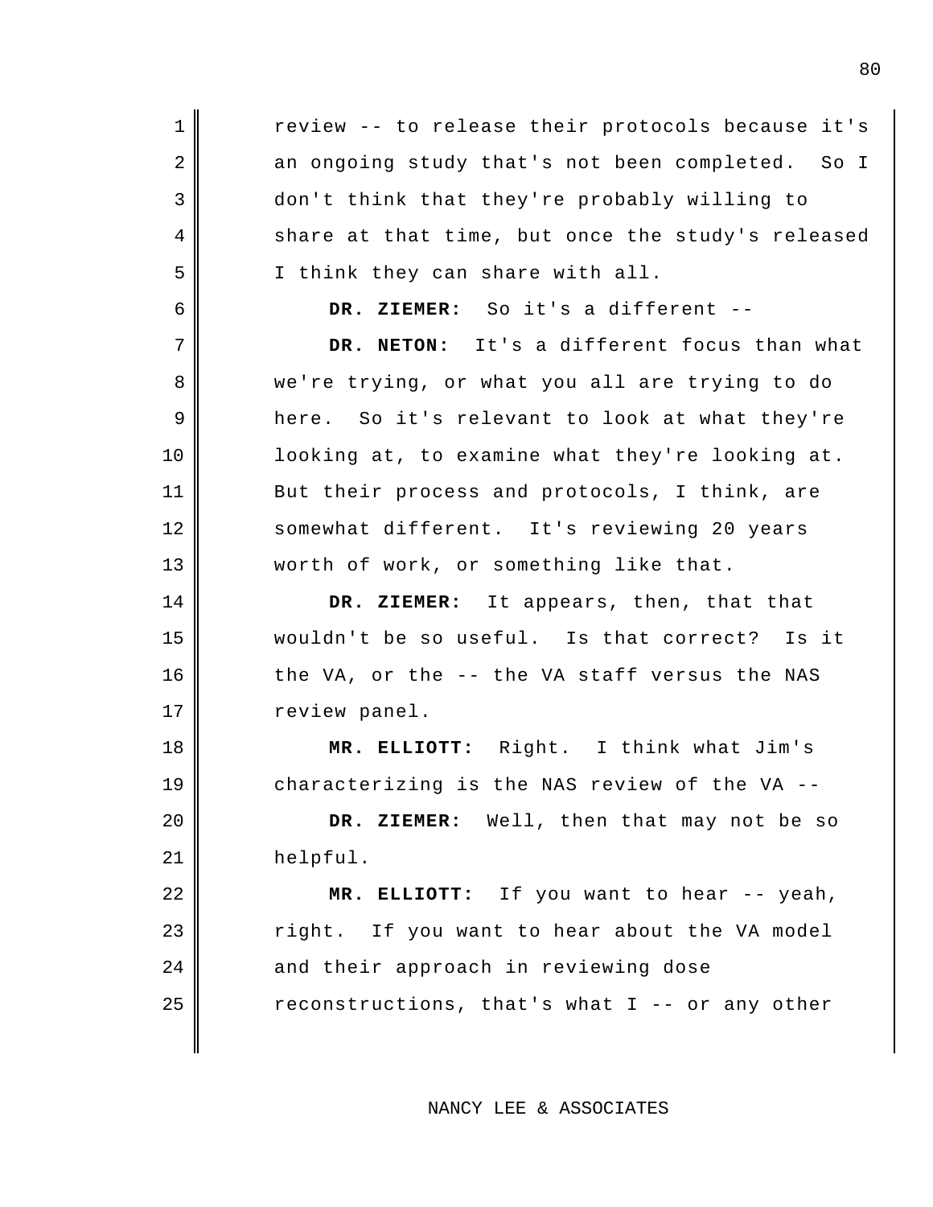review -- to release their protocols because it's an ongoing study that's not been completed. So I don't think that they're probably willing to share at that time, but once the study's released I think they can share with all.

**DR. ZIEMER:** So it's a different --

**DR. NETON:** It's a different focus than what we're trying, or what you all are trying to do here. So it's relevant to look at what they're looking at, to examine what they're looking at. But their process and protocols, I think, are somewhat different. It's reviewing 20 years worth of work, or something like that.

**DR. ZIEMER:** It appears, then, that that wouldn't be so useful. Is that correct? Is it the VA, or the -- the VA staff versus the NAS review panel.

**MR. ELLIOTT:** Right. I think what Jim's characterizing is the NAS review of the VA --

**DR. ZIEMER:** Well, then that may not be so helpful.

**MR. ELLIOTT:** If you want to hear -- yeah, right. If you want to hear about the VA model and their approach in reviewing dose reconstructions, that's what I -- or any other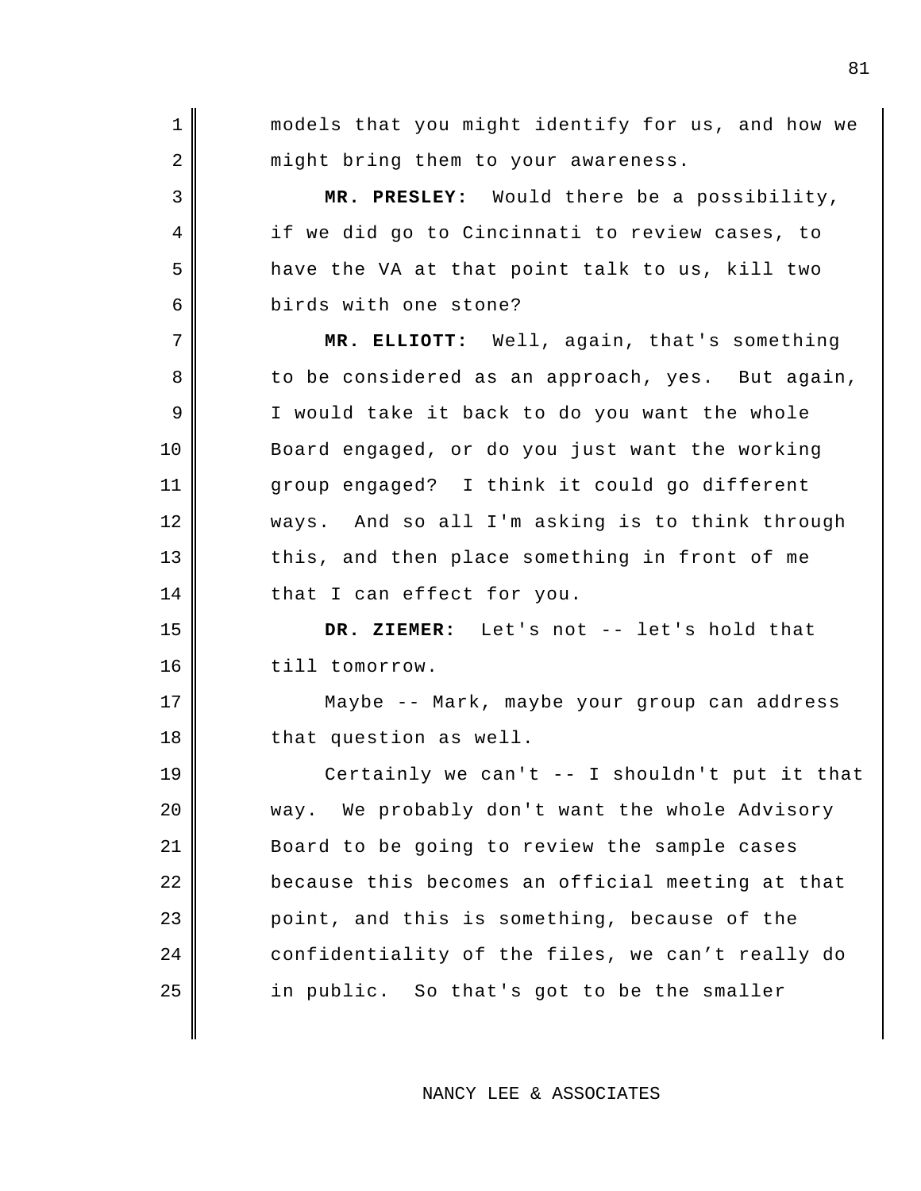models that you might identify for us, and how we might bring them to your awareness.

**MR. PRESLEY:** Would there be a possibility, if we did go to Cincinnati to review cases, to have the VA at that point talk to us, kill two birds with one stone?

**MR. ELLIOTT:** Well, again, that's something to be considered as an approach, yes. But again, I would take it back to do you want the whole Board engaged, or do you just want the working group engaged? I think it could go different ways. And so all I'm asking is to think through this, and then place something in front of me that I can effect for you.

**DR. ZIEMER:** Let's not -- let's hold that till tomorrow.

Maybe -- Mark, maybe your group can address that question as well.

Certainly we can't -- I shouldn't put it that way. We probably don't want the whole Advisory Board to be going to review the sample cases because this becomes an official meeting at that point, and this is something, because of the confidentiality of the files, we can't really do in public. So that's got to be the smaller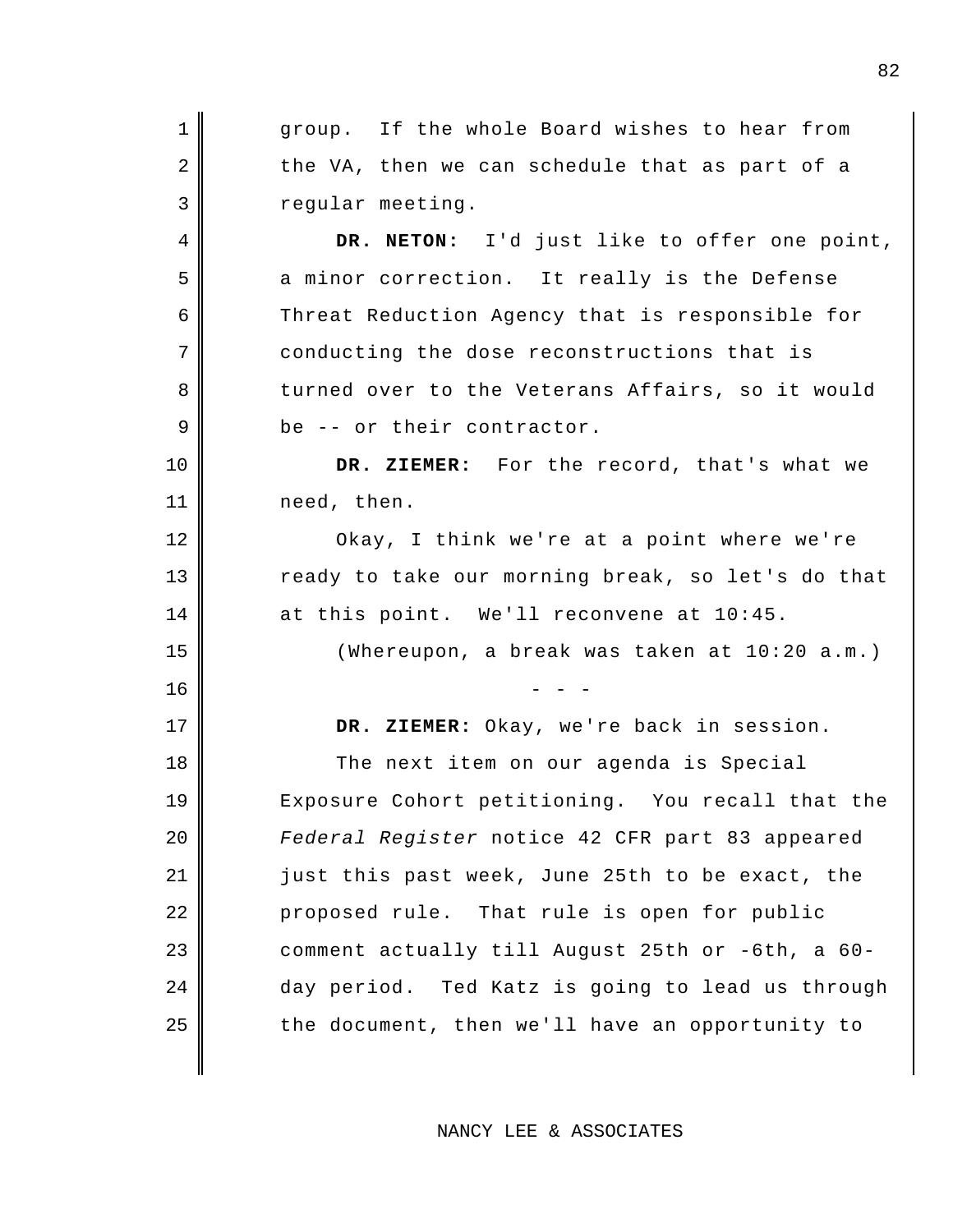group. If the whole Board wishes to hear from the VA, then we can schedule that as part of a regular meeting.

**DR. NETON:** I'd just like to offer one point, a minor correction. It really is the Defense Threat Reduction Agency that is responsible for conducting the dose reconstructions that is turned over to the Veterans Affairs, so it would be -- or their contractor.

**DR. ZIEMER:** For the record, that's what we need, then.

Okay, I think we're at a point where we're ready to take our morning break, so let's do that at this point. We'll reconvene at 10:45.

(Whereupon, a break was taken at 10:20 a.m.)

\- - -

**DR. ZIEMER:** Okay, we're back in session.

The next item on our agenda is Special Exposure Cohort petitioning. You recall that the *Federal Register* notice 42 CFR part 83 appeared just this past week, June 25th to be exact, the proposed rule. That rule is open for public comment actually till August 25th or -6th, a 60-day period. Ted Katz is going to lead us through the document, then we'll have an opportunity to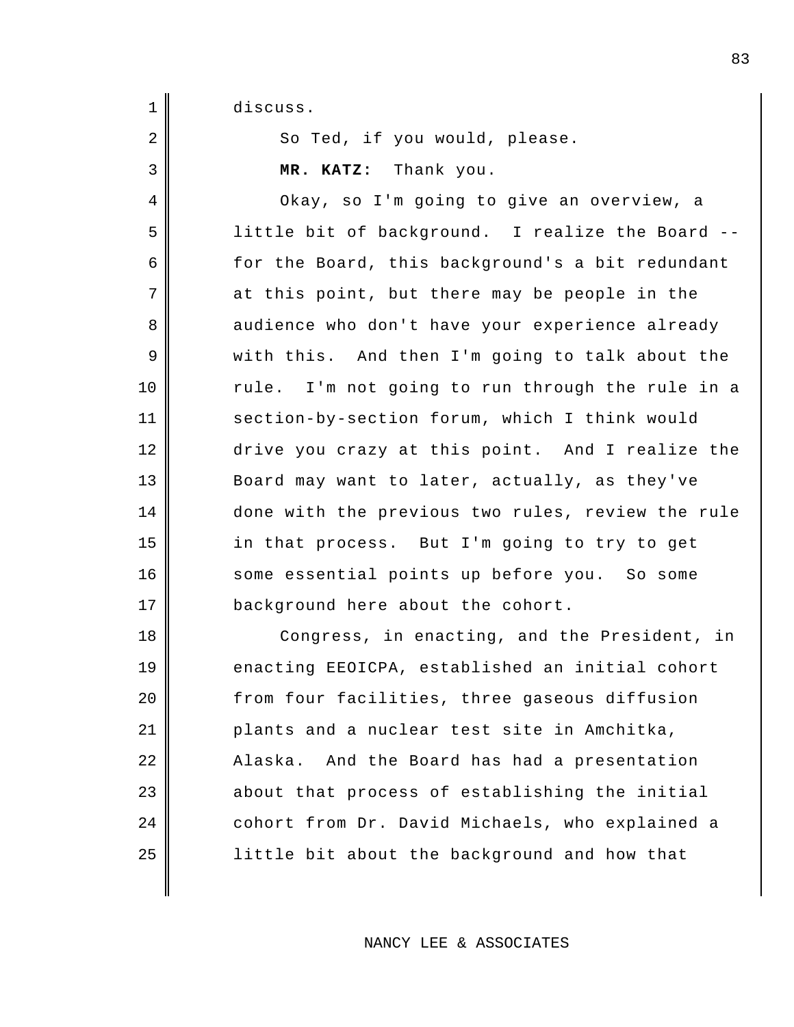discuss.

So Ted, if you would, please.

**MR. KATZ:** Thank you.

Okay, so I'm going to give an overview, a little bit of background. I realize the Board -- for the Board, this background's a bit redundant at this point, but there may be people in the audience who don't have your experience already with this. And then I'm going to talk about the rule. I'm not going to run through the rule in a section-by-section forum, which I think would drive you crazy at this point. And I realize the Board may want to later, actually, as they've done with the previous two rules, review the rule in that process. But I'm going to try to get some essential points up before you. So some background here about the cohort.

Congress, in enacting, and the President, in enacting EEOICPA, established an initial cohort from four facilities, three gaseous diffusion plants and a nuclear test site in Amchitka, Alaska. And the Board has had a presentation about that process of establishing the initial cohort from Dr. David Michaels, who explained a little bit about the background and how that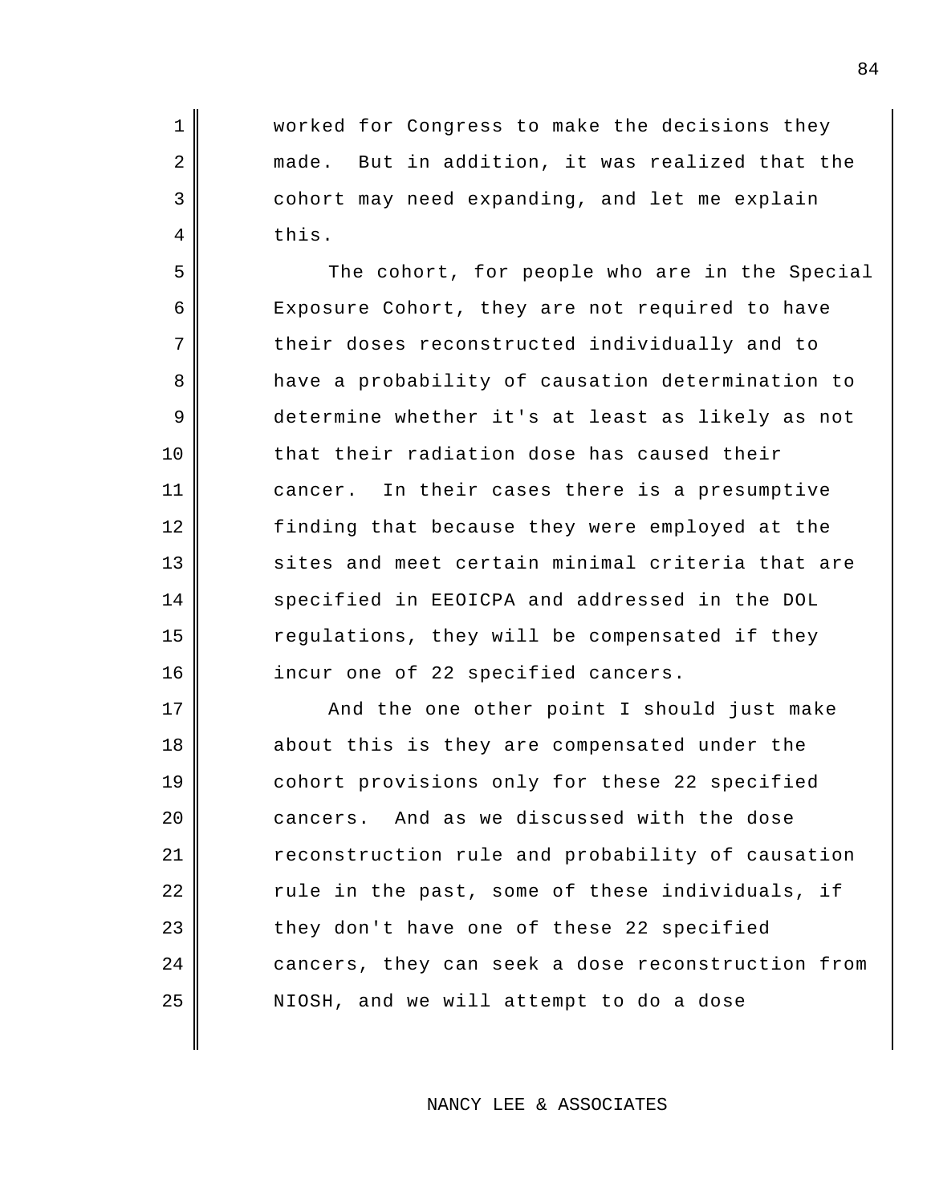worked for Congress to make the decisions they made. But in addition, it was realized that the cohort may need expanding, and let me explain this.

The cohort, for people who are in the Special Exposure Cohort, they are not required to have their doses reconstructed individually and to have a probability of causation determination to determine whether it's at least as likely as not that their radiation dose has caused their cancer. In their cases there is a presumptive finding that because they were employed at the sites and meet certain minimal criteria that are specified in EEOICPA and addressed in the DOL regulations, they will be compensated if they incur one of 22 specified cancers.

And the one other point I should just make about this is they are compensated under the cohort provisions only for these 22 specified cancers. And as we discussed with the dose reconstruction rule and probability of causation rule in the past, some of these individuals, if they don't have one of these 22 specified cancers, they can seek a dose reconstruction from NIOSH, and we will attempt to do a dose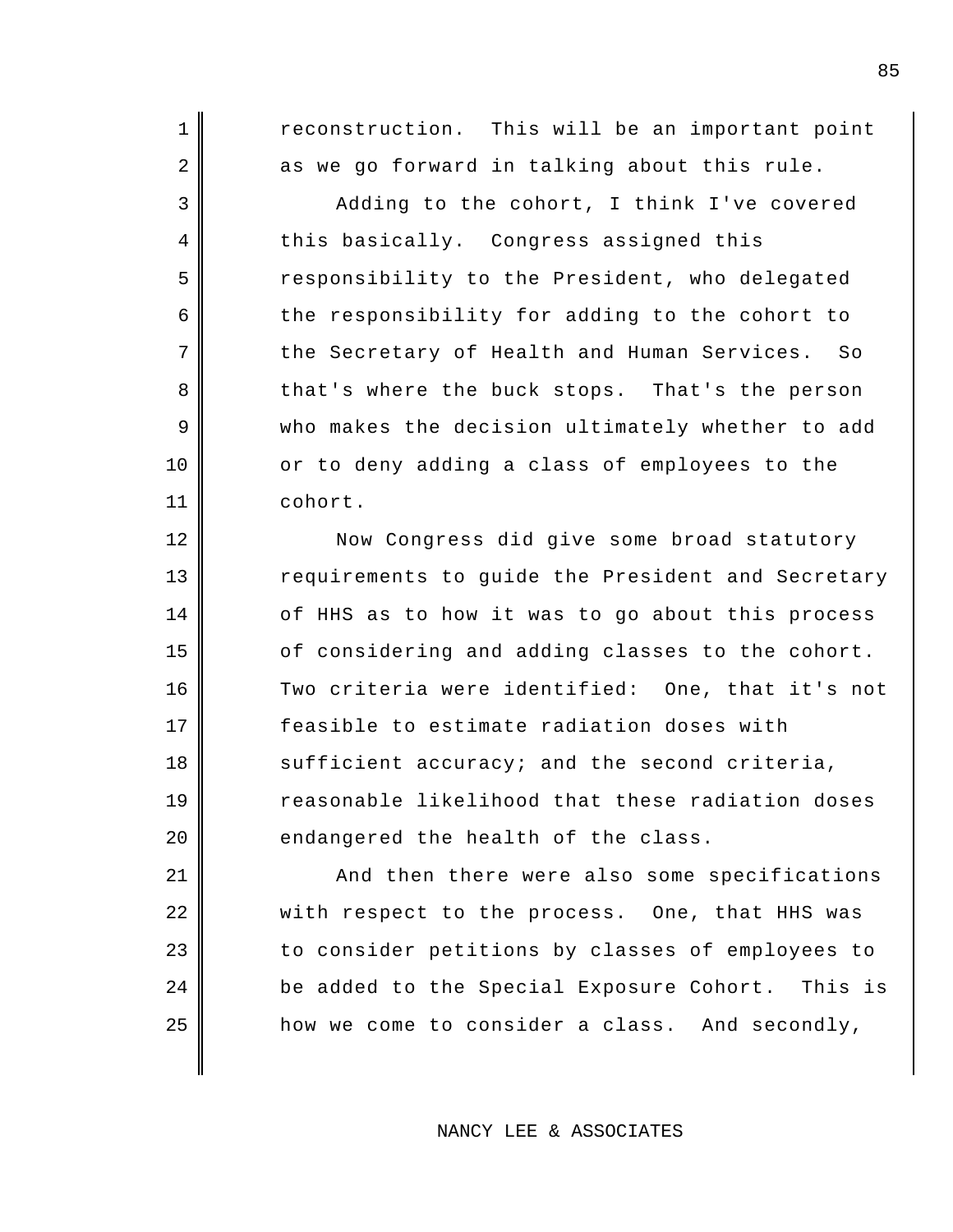reconstruction. This will be an important point as we go forward in talking about this rule.

Adding to the cohort, I think I've covered this basically. Congress assigned this responsibility to the President, who delegated the responsibility for adding to the cohort to the Secretary of Health and Human Services. So that's where the buck stops. That's the person who makes the decision ultimately whether to add or to deny adding a class of employees to the cohort.

Now Congress did give some broad statutory requirements to guide the President and Secretary of HHS as to how it was to go about this process of considering and adding classes to the cohort. Two criteria were identified: One, that it's not feasible to estimate radiation doses with sufficient accuracy; and the second criteria, reasonable likelihood that these radiation doses endangered the health of the class.

And then there were also some specifications with respect to the process. One, that HHS was to consider petitions by classes of employees to be added to the Special Exposure Cohort. This is how we come to consider a class. And secondly,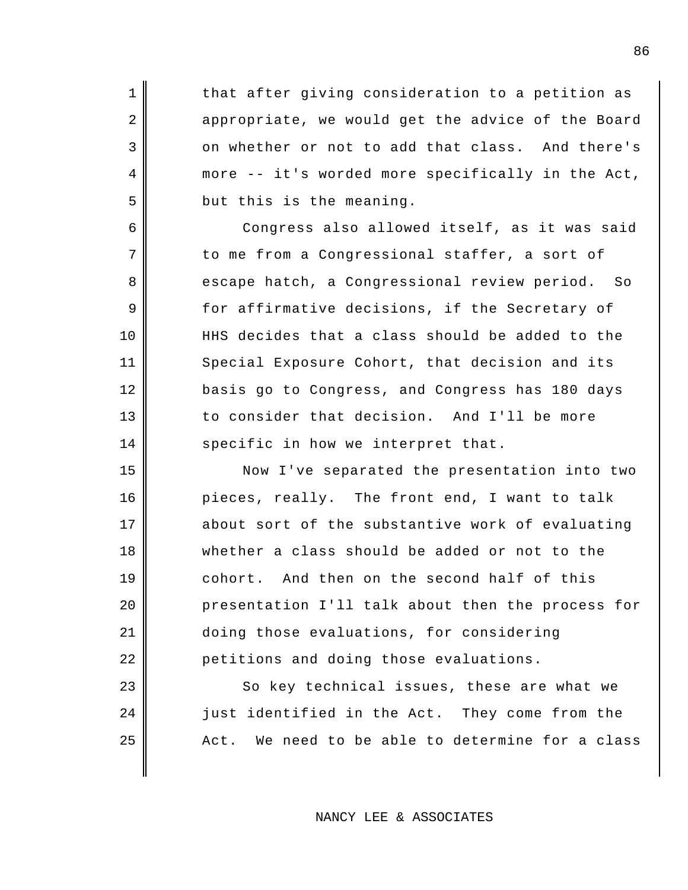that after giving consideration to a petition as appropriate, we would get the advice of the Board on whether or not to add that class. And there's more -- it's worded more specifically in the Act, but this is the meaning.

Congress also allowed itself, as it was said to me from a Congressional staffer, a sort of escape hatch, a Congressional review period. So for affirmative decisions, if the Secretary of HHS decides that a class should be added to the Special Exposure Cohort, that decision and its basis go to Congress, and Congress has 180 days to consider that decision. And I'll be more specific in how we interpret that.

Now I've separated the presentation into two pieces, really. The front end, I want to talk about sort of the substantive work of evaluating whether a class should be added or not to the cohort. And then on the second half of this presentation I'll talk about then the process for doing those evaluations, for considering petitions and doing those evaluations.

So key technical issues, these are what we just identified in the Act. They come from the Act. We need to be able to determine for a class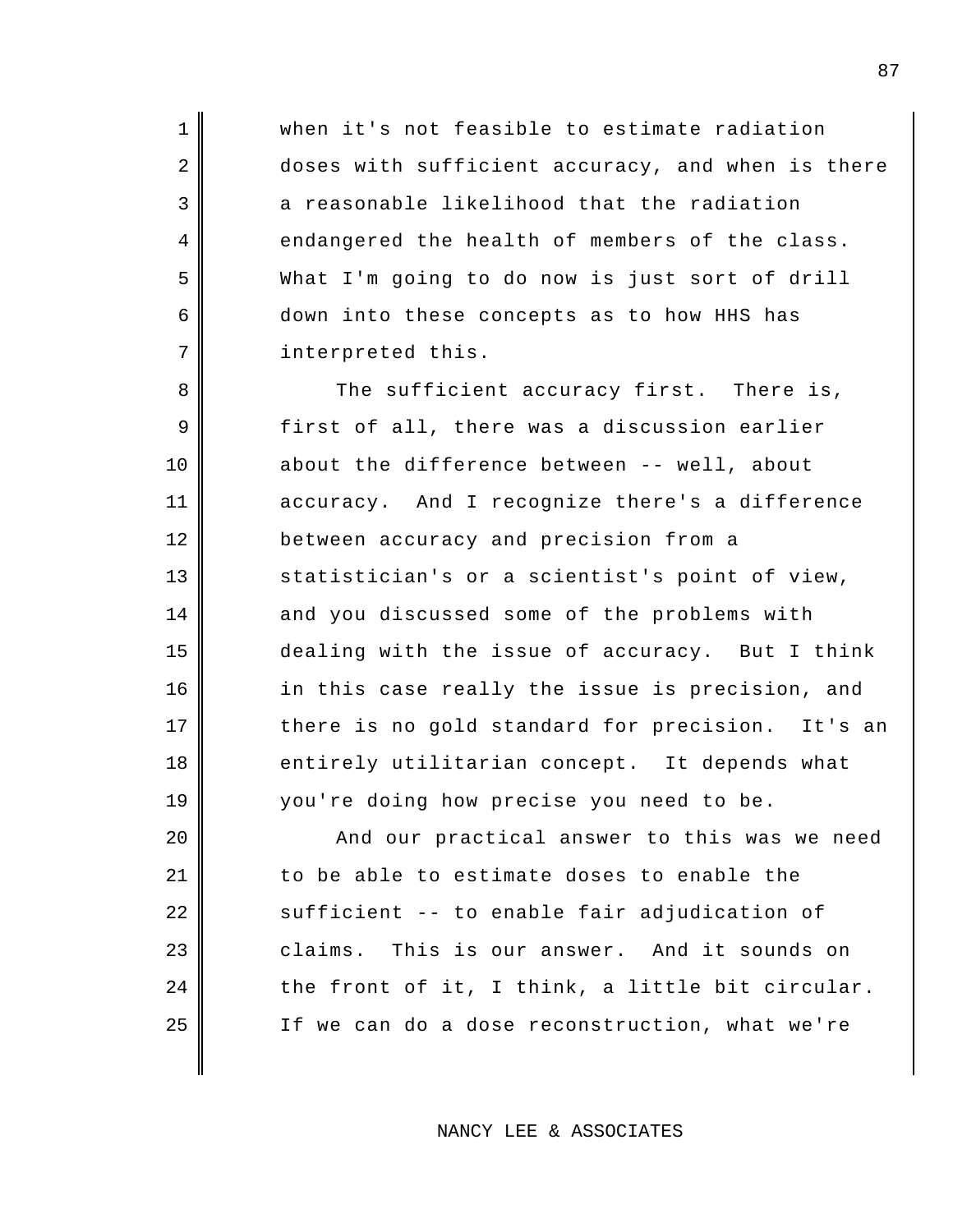when it's not feasible to estimate radiation doses with sufficient accuracy, and when is there a reasonable likelihood that the radiation endangered the health of members of the class. What I'm going to do now is just sort of drill down into these concepts as to how HHS has interpreted this.

The sufficient accuracy first. There is, first of all, there was a discussion earlier about the difference between -- well, about accuracy. And I recognize there's a difference between accuracy and precision from a statistician's or a scientist's point of view, and you discussed some of the problems with dealing with the issue of accuracy. But I think in this case really the issue is precision, and there is no gold standard for precision. It's an entirely utilitarian concept. It depends what you're doing how precise you need to be.

And our practical answer to this was we need to be able to estimate doses to enable the sufficient -- to enable fair adjudication of claims. This is our answer. And it sounds on the front of it, I think, a little bit circular. If we can do a dose reconstruction, what we're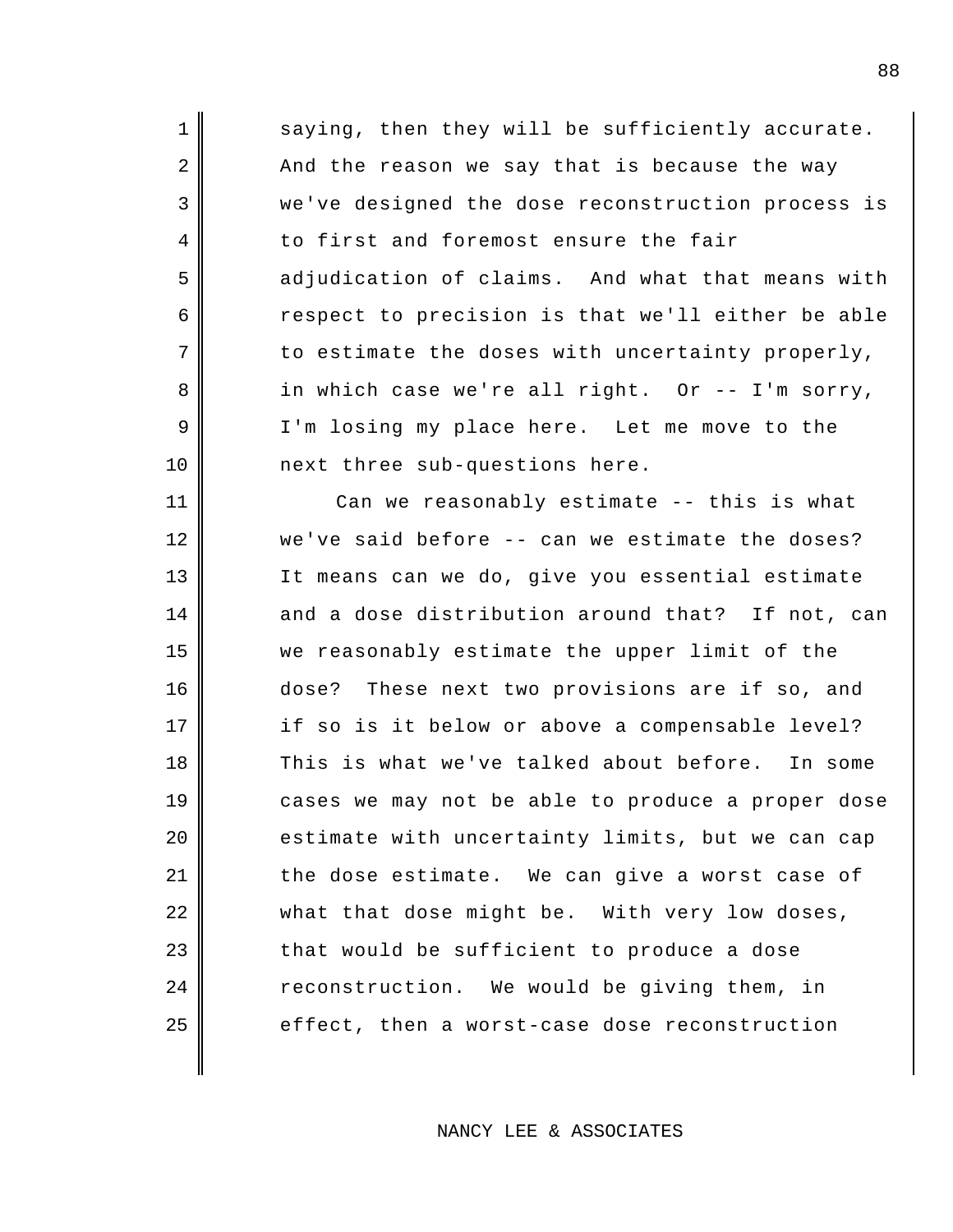saying, then they will be sufficiently accurate. And the reason we say that is because the way we've designed the dose reconstruction process is to first and foremost ensure the fair adjudication of claims. And what that means with respect to precision is that we'll either be able to estimate the doses with uncertainty properly, in which case we're all right. Or -- I'm sorry, I'm losing my place here. Let me move to the next three sub-questions here.

Can we reasonably estimate -- this is what we've said before -- can we estimate the doses? It means can we do, give you essential estimate and a dose distribution around that? If not, can we reasonably estimate the upper limit of the dose? These next two provisions are if so, and if so is it below or above a compensable level? This is what we've talked about before. In some cases we may not be able to produce a proper dose estimate with uncertainty limits, but we can cap the dose estimate. We can give a worst case of what that dose might be. With very low doses, that would be sufficient to produce a dose reconstruction. We would be giving them, in effect, then a worst-case dose reconstruction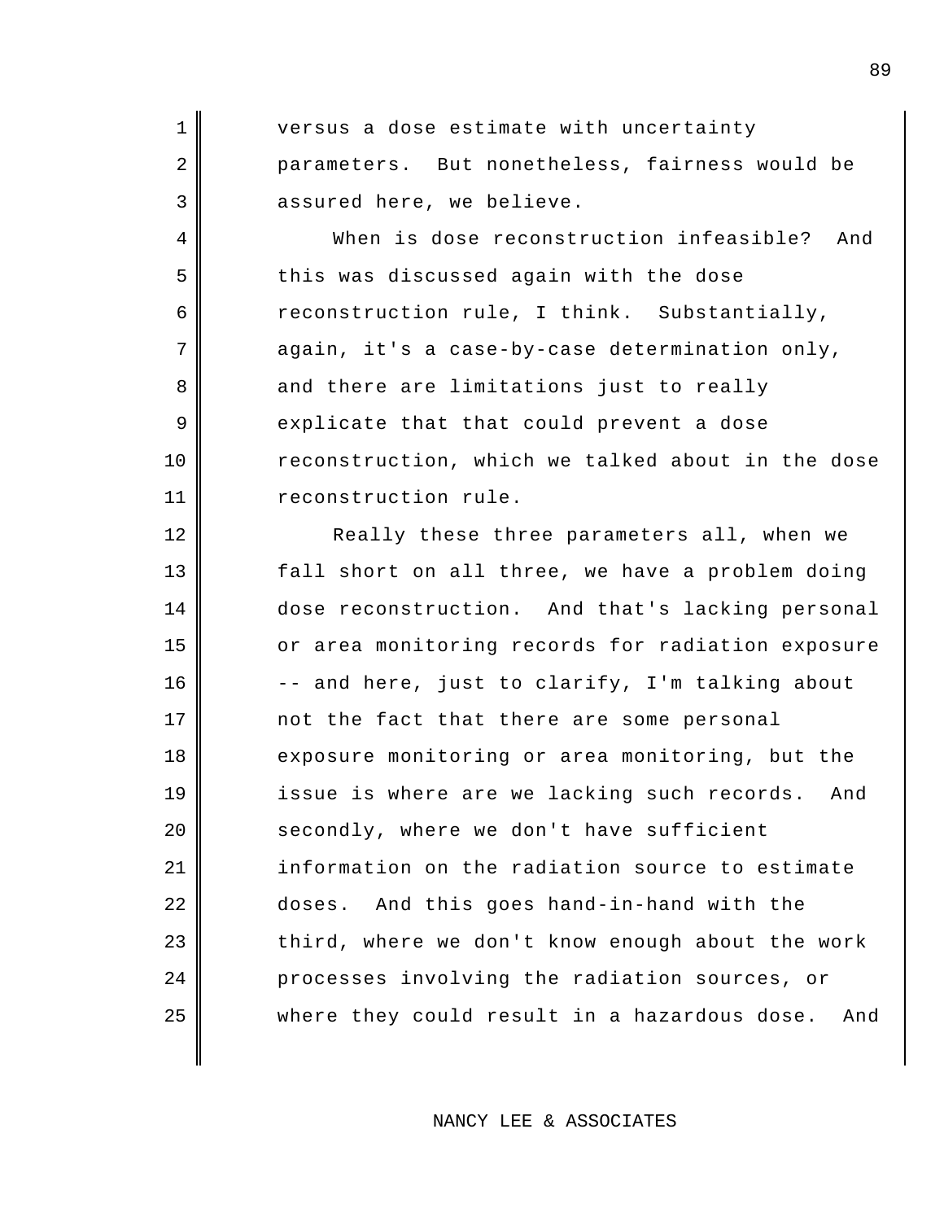versus a dose estimate with uncertainty parameters. But nonetheless, fairness would be assured here, we believe.

When is dose reconstruction infeasible? And this was discussed again with the dose reconstruction rule, I think. Substantially, again, it's a case-by-case determination only, and there are limitations just to really explicate that that could prevent a dose reconstruction, which we talked about in the dose reconstruction rule.

Really these three parameters all, when we fall short on all three, we have a problem doing dose reconstruction. And that's lacking personal or area monitoring records for radiation exposure -- and here, just to clarify, I'm talking about not the fact that there are some personal exposure monitoring or area monitoring, but the issue is where are we lacking such records. And secondly, where we don't have sufficient information on the radiation source to estimate doses. And this goes hand-in-hand with the third, where we don't know enough about the work processes involving the radiation sources, or where they could result in a hazardous dose. And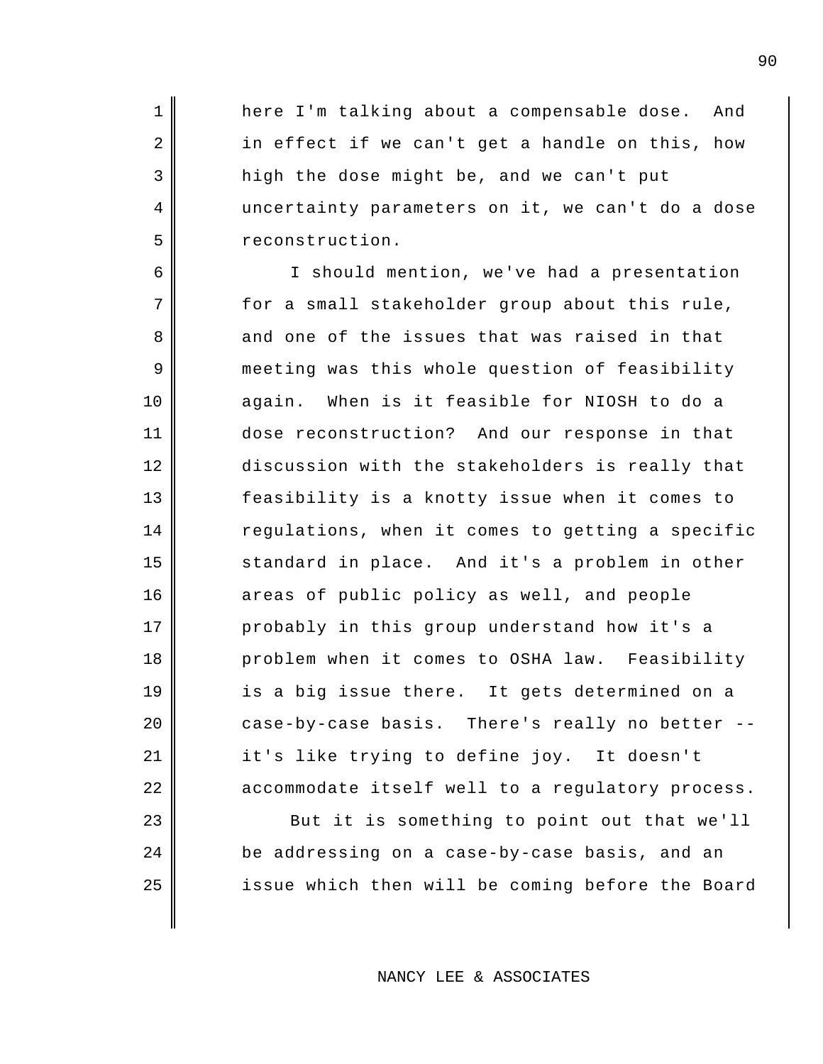here I'm talking about a compensable dose. And in effect if we can't get a handle on this, how high the dose might be, and we can't put uncertainty parameters on it, we can't do a dose reconstruction.

I should mention, we've had a presentation for a small stakeholder group about this rule, and one of the issues that was raised in that meeting was this whole question of feasibility again. When is it feasible for NIOSH to do a dose reconstruction? And our response in that discussion with the stakeholders is really that feasibility is a knotty issue when it comes to regulations, when it comes to getting a specific standard in place. And it's a problem in other areas of public policy as well, and people probably in this group understand how it's a problem when it comes to OSHA law. Feasibility is a big issue there. It gets determined on a case-by-case basis. There's really no better -- it's like trying to define joy. It doesn't accommodate itself well to a regulatory process.

But it is something to point out that we'll be addressing on a case-by-case basis, and an issue which then will be coming before the Board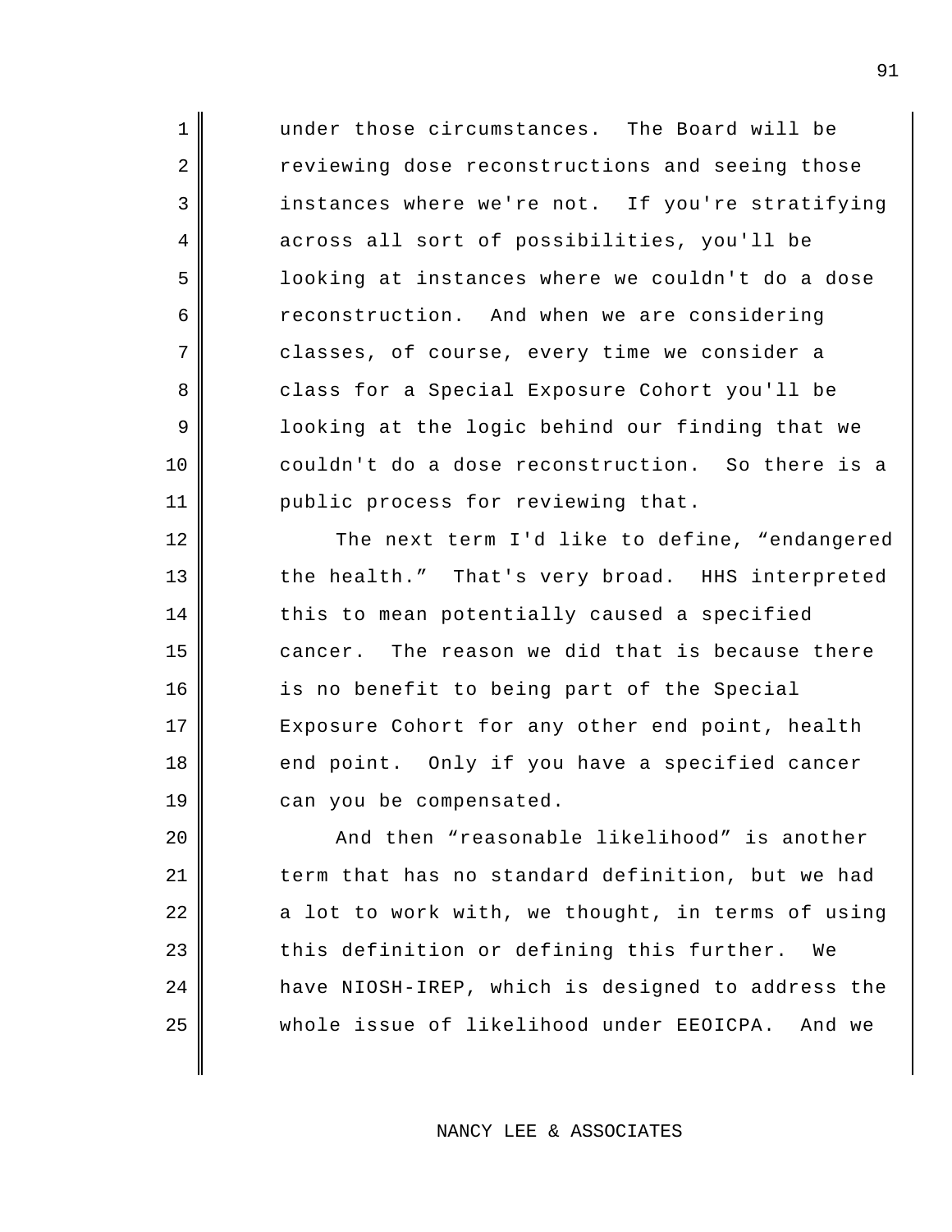under those circumstances. The Board will be reviewing dose reconstructions and seeing those instances where we're not. If you're stratifying across all sort of possibilities, you'll be looking at instances where we couldn't do a dose reconstruction. And when we are considering classes, of course, every time we consider a class for a Special Exposure Cohort you'll be looking at the logic behind our finding that we couldn't do a dose reconstruction. So there is a public process for reviewing that.

The next term I'd like to define, "endangered the health." That's very broad. HHS interpreted this to mean potentially caused a specified cancer. The reason we did that is because there is no benefit to being part of the Special Exposure Cohort for any other end point, health end point. Only if you have a specified cancer can you be compensated.

And then "reasonable likelihood" is another term that has no standard definition, but we had a lot to work with, we thought, in terms of using this definition or defining this further. We have NIOSH-IREP, which is designed to address the whole issue of likelihood under EEOICPA. And we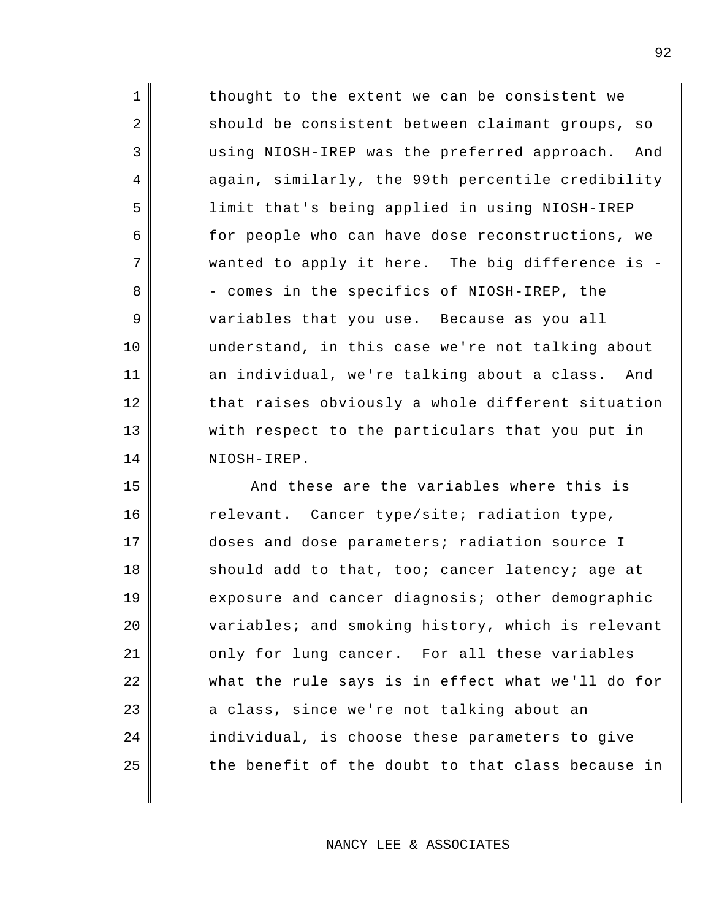thought to the extent we can be consistent we should be consistent between claimant groups, so using NIOSH-IREP was the preferred approach. And again, similarly, the 99th percentile credibility limit that's being applied in using NIOSH-IREP for people who can have dose reconstructions, we wanted to apply it here. The big difference is -- comes in the specifics of NIOSH-IREP, the variables that you use. Because as you all understand, in this case we're not talking about an individual, we're talking about a class. And that raises obviously a whole different situation with respect to the particulars that you put in NIOSH-IREP.

And these are the variables where this is relevant. Cancer type/site; radiation type, doses and dose parameters; radiation source I should add to that, too; cancer latency; age at exposure and cancer diagnosis; other demographic variables; and smoking history, which is relevant only for lung cancer. For all these variables what the rule says is in effect what we'll do for a class, since we're not talking about an individual, is choose these parameters to give the benefit of the doubt to that class because in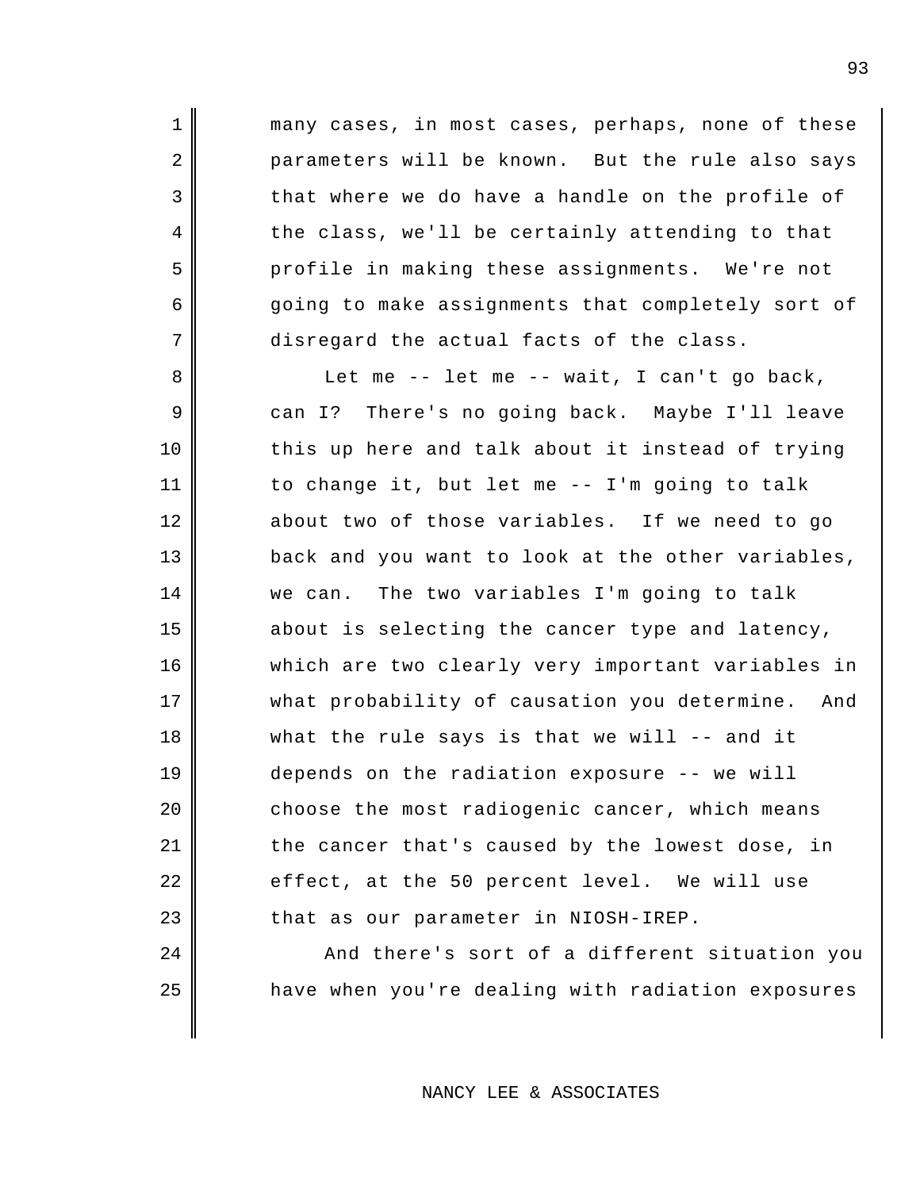many cases, in most cases, perhaps, none of these parameters will be known. But the rule also says that where we do have a handle on the profile of the class, we'll be certainly attending to that profile in making these assignments. We're not going to make assignments that completely sort of disregard the actual facts of the class.

Let me -- let me -- wait, I can't go back, can I? There's no going back. Maybe I'll leave this up here and talk about it instead of trying to change it, but let me -- I'm going to talk about two of those variables. If we need to go back and you want to look at the other variables, we can. The two variables I'm going to talk about is selecting the cancer type and latency, which are two clearly very important variables in what probability of causation you determine. And what the rule says is that we will -- and it depends on the radiation exposure -- we will choose the most radiogenic cancer, which means the cancer that's caused by the lowest dose, in effect, at the 50 percent level. We will use that as our parameter in NIOSH-IREP.

And there's sort of a different situation you have when you're dealing with radiation exposures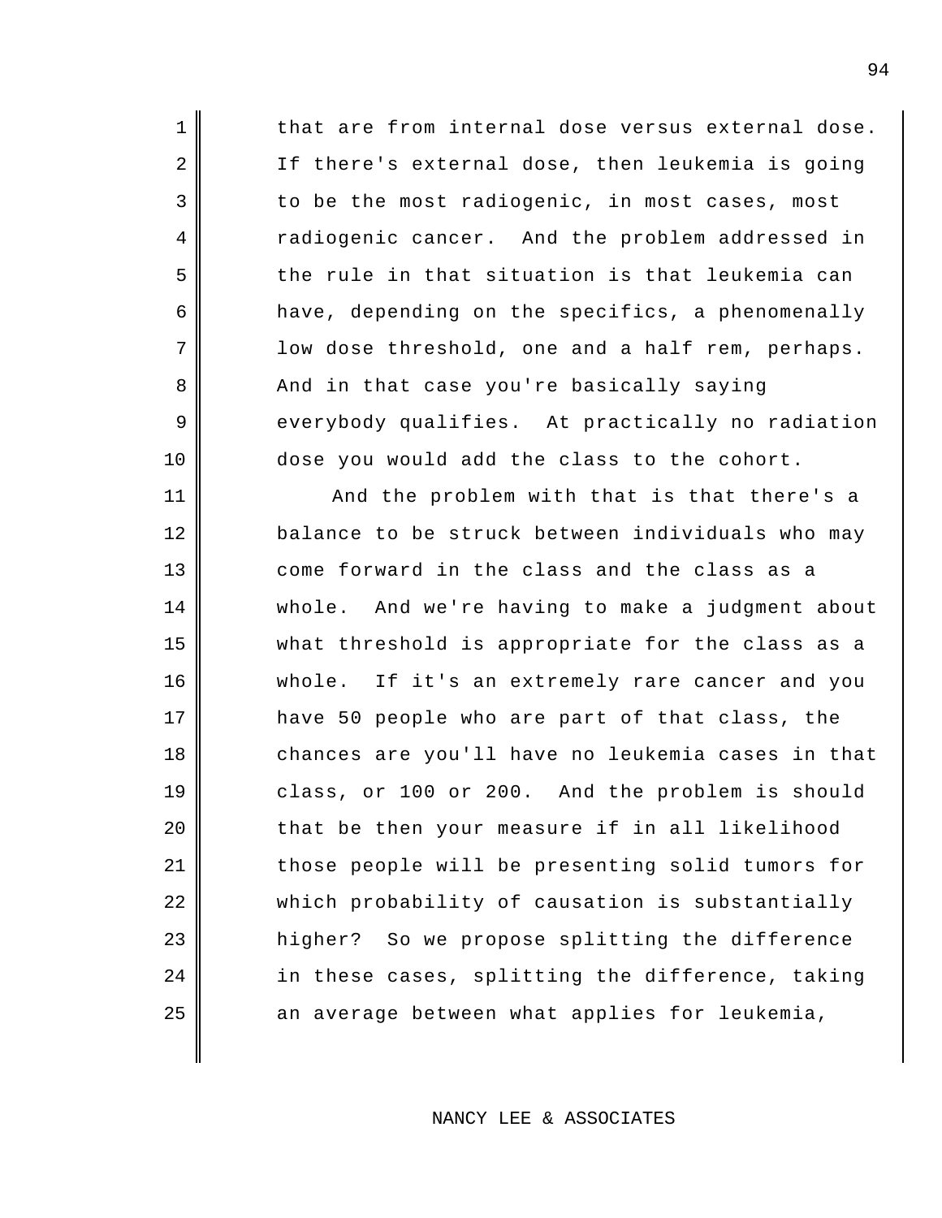that are from internal dose versus external dose. If there's external dose, then leukemia is going to be the most radiogenic, in most cases, most radiogenic cancer. And the problem addressed in the rule in that situation is that leukemia can have, depending on the specifics, a phenomenally low dose threshold, one and a half rem, perhaps. And in that case you're basically saying everybody qualifies. At practically no radiation dose you would add the class to the cohort.

And the problem with that is that there's a balance to be struck between individuals who may come forward in the class and the class as a whole. And we're having to make a judgment about what threshold is appropriate for the class as a whole. If it's an extremely rare cancer and you have 50 people who are part of that class, the chances are you'll have no leukemia cases in that class, or 100 or 200. And the problem is should that be then your measure if in all likelihood those people will be presenting solid tumors for which probability of causation is substantially higher? So we propose splitting the difference in these cases, splitting the difference, taking an average between what applies for leukemia,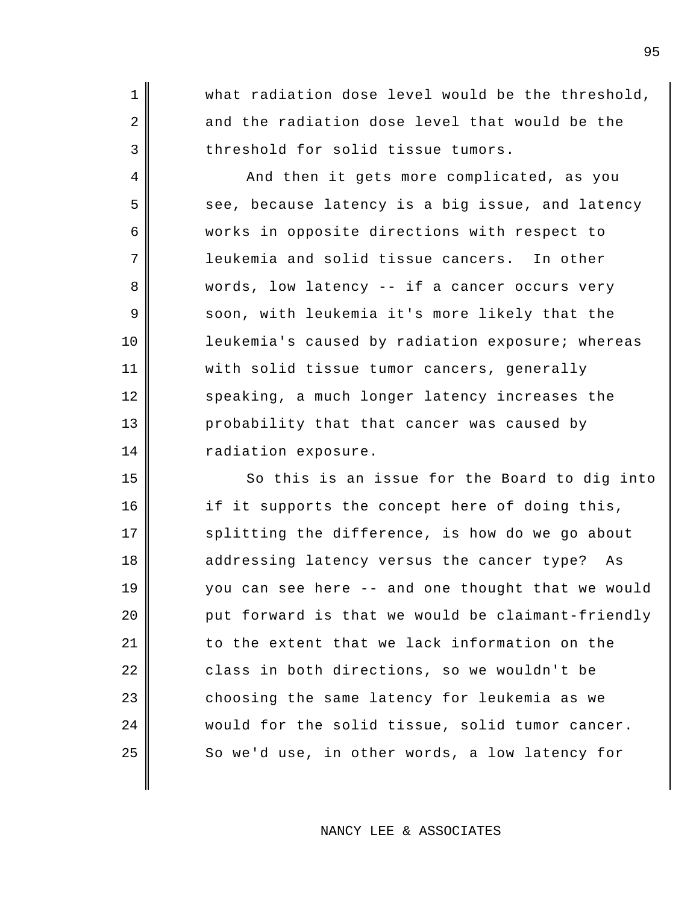what radiation dose level would be the threshold, and the radiation dose level that would be the threshold for solid tissue tumors.

And then it gets more complicated, as you see, because latency is a big issue, and latency works in opposite directions with respect to leukemia and solid tissue cancers. In other words, low latency -- if a cancer occurs very soon, with leukemia it's more likely that the leukemia's caused by radiation exposure; whereas with solid tissue tumor cancers, generally speaking, a much longer latency increases the probability that that cancer was caused by radiation exposure.

So this is an issue for the Board to dig into if it supports the concept here of doing this, splitting the difference, is how do we go about addressing latency versus the cancer type? As you can see here -- and one thought that we would put forward is that we would be claimant-friendly to the extent that we lack information on the class in both directions, so we wouldn't be choosing the same latency for leukemia as we would for the solid tissue, solid tumor cancer. So we'd use, in other words, a low latency for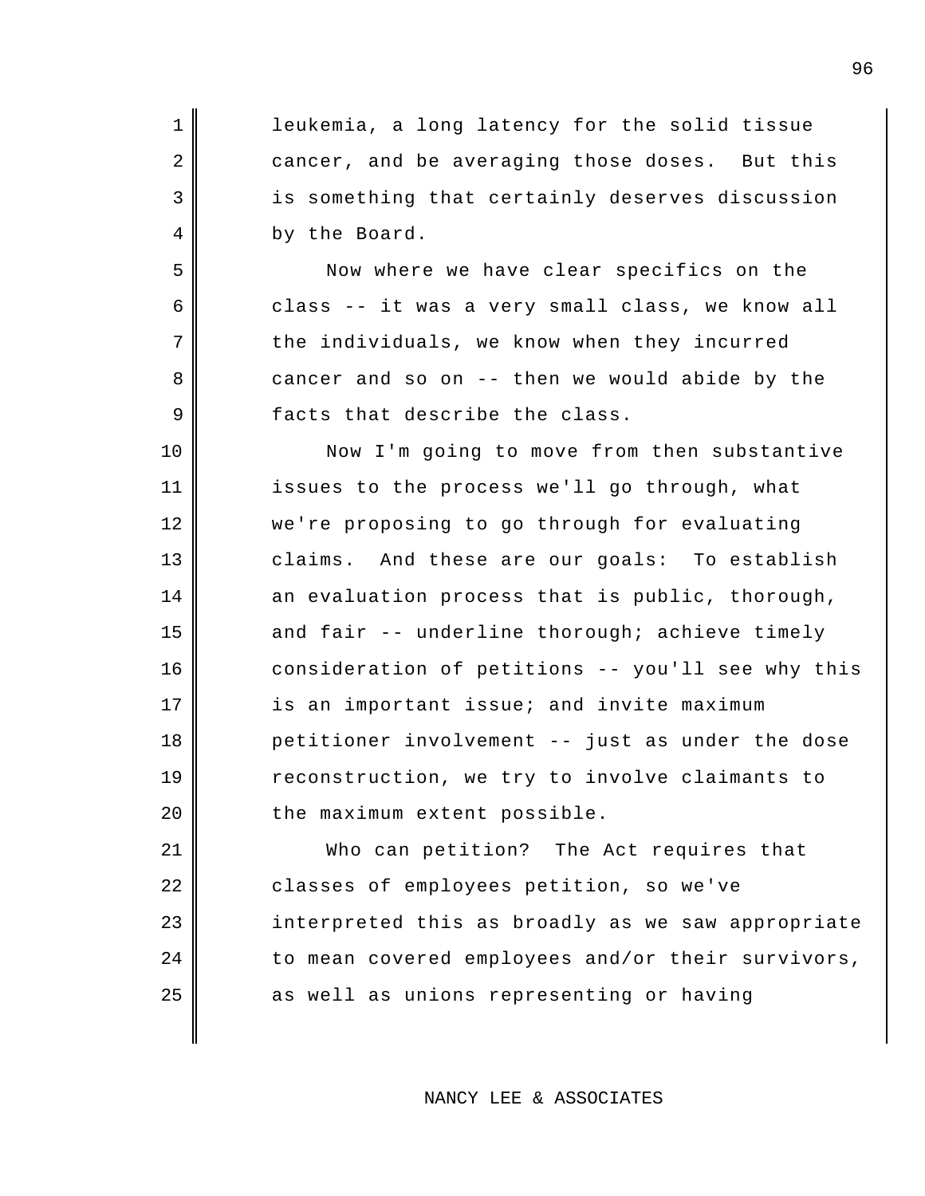leukemia, a long latency for the solid tissue cancer, and be averaging those doses. But this is something that certainly deserves discussion by the Board.

Now where we have clear specifics on the class -- it was a very small class, we know all the individuals, we know when they incurred cancer and so on -- then we would abide by the facts that describe the class.

Now I'm going to move from then substantive issues to the process we'll go through, what we're proposing to go through for evaluating claims. And these are our goals: To establish an evaluation process that is public, thorough, and fair -- underline thorough; achieve timely consideration of petitions -- you'll see why this is an important issue; and invite maximum petitioner involvement -- just as under the dose reconstruction, we try to involve claimants to the maximum extent possible.

Who can petition? The Act requires that classes of employees petition, so we've interpreted this as broadly as we saw appropriate to mean covered employees and/or their survivors, as well as unions representing or having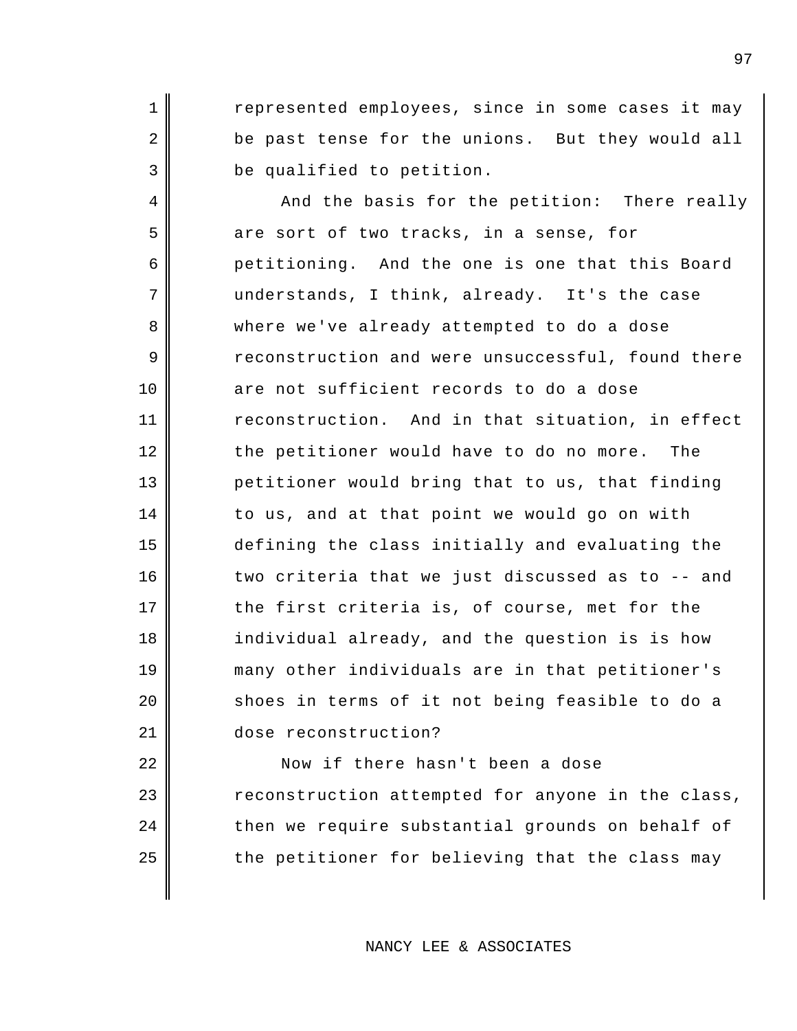represented employees, since in some cases it may be past tense for the unions. But they would all be qualified to petition.

And the basis for the petition: There really are sort of two tracks, in a sense, for petitioning. And the one is one that this Board understands, I think, already. It's the case where we've already attempted to do a dose reconstruction and were unsuccessful, found there are not sufficient records to do a dose reconstruction. And in that situation, in effect the petitioner would have to do no more. The petitioner would bring that to us, that finding to us, and at that point we would go on with defining the class initially and evaluating the two criteria that we just discussed as to -- and the first criteria is, of course, met for the individual already, and the question is is how many other individuals are in that petitioner's shoes in terms of it not being feasible to do a dose reconstruction?

Now if there hasn't been a dose reconstruction attempted for anyone in the class, then we require substantial grounds on behalf of the petitioner for believing that the class may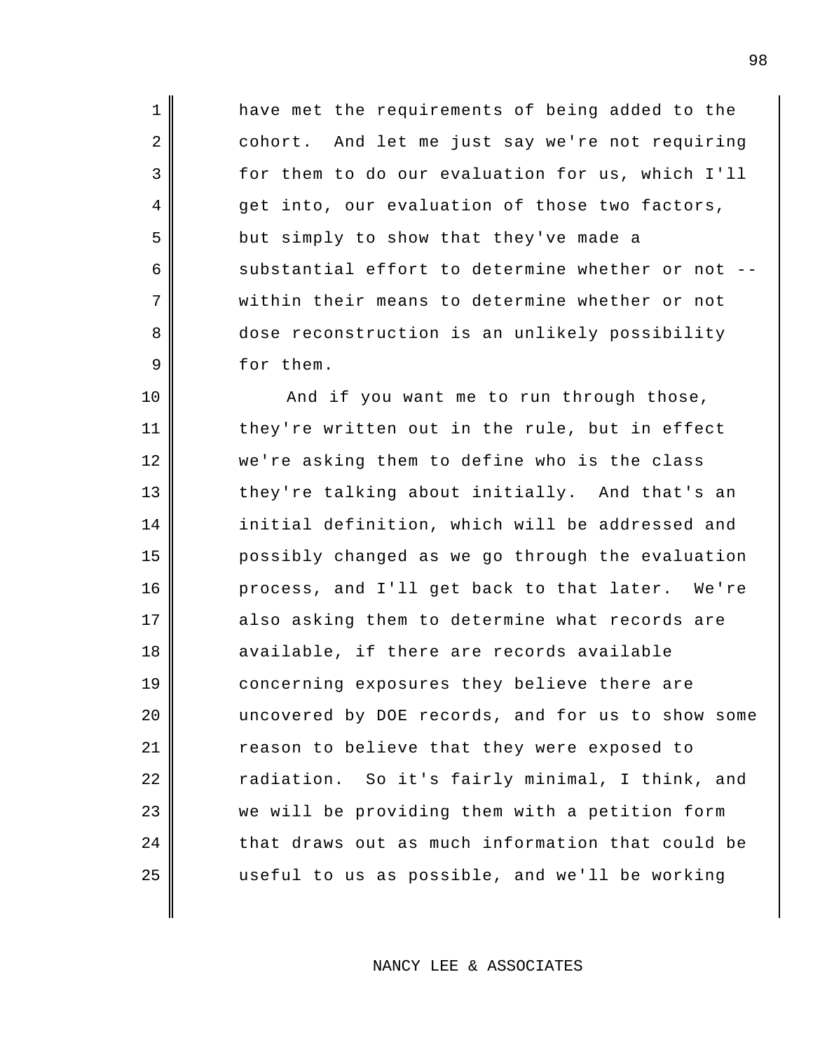have met the requirements of being added to the cohort. And let me just say we're not requiring for them to do our evaluation for us, which I'll get into, our evaluation of those two factors, but simply to show that they've made a substantial effort to determine whether or not -- within their means to determine whether or not dose reconstruction is an unlikely possibility for them.

And if you want me to run through those, they're written out in the rule, but in effect we're asking them to define who is the class they're talking about initially. And that's an initial definition, which will be addressed and possibly changed as we go through the evaluation process, and I'll get back to that later. We're also asking them to determine what records are available, if there are records available concerning exposures they believe there are uncovered by DOE records, and for us to show some reason to believe that they were exposed to radiation. So it's fairly minimal, I think, and we will be providing them with a petition form that draws out as much information that could be useful to us as possible, and we'll be working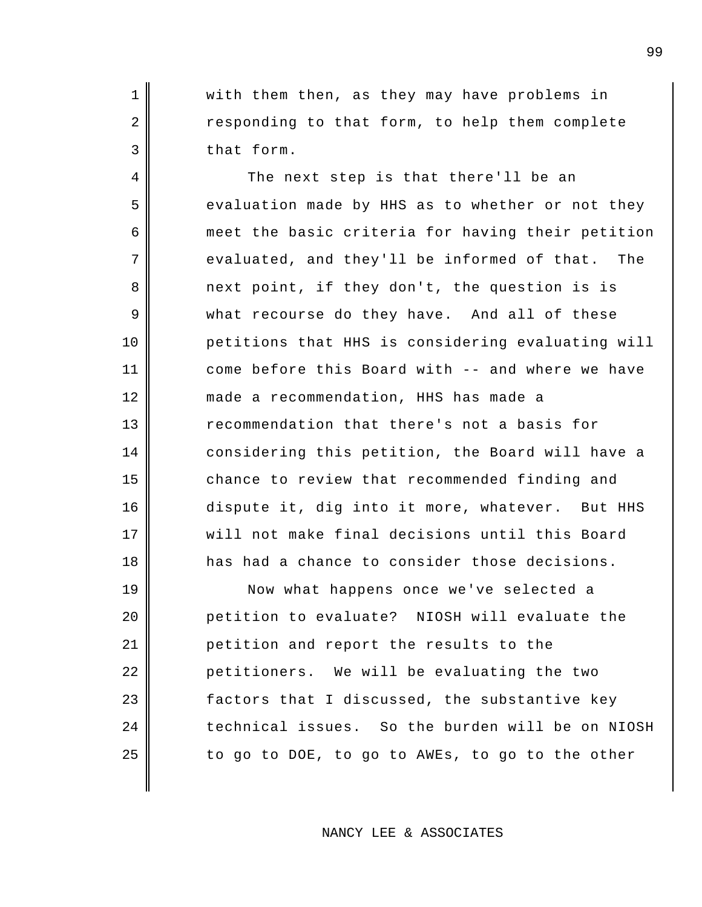with them then, as they may have problems in responding to that form, to help them complete that form.

The next step is that there'll be an evaluation made by HHS as to whether or not they meet the basic criteria for having their petition evaluated, and they'll be informed of that. The next point, if they don't, the question is is what recourse do they have. And all of these petitions that HHS is considering evaluating will come before this Board with -- and where we have made a recommendation, HHS has made a recommendation that there's not a basis for considering this petition, the Board will have a chance to review that recommended finding and dispute it, dig into it more, whatever. But HHS will not make final decisions until this Board has had a chance to consider those decisions.

Now what happens once we've selected a petition to evaluate? NIOSH will evaluate the petition and report the results to the petitioners. We will be evaluating the two factors that I discussed, the substantive key technical issues. So the burden will be on NIOSH to go to DOE, to go to AWEs, to go to the other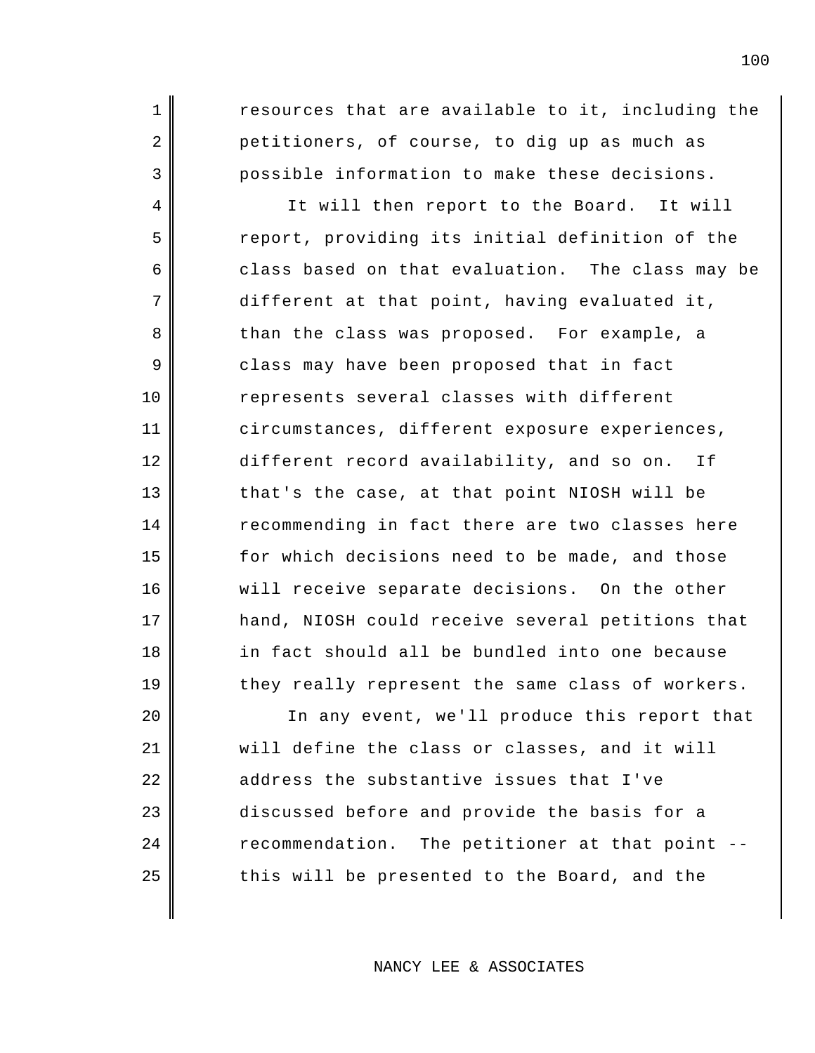resources that are available to it, including the petitioners, of course, to dig up as much as possible information to make these decisions.

It will then report to the Board. It will report, providing its initial definition of the class based on that evaluation. The class may be different at that point, having evaluated it, than the class was proposed. For example, a class may have been proposed that in fact represents several classes with different circumstances, different exposure experiences, different record availability, and so on. If that's the case, at that point NIOSH will be recommending in fact there are two classes here for which decisions need to be made, and those will receive separate decisions. On the other hand, NIOSH could receive several petitions that in fact should all be bundled into one because they really represent the same class of workers.

In any event, we'll produce this report that will define the class or classes, and it will address the substantive issues that I've discussed before and provide the basis for a recommendation. The petitioner at that point -- this will be presented to the Board, and the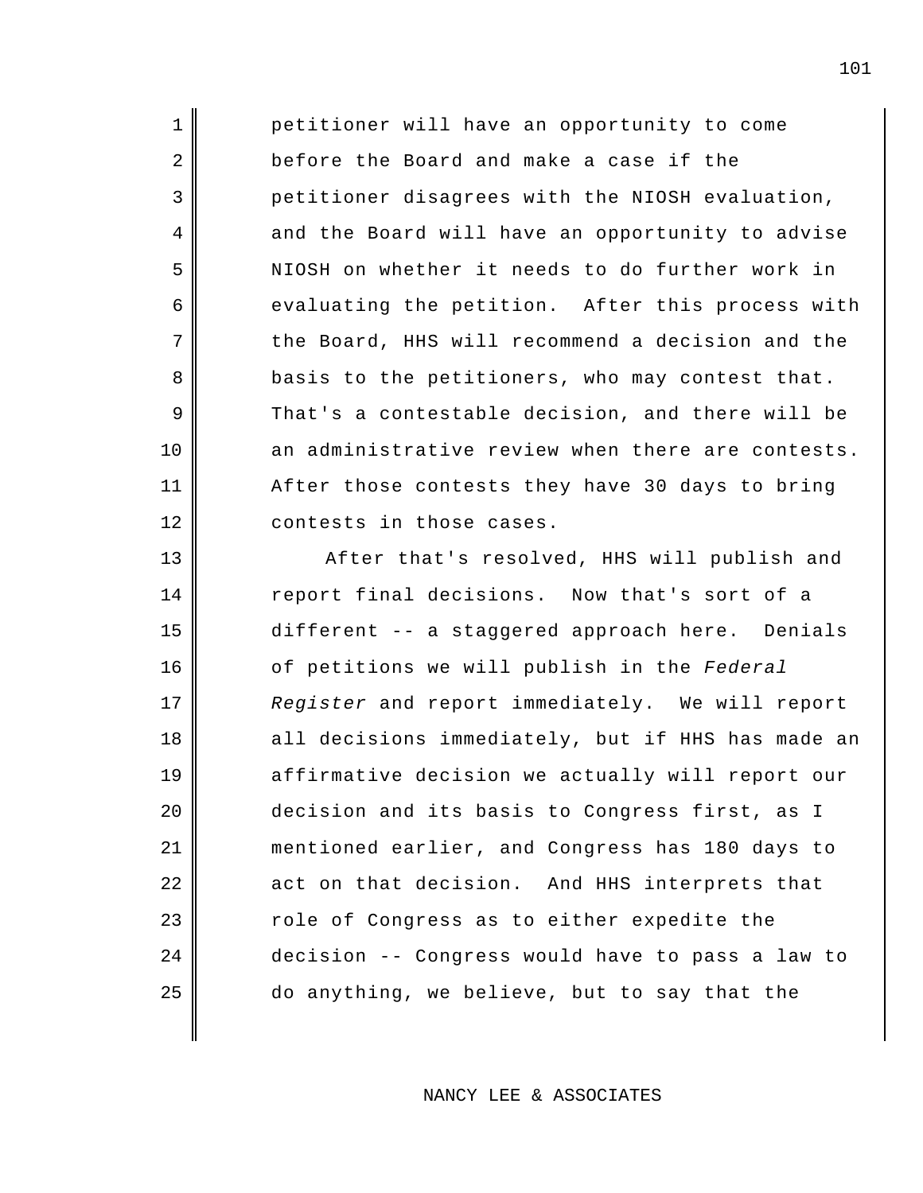petitioner will have an opportunity to come before the Board and make a case if the petitioner disagrees with the NIOSH evaluation, and the Board will have an opportunity to advise NIOSH on whether it needs to do further work in evaluating the petition. After this process with the Board, HHS will recommend a decision and the basis to the petitioners, who may contest that. That's a contestable decision, and there will be an administrative review when there are contests. After those contests they have 30 days to bring contests in those cases.

After that's resolved, HHS will publish and report final decisions. Now that's sort of a different -- a staggered approach here. Denials of petitions we will publish in the *Federal Register* and report immediately. We will report all decisions immediately, but if HHS has made an affirmative decision we actually will report our decision and its basis to Congress first, as I mentioned earlier, and Congress has 180 days to act on that decision. And HHS interprets that role of Congress as to either expedite the decision -- Congress would have to pass a law to do anything, we believe, but to say that the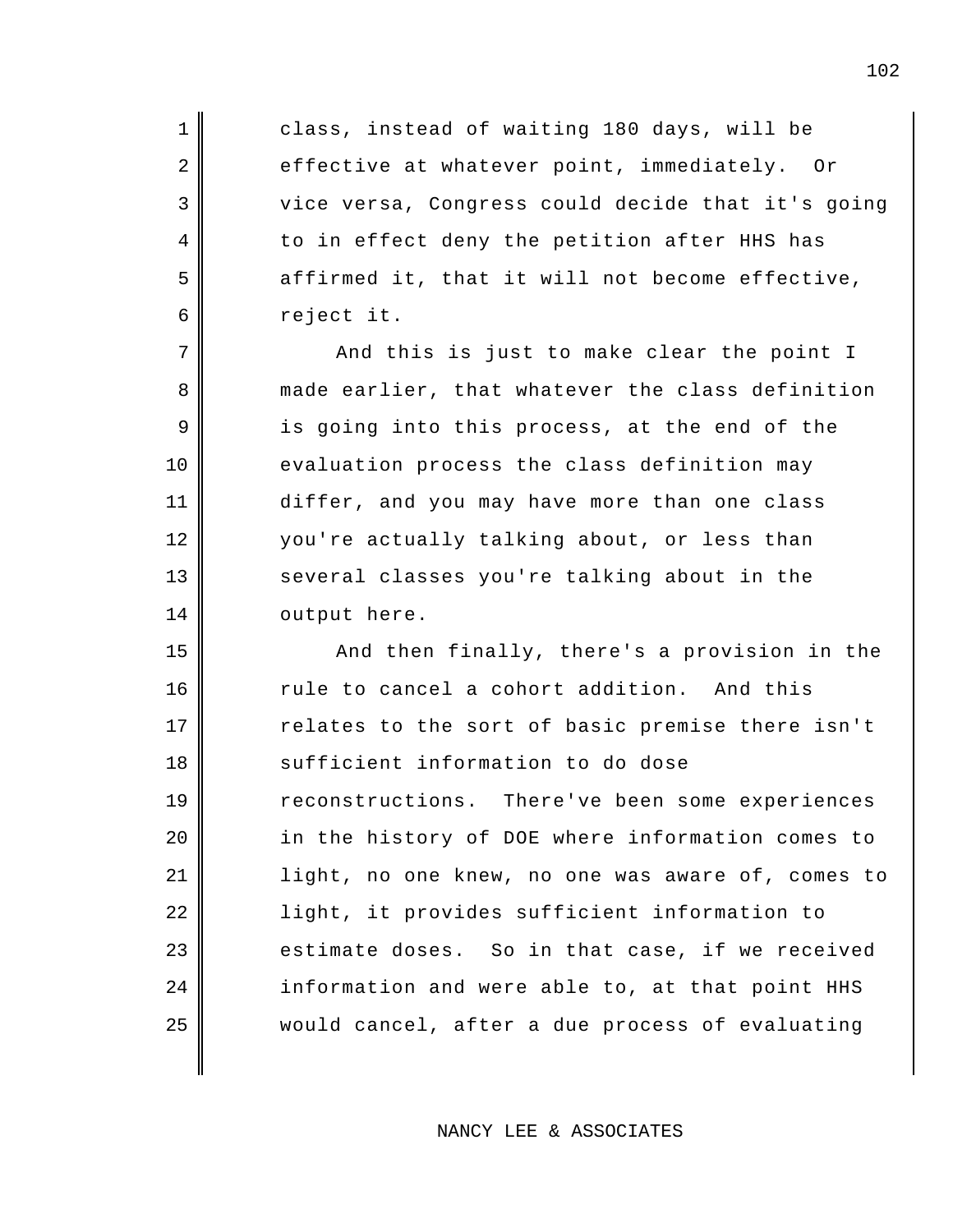class, instead of waiting 180 days, will be effective at whatever point, immediately. Or vice versa, Congress could decide that it's going to in effect deny the petition after HHS has affirmed it, that it will not become effective, reject it.

And this is just to make clear the point I made earlier, that whatever the class definition is going into this process, at the end of the evaluation process the class definition may differ, and you may have more than one class you're actually talking about, or less than several classes you're talking about in the output here.

And then finally, there's a provision in the rule to cancel a cohort addition. And this relates to the sort of basic premise there isn't sufficient information to do dose reconstructions. There've been some experiences in the history of DOE where information comes to light, no one knew, no one was aware of, comes to light, it provides sufficient information to estimate doses. So in that case, if we received information and were able to, at that point HHS would cancel, after a due process of evaluating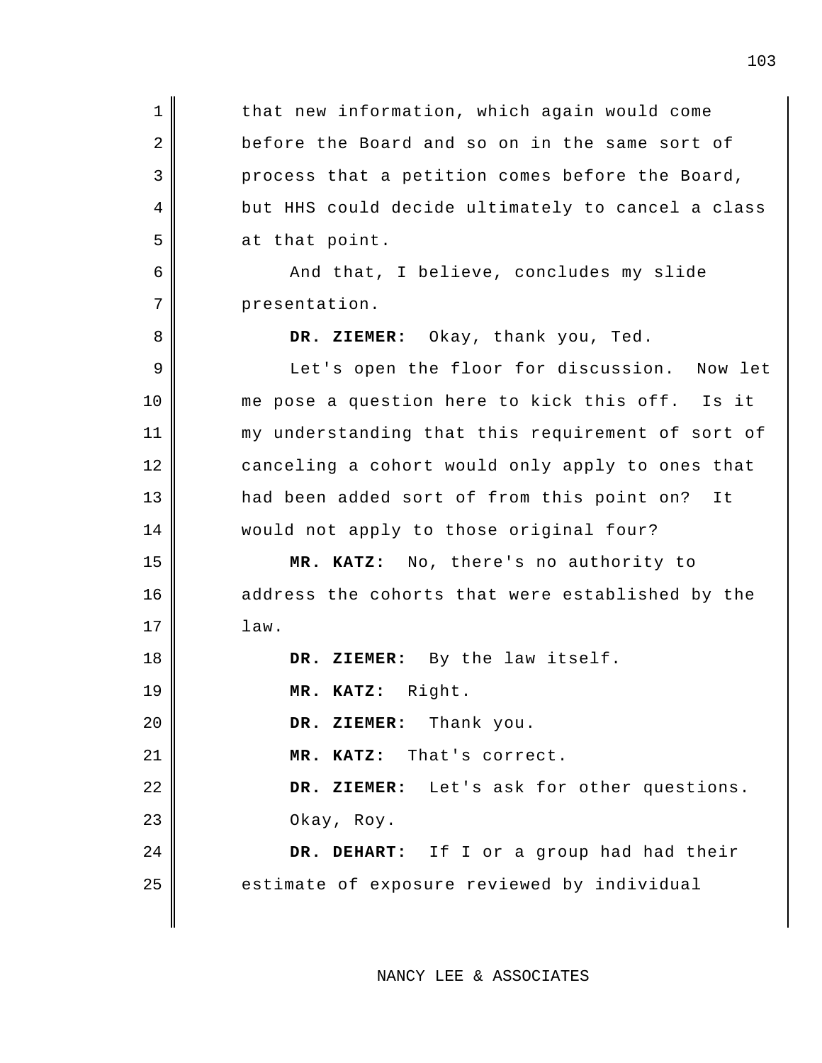that new information, which again would come before the Board and so on in the same sort of process that a petition comes before the Board, but HHS could decide ultimately to cancel a class at that point.

And that, I believe, concludes my slide presentation.

**DR. ZIEMER:** Okay, thank you, Ted.

Let's open the floor for discussion. Now let me pose a question here to kick this off. Is it my understanding that this requirement of sort of canceling a cohort would only apply to ones that had been added sort of from this point on? It would not apply to those original four?

**MR. KATZ:** No, there's no authority to address the cohorts that were established by the law.

**DR. ZIEMER:** By the law itself.

**MR. KATZ:** Right.

**DR. ZIEMER:** Thank you.

**MR. KATZ:** That's correct.

**DR. ZIEMER:** Let's ask for other questions. Okay, Roy.

**DR. DEHART:** If I or a group had had their estimate of exposure reviewed by individual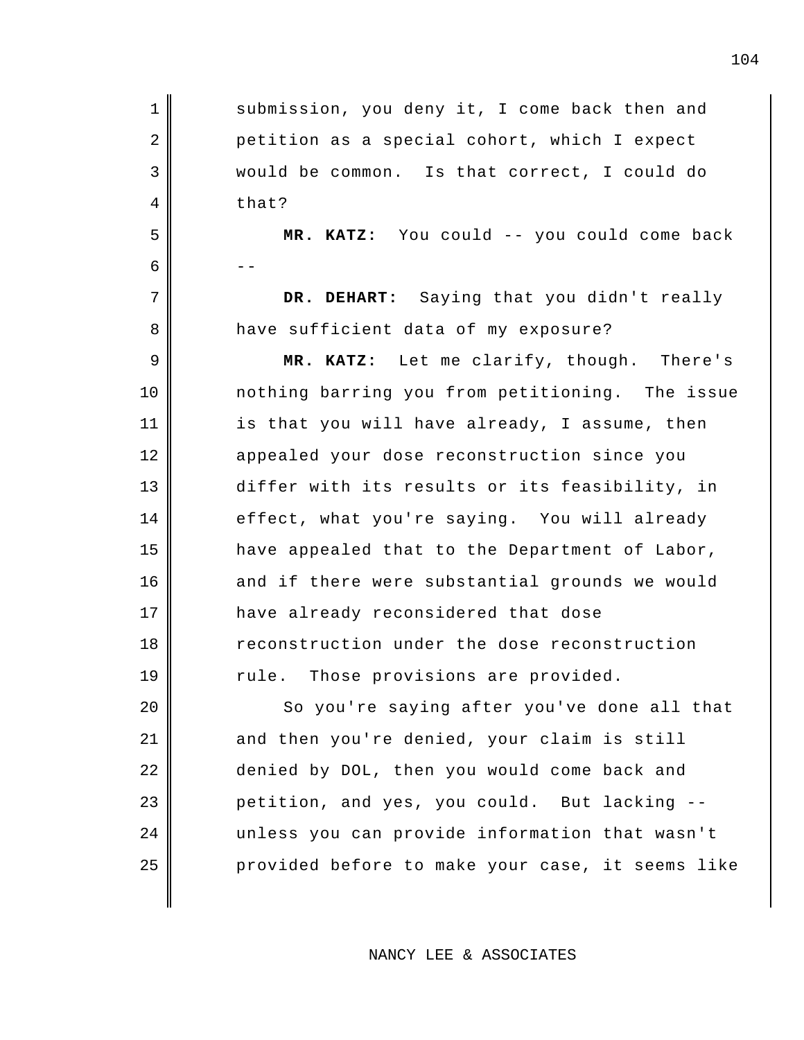submission, you deny it, I come back then and petition as a special cohort, which I expect would be common. Is that correct, I could do that?

**MR. KATZ:** You could -- you could come back --

**DR. DEHART:** Saying that you didn't really have sufficient data of my exposure?

**MR. KATZ:** Let me clarify, though. There's nothing barring you from petitioning. The issue is that you will have already, I assume, then appealed your dose reconstruction since you differ with its results or its feasibility, in effect, what you're saying. You will already have appealed that to the Department of Labor, and if there were substantial grounds we would have already reconsidered that dose reconstruction under the dose reconstruction rule. Those provisions are provided.

So you're saying after you've done all that and then you're denied, your claim is still denied by DOL, then you would come back and petition, and yes, you could. But lacking -- unless you can provide information that wasn't provided before to make your case, it seems like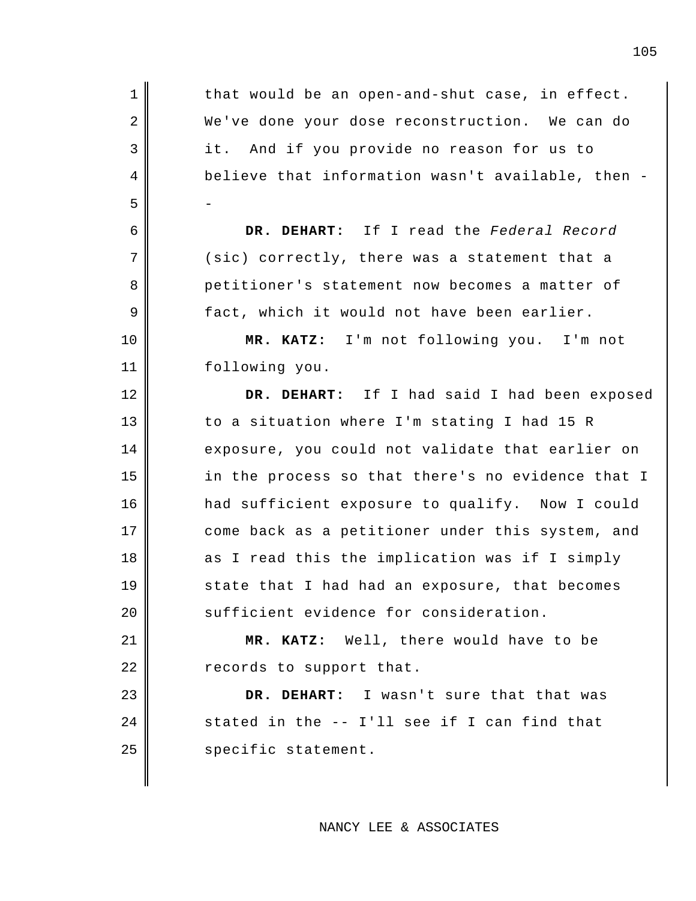that would be an open-and-shut case, in effect. We've done your dose reconstruction. We can do it. And if you provide no reason for us to believe that information wasn't available, then --

**DR. DEHART:** If I read the *Federal Record* (sic) correctly, there was a statement that a petitioner's statement now becomes a matter of fact, which it would not have been earlier.

**MR. KATZ:** I'm not following you. I'm not following you.

**DR. DEHART:** If I had said I had been exposed to a situation where I'm stating I had 15 R exposure, you could not validate that earlier on in the process so that there's no evidence that I had sufficient exposure to qualify. Now I could come back as a petitioner under this system, and as I read this the implication was if I simply state that I had had an exposure, that becomes sufficient evidence for consideration.

**MR. KATZ:** Well, there would have to be records to support that.

**DR. DEHART:** I wasn't sure that that was stated in the -- I'll see if I can find that specific statement.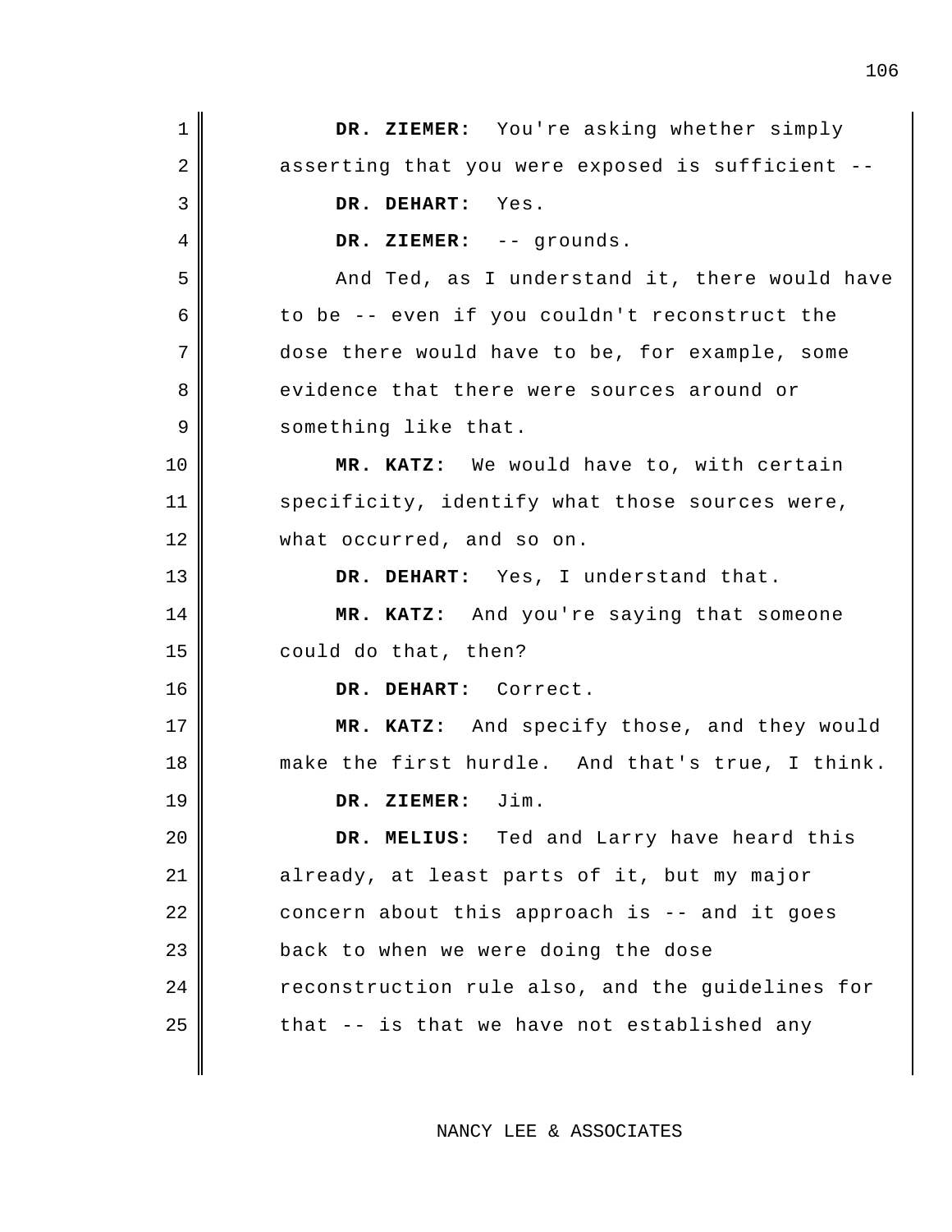**DR. ZIEMER:** You're asking whether simply asserting that you were exposed is sufficient --

**DR. DEHART:** Yes.

**DR. ZIEMER:** -- grounds.

And Ted, as I understand it, there would have to be -- even if you couldn't reconstruct the dose there would have to be, for example, some evidence that there were sources around or something like that.

**MR. KATZ:** We would have to, with certain specificity, identify what those sources were, what occurred, and so on.

**DR. DEHART:** Yes, I understand that.

**MR. KATZ:** And you're saying that someone could do that, then?

**DR. DEHART:** Correct.

**MR. KATZ:** And specify those, and they would make the first hurdle. And that's true, I think.

**DR. ZIEMER:** Jim.

**DR. MELIUS:** Ted and Larry have heard this already, at least parts of it, but my major concern about this approach is -- and it goes back to when we were doing the dose reconstruction rule also, and the guidelines for that -- is that we have not established any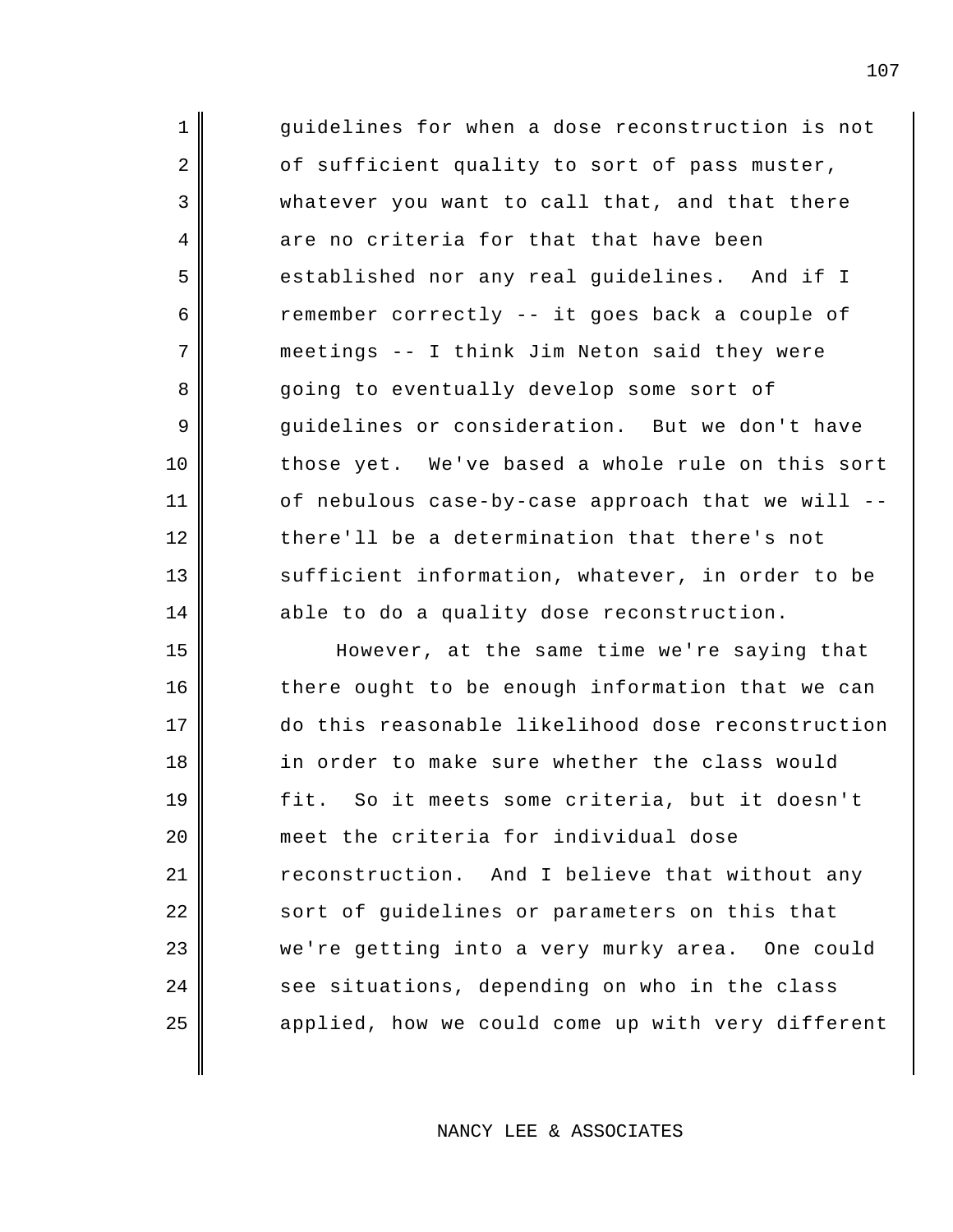guidelines for when a dose reconstruction is not of sufficient quality to sort of pass muster, whatever you want to call that, and that there are no criteria for that that have been established nor any real guidelines. And if I remember correctly -- it goes back a couple of meetings -- I think Jim Neton said they were going to eventually develop some sort of guidelines or consideration. But we don't have those yet. We've based a whole rule on this sort of nebulous case-by-case approach that we will -- there'll be a determination that there's not sufficient information, whatever, in order to be able to do a quality dose reconstruction.

However, at the same time we're saying that there ought to be enough information that we can do this reasonable likelihood dose reconstruction in order to make sure whether the class would fit. So it meets some criteria, but it doesn't meet the criteria for individual dose reconstruction. And I believe that without any sort of guidelines or parameters on this that we're getting into a very murky area. One could see situations, depending on who in the class applied, how we could come up with very different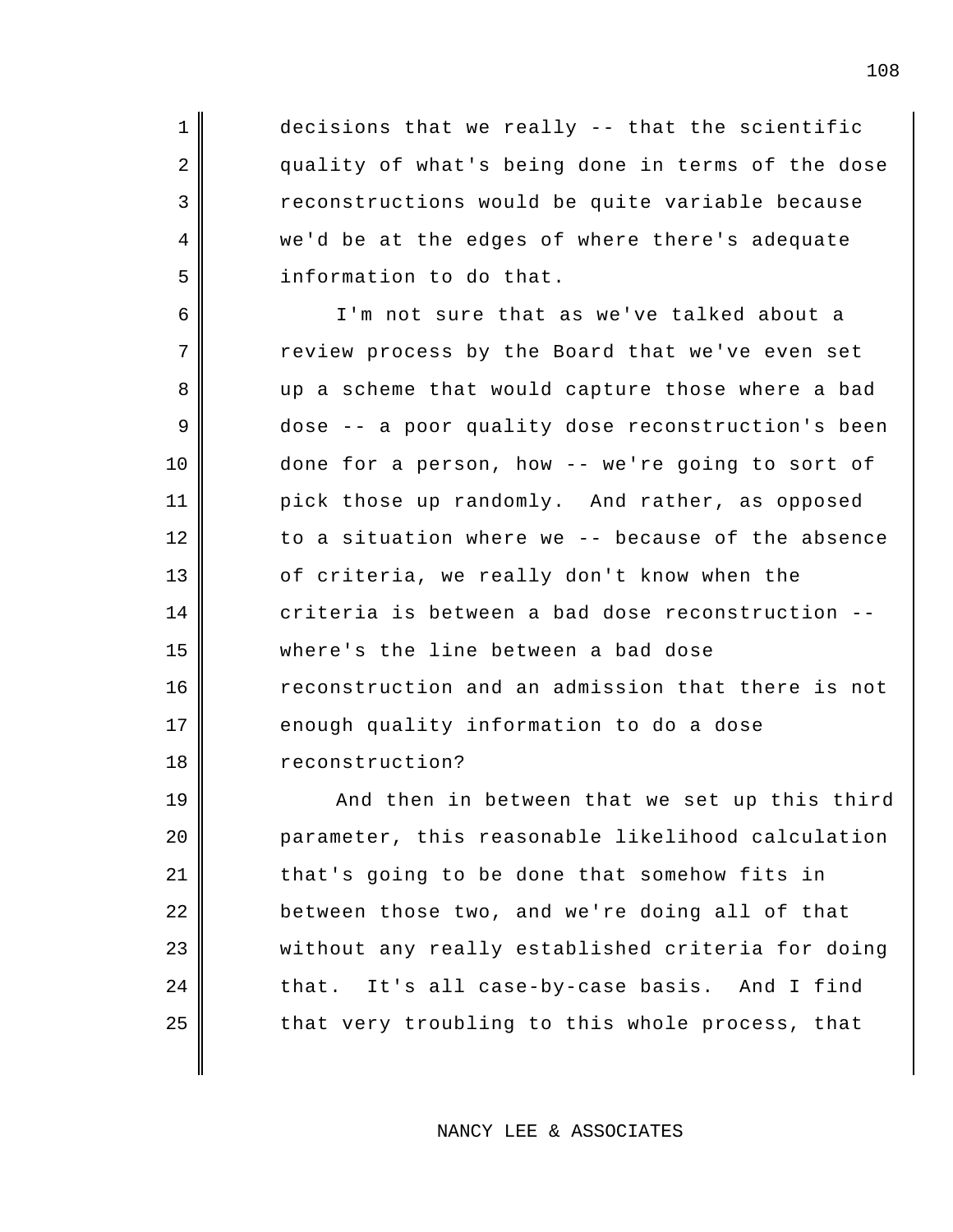decisions that we really -- that the scientific quality of what's being done in terms of the dose reconstructions would be quite variable because we'd be at the edges of where there's adequate information to do that.

I'm not sure that as we've talked about a review process by the Board that we've even set up a scheme that would capture those where a bad dose -- a poor quality dose reconstruction's been done for a person, how -- we're going to sort of pick those up randomly. And rather, as opposed to a situation where we -- because of the absence of criteria, we really don't know when the criteria is between a bad dose reconstruction -- where's the line between a bad dose reconstruction and an admission that there is not enough quality information to do a dose reconstruction?

And then in between that we set up this third parameter, this reasonable likelihood calculation that's going to be done that somehow fits in between those two, and we're doing all of that without any really established criteria for doing that. It's all case-by-case basis. And I find that very troubling to this whole process, that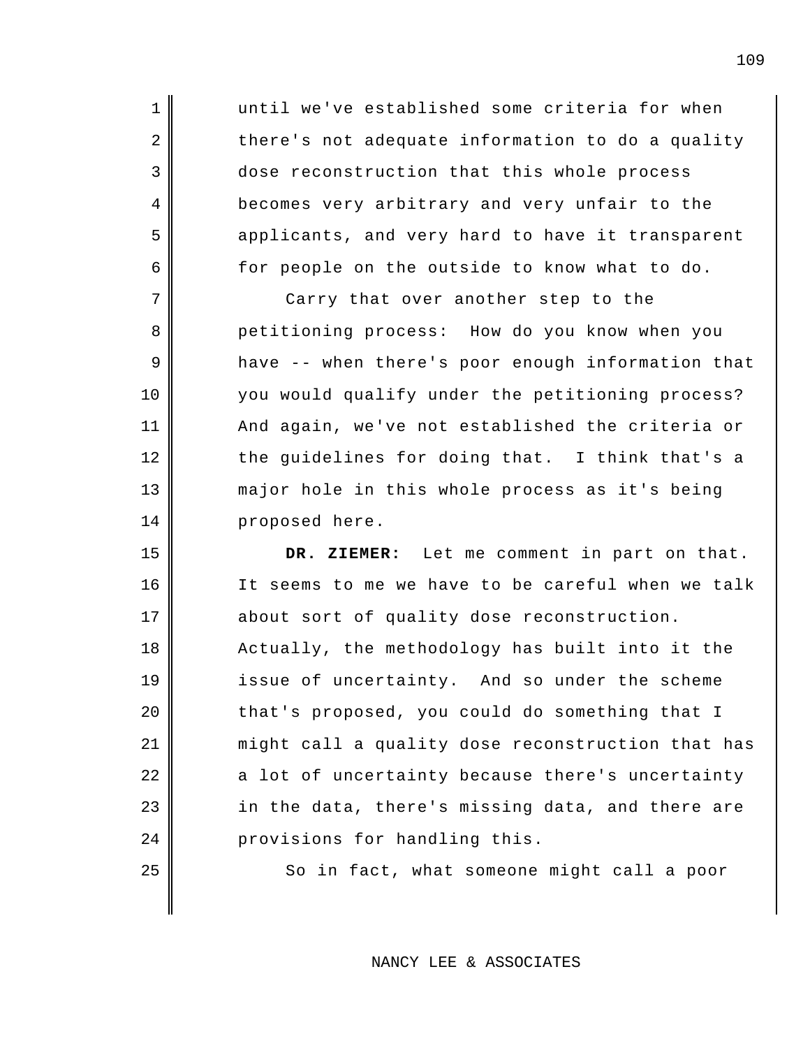until we've established some criteria for when there's not adequate information to do a quality dose reconstruction that this whole process becomes very arbitrary and very unfair to the applicants, and very hard to have it transparent for people on the outside to know what to do.

Carry that over another step to the petitioning process: How do you know when you have -- when there's poor enough information that you would qualify under the petitioning process? And again, we've not established the criteria or the guidelines for doing that. I think that's a major hole in this whole process as it's being proposed here.

**DR. ZIEMER:** Let me comment in part on that. It seems to me we have to be careful when we talk about sort of quality dose reconstruction. Actually, the methodology has built into it the issue of uncertainty. And so under the scheme that's proposed, you could do something that I might call a quality dose reconstruction that has a lot of uncertainty because there's uncertainty in the data, there's missing data, and there are provisions for handling this.

So in fact, what someone might call a poor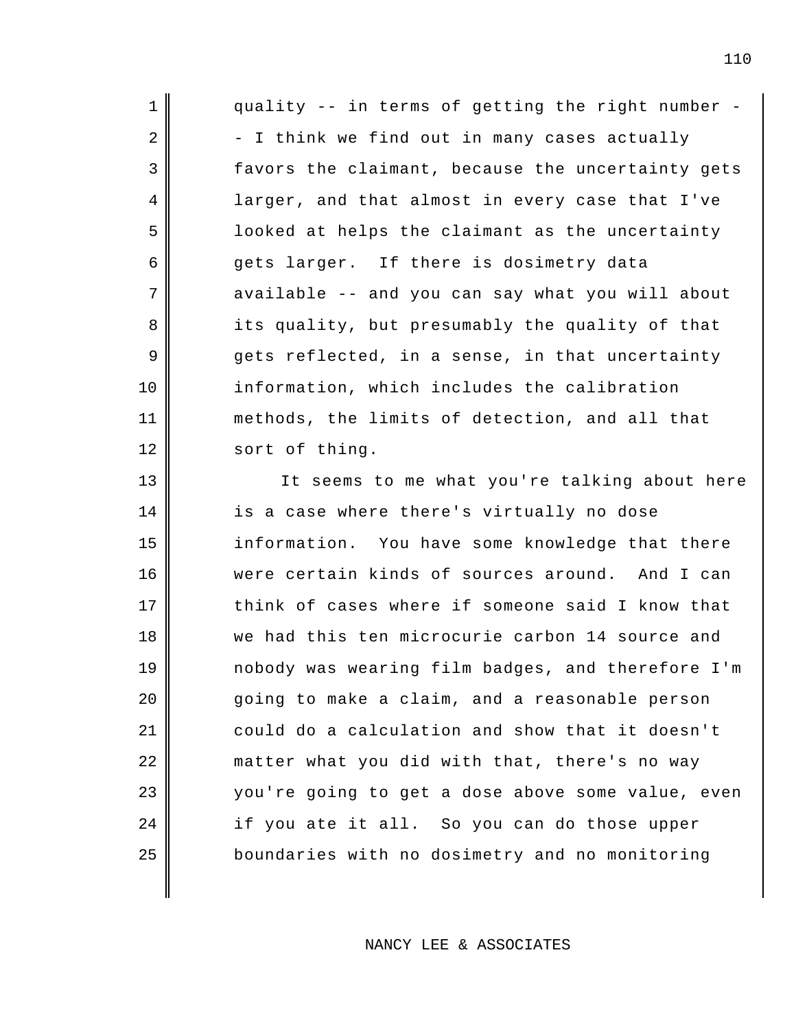quality -- in terms of getting the right number -- I think we find out in many cases actually favors the claimant, because the uncertainty gets larger, and that almost in every case that I've looked at helps the claimant as the uncertainty gets larger. If there is dosimetry data available -- and you can say what you will about its quality, but presumably the quality of that gets reflected, in a sense, in that uncertainty information, which includes the calibration methods, the limits of detection, and all that sort of thing.

It seems to me what you're talking about here is a case where there's virtually no dose information. You have some knowledge that there were certain kinds of sources around. And I can think of cases where if someone said I know that we had this ten microcurie carbon 14 source and nobody was wearing film badges, and therefore I'm going to make a claim, and a reasonable person could do a calculation and show that it doesn't matter what you did with that, there's no way you're going to get a dose above some value, even if you ate it all. So you can do those upper boundaries with no dosimetry and no monitoring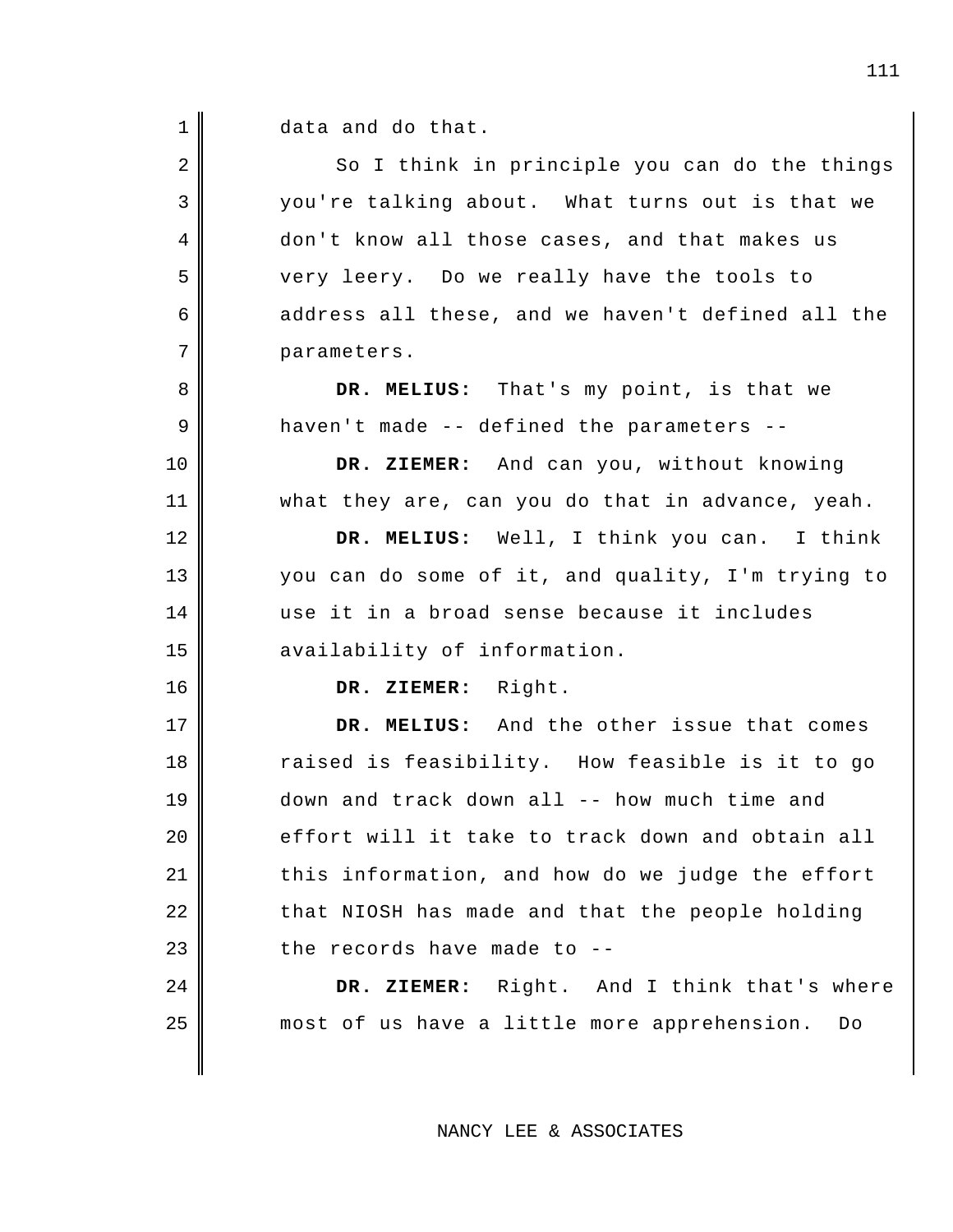data and do that.

So I think in principle you can do the things you're talking about. What turns out is that we don't know all those cases, and that makes us very leery. Do we really have the tools to address all these, and we haven't defined all the parameters.

**DR. MELIUS:** That's my point, is that we haven't made -- defined the parameters --

**DR. ZIEMER:** And can you, without knowing what they are, can you do that in advance, yeah.

**DR. MELIUS:** Well, I think you can. I think you can do some of it, and quality, I'm trying to use it in a broad sense because it includes availability of information.

**DR. ZIEMER:** Right.

**DR. MELIUS:** And the other issue that comes raised is feasibility. How feasible is it to go down and track down all -- how much time and effort will it take to track down and obtain all this information, and how do we judge the effort that NIOSH has made and that the people holding the records have made to --

**DR. ZIEMER:** Right. And I think that's where most of us have a little more apprehension. Do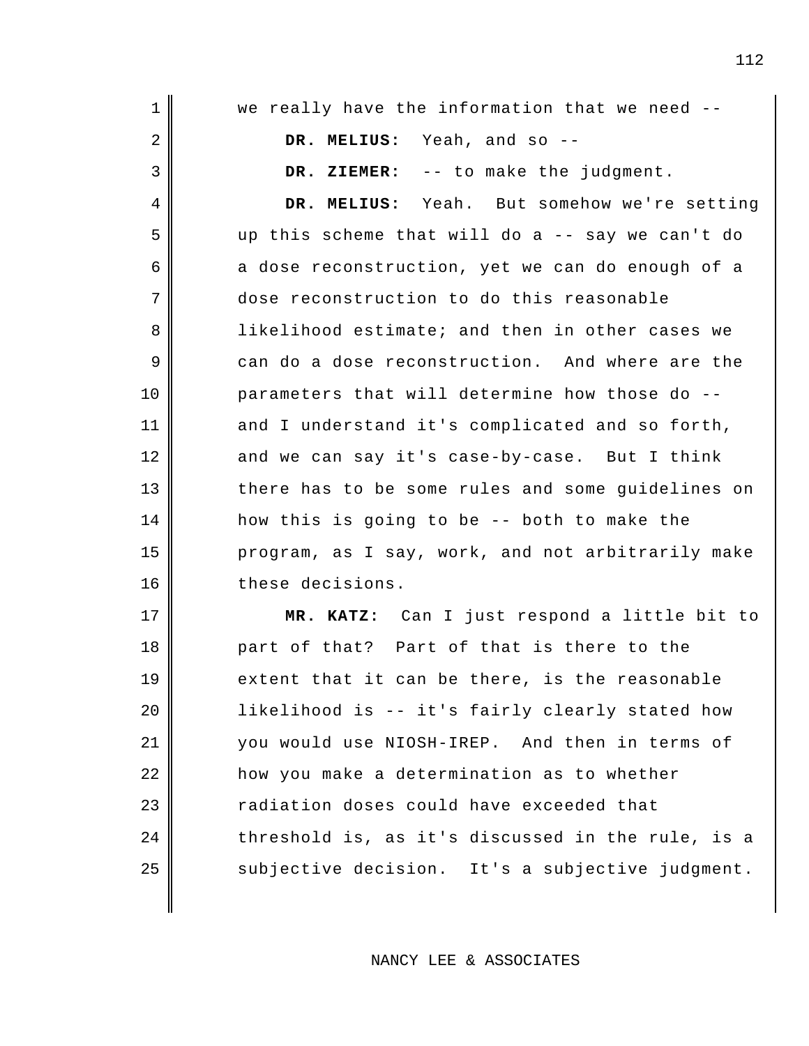we really have the information that we need --

**DR. MELIUS:** Yeah, and so --

**DR. ZIEMER:** -- to make the judgment.

**DR. MELIUS:** Yeah. But somehow we're setting up this scheme that will do a -- say we can't do a dose reconstruction, yet we can do enough of a dose reconstruction to do this reasonable likelihood estimate; and then in other cases we can do a dose reconstruction. And where are the parameters that will determine how those do -- and I understand it's complicated and so forth, and we can say it's case-by-case. But I think there has to be some rules and some guidelines on how this is going to be -- both to make the program, as I say, work, and not arbitrarily make these decisions.

**MR. KATZ:** Can I just respond a little bit to part of that? Part of that is there to the extent that it can be there, is the reasonable likelihood is -- it's fairly clearly stated how you would use NIOSH-IREP. And then in terms of how you make a determination as to whether radiation doses could have exceeded that threshold is, as it's discussed in the rule, is a subjective decision. It's a subjective judgment.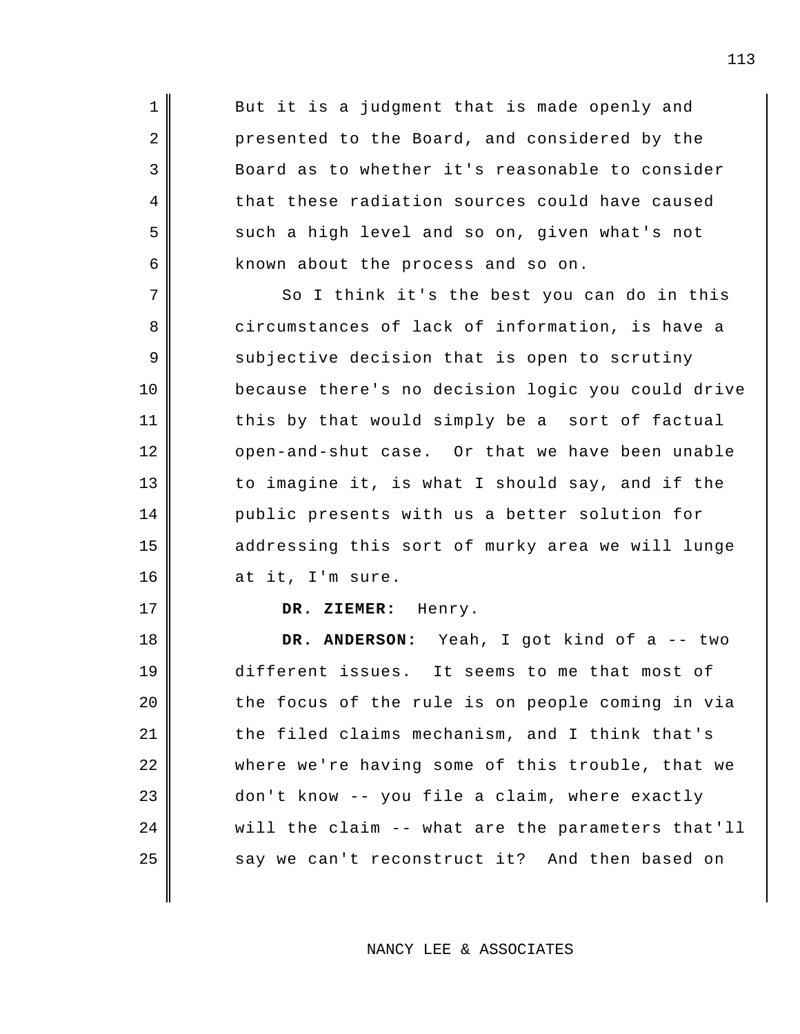But it is a judgment that is made openly and presented to the Board, and considered by the Board as to whether it's reasonable to consider that these radiation sources could have caused such a high level and so on, given what's not known about the process and so on.

So I think it's the best you can do in this circumstances of lack of information, is have a subjective decision that is open to scrutiny because there's no decision logic you could drive this by that would simply be a sort of factual open-and-shut case. Or that we have been unable to imagine it, is what I should say, and if the public presents with us a better solution for addressing this sort of murky area we will lunge at it, I'm sure.

**DR. ZIEMER:** Henry.

**DR. ANDERSON:** Yeah, I got kind of a -- two different issues. It seems to me that most of the focus of the rule is on people coming in via the filed claims mechanism, and I think that's where we're having some of this trouble, that we don't know -- you file a claim, where exactly will the claim -- what are the parameters that'll say we can't reconstruct it? And then based on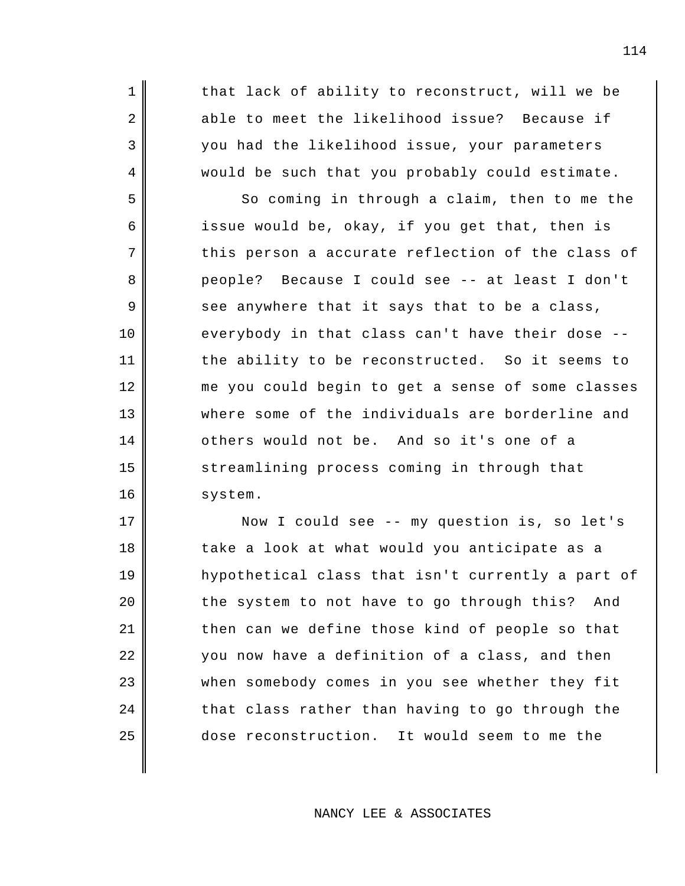that lack of ability to reconstruct, will we be able to meet the likelihood issue? Because if you had the likelihood issue, your parameters would be such that you probably could estimate.

So coming in through a claim, then to me the issue would be, okay, if you get that, then is this person a accurate reflection of the class of people? Because I could see -- at least I don't see anywhere that it says that to be a class, everybody in that class can't have their dose -- the ability to be reconstructed. So it seems to me you could begin to get a sense of some classes where some of the individuals are borderline and others would not be. And so it's one of a streamlining process coming in through that system.

Now I could see -- my question is, so let's take a look at what would you anticipate as a hypothetical class that isn't currently a part of the system to not have to go through this? And then can we define those kind of people so that you now have a definition of a class, and then when somebody comes in you see whether they fit that class rather than having to go through the dose reconstruction. It would seem to me the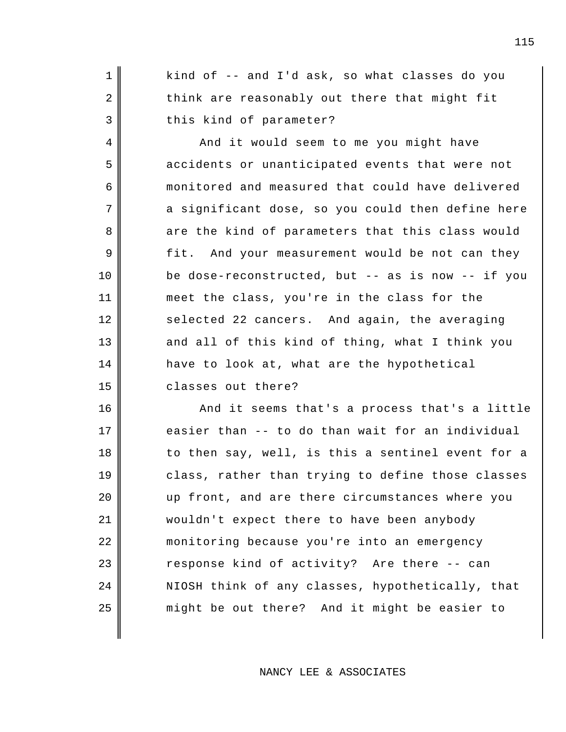kind of -- and I'd ask, so what classes do you think are reasonably out there that might fit this kind of parameter?

And it would seem to me you might have accidents or unanticipated events that were not monitored and measured that could have delivered a significant dose, so you could then define here are the kind of parameters that this class would fit. And your measurement would be not can they be dose-reconstructed, but -- as is now -- if you meet the class, you're in the class for the selected 22 cancers. And again, the averaging and all of this kind of thing, what I think you have to look at, what are the hypothetical classes out there?

And it seems that's a process that's a little easier than -- to do than wait for an individual to then say, well, is this a sentinel event for a class, rather than trying to define those classes up front, and are there circumstances where you wouldn't expect there to have been anybody monitoring because you're into an emergency response kind of activity? Are there -- can NIOSH think of any classes, hypothetically, that might be out there? And it might be easier to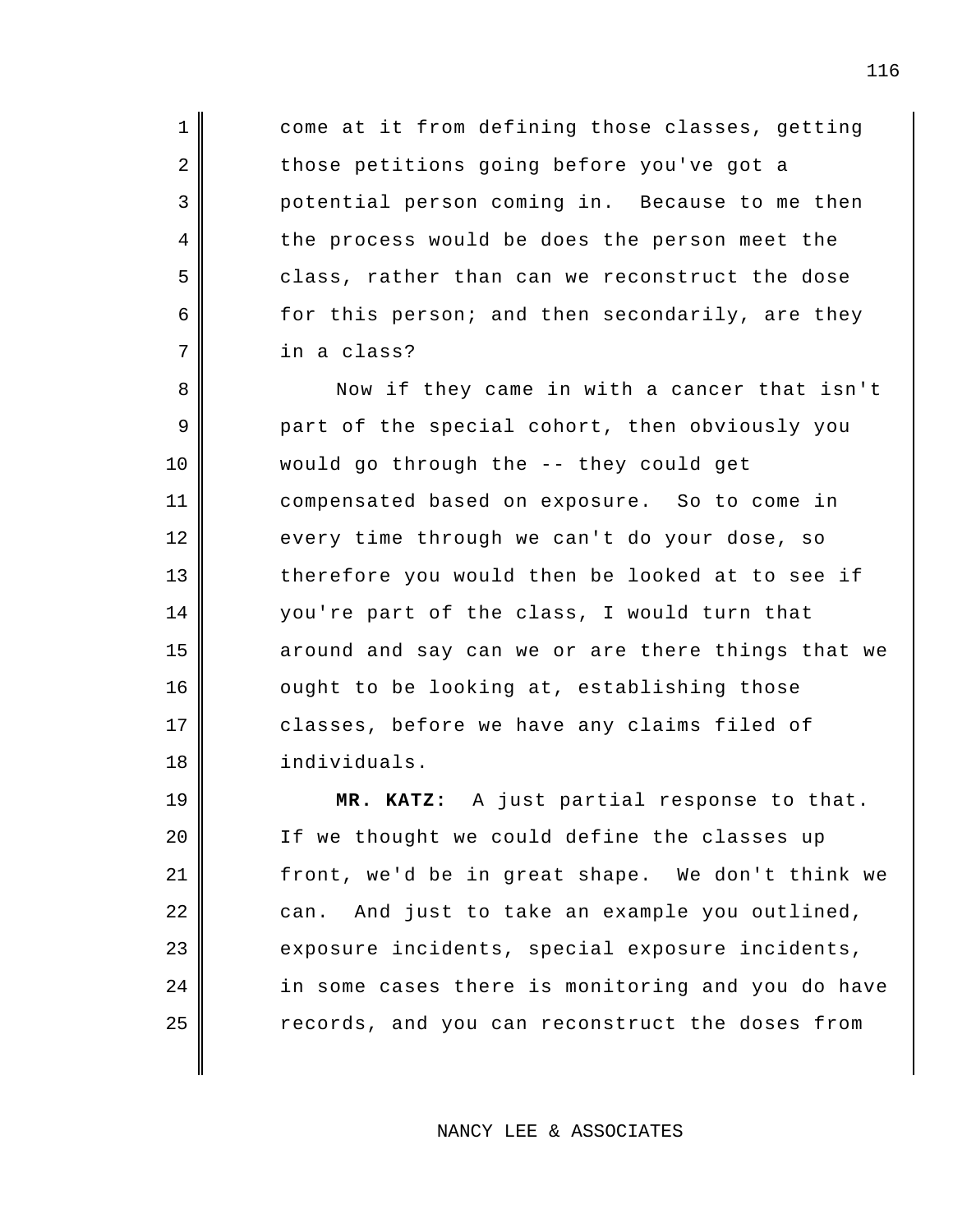come at it from defining those classes, getting those petitions going before you've got a potential person coming in. Because to me then the process would be does the person meet the class, rather than can we reconstruct the dose for this person; and then secondarily, are they in a class?

Now if they came in with a cancer that isn't part of the special cohort, then obviously you would go through the -- they could get compensated based on exposure. So to come in every time through we can't do your dose, so therefore you would then be looked at to see if you're part of the class, I would turn that around and say can we or are there things that we ought to be looking at, establishing those classes, before we have any claims filed of individuals.

**MR. KATZ:** A just partial response to that. If we thought we could define the classes up front, we'd be in great shape. We don't think we can. And just to take an example you outlined, exposure incidents, special exposure incidents, in some cases there is monitoring and you do have records, and you can reconstruct the doses from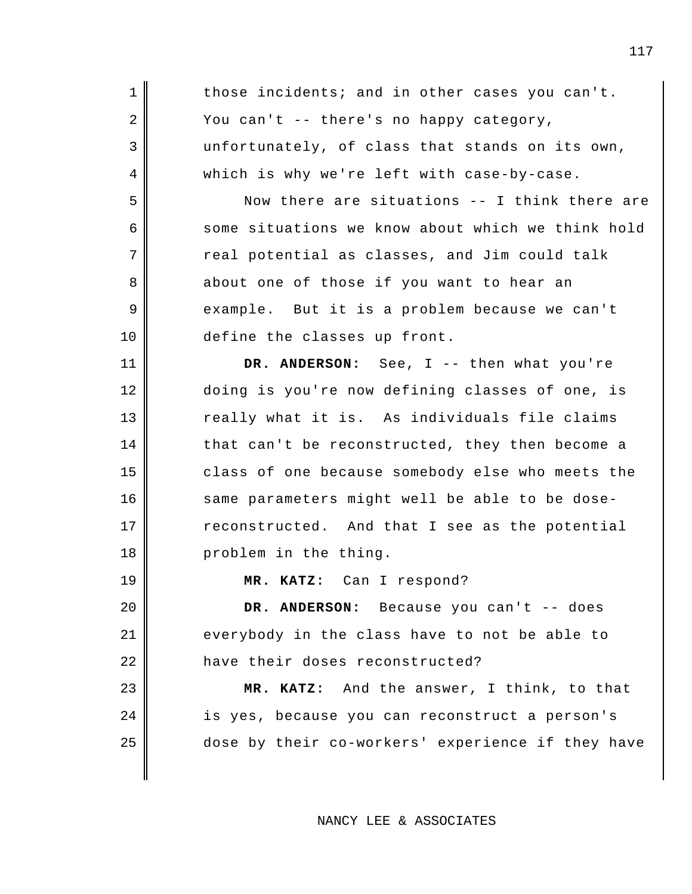those incidents; and in other cases you can't. You can't -- there's no happy category, unfortunately, of class that stands on its own, which is why we're left with case-by-case.

Now there are situations -- I think there are some situations we know about which we think hold real potential as classes, and Jim could talk about one of those if you want to hear an example. But it is a problem because we can't define the classes up front.

**DR. ANDERSON:** See, I -- then what you're doing is you're now defining classes of one, is really what it is. As individuals file claims that can't be reconstructed, they then become a class of one because somebody else who meets the same parameters might well be able to be dose-reconstructed. And that I see as the potential problem in the thing.

**MR. KATZ:** Can I respond?

**DR. ANDERSON:** Because you can't -- does everybody in the class have to not be able to have their doses reconstructed?

**MR. KATZ:** And the answer, I think, to that is yes, because you can reconstruct a person's dose by their co-workers' experience if they have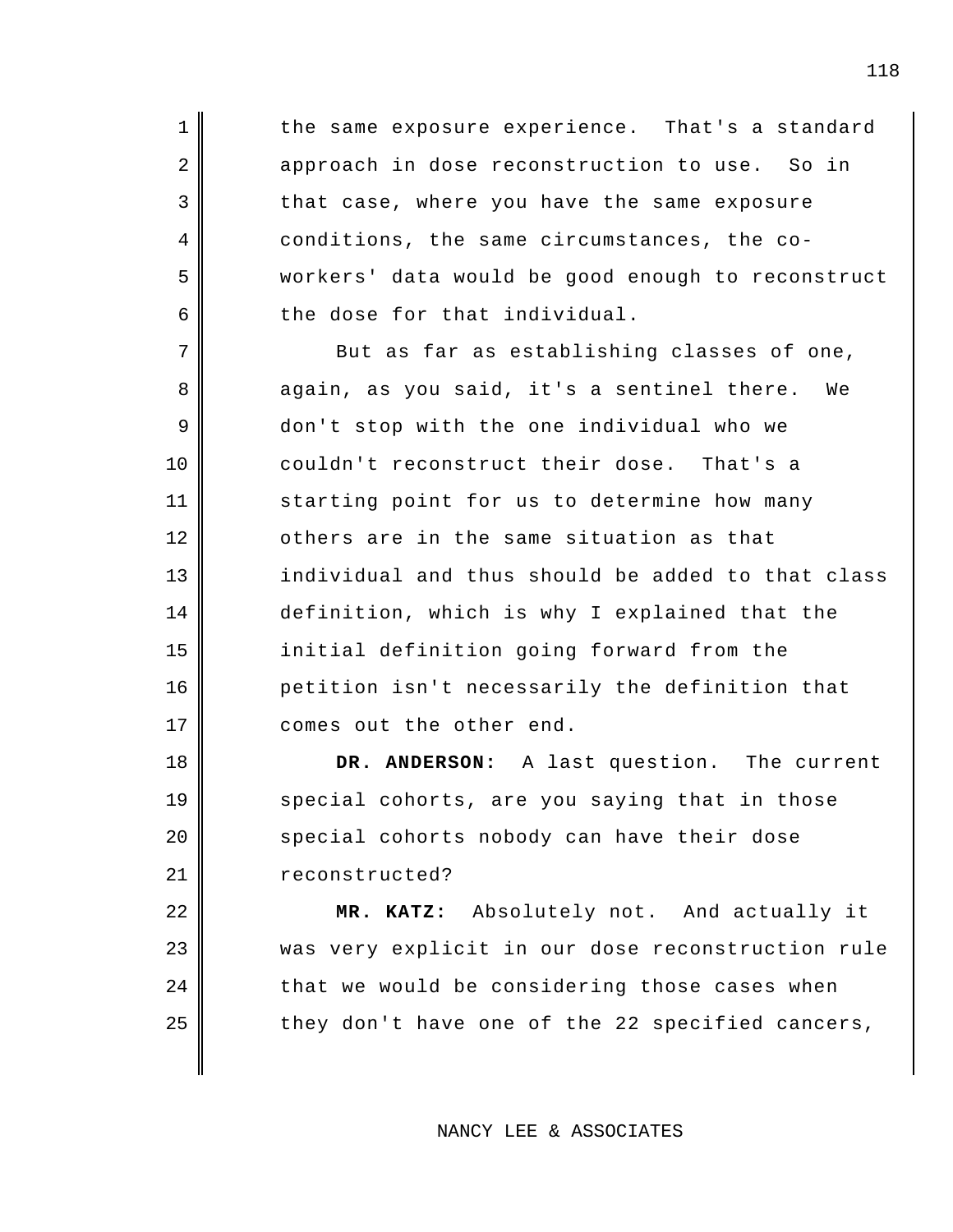the same exposure experience. That's a standard approach in dose reconstruction to use. So in that case, where you have the same exposure conditions, the same circumstances, the co-workers' data would be good enough to reconstruct the dose for that individual.

But as far as establishing classes of one, again, as you said, it's a sentinel there. We don't stop with the one individual who we couldn't reconstruct their dose. That's a starting point for us to determine how many others are in the same situation as that individual and thus should be added to that class definition, which is why I explained that the initial definition going forward from the petition isn't necessarily the definition that comes out the other end.

**DR. ANDERSON:** A last question. The current special cohorts, are you saying that in those special cohorts nobody can have their dose reconstructed?

**MR. KATZ:** Absolutely not. And actually it was very explicit in our dose reconstruction rule that we would be considering those cases when they don't have one of the 22 specified cancers,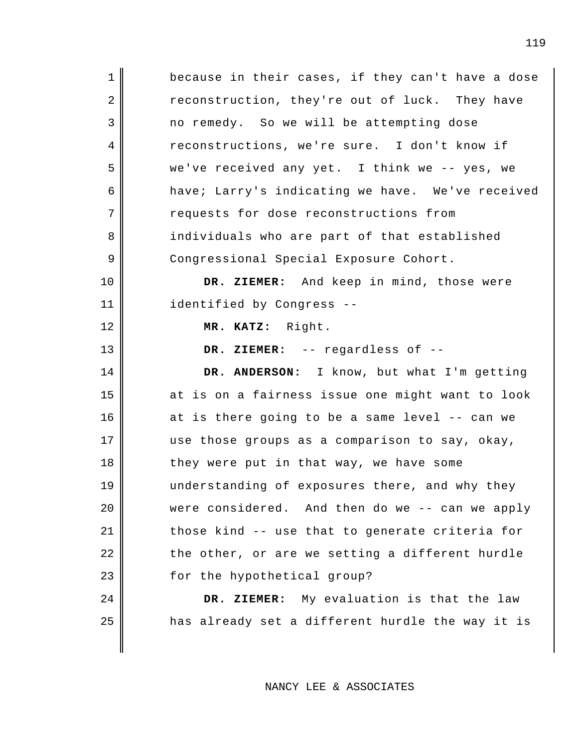because in their cases, if they can't have a dose reconstruction, they're out of luck. They have no remedy. So we will be attempting dose reconstructions, we're sure. I don't know if we've received any yet. I think we -- yes, we have; Larry's indicating we have. We've received requests for dose reconstructions from individuals who are part of that established Congressional Special Exposure Cohort.

**DR. ZIEMER:** And keep in mind, those were identified by Congress --

**MR. KATZ:** Right.

**DR. ZIEMER:** -- regardless of --

**DR. ANDERSON:** I know, but what I'm getting at is on a fairness issue one might want to look at is there going to be a same level -- can we use those groups as a comparison to say, okay, they were put in that way, we have some understanding of exposures there, and why they were considered. And then do we -- can we apply those kind -- use that to generate criteria for the other, or are we setting a different hurdle for the hypothetical group?

**DR. ZIEMER:** My evaluation is that the law has already set a different hurdle the way it is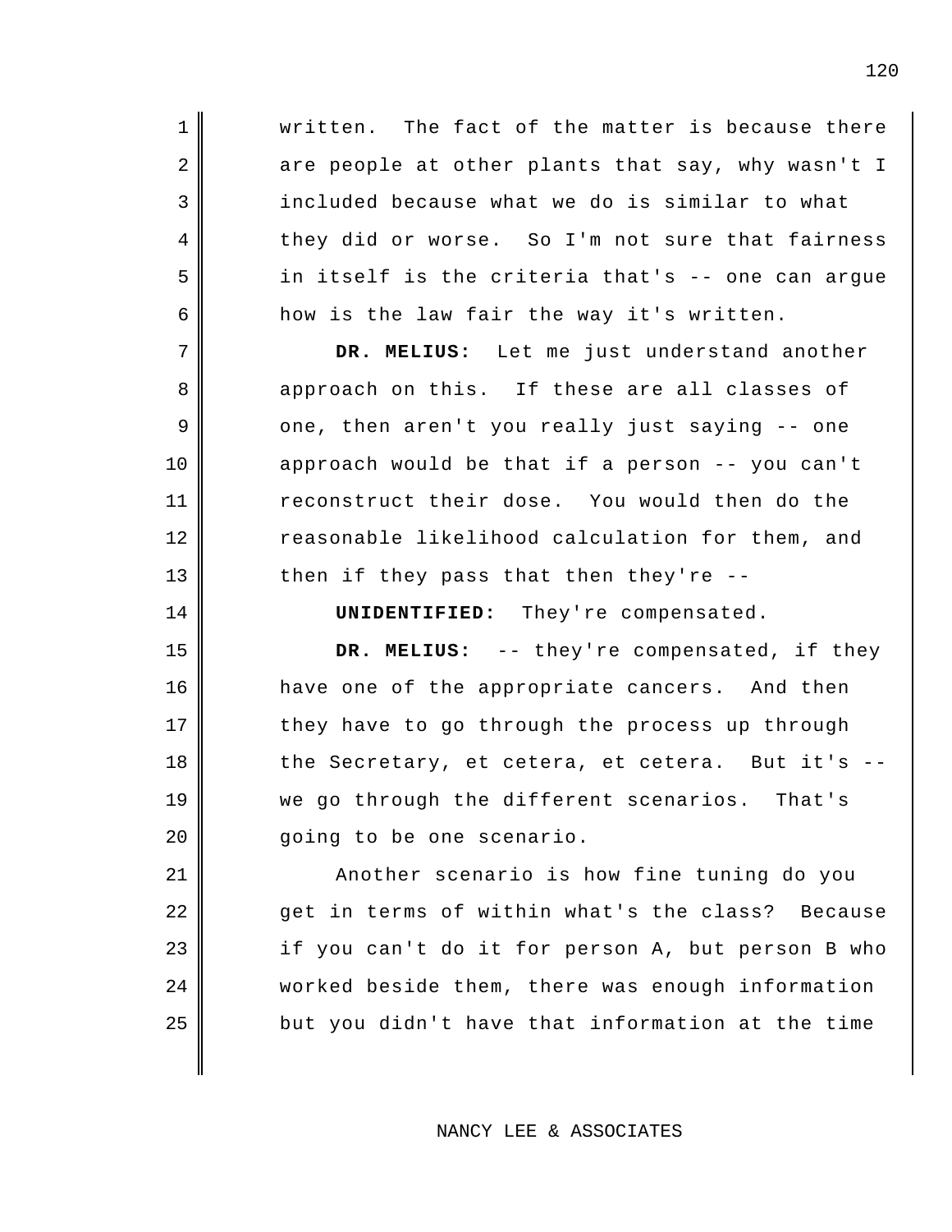written. The fact of the matter is because there are people at other plants that say, why wasn't I included because what we do is similar to what they did or worse. So I'm not sure that fairness in itself is the criteria that's -- one can argue how is the law fair the way it's written.

**DR. MELIUS:** Let me just understand another approach on this. If these are all classes of one, then aren't you really just saying -- one approach would be that if a person -- you can't reconstruct their dose. You would then do the reasonable likelihood calculation for them, and then if they pass that then they're --

**UNIDENTIFIED:** They're compensated.

**DR. MELIUS:** -- they're compensated, if they have one of the appropriate cancers. And then they have to go through the process up through the Secretary, et cetera, et cetera. But it's -- we go through the different scenarios. That's going to be one scenario.

Another scenario is how fine tuning do you get in terms of within what's the class? Because if you can't do it for person A, but person B who worked beside them, there was enough information but you didn't have that information at the time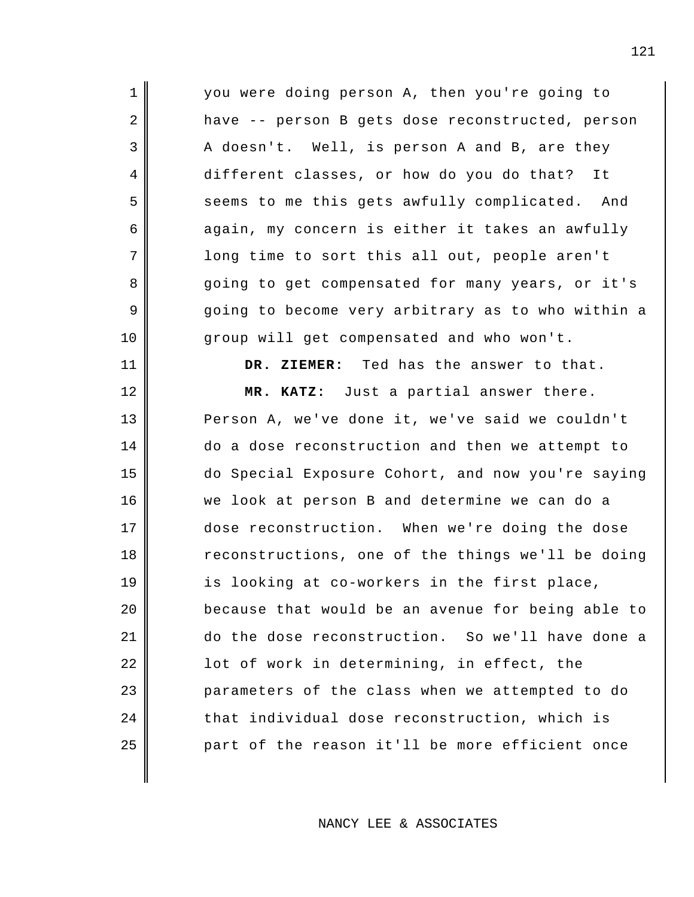you were doing person A, then you're going to have -- person B gets dose reconstructed, person A doesn't. Well, is person A and B, are they different classes, or how do you do that? It seems to me this gets awfully complicated. And again, my concern is either it takes an awfully long time to sort this all out, people aren't going to get compensated for many years, or it's going to become very arbitrary as to who within a group will get compensated and who won't.

**DR. ZIEMER:** Ted has the answer to that.

**MR. KATZ:** Just a partial answer there. Person A, we've done it, we've said we couldn't do a dose reconstruction and then we attempt to do Special Exposure Cohort, and now you're saying we look at person B and determine we can do a dose reconstruction. When we're doing the dose reconstructions, one of the things we'll be doing is looking at co-workers in the first place, because that would be an avenue for being able to do the dose reconstruction. So we'll have done a lot of work in determining, in effect, the parameters of the class when we attempted to do that individual dose reconstruction, which is part of the reason it'll be more efficient once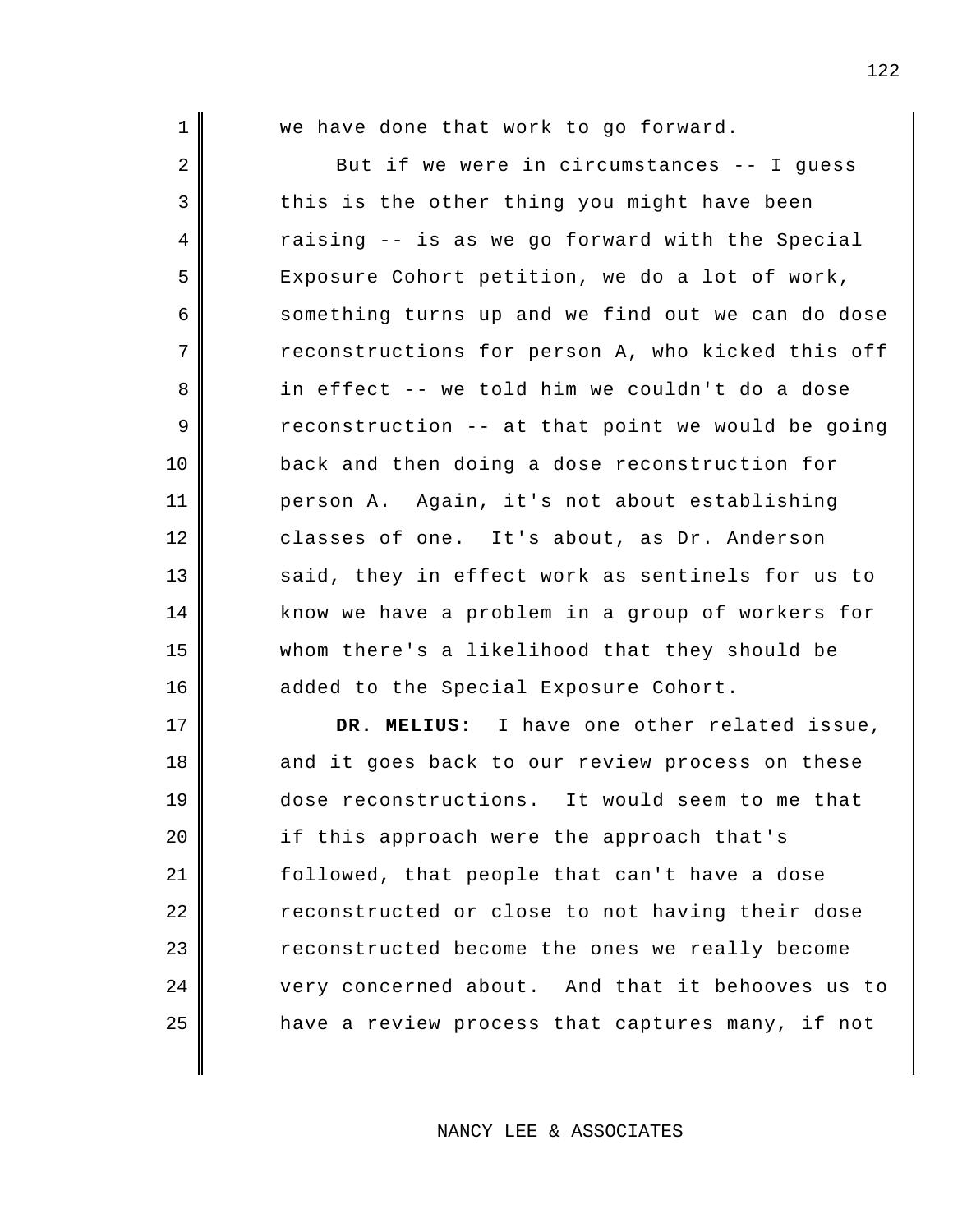we have done that work to go forward.

But if we were in circumstances -- I guess this is the other thing you might have been raising -- is as we go forward with the Special Exposure Cohort petition, we do a lot of work, something turns up and we find out we can do dose reconstructions for person A, who kicked this off in effect -- we told him we couldn't do a dose reconstruction -- at that point we would be going back and then doing a dose reconstruction for person A. Again, it's not about establishing classes of one. It's about, as Dr. Anderson said, they in effect work as sentinels for us to know we have a problem in a group of workers for whom there's a likelihood that they should be added to the Special Exposure Cohort.

**DR. MELIUS:** I have one other related issue, and it goes back to our review process on these dose reconstructions. It would seem to me that if this approach were the approach that's followed, that people that can't have a dose reconstructed or close to not having their dose reconstructed become the ones we really become very concerned about. And that it behooves us to have a review process that captures many, if not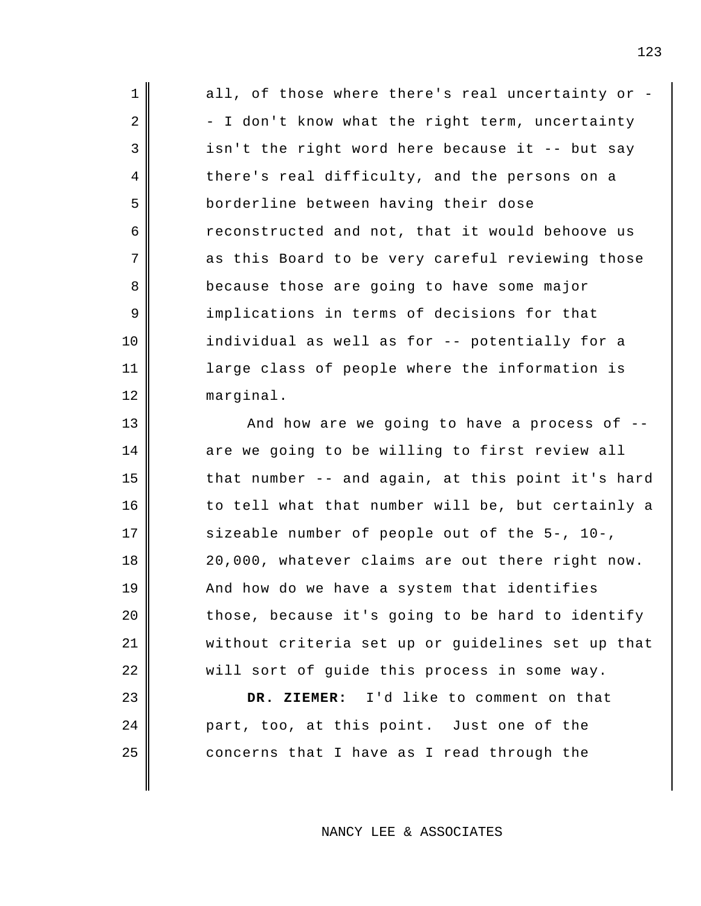all, of those where there's real uncertainty or -- I don't know what the right term, uncertainty isn't the right word here because it -- but say there's real difficulty, and the persons on a borderline between having their dose reconstructed and not, that it would behoove us as this Board to be very careful reviewing those because those are going to have some major implications in terms of decisions for that individual as well as for -- potentially for a large class of people where the information is marginal.

And how are we going to have a process of -- are we going to be willing to first review all that number -- and again, at this point it's hard to tell what that number will be, but certainly a sizeable number of people out of the 5-, 10-, 20,000, whatever claims are out there right now. And how do we have a system that identifies those, because it's going to be hard to identify without criteria set up or guidelines set up that will sort of guide this process in some way.

**DR. ZIEMER:** I'd like to comment on that part, too, at this point. Just one of the concerns that I have as I read through the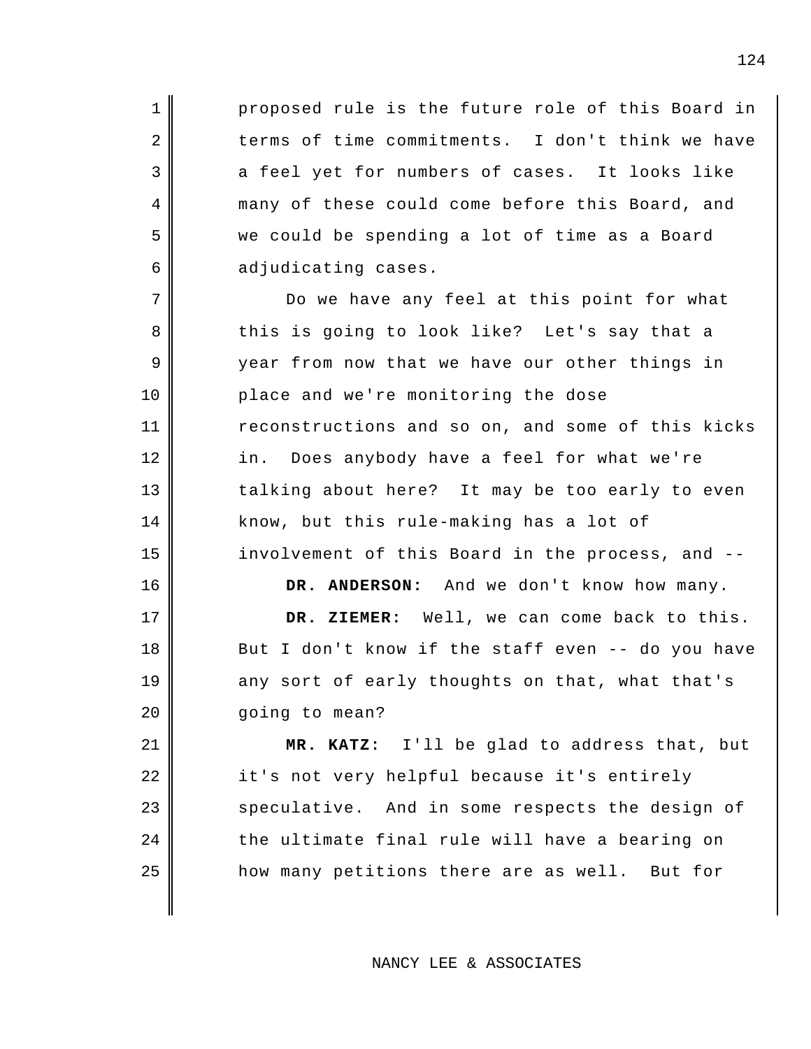proposed rule is the future role of this Board in terms of time commitments. I don't think we have a feel yet for numbers of cases. It looks like many of these could come before this Board, and we could be spending a lot of time as a Board adjudicating cases.

Do we have any feel at this point for what this is going to look like? Let's say that a year from now that we have our other things in place and we're monitoring the dose reconstructions and so on, and some of this kicks in. Does anybody have a feel for what we're talking about here? It may be too early to even know, but this rule-making has a lot of involvement of this Board in the process, and --

**DR. ANDERSON:** And we don't know how many.

**DR. ZIEMER:** Well, we can come back to this. But I don't know if the staff even -- do you have any sort of early thoughts on that, what that's going to mean?

**MR. KATZ:** I'll be glad to address that, but it's not very helpful because it's entirely speculative. And in some respects the design of the ultimate final rule will have a bearing on how many petitions there are as well. But for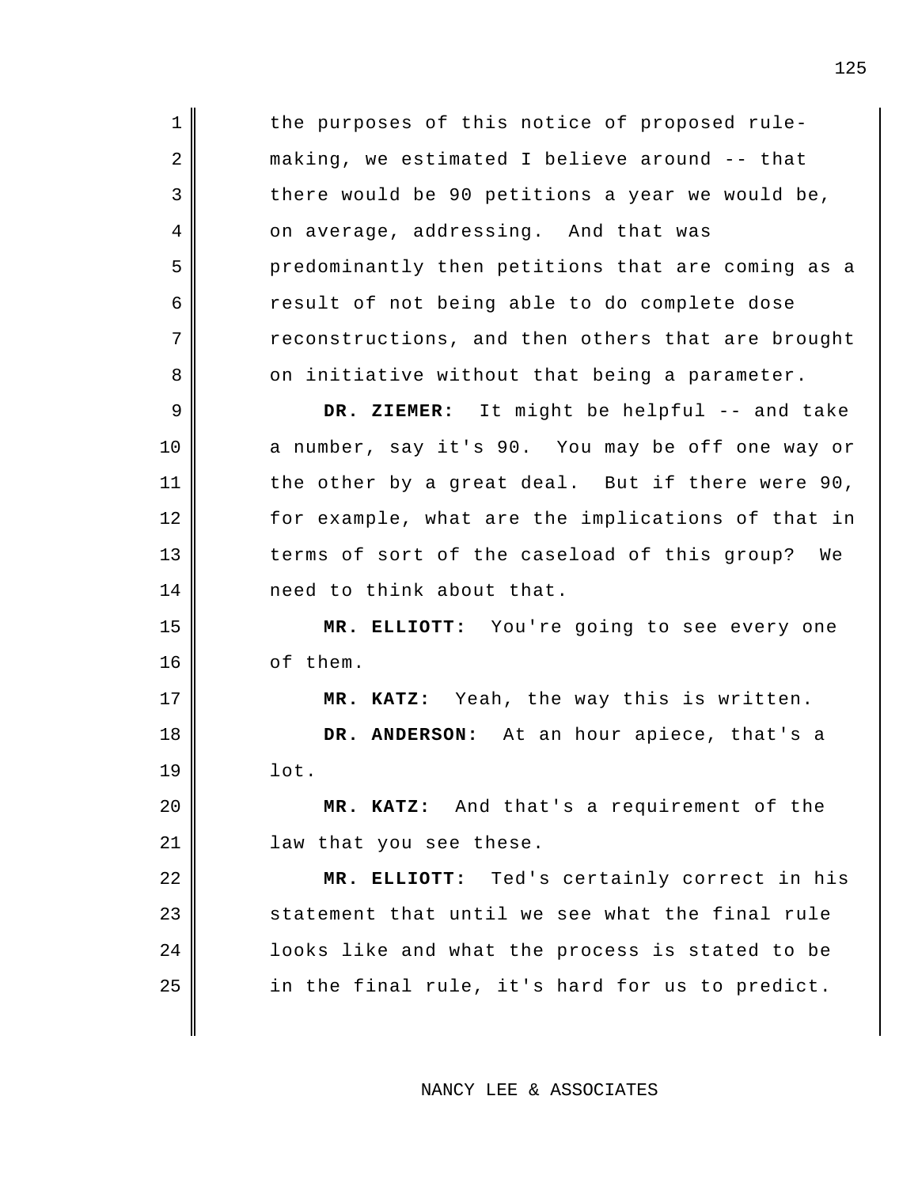the purposes of this notice of proposed rule-making, we estimated I believe around -- that there would be 90 petitions a year we would be, on average, addressing. And that was predominantly then petitions that are coming as a result of not being able to do complete dose reconstructions, and then others that are brought on initiative without that being a parameter.

**DR. ZIEMER:** It might be helpful -- and take a number, say it's 90. You may be off one way or the other by a great deal. But if there were 90, for example, what are the implications of that in terms of sort of the caseload of this group? We need to think about that.

**MR. ELLIOTT:** You're going to see every one of them.

**MR. KATZ:** Yeah, the way this is written.

**DR. ANDERSON:** At an hour apiece, that's a lot.

**MR. KATZ:** And that's a requirement of the law that you see these.

**MR. ELLIOTT:** Ted's certainly correct in his statement that until we see what the final rule looks like and what the process is stated to be in the final rule, it's hard for us to predict.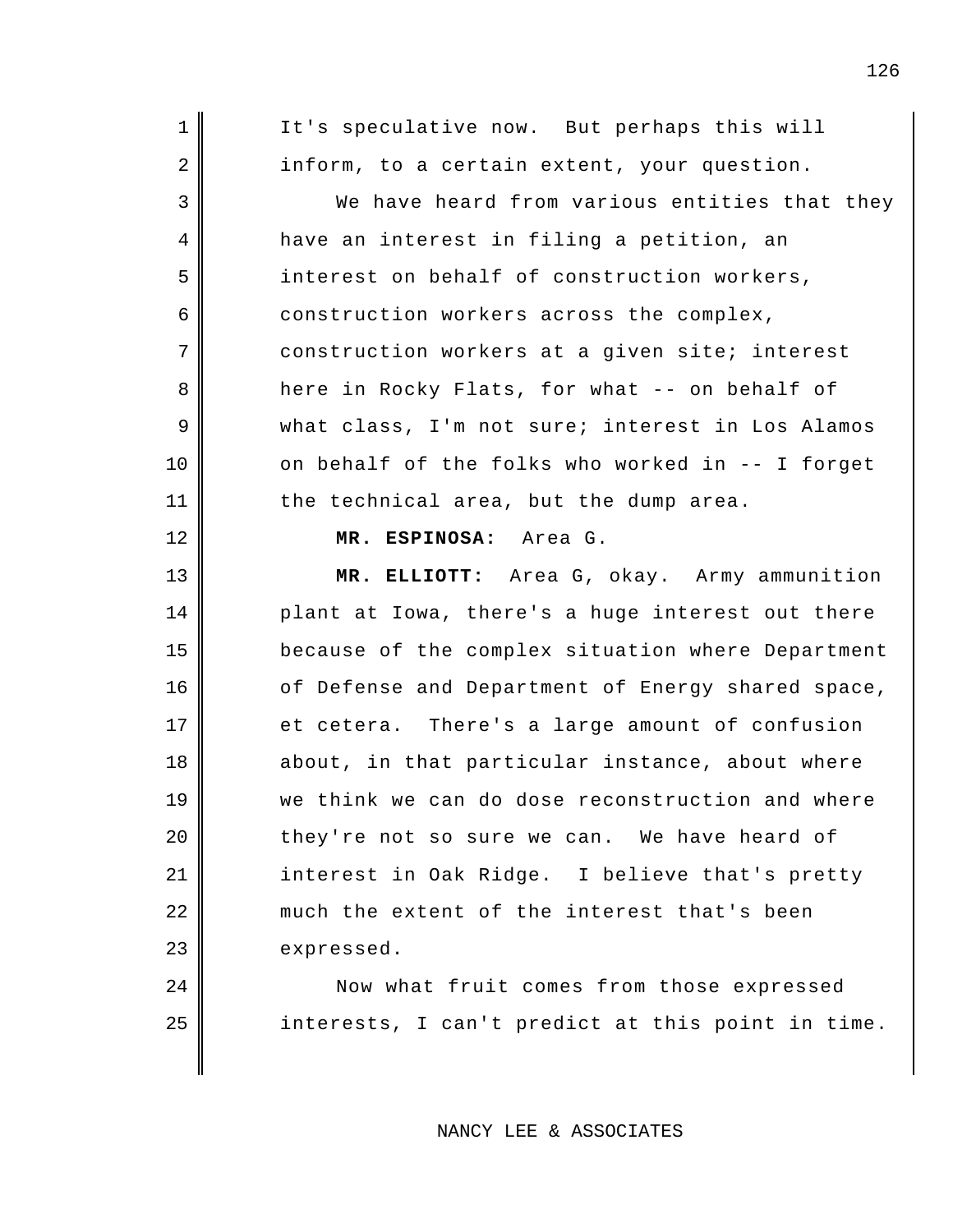It's speculative now. But perhaps this will inform, to a certain extent, your question.

We have heard from various entities that they have an interest in filing a petition, an interest on behalf of construction workers, construction workers across the complex, construction workers at a given site; interest here in Rocky Flats, for what -- on behalf of what class, I'm not sure; interest in Los Alamos on behalf of the folks who worked in -- I forget the technical area, but the dump area.

**MR. ESPINOSA:** Area G.

**MR. ELLIOTT:** Area G, okay. Army ammunition plant at Iowa, there's a huge interest out there because of the complex situation where Department of Defense and Department of Energy shared space, et cetera. There's a large amount of confusion about, in that particular instance, about where we think we can do dose reconstruction and where they're not so sure we can. We have heard of interest in Oak Ridge. I believe that's pretty much the extent of the interest that's been expressed.

Now what fruit comes from those expressed interests, I can't predict at this point in time.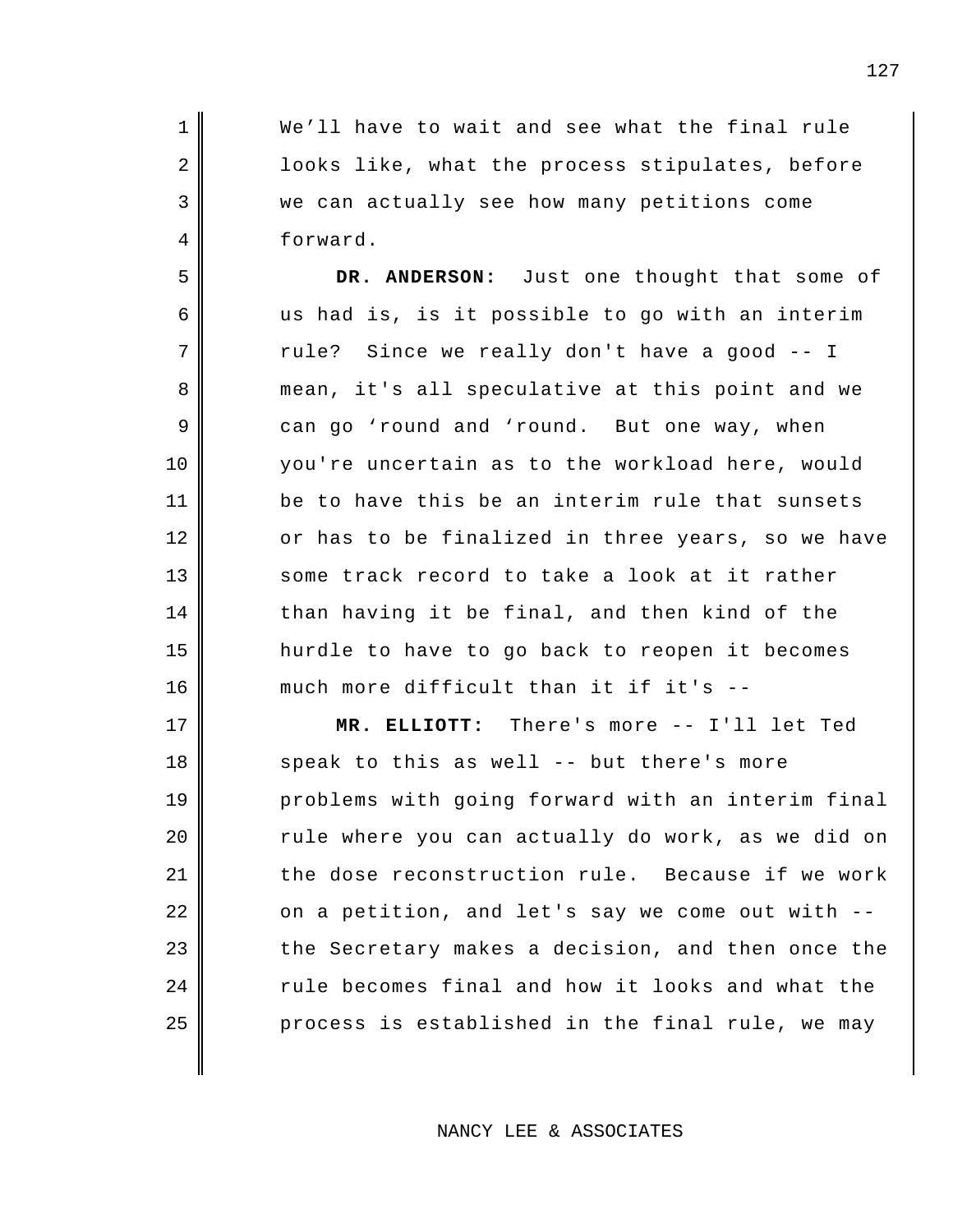We'll have to wait and see what the final rule looks like, what the process stipulates, before we can actually see how many petitions come forward.

**DR. ANDERSON:** Just one thought that some of us had is, is it possible to go with an interim rule? Since we really don't have a good -- I mean, it's all speculative at this point and we can go 'round and 'round. But one way, when you're uncertain as to the workload here, would be to have this be an interim rule that sunsets or has to be finalized in three years, so we have some track record to take a look at it rather than having it be final, and then kind of the hurdle to have to go back to reopen it becomes much more difficult than it if it's --

**MR. ELLIOTT:** There's more -- I'll let Ted speak to this as well -- but there's more problems with going forward with an interim final rule where you can actually do work, as we did on the dose reconstruction rule. Because if we work on a petition, and let's say we come out with -- the Secretary makes a decision, and then once the rule becomes final and how it looks and what the process is established in the final rule, we may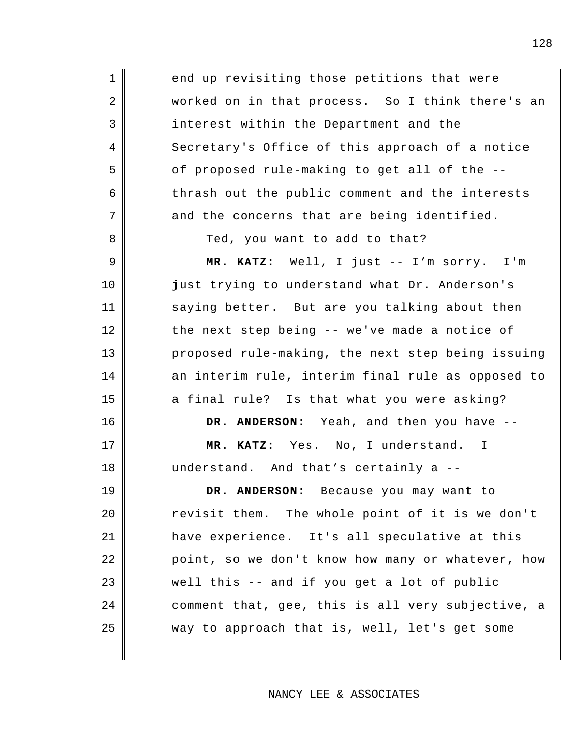end up revisiting those petitions that were worked on in that process. So I think there's an interest within the Department and the Secretary's Office of this approach of a notice of proposed rule-making to get all of the -- thrash out the public comment and the interests and the concerns that are being identified.

Ted, you want to add to that?

**MR. KATZ:** Well, I just -- I'm sorry. I'm just trying to understand what Dr. Anderson's saying better. But are you talking about then the next step being -- we've made a notice of proposed rule-making, the next step being issuing an interim rule, interim final rule as opposed to a final rule? Is that what you were asking?

**DR. ANDERSON:** Yeah, and then you have --

**MR. KATZ:** Yes. No, I understand. I understand. And that's certainly a --

**DR. ANDERSON:** Because you may want to revisit them. The whole point of it is we don't have experience. It's all speculative at this point, so we don't know how many or whatever, how well this -- and if you get a lot of public comment that, gee, this is all very subjective, a way to approach that is, well, let's get some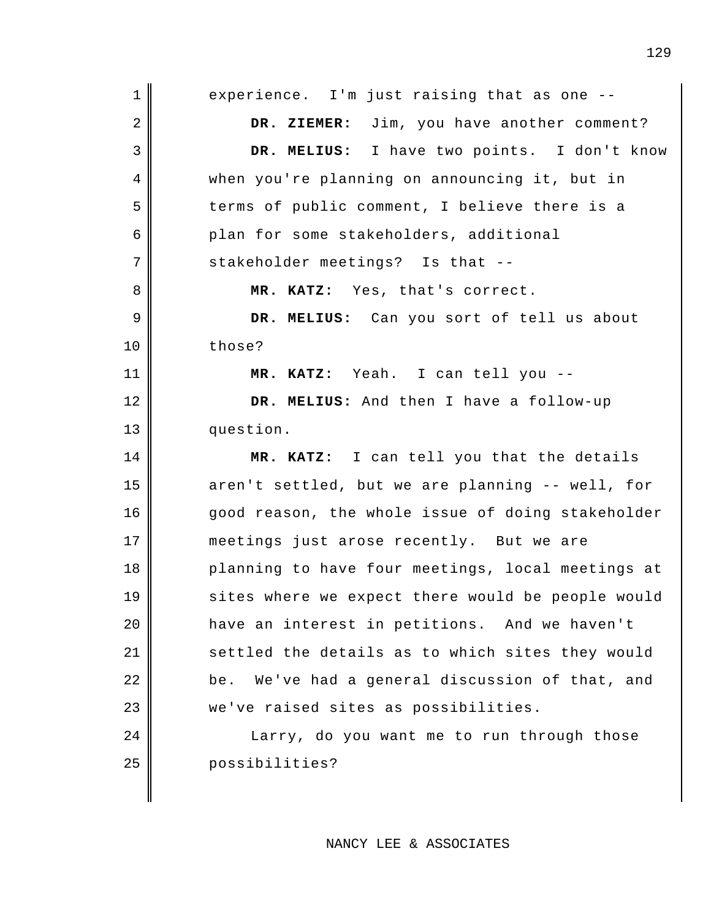experience. I'm just raising that as one --

**DR. ZIEMER:** Jim, you have another comment?

**DR. MELIUS:** I have two points. I don't know when you're planning on announcing it, but in terms of public comment, I believe there is a plan for some stakeholders, additional stakeholder meetings? Is that --

**MR. KATZ:** Yes, that's correct.

**DR. MELIUS:** Can you sort of tell us about those?

**MR. KATZ:** Yeah. I can tell you --

**DR. MELIUS:** And then I have a follow-up question.

**MR. KATZ:** I can tell you that the details aren't settled, but we are planning -- well, for good reason, the whole issue of doing stakeholder meetings just arose recently. But we are planning to have four meetings, local meetings at sites where we expect there would be people would have an interest in petitions. And we haven't settled the details as to which sites they would be. We've had a general discussion of that, and we've raised sites as possibilities.

Larry, do you want me to run through those possibilities?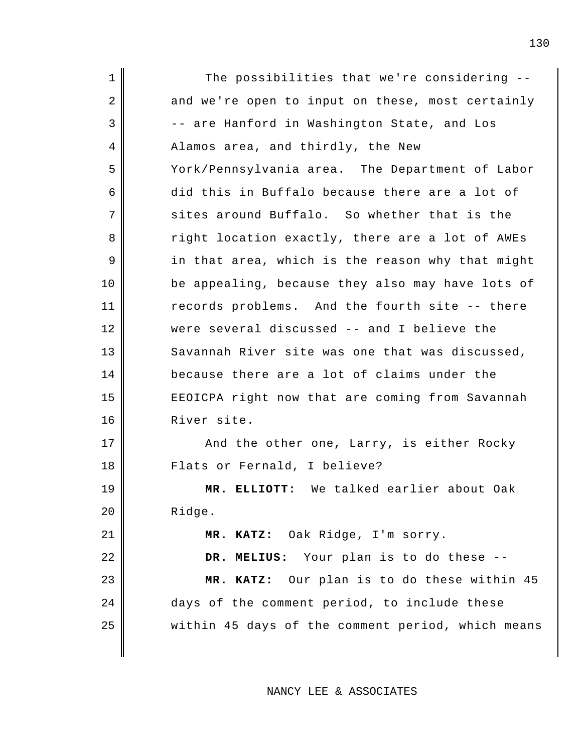The possibilities that we're considering -- and we're open to input on these, most certainly -- are Hanford in Washington State, and Los Alamos area, and thirdly, the New York/Pennsylvania area. The Department of Labor did this in Buffalo because there are a lot of sites around Buffalo. So whether that is the right location exactly, there are a lot of AWEs in that area, which is the reason why that might be appealing, because they also may have lots of records problems. And the fourth site -- there were several discussed -- and I believe the Savannah River site was one that was discussed, because there are a lot of claims under the EEOICPA right now that are coming from Savannah River site.

And the other one, Larry, is either Rocky Flats or Fernald, I believe?

**MR. ELLIOTT:** We talked earlier about Oak Ridge.

**MR. KATZ:** Oak Ridge, I'm sorry.

**DR. MELIUS:** Your plan is to do these --

**MR. KATZ:** Our plan is to do these within 45 days of the comment period, to include these within 45 days of the comment period, which means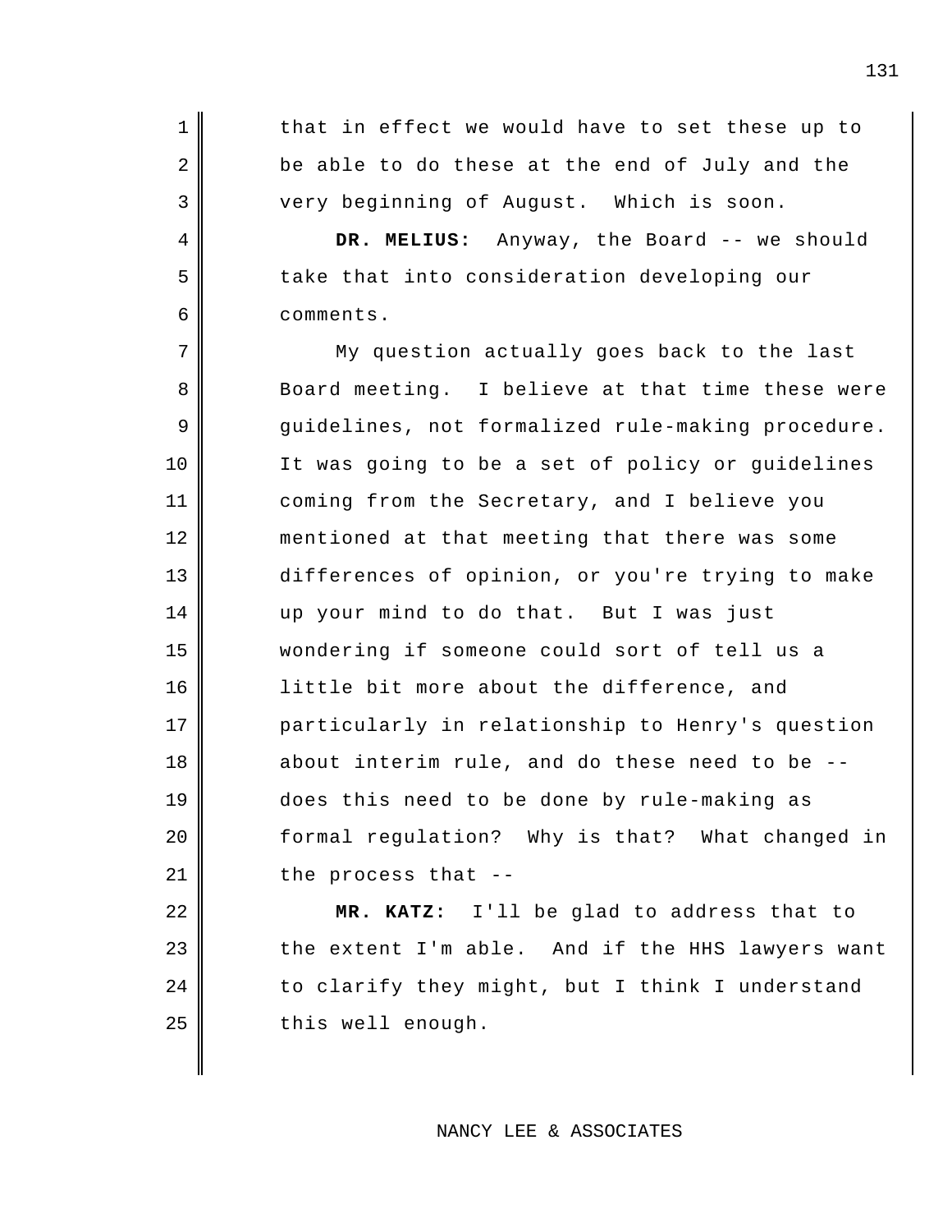that in effect we would have to set these up to be able to do these at the end of July and the very beginning of August. Which is soon.

**DR. MELIUS:** Anyway, the Board -- we should take that into consideration developing our comments.

My question actually goes back to the last Board meeting. I believe at that time these were guidelines, not formalized rule-making procedure. It was going to be a set of policy or guidelines coming from the Secretary, and I believe you mentioned at that meeting that there was some differences of opinion, or you're trying to make up your mind to do that. But I was just wondering if someone could sort of tell us a little bit more about the difference, and particularly in relationship to Henry's question about interim rule, and do these need to be -- does this need to be done by rule-making as formal regulation? Why is that? What changed in the process that --

**MR. KATZ:** I'll be glad to address that to the extent I'm able. And if the HHS lawyers want to clarify they might, but I think I understand this well enough.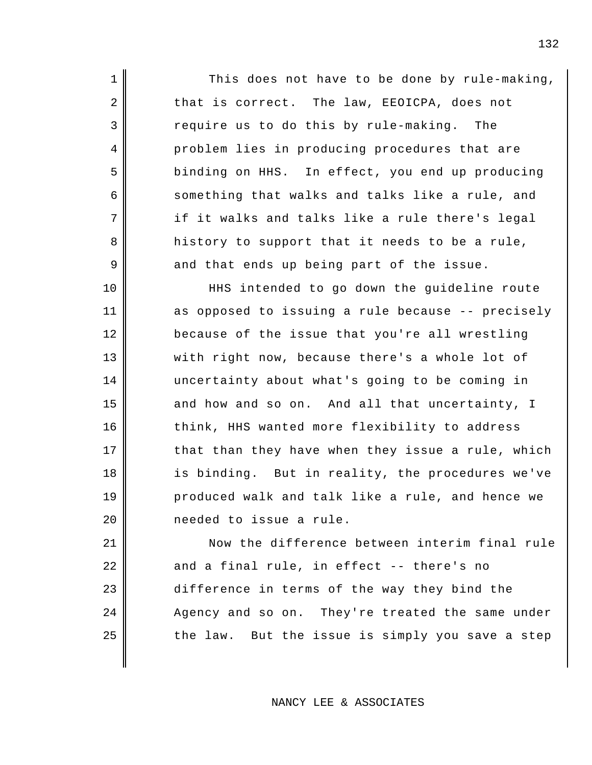This does not have to be done by rule-making, that is correct. The law, EEOICPA, does not require us to do this by rule-making. The problem lies in producing procedures that are binding on HHS. In effect, you end up producing something that walks and talks like a rule, and if it walks and talks like a rule there's legal history to support that it needs to be a rule, and that ends up being part of the issue.

HHS intended to go down the guideline route as opposed to issuing a rule because -- precisely because of the issue that you're all wrestling with right now, because there's a whole lot of uncertainty about what's going to be coming in and how and so on. And all that uncertainty, I think, HHS wanted more flexibility to address that than they have when they issue a rule, which is binding. But in reality, the procedures we've produced walk and talk like a rule, and hence we needed to issue a rule.

Now the difference between interim final rule and a final rule, in effect -- there's no difference in terms of the way they bind the Agency and so on. They're treated the same under the law. But the issue is simply you save a step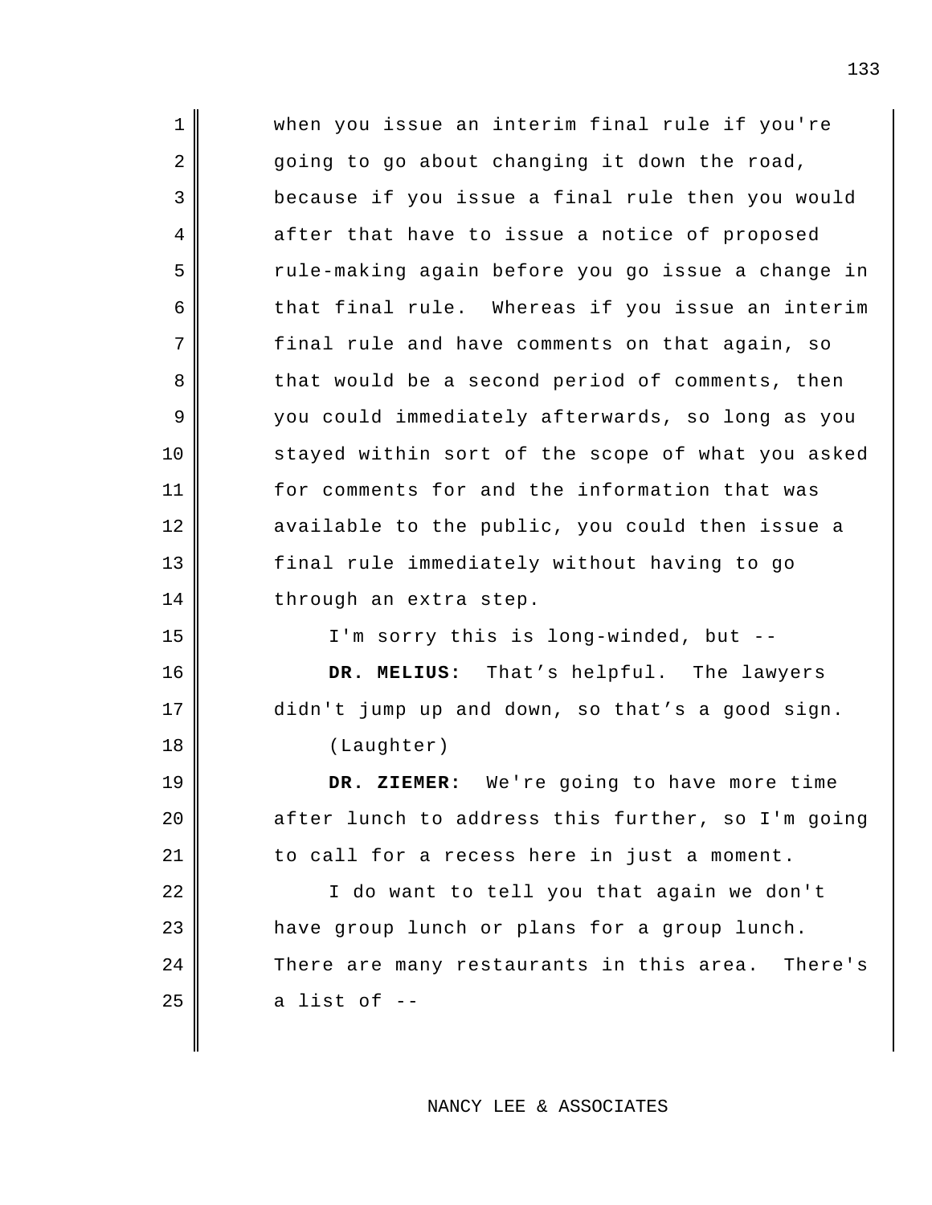when you issue an interim final rule if you're going to go about changing it down the road, because if you issue a final rule then you would after that have to issue a notice of proposed rule-making again before you go issue a change in that final rule. Whereas if you issue an interim final rule and have comments on that again, so that would be a second period of comments, then you could immediately afterwards, so long as you stayed within sort of the scope of what you asked for comments for and the information that was available to the public, you could then issue a final rule immediately without having to go through an extra step.

I'm sorry this is long-winded, but --

**DR. MELIUS:** That's helpful. The lawyers didn't jump up and down, so that's a good sign.

(Laughter)

**DR. ZIEMER:** We're going to have more time after lunch to address this further, so I'm going to call for a recess here in just a moment.

I do want to tell you that again we don't have group lunch or plans for a group lunch. There are many restaurants in this area. There's a list of --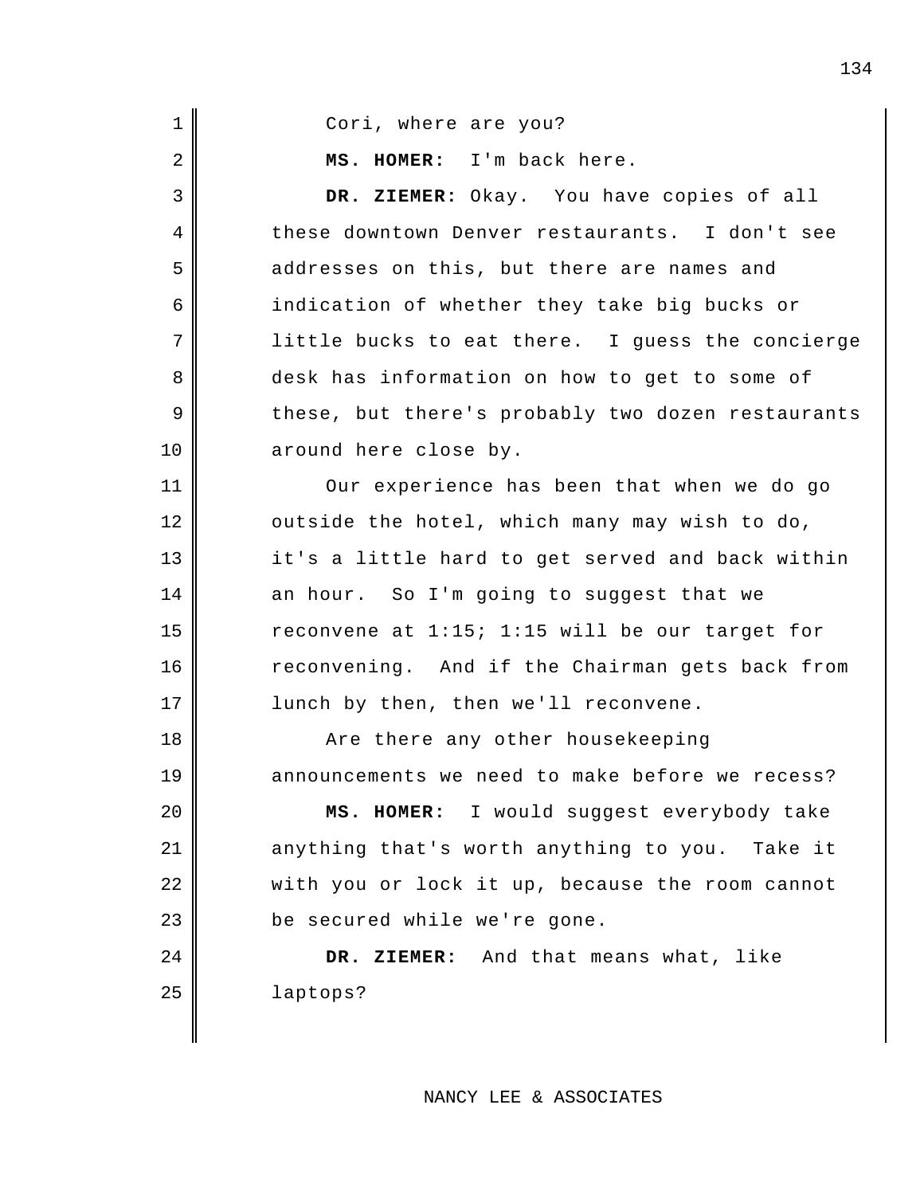Cori, where are you?

**MS. HOMER:** I'm back here.

**DR. ZIEMER:** Okay. You have copies of all these downtown Denver restaurants. I don't see addresses on this, but there are names and indication of whether they take big bucks or little bucks to eat there. I guess the concierge desk has information on how to get to some of these, but there's probably two dozen restaurants around here close by.

Our experience has been that when we do go outside the hotel, which many may wish to do, it's a little hard to get served and back within an hour. So I'm going to suggest that we reconvene at 1:15; 1:15 will be our target for reconvening. And if the Chairman gets back from lunch by then, then we'll reconvene.

Are there any other housekeeping announcements we need to make before we recess?

**MS. HOMER:** I would suggest everybody take anything that's worth anything to you. Take it with you or lock it up, because the room cannot be secured while we're gone.

**DR. ZIEMER:** And that means what, like laptops?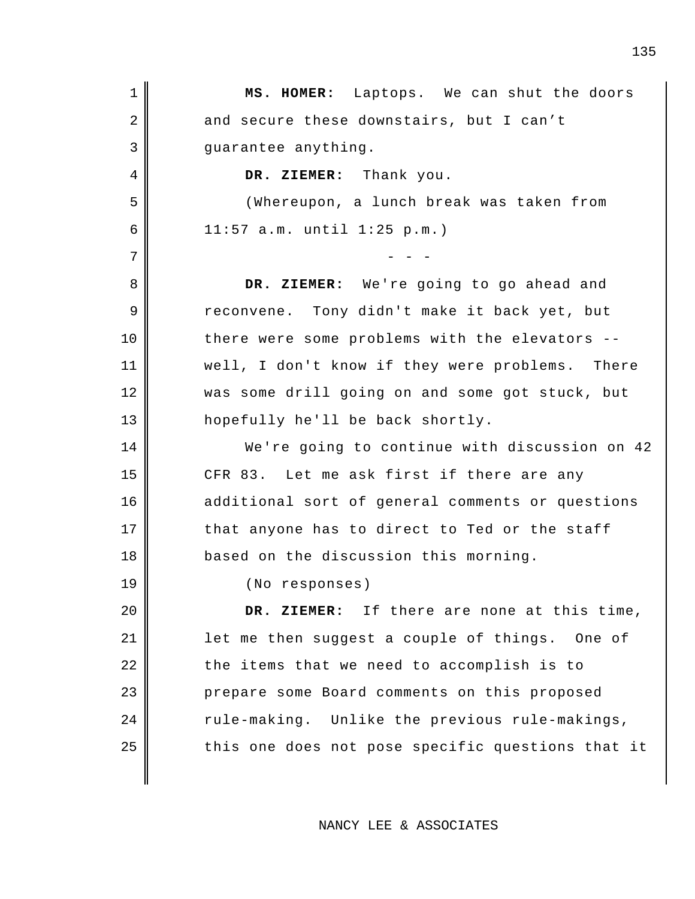**MS. HOMER:** Laptops. We can shut the doors and secure these downstairs, but I can't guarantee anything.

**DR. ZIEMER:** Thank you.

(Whereupon, a lunch break was taken from 11:57 a.m. until 1:25 p.m.)

- - -

**DR. ZIEMER:** We're going to go ahead and reconvene. Tony didn't make it back yet, but there were some problems with the elevators -- well, I don't know if they were problems. There was some drill going on and some got stuck, but hopefully he'll be back shortly.

We're going to continue with discussion on 42 CFR 83. Let me ask first if there are any additional sort of general comments or questions that anyone has to direct to Ted or the staff based on the discussion this morning.

(No responses)

**DR. ZIEMER:** If there are none at this time, let me then suggest a couple of things. One of the items that we need to accomplish is to prepare some Board comments on this proposed rule-making. Unlike the previous rule-makings, this one does not pose specific questions that it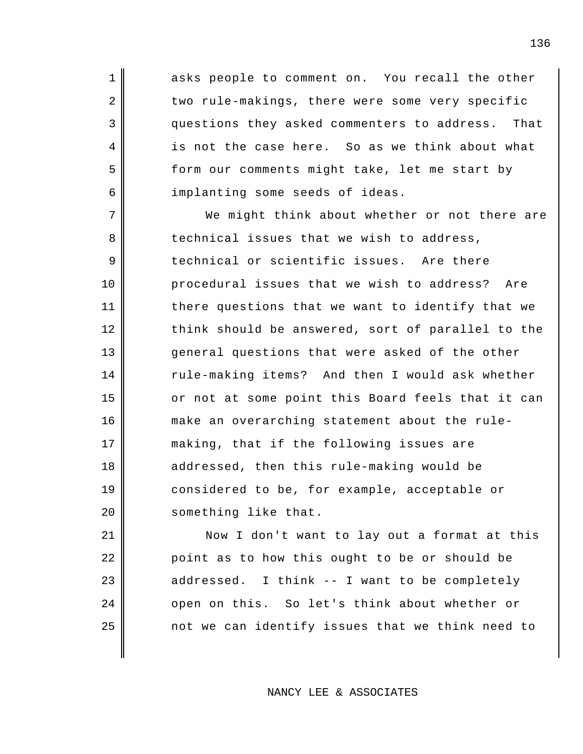asks people to comment on. You recall the other two rule-makings, there were some very specific questions they asked commenters to address. That is not the case here. So as we think about what form our comments might take, let me start by implanting some seeds of ideas.

We might think about whether or not there are technical issues that we wish to address, technical or scientific issues. Are there procedural issues that we wish to address? Are there questions that we want to identify that we think should be answered, sort of parallel to the general questions that were asked of the other rule-making items? And then I would ask whether or not at some point this Board feels that it can make an overarching statement about the rule-making, that if the following issues are addressed, then this rule-making would be considered to be, for example, acceptable or something like that.

Now I don't want to lay out a format at this point as to how this ought to be or should be addressed. I think -- I want to be completely open on this. So let's think about whether or not we can identify issues that we think need to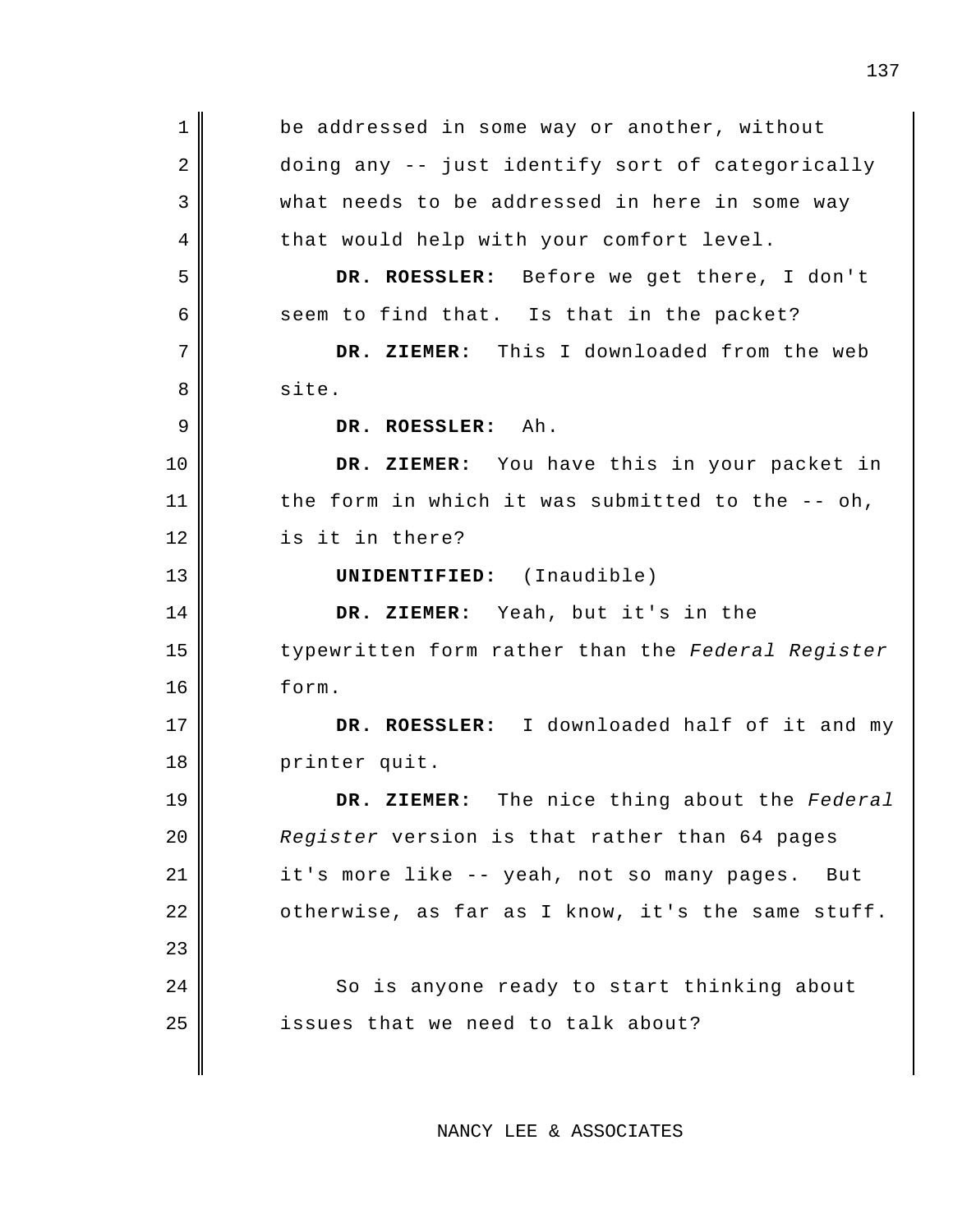be addressed in some way or another, without doing any -- just identify sort of categorically what needs to be addressed in here in some way that would help with your comfort level.

**DR. ROESSLER:** Before we get there, I don't seem to find that. Is that in the packet?

**DR. ZIEMER:** This I downloaded from the web site.

**DR. ROESSLER:** Ah.

**DR. ZIEMER:** You have this in your packet in the form in which it was submitted to the -- oh, is it in there?

**UNIDENTIFIED:** (Inaudible)

**DR. ZIEMER:** Yeah, but it's in the typewritten form rather than the *Federal Register* form.

**DR. ROESSLER:** I downloaded half of it and my printer quit.

**DR. ZIEMER:** The nice thing about the *Federal Register* version is that rather than 64 pages it's more like -- yeah, not so many pages. But otherwise, as far as I know, it's the same stuff.

So is anyone ready to start thinking about issues that we need to talk about?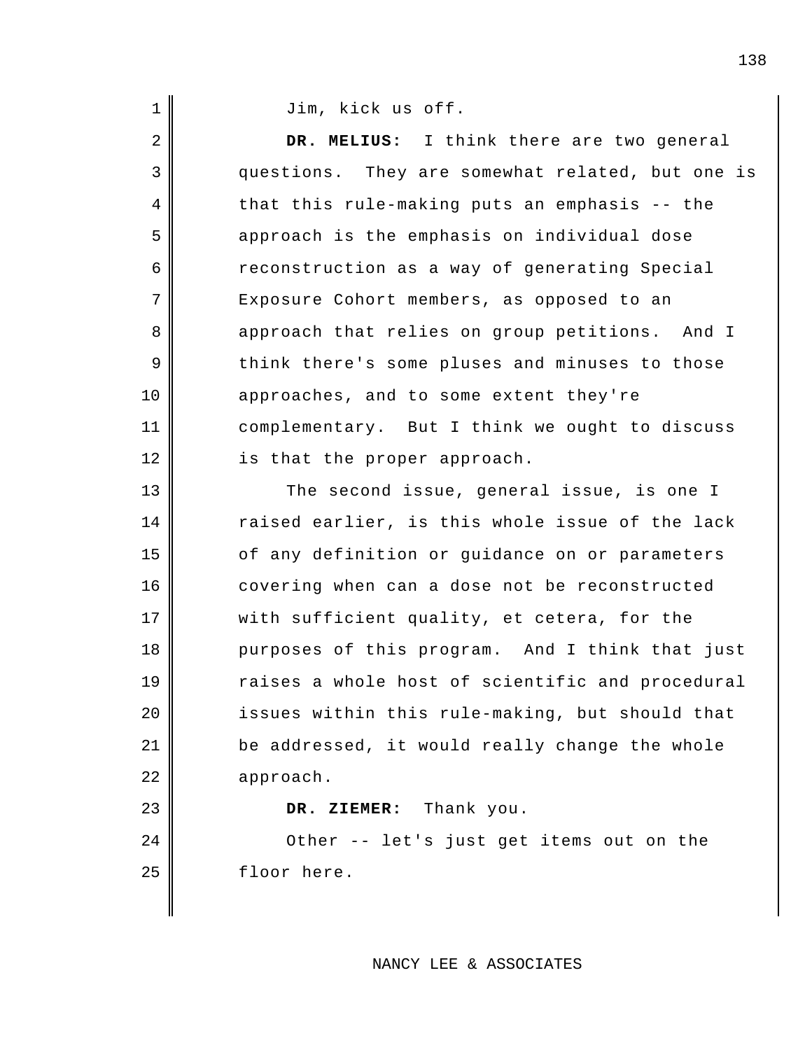Jim, kick us off.

**DR. MELIUS:** I think there are two general questions. They are somewhat related, but one is that this rule-making puts an emphasis -- the approach is the emphasis on individual dose reconstruction as a way of generating Special Exposure Cohort members, as opposed to an approach that relies on group petitions. And I think there's some pluses and minuses to those approaches, and to some extent they're complementary. But I think we ought to discuss is that the proper approach.

The second issue, general issue, is one I raised earlier, is this whole issue of the lack of any definition or guidance on or parameters covering when can a dose not be reconstructed with sufficient quality, et cetera, for the purposes of this program. And I think that just raises a whole host of scientific and procedural issues within this rule-making, but should that be addressed, it would really change the whole approach.

**DR. ZIEMER:** Thank you.

Other -- let's just get items out on the floor here.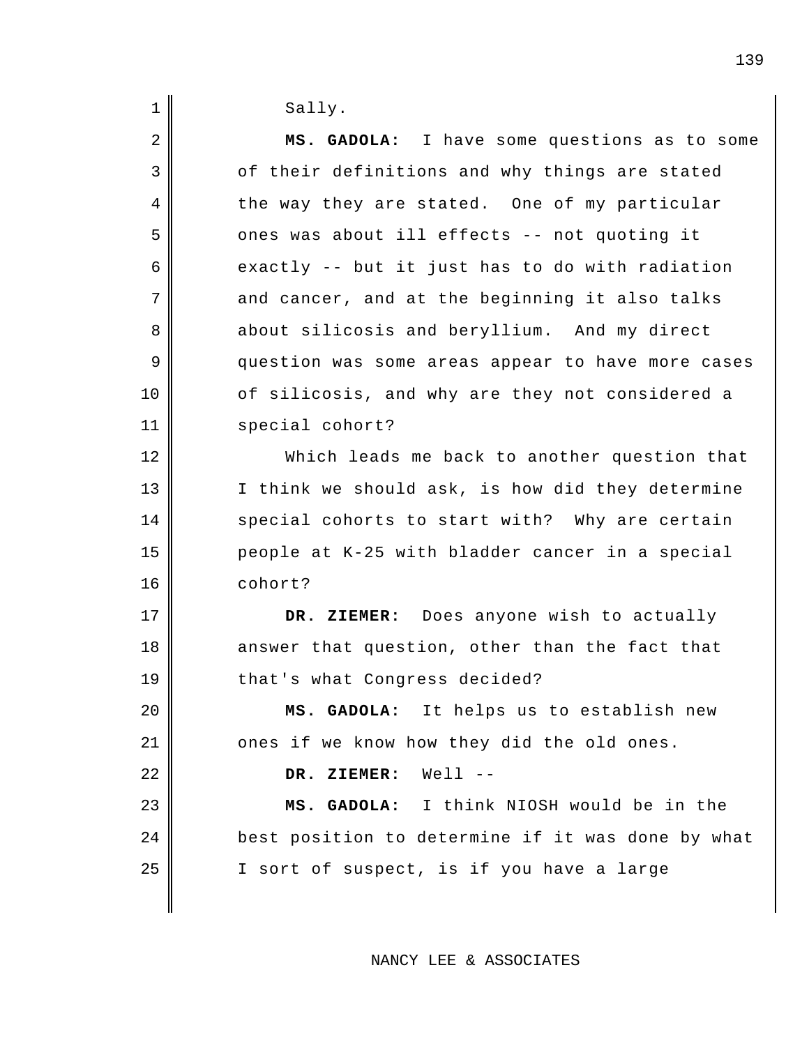Sally.

**MS. GADOLA:** I have some questions as to some of their definitions and why things are stated the way they are stated. One of my particular ones was about ill effects -- not quoting it exactly -- but it just has to do with radiation and cancer, and at the beginning it also talks about silicosis and beryllium. And my direct question was some areas appear to have more cases of silicosis, and why are they not considered a special cohort?

Which leads me back to another question that I think we should ask, is how did they determine special cohorts to start with? Why are certain people at K-25 with bladder cancer in a special cohort?

**DR. ZIEMER:** Does anyone wish to actually answer that question, other than the fact that that's what Congress decided?

**MS. GADOLA:** It helps us to establish new ones if we know how they did the old ones.

**DR. ZIEMER:** Well --

**MS. GADOLA:** I think NIOSH would be in the best position to determine if it was done by what I sort of suspect, is if you have a large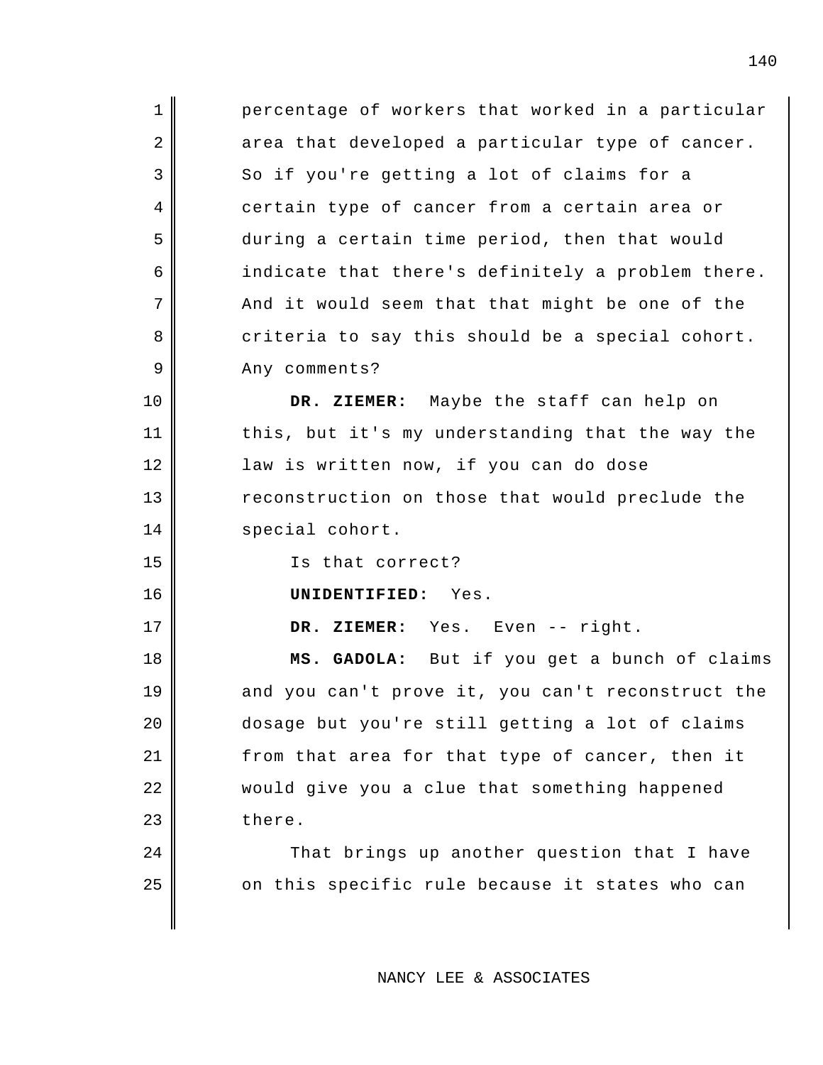percentage of workers that worked in a particular area that developed a particular type of cancer. So if you're getting a lot of claims for a certain type of cancer from a certain area or during a certain time period, then that would indicate that there's definitely a problem there. And it would seem that that might be one of the criteria to say this should be a special cohort. Any comments?

**DR. ZIEMER:** Maybe the staff can help on this, but it's my understanding that the way the law is written now, if you can do dose reconstruction on those that would preclude the special cohort.

Is that correct?

**UNIDENTIFIED:** Yes.

**DR. ZIEMER:** Yes. Even -- right.

**MS. GADOLA:** But if you get a bunch of claims and you can't prove it, you can't reconstruct the dosage but you're still getting a lot of claims from that area for that type of cancer, then it would give you a clue that something happened there.

That brings up another question that I have on this specific rule because it states who can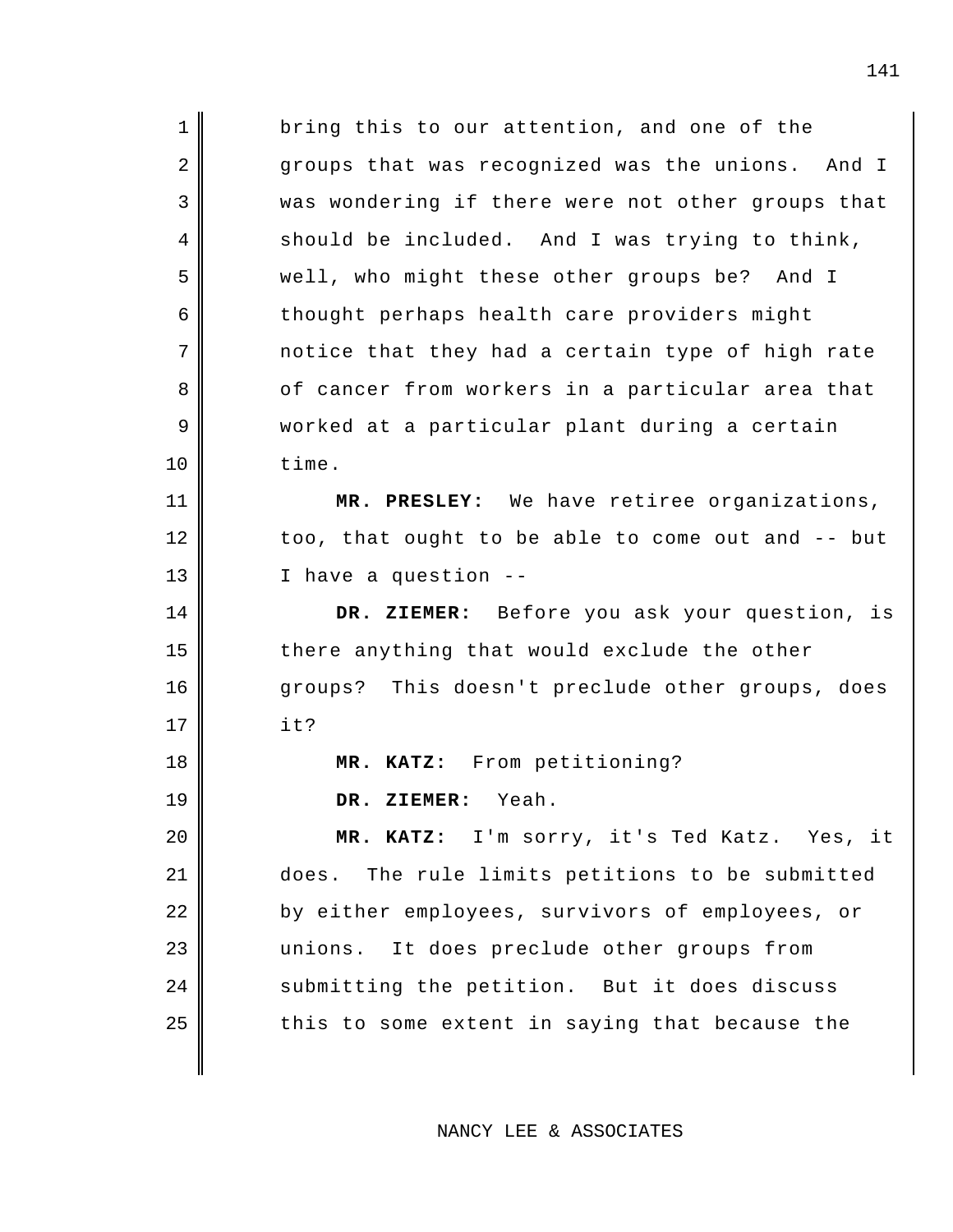bring this to our attention, and one of the groups that was recognized was the unions. And I was wondering if there were not other groups that should be included. And I was trying to think, well, who might these other groups be? And I thought perhaps health care providers might notice that they had a certain type of high rate of cancer from workers in a particular area that worked at a particular plant during a certain time.

**MR. PRESLEY:** We have retiree organizations, too, that ought to be able to come out and -- but I have a question --

**DR. ZIEMER:** Before you ask your question, is there anything that would exclude the other groups? This doesn't preclude other groups, does it?

**MR. KATZ:** From petitioning?

**DR. ZIEMER:** Yeah.

**MR. KATZ:** I'm sorry, it's Ted Katz. Yes, it does. The rule limits petitions to be submitted by either employees, survivors of employees, or unions. It does preclude other groups from submitting the petition. But it does discuss this to some extent in saying that because the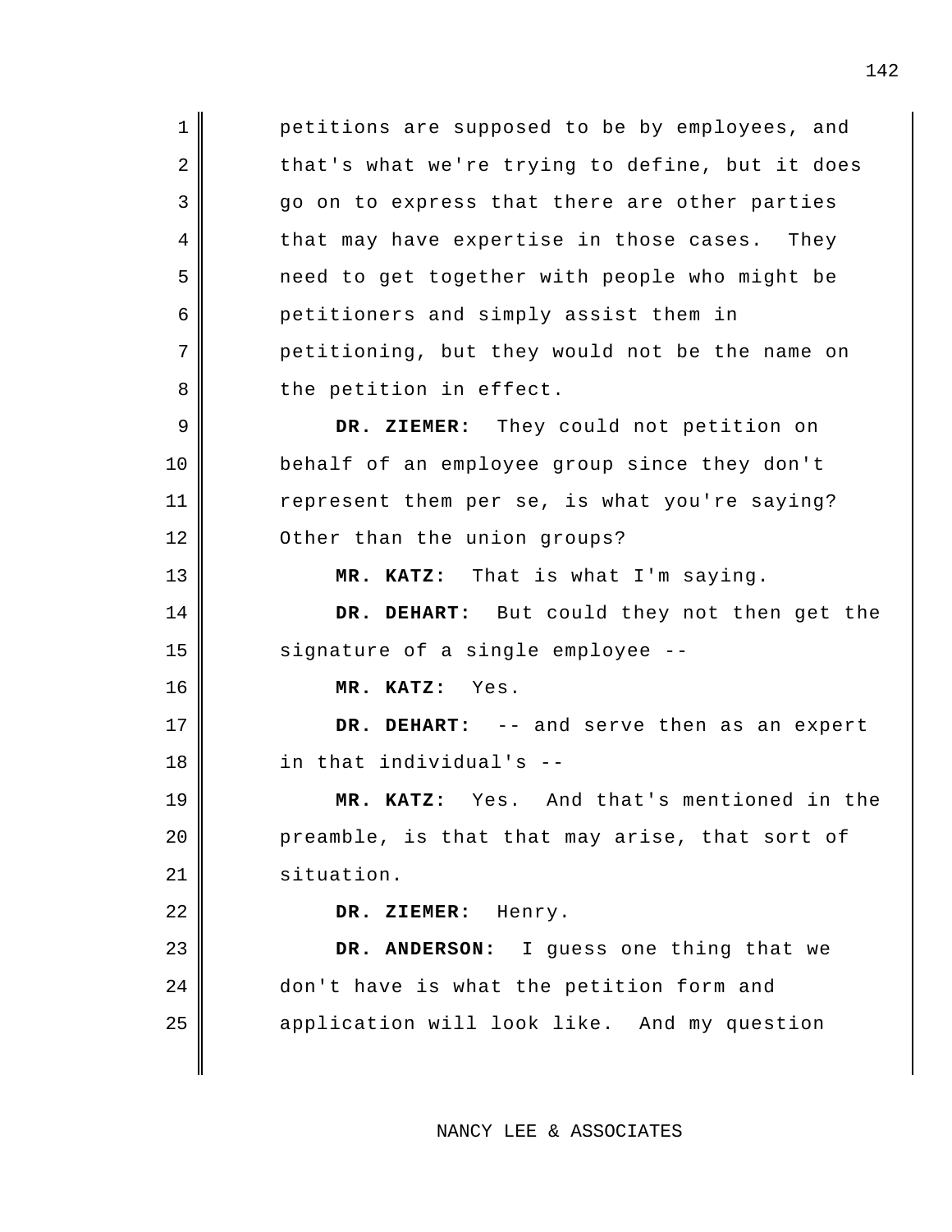petitions are supposed to be by employees, and that's what we're trying to define, but it does go on to express that there are other parties that may have expertise in those cases. They need to get together with people who might be petitioners and simply assist them in petitioning, but they would not be the name on the petition in effect.

**DR. ZIEMER:** They could not petition on behalf of an employee group since they don't represent them per se, is what you're saying? Other than the union groups?

**MR. KATZ:** That is what I'm saying.

**DR. DEHART:** But could they not then get the signature of a single employee --

**MR. KATZ:** Yes.

**DR. DEHART:** -- and serve then as an expert in that individual's --

**MR. KATZ:** Yes. And that's mentioned in the preamble, is that that may arise, that sort of situation.

**DR. ZIEMER:** Henry.

**DR. ANDERSON:** I guess one thing that we don't have is what the petition form and application will look like. And my question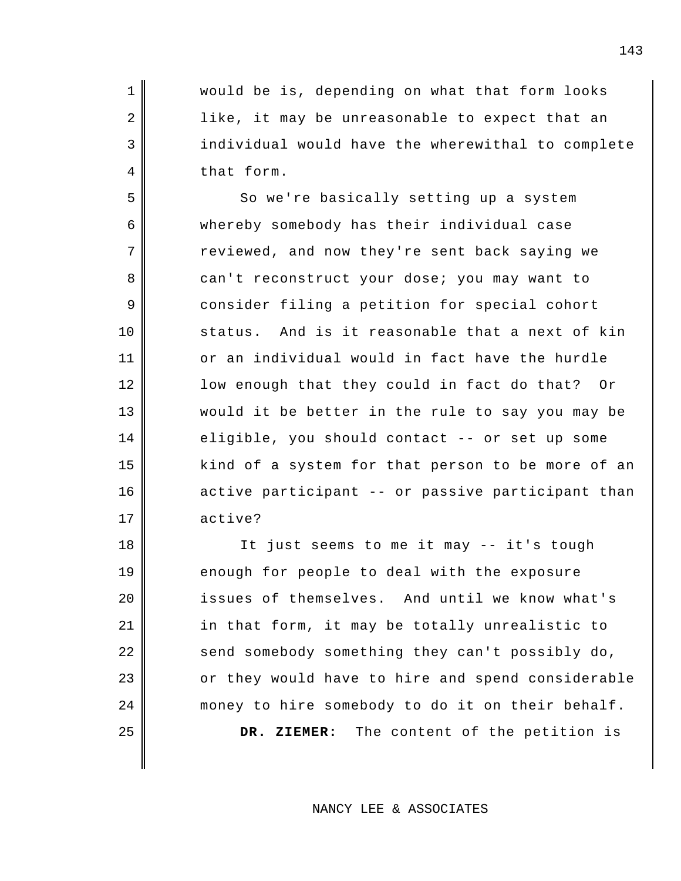would be is, depending on what that form looks like, it may be unreasonable to expect that an individual would have the wherewithal to complete that form.

So we're basically setting up a system whereby somebody has their individual case reviewed, and now they're sent back saying we can't reconstruct your dose; you may want to consider filing a petition for special cohort status. And is it reasonable that a next of kin or an individual would in fact have the hurdle low enough that they could in fact do that? Or would it be better in the rule to say you may be eligible, you should contact -- or set up some kind of a system for that person to be more of an active participant -- or passive participant than active?

It just seems to me it may -- it's tough enough for people to deal with the exposure issues of themselves. And until we know what's in that form, it may be totally unrealistic to send somebody something they can't possibly do, or they would have to hire and spend considerable money to hire somebody to do it on their behalf.

**DR. ZIEMER:** The content of the petition is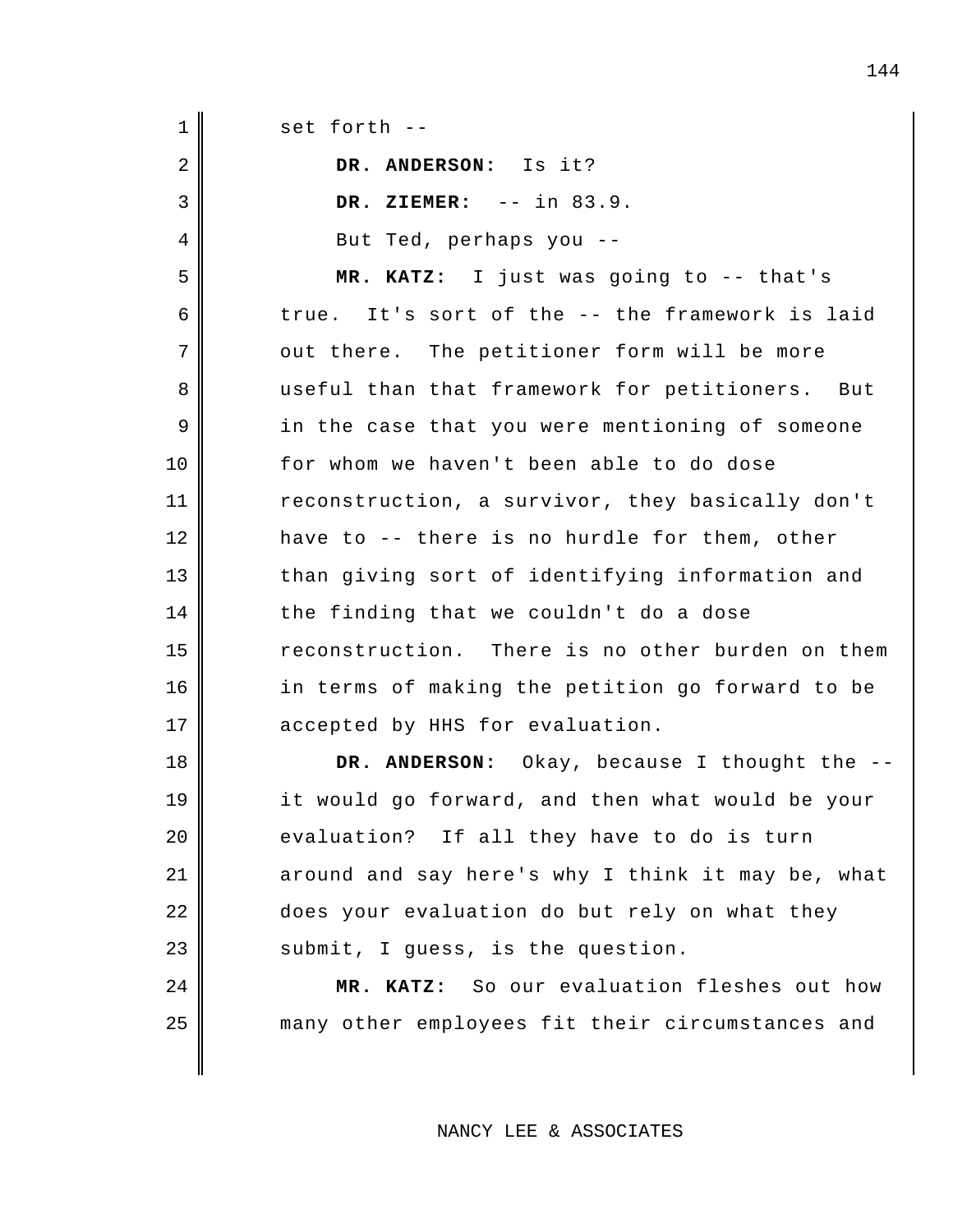set forth --

**DR. ANDERSON:** Is it?

**DR. ZIEMER:** -- in 83.9.

But Ted, perhaps you --

**MR. KATZ:** I just was going to -- that's true. It's sort of the -- the framework is laid out there. The petitioner form will be more useful than that framework for petitioners. But in the case that you were mentioning of someone for whom we haven't been able to do dose reconstruction, a survivor, they basically don't have to -- there is no hurdle for them, other than giving sort of identifying information and the finding that we couldn't do a dose reconstruction. There is no other burden on them in terms of making the petition go forward to be accepted by HHS for evaluation.

**DR. ANDERSON:** Okay, because I thought the -- it would go forward, and then what would be your evaluation? If all they have to do is turn around and say here's why I think it may be, what does your evaluation do but rely on what they submit, I guess, is the question.

**MR. KATZ:** So our evaluation fleshes out how many other employees fit their circumstances and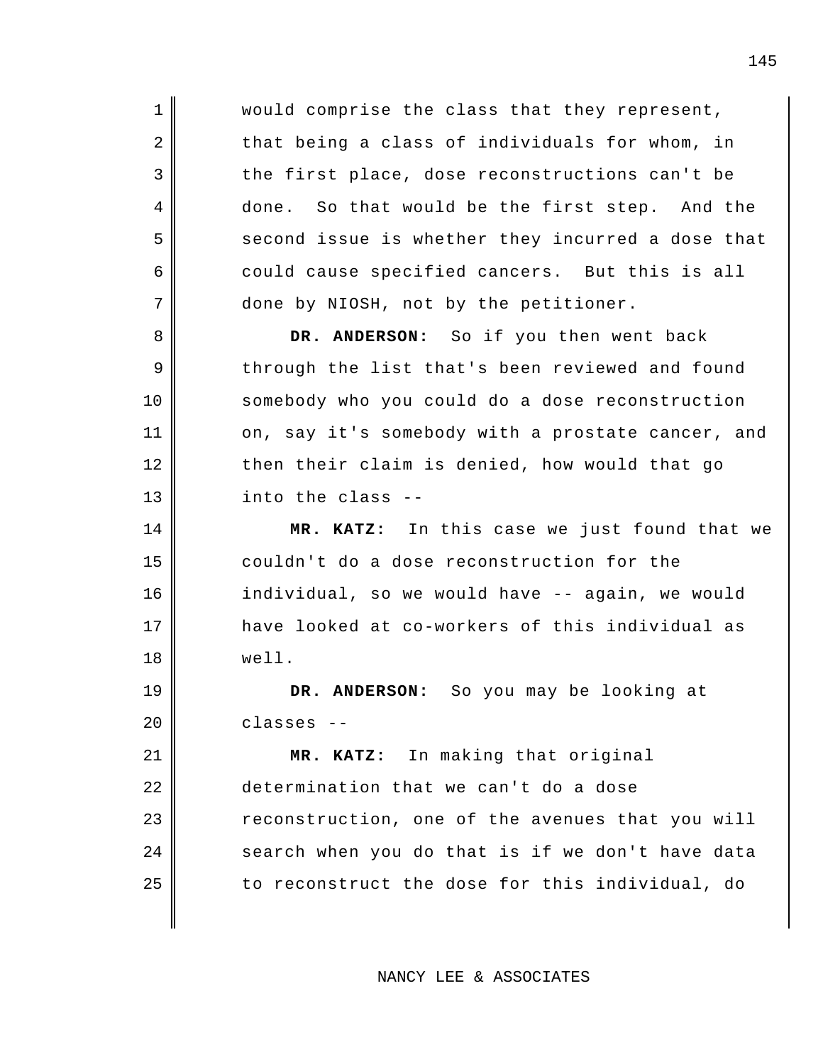would comprise the class that they represent, that being a class of individuals for whom, in the first place, dose reconstructions can't be done. So that would be the first step. And the second issue is whether they incurred a dose that could cause specified cancers. But this is all done by NIOSH, not by the petitioner.

**DR. ANDERSON:** So if you then went back through the list that's been reviewed and found somebody who you could do a dose reconstruction on, say it's somebody with a prostate cancer, and then their claim is denied, how would that go into the class --

**MR. KATZ:** In this case we just found that we couldn't do a dose reconstruction for the individual, so we would have -- again, we would have looked at co-workers of this individual as well.

**DR. ANDERSON:** So you may be looking at classes --

**MR. KATZ:** In making that original determination that we can't do a dose reconstruction, one of the avenues that you will search when you do that is if we don't have data to reconstruct the dose for this individual, do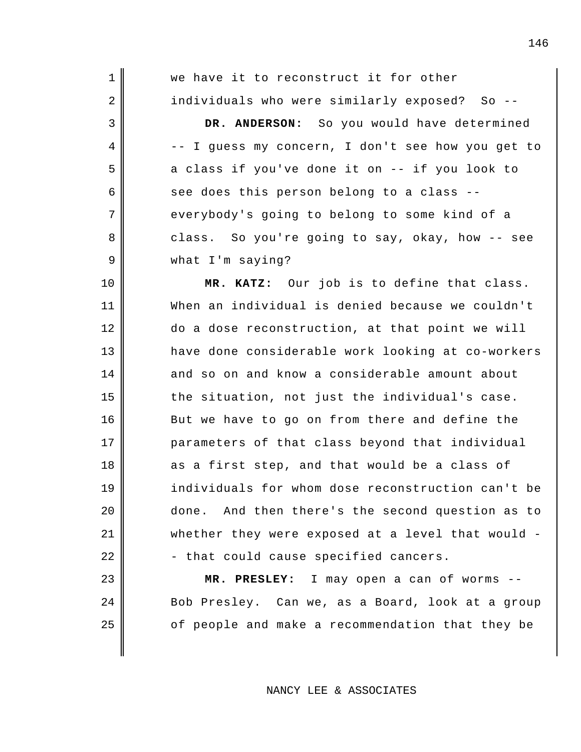we have it to reconstruct it for other individuals who were similarly exposed? So --

**DR. ANDERSON:** So you would have determined -- I guess my concern, I don't see how you get to a class if you've done it on -- if you look to see does this person belong to a class -- everybody's going to belong to some kind of a class. So you're going to say, okay, how -- see what I'm saying?

**MR. KATZ:** Our job is to define that class. When an individual is denied because we couldn't do a dose reconstruction, at that point we will have done considerable work looking at co-workers and so on and know a considerable amount about the situation, not just the individual's case. But we have to go on from there and define the parameters of that class beyond that individual as a first step, and that would be a class of individuals for whom dose reconstruction can't be done. And then there's the second question as to whether they were exposed at a level that would -- that could cause specified cancers.

**MR. PRESLEY:** I may open a can of worms -- Bob Presley. Can we, as a Board, look at a group of people and make a recommendation that they be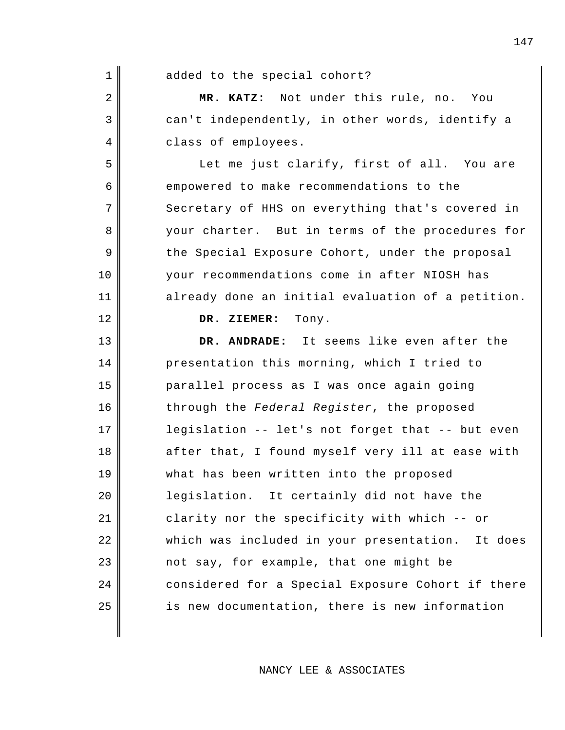added to the special cohort?

**MR. KATZ:** Not under this rule, no. You can't independently, in other words, identify a class of employees.

Let me just clarify, first of all. You are empowered to make recommendations to the Secretary of HHS on everything that's covered in your charter. But in terms of the procedures for the Special Exposure Cohort, under the proposal your recommendations come in after NIOSH has already done an initial evaluation of a petition.

**DR. ZIEMER:** Tony.

**DR. ANDRADE:** It seems like even after the presentation this morning, which I tried to parallel process as I was once again going through the *Federal Register*, the proposed legislation -- let's not forget that -- but even after that, I found myself very ill at ease with what has been written into the proposed legislation. It certainly did not have the clarity nor the specificity with which -- or which was included in your presentation. It does not say, for example, that one might be considered for a Special Exposure Cohort if there is new documentation, there is new information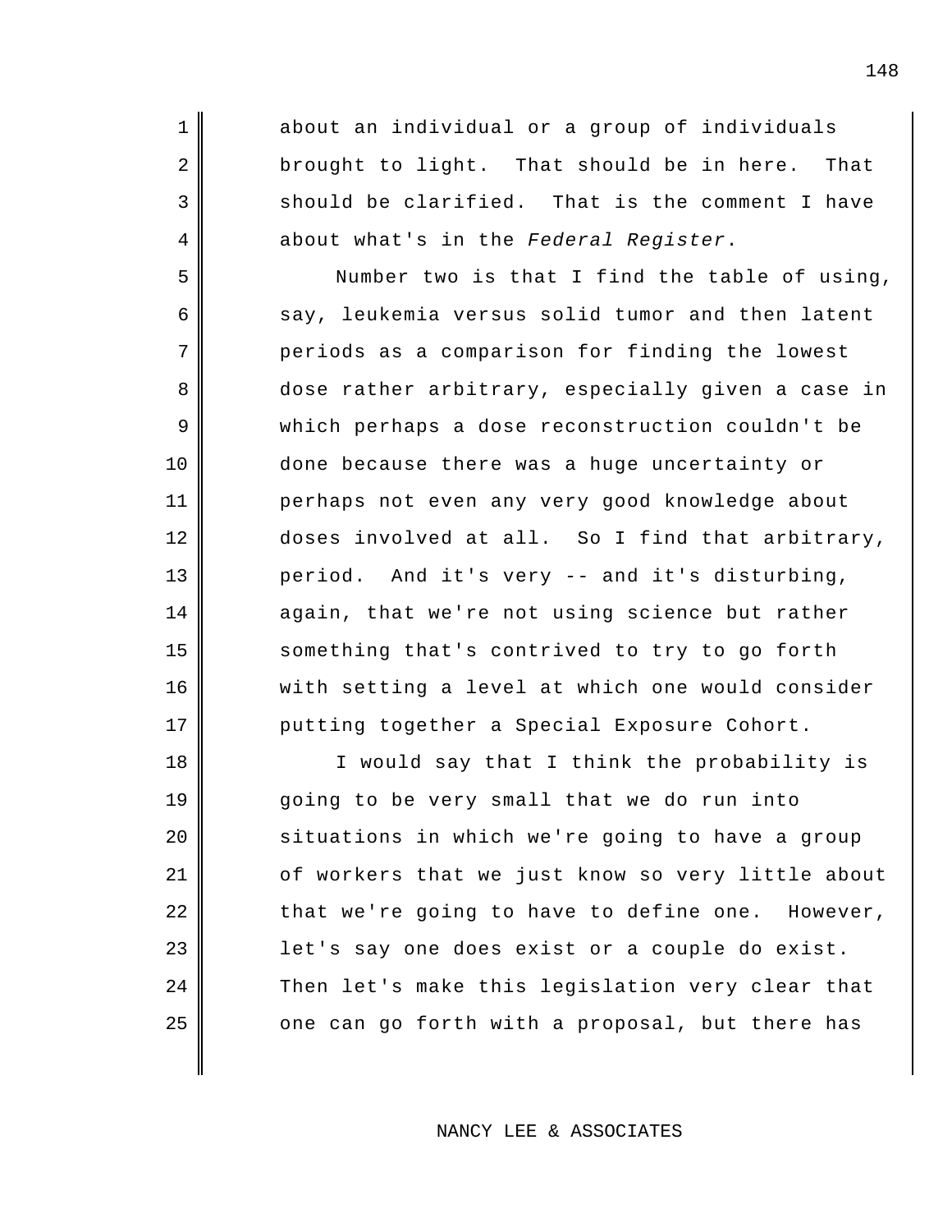about an individual or a group of individuals brought to light. That should be in here. That should be clarified. That is the comment I have about what's in the *Federal Register*.

Number two is that I find the table of using, say, leukemia versus solid tumor and then latent periods as a comparison for finding the lowest dose rather arbitrary, especially given a case in which perhaps a dose reconstruction couldn't be done because there was a huge uncertainty or perhaps not even any very good knowledge about doses involved at all. So I find that arbitrary, period. And it's very -- and it's disturbing, again, that we're not using science but rather something that's contrived to try to go forth with setting a level at which one would consider putting together a Special Exposure Cohort.

I would say that I think the probability is going to be very small that we do run into situations in which we're going to have a group of workers that we just know so very little about that we're going to have to define one. However, let's say one does exist or a couple do exist. Then let's make this legislation very clear that one can go forth with a proposal, but there has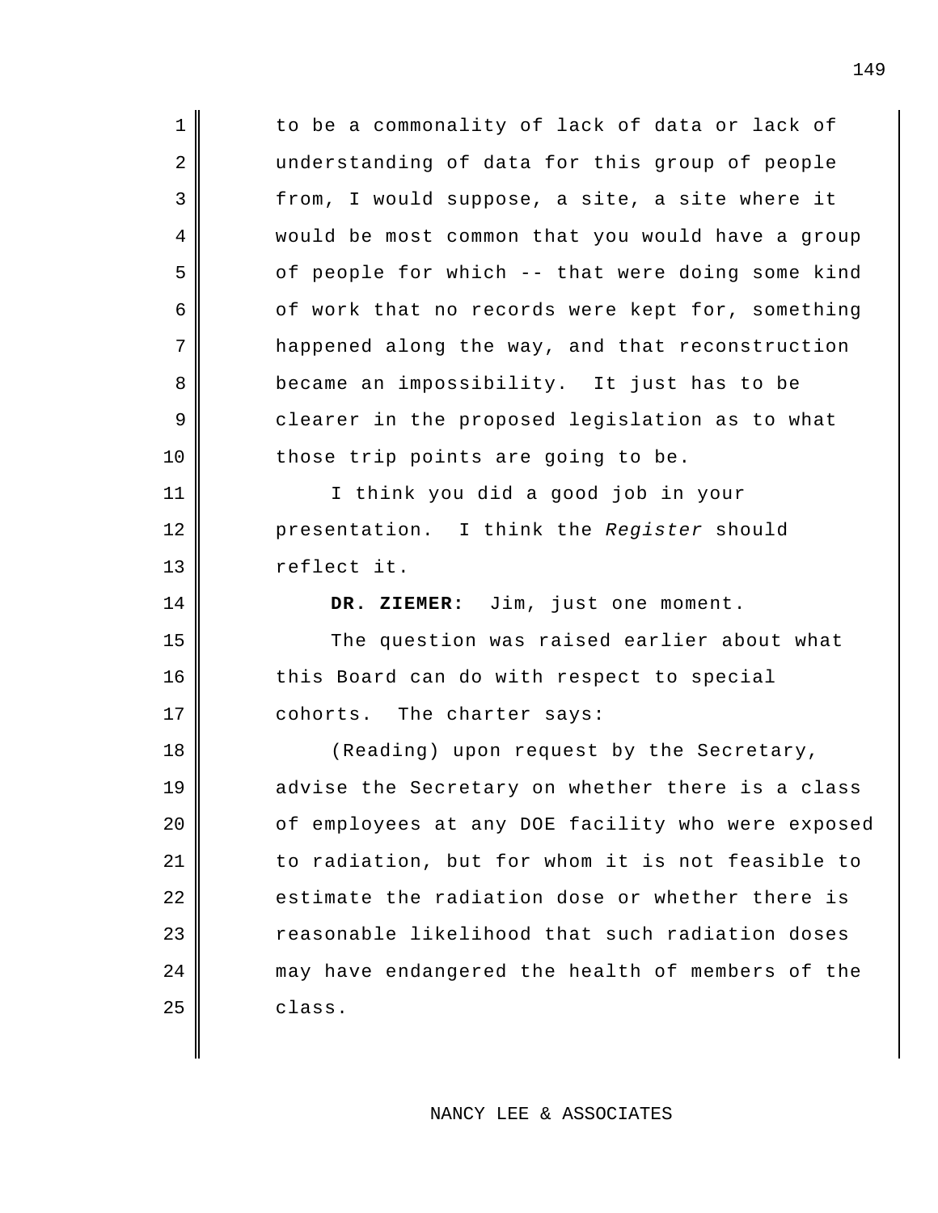to be a commonality of lack of data or lack of understanding of data for this group of people from, I would suppose, a site, a site where it would be most common that you would have a group of people for which -- that were doing some kind of work that no records were kept for, something happened along the way, and that reconstruction became an impossibility. It just has to be clearer in the proposed legislation as to what those trip points are going to be.

I think you did a good job in your presentation. I think the *Register* should reflect it.

**DR. ZIEMER:** Jim, just one moment.

The question was raised earlier about what this Board can do with respect to special cohorts. The charter says:

(Reading) upon request by the Secretary, advise the Secretary on whether there is a class of employees at any DOE facility who were exposed to radiation, but for whom it is not feasible to estimate the radiation dose or whether there is reasonable likelihood that such radiation doses may have endangered the health of members of the class.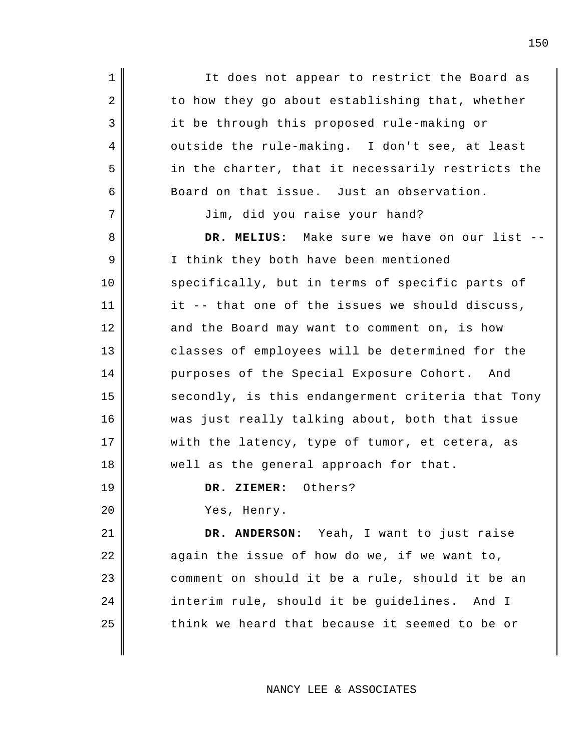It does not appear to restrict the Board as to how they go about establishing that, whether it be through this proposed rule-making or outside the rule-making. I don't see, at least in the charter, that it necessarily restricts the Board on that issue. Just an observation.

Jim, did you raise your hand?

**DR. MELIUS:** Make sure we have on our list -- I think they both have been mentioned specifically, but in terms of specific parts of it -- that one of the issues we should discuss, and the Board may want to comment on, is how classes of employees will be determined for the purposes of the Special Exposure Cohort. And secondly, is this endangerment criteria that Tony was just really talking about, both that issue with the latency, type of tumor, et cetera, as well as the general approach for that.

**DR. ZIEMER:** Others?

Yes, Henry.

**DR. ANDERSON:** Yeah, I want to just raise again the issue of how do we, if we want to, comment on should it be a rule, should it be an interim rule, should it be guidelines. And I think we heard that because it seemed to be or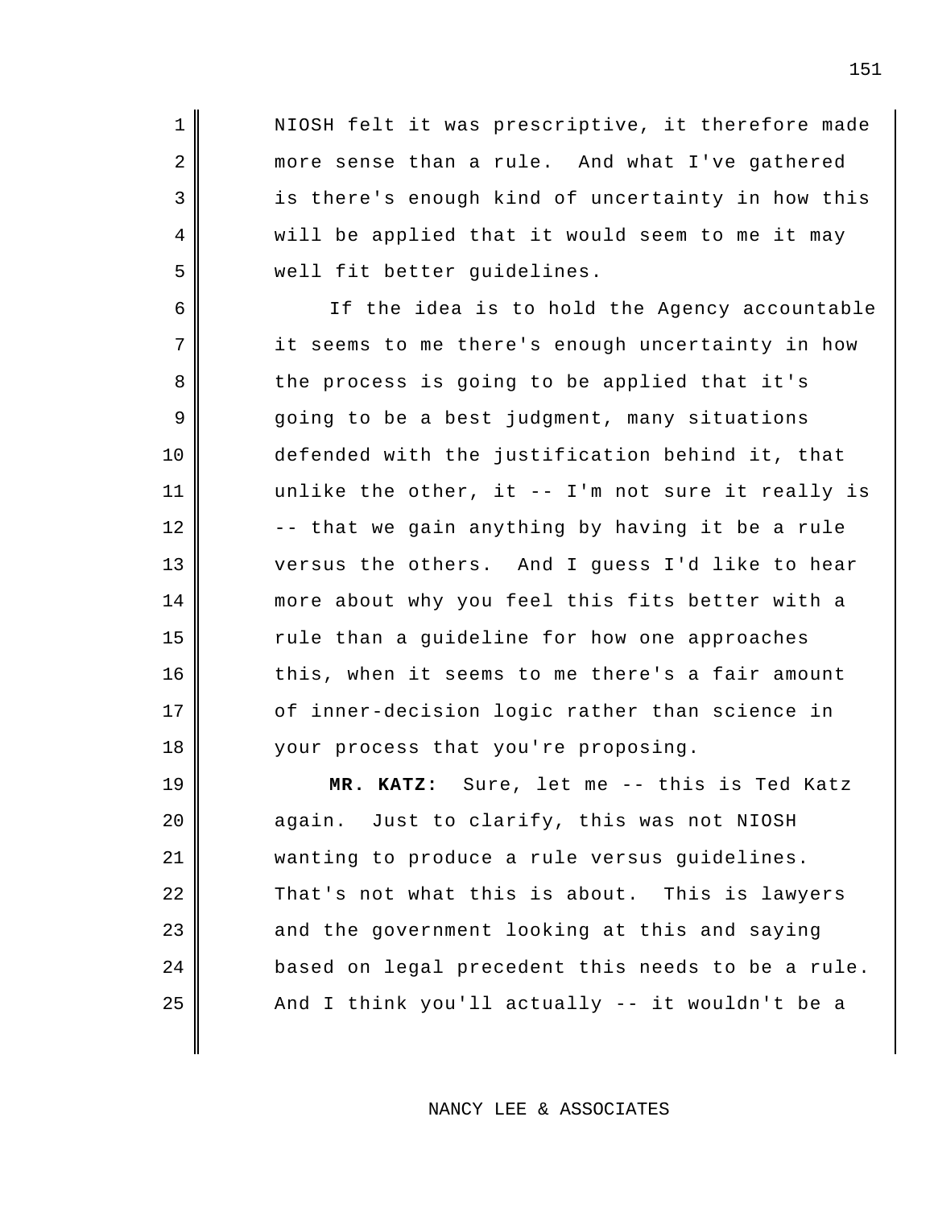NIOSH felt it was prescriptive, it therefore made more sense than a rule. And what I've gathered is there's enough kind of uncertainty in how this will be applied that it would seem to me it may well fit better guidelines.

If the idea is to hold the Agency accountable it seems to me there's enough uncertainty in how the process is going to be applied that it's going to be a best judgment, many situations defended with the justification behind it, that unlike the other, it -- I'm not sure it really is -- that we gain anything by having it be a rule versus the others. And I guess I'd like to hear more about why you feel this fits better with a rule than a guideline for how one approaches this, when it seems to me there's a fair amount of inner-decision logic rather than science in your process that you're proposing.

**MR. KATZ:** Sure, let me -- this is Ted Katz again. Just to clarify, this was not NIOSH wanting to produce a rule versus guidelines. That's not what this is about. This is lawyers and the government looking at this and saying based on legal precedent this needs to be a rule. And I think you'll actually -- it wouldn't be a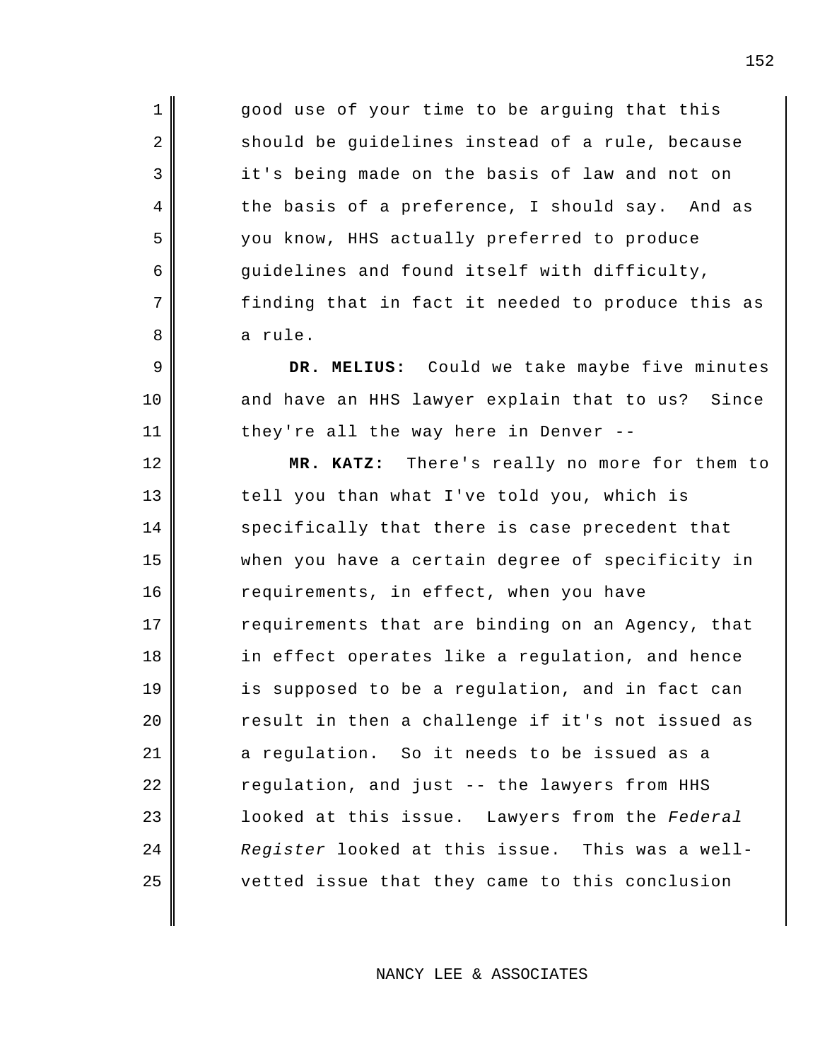good use of your time to be arguing that this should be guidelines instead of a rule, because it's being made on the basis of law and not on the basis of a preference, I should say. And as you know, HHS actually preferred to produce guidelines and found itself with difficulty, finding that in fact it needed to produce this as a rule.

**DR. MELIUS:** Could we take maybe five minutes and have an HHS lawyer explain that to us? Since they're all the way here in Denver --

**MR. KATZ:** There's really no more for them to tell you than what I've told you, which is specifically that there is case precedent that when you have a certain degree of specificity in requirements, in effect, when you have requirements that are binding on an Agency, that in effect operates like a regulation, and hence is supposed to be a regulation, and in fact can result in then a challenge if it's not issued as a regulation. So it needs to be issued as a regulation, and just -- the lawyers from HHS looked at this issue. Lawyers from the *Federal Register* looked at this issue. This was a well-vetted issue that they came to this conclusion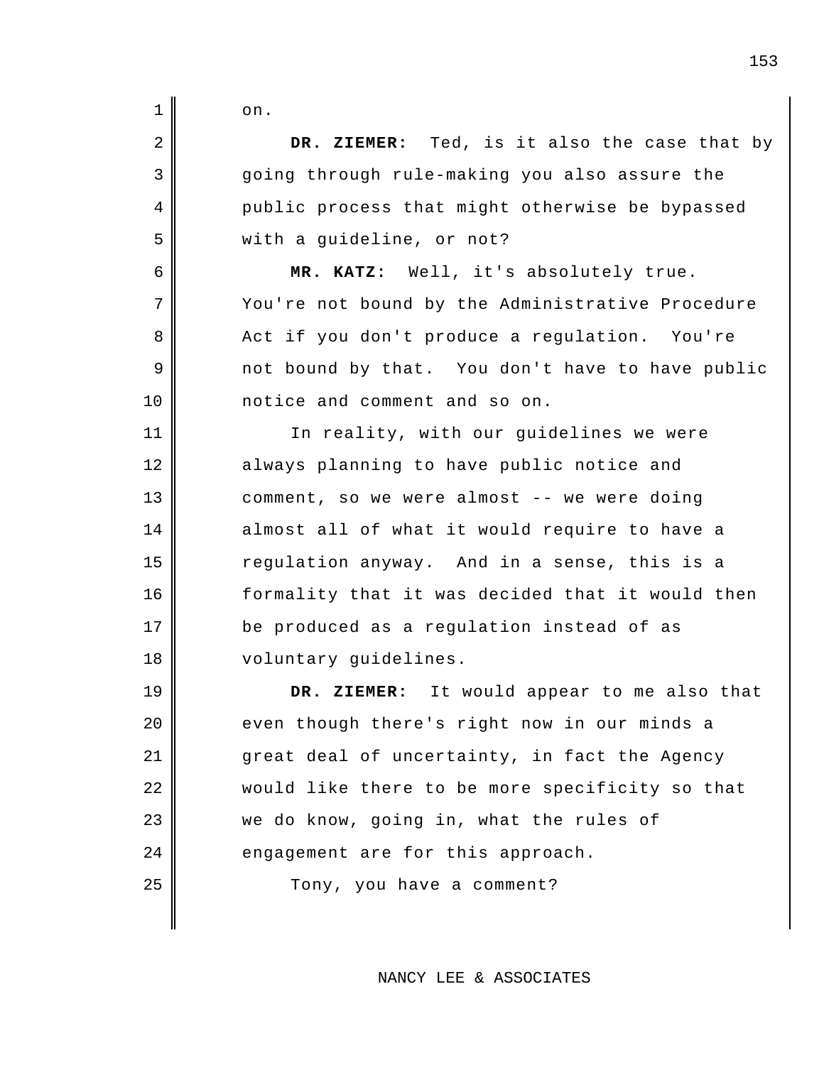on.

**DR. ZIEMER:** Ted, is it also the case that by going through rule-making you also assure the public process that might otherwise be bypassed with a guideline, or not?

**MR. KATZ:** Well, it's absolutely true. You're not bound by the Administrative Procedure Act if you don't produce a regulation. You're not bound by that. You don't have to have public notice and comment and so on.

In reality, with our guidelines we were always planning to have public notice and comment, so we were almost -- we were doing almost all of what it would require to have a regulation anyway. And in a sense, this is a formality that it was decided that it would then be produced as a regulation instead of as voluntary guidelines.

**DR. ZIEMER:** It would appear to me also that even though there's right now in our minds a great deal of uncertainty, in fact the Agency would like there to be more specificity so that we do know, going in, what the rules of engagement are for this approach.

Tony, you have a comment?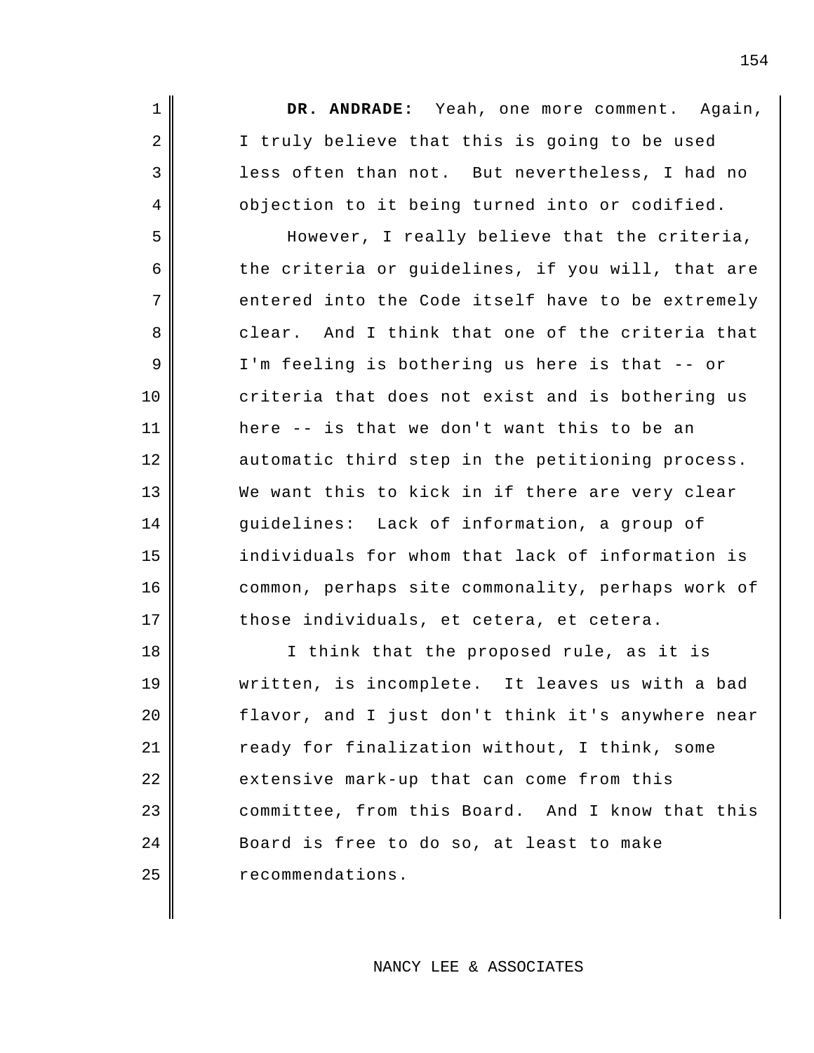**DR. ANDRADE:** Yeah, one more comment. Again, I truly believe that this is going to be used less often than not. But nevertheless, I had no objection to it being turned into or codified.

However, I really believe that the criteria, the criteria or guidelines, if you will, that are entered into the Code itself have to be extremely clear. And I think that one of the criteria that I'm feeling is bothering us here is that -- or criteria that does not exist and is bothering us here -- is that we don't want this to be an automatic third step in the petitioning process. We want this to kick in if there are very clear guidelines: Lack of information, a group of individuals for whom that lack of information is common, perhaps site commonality, perhaps work of those individuals, et cetera, et cetera.

I think that the proposed rule, as it is written, is incomplete. It leaves us with a bad flavor, and I just don't think it's anywhere near ready for finalization without, I think, some extensive mark-up that can come from this committee, from this Board. And I know that this Board is free to do so, at least to make recommendations.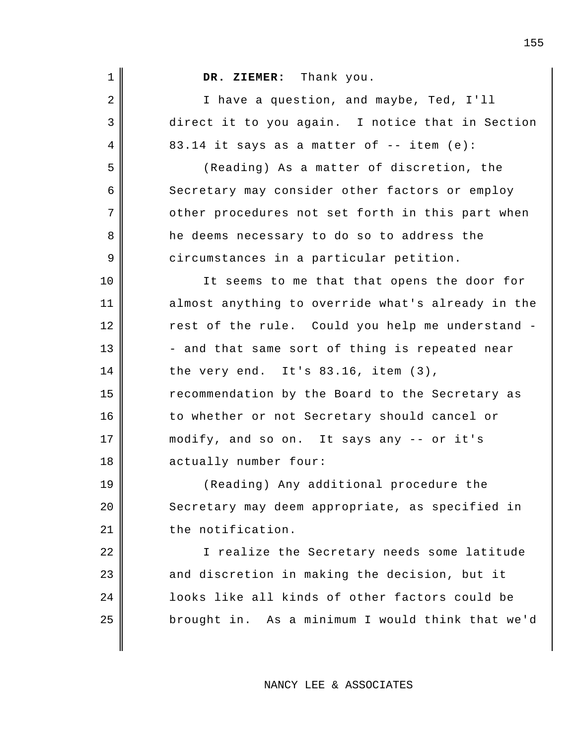**DR. ZIEMER:** Thank you.

I have a question, and maybe, Ted, I'll direct it to you again. I notice that in Section 83.14 it says as a matter of -- item (e):

(Reading) As a matter of discretion, the Secretary may consider other factors or employ other procedures not set forth in this part when he deems necessary to do so to address the circumstances in a particular petition.

It seems to me that that opens the door for almost anything to override what's already in the rest of the rule. Could you help me understand -- and that same sort of thing is repeated near the very end. It's 83.16, item (3), recommendation by the Board to the Secretary as to whether or not Secretary should cancel or modify, and so on. It says any -- or it's actually number four:

(Reading) Any additional procedure the Secretary may deem appropriate, as specified in the notification.

I realize the Secretary needs some latitude and discretion in making the decision, but it looks like all kinds of other factors could be brought in. As a minimum I would think that we'd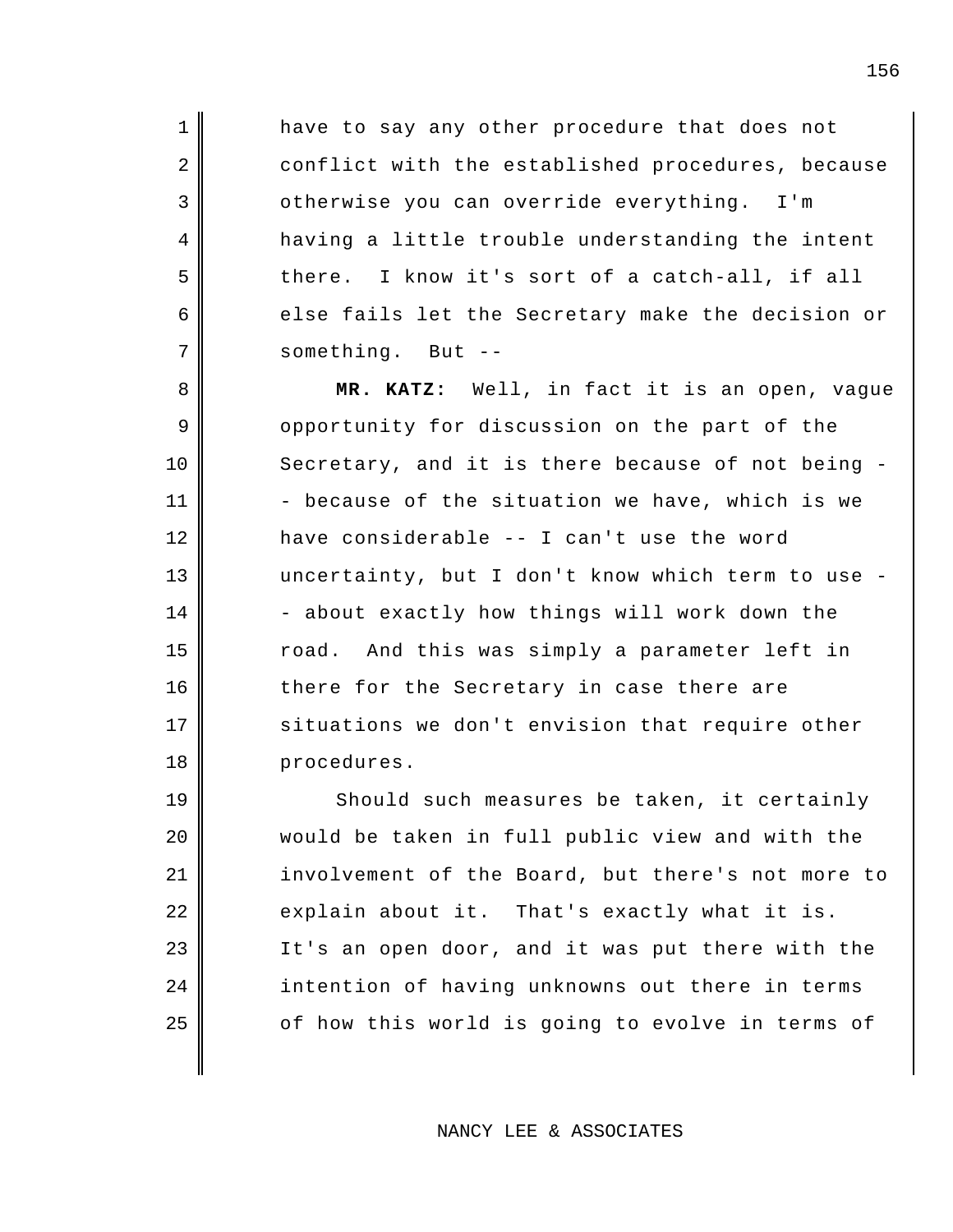have to say any other procedure that does not conflict with the established procedures, because otherwise you can override everything. I'm having a little trouble understanding the intent there. I know it's sort of a catch-all, if all else fails let the Secretary make the decision or something. But --

**MR. KATZ:** Well, in fact it is an open, vague opportunity for discussion on the part of the Secretary, and it is there because of not being -- because of the situation we have, which is we have considerable -- I can't use the word uncertainty, but I don't know which term to use -- about exactly how things will work down the road. And this was simply a parameter left in there for the Secretary in case there are situations we don't envision that require other procedures.

Should such measures be taken, it certainly would be taken in full public view and with the involvement of the Board, but there's not more to explain about it. That's exactly what it is. It's an open door, and it was put there with the intention of having unknowns out there in terms of how this world is going to evolve in terms of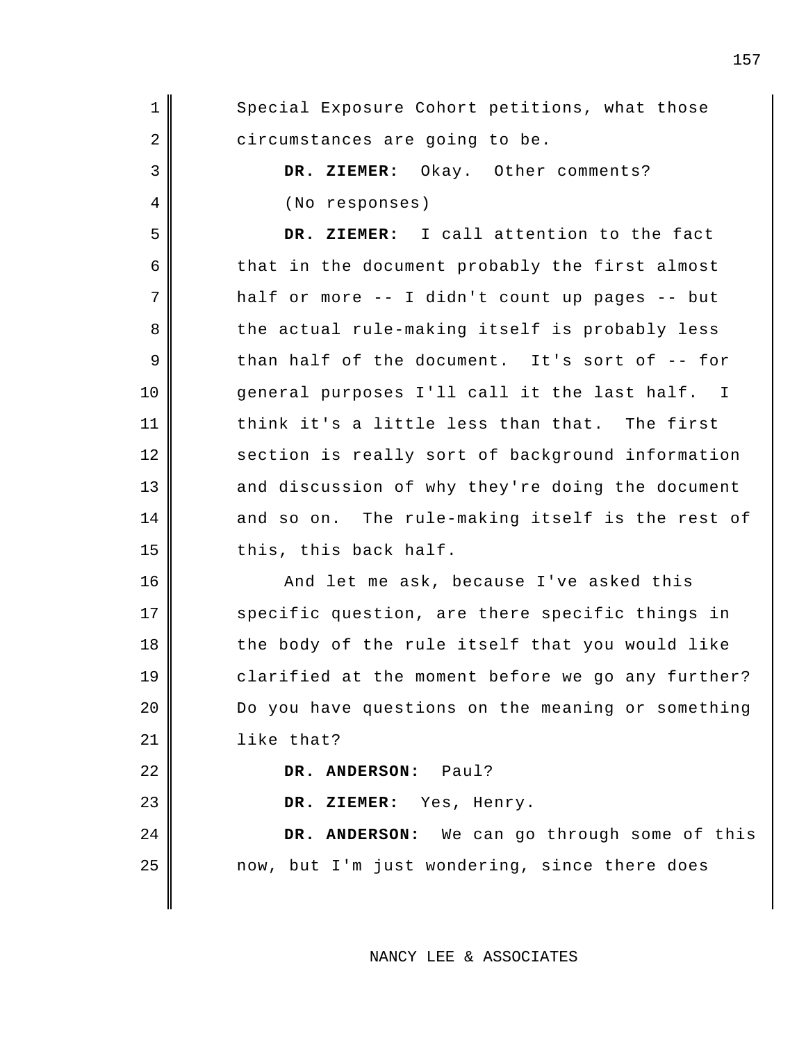Special Exposure Cohort petitions, what those circumstances are going to be.

**DR. ZIEMER:** Okay. Other comments?

(No responses)

**DR. ZIEMER:** I call attention to the fact that in the document probably the first almost half or more -- I didn't count up pages -- but the actual rule-making itself is probably less than half of the document. It's sort of -- for general purposes I'll call it the last half. I think it's a little less than that. The first section is really sort of background information and discussion of why they're doing the document and so on. The rule-making itself is the rest of this, this back half.

And let me ask, because I've asked this specific question, are there specific things in the body of the rule itself that you would like clarified at the moment before we go any further? Do you have questions on the meaning or something like that?

**DR. ANDERSON:** Paul?

**DR. ZIEMER:** Yes, Henry.

**DR. ANDERSON:** We can go through some of this now, but I'm just wondering, since there does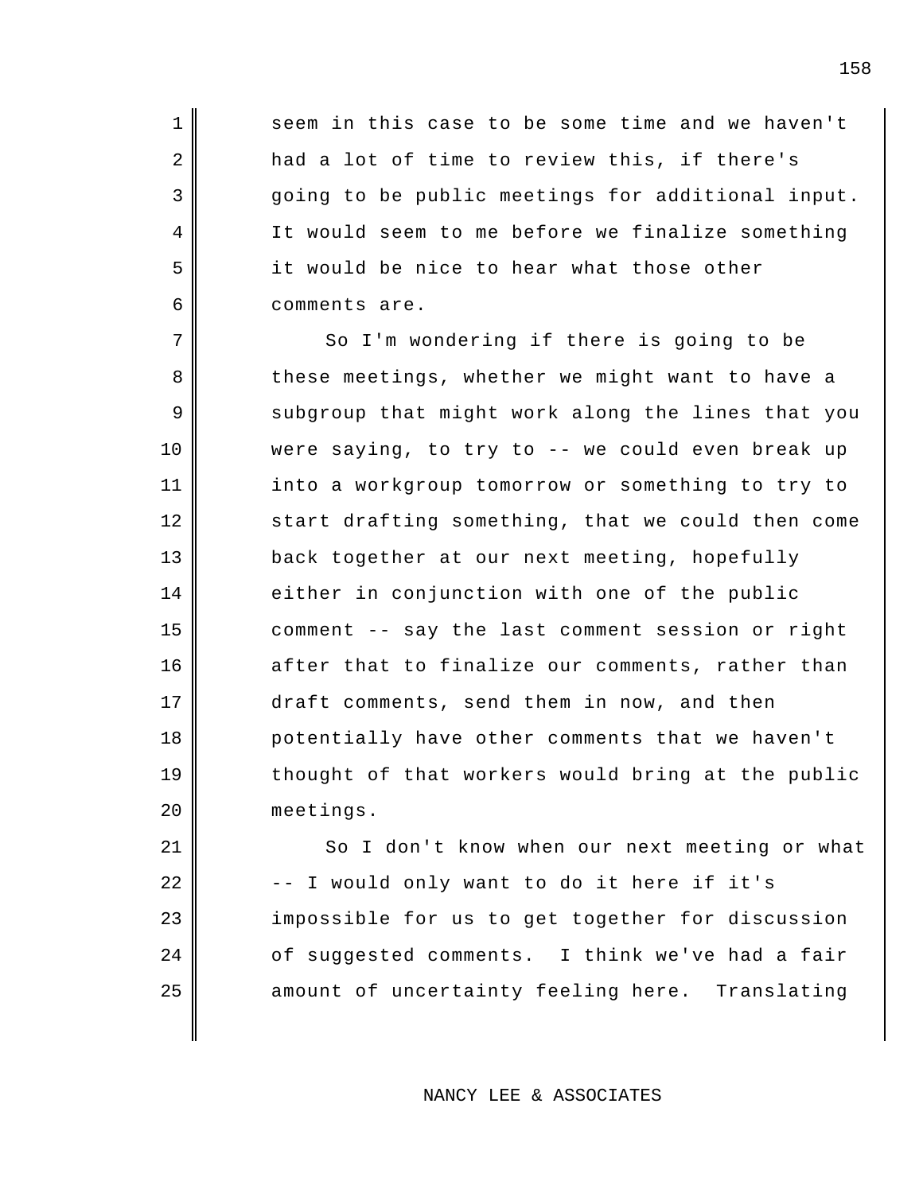seem in this case to be some time and we haven't had a lot of time to review this, if there's going to be public meetings for additional input. It would seem to me before we finalize something it would be nice to hear what those other comments are.

So I'm wondering if there is going to be these meetings, whether we might want to have a subgroup that might work along the lines that you were saying, to try to -- we could even break up into a workgroup tomorrow or something to try to start drafting something, that we could then come back together at our next meeting, hopefully either in conjunction with one of the public comment -- say the last comment session or right after that to finalize our comments, rather than draft comments, send them in now, and then potentially have other comments that we haven't thought of that workers would bring at the public meetings.

So I don't know when our next meeting or what -- I would only want to do it here if it's impossible for us to get together for discussion of suggested comments. I think we've had a fair amount of uncertainty feeling here. Translating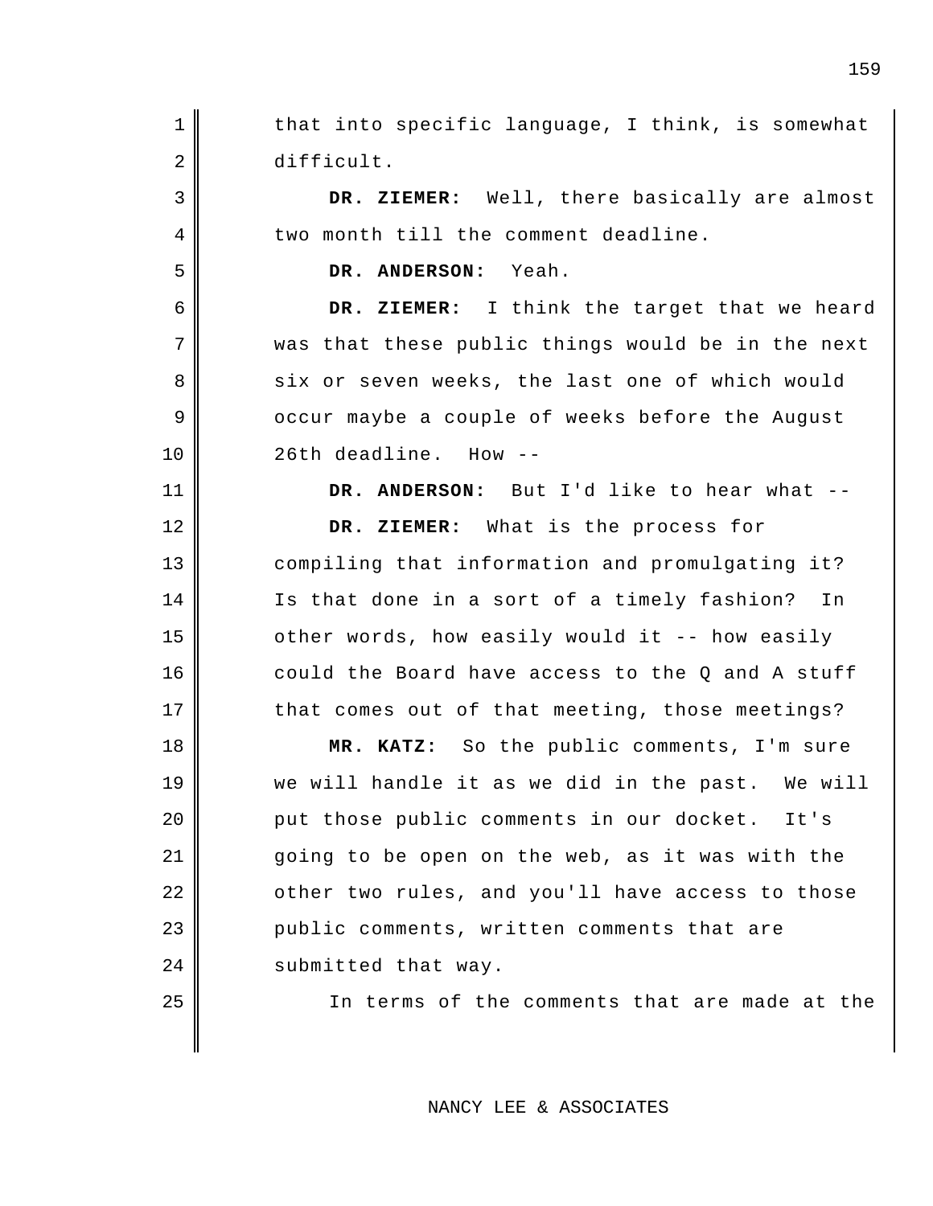that into specific language, I think, is somewhat difficult.

**DR. ZIEMER:** Well, there basically are almost two month till the comment deadline.

**DR. ANDERSON:** Yeah.

**DR. ZIEMER:** I think the target that we heard was that these public things would be in the next six or seven weeks, the last one of which would occur maybe a couple of weeks before the August 26th deadline. How --

**DR. ANDERSON:** But I'd like to hear what --

**DR. ZIEMER:** What is the process for compiling that information and promulgating it? Is that done in a sort of a timely fashion? In other words, how easily would it -- how easily could the Board have access to the Q and A stuff that comes out of that meeting, those meetings?

**MR. KATZ:** So the public comments, I'm sure we will handle it as we did in the past. We will put those public comments in our docket. It's going to be open on the web, as it was with the other two rules, and you'll have access to those public comments, written comments that are submitted that way.

In terms of the comments that are made at the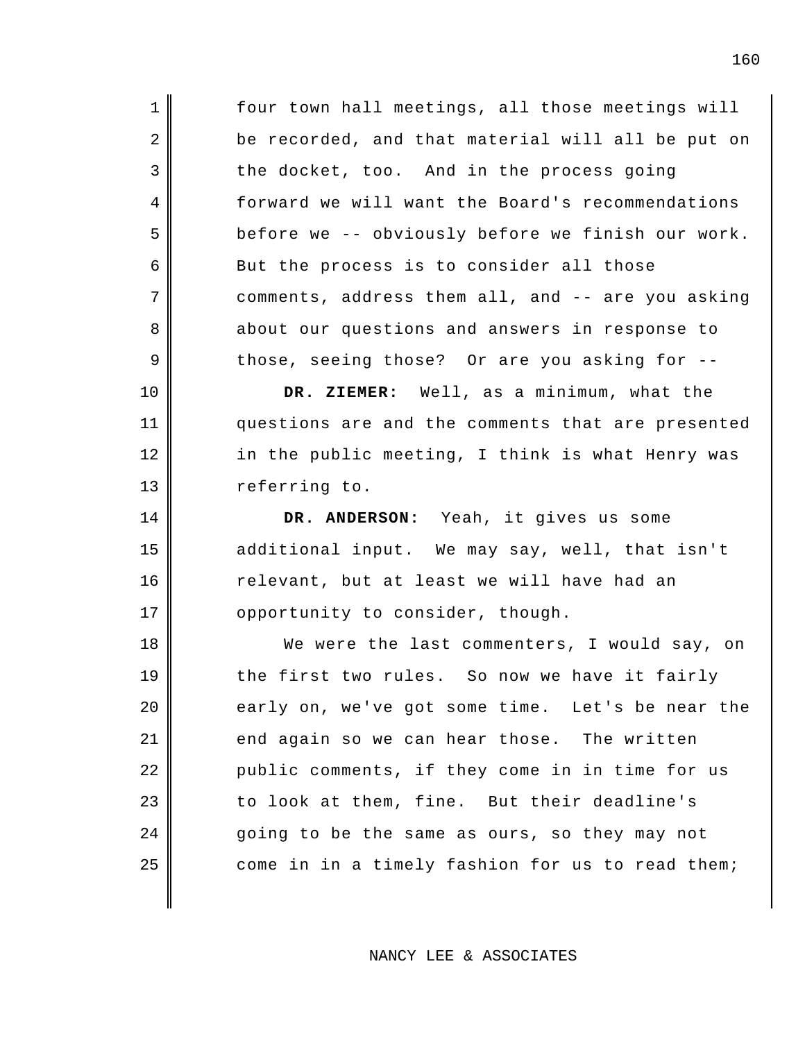four town hall meetings, all those meetings will be recorded, and that material will all be put on the docket, too. And in the process going forward we will want the Board's recommendations before we -- obviously before we finish our work. But the process is to consider all those comments, address them all, and -- are you asking about our questions and answers in response to those, seeing those? Or are you asking for --

**DR. ZIEMER:** Well, as a minimum, what the questions are and the comments that are presented in the public meeting, I think is what Henry was referring to.

**DR. ANDERSON:** Yeah, it gives us some additional input. We may say, well, that isn't relevant, but at least we will have had an opportunity to consider, though.

We were the last commenters, I would say, on the first two rules. So now we have it fairly early on, we've got some time. Let's be near the end again so we can hear those. The written public comments, if they come in in time for us to look at them, fine. But their deadline's going to be the same as ours, so they may not come in in a timely fashion for us to read them;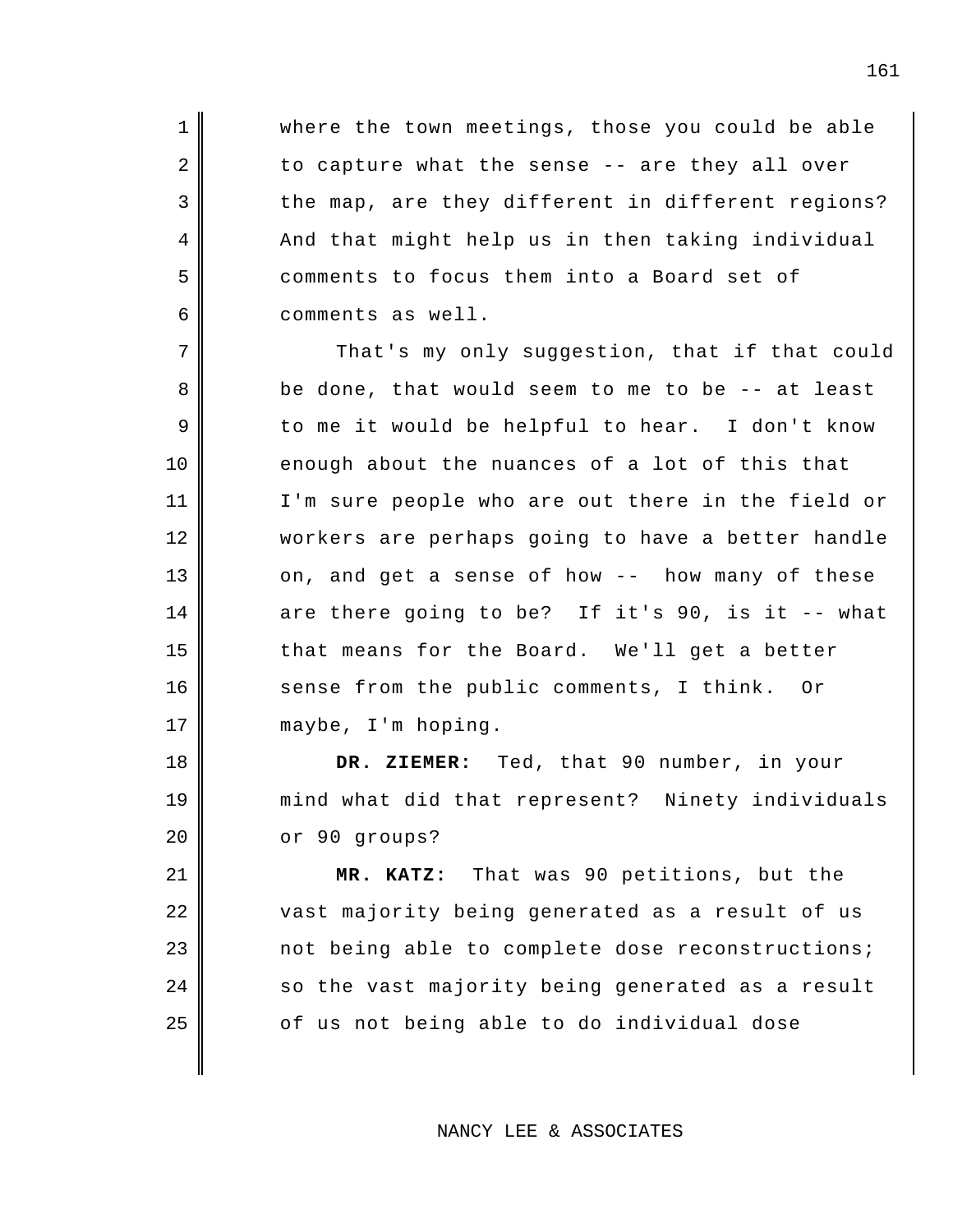where the town meetings, those you could be able to capture what the sense -- are they all over the map, are they different in different regions? And that might help us in then taking individual comments to focus them into a Board set of comments as well.

That's my only suggestion, that if that could be done, that would seem to me to be -- at least to me it would be helpful to hear. I don't know enough about the nuances of a lot of this that I'm sure people who are out there in the field or workers are perhaps going to have a better handle on, and get a sense of how -- how many of these are there going to be? If it's 90, is it -- what that means for the Board. We'll get a better sense from the public comments, I think. Or maybe, I'm hoping.

**DR. ZIEMER:** Ted, that 90 number, in your mind what did that represent? Ninety individuals or 90 groups?

**MR. KATZ:** That was 90 petitions, but the vast majority being generated as a result of us not being able to complete dose reconstructions; so the vast majority being generated as a result of us not being able to do individual dose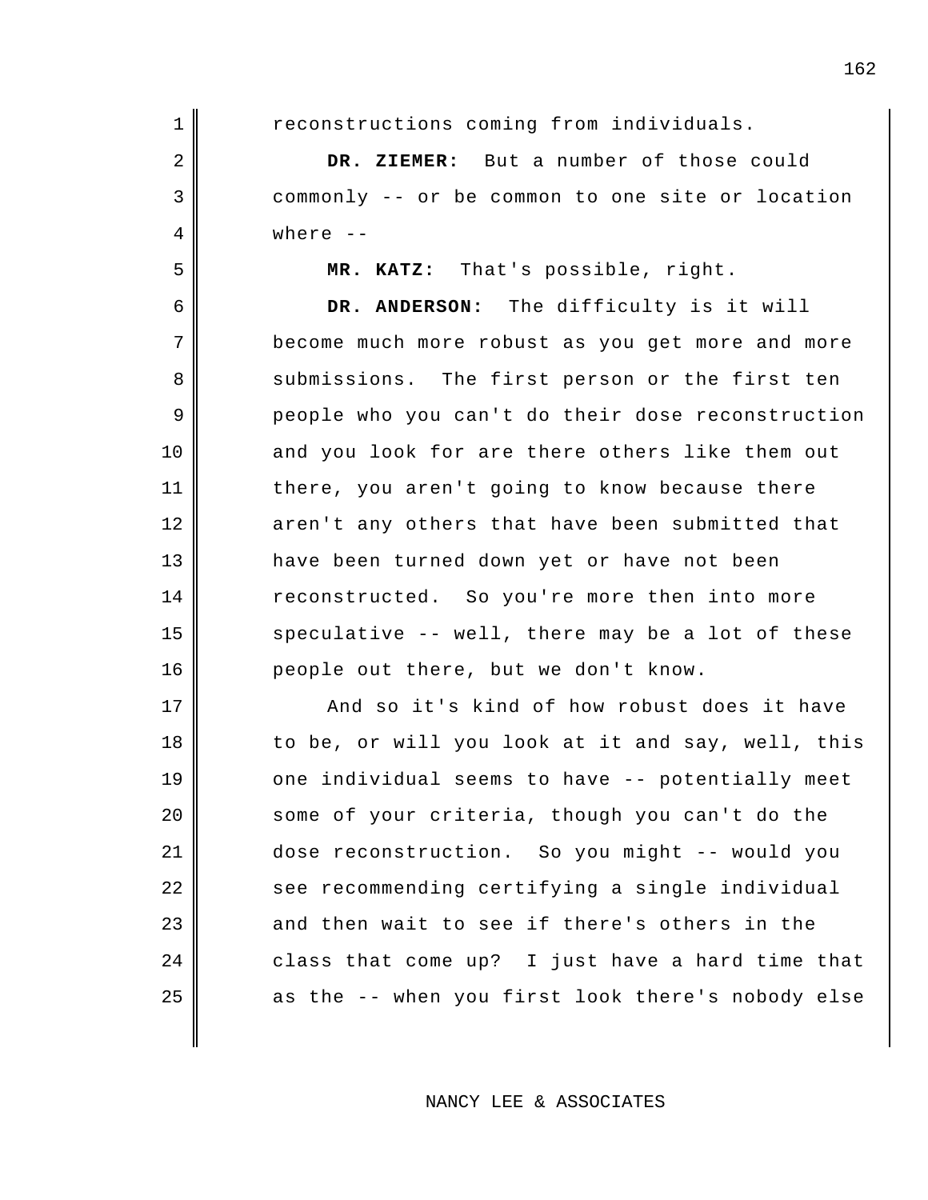reconstructions coming from individuals.

**DR. ZIEMER:** But a number of those could commonly -- or be common to one site or location where --

**MR. KATZ:** That's possible, right.

**DR. ANDERSON:** The difficulty is it will become much more robust as you get more and more submissions. The first person or the first ten people who you can't do their dose reconstruction and you look for are there others like them out there, you aren't going to know because there aren't any others that have been submitted that have been turned down yet or have not been reconstructed. So you're more then into more speculative -- well, there may be a lot of these people out there, but we don't know.

And so it's kind of how robust does it have to be, or will you look at it and say, well, this one individual seems to have -- potentially meet some of your criteria, though you can't do the dose reconstruction. So you might -- would you see recommending certifying a single individual and then wait to see if there's others in the class that come up? I just have a hard time that as the -- when you first look there's nobody else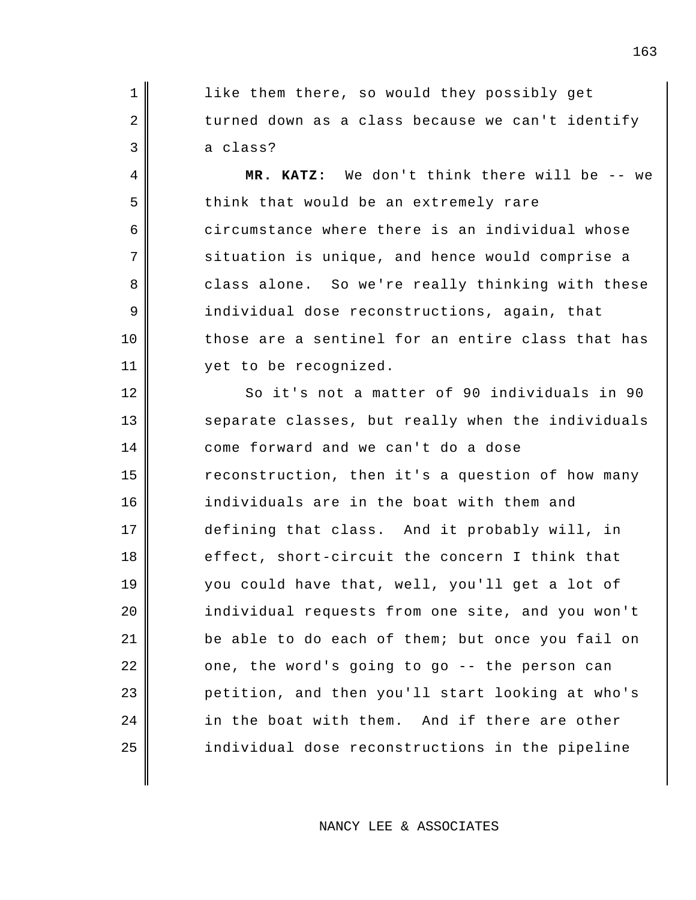like them there, so would they possibly get turned down as a class because we can't identify a class?

**MR. KATZ:** We don't think there will be -- we think that would be an extremely rare circumstance where there is an individual whose situation is unique, and hence would comprise a class alone. So we're really thinking with these individual dose reconstructions, again, that those are a sentinel for an entire class that has yet to be recognized.

So it's not a matter of 90 individuals in 90 separate classes, but really when the individuals come forward and we can't do a dose reconstruction, then it's a question of how many individuals are in the boat with them and defining that class. And it probably will, in effect, short-circuit the concern I think that you could have that, well, you'll get a lot of individual requests from one site, and you won't be able to do each of them; but once you fail on one, the word's going to go -- the person can petition, and then you'll start looking at who's in the boat with them. And if there are other individual dose reconstructions in the pipeline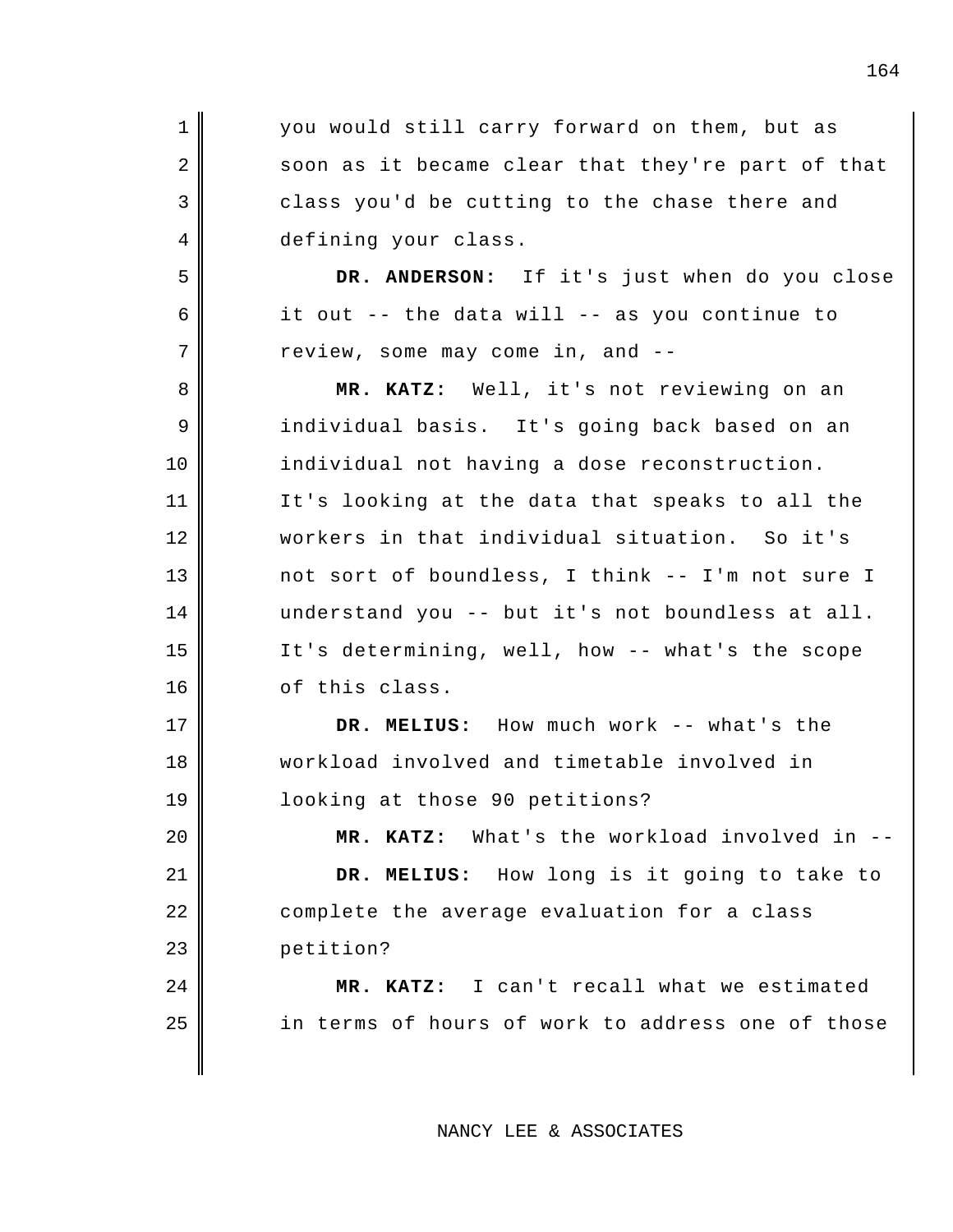you would still carry forward on them, but as soon as it became clear that they're part of that class you'd be cutting to the chase there and defining your class.

**DR. ANDERSON:** If it's just when do you close it out -- the data will -- as you continue to review, some may come in, and --

**MR. KATZ:** Well, it's not reviewing on an individual basis. It's going back based on an individual not having a dose reconstruction. It's looking at the data that speaks to all the workers in that individual situation. So it's not sort of boundless, I think -- I'm not sure I understand you -- but it's not boundless at all. It's determining, well, how -- what's the scope of this class.

**DR. MELIUS:** How much work -- what's the workload involved and timetable involved in looking at those 90 petitions?

**MR. KATZ:** What's the workload involved in --

**DR. MELIUS:** How long is it going to take to complete the average evaluation for a class petition?

**MR. KATZ:** I can't recall what we estimated in terms of hours of work to address one of those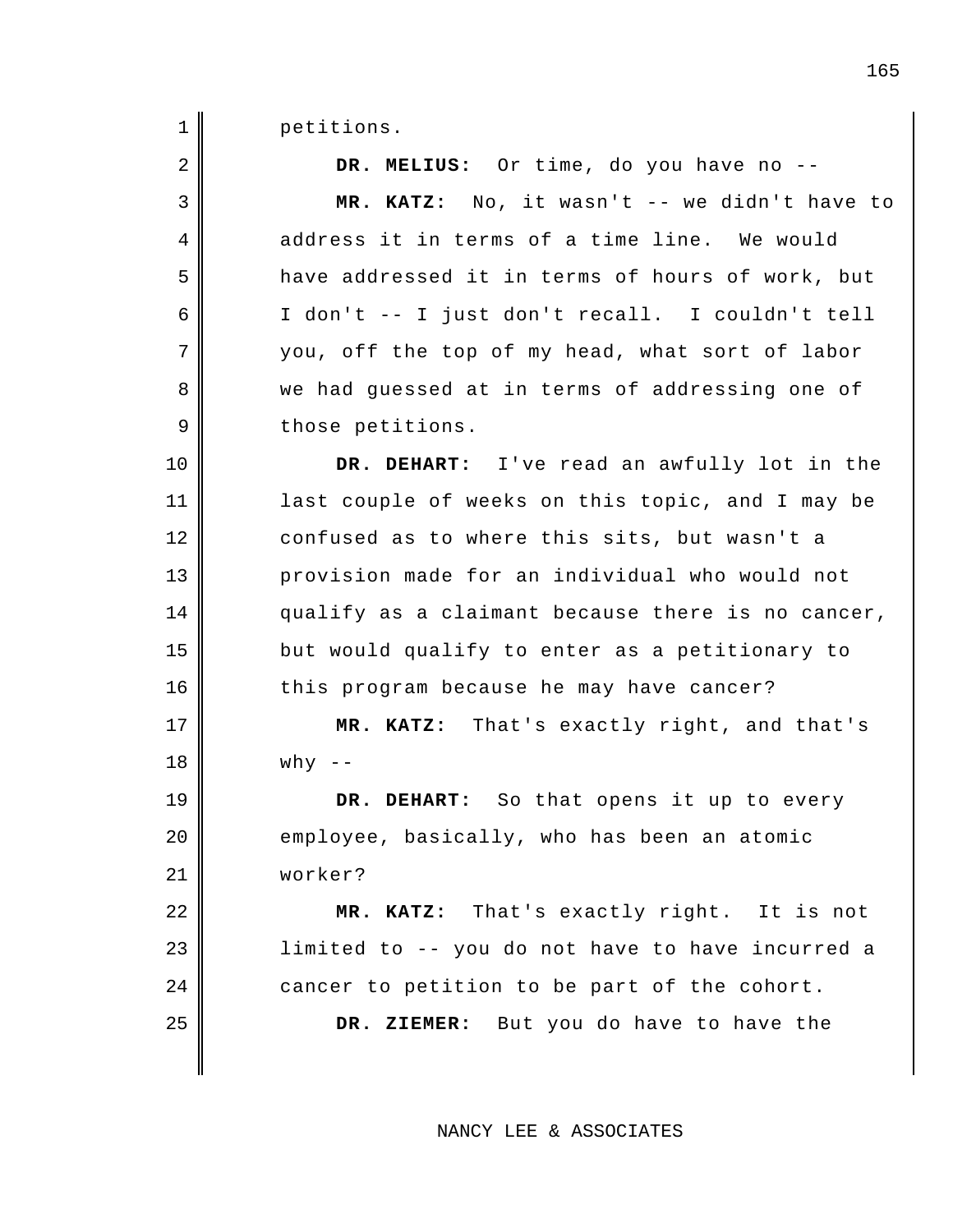petitions.

**DR. MELIUS:** Or time, do you have no --

**MR. KATZ:** No, it wasn't -- we didn't have to address it in terms of a time line. We would have addressed it in terms of hours of work, but I don't -- I just don't recall. I couldn't tell you, off the top of my head, what sort of labor we had guessed at in terms of addressing one of those petitions.

**DR. DEHART:** I've read an awfully lot in the last couple of weeks on this topic, and I may be confused as to where this sits, but wasn't a provision made for an individual who would not qualify as a claimant because there is no cancer, but would qualify to enter as a petitionary to this program because he may have cancer?

**MR. KATZ:** That's exactly right, and that's why --

**DR. DEHART:** So that opens it up to every employee, basically, who has been an atomic worker?

**MR. KATZ:** That's exactly right. It is not limited to -- you do not have to have incurred a cancer to petition to be part of the cohort.

**DR. ZIEMER:** But you do have to have the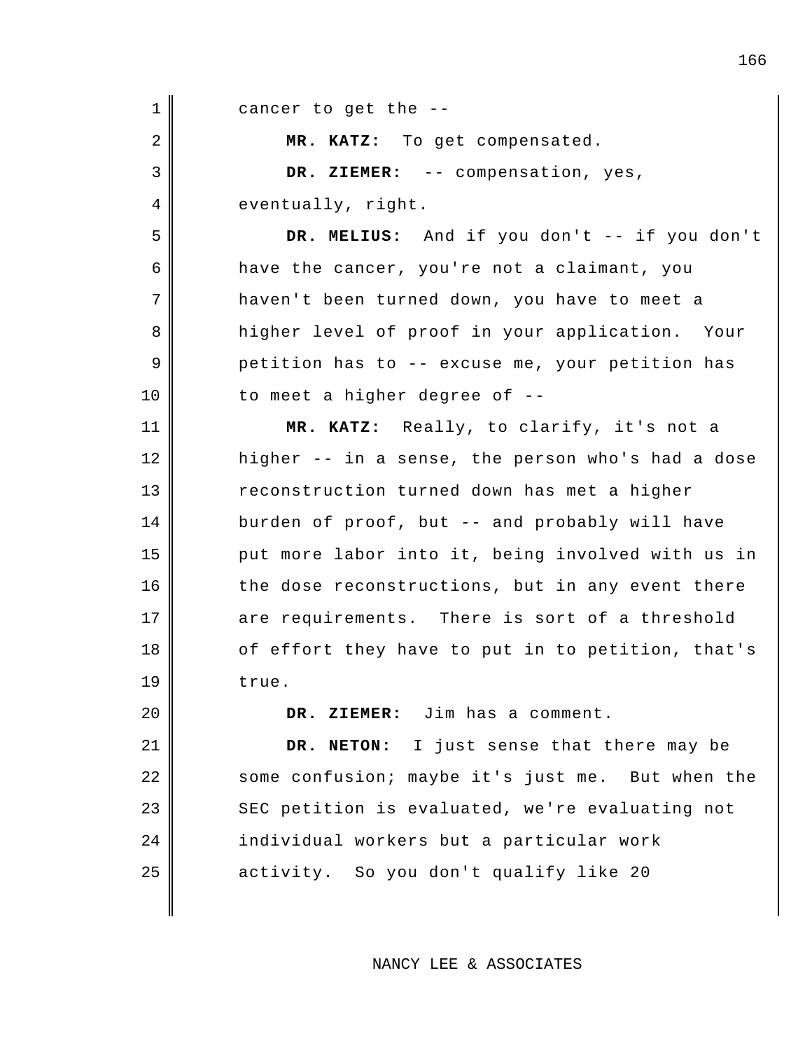cancer to get the --

**MR. KATZ:** To get compensated.

**DR. ZIEMER:** -- compensation, yes, eventually, right.

**DR. MELIUS:** And if you don't -- if you don't have the cancer, you're not a claimant, you haven't been turned down, you have to meet a higher level of proof in your application. Your petition has to -- excuse me, your petition has to meet a higher degree of --

**MR. KATZ:** Really, to clarify, it's not a higher -- in a sense, the person who's had a dose reconstruction turned down has met a higher burden of proof, but -- and probably will have put more labor into it, being involved with us in the dose reconstructions, but in any event there are requirements. There is sort of a threshold of effort they have to put in to petition, that's true.

**DR. ZIEMER:** Jim has a comment.

**DR. NETON:** I just sense that there may be some confusion; maybe it's just me. But when the SEC petition is evaluated, we're evaluating not individual workers but a particular work activity. So you don't qualify like 20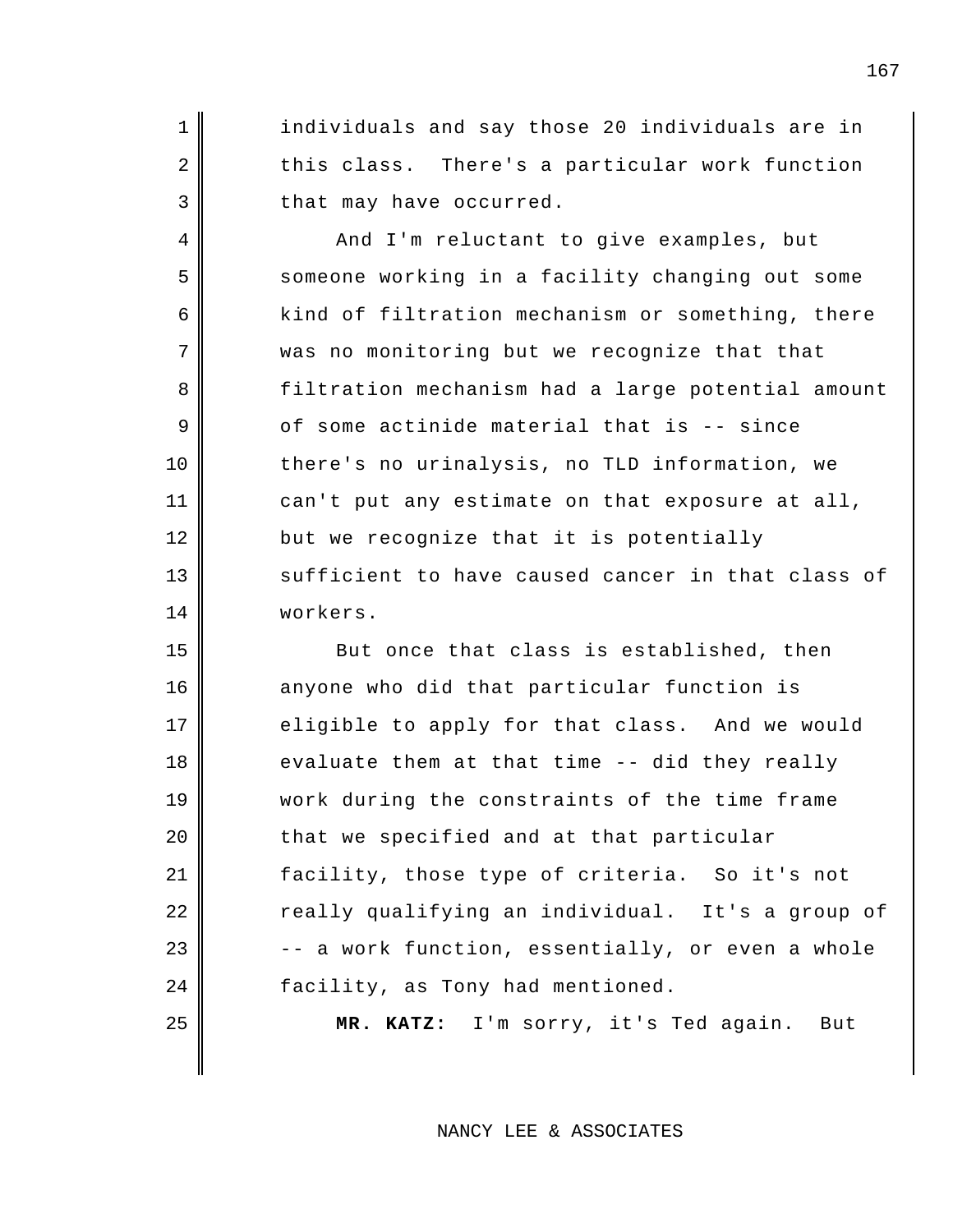individuals and say those 20 individuals are in this class. There's a particular work function that may have occurred.

And I'm reluctant to give examples, but someone working in a facility changing out some kind of filtration mechanism or something, there was no monitoring but we recognize that that filtration mechanism had a large potential amount of some actinide material that is -- since there's no urinalysis, no TLD information, we can't put any estimate on that exposure at all, but we recognize that it is potentially sufficient to have caused cancer in that class of workers.

But once that class is established, then anyone who did that particular function is eligible to apply for that class. And we would evaluate them at that time -- did they really work during the constraints of the time frame that we specified and at that particular facility, those type of criteria. So it's not really qualifying an individual. It's a group of -- a work function, essentially, or even a whole facility, as Tony had mentioned.

**MR. KATZ:** I'm sorry, it's Ted again. But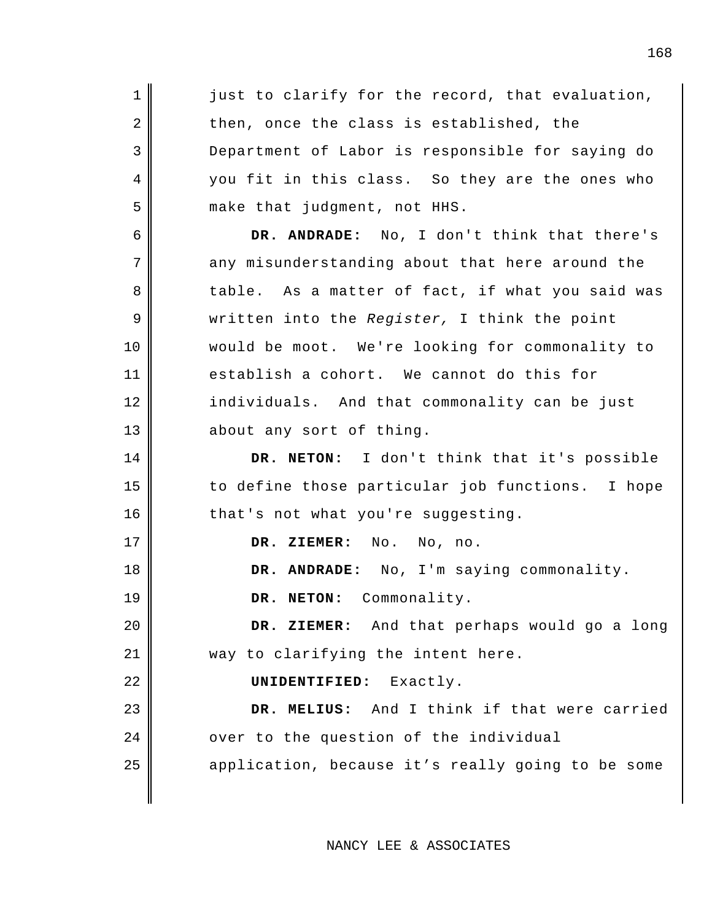just to clarify for the record, that evaluation, then, once the class is established, the Department of Labor is responsible for saying do you fit in this class. So they are the ones who make that judgment, not HHS.

**DR. ANDRADE:** No, I don't think that there's any misunderstanding about that here around the table. As a matter of fact, if what you said was written into the *Register,* I think the point would be moot. We're looking for commonality to establish a cohort. We cannot do this for individuals. And that commonality can be just about any sort of thing.

**DR. NETON:** I don't think that it's possible to define those particular job functions. I hope that's not what you're suggesting.

**DR. ZIEMER:** No. No, no.

**DR. ANDRADE:** No, I'm saying commonality.

**DR. NETON:** Commonality.

**DR. ZIEMER:** And that perhaps would go a long way to clarifying the intent here.

**UNIDENTIFIED:** Exactly.

**DR. MELIUS:** And I think if that were carried over to the question of the individual application, because it's really going to be some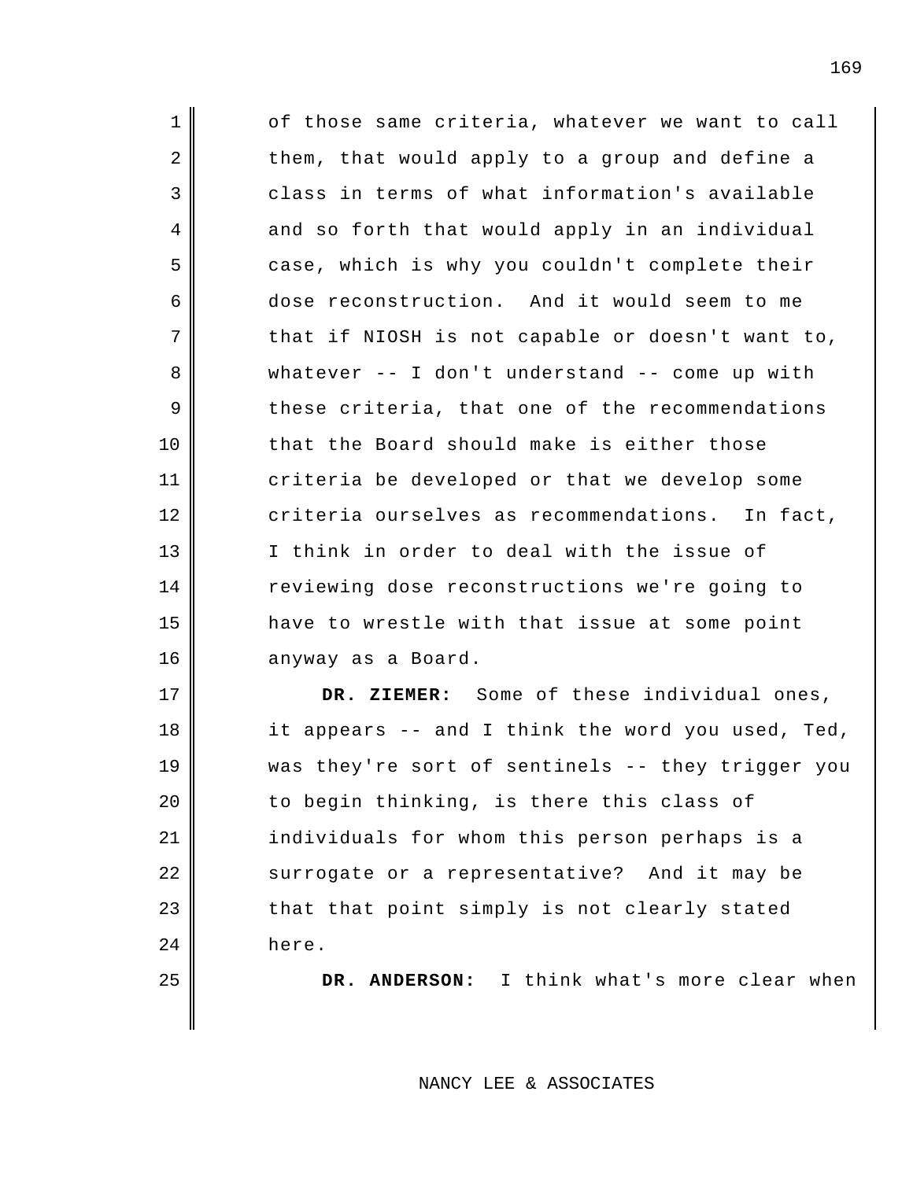of those same criteria, whatever we want to call them, that would apply to a group and define a class in terms of what information's available and so forth that would apply in an individual case, which is why you couldn't complete their dose reconstruction. And it would seem to me that if NIOSH is not capable or doesn't want to, whatever -- I don't understand -- come up with these criteria, that one of the recommendations that the Board should make is either those criteria be developed or that we develop some criteria ourselves as recommendations. In fact, I think in order to deal with the issue of reviewing dose reconstructions we're going to have to wrestle with that issue at some point anyway as a Board.

**DR. ZIEMER:** Some of these individual ones, it appears -- and I think the word you used, Ted, was they're sort of sentinels -- they trigger you to begin thinking, is there this class of individuals for whom this person perhaps is a surrogate or a representative? And it may be that that point simply is not clearly stated here.

**DR. ANDERSON:** I think what's more clear when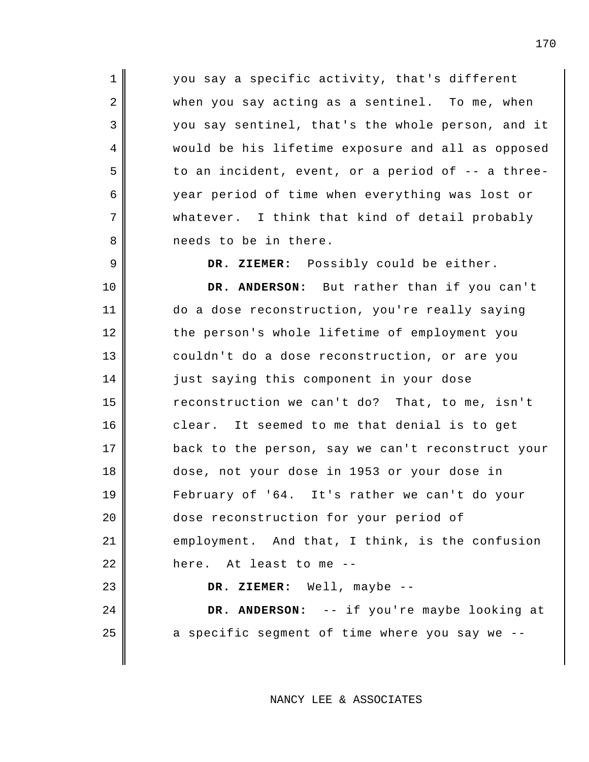you say a specific activity, that's different when you say acting as a sentinel. To me, when you say sentinel, that's the whole person, and it would be his lifetime exposure and all as opposed to an incident, event, or a period of -- a three-year period of time when everything was lost or whatever. I think that kind of detail probably needs to be in there.

**DR. ZIEMER:** Possibly could be either.

**DR. ANDERSON:** But rather than if you can't do a dose reconstruction, you're really saying the person's whole lifetime of employment you couldn't do a dose reconstruction, or are you just saying this component in your dose reconstruction we can't do? That, to me, isn't clear. It seemed to me that denial is to get back to the person, say we can't reconstruct your dose, not your dose in 1953 or your dose in February of '64. It's rather we can't do your dose reconstruction for your period of employment. And that, I think, is the confusion here. At least to me --

**DR. ZIEMER:** Well, maybe --

**DR. ANDERSON:** -- if you're maybe looking at a specific segment of time where you say we --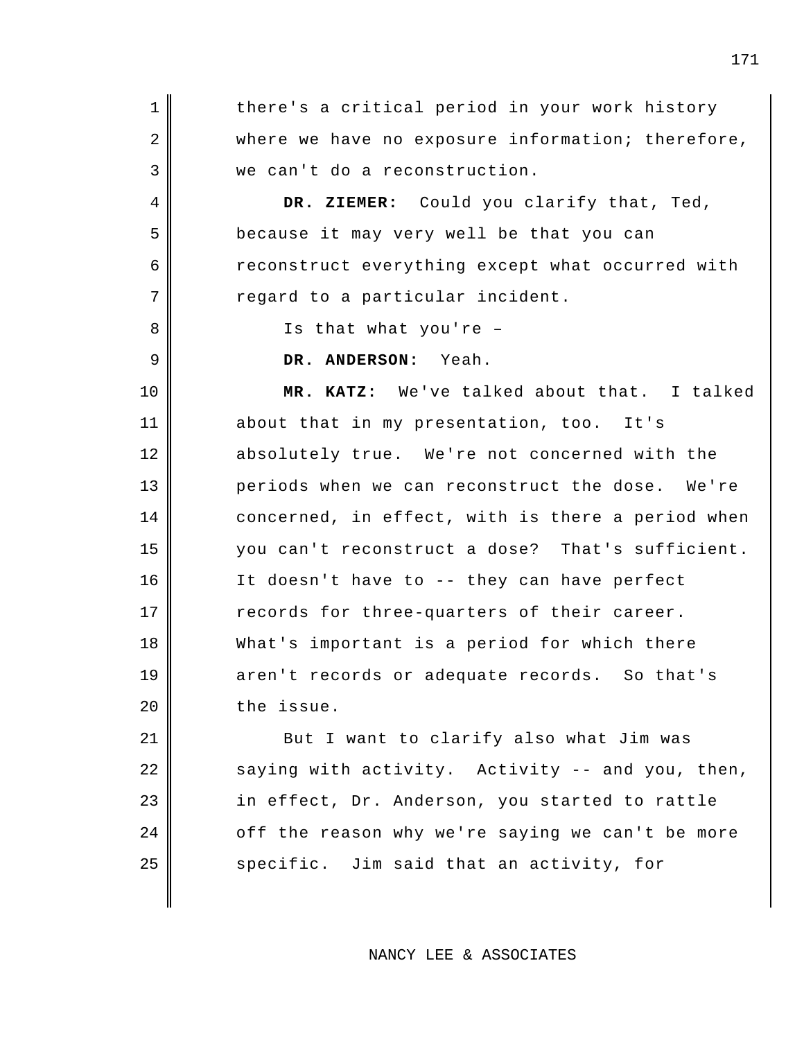there's a critical period in your work history where we have no exposure information; therefore, we can't do a reconstruction.

**DR. ZIEMER:** Could you clarify that, Ted, because it may very well be that you can reconstruct everything except what occurred with regard to a particular incident.

Is that what you're –

**DR. ANDERSON:** Yeah.

**MR. KATZ:** We've talked about that. I talked about that in my presentation, too. It's absolutely true. We're not concerned with the periods when we can reconstruct the dose. We're concerned, in effect, with is there a period when you can't reconstruct a dose? That's sufficient. It doesn't have to -- they can have perfect records for three-quarters of their career. What's important is a period for which there aren't records or adequate records. So that's the issue.

But I want to clarify also what Jim was saying with activity. Activity -- and you, then, in effect, Dr. Anderson, you started to rattle off the reason why we're saying we can't be more specific. Jim said that an activity, for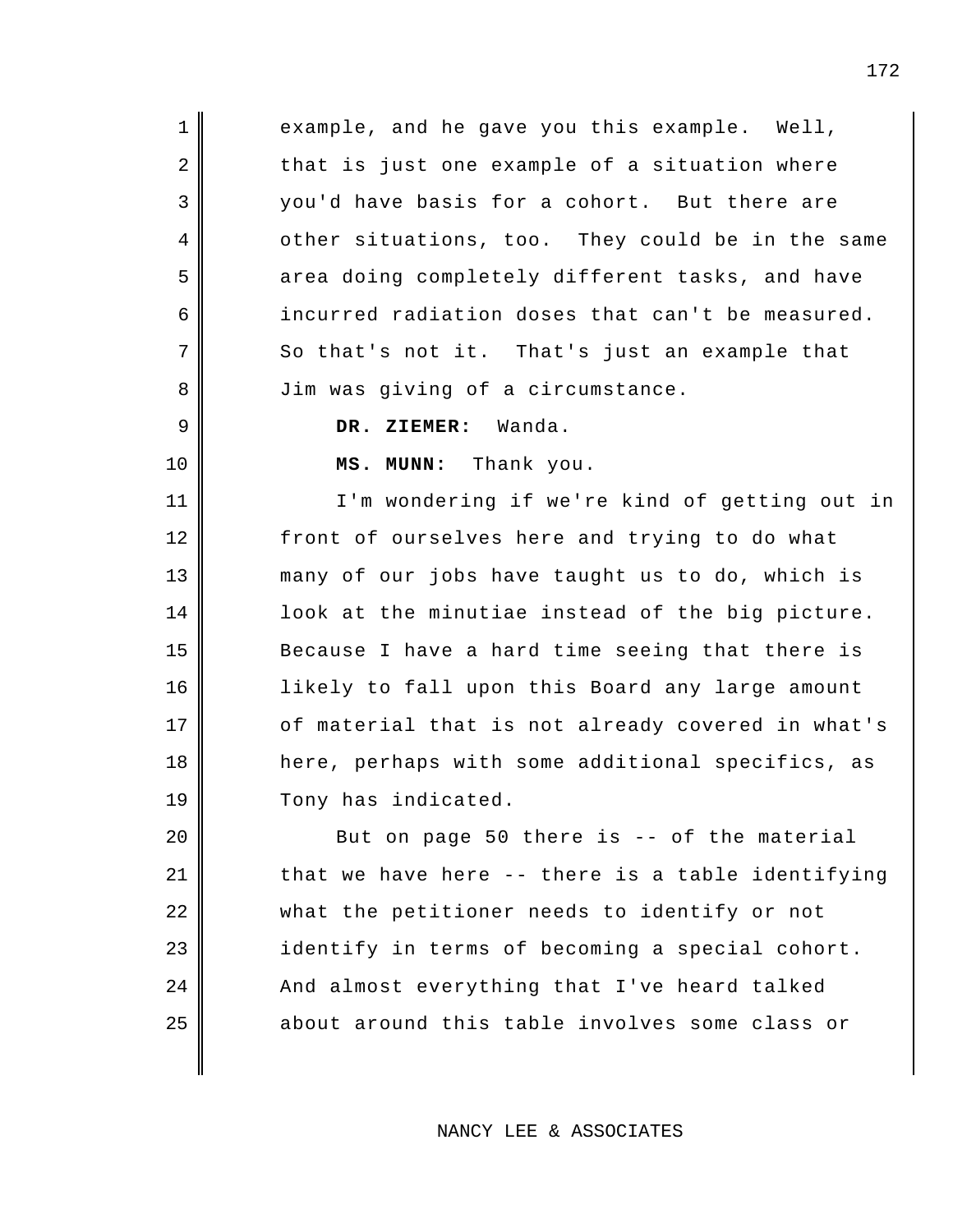example, and he gave you this example. Well, that is just one example of a situation where you'd have basis for a cohort. But there are other situations, too. They could be in the same area doing completely different tasks, and have incurred radiation doses that can't be measured. So that's not it. That's just an example that Jim was giving of a circumstance.

**DR. ZIEMER:** Wanda.

**MS. MUNN:** Thank you.

I'm wondering if we're kind of getting out in front of ourselves here and trying to do what many of our jobs have taught us to do, which is look at the minutiae instead of the big picture. Because I have a hard time seeing that there is likely to fall upon this Board any large amount of material that is not already covered in what's here, perhaps with some additional specifics, as Tony has indicated.

But on page 50 there is -- of the material that we have here -- there is a table identifying what the petitioner needs to identify or not identify in terms of becoming a special cohort. And almost everything that I've heard talked about around this table involves some class or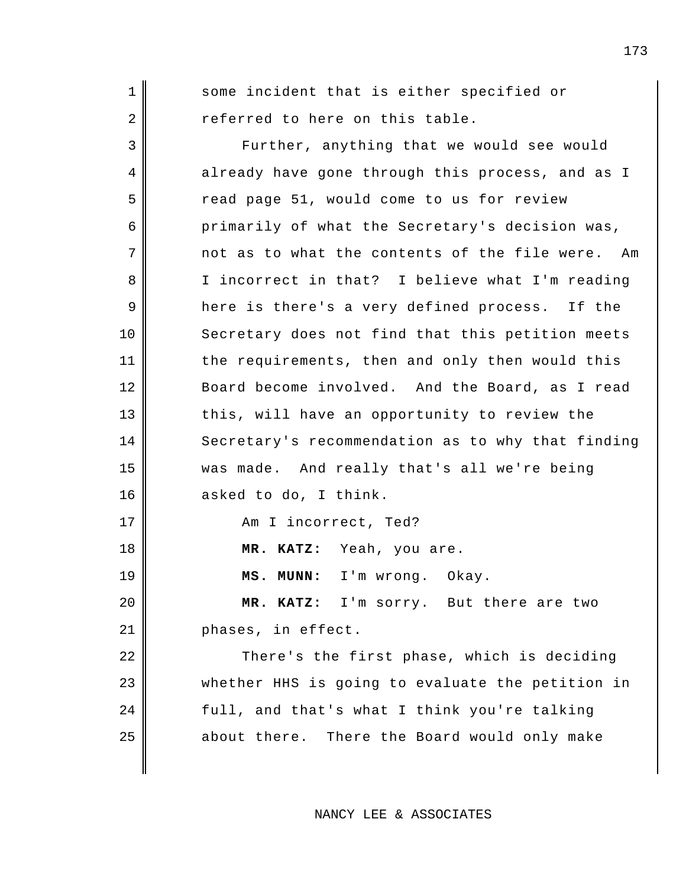some incident that is either specified or referred to here on this table.

Further, anything that we would see would already have gone through this process, and as I read page 51, would come to us for review primarily of what the Secretary's decision was, not as to what the contents of the file were. Am I incorrect in that? I believe what I'm reading here is there's a very defined process. If the Secretary does not find that this petition meets the requirements, then and only then would this Board become involved. And the Board, as I read this, will have an opportunity to review the Secretary's recommendation as to why that finding was made. And really that's all we're being asked to do, I think.

Am I incorrect, Ted?

**MR. KATZ:** Yeah, you are.

**MS. MUNN:** I'm wrong. Okay.

**MR. KATZ:** I'm sorry. But there are two phases, in effect.

There's the first phase, which is deciding whether HHS is going to evaluate the petition in full, and that's what I think you're talking about there. There the Board would only make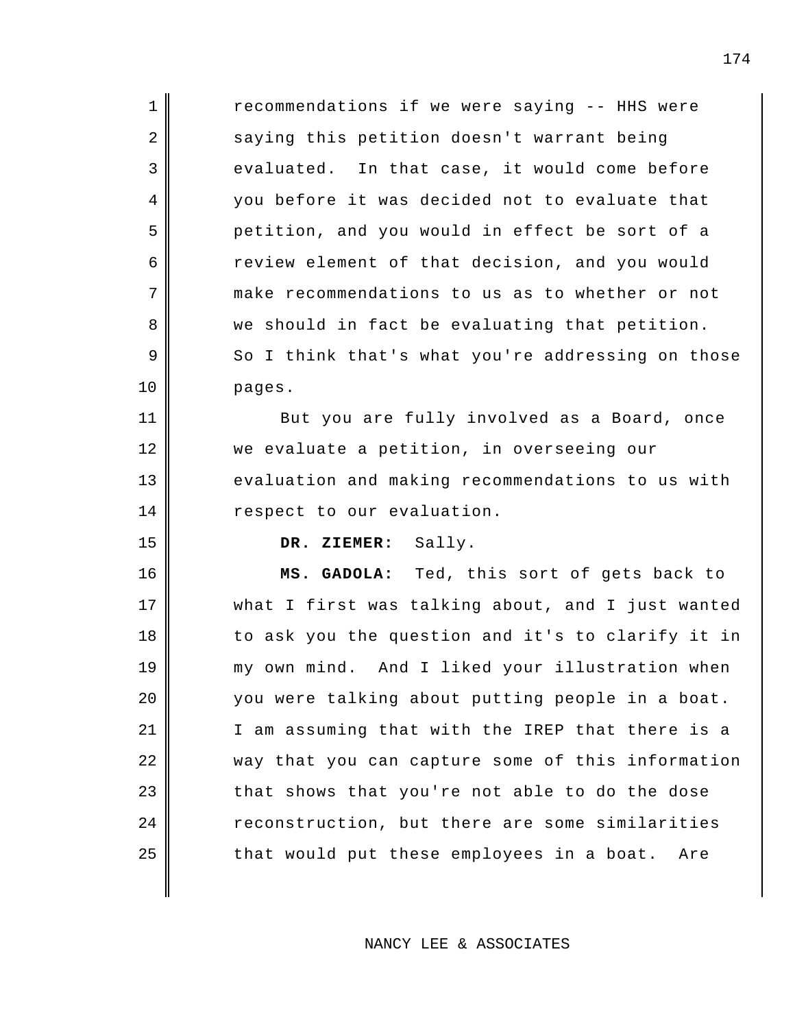recommendations if we were saying -- HHS were saying this petition doesn't warrant being evaluated. In that case, it would come before you before it was decided not to evaluate that petition, and you would in effect be sort of a review element of that decision, and you would make recommendations to us as to whether or not we should in fact be evaluating that petition. So I think that's what you're addressing on those pages.

But you are fully involved as a Board, once we evaluate a petition, in overseeing our evaluation and making recommendations to us with respect to our evaluation.

**DR. ZIEMER:** Sally.

**MS. GADOLA:** Ted, this sort of gets back to what I first was talking about, and I just wanted to ask you the question and it's to clarify it in my own mind. And I liked your illustration when you were talking about putting people in a boat. I am assuming that with the IREP that there is a way that you can capture some of this information that shows that you're not able to do the dose reconstruction, but there are some similarities that would put these employees in a boat. Are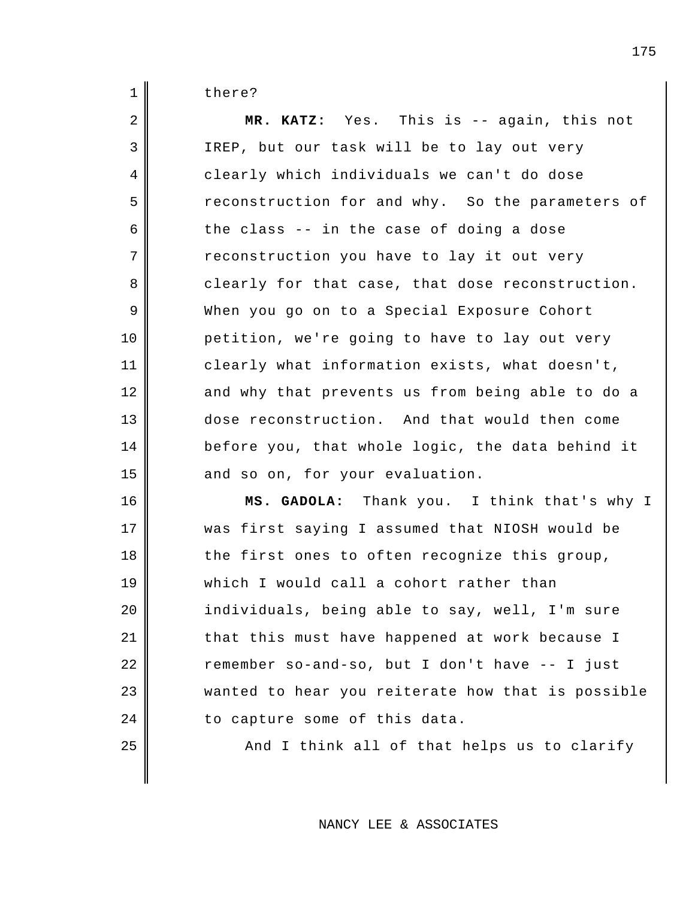there?

**MR. KATZ:** Yes. This is -- again, this not IREP, but our task will be to lay out very clearly which individuals we can't do dose reconstruction for and why. So the parameters of the class -- in the case of doing a dose reconstruction you have to lay it out very clearly for that case, that dose reconstruction. When you go on to a Special Exposure Cohort petition, we're going to have to lay out very clearly what information exists, what doesn't, and why that prevents us from being able to do a dose reconstruction. And that would then come before you, that whole logic, the data behind it and so on, for your evaluation.

**MS. GADOLA:** Thank you. I think that's why I was first saying I assumed that NIOSH would be the first ones to often recognize this group, which I would call a cohort rather than individuals, being able to say, well, I'm sure that this must have happened at work because I remember so-and-so, but I don't have -- I just wanted to hear you reiterate how that is possible to capture some of this data.

And I think all of that helps us to clarify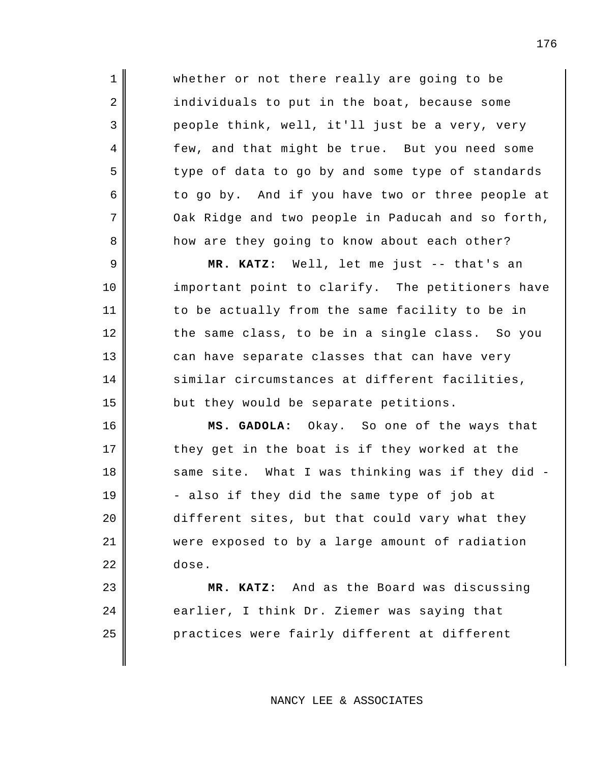whether or not there really are going to be individuals to put in the boat, because some people think, well, it'll just be a very, very few, and that might be true. But you need some type of data to go by and some type of standards to go by. And if you have two or three people at Oak Ridge and two people in Paducah and so forth, how are they going to know about each other?

**MR. KATZ:** Well, let me just -- that's an important point to clarify. The petitioners have to be actually from the same facility to be in the same class, to be in a single class. So you can have separate classes that can have very similar circumstances at different facilities, but they would be separate petitions.

**MS. GADOLA:** Okay. So one of the ways that they get in the boat is if they worked at the same site. What I was thinking was if they did -- also if they did the same type of job at different sites, but that could vary what they were exposed to by a large amount of radiation dose.

**MR. KATZ:** And as the Board was discussing earlier, I think Dr. Ziemer was saying that practices were fairly different at different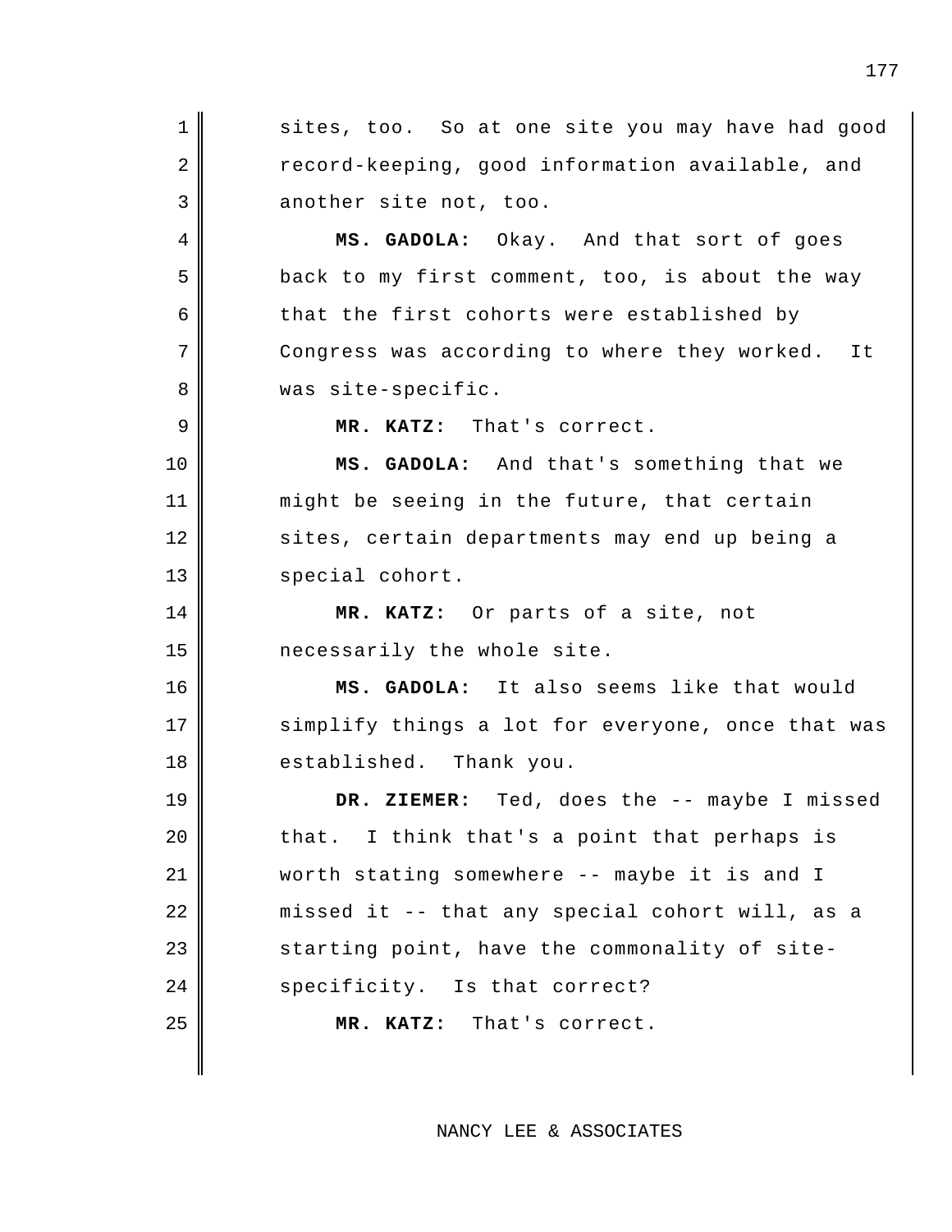sites, too. So at one site you may have had good record-keeping, good information available, and another site not, too.

**MS. GADOLA:** Okay. And that sort of goes back to my first comment, too, is about the way that the first cohorts were established by Congress was according to where they worked. It was site-specific.

**MR. KATZ:** That's correct.

**MS. GADOLA:** And that's something that we might be seeing in the future, that certain sites, certain departments may end up being a special cohort.

**MR. KATZ:** Or parts of a site, not necessarily the whole site.

**MS. GADOLA:** It also seems like that would simplify things a lot for everyone, once that was established. Thank you.

**DR. ZIEMER:** Ted, does the -- maybe I missed that. I think that's a point that perhaps is worth stating somewhere -- maybe it is and I missed it -- that any special cohort will, as a starting point, have the commonality of site-specificity. Is that correct?

**MR. KATZ:** That's correct.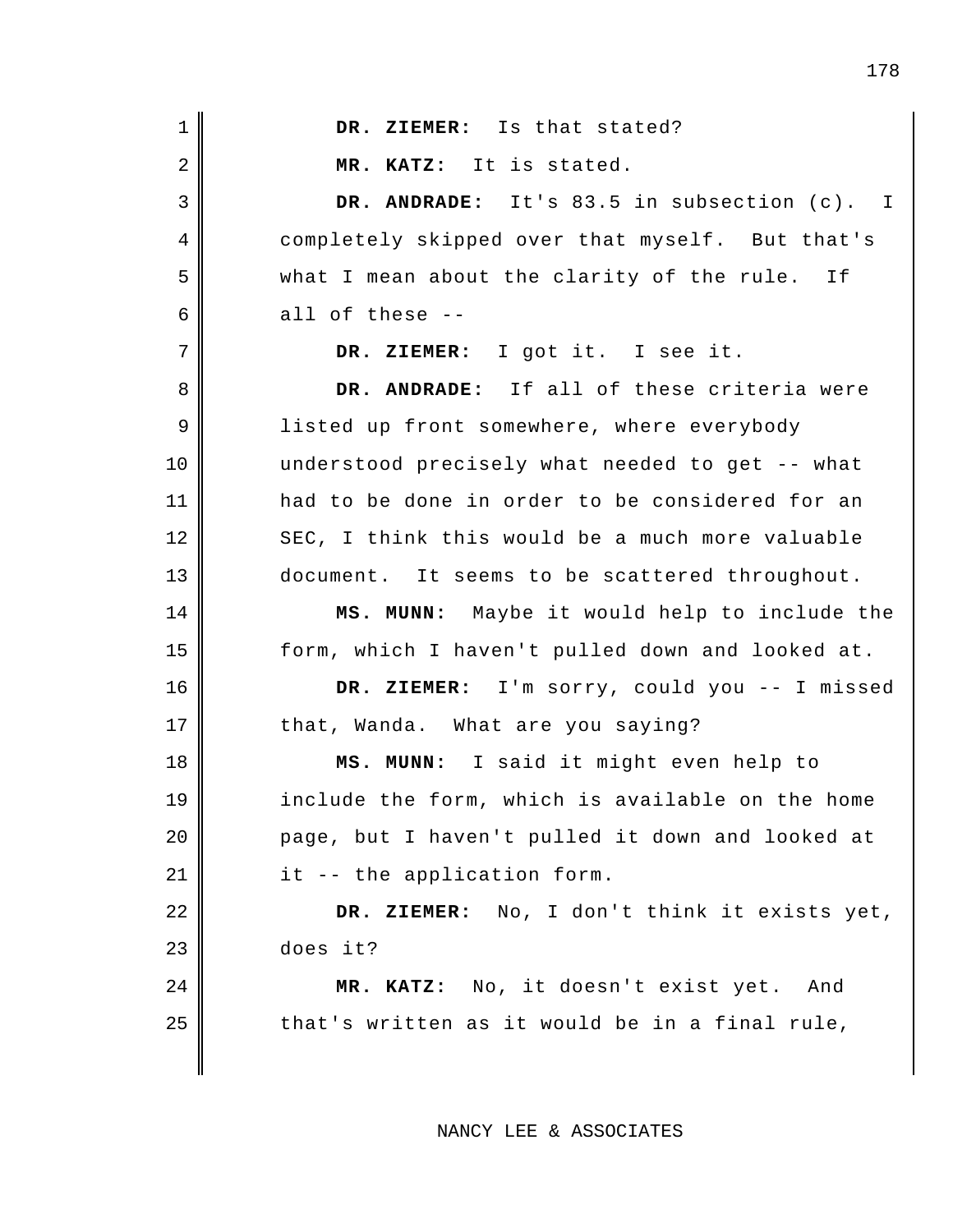**DR. ZIEMER:** Is that stated?

**MR. KATZ:** It is stated.

**DR. ANDRADE:** It's 83.5 in subsection (c). I completely skipped over that myself. But that's what I mean about the clarity of the rule. If all of these --

**DR. ZIEMER:** I got it. I see it.

**DR. ANDRADE:** If all of these criteria were listed up front somewhere, where everybody understood precisely what needed to get -- what had to be done in order to be considered for an SEC, I think this would be a much more valuable document. It seems to be scattered throughout.

**MS. MUNN:** Maybe it would help to include the form, which I haven't pulled down and looked at.

**DR. ZIEMER:** I'm sorry, could you -- I missed that, Wanda. What are you saying?

**MS. MUNN:** I said it might even help to include the form, which is available on the home page, but I haven't pulled it down and looked at it -- the application form.

**DR. ZIEMER:** No, I don't think it exists yet, does it?

**MR. KATZ:** No, it doesn't exist yet. And that's written as it would be in a final rule,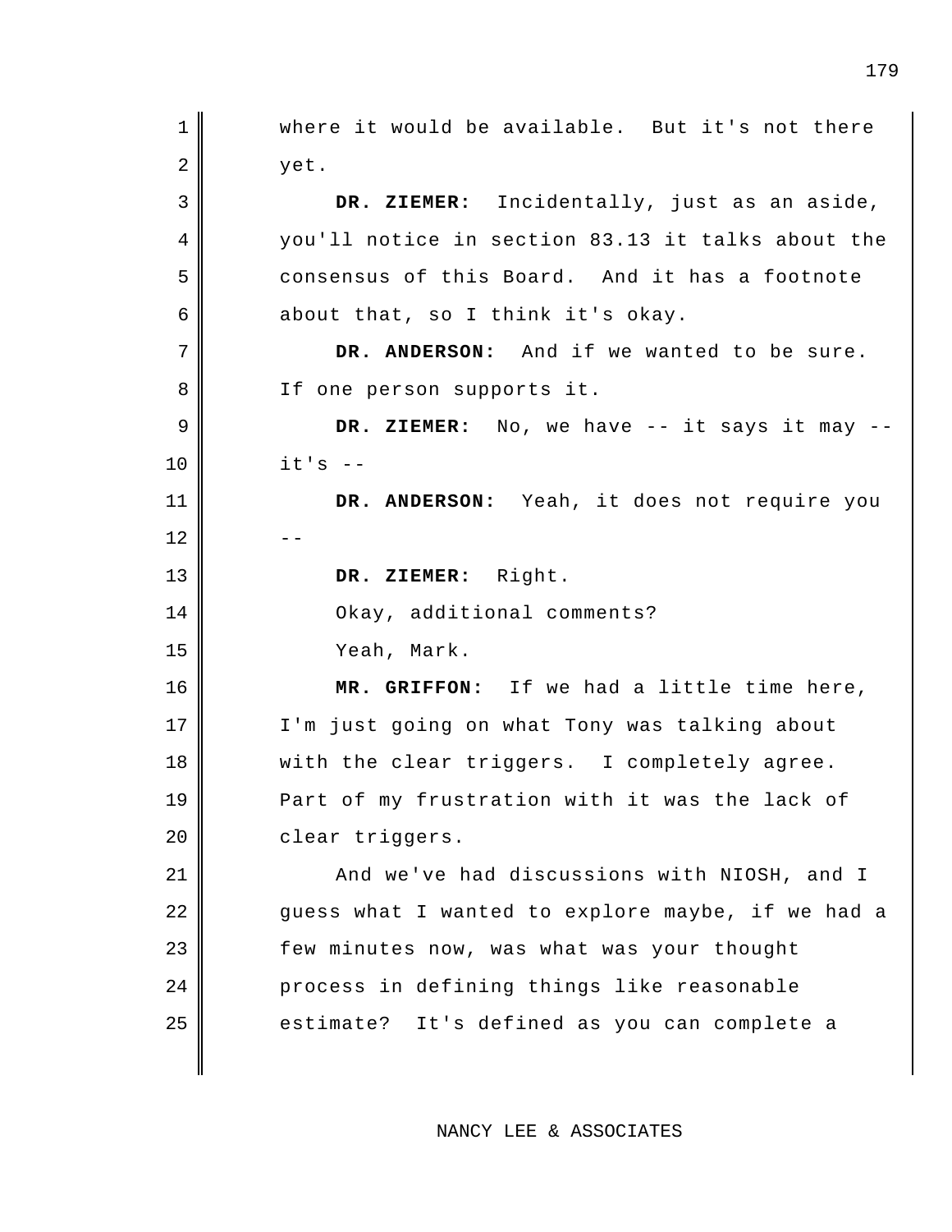where it would be available. But it's not there yet.

**DR. ZIEMER:** Incidentally, just as an aside, you'll notice in section 83.13 it talks about the consensus of this Board. And it has a footnote about that, so I think it's okay.

**DR. ANDERSON:** And if we wanted to be sure. If one person supports it.

**DR. ZIEMER:** No, we have -- it says it may -- it's --

**DR. ANDERSON:** Yeah, it does not require you --

**DR. ZIEMER:** Right.

Okay, additional comments?

Yeah, Mark.

**MR. GRIFFON:** If we had a little time here, I'm just going on what Tony was talking about with the clear triggers. I completely agree. Part of my frustration with it was the lack of clear triggers.

And we've had discussions with NIOSH, and I guess what I wanted to explore maybe, if we had a few minutes now, was what was your thought process in defining things like reasonable estimate? It's defined as you can complete a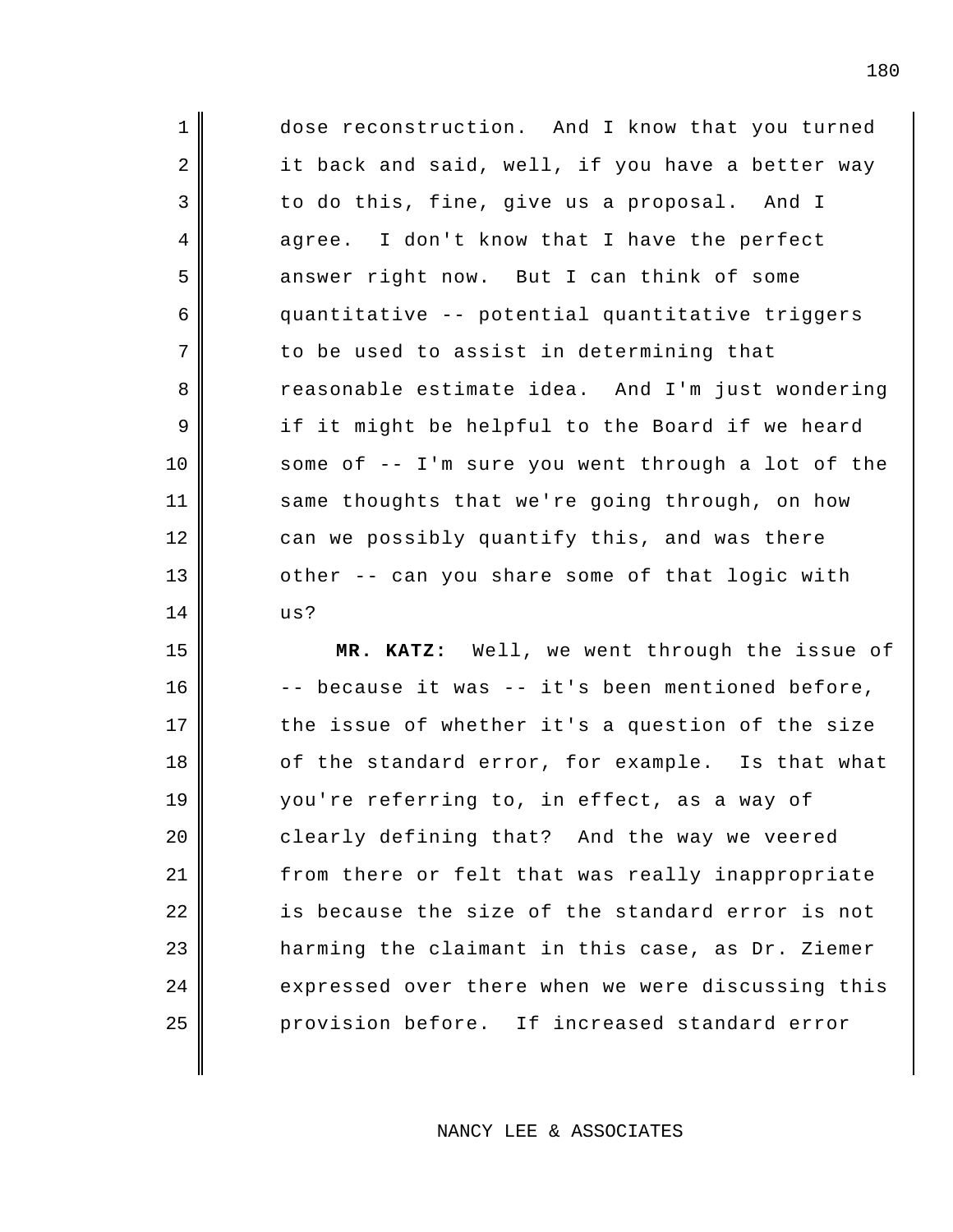dose reconstruction. And I know that you turned it back and said, well, if you have a better way to do this, fine, give us a proposal. And I agree. I don't know that I have the perfect answer right now. But I can think of some quantitative -- potential quantitative triggers to be used to assist in determining that reasonable estimate idea. And I'm just wondering if it might be helpful to the Board if we heard some of -- I'm sure you went through a lot of the same thoughts that we're going through, on how can we possibly quantify this, and was there other -- can you share some of that logic with us?

**MR. KATZ:** Well, we went through the issue of -- because it was -- it's been mentioned before, the issue of whether it's a question of the size of the standard error, for example. Is that what you're referring to, in effect, as a way of clearly defining that? And the way we veered from there or felt that was really inappropriate is because the size of the standard error is not harming the claimant in this case, as Dr. Ziemer expressed over there when we were discussing this provision before. If increased standard error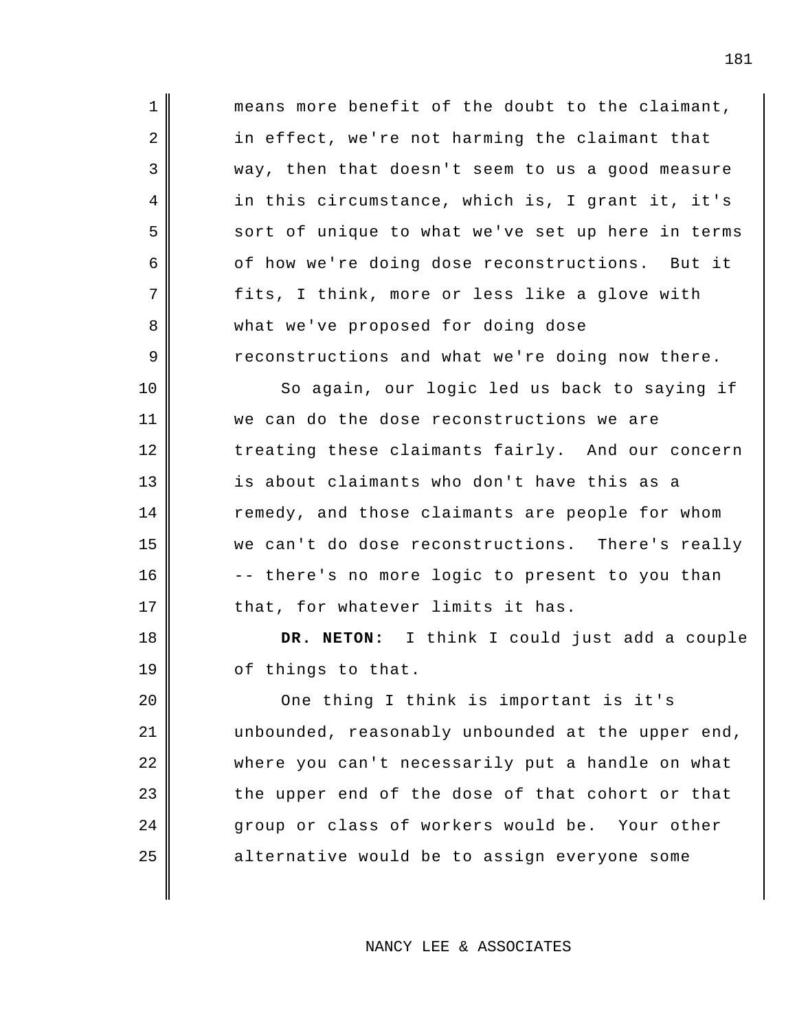means more benefit of the doubt to the claimant, in effect, we're not harming the claimant that way, then that doesn't seem to us a good measure in this circumstance, which is, I grant it, it's sort of unique to what we've set up here in terms of how we're doing dose reconstructions. But it fits, I think, more or less like a glove with what we've proposed for doing dose reconstructions and what we're doing now there.

So again, our logic led us back to saying if we can do the dose reconstructions we are treating these claimants fairly. And our concern is about claimants who don't have this as a remedy, and those claimants are people for whom we can't do dose reconstructions. There's really -- there's no more logic to present to you than that, for whatever limits it has.

**DR. NETON:** I think I could just add a couple of things to that.

One thing I think is important is it's unbounded, reasonably unbounded at the upper end, where you can't necessarily put a handle on what the upper end of the dose of that cohort or that group or class of workers would be. Your other alternative would be to assign everyone some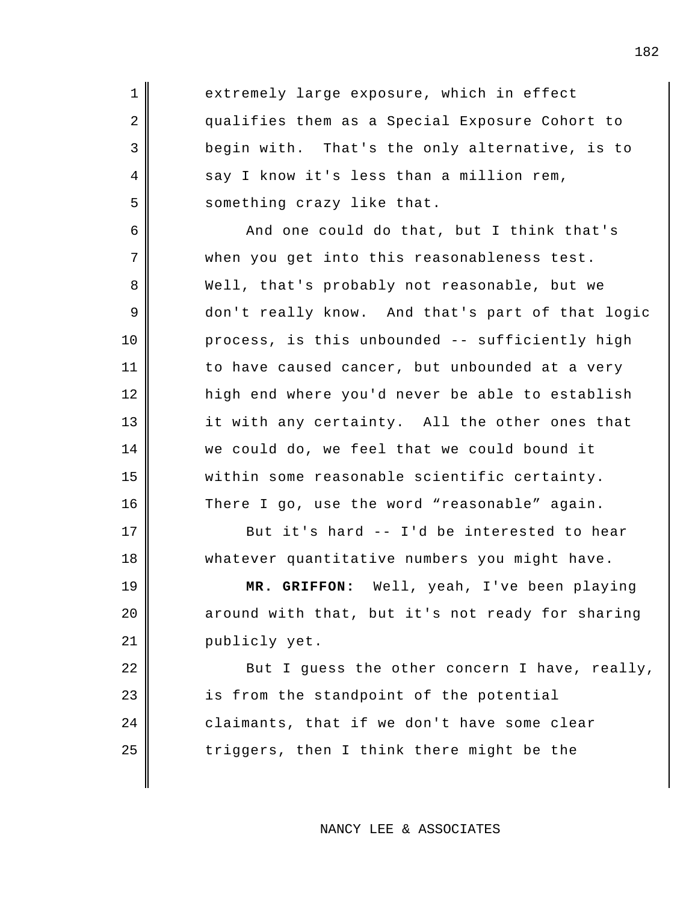extremely large exposure, which in effect qualifies them as a Special Exposure Cohort to begin with. That's the only alternative, is to say I know it's less than a million rem, something crazy like that.

And one could do that, but I think that's when you get into this reasonableness test. Well, that's probably not reasonable, but we don't really know. And that's part of that logic process, is this unbounded -- sufficiently high to have caused cancer, but unbounded at a very high end where you'd never be able to establish it with any certainty. All the other ones that we could do, we feel that we could bound it within some reasonable scientific certainty. There I go, use the word "reasonable" again.

But it's hard -- I'd be interested to hear whatever quantitative numbers you might have.

**MR. GRIFFON:** Well, yeah, I've been playing around with that, but it's not ready for sharing publicly yet.

But I guess the other concern I have, really, is from the standpoint of the potential claimants, that if we don't have some clear triggers, then I think there might be the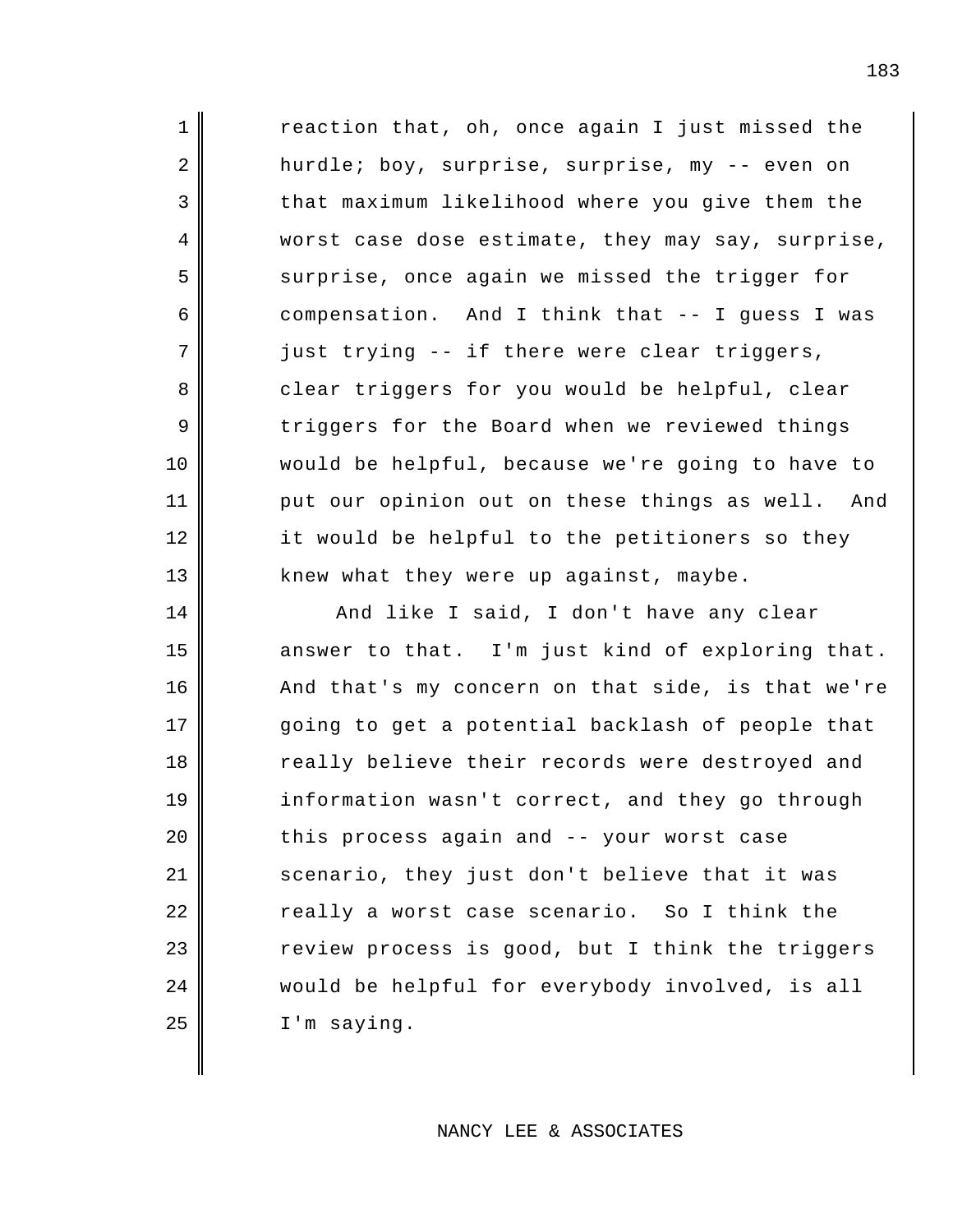reaction that, oh, once again I just missed the hurdle; boy, surprise, surprise, my -- even on that maximum likelihood where you give them the worst case dose estimate, they may say, surprise, surprise, once again we missed the trigger for compensation. And I think that -- I guess I was just trying -- if there were clear triggers, clear triggers for you would be helpful, clear triggers for the Board when we reviewed things would be helpful, because we're going to have to put our opinion out on these things as well. And it would be helpful to the petitioners so they knew what they were up against, maybe.

And like I said, I don't have any clear answer to that. I'm just kind of exploring that. And that's my concern on that side, is that we're going to get a potential backlash of people that really believe their records were destroyed and information wasn't correct, and they go through this process again and -- your worst case scenario, they just don't believe that it was really a worst case scenario. So I think the review process is good, but I think the triggers would be helpful for everybody involved, is all I'm saying.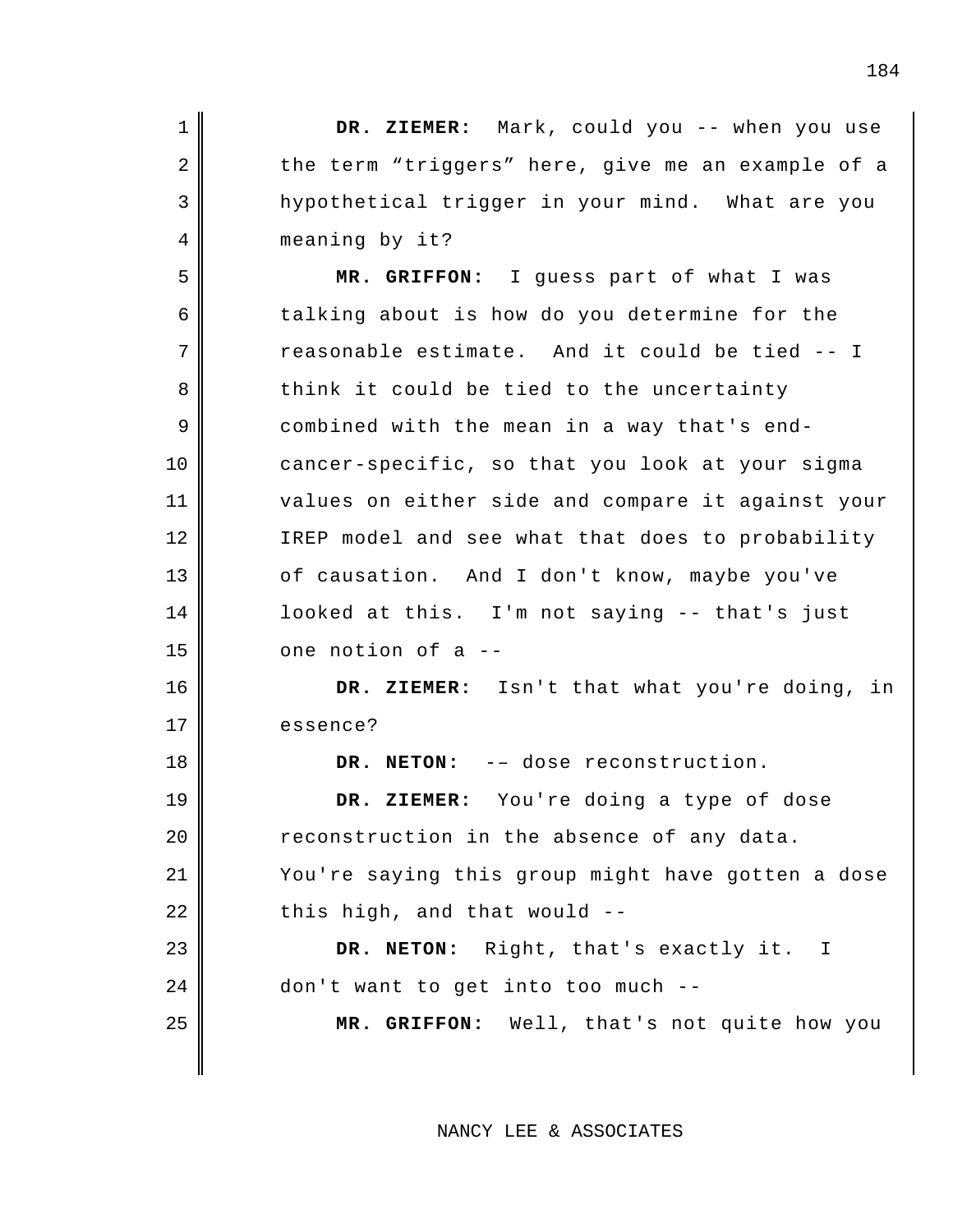**DR. ZIEMER:** Mark, could you -- when you use the term “triggers” here, give me an example of a hypothetical trigger in your mind. What are you meaning by it?

**MR. GRIFFON:** I guess part of what I was talking about is how do you determine for the reasonable estimate. And it could be tied -- I think it could be tied to the uncertainty combined with the mean in a way that's end-cancer-specific, so that you look at your sigma values on either side and compare it against your IREP model and see what that does to probability of causation. And I don't know, maybe you've looked at this. I'm not saying -- that's just one notion of a --

**DR. ZIEMER:** Isn't that what you're doing, in essence?

**DR. NETON:** -– dose reconstruction.

**DR. ZIEMER:** You're doing a type of dose reconstruction in the absence of any data. You're saying this group might have gotten a dose this high, and that would --

**DR. NETON:** Right, that's exactly it. I don't want to get into too much --

**MR. GRIFFON:** Well, that's not quite how you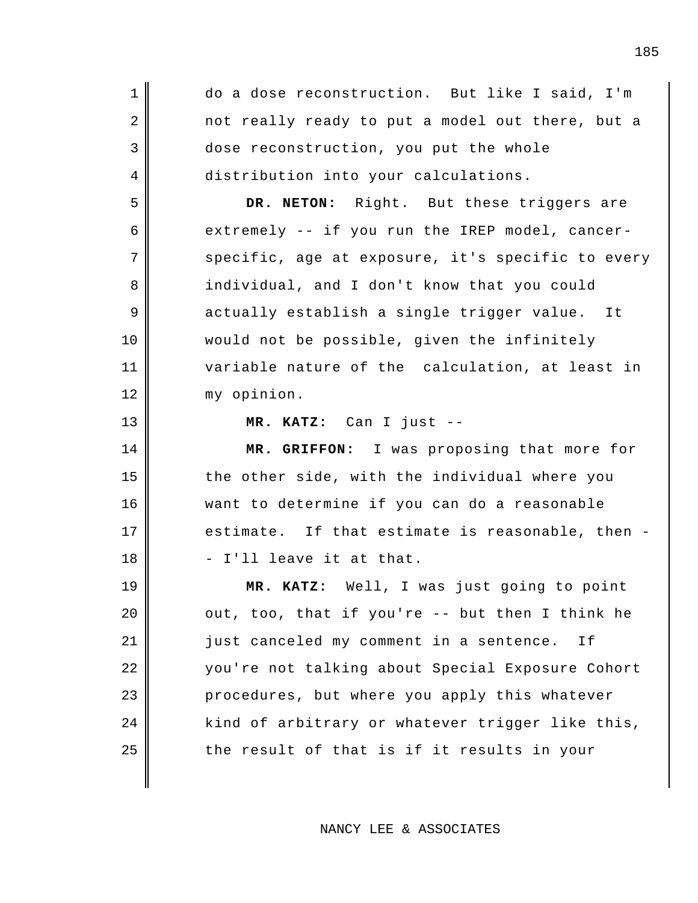do a dose reconstruction. But like I said, I'm not really ready to put a model out there, but a dose reconstruction, you put the whole distribution into your calculations.

**DR. NETON:** Right. But these triggers are extremely -- if you run the IREP model, cancer-specific, age at exposure, it's specific to every individual, and I don't know that you could actually establish a single trigger value. It would not be possible, given the infinitely variable nature of the calculation, at least in my opinion.

**MR. KATZ:** Can I just --

**MR. GRIFFON:** I was proposing that more for the other side, with the individual where you want to determine if you can do a reasonable estimate. If that estimate is reasonable, then -- I'll leave it at that.

**MR. KATZ:** Well, I was just going to point out, too, that if you're -- but then I think he just canceled my comment in a sentence. If you're not talking about Special Exposure Cohort procedures, but where you apply this whatever kind of arbitrary or whatever trigger like this, the result of that is if it results in your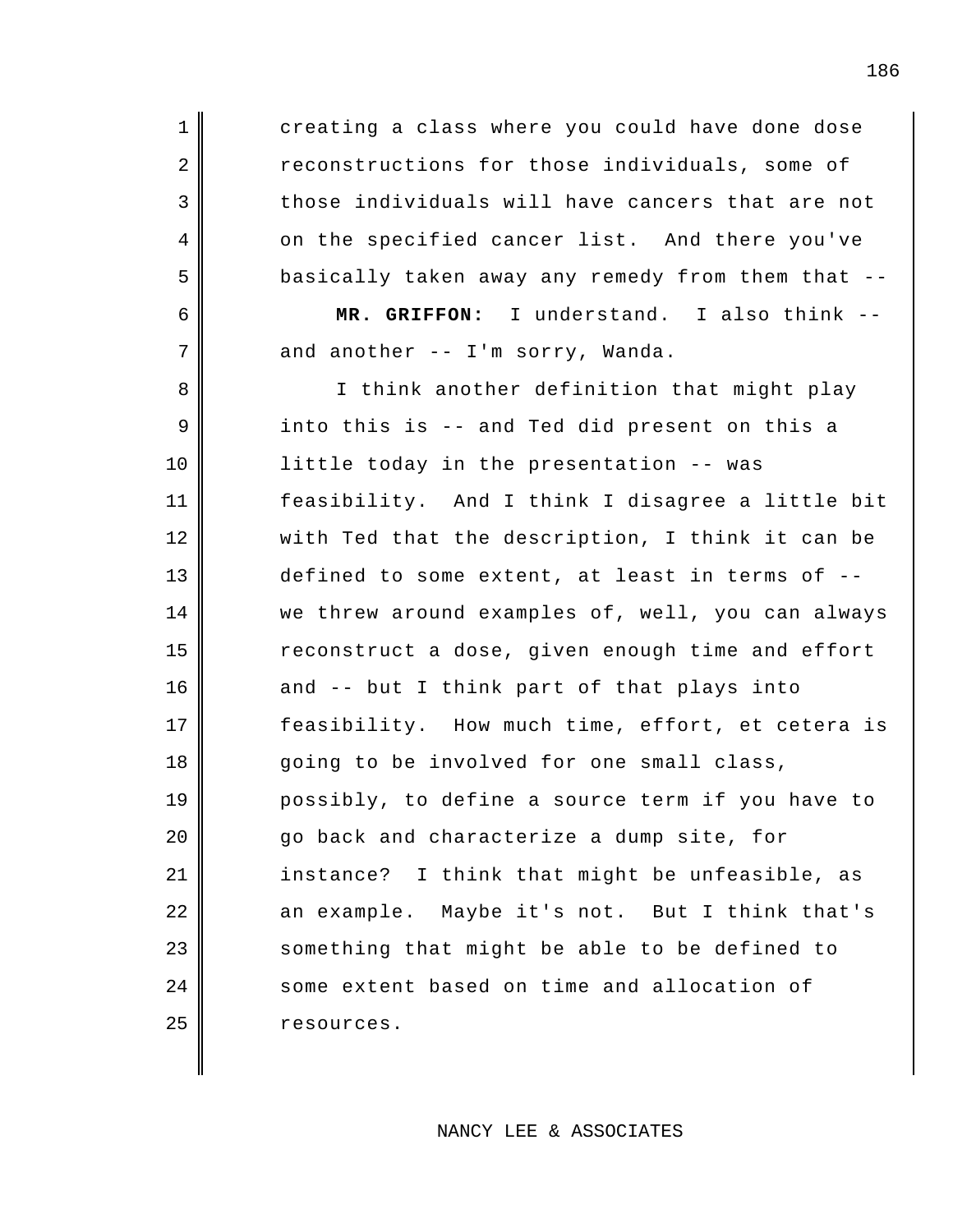creating a class where you could have done dose reconstructions for those individuals, some of those individuals will have cancers that are not on the specified cancer list. And there you've basically taken away any remedy from them that --

**MR. GRIFFON:** I understand. I also think -- and another -- I'm sorry, Wanda.

I think another definition that might play into this is -- and Ted did present on this a little today in the presentation -- was feasibility. And I think I disagree a little bit with Ted that the description, I think it can be defined to some extent, at least in terms of -- we threw around examples of, well, you can always reconstruct a dose, given enough time and effort and -- but I think part of that plays into feasibility. How much time, effort, et cetera is going to be involved for one small class, possibly, to define a source term if you have to go back and characterize a dump site, for instance? I think that might be unfeasible, as an example. Maybe it's not. But I think that's something that might be able to be defined to some extent based on time and allocation of resources.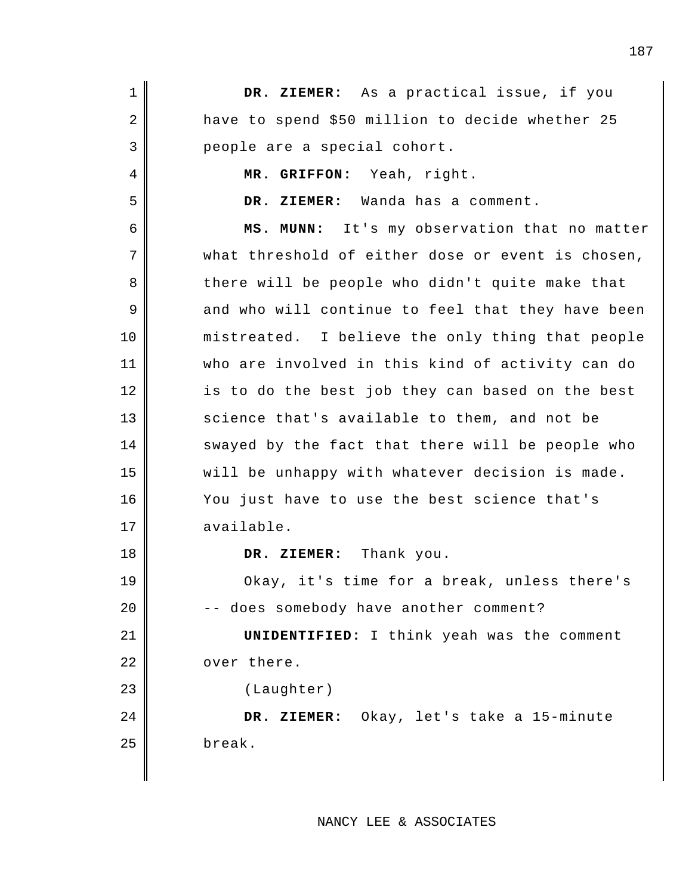**DR. ZIEMER:** As a practical issue, if you have to spend $50 million to decide whether 25 people are a special cohort.

**MR. GRIFFON:** Yeah, right.

**DR. ZIEMER:** Wanda has a comment.

**MS. MUNN:** It's my observation that no matter what threshold of either dose or event is chosen, there will be people who didn't quite make that and who will continue to feel that they have been mistreated. I believe the only thing that people who are involved in this kind of activity can do is to do the best job they can based on the best science that's available to them, and not be swayed by the fact that there will be people who will be unhappy with whatever decision is made. You just have to use the best science that's available.

**DR. ZIEMER:** Thank you.

Okay, it's time for a break, unless there's -- does somebody have another comment?

**UNIDENTIFIED:** I think yeah was the comment over there.

(Laughter)

**DR. ZIEMER:** Okay, let's take a 15-minute break.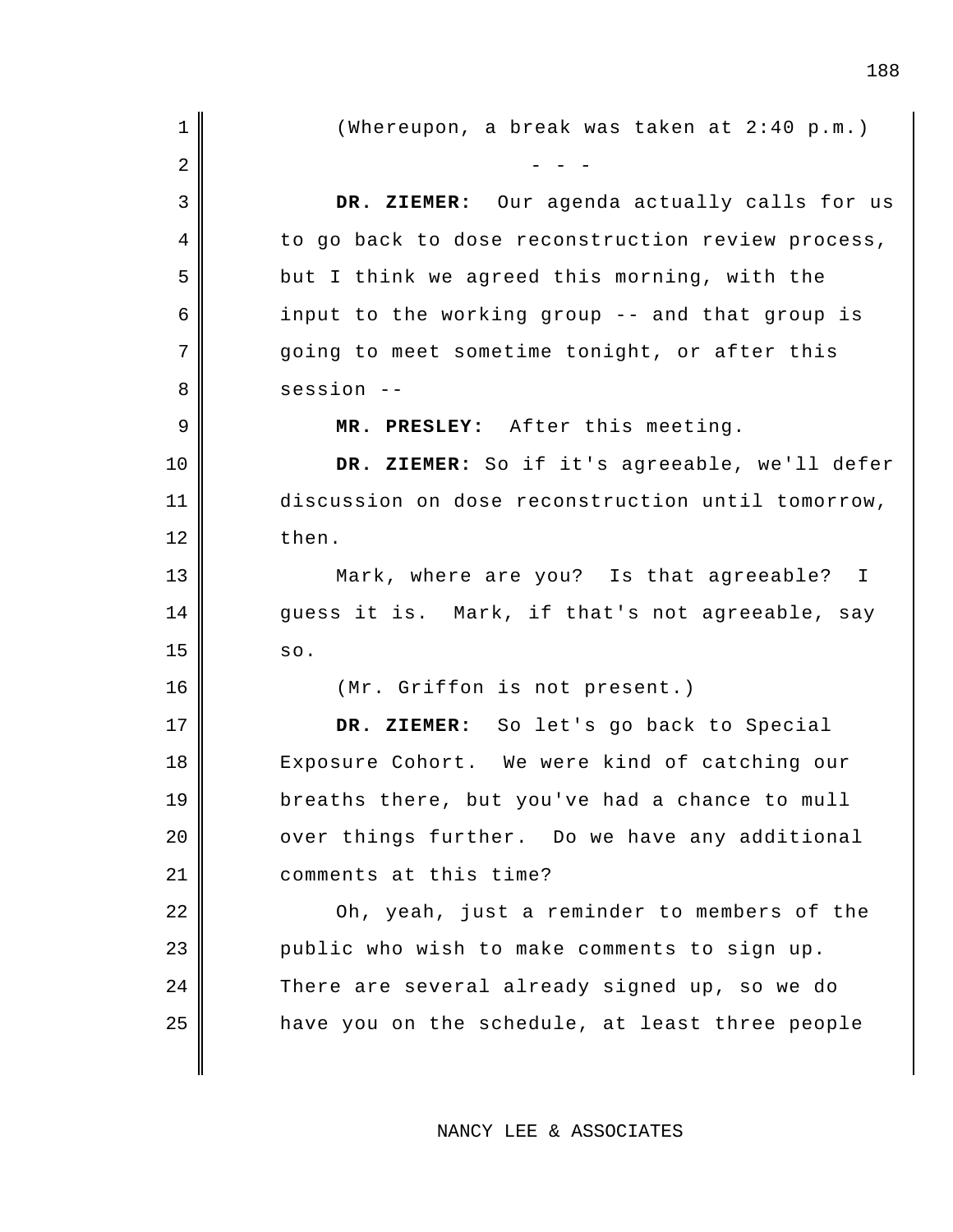(Whereupon, a break was taken at 2:40 p.m.)

- - -

**DR. ZIEMER:** Our agenda actually calls for us to go back to dose reconstruction review process, but I think we agreed this morning, with the input to the working group -- and that group is going to meet sometime tonight, or after this session --

**MR. PRESLEY:** After this meeting.

**DR. ZIEMER:** So if it's agreeable, we'll defer discussion on dose reconstruction until tomorrow, then.

Mark, where are you? Is that agreeable? I guess it is. Mark, if that's not agreeable, say so.

(Mr. Griffon is not present.)

**DR. ZIEMER:** So let's go back to Special Exposure Cohort. We were kind of catching our breaths there, but you've had a chance to mull over things further. Do we have any additional comments at this time?

Oh, yeah, just a reminder to members of the public who wish to make comments to sign up. There are several already signed up, so we do have you on the schedule, at least three people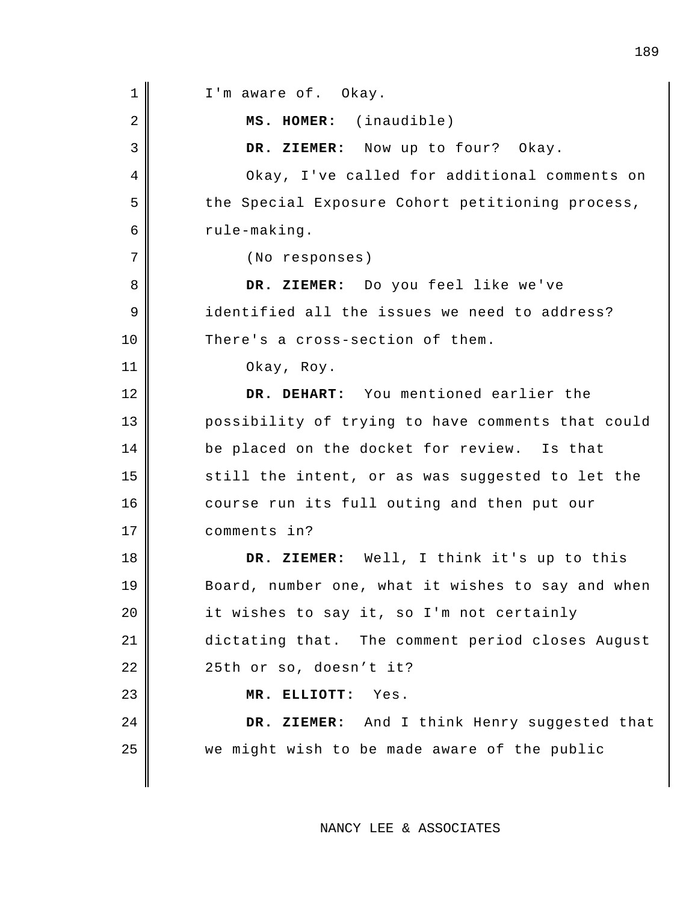I'm aware of. Okay.

**MS. HOMER:** (inaudible)

**DR. ZIEMER:** Now up to four? Okay.

Okay, I've called for additional comments on the Special Exposure Cohort petitioning process, rule-making.

(No responses)

**DR. ZIEMER:** Do you feel like we've identified all the issues we need to address? There's a cross-section of them.

Okay, Roy.

**DR. DEHART:** You mentioned earlier the possibility of trying to have comments that could be placed on the docket for review. Is that still the intent, or as was suggested to let the course run its full outing and then put our comments in?

**DR. ZIEMER:** Well, I think it's up to this Board, number one, what it wishes to say and when it wishes to say it, so I'm not certainly dictating that. The comment period closes August 25th or so, doesn't it?

**MR. ELLIOTT:** Yes.

**DR. ZIEMER:** And I think Henry suggested that we might wish to be made aware of the public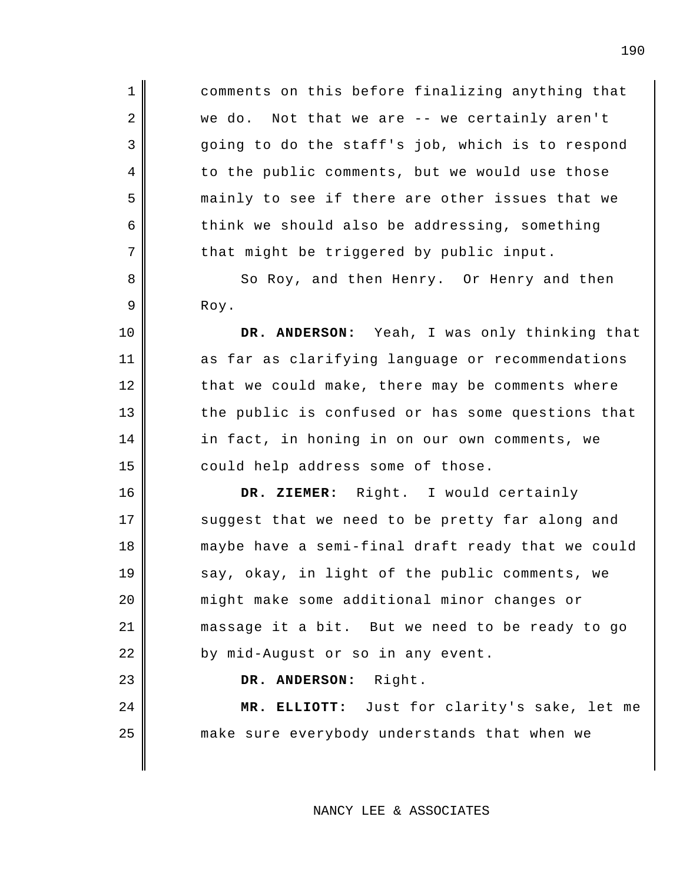comments on this before finalizing anything that we do. Not that we are -- we certainly aren't going to do the staff's job, which is to respond to the public comments, but we would use those mainly to see if there are other issues that we think we should also be addressing, something that might be triggered by public input.

So Roy, and then Henry. Or Henry and then Roy.

**DR. ANDERSON:** Yeah, I was only thinking that as far as clarifying language or recommendations that we could make, there may be comments where the public is confused or has some questions that in fact, in honing in on our own comments, we could help address some of those.

**DR. ZIEMER:** Right. I would certainly suggest that we need to be pretty far along and maybe have a semi-final draft ready that we could say, okay, in light of the public comments, we might make some additional minor changes or massage it a bit. But we need to be ready to go by mid-August or so in any event.

**DR. ANDERSON:** Right.

**MR. ELLIOTT:** Just for clarity's sake, let me make sure everybody understands that when we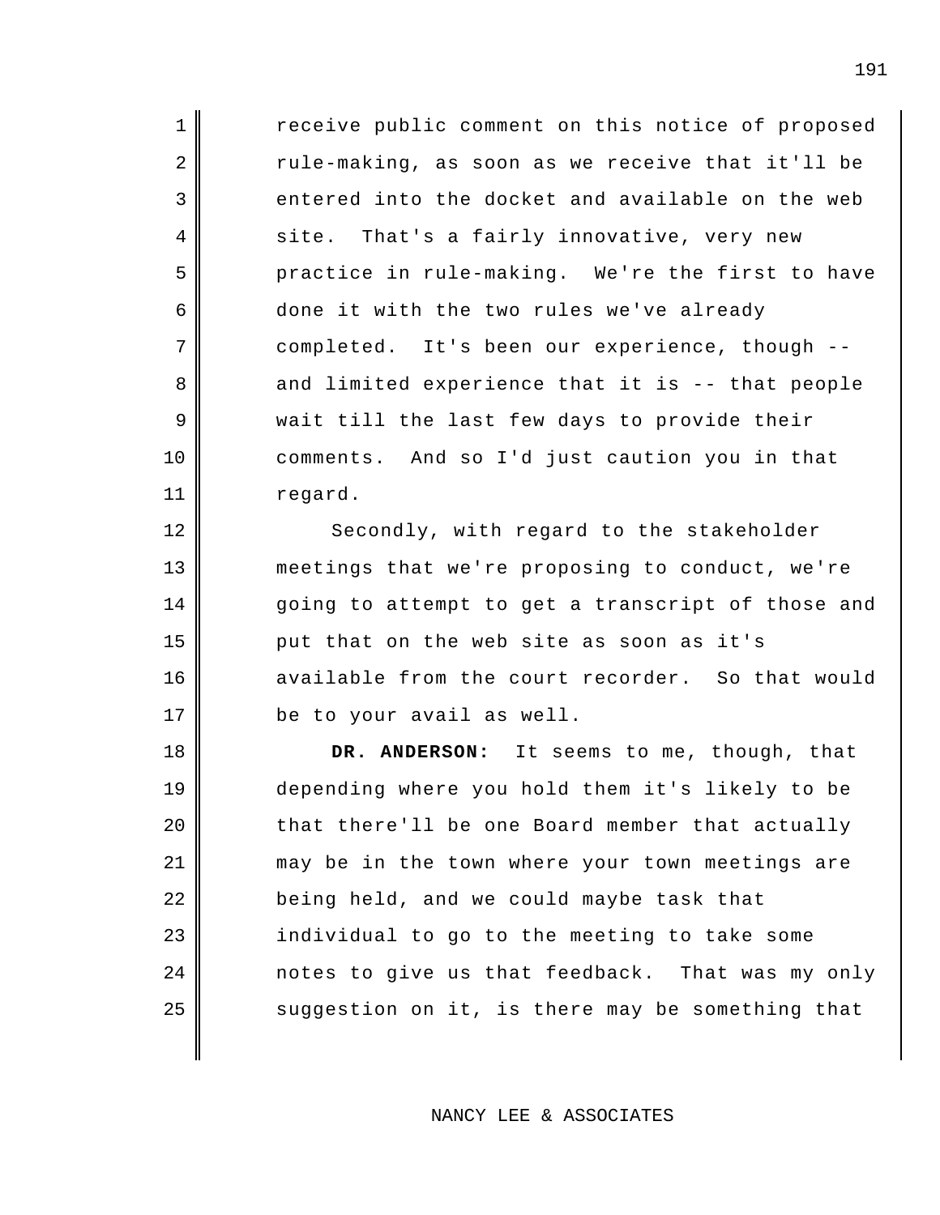receive public comment on this notice of proposed rule-making, as soon as we receive that it'll be entered into the docket and available on the web site. That's a fairly innovative, very new practice in rule-making. We're the first to have done it with the two rules we've already completed. It's been our experience, though -- and limited experience that it is -- that people wait till the last few days to provide their comments. And so I'd just caution you in that regard.

Secondly, with regard to the stakeholder meetings that we're proposing to conduct, we're going to attempt to get a transcript of those and put that on the web site as soon as it's available from the court recorder. So that would be to your avail as well.

**DR. ANDERSON:** It seems to me, though, that depending where you hold them it's likely to be that there'll be one Board member that actually may be in the town where your town meetings are being held, and we could maybe task that individual to go to the meeting to take some notes to give us that feedback. That was my only suggestion on it, is there may be something that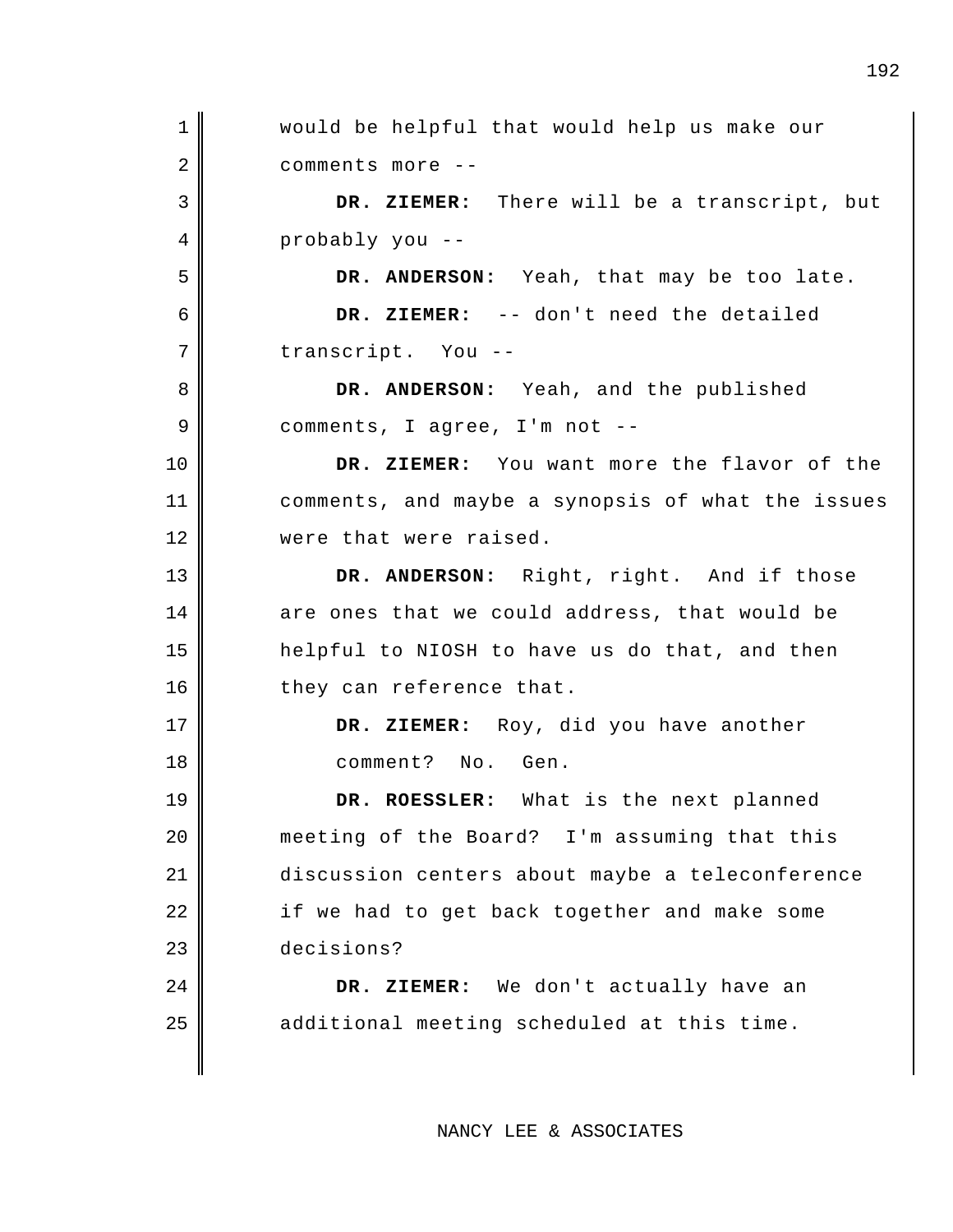would be helpful that would help us make our comments more --

**DR. ZIEMER:** There will be a transcript, but probably you --

**DR. ANDERSON:** Yeah, that may be too late.

**DR. ZIEMER:** -- don't need the detailed transcript. You --

**DR. ANDERSON:** Yeah, and the published comments, I agree, I'm not --

**DR. ZIEMER:** You want more the flavor of the comments, and maybe a synopsis of what the issues were that were raised.

**DR. ANDERSON:** Right, right. And if those are ones that we could address, that would be helpful to NIOSH to have us do that, and then they can reference that.

**DR. ZIEMER:** Roy, did you have another comment? No. Gen.

**DR. ROESSLER:** What is the next planned meeting of the Board? I'm assuming that this discussion centers about maybe a teleconference if we had to get back together and make some decisions?

**DR. ZIEMER:** We don't actually have an additional meeting scheduled at this time.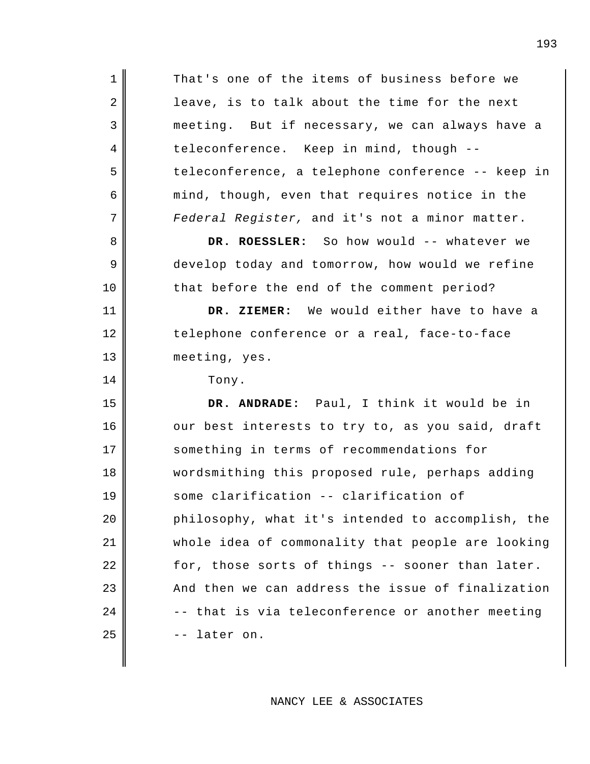That's one of the items of business before we leave, is to talk about the time for the next meeting. But if necessary, we can always have a teleconference. Keep in mind, though -- teleconference, a telephone conference -- keep in mind, though, even that requires notice in the *Federal Register,* and it's not a minor matter.

**DR. ROESSLER:** So how would -- whatever we develop today and tomorrow, how would we refine that before the end of the comment period?

**DR. ZIEMER:** We would either have to have a telephone conference or a real, face-to-face meeting, yes.

Tony.

**DR. ANDRADE:** Paul, I think it would be in our best interests to try to, as you said, draft something in terms of recommendations for wordsmithing this proposed rule, perhaps adding some clarification -- clarification of philosophy, what it's intended to accomplish, the whole idea of commonality that people are looking for, those sorts of things -- sooner than later. And then we can address the issue of finalization -- that is via teleconference or another meeting -- later on.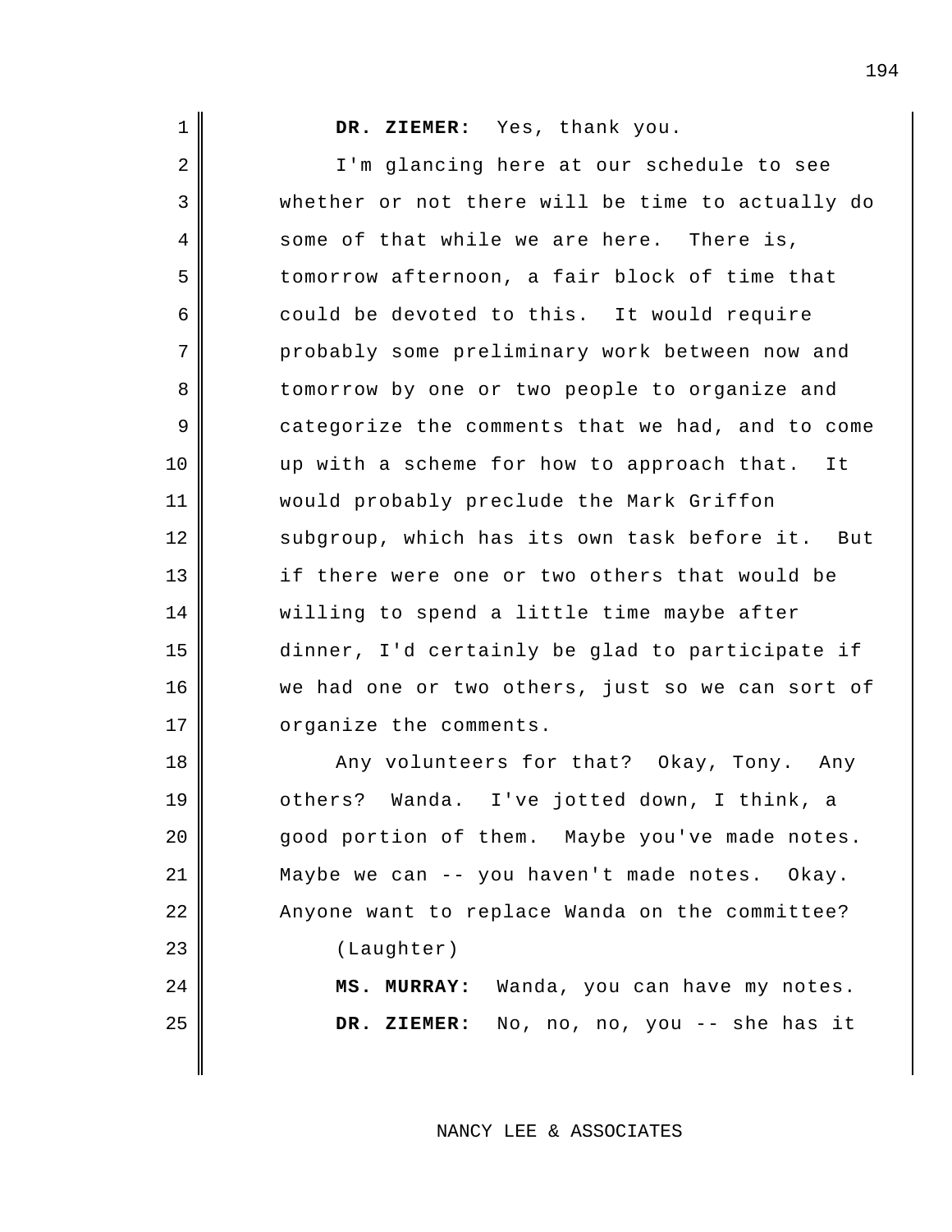**DR. ZIEMER:** Yes, thank you.

I'm glancing here at our schedule to see whether or not there will be time to actually do some of that while we are here. There is, tomorrow afternoon, a fair block of time that could be devoted to this. It would require probably some preliminary work between now and tomorrow by one or two people to organize and categorize the comments that we had, and to come up with a scheme for how to approach that. It would probably preclude the Mark Griffon subgroup, which has its own task before it. But if there were one or two others that would be willing to spend a little time maybe after dinner, I'd certainly be glad to participate if we had one or two others, just so we can sort of organize the comments.

Any volunteers for that? Okay, Tony. Any others? Wanda. I've jotted down, I think, a good portion of them. Maybe you've made notes. Maybe we can -- you haven't made notes. Okay. Anyone want to replace Wanda on the committee?

(Laughter)

**MS. MURRAY:** Wanda, you can have my notes.

**DR. ZIEMER:** No, no, no, you -- she has it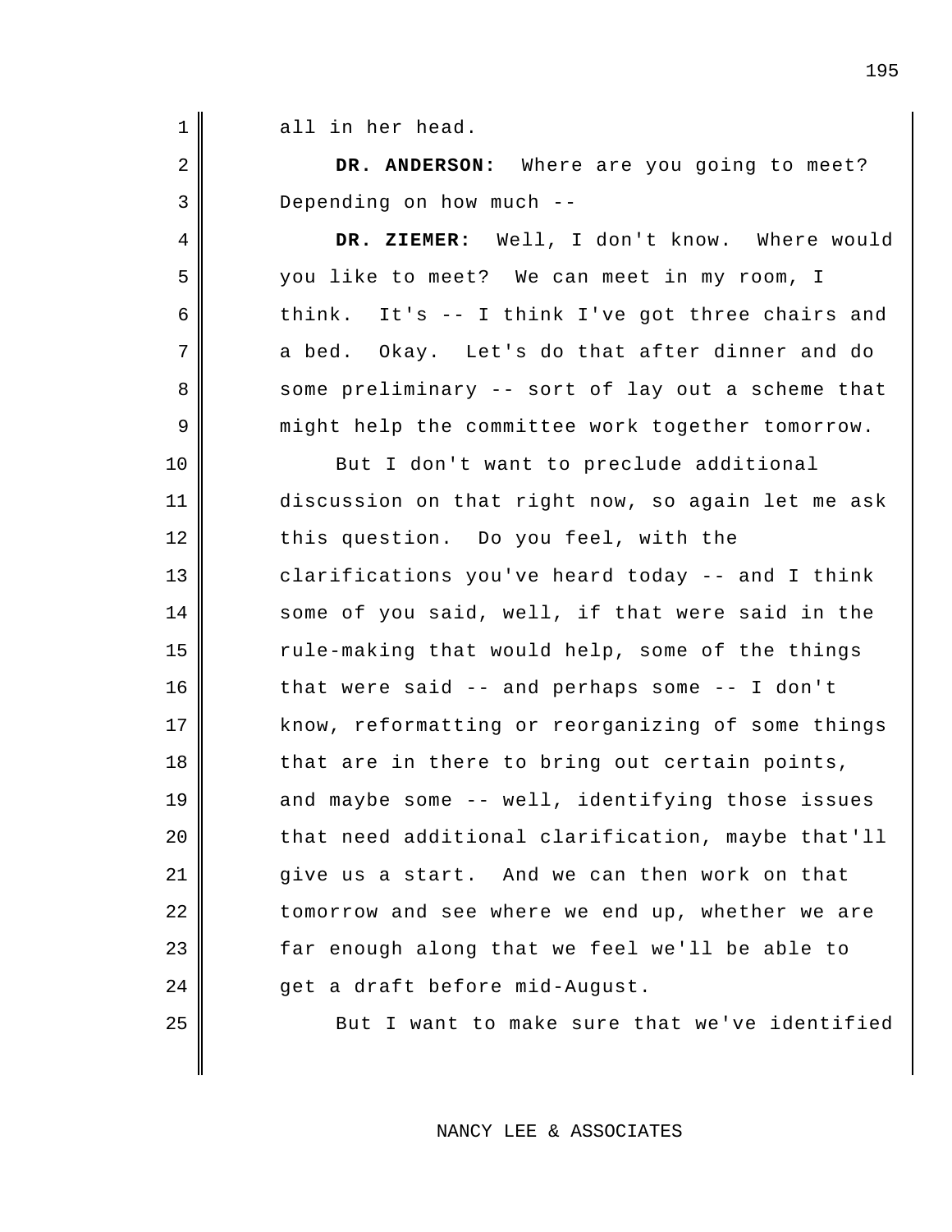all in her head.

**DR. ANDERSON:** Where are you going to meet? Depending on how much --

**DR. ZIEMER:** Well, I don't know. Where would you like to meet? We can meet in my room, I think. It's -- I think I've got three chairs and a bed. Okay. Let's do that after dinner and do some preliminary -- sort of lay out a scheme that might help the committee work together tomorrow.

But I don't want to preclude additional discussion on that right now, so again let me ask this question. Do you feel, with the clarifications you've heard today -- and I think some of you said, well, if that were said in the rule-making that would help, some of the things that were said -- and perhaps some -- I don't know, reformatting or reorganizing of some things that are in there to bring out certain points, and maybe some -- well, identifying those issues that need additional clarification, maybe that'll give us a start. And we can then work on that tomorrow and see where we end up, whether we are far enough along that we feel we'll be able to get a draft before mid-August.

But I want to make sure that we've identified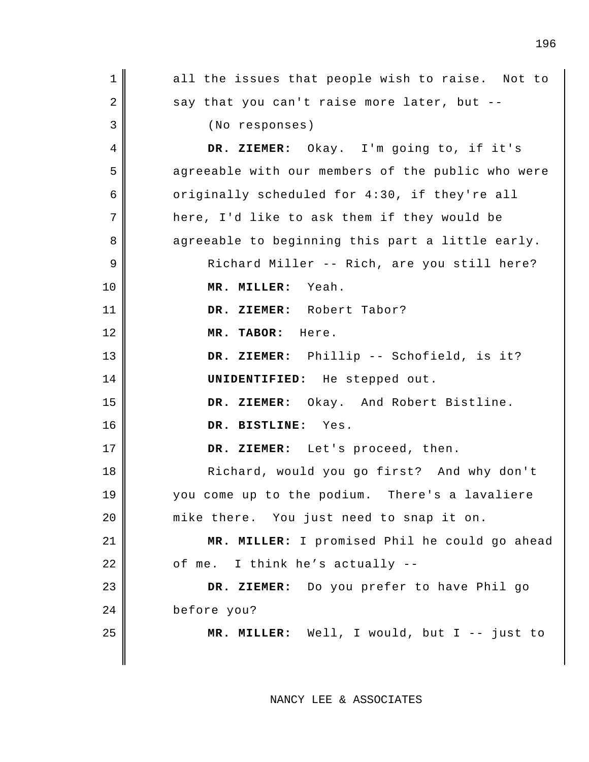all the issues that people wish to raise. Not to say that you can't raise more later, but --

(No responses)

**DR. ZIEMER:** Okay. I'm going to, if it's agreeable with our members of the public who were originally scheduled for 4:30, if they're all here, I'd like to ask them if they would be agreeable to beginning this part a little early.

Richard Miller -- Rich, are you still here?

**MR. MILLER:** Yeah.

**DR. ZIEMER:** Robert Tabor?

**MR. TABOR:** Here.

**DR. ZIEMER:** Phillip -- Schofield, is it?

**UNIDENTIFIED:** He stepped out.

**DR. ZIEMER:** Okay. And Robert Bistline.

**DR. BISTLINE:** Yes.

**DR. ZIEMER:** Let's proceed, then.

Richard, would you go first? And why don't you come up to the podium. There's a lavaliere mike there. You just need to snap it on.

**MR. MILLER:** I promised Phil he could go ahead of me. I think he's actually --

**DR. ZIEMER:** Do you prefer to have Phil go before you?

**MR. MILLER:** Well, I would, but I -- just to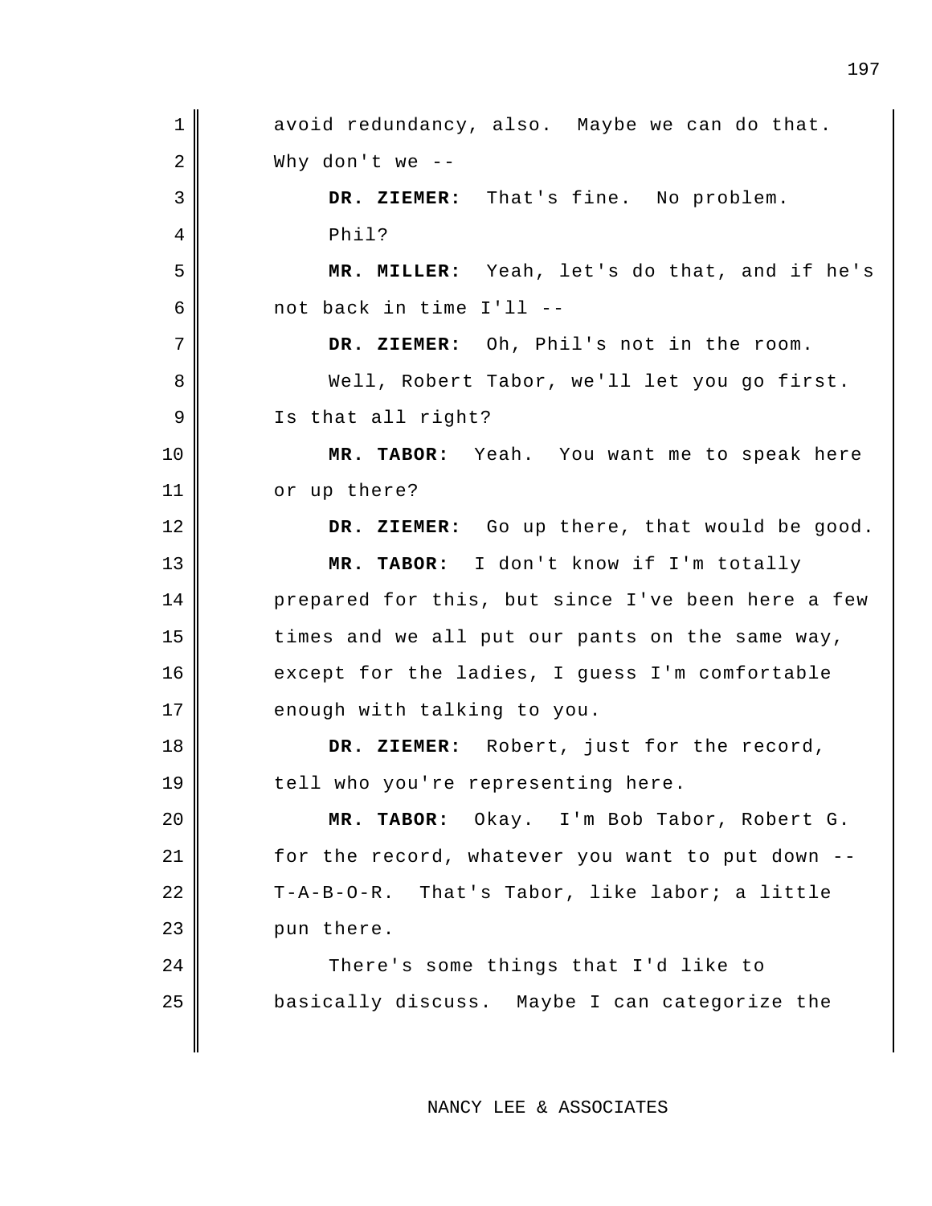avoid redundancy, also. Maybe we can do that. Why don't we --

**DR. ZIEMER:** That's fine. No problem.

Phil?

**MR. MILLER:** Yeah, let's do that, and if he's not back in time I'll --

**DR. ZIEMER:** Oh, Phil's not in the room.

Well, Robert Tabor, we'll let you go first. Is that all right?

**MR. TABOR:** Yeah. You want me to speak here or up there?

**DR. ZIEMER:** Go up there, that would be good.

**MR. TABOR:** I don't know if I'm totally prepared for this, but since I've been here a few times and we all put our pants on the same way, except for the ladies, I guess I'm comfortable enough with talking to you.

**DR. ZIEMER:** Robert, just for the record, tell who you're representing here.

**MR. TABOR:** Okay. I'm Bob Tabor, Robert G. for the record, whatever you want to put down -- T-A-B-O-R. That's Tabor, like labor; a little pun there.

There's some things that I'd like to basically discuss. Maybe I can categorize the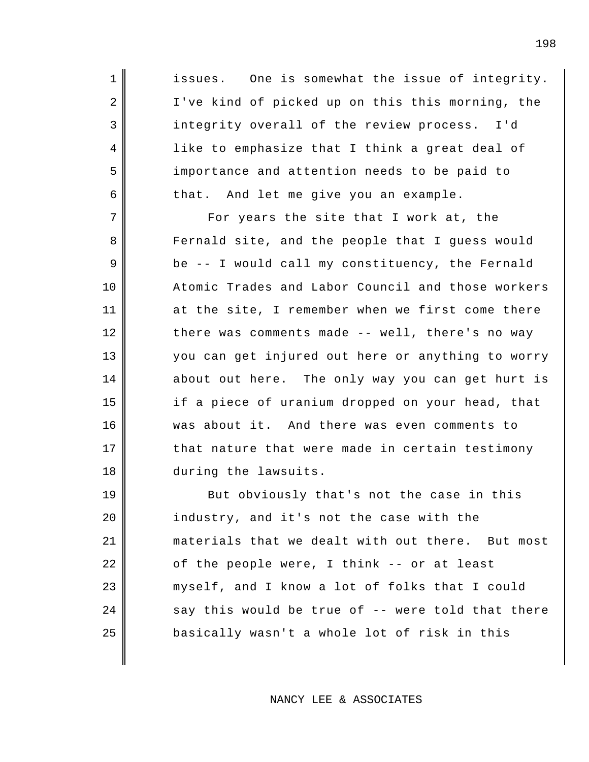issues. One is somewhat the issue of integrity. I've kind of picked up on this this morning, the integrity overall of the review process. I'd like to emphasize that I think a great deal of importance and attention needs to be paid to that. And let me give you an example.

For years the site that I work at, the Fernald site, and the people that I guess would be -- I would call my constituency, the Fernald Atomic Trades and Labor Council and those workers at the site, I remember when we first come there there was comments made -- well, there's no way you can get injured out here or anything to worry about out here. The only way you can get hurt is if a piece of uranium dropped on your head, that was about it. And there was even comments to that nature that were made in certain testimony during the lawsuits.

But obviously that's not the case in this industry, and it's not the case with the materials that we dealt with out there. But most of the people were, I think -- or at least myself, and I know a lot of folks that I could say this would be true of -- were told that there basically wasn't a whole lot of risk in this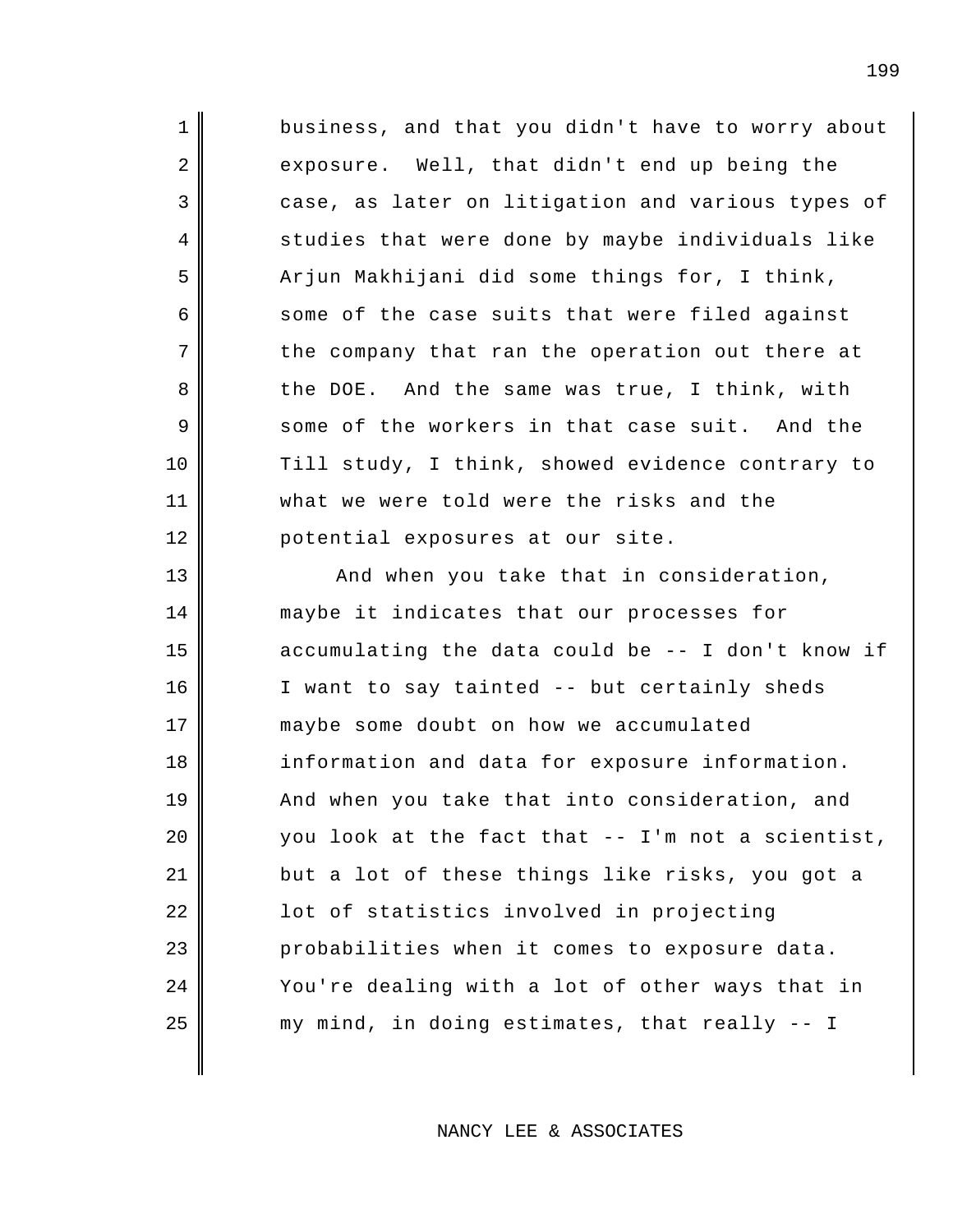business, and that you didn't have to worry about exposure. Well, that didn't end up being the case, as later on litigation and various types of studies that were done by maybe individuals like Arjun Makhijani did some things for, I think, some of the case suits that were filed against the company that ran the operation out there at the DOE. And the same was true, I think, with some of the workers in that case suit. And the Till study, I think, showed evidence contrary to what we were told were the risks and the potential exposures at our site.

And when you take that in consideration, maybe it indicates that our processes for accumulating the data could be -- I don't know if I want to say tainted -- but certainly sheds maybe some doubt on how we accumulated information and data for exposure information. And when you take that into consideration, and you look at the fact that -- I'm not a scientist, but a lot of these things like risks, you got a lot of statistics involved in projecting probabilities when it comes to exposure data. You're dealing with a lot of other ways that in my mind, in doing estimates, that really -- I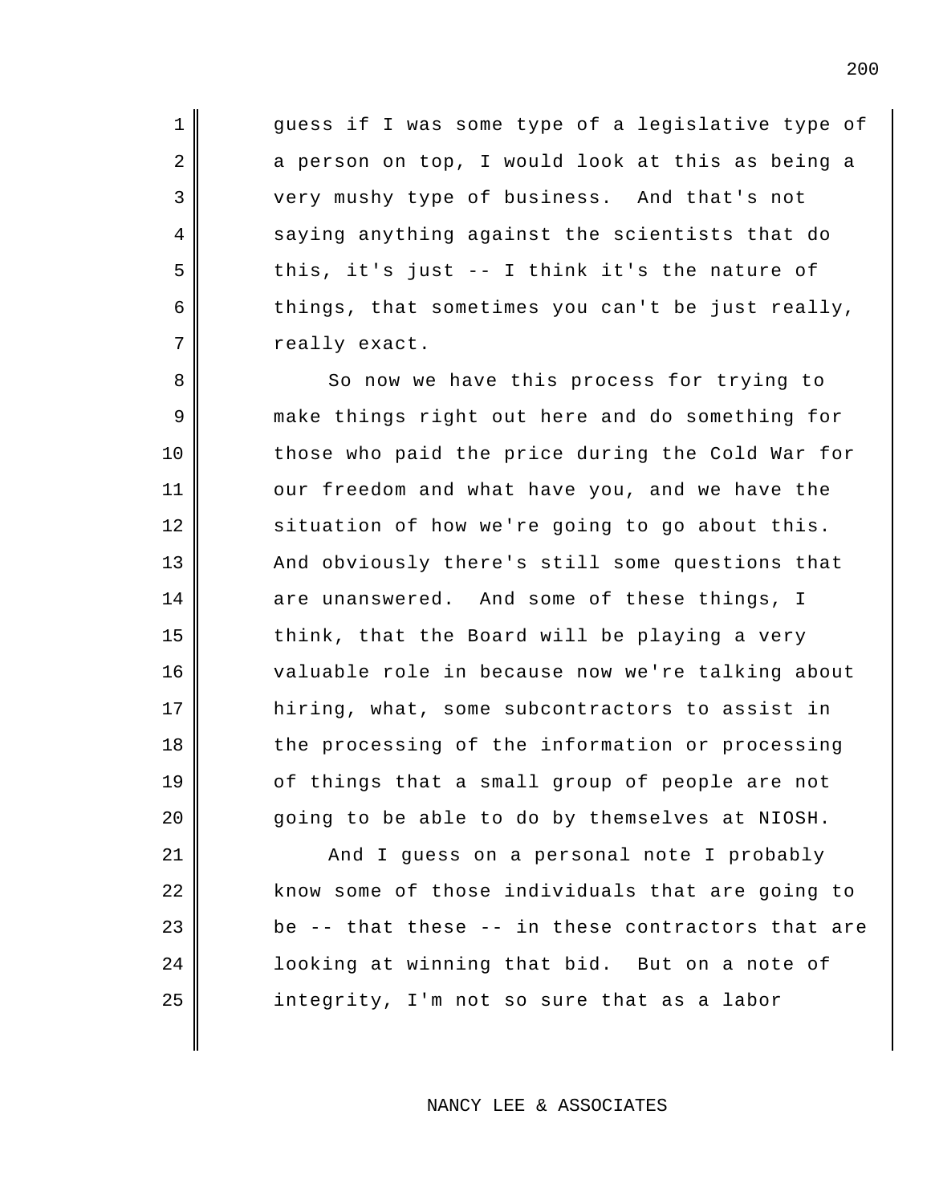guess if I was some type of a legislative type of a person on top, I would look at this as being a very mushy type of business. And that's not saying anything against the scientists that do this, it's just -- I think it's the nature of things, that sometimes you can't be just really, really exact.

So now we have this process for trying to make things right out here and do something for those who paid the price during the Cold War for our freedom and what have you, and we have the situation of how we're going to go about this. And obviously there's still some questions that are unanswered. And some of these things, I think, that the Board will be playing a very valuable role in because now we're talking about hiring, what, some subcontractors to assist in the processing of the information or processing of things that a small group of people are not going to be able to do by themselves at NIOSH.

And I guess on a personal note I probably know some of those individuals that are going to be -- that these -- in these contractors that are looking at winning that bid. But on a note of integrity, I'm not so sure that as a labor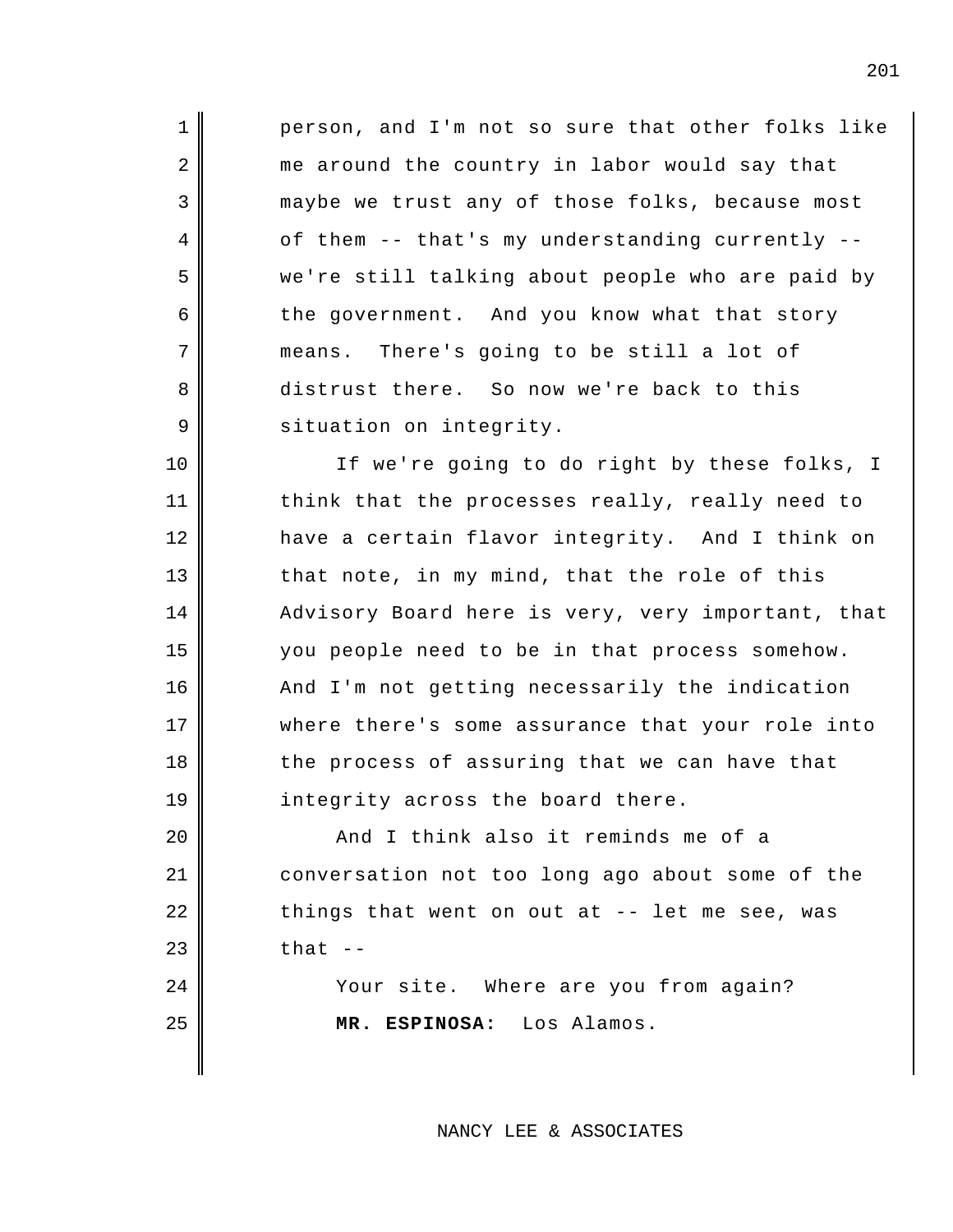person, and I'm not so sure that other folks like me around the country in labor would say that maybe we trust any of those folks, because most of them -- that's my understanding currently -- we're still talking about people who are paid by the government. And you know what that story means. There's going to be still a lot of distrust there. So now we're back to this situation on integrity.

If we're going to do right by these folks, I think that the processes really, really need to have a certain flavor integrity. And I think on that note, in my mind, that the role of this Advisory Board here is very, very important, that you people need to be in that process somehow. And I'm not getting necessarily the indication where there's some assurance that your role into the process of assuring that we can have that integrity across the board there.

And I think also it reminds me of a conversation not too long ago about some of the things that went on out at -- let me see, was that --

Your site. Where are you from again?

**MR. ESPINOSA:** Los Alamos.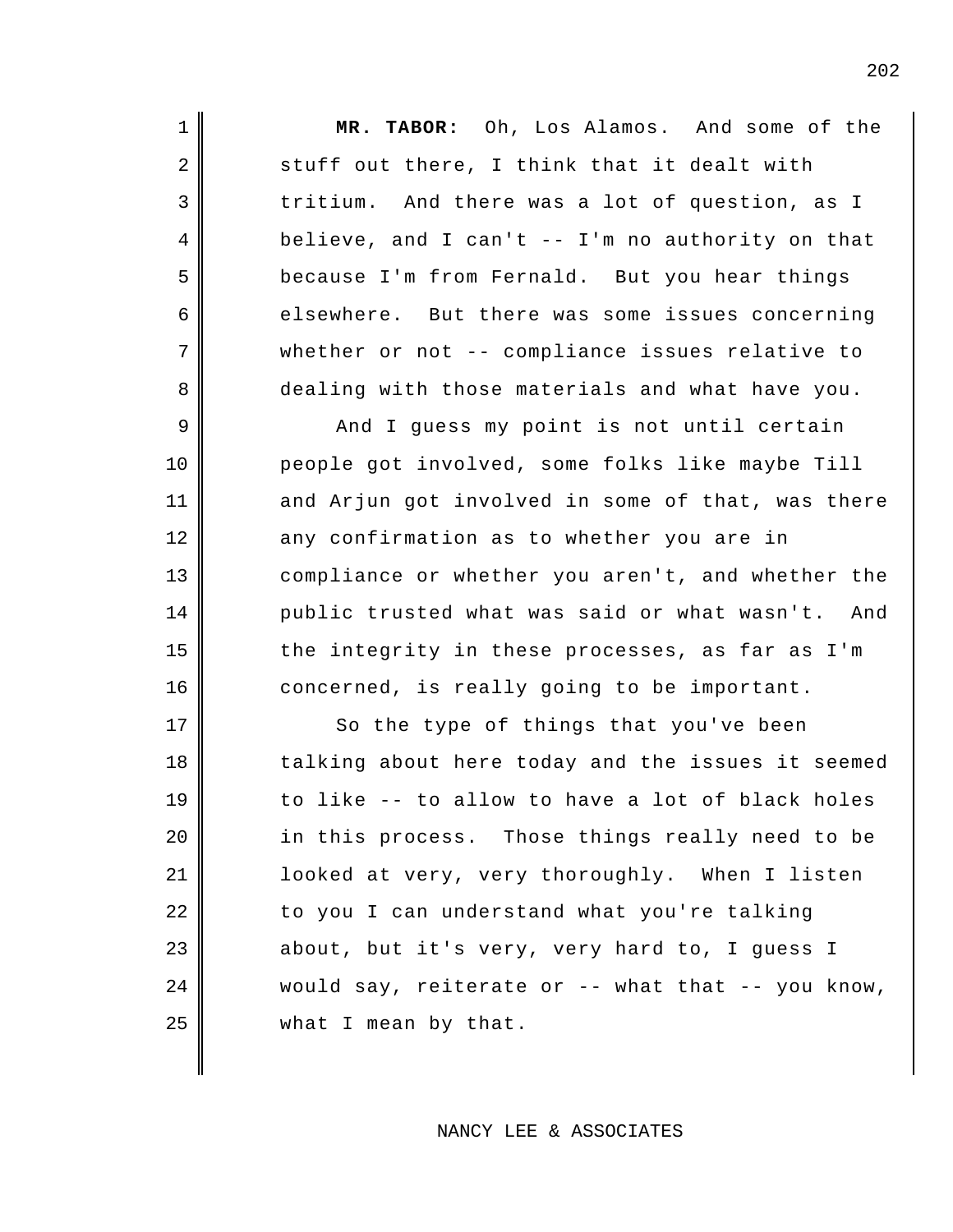**MR. TABOR:** Oh, Los Alamos. And some of the stuff out there, I think that it dealt with tritium. And there was a lot of question, as I believe, and I can't -- I'm no authority on that because I'm from Fernald. But you hear things elsewhere. But there was some issues concerning whether or not -- compliance issues relative to dealing with those materials and what have you.

And I guess my point is not until certain people got involved, some folks like maybe Till and Arjun got involved in some of that, was there any confirmation as to whether you are in compliance or whether you aren't, and whether the public trusted what was said or what wasn't. And the integrity in these processes, as far as I'm concerned, is really going to be important.

So the type of things that you've been talking about here today and the issues it seemed to like -- to allow to have a lot of black holes in this process. Those things really need to be looked at very, very thoroughly. When I listen to you I can understand what you're talking about, but it's very, very hard to, I guess I would say, reiterate or -- what that -- you know, what I mean by that.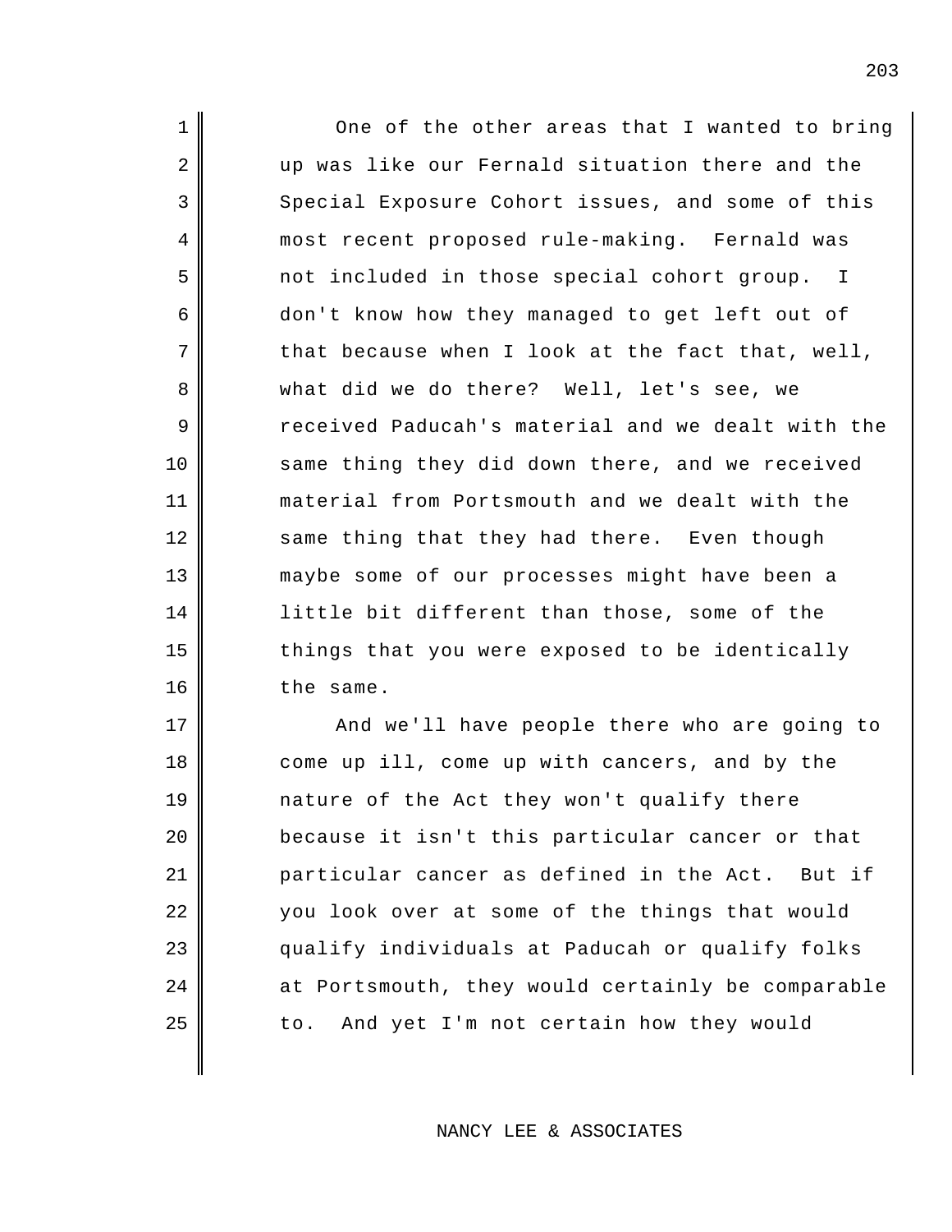One of the other areas that I wanted to bring up was like our Fernald situation there and the Special Exposure Cohort issues, and some of this most recent proposed rule-making. Fernald was not included in those special cohort group. I don't know how they managed to get left out of that because when I look at the fact that, well, what did we do there? Well, let's see, we received Paducah's material and we dealt with the same thing they did down there, and we received material from Portsmouth and we dealt with the same thing that they had there. Even though maybe some of our processes might have been a little bit different than those, some of the things that you were exposed to be identically the same.

And we'll have people there who are going to come up ill, come up with cancers, and by the nature of the Act they won't qualify there because it isn't this particular cancer or that particular cancer as defined in the Act. But if you look over at some of the things that would qualify individuals at Paducah or qualify folks at Portsmouth, they would certainly be comparable to. And yet I'm not certain how they would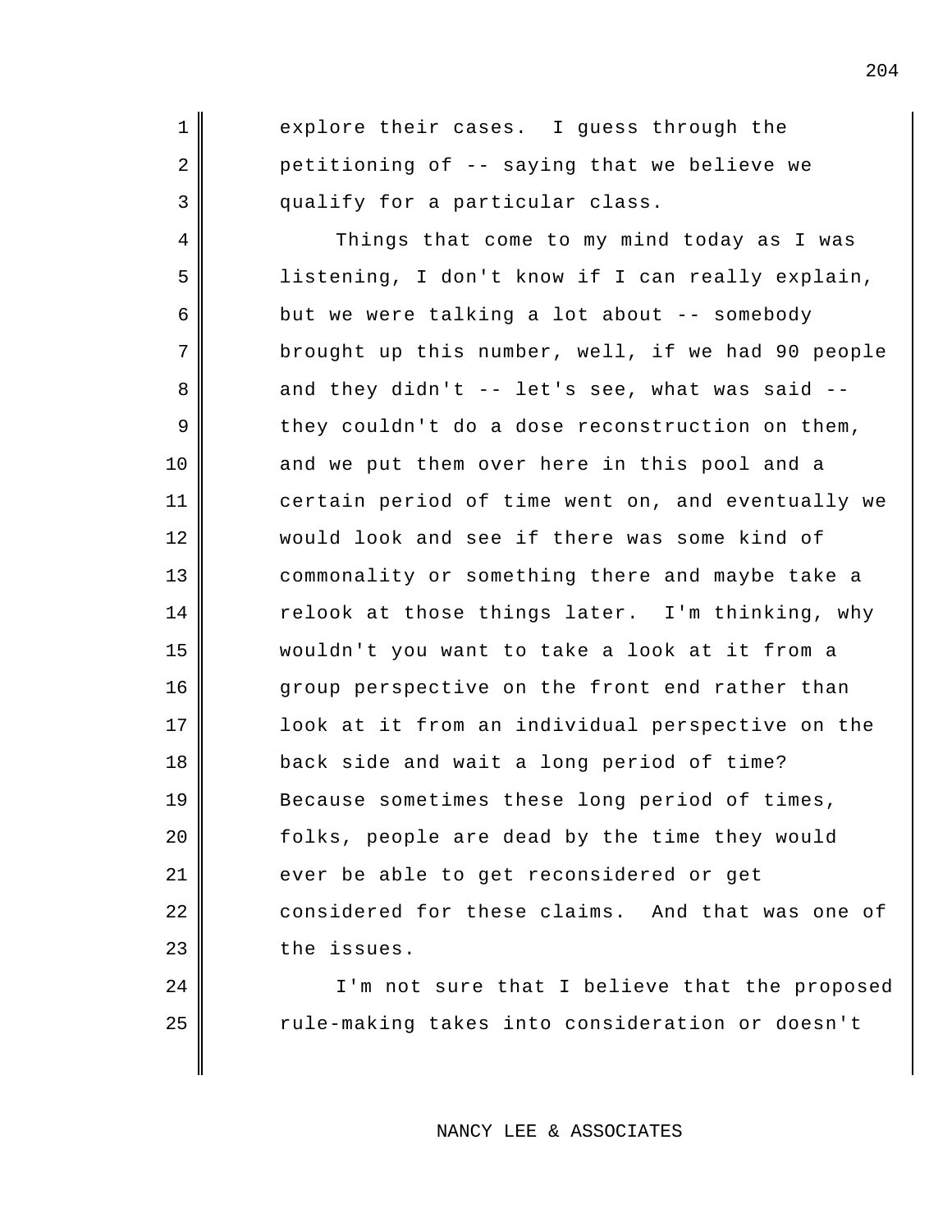explore their cases. I guess through the petitioning of -- saying that we believe we qualify for a particular class.

Things that come to my mind today as I was listening, I don't know if I can really explain, but we were talking a lot about -- somebody brought up this number, well, if we had 90 people and they didn't -- let's see, what was said -- they couldn't do a dose reconstruction on them, and we put them over here in this pool and a certain period of time went on, and eventually we would look and see if there was some kind of commonality or something there and maybe take a relook at those things later. I'm thinking, why wouldn't you want to take a look at it from a group perspective on the front end rather than look at it from an individual perspective on the back side and wait a long period of time? Because sometimes these long period of times, folks, people are dead by the time they would ever be able to get reconsidered or get considered for these claims. And that was one of the issues.

I'm not sure that I believe that the proposed rule-making takes into consideration or doesn't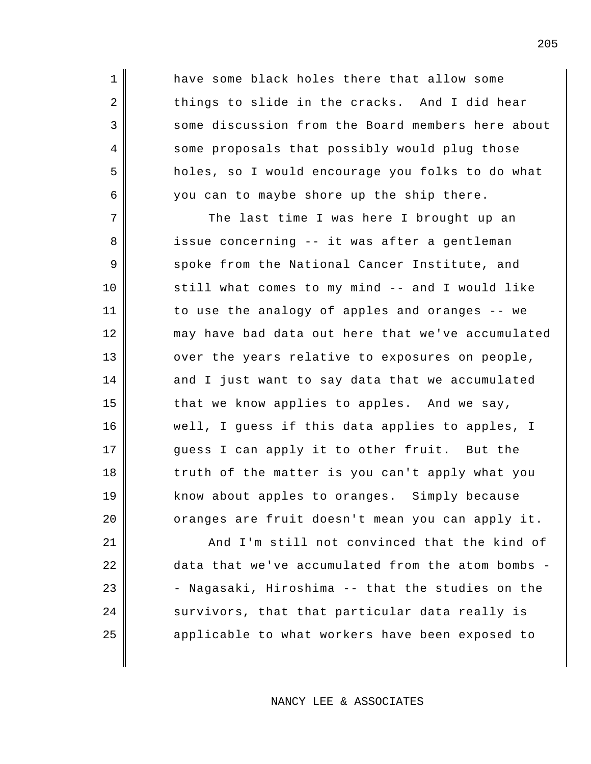have some black holes there that allow some things to slide in the cracks. And I did hear some discussion from the Board members here about some proposals that possibly would plug those holes, so I would encourage you folks to do what you can to maybe shore up the ship there.

The last time I was here I brought up an issue concerning -- it was after a gentleman spoke from the National Cancer Institute, and still what comes to my mind -- and I would like to use the analogy of apples and oranges -- we may have bad data out here that we've accumulated over the years relative to exposures on people, and I just want to say data that we accumulated that we know applies to apples. And we say, well, I guess if this data applies to apples, I guess I can apply it to other fruit. But the truth of the matter is you can't apply what you know about apples to oranges. Simply because oranges are fruit doesn't mean you can apply it.

And I'm still not convinced that the kind of data that we've accumulated from the atom bombs -- Nagasaki, Hiroshima -- that the studies on the survivors, that that particular data really is applicable to what workers have been exposed to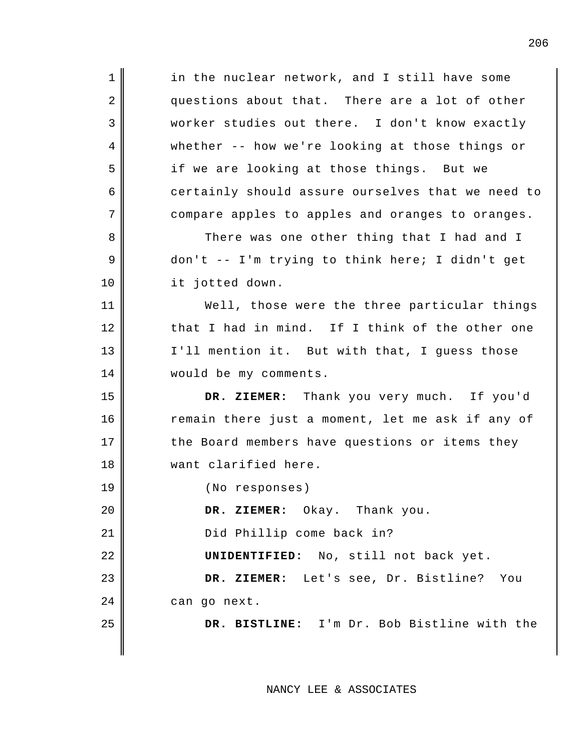in the nuclear network, and I still have some questions about that. There are a lot of other worker studies out there. I don't know exactly whether -- how we're looking at those things or if we are looking at those things. But we certainly should assure ourselves that we need to compare apples to apples and oranges to oranges.

There was one other thing that I had and I don't -- I'm trying to think here; I didn't get it jotted down.

Well, those were the three particular things that I had in mind. If I think of the other one I'll mention it. But with that, I guess those would be my comments.

**DR. ZIEMER:** Thank you very much. If you'd remain there just a moment, let me ask if any of the Board members have questions or items they want clarified here.

(No responses)

**DR. ZIEMER:** Okay. Thank you.

Did Phillip come back in?

**UNIDENTIFIED:** No, still not back yet.

**DR. ZIEMER:** Let's see, Dr. Bistline? You can go next.

**DR. BISTLINE:** I'm Dr. Bob Bistline with the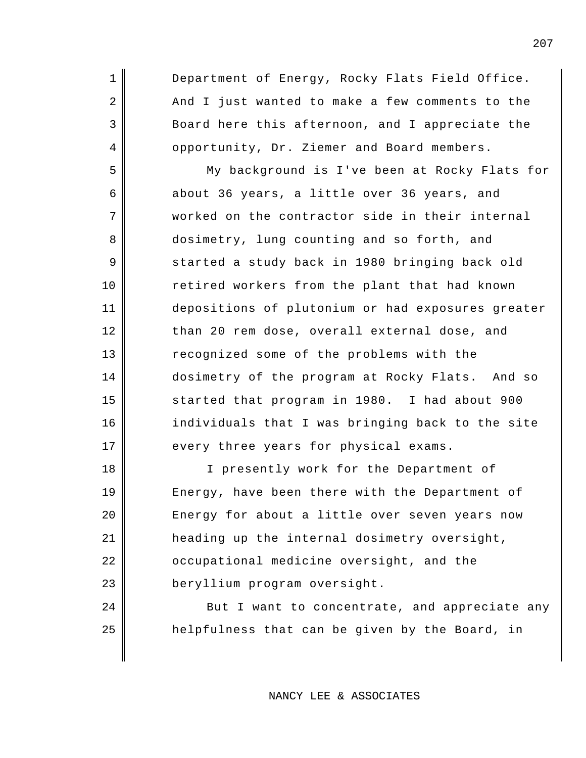Department of Energy, Rocky Flats Field Office. And I just wanted to make a few comments to the Board here this afternoon, and I appreciate the opportunity, Dr. Ziemer and Board members.

My background is I've been at Rocky Flats for about 36 years, a little over 36 years, and worked on the contractor side in their internal dosimetry, lung counting and so forth, and started a study back in 1980 bringing back old retired workers from the plant that had known depositions of plutonium or had exposures greater than 20 rem dose, overall external dose, and recognized some of the problems with the dosimetry of the program at Rocky Flats. And so started that program in 1980. I had about 900 individuals that I was bringing back to the site every three years for physical exams.

I presently work for the Department of Energy, have been there with the Department of Energy for about a little over seven years now heading up the internal dosimetry oversight, occupational medicine oversight, and the beryllium program oversight.

But I want to concentrate, and appreciate any helpfulness that can be given by the Board, in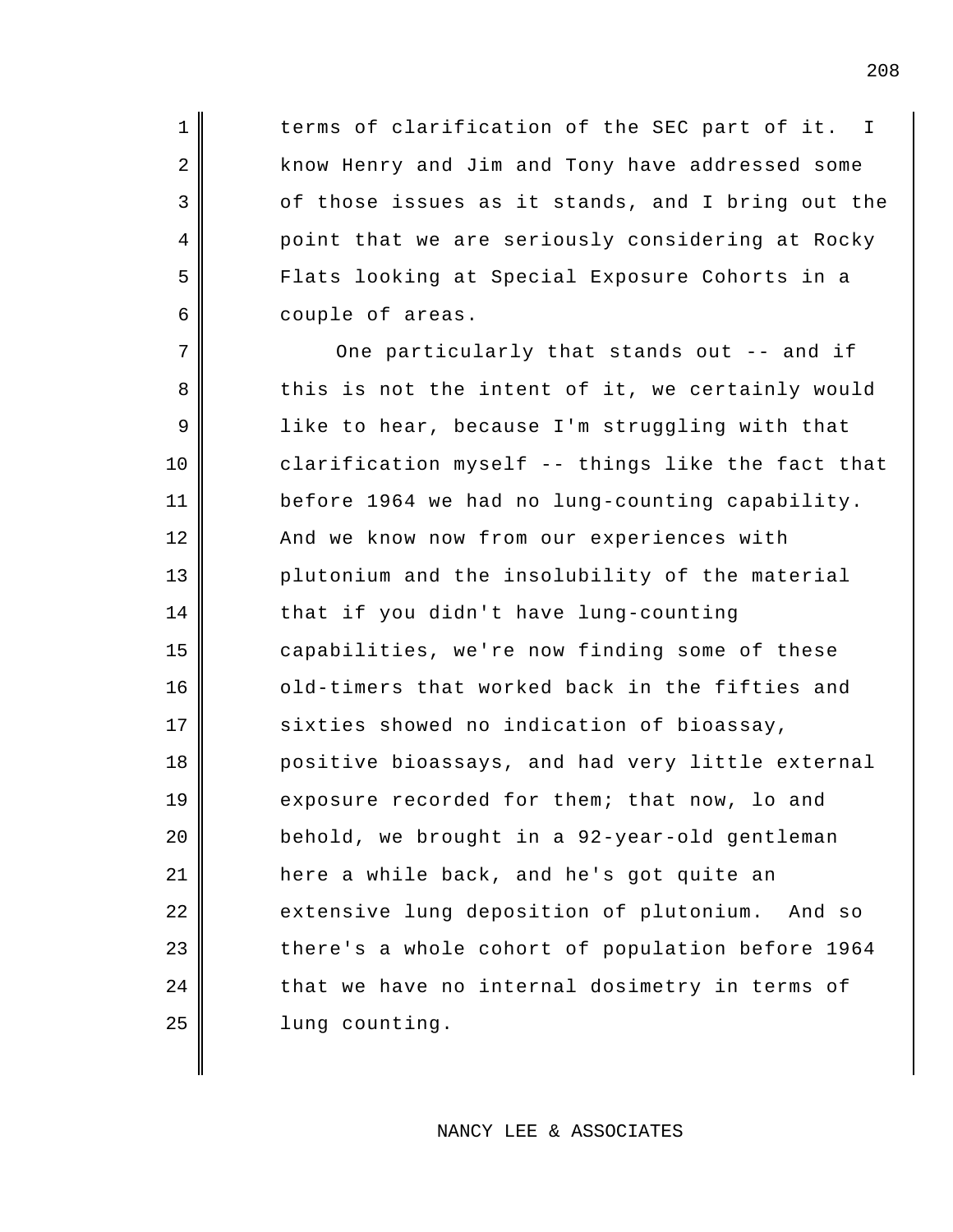terms of clarification of the SEC part of it. I know Henry and Jim and Tony have addressed some of those issues as it stands, and I bring out the point that we are seriously considering at Rocky Flats looking at Special Exposure Cohorts in a couple of areas.

One particularly that stands out -- and if this is not the intent of it, we certainly would like to hear, because I'm struggling with that clarification myself -- things like the fact that before 1964 we had no lung-counting capability. And we know now from our experiences with plutonium and the insolubility of the material that if you didn't have lung-counting capabilities, we're now finding some of these old-timers that worked back in the fifties and sixties showed no indication of bioassay, positive bioassays, and had very little external exposure recorded for them; that now, lo and behold, we brought in a 92-year-old gentleman here a while back, and he's got quite an extensive lung deposition of plutonium. And so there's a whole cohort of population before 1964 that we have no internal dosimetry in terms of lung counting.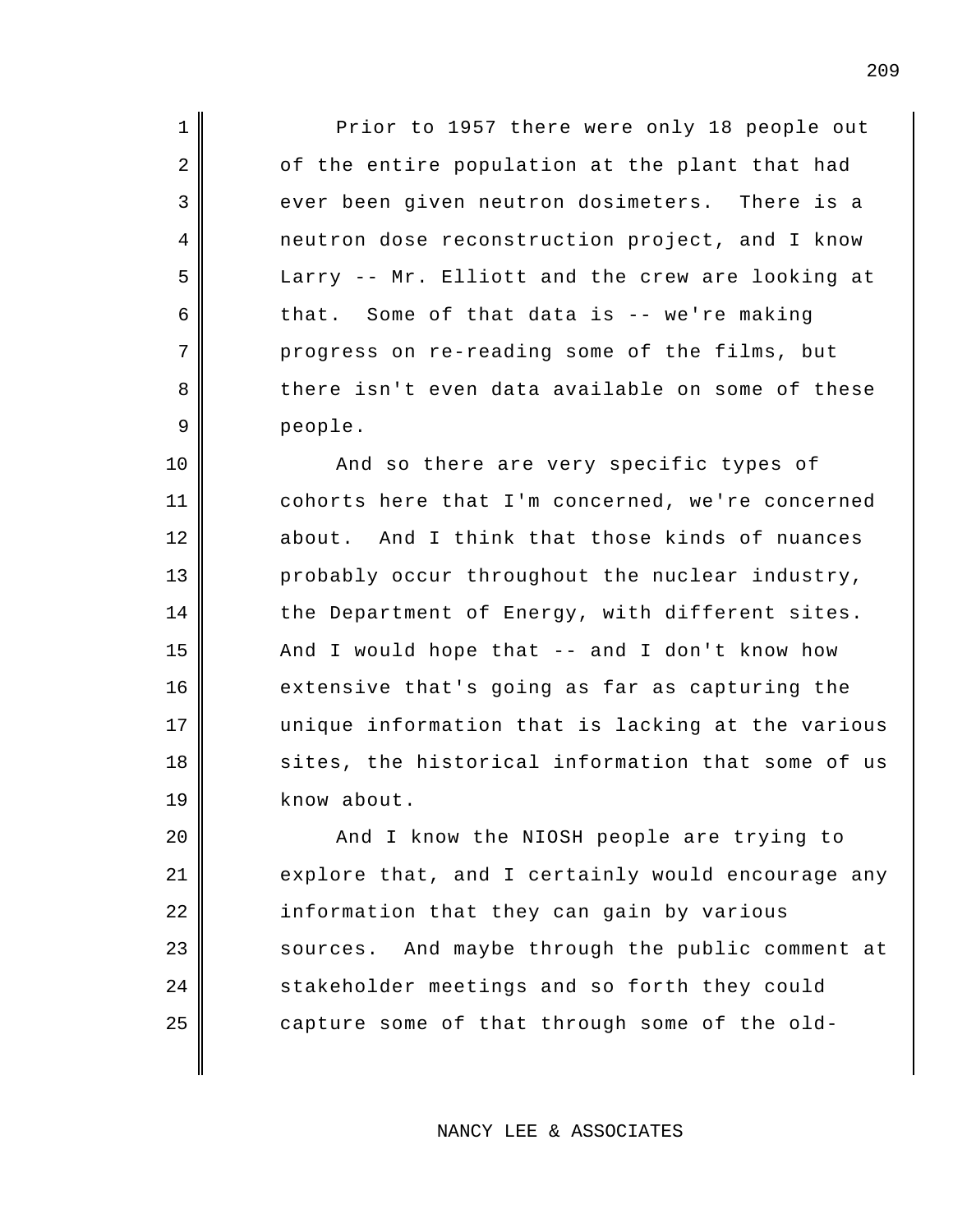Prior to 1957 there were only 18 people out of the entire population at the plant that had ever been given neutron dosimeters. There is a neutron dose reconstruction project, and I know Larry -- Mr. Elliott and the crew are looking at that. Some of that data is -- we're making progress on re-reading some of the films, but there isn't even data available on some of these people.

And so there are very specific types of cohorts here that I'm concerned, we're concerned about. And I think that those kinds of nuances probably occur throughout the nuclear industry, the Department of Energy, with different sites. And I would hope that -- and I don't know how extensive that's going as far as capturing the unique information that is lacking at the various sites, the historical information that some of us know about.

And I know the NIOSH people are trying to explore that, and I certainly would encourage any information that they can gain by various sources. And maybe through the public comment at stakeholder meetings and so forth they could capture some of that through some of the old-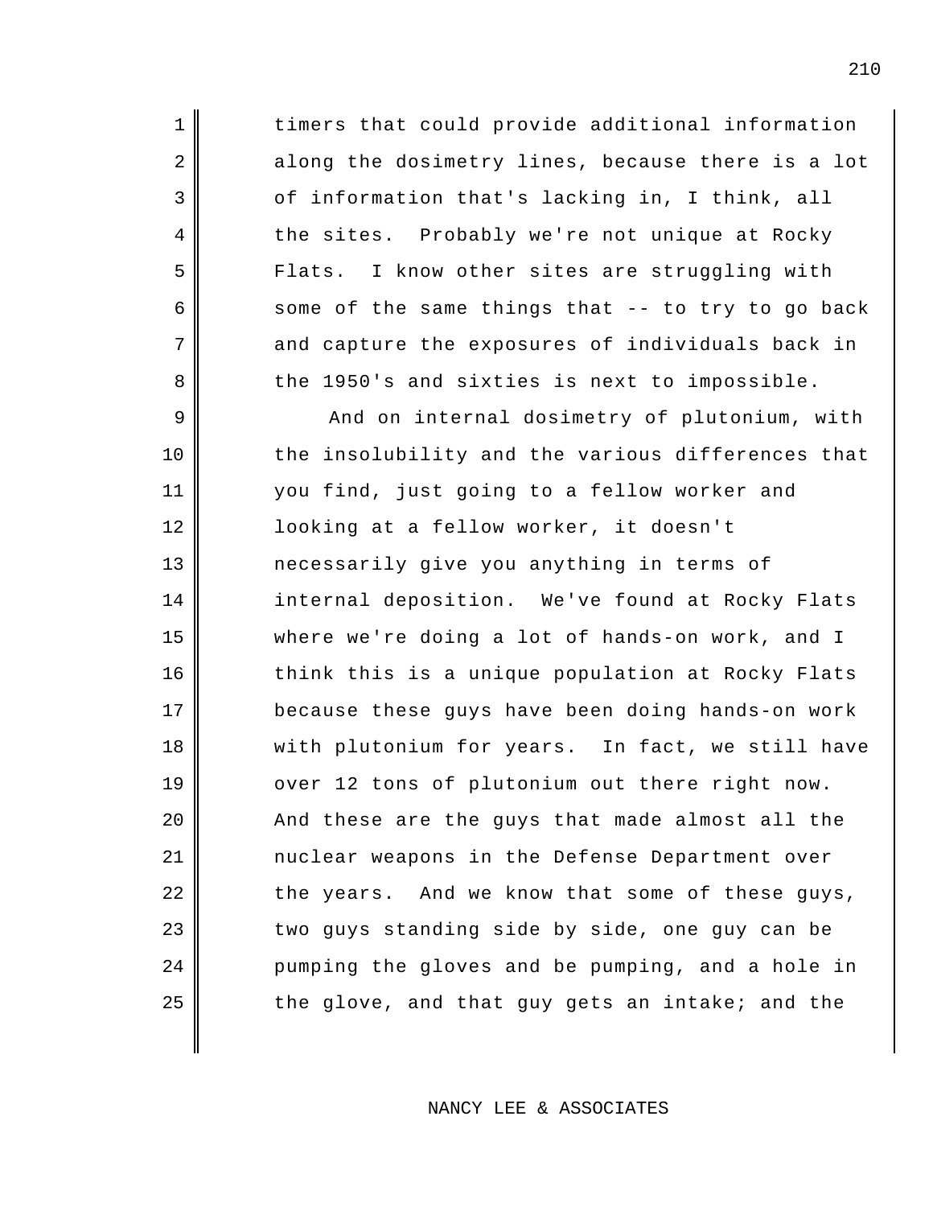timers that could provide additional information along the dosimetry lines, because there is a lot of information that's lacking in, I think, all the sites. Probably we're not unique at Rocky Flats. I know other sites are struggling with some of the same things that -- to try to go back and capture the exposures of individuals back in the 1950's and sixties is next to impossible.

And on internal dosimetry of plutonium, with the insolubility and the various differences that you find, just going to a fellow worker and looking at a fellow worker, it doesn't necessarily give you anything in terms of internal deposition. We've found at Rocky Flats where we're doing a lot of hands-on work, and I think this is a unique population at Rocky Flats because these guys have been doing hands-on work with plutonium for years. In fact, we still have over 12 tons of plutonium out there right now. And these are the guys that made almost all the nuclear weapons in the Defense Department over the years. And we know that some of these guys, two guys standing side by side, one guy can be pumping the gloves and be pumping, and a hole in the glove, and that guy gets an intake; and the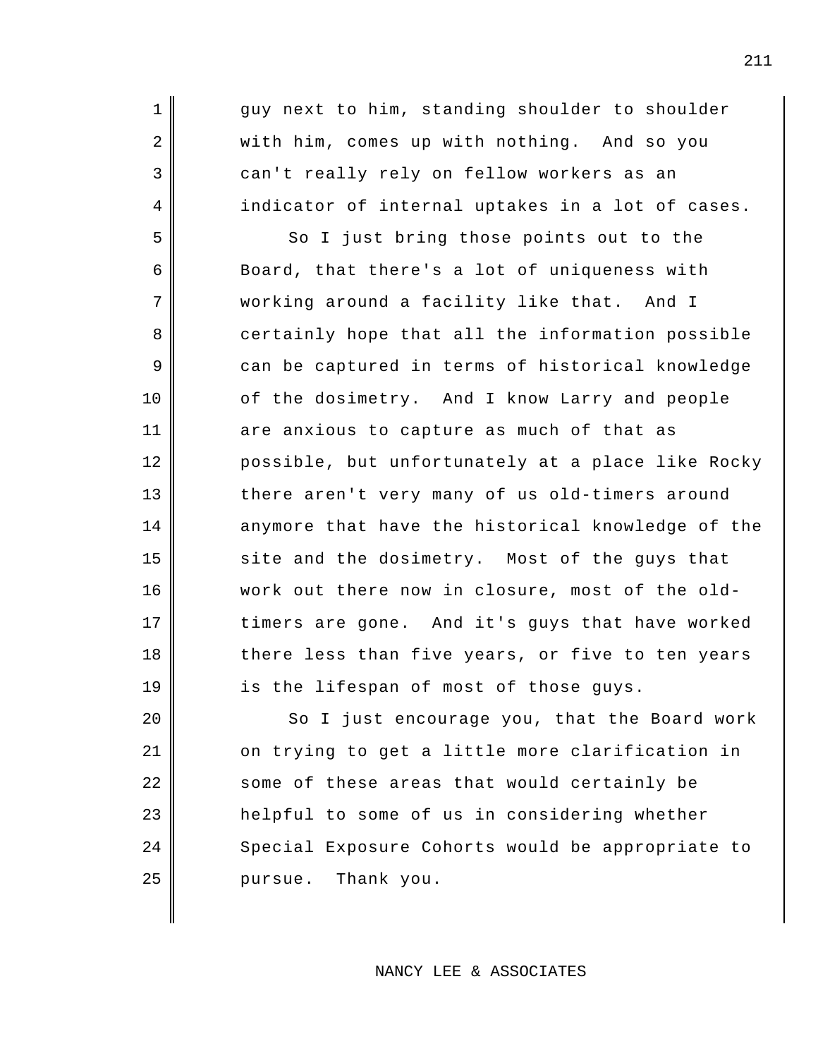guy next to him, standing shoulder to shoulder with him, comes up with nothing. And so you can't really rely on fellow workers as an indicator of internal uptakes in a lot of cases.

So I just bring those points out to the Board, that there's a lot of uniqueness with working around a facility like that. And I certainly hope that all the information possible can be captured in terms of historical knowledge of the dosimetry. And I know Larry and people are anxious to capture as much of that as possible, but unfortunately at a place like Rocky there aren't very many of us old-timers around anymore that have the historical knowledge of the site and the dosimetry. Most of the guys that work out there now in closure, most of the old-timers are gone. And it's guys that have worked there less than five years, or five to ten years is the lifespan of most of those guys.

So I just encourage you, that the Board work on trying to get a little more clarification in some of these areas that would certainly be helpful to some of us in considering whether Special Exposure Cohorts would be appropriate to pursue. Thank you.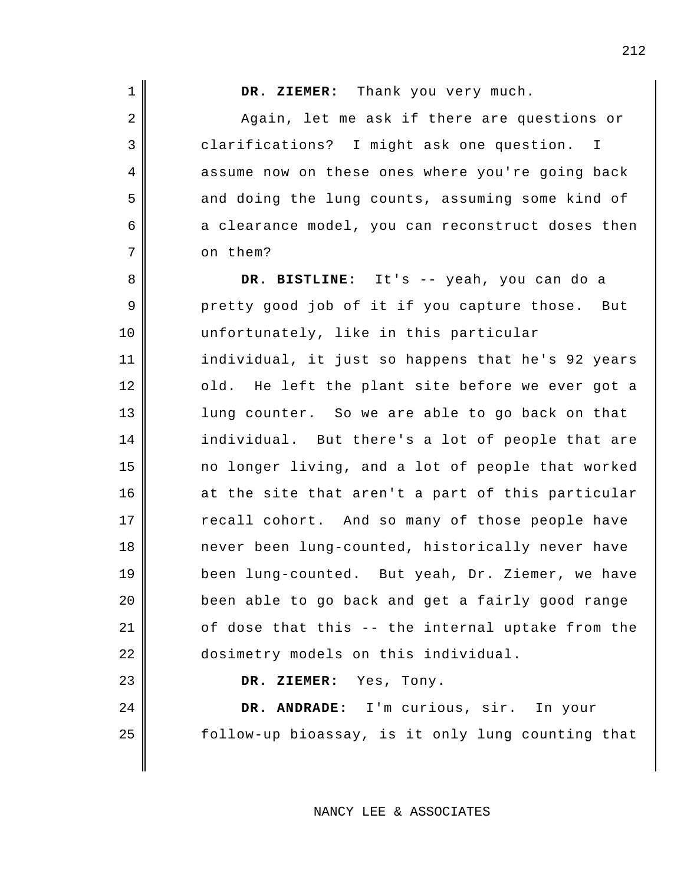**DR. ZIEMER:** Thank you very much.

Again, let me ask if there are questions or clarifications? I might ask one question. I assume now on these ones where you're going back and doing the lung counts, assuming some kind of a clearance model, you can reconstruct doses then on them?

**DR. BISTLINE:** It's -- yeah, you can do a pretty good job of it if you capture those. But unfortunately, like in this particular individual, it just so happens that he's 92 years old. He left the plant site before we ever got a lung counter. So we are able to go back on that individual. But there's a lot of people that are no longer living, and a lot of people that worked at the site that aren't a part of this particular recall cohort. And so many of those people have never been lung-counted, historically never have been lung-counted. But yeah, Dr. Ziemer, we have been able to go back and get a fairly good range of dose that this -- the internal uptake from the dosimetry models on this individual.

**DR. ZIEMER:** Yes, Tony.

**DR. ANDRADE:** I'm curious, sir. In your follow-up bioassay, is it only lung counting that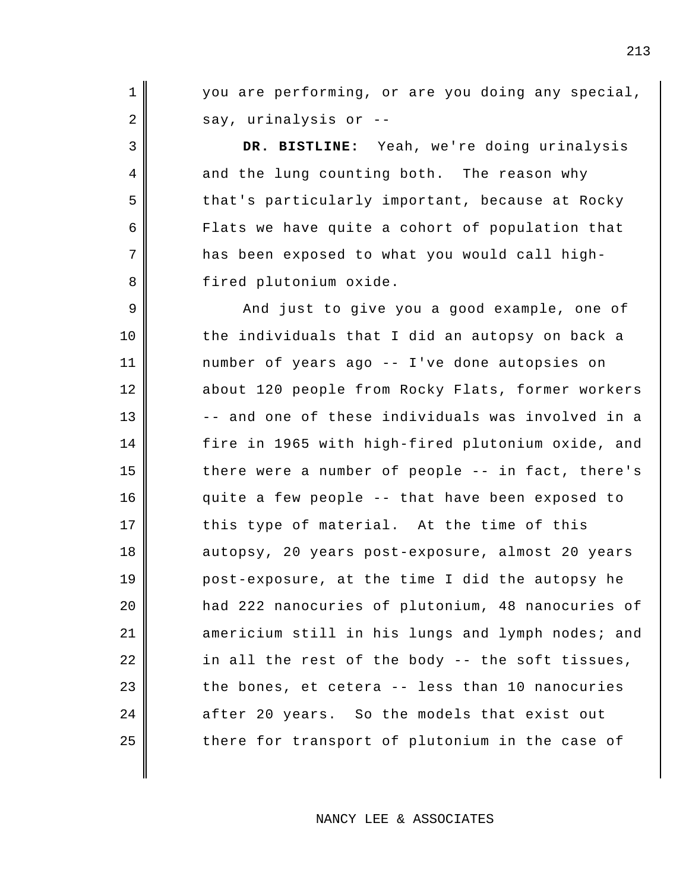you are performing, or are you doing any special, say, urinalysis or --

**DR. BISTLINE:** Yeah, we're doing urinalysis and the lung counting both. The reason why that's particularly important, because at Rocky Flats we have quite a cohort of population that has been exposed to what you would call high-fired plutonium oxide.

And just to give you a good example, one of the individuals that I did an autopsy on back a number of years ago -- I've done autopsies on about 120 people from Rocky Flats, former workers -- and one of these individuals was involved in a fire in 1965 with high-fired plutonium oxide, and there were a number of people -- in fact, there's quite a few people -- that have been exposed to this type of material. At the time of this autopsy, 20 years post-exposure, almost 20 years post-exposure, at the time I did the autopsy he had 222 nanocuries of plutonium, 48 nanocuries of americium still in his lungs and lymph nodes; and in all the rest of the body -- the soft tissues, the bones, et cetera -- less than 10 nanocuries after 20 years. So the models that exist out there for transport of plutonium in the case of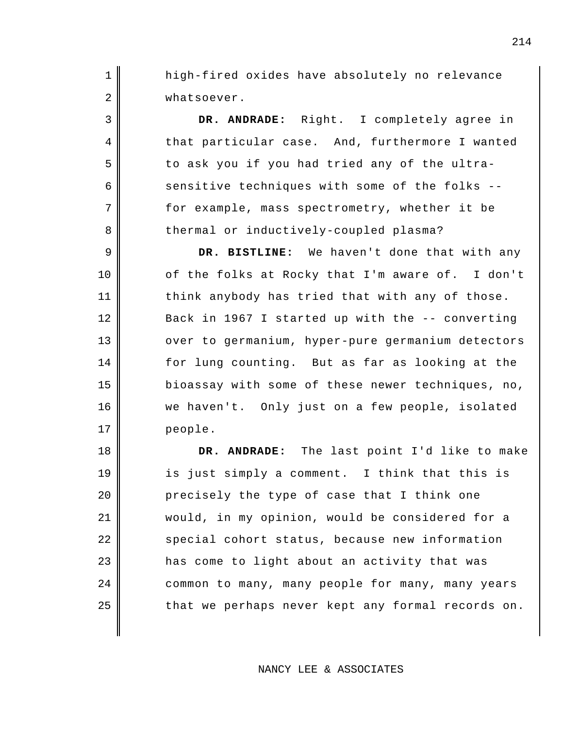high-fired oxides have absolutely no relevance whatsoever.

**DR. ANDRADE:** Right. I completely agree in that particular case. And, furthermore I wanted to ask you if you had tried any of the ultra-sensitive techniques with some of the folks -- for example, mass spectrometry, whether it be thermal or inductively-coupled plasma?

**DR. BISTLINE:** We haven't done that with any of the folks at Rocky that I'm aware of. I don't think anybody has tried that with any of those. Back in 1967 I started up with the -- converting over to germanium, hyper-pure germanium detectors for lung counting. But as far as looking at the bioassay with some of these newer techniques, no, we haven't. Only just on a few people, isolated people.

**DR. ANDRADE:** The last point I'd like to make is just simply a comment. I think that this is precisely the type of case that I think one would, in my opinion, would be considered for a special cohort status, because new information has come to light about an activity that was common to many, many people for many, many years that we perhaps never kept any formal records on.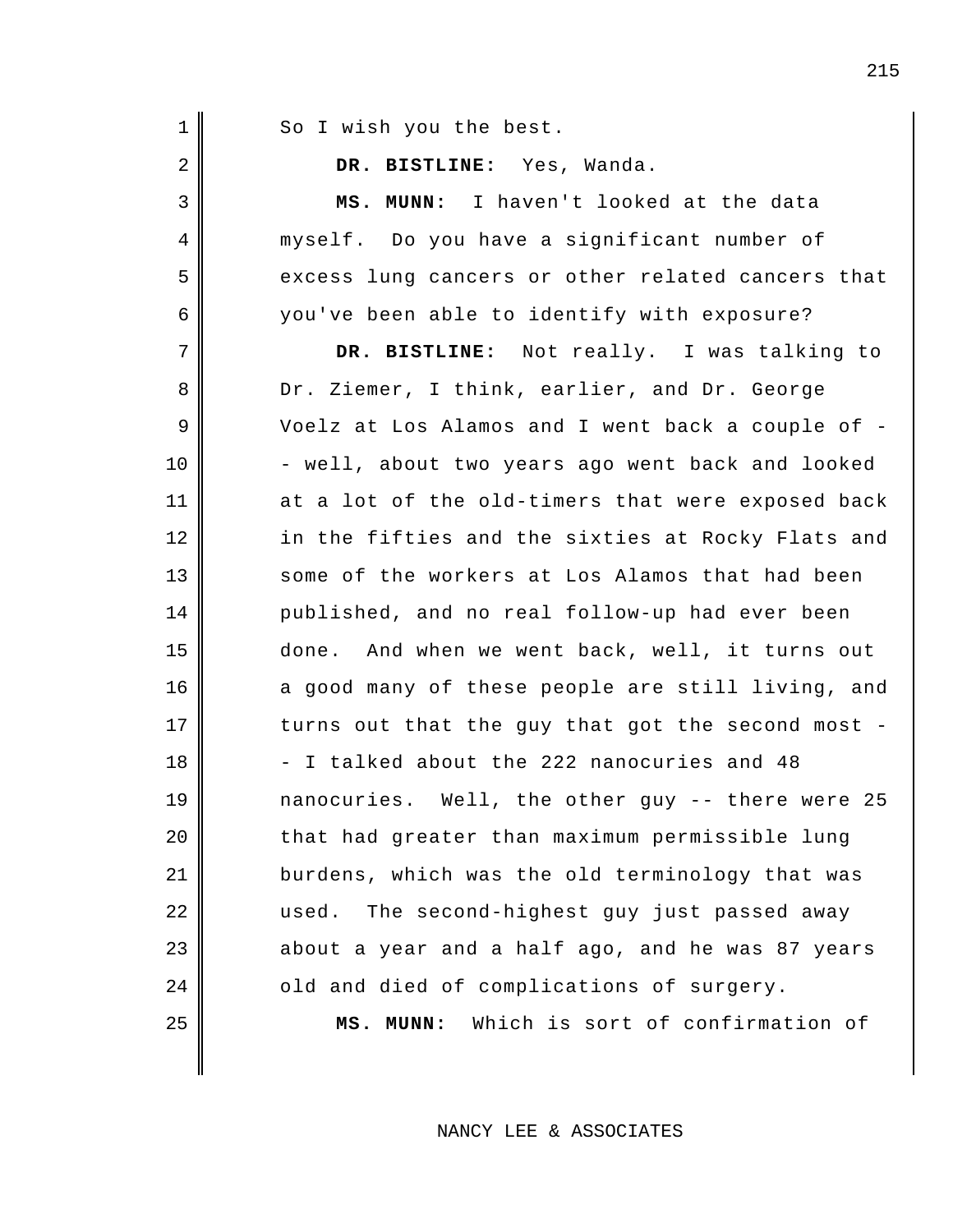So I wish you the best.

**DR. BISTLINE:** Yes, Wanda.

**MS. MUNN:** I haven't looked at the data myself. Do you have a significant number of excess lung cancers or other related cancers that you've been able to identify with exposure?

**DR. BISTLINE:** Not really. I was talking to Dr. Ziemer, I think, earlier, and Dr. George Voelz at Los Alamos and I went back a couple of -- well, about two years ago went back and looked at a lot of the old-timers that were exposed back in the fifties and the sixties at Rocky Flats and some of the workers at Los Alamos that had been published, and no real follow-up had ever been done. And when we went back, well, it turns out a good many of these people are still living, and turns out that the guy that got the second most -- I talked about the 222 nanocuries and 48 nanocuries. Well, the other guy -- there were 25 that had greater than maximum permissible lung burdens, which was the old terminology that was used. The second-highest guy just passed away about a year and a half ago, and he was 87 years old and died of complications of surgery.

**MS. MUNN:** Which is sort of confirmation of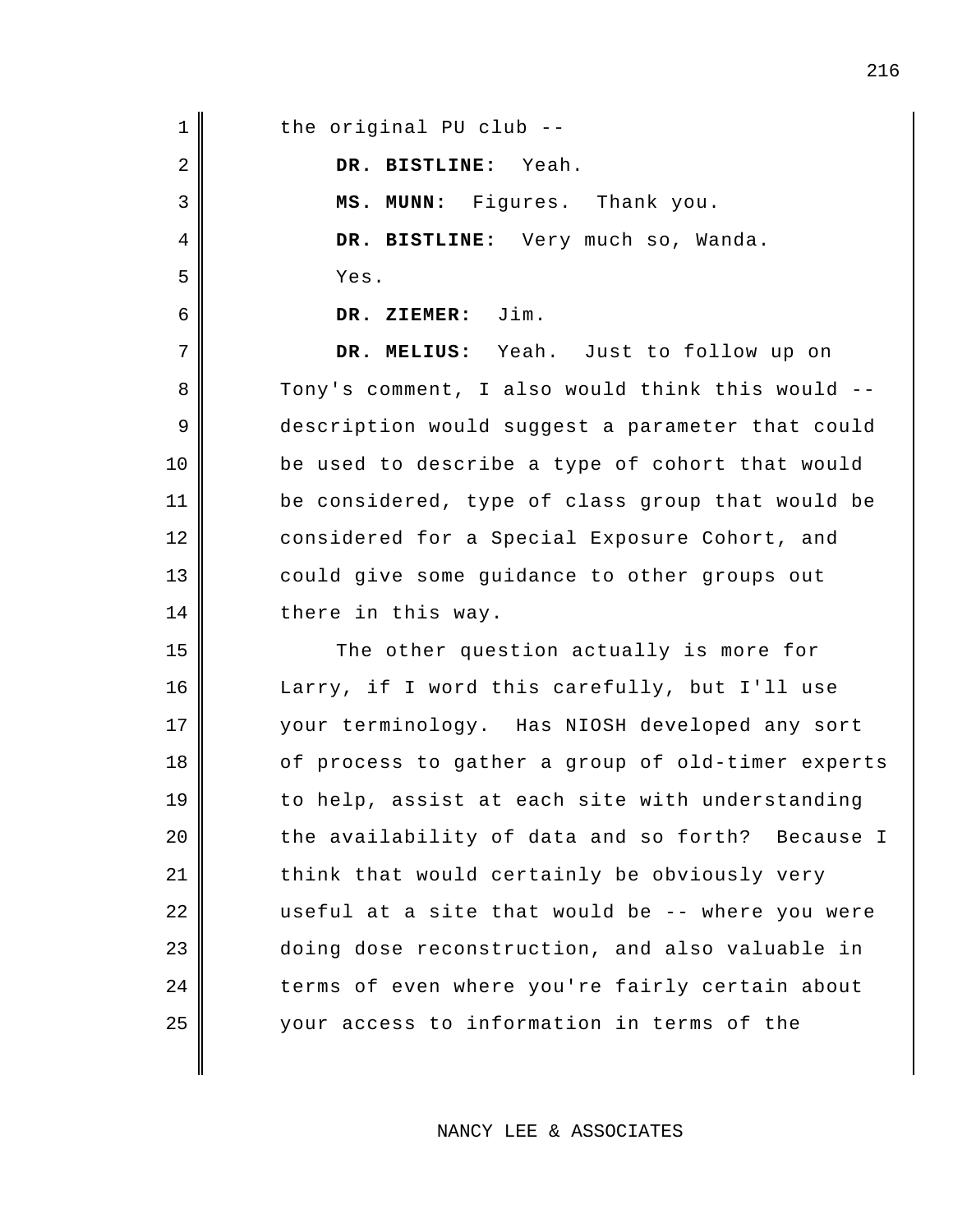the original PU club --

**DR. BISTLINE:** Yeah.

**MS. MUNN:** Figures. Thank you.

**DR. BISTLINE:** Very much so, Wanda.

Yes.

**DR. ZIEMER:** Jim.

**DR. MELIUS:** Yeah. Just to follow up on Tony's comment, I also would think this would -- description would suggest a parameter that could be used to describe a type of cohort that would be considered, type of class group that would be considered for a Special Exposure Cohort, and could give some guidance to other groups out there in this way.

The other question actually is more for Larry, if I word this carefully, but I'll use your terminology. Has NIOSH developed any sort of process to gather a group of old-timer experts to help, assist at each site with understanding the availability of data and so forth? Because I think that would certainly be obviously very useful at a site that would be -- where you were doing dose reconstruction, and also valuable in terms of even where you're fairly certain about your access to information in terms of the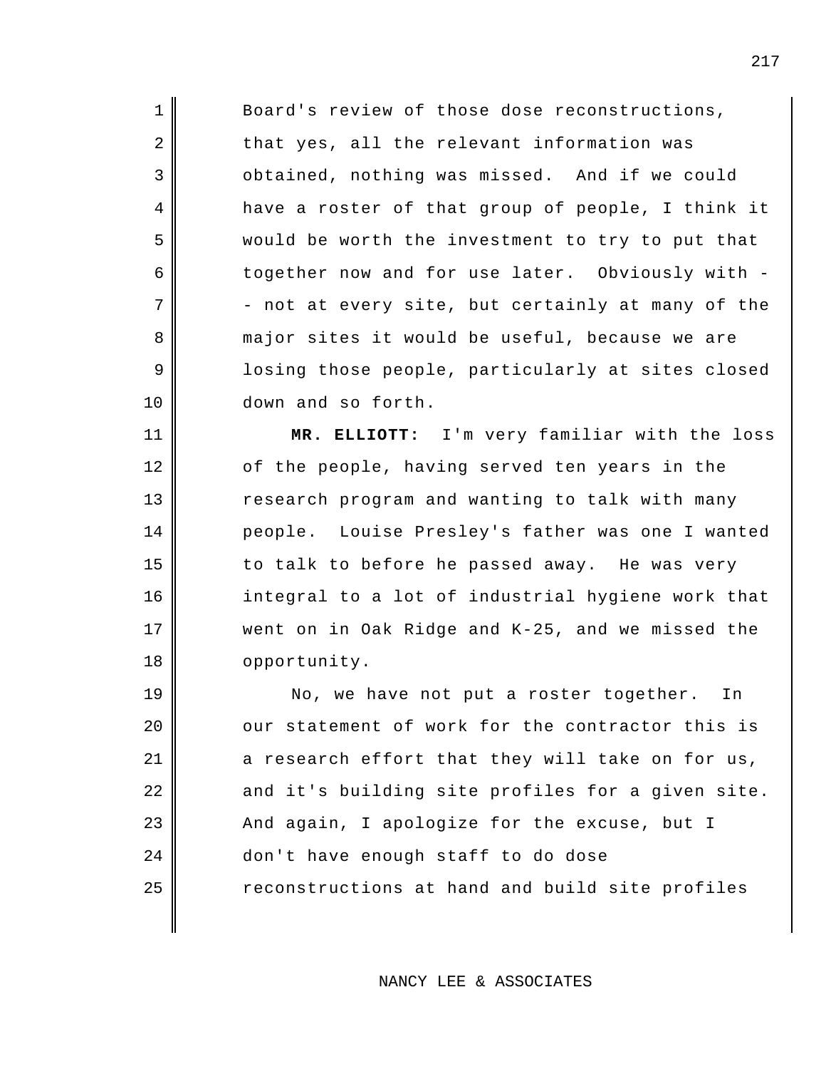Board's review of those dose reconstructions, that yes, all the relevant information was obtained, nothing was missed. And if we could have a roster of that group of people, I think it would be worth the investment to try to put that together now and for use later. Obviously with -- not at every site, but certainly at many of the major sites it would be useful, because we are losing those people, particularly at sites closed down and so forth.

**MR. ELLIOTT:** I'm very familiar with the loss of the people, having served ten years in the research program and wanting to talk with many people. Louise Presley's father was one I wanted to talk to before he passed away. He was very integral to a lot of industrial hygiene work that went on in Oak Ridge and K-25, and we missed the opportunity.

No, we have not put a roster together. In our statement of work for the contractor this is a research effort that they will take on for us, and it's building site profiles for a given site. And again, I apologize for the excuse, but I don't have enough staff to do dose reconstructions at hand and build site profiles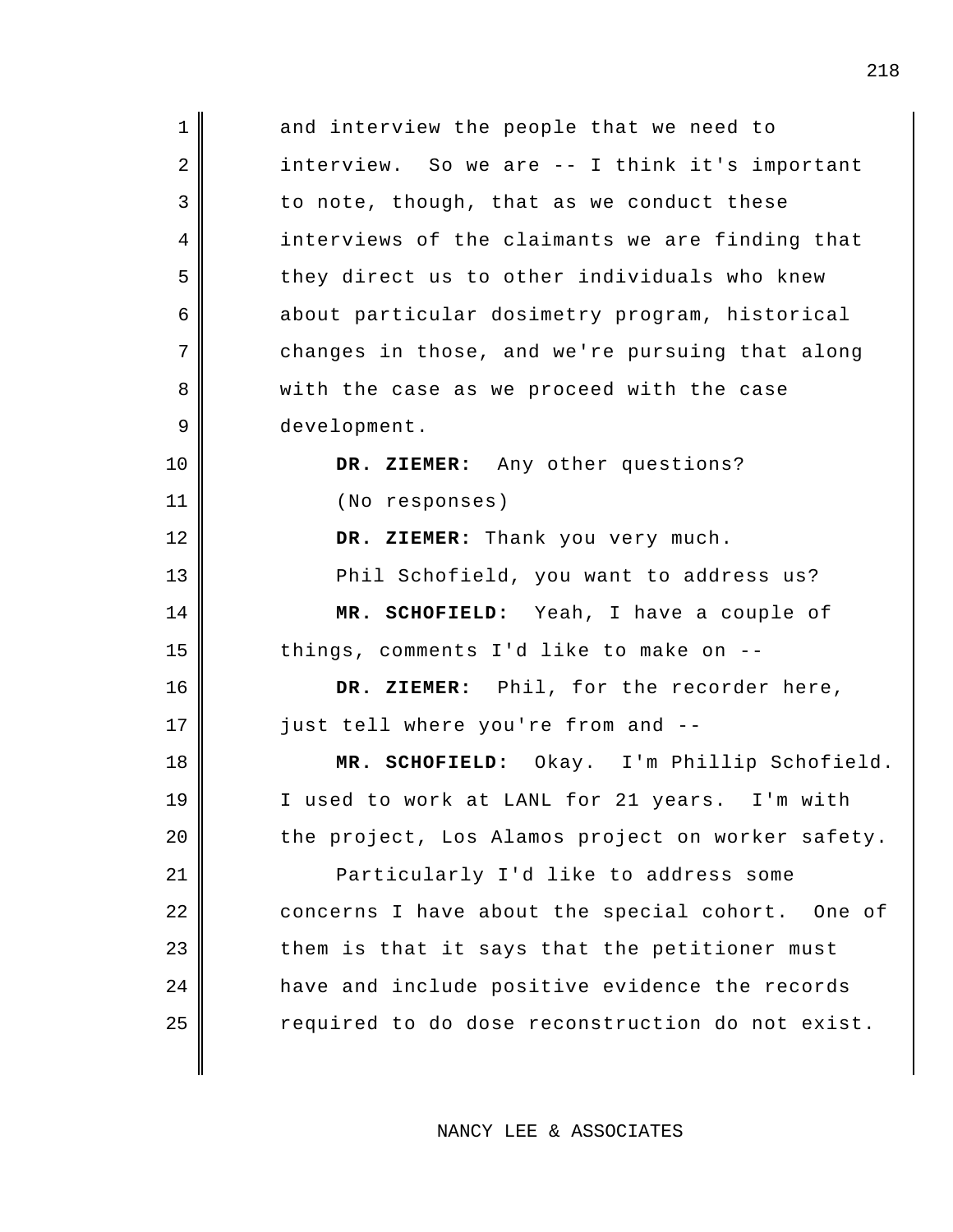and interview the people that we need to interview. So we are -- I think it's important to note, though, that as we conduct these interviews of the claimants we are finding that they direct us to other individuals who knew about particular dosimetry program, historical changes in those, and we're pursuing that along with the case as we proceed with the case development.

**DR. ZIEMER:** Any other questions?

(No responses)

**DR. ZIEMER:** Thank you very much.

Phil Schofield, you want to address us?

**MR. SCHOFIELD:** Yeah, I have a couple of things, comments I'd like to make on --

**DR. ZIEMER:** Phil, for the recorder here, just tell where you're from and --

**MR. SCHOFIELD:** Okay. I'm Phillip Schofield. I used to work at LANL for 21 years. I'm with the project, Los Alamos project on worker safety.

Particularly I'd like to address some concerns I have about the special cohort. One of them is that it says that the petitioner must have and include positive evidence the records required to do dose reconstruction do not exist.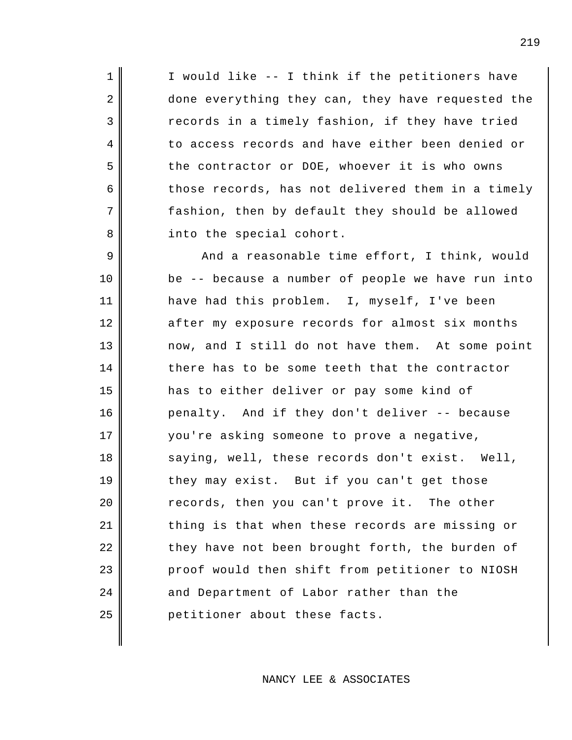I would like -- I think if the petitioners have done everything they can, they have requested the records in a timely fashion, if they have tried to access records and have either been denied or the contractor or DOE, whoever it is who owns those records, has not delivered them in a timely fashion, then by default they should be allowed into the special cohort.

And a reasonable time effort, I think, would be -- because a number of people we have run into have had this problem. I, myself, I've been after my exposure records for almost six months now, and I still do not have them. At some point there has to be some teeth that the contractor has to either deliver or pay some kind of penalty. And if they don't deliver -- because you're asking someone to prove a negative, saying, well, these records don't exist. Well, they may exist. But if you can't get those records, then you can't prove it. The other thing is that when these records are missing or they have not been brought forth, the burden of proof would then shift from petitioner to NIOSH and Department of Labor rather than the petitioner about these facts.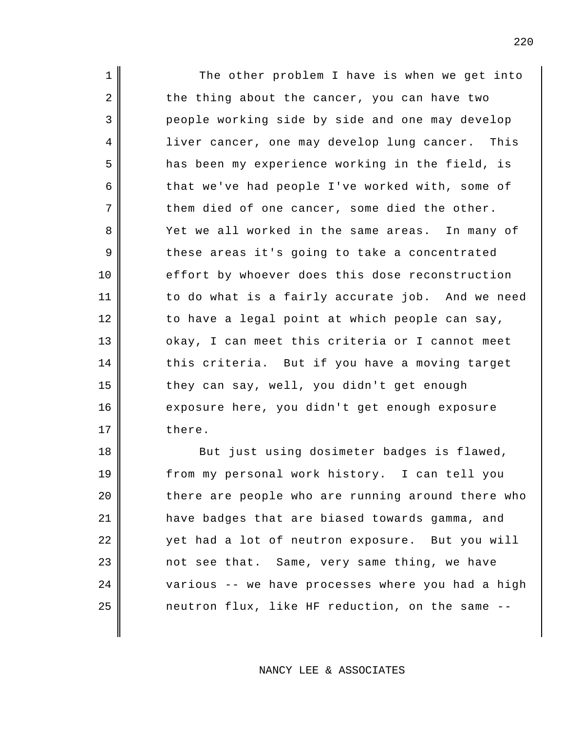The other problem I have is when we get into the thing about the cancer, you can have two people working side by side and one may develop liver cancer, one may develop lung cancer. This has been my experience working in the field, is that we've had people I've worked with, some of them died of one cancer, some died the other. Yet we all worked in the same areas. In many of these areas it's going to take a concentrated effort by whoever does this dose reconstruction to do what is a fairly accurate job. And we need to have a legal point at which people can say, okay, I can meet this criteria or I cannot meet this criteria. But if you have a moving target they can say, well, you didn't get enough exposure here, you didn't get enough exposure there.

But just using dosimeter badges is flawed, from my personal work history. I can tell you there are people who are running around there who have badges that are biased towards gamma, and yet had a lot of neutron exposure. But you will not see that. Same, very same thing, we have various -- we have processes where you had a high neutron flux, like HF reduction, on the same --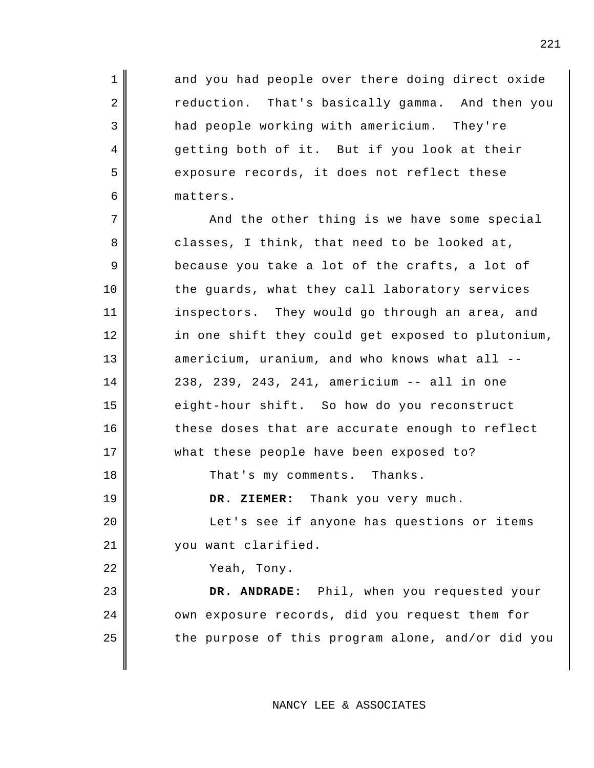and you had people over there doing direct oxide reduction. That's basically gamma. And then you had people working with americium. They're getting both of it. But if you look at their exposure records, it does not reflect these matters.

And the other thing is we have some special classes, I think, that need to be looked at, because you take a lot of the crafts, a lot of the guards, what they call laboratory services inspectors. They would go through an area, and in one shift they could get exposed to plutonium, americium, uranium, and who knows what all -- 238, 239, 243, 241, americium -- all in one eight-hour shift. So how do you reconstruct these doses that are accurate enough to reflect what these people have been exposed to?

That's my comments. Thanks.

**DR. ZIEMER:** Thank you very much.

Let's see if anyone has questions or items you want clarified.

Yeah, Tony.

**DR. ANDRADE:** Phil, when you requested your own exposure records, did you request them for the purpose of this program alone, and/or did you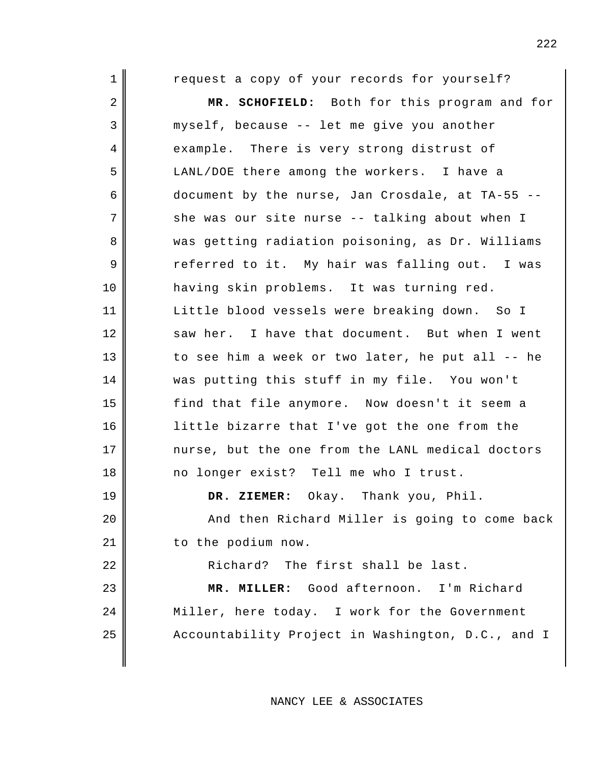request a copy of your records for yourself?

**MR. SCHOFIELD:** Both for this program and for myself, because -- let me give you another example. There is very strong distrust of LANL/DOE there among the workers. I have a document by the nurse, Jan Crosdale, at TA-55 -- she was our site nurse -- talking about when I was getting radiation poisoning, as Dr. Williams referred to it. My hair was falling out. I was having skin problems. It was turning red. Little blood vessels were breaking down. So I saw her. I have that document. But when I went to see him a week or two later, he put all -- he was putting this stuff in my file. You won't find that file anymore. Now doesn't it seem a little bizarre that I've got the one from the nurse, but the one from the LANL medical doctors no longer exist? Tell me who I trust.

**DR. ZIEMER:** Okay. Thank you, Phil.

And then Richard Miller is going to come back to the podium now.

Richard? The first shall be last.

**MR. MILLER:** Good afternoon. I'm Richard Miller, here today. I work for the Government Accountability Project in Washington, D.C., and I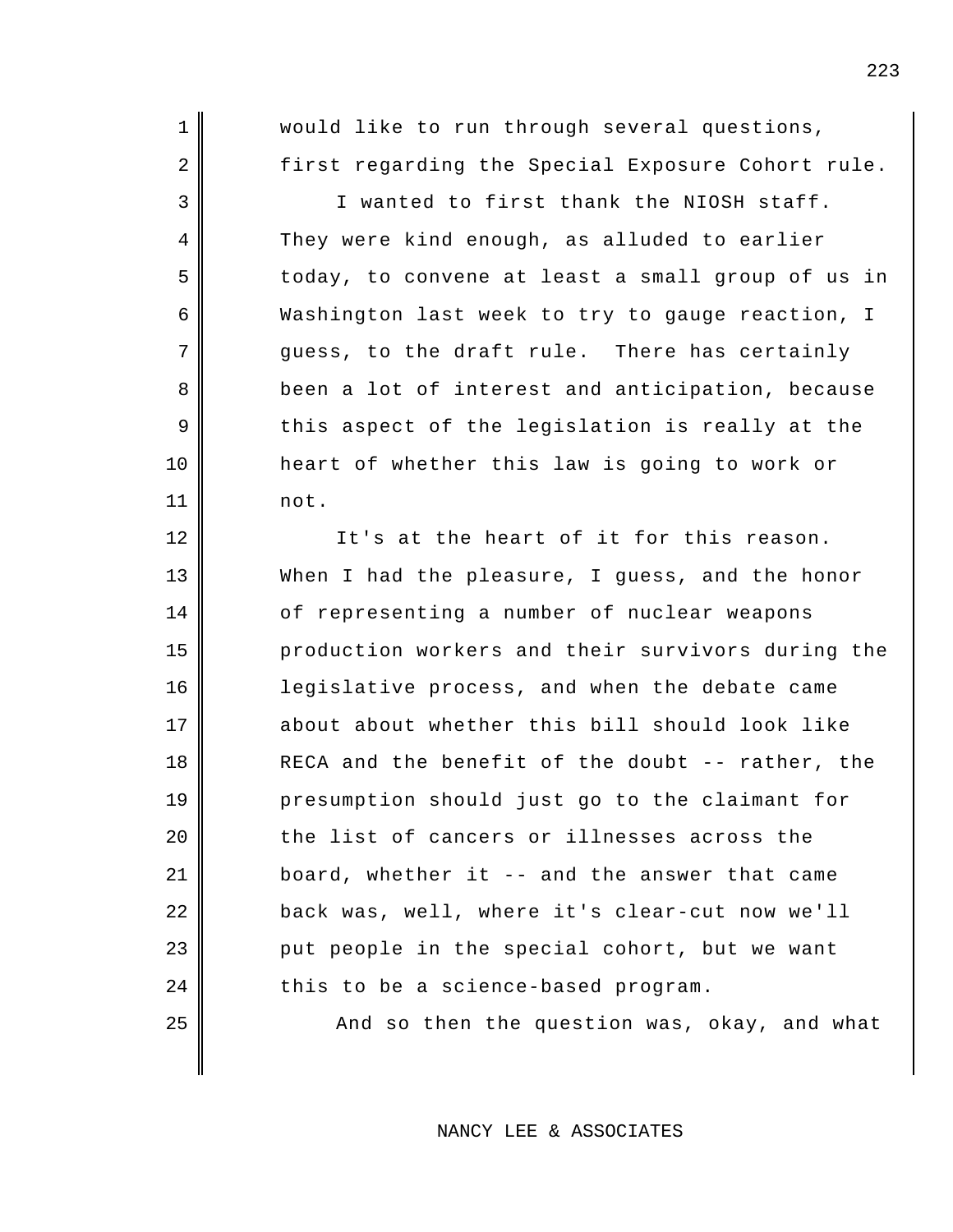would like to run through several questions, first regarding the Special Exposure Cohort rule.

I wanted to first thank the NIOSH staff. They were kind enough, as alluded to earlier today, to convene at least a small group of us in Washington last week to try to gauge reaction, I guess, to the draft rule. There has certainly been a lot of interest and anticipation, because this aspect of the legislation is really at the heart of whether this law is going to work or not.

It's at the heart of it for this reason. When I had the pleasure, I guess, and the honor of representing a number of nuclear weapons production workers and their survivors during the legislative process, and when the debate came about about whether this bill should look like RECA and the benefit of the doubt -- rather, the presumption should just go to the claimant for the list of cancers or illnesses across the board, whether it -- and the answer that came back was, well, where it's clear-cut now we'll put people in the special cohort, but we want this to be a science-based program.

And so then the question was, okay, and what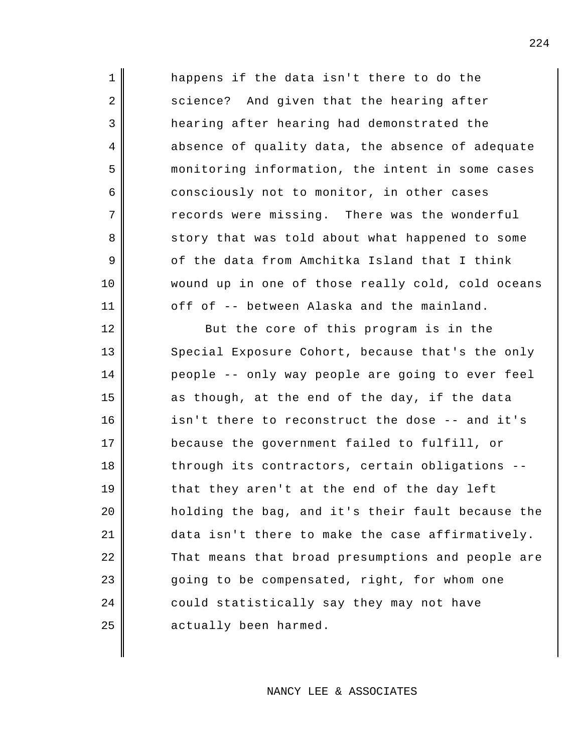happens if the data isn't there to do the science? And given that the hearing after hearing after hearing had demonstrated the absence of quality data, the absence of adequate monitoring information, the intent in some cases consciously not to monitor, in other cases records were missing. There was the wonderful story that was told about what happened to some of the data from Amchitka Island that I think wound up in one of those really cold, cold oceans off of -- between Alaska and the mainland.

But the core of this program is in the Special Exposure Cohort, because that's the only people -- only way people are going to ever feel as though, at the end of the day, if the data isn't there to reconstruct the dose -- and it's because the government failed to fulfill, or through its contractors, certain obligations -- that they aren't at the end of the day left holding the bag, and it's their fault because the data isn't there to make the case affirmatively. That means that broad presumptions and people are going to be compensated, right, for whom one could statistically say they may not have actually been harmed.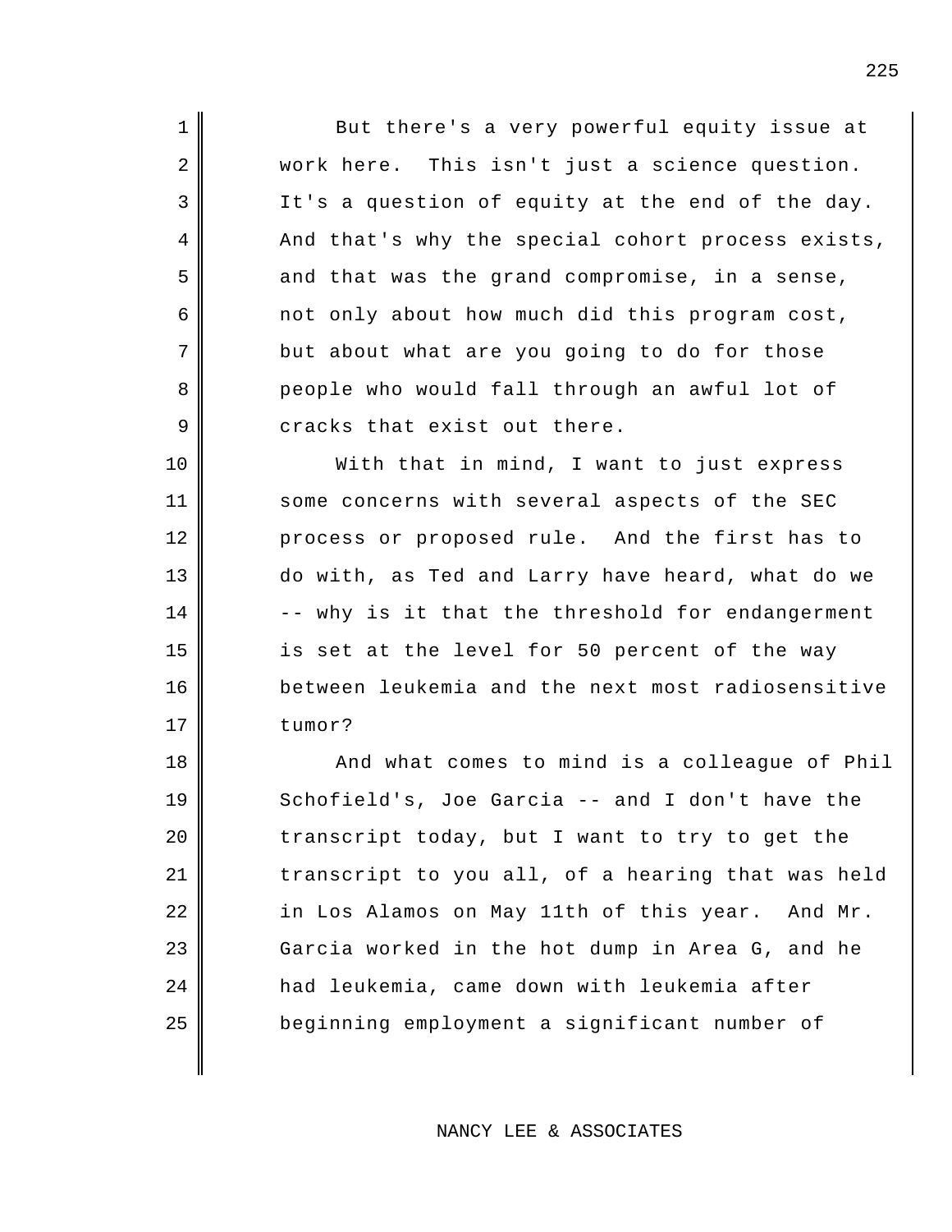But there's a very powerful equity issue at work here. This isn't just a science question. It's a question of equity at the end of the day. And that's why the special cohort process exists, and that was the grand compromise, in a sense, not only about how much did this program cost, but about what are you going to do for those people who would fall through an awful lot of cracks that exist out there.

With that in mind, I want to just express some concerns with several aspects of the SEC process or proposed rule. And the first has to do with, as Ted and Larry have heard, what do we -- why is it that the threshold for endangerment is set at the level for 50 percent of the way between leukemia and the next most radiosensitive tumor?

And what comes to mind is a colleague of Phil Schofield's, Joe Garcia -- and I don't have the transcript today, but I want to try to get the transcript to you all, of a hearing that was held in Los Alamos on May 11th of this year. And Mr. Garcia worked in the hot dump in Area G, and he had leukemia, came down with leukemia after beginning employment a significant number of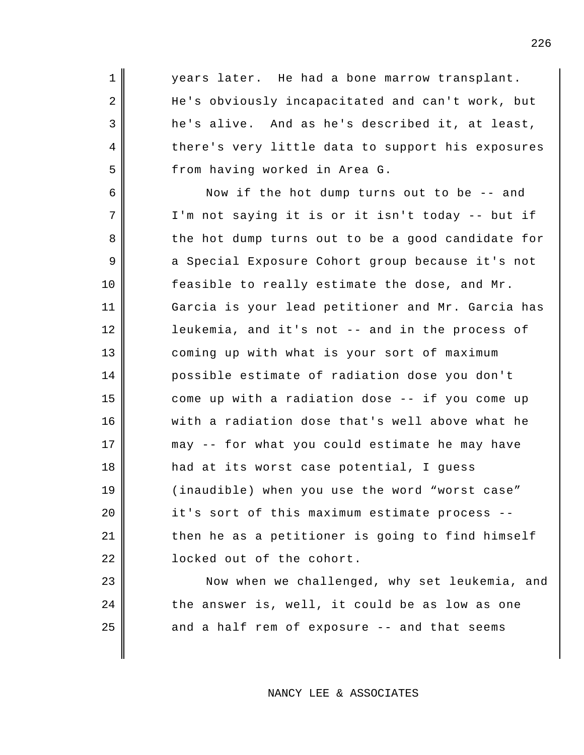years later. He had a bone marrow transplant. He's obviously incapacitated and can't work, but he's alive. And as he's described it, at least, there's very little data to support his exposures from having worked in Area G.

Now if the hot dump turns out to be -- and I'm not saying it is or it isn't today -- but if the hot dump turns out to be a good candidate for a Special Exposure Cohort group because it's not feasible to really estimate the dose, and Mr. Garcia is your lead petitioner and Mr. Garcia has leukemia, and it's not -- and in the process of coming up with what is your sort of maximum possible estimate of radiation dose you don't come up with a radiation dose -- if you come up with a radiation dose that's well above what he may -- for what you could estimate he may have had at its worst case potential, I guess (inaudible) when you use the word "worst case" it's sort of this maximum estimate process -- then he as a petitioner is going to find himself locked out of the cohort.

Now when we challenged, why set leukemia, and the answer is, well, it could be as low as one and a half rem of exposure -- and that seems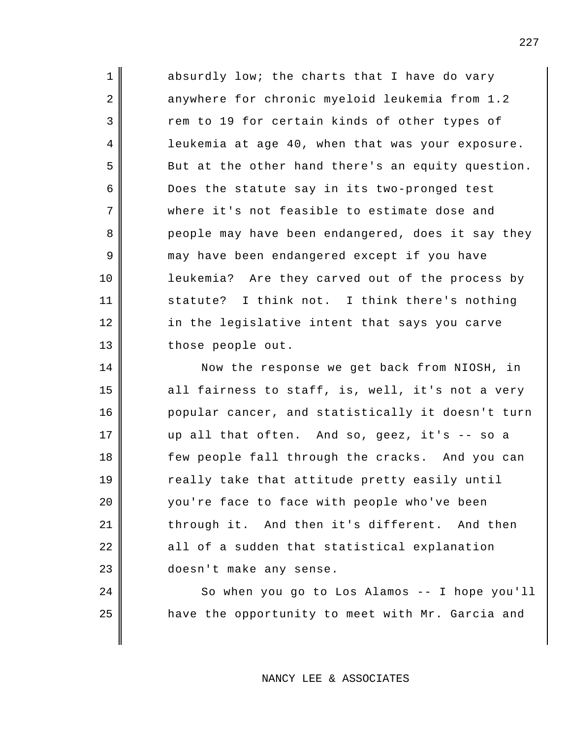absurdly low; the charts that I have do vary anywhere for chronic myeloid leukemia from 1.2 rem to 19 for certain kinds of other types of leukemia at age 40, when that was your exposure. But at the other hand there's an equity question. Does the statute say in its two-pronged test where it's not feasible to estimate dose and people may have been endangered, does it say they may have been endangered except if you have leukemia? Are they carved out of the process by statute? I think not. I think there's nothing in the legislative intent that says you carve those people out.

Now the response we get back from NIOSH, in all fairness to staff, is, well, it's not a very popular cancer, and statistically it doesn't turn up all that often. And so, geez, it's -- so a few people fall through the cracks. And you can really take that attitude pretty easily until you're face to face with people who've been through it. And then it's different. And then all of a sudden that statistical explanation doesn't make any sense.

So when you go to Los Alamos -- I hope you'll have the opportunity to meet with Mr. Garcia and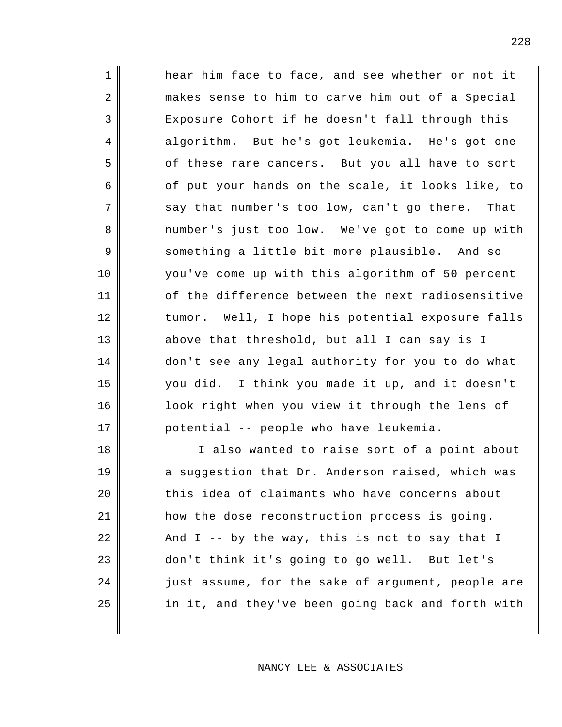hear him face to face, and see whether or not it makes sense to him to carve him out of a Special Exposure Cohort if he doesn't fall through this algorithm. But he's got leukemia. He's got one of these rare cancers. But you all have to sort of put your hands on the scale, it looks like, to say that number's too low, can't go there. That number's just too low. We've got to come up with something a little bit more plausible. And so you've come up with this algorithm of 50 percent of the difference between the next radiosensitive tumor. Well, I hope his potential exposure falls above that threshold, but all I can say is I don't see any legal authority for you to do what you did. I think you made it up, and it doesn't look right when you view it through the lens of potential -- people who have leukemia.

I also wanted to raise sort of a point about a suggestion that Dr. Anderson raised, which was this idea of claimants who have concerns about how the dose reconstruction process is going. And I -- by the way, this is not to say that I don't think it's going to go well. But let's just assume, for the sake of argument, people are in it, and they've been going back and forth with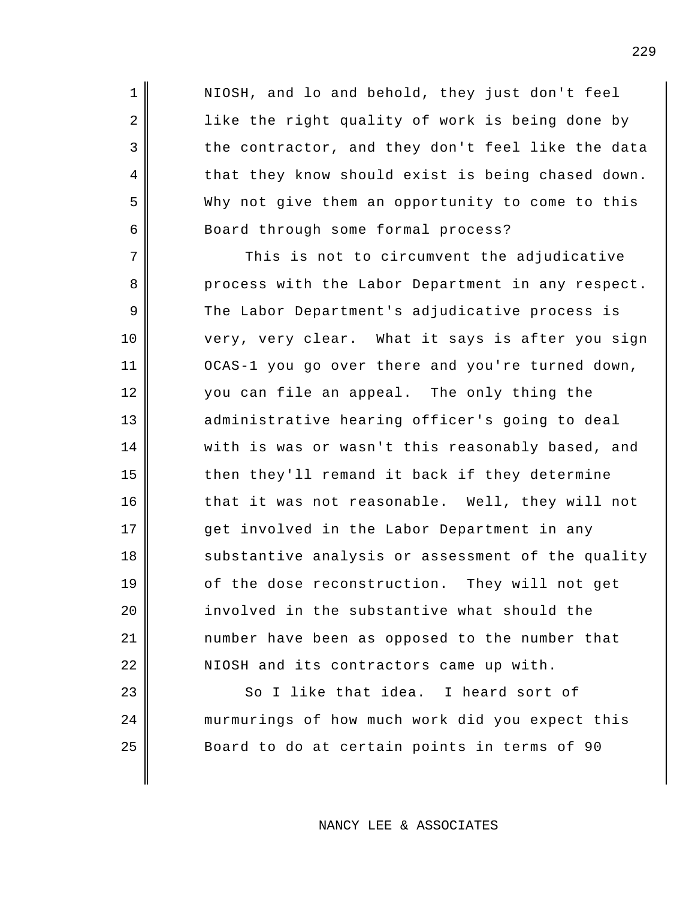NIOSH, and lo and behold, they just don't feel like the right quality of work is being done by the contractor, and they don't feel like the data that they know should exist is being chased down. Why not give them an opportunity to come to this Board through some formal process?

This is not to circumvent the adjudicative process with the Labor Department in any respect. The Labor Department's adjudicative process is very, very clear. What it says is after you sign OCAS-1 you go over there and you're turned down, you can file an appeal. The only thing the administrative hearing officer's going to deal with is was or wasn't this reasonably based, and then they'll remand it back if they determine that it was not reasonable. Well, they will not get involved in the Labor Department in any substantive analysis or assessment of the quality of the dose reconstruction. They will not get involved in the substantive what should the number have been as opposed to the number that NIOSH and its contractors came up with.

So I like that idea. I heard sort of murmurings of how much work did you expect this Board to do at certain points in terms of 90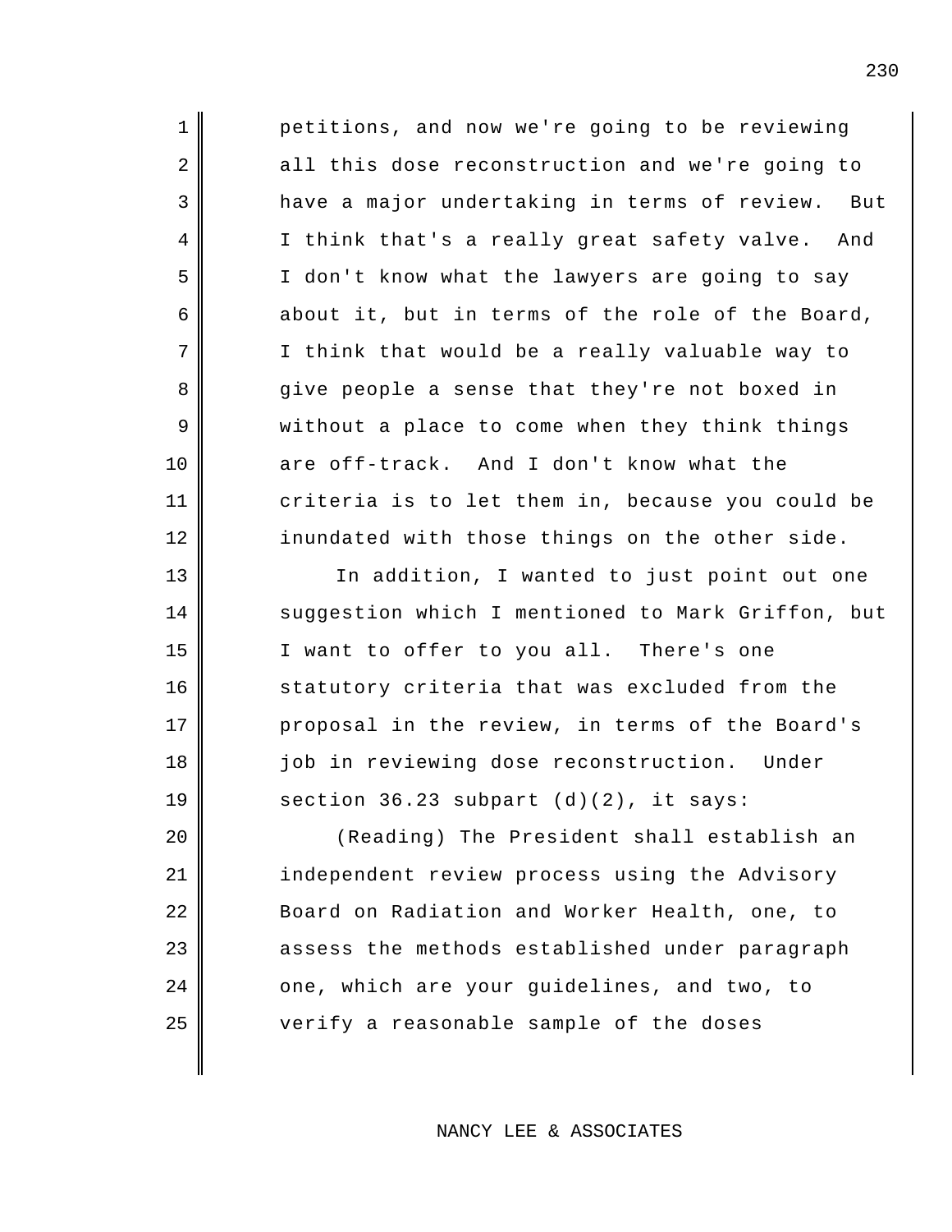petitions, and now we're going to be reviewing all this dose reconstruction and we're going to have a major undertaking in terms of review. But I think that's a really great safety valve. And I don't know what the lawyers are going to say about it, but in terms of the role of the Board, I think that would be a really valuable way to give people a sense that they're not boxed in without a place to come when they think things are off-track. And I don't know what the criteria is to let them in, because you could be inundated with those things on the other side.

In addition, I wanted to just point out one suggestion which I mentioned to Mark Griffon, but I want to offer to you all. There's one statutory criteria that was excluded from the proposal in the review, in terms of the Board's job in reviewing dose reconstruction. Under section 36.23 subpart (d)(2), it says:

(Reading) The President shall establish an independent review process using the Advisory Board on Radiation and Worker Health, one, to assess the methods established under paragraph one, which are your guidelines, and two, to verify a reasonable sample of the doses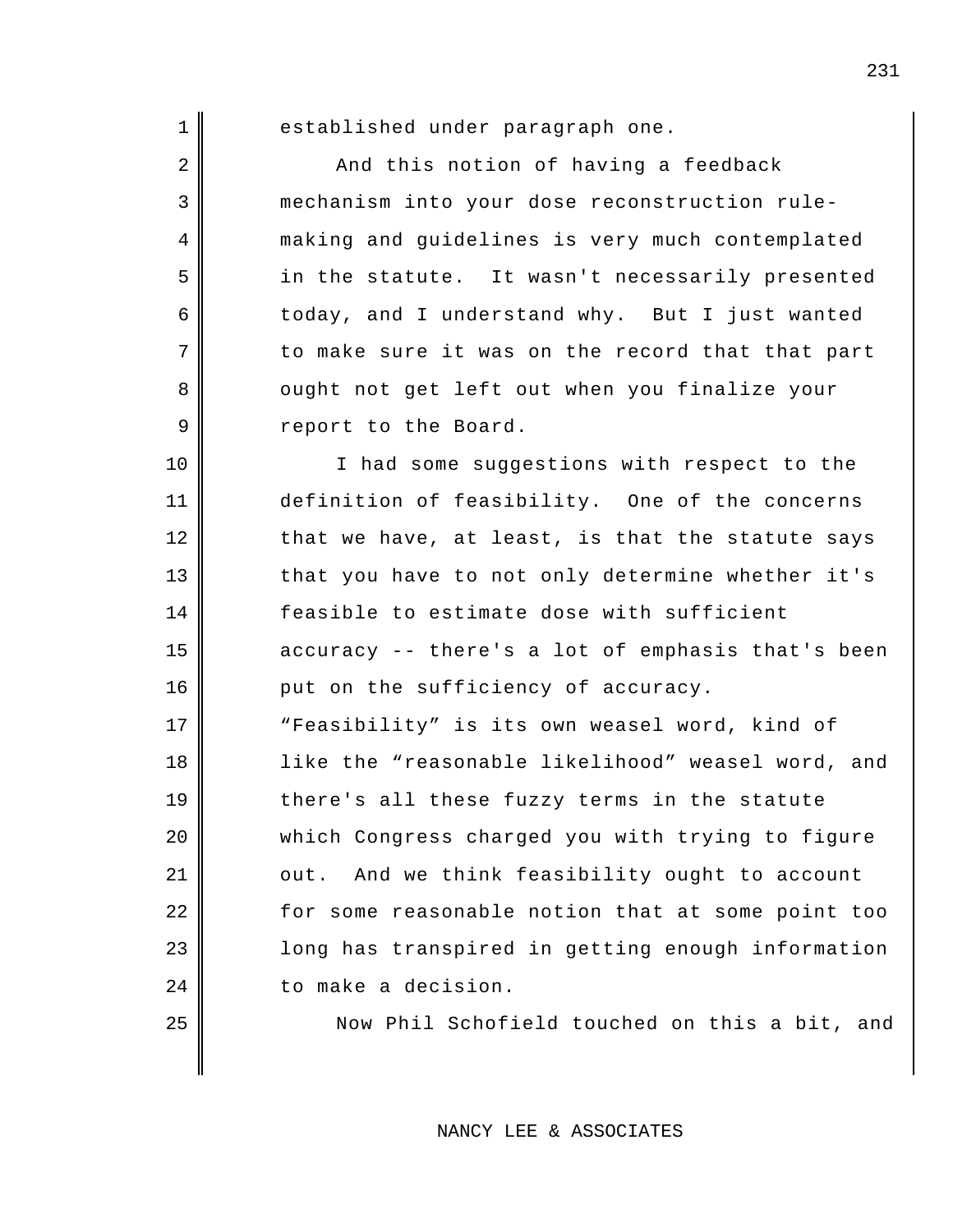established under paragraph one.

And this notion of having a feedback mechanism into your dose reconstruction rule-making and guidelines is very much contemplated in the statute. It wasn't necessarily presented today, and I understand why. But I just wanted to make sure it was on the record that that part ought not get left out when you finalize your report to the Board.

I had some suggestions with respect to the definition of feasibility. One of the concerns that we have, at least, is that the statute says that you have to not only determine whether it's feasible to estimate dose with sufficient accuracy -- there's a lot of emphasis that's been put on the sufficiency of accuracy. "Feasibility" is its own weasel word, kind of like the "reasonable likelihood" weasel word, and there's all these fuzzy terms in the statute which Congress charged you with trying to figure out. And we think feasibility ought to account for some reasonable notion that at some point too long has transpired in getting enough information to make a decision.

Now Phil Schofield touched on this a bit, and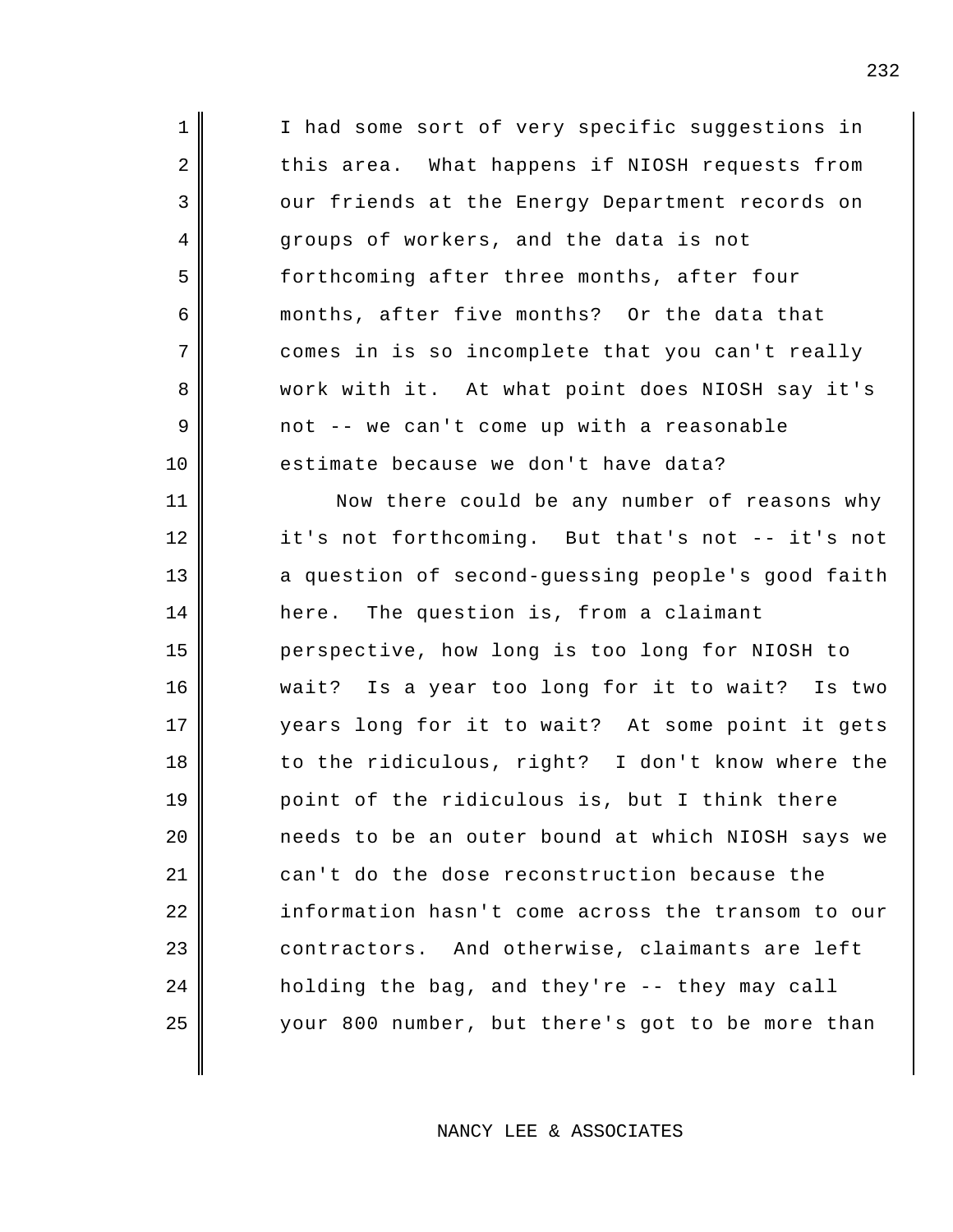I had some sort of very specific suggestions in this area. What happens if NIOSH requests from our friends at the Energy Department records on groups of workers, and the data is not forthcoming after three months, after four months, after five months? Or the data that comes in is so incomplete that you can't really work with it. At what point does NIOSH say it's not -- we can't come up with a reasonable estimate because we don't have data?

Now there could be any number of reasons why it's not forthcoming. But that's not -- it's not a question of second-guessing people's good faith here. The question is, from a claimant perspective, how long is too long for NIOSH to wait? Is a year too long for it to wait? Is two years long for it to wait? At some point it gets to the ridiculous, right? I don't know where the point of the ridiculous is, but I think there needs to be an outer bound at which NIOSH says we can't do the dose reconstruction because the information hasn't come across the transom to our contractors. And otherwise, claimants are left holding the bag, and they're -- they may call your 800 number, but there's got to be more than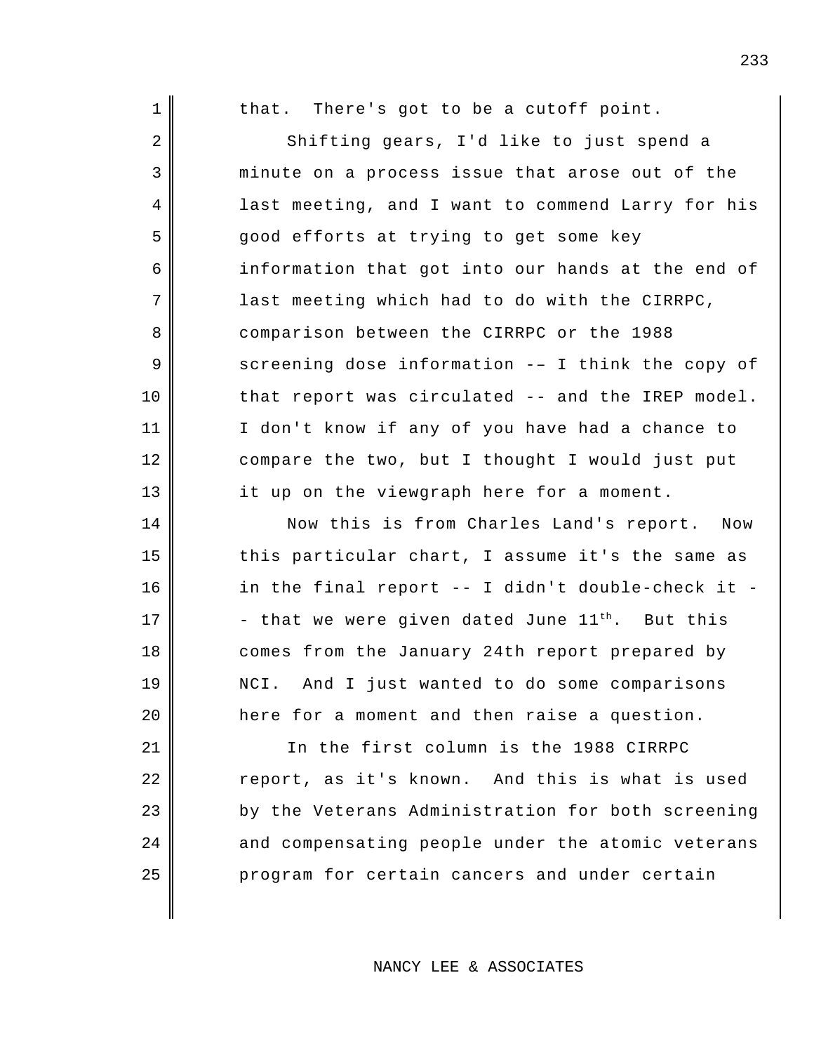that. There's got to be a cutoff point.

Shifting gears, I'd like to just spend a minute on a process issue that arose out of the last meeting, and I want to commend Larry for his good efforts at trying to get some key information that got into our hands at the end of last meeting which had to do with the CIRRPC, comparison between the CIRRPC or the 1988 screening dose information –– I think the copy of that report was circulated -- and the IREP model. I don't know if any of you have had a chance to compare the two, but I thought I would just put it up on the viewgraph here for a moment.

Now this is from Charles Land's report. Now this particular chart, I assume it's the same as in the final report -- I didn't double-check it -- that we were given dated June 11th. But this comes from the January 24th report prepared by NCI. And I just wanted to do some comparisons here for a moment and then raise a question.

In the first column is the 1988 CIRRPC report, as it's known. And this is what is used by the Veterans Administration for both screening and compensating people under the atomic veterans program for certain cancers and under certain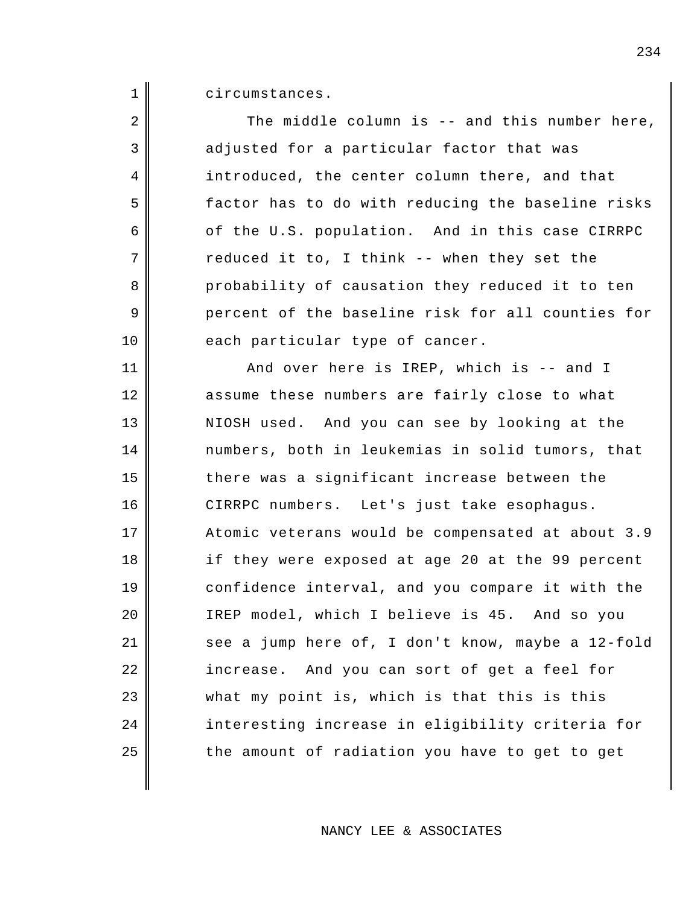circumstances.

The middle column is -- and this number here, adjusted for a particular factor that was introduced, the center column there, and that factor has to do with reducing the baseline risks of the U.S. population. And in this case CIRRPC reduced it to, I think -- when they set the probability of causation they reduced it to ten percent of the baseline risk for all counties for each particular type of cancer.

And over here is IREP, which is -- and I assume these numbers are fairly close to what NIOSH used. And you can see by looking at the numbers, both in leukemias in solid tumors, that there was a significant increase between the CIRRPC numbers. Let's just take esophagus. Atomic veterans would be compensated at about 3.9 if they were exposed at age 20 at the 99 percent confidence interval, and you compare it with the IREP model, which I believe is 45. And so you see a jump here of, I don't know, maybe a 12-fold increase. And you can sort of get a feel for what my point is, which is that this is this interesting increase in eligibility criteria for the amount of radiation you have to get to get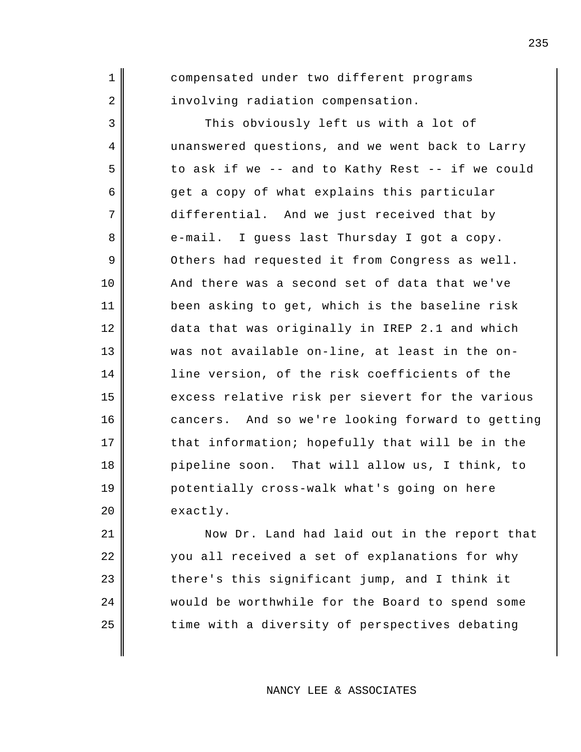compensated under two different programs involving radiation compensation.

This obviously left us with a lot of unanswered questions, and we went back to Larry to ask if we -- and to Kathy Rest -- if we could get a copy of what explains this particular differential. And we just received that by e-mail. I guess last Thursday I got a copy. Others had requested it from Congress as well. And there was a second set of data that we've been asking to get, which is the baseline risk data that was originally in IREP 2.1 and which was not available on-line, at least in the on-line version, of the risk coefficients of the excess relative risk per sievert for the various cancers. And so we're looking forward to getting that information; hopefully that will be in the pipeline soon. That will allow us, I think, to potentially cross-walk what's going on here exactly.

Now Dr. Land had laid out in the report that you all received a set of explanations for why there's this significant jump, and I think it would be worthwhile for the Board to spend some time with a diversity of perspectives debating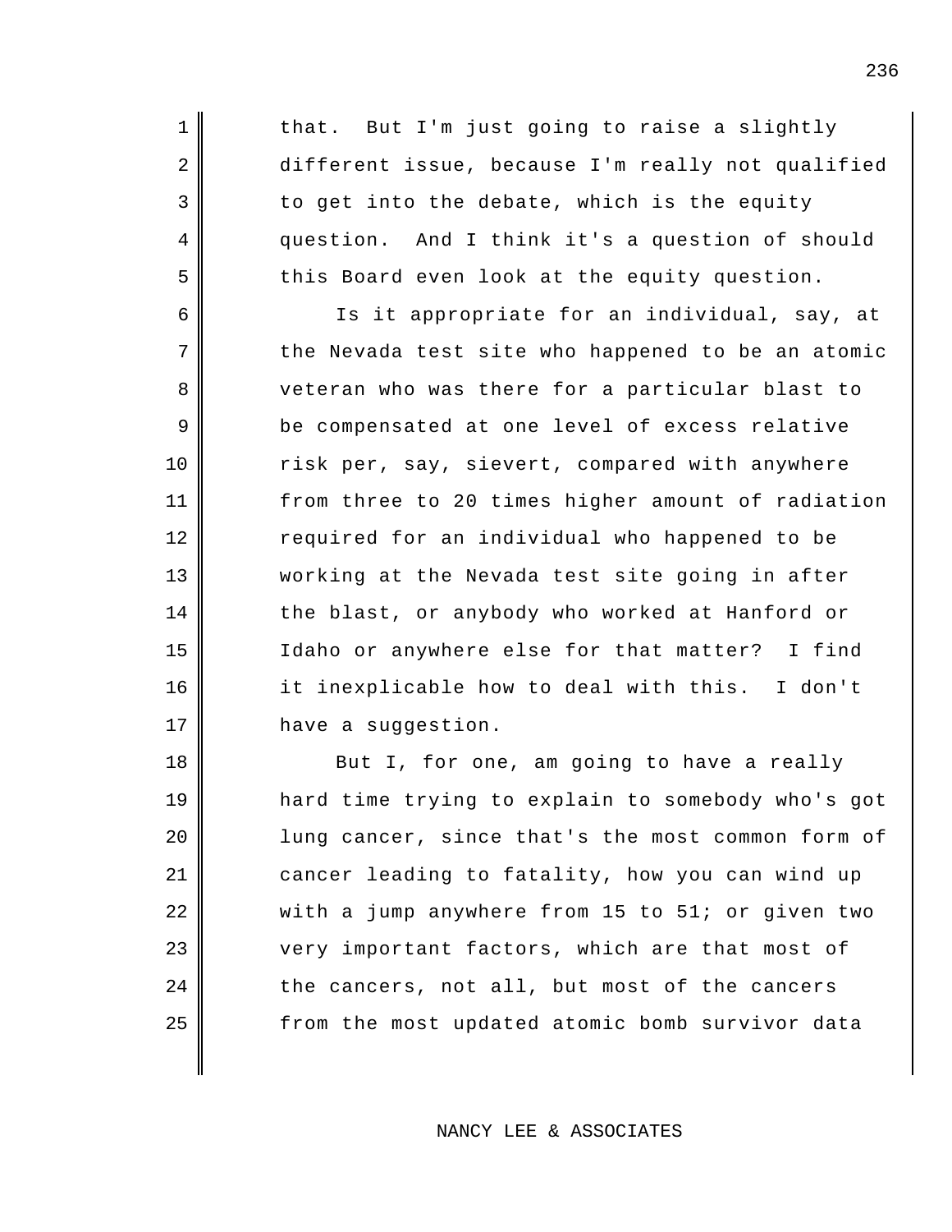that. But I'm just going to raise a slightly different issue, because I'm really not qualified to get into the debate, which is the equity question. And I think it's a question of should this Board even look at the equity question.

Is it appropriate for an individual, say, at the Nevada test site who happened to be an atomic veteran who was there for a particular blast to be compensated at one level of excess relative risk per, say, sievert, compared with anywhere from three to 20 times higher amount of radiation required for an individual who happened to be working at the Nevada test site going in after the blast, or anybody who worked at Hanford or Idaho or anywhere else for that matter? I find it inexplicable how to deal with this. I don't have a suggestion.

But I, for one, am going to have a really hard time trying to explain to somebody who's got lung cancer, since that's the most common form of cancer leading to fatality, how you can wind up with a jump anywhere from 15 to 51; or given two very important factors, which are that most of the cancers, not all, but most of the cancers from the most updated atomic bomb survivor data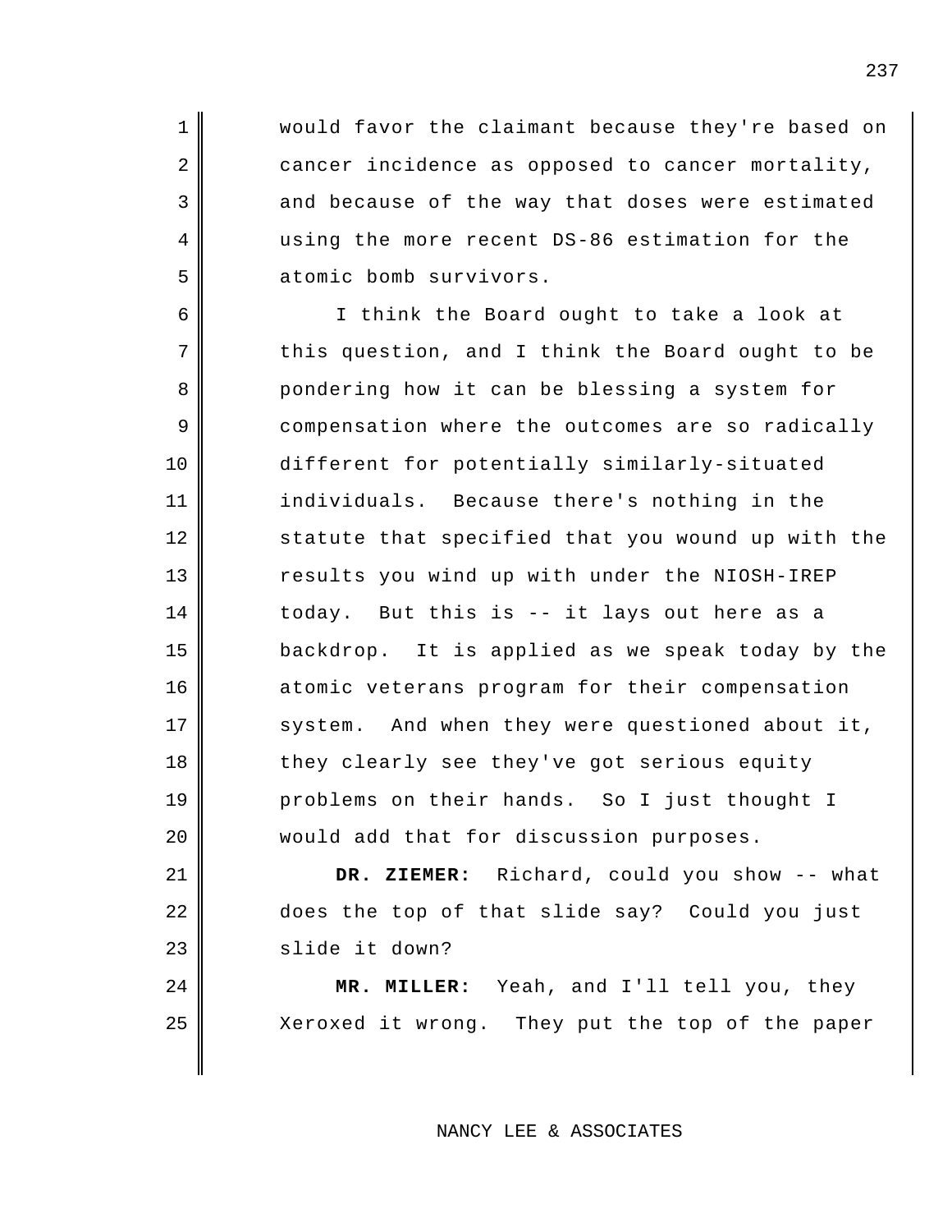would favor the claimant because they're based on cancer incidence as opposed to cancer mortality, and because of the way that doses were estimated using the more recent DS-86 estimation for the atomic bomb survivors.

I think the Board ought to take a look at this question, and I think the Board ought to be pondering how it can be blessing a system for compensation where the outcomes are so radically different for potentially similarly-situated individuals. Because there's nothing in the statute that specified that you wound up with the results you wind up with under the NIOSH-IREP today. But this is -- it lays out here as a backdrop. It is applied as we speak today by the atomic veterans program for their compensation system. And when they were questioned about it, they clearly see they've got serious equity problems on their hands. So I just thought I would add that for discussion purposes.

**DR. ZIEMER:** Richard, could you show -- what does the top of that slide say? Could you just slide it down?

**MR. MILLER:** Yeah, and I'll tell you, they Xeroxed it wrong. They put the top of the paper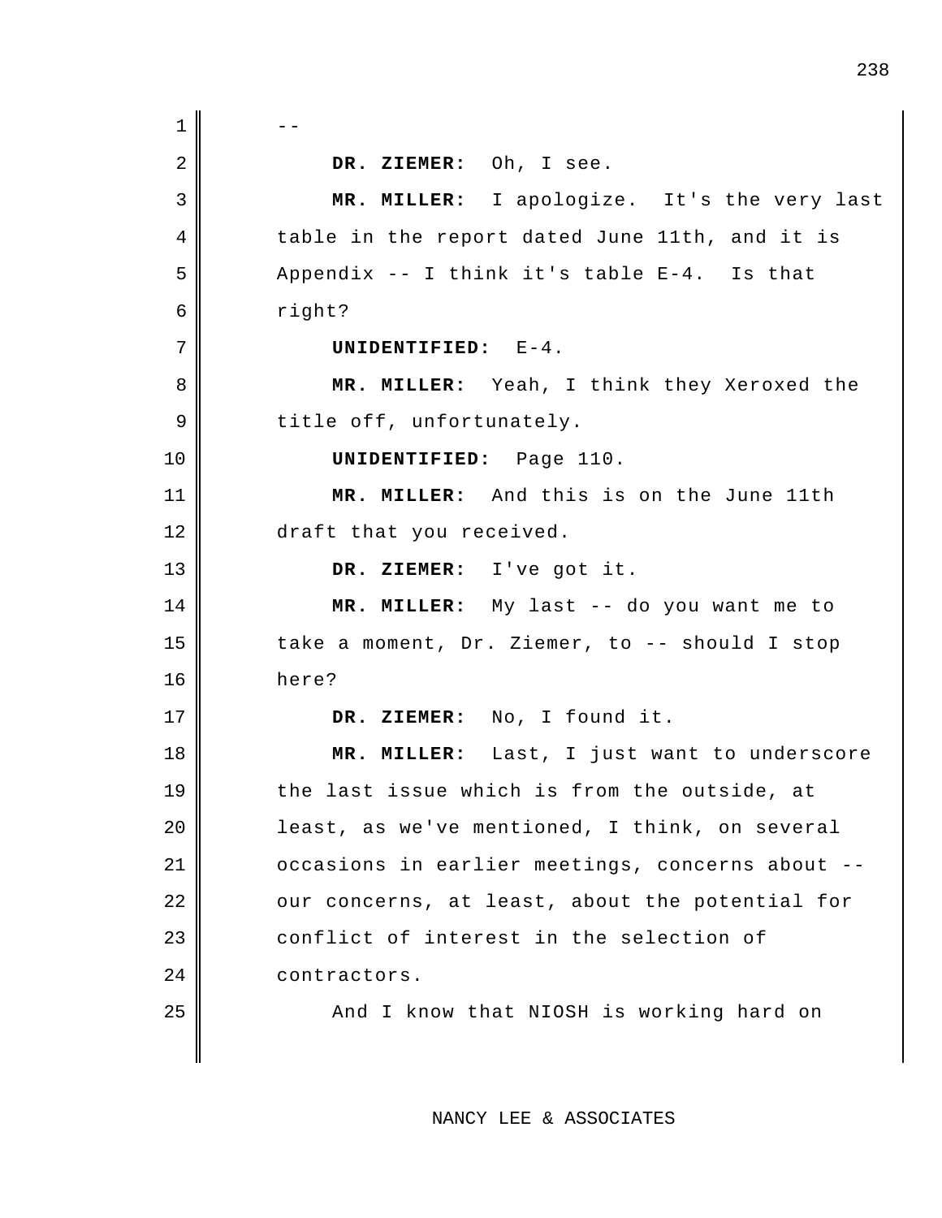--

**DR. ZIEMER:** Oh, I see.

**MR. MILLER:** I apologize. It's the very last table in the report dated June 11th, and it is Appendix -- I think it's table E-4. Is that right?

**UNIDENTIFIED:** E-4.

**MR. MILLER:** Yeah, I think they Xeroxed the title off, unfortunately.

**UNIDENTIFIED:** Page 110.

**MR. MILLER:** And this is on the June 11th draft that you received.

**DR. ZIEMER:** I've got it.

**MR. MILLER:** My last -- do you want me to take a moment, Dr. Ziemer, to -- should I stop here?

**DR. ZIEMER:** No, I found it.

**MR. MILLER:** Last, I just want to underscore the last issue which is from the outside, at least, as we've mentioned, I think, on several occasions in earlier meetings, concerns about -- our concerns, at least, about the potential for conflict of interest in the selection of contractors.

And I know that NIOSH is working hard on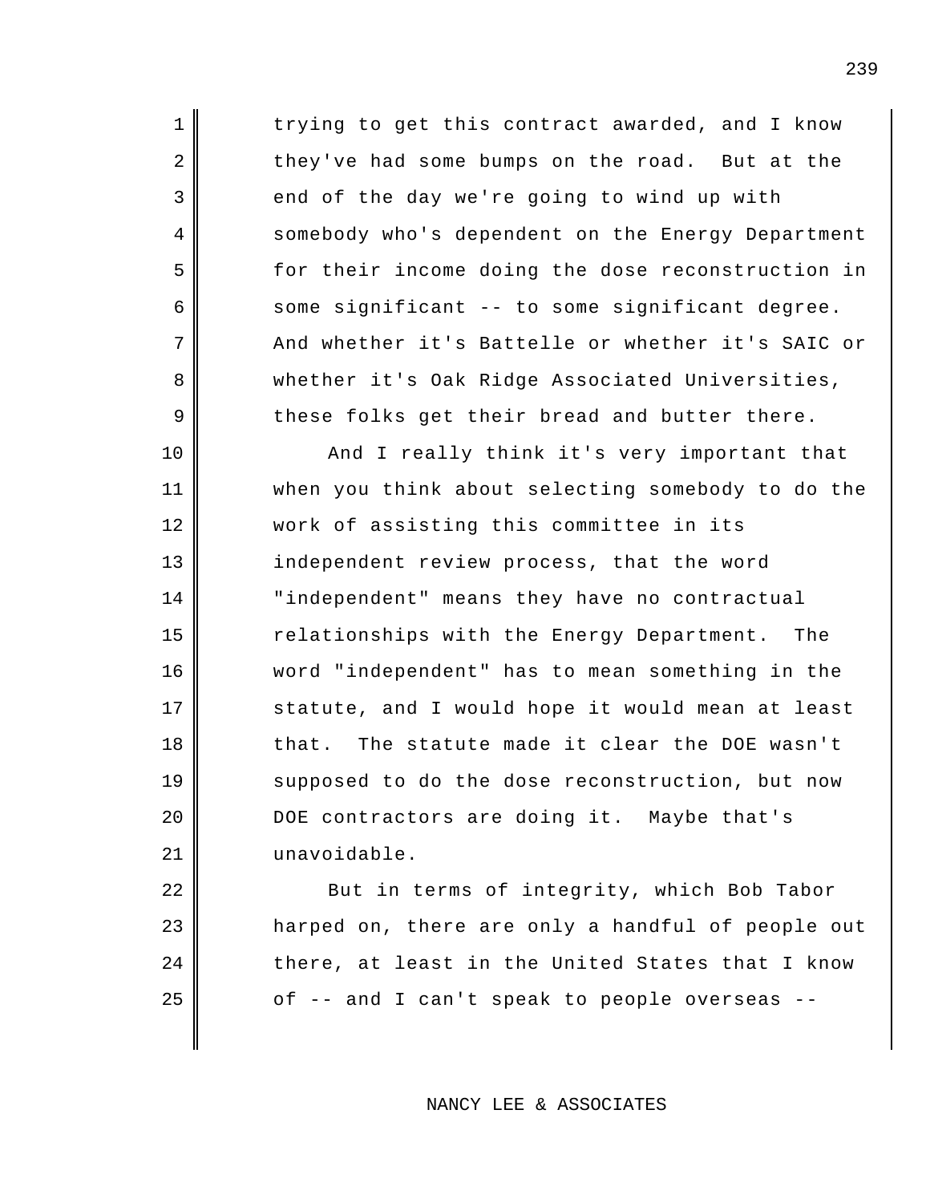trying to get this contract awarded, and I know they've had some bumps on the road. But at the end of the day we're going to wind up with somebody who's dependent on the Energy Department for their income doing the dose reconstruction in some significant -- to some significant degree. And whether it's Battelle or whether it's SAIC or whether it's Oak Ridge Associated Universities, these folks get their bread and butter there.

And I really think it's very important that when you think about selecting somebody to do the work of assisting this committee in its independent review process, that the word "independent" means they have no contractual relationships with the Energy Department. The word "independent" has to mean something in the statute, and I would hope it would mean at least that. The statute made it clear the DOE wasn't supposed to do the dose reconstruction, but now DOE contractors are doing it. Maybe that's unavoidable.

But in terms of integrity, which Bob Tabor harped on, there are only a handful of people out there, at least in the United States that I know of -- and I can't speak to people overseas --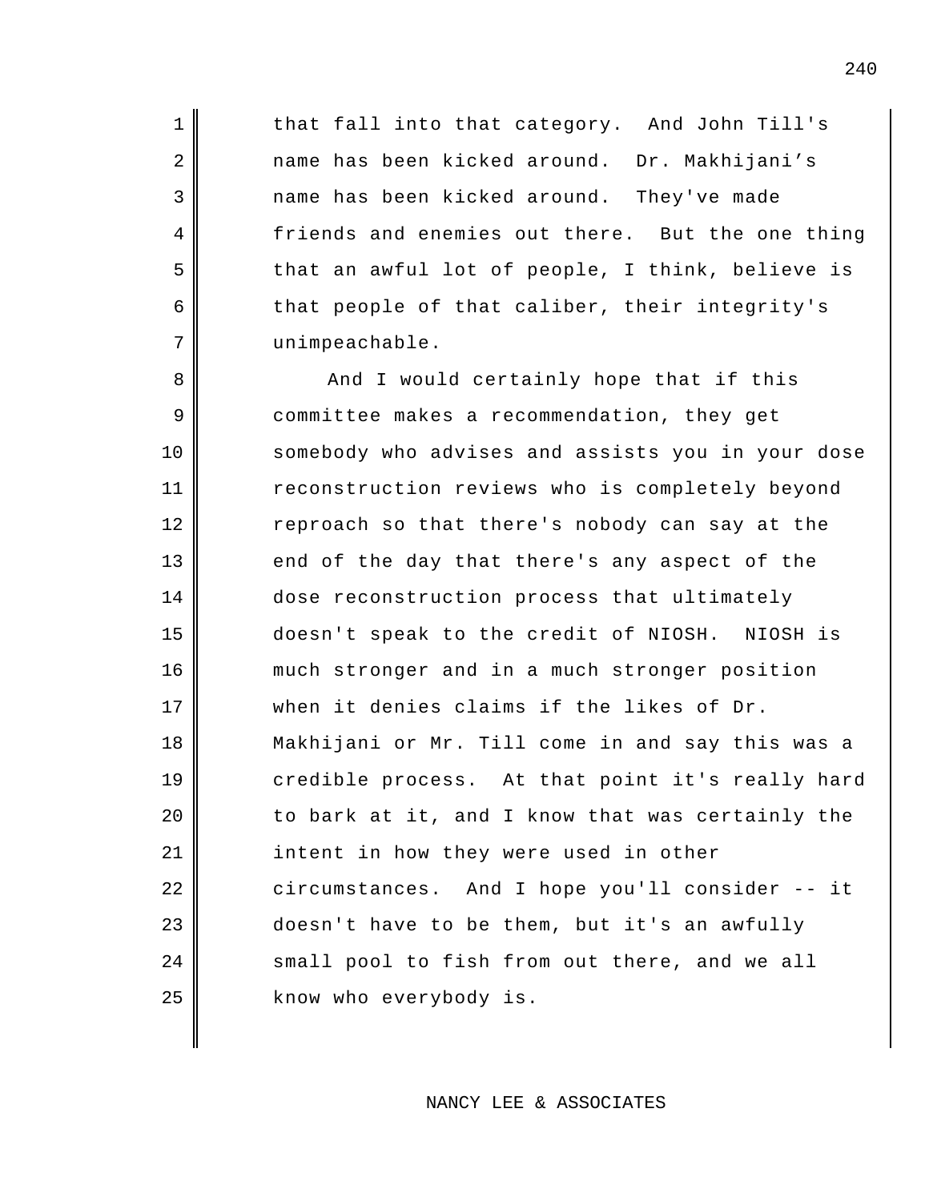that fall into that category. And John Till's name has been kicked around. Dr. Makhijani's name has been kicked around. They've made friends and enemies out there. But the one thing that an awful lot of people, I think, believe is that people of that caliber, their integrity's unimpeachable.

And I would certainly hope that if this committee makes a recommendation, they get somebody who advises and assists you in your dose reconstruction reviews who is completely beyond reproach so that there's nobody can say at the end of the day that there's any aspect of the dose reconstruction process that ultimately doesn't speak to the credit of NIOSH. NIOSH is much stronger and in a much stronger position when it denies claims if the likes of Dr. Makhijani or Mr. Till come in and say this was a credible process. At that point it's really hard to bark at it, and I know that was certainly the intent in how they were used in other circumstances. And I hope you'll consider -- it doesn't have to be them, but it's an awfully small pool to fish from out there, and we all know who everybody is.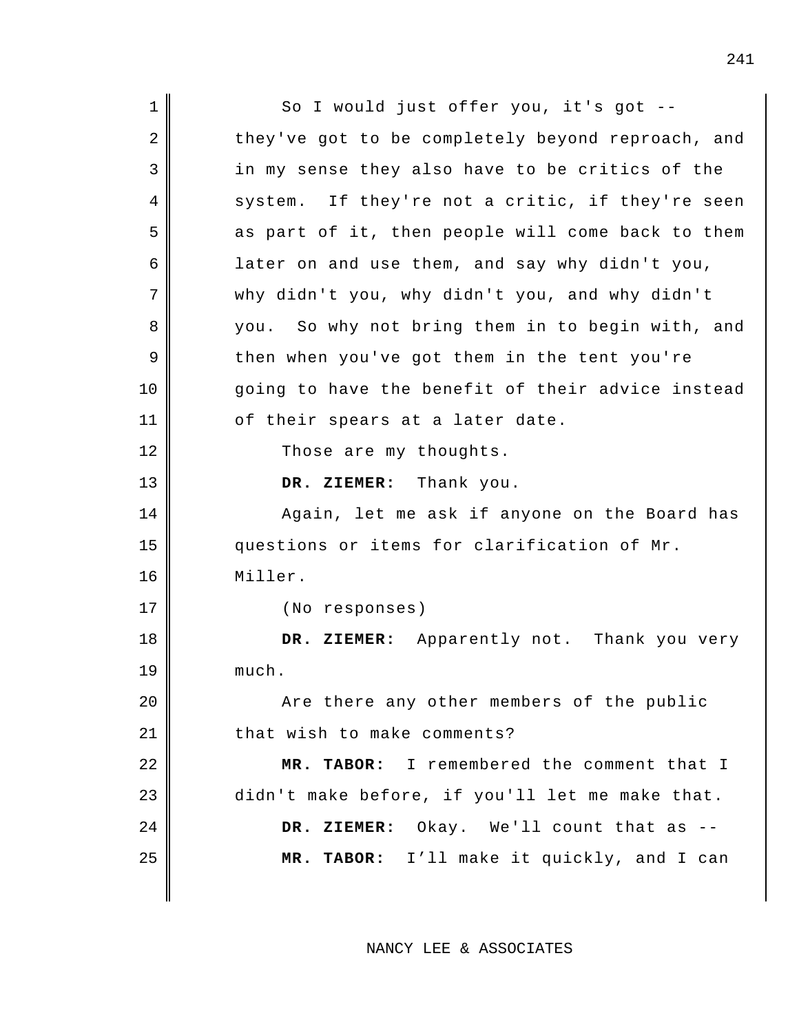So I would just offer you, it's got -- they've got to be completely beyond reproach, and in my sense they also have to be critics of the system. If they're not a critic, if they're seen as part of it, then people will come back to them later on and use them, and say why didn't you, why didn't you, why didn't you, and why didn't you. So why not bring them in to begin with, and then when you've got them in the tent you're going to have the benefit of their advice instead of their spears at a later date.

Those are my thoughts.

**DR. ZIEMER:** Thank you.

Again, let me ask if anyone on the Board has questions or items for clarification of Mr. Miller.

(No responses)

**DR. ZIEMER:** Apparently not. Thank you very much.

Are there any other members of the public that wish to make comments?

**MR. TABOR:** I remembered the comment that I didn't make before, if you'll let me make that.

**DR. ZIEMER:** Okay. We'll count that as --

**MR. TABOR:** I'll make it quickly, and I can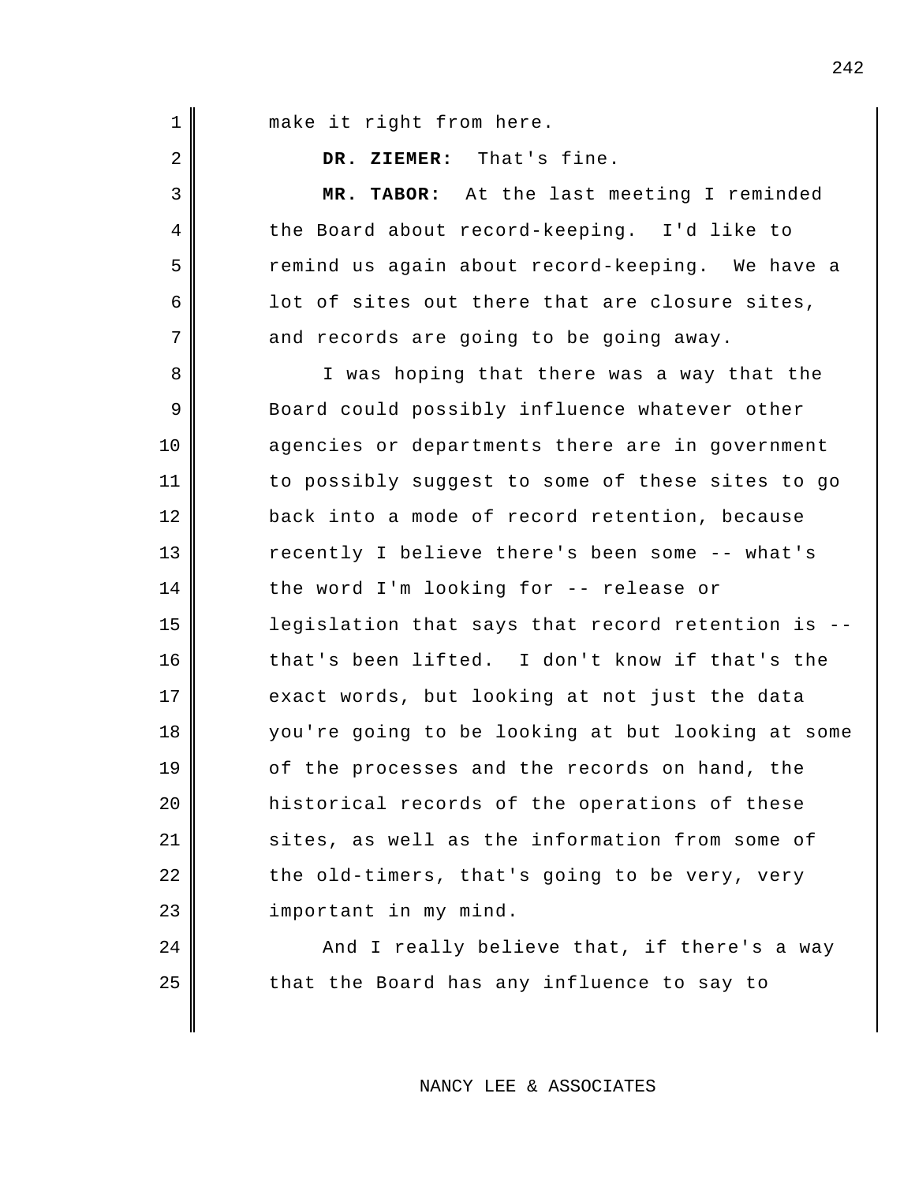make it right from here.

**DR. ZIEMER:** That's fine.

**MR. TABOR:** At the last meeting I reminded the Board about record-keeping. I'd like to remind us again about record-keeping. We have a lot of sites out there that are closure sites, and records are going to be going away.

I was hoping that there was a way that the Board could possibly influence whatever other agencies or departments there are in government to possibly suggest to some of these sites to go back into a mode of record retention, because recently I believe there's been some -- what's the word I'm looking for -- release or legislation that says that record retention is -- that's been lifted. I don't know if that's the exact words, but looking at not just the data you're going to be looking at but looking at some of the processes and the records on hand, the historical records of the operations of these sites, as well as the information from some of the old-timers, that's going to be very, very important in my mind.

And I really believe that, if there's a way that the Board has any influence to say to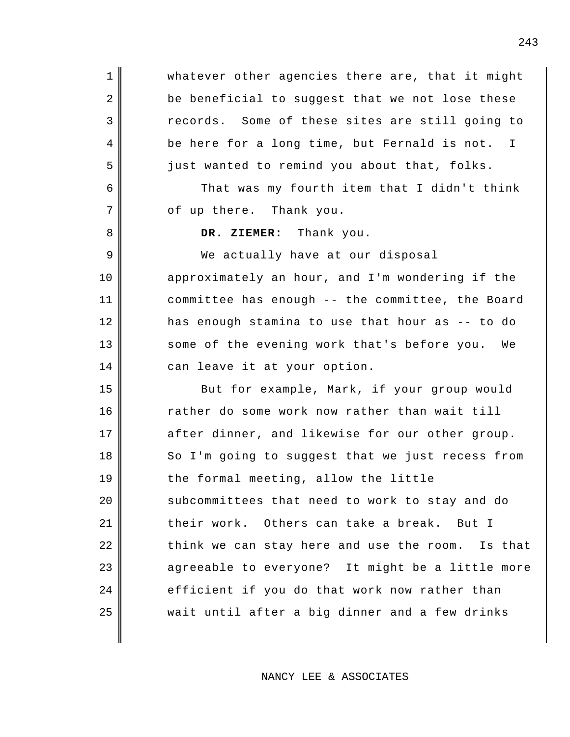whatever other agencies there are, that it might be beneficial to suggest that we not lose these records. Some of these sites are still going to be here for a long time, but Fernald is not. I just wanted to remind you about that, folks.

That was my fourth item that I didn't think of up there. Thank you.

**DR. ZIEMER:** Thank you.

We actually have at our disposal approximately an hour, and I'm wondering if the committee has enough -- the committee, the Board has enough stamina to use that hour as -- to do some of the evening work that's before you. We can leave it at your option.

But for example, Mark, if your group would rather do some work now rather than wait till after dinner, and likewise for our other group. So I'm going to suggest that we just recess from the formal meeting, allow the little subcommittees that need to work to stay and do their work. Others can take a break. But I think we can stay here and use the room. Is that agreeable to everyone? It might be a little more efficient if you do that work now rather than wait until after a big dinner and a few drinks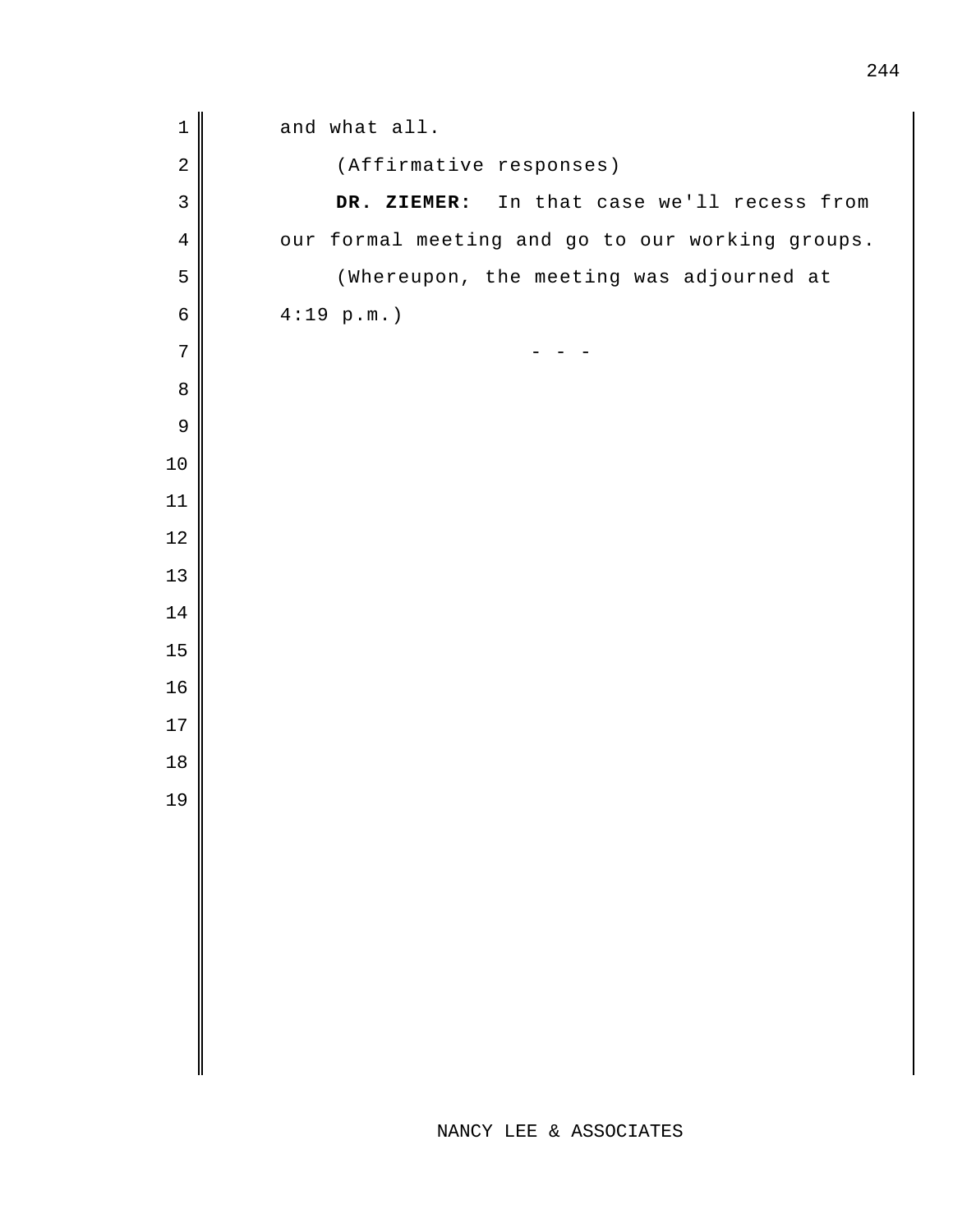and what all.

(Affirmative responses)

**DR. ZIEMER:** In that case we'll recess from our formal meeting and go to our working groups.

(Whereupon, the meeting was adjourned at 4:19 p.m.)

- - -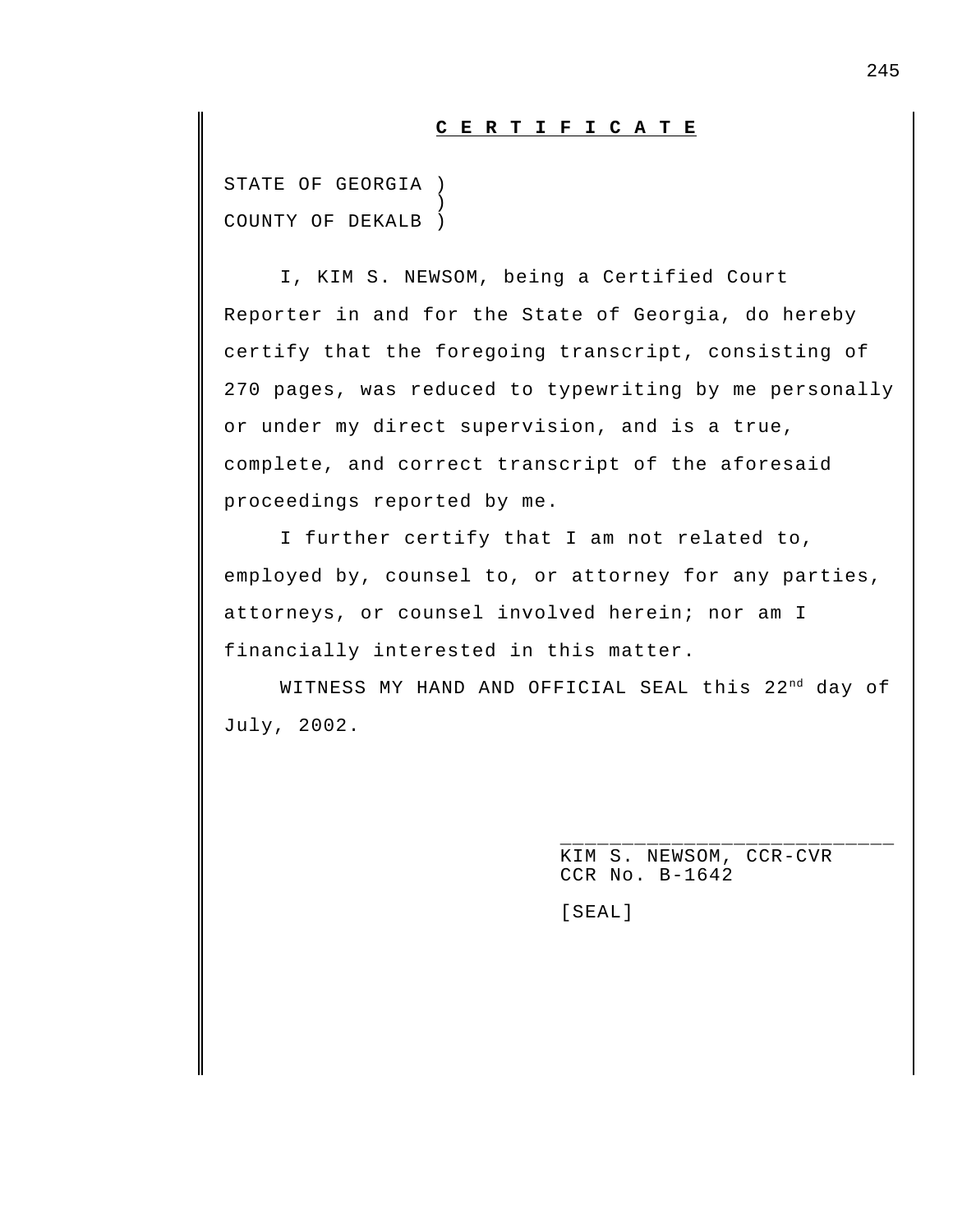## **C E R T I F I C A T E**

STATE OF GEORGIA )
)
COUNTY OF DEKALB )

I, KIM S. NEWSOM, being a Certified Court Reporter in and for the State of Georgia, do hereby certify that the foregoing transcript, consisting of 270 pages, was reduced to typewriting by me personally or under my direct supervision, and is a true, complete, and correct transcript of the aforesaid proceedings reported by me.

I further certify that I am not related to, employed by, counsel to, or attorney for any parties, attorneys, or counsel involved herein; nor am I financially interested in this matter.

WITNESS MY HAND AND OFFICIAL SEAL this 22nd day of July, 2002.

\_\_\_\_\_\_\_\_\_\_\_\_\_\_\_\_\_\_\_\_\_\_\_\_\_\_\_
KIM S. NEWSOM, CCR-CVR
CCR No. B-1642

[SEAL]